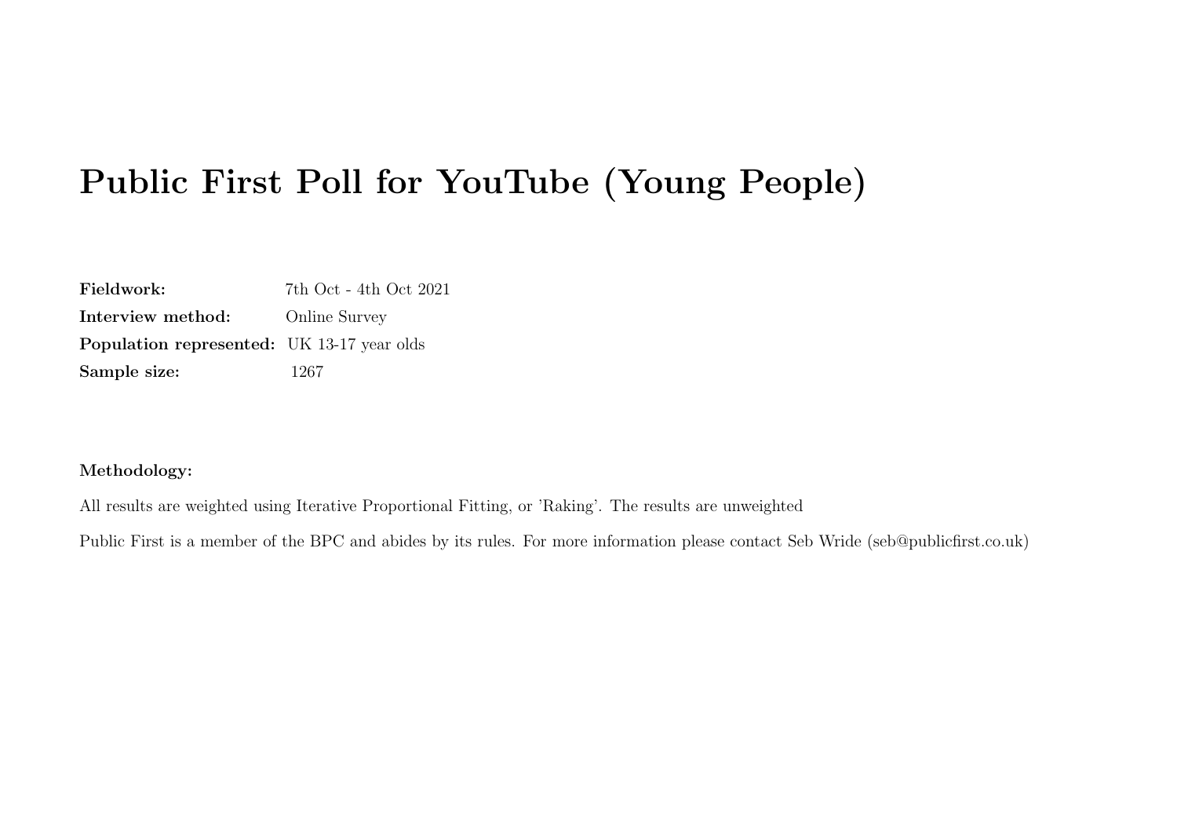# Public First Poll for YouTube (Young People)

**Fieldwork:** 7th Oct - 4th Oct 2021
**Interview method:** Online Survey
**Population represented:** UK 13-17 year olds
**Sample size:** 1267

**Methodology:**

All results are weighted using Iterative Proportional Fitting, or 'Raking'. The results are unweighted

Public First is a member of the BPC and abides by its rules. For more information please contact Seb Wride (seb@publicfirst.co.uk)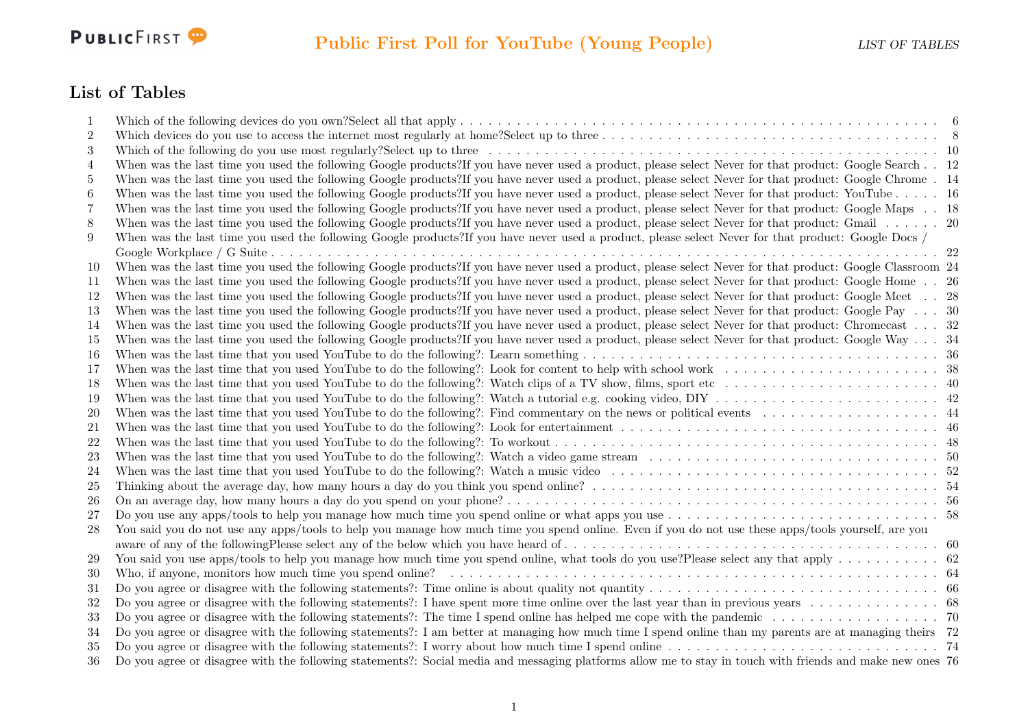## List of Tables

| | | |
|---|---|---|
| 1 | Which of the following devices do you own?Select all that apply | 6 |
| 2 | Which devices do you use to access the internet most regularly at home?Select up to three | 8 |
| 3 | Which of the following do you use most regularly?Select up to three | 10 |
| 4 | When was the last time you used the following Google products?If you have never used a product, please select Never for that product: Google Search | 12 |
| 5 | When was the last time you used the following Google products?If you have never used a product, please select Never for that product: Google Chrome | 14 |
| 6 | When was the last time you used the following Google products?If you have never used a product, please select Never for that product: YouTube | 16 |
| 7 | When was the last time you used the following Google products?If you have never used a product, please select Never for that product: Google Maps | 18 |
| 8 | When was the last time you used the following Google products?If you have never used a product, please select Never for that product: Gmail | 20 |
| 9 | When was the last time you used the following Google products?If you have never used a product, please select Never for that product: Google Docs / Google Workplace / G Suite | 22 |
| 10 | When was the last time you used the following Google products?If you have never used a product, please select Never for that product: Google Classroom | 24 |
| 11 | When was the last time you used the following Google products?If you have never used a product, please select Never for that product: Google Home | 26 |
| 12 | When was the last time you used the following Google products?If you have never used a product, please select Never for that product: Google Meet | 28 |
| 13 | When was the last time you used the following Google products?If you have never used a product, please select Never for that product: Google Pay | 30 |
| 14 | When was the last time you used the following Google products?If you have never used a product, please select Never for that product: Chromecast | 32 |
| 15 | When was the last time you used the following Google products?If you have never used a product, please select Never for that product: Google Way | 34 |
| 16 | When was the last time that you used YouTube to do the following?: Learn something | 36 |
| 17 | When was the last time that you used YouTube to do the following?: Look for content to help with school work | 38 |
| 18 | When was the last time that you used YouTube to do the following?: Watch clips of a TV show, films, sport etc | 40 |
| 19 | When was the last time that you used YouTube to do the following?: Watch a tutorial e.g. cooking video, DIY | 42 |
| 20 | When was the last time that you used YouTube to do the following?: Find commentary on the news or political events | 44 |
| 21 | When was the last time that you used YouTube to do the following?: Look for entertainment | 46 |
| 22 | When was the last time that you used YouTube to do the following?: To workout | 48 |
| 23 | When was the last time that you used YouTube to do the following?: Watch a video game stream | 50 |
| 24 | When was the last time that you used YouTube to do the following?: Watch a music video | 52 |
| 25 | Thinking about the average day, how many hours a day do you think you spend online? | 54 |
| 26 | On an average day, how many hours a day do you spend on your phone? | 56 |
| 27 | Do you use any apps/tools to help you manage how much time you spend online or what apps you use | 58 |
| 28 | You said you do not use any apps/tools to help you manage how much time you spend online. Even if you do not use these apps/tools yourself, are you aware of any of the followingPlease select any of the below which you have heard of | 60 |
| 29 | You said you use apps/tools to help you manage how much time you spend online, what tools do you use?Please select any that apply | 62 |
| 30 | Who, if anyone, monitors how much time you spend online? | 64 |
| 31 | Do you agree or disagree with the following statements?: Time online is about quality not quantity | 66 |
| 32 | Do you agree or disagree with the following statements?: I have spent more time online over the last year than in previous years | 68 |
| 33 | Do you agree or disagree with the following statements?: The time I spend online has helped me cope with the pandemic | 70 |
| 34 | Do you agree or disagree with the following statements?: I am better at managing how much time I spend online than my parents are at managing theirs | 72 |
| 35 | Do you agree or disagree with the following statements?: I worry about how much time I spend online | 74 |
| 36 | Do you agree or disagree with the following statements?: Social media and messaging platforms allow me to stay in touch with friends and make new ones | 76 |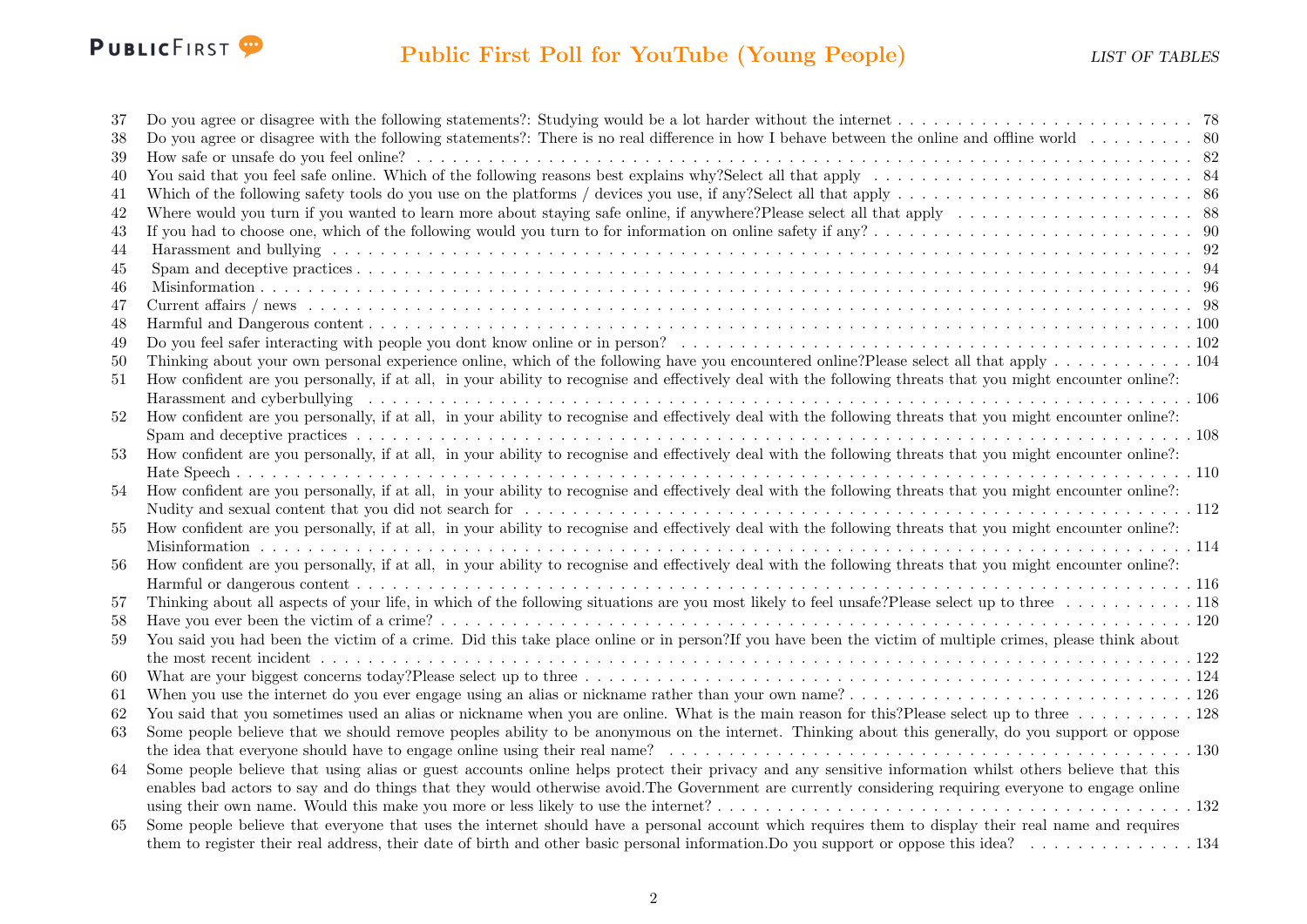| | | |
|---|---|---|
| 37 | Do you agree or disagree with the following statements?: Studying would be a lot harder without the internet | 78 |
| 38 | Do you agree or disagree with the following statements?: There is no real difference in how I behave between the online and offline world | 80 |
| 39 | How safe or unsafe do you feel online? | 82 |
| 40 | You said that you feel safe online. Which of the following reasons best explains why?Select all that apply | 84 |
| 41 | Which of the following safety tools do you use on the platforms / devices you use, if any?Select all that apply | 86 |
| 42 | Where would you turn if you wanted to learn more about staying safe online, if anywhere?Please select all that apply | 88 |
| 43 | If you had to choose one, which of the following would you turn to for information on online safety if any? | 90 |
| 44 | Harassment and bullying | 92 |
| 45 | Spam and deceptive practices | 94 |
| 46 | Misinformation | 96 |
| 47 | Current affairs / news | 98 |
| 48 | Harmful and Dangerous content | 100 |
| 49 | Do you feel safer interacting with people you dont know online or in person? | 102 |
| 50 | Thinking about your own personal experience online, which of the following have you encountered online?Please select all that apply | 104 |
| 51 | How confident are you personally, if at all, in your ability to recognise and effectively deal with the following threats that you might encounter online?: Harassment and cyberbullying | 106 |
| 52 | How confident are you personally, if at all, in your ability to recognise and effectively deal with the following threats that you might encounter online?: Spam and deceptive practices | 108 |
| 53 | How confident are you personally, if at all, in your ability to recognise and effectively deal with the following threats that you might encounter online?: Hate Speech | 110 |
| 54 | How confident are you personally, if at all, in your ability to recognise and effectively deal with the following threats that you might encounter online?: Nudity and sexual content that you did not search for | 112 |
| 55 | How confident are you personally, if at all, in your ability to recognise and effectively deal with the following threats that you might encounter online?: Misinformation | 114 |
| 56 | How confident are you personally, if at all, in your ability to recognise and effectively deal with the following threats that you might encounter online?: Harmful or dangerous content | 116 |
| 57 | Thinking about all aspects of your life, in which of the following situations are you most likely to feel unsafe?Please select up to three | 118 |
| 58 | Have you ever been the victim of a crime? | 120 |
| 59 | You said you had been the victim of a crime. Did this take place online or in person?If you have been the victim of multiple crimes, please think about the most recent incident | 122 |
| 60 | What are your biggest concerns today?Please select up to three | 124 |
| 61 | When you use the internet do you ever engage using an alias or nickname rather than your own name? | 126 |
| 62 | You said that you sometimes used an alias or nickname when you are online. What is the main reason for this?Please select up to three | 128 |
| 63 | Some people believe that we should remove peoples ability to be anonymous on the internet. Thinking about this generally, do you support or oppose the idea that everyone should have to engage online using their real name? | 130 |
| 64 | Some people believe that using alias or guest accounts online helps protect their privacy and any sensitive information whilst others believe that this enables bad actors to say and do things that they would otherwise avoid.The Government are currently considering requiring everyone to engage online using their own name. Would this make you more or less likely to use the internet? | 132 |
| 65 | Some people believe that everyone that uses the internet should have a personal account which requires them to display their real name and requires them to register their real address, their date of birth and other basic personal information.Do you support or oppose this idea? | 134 |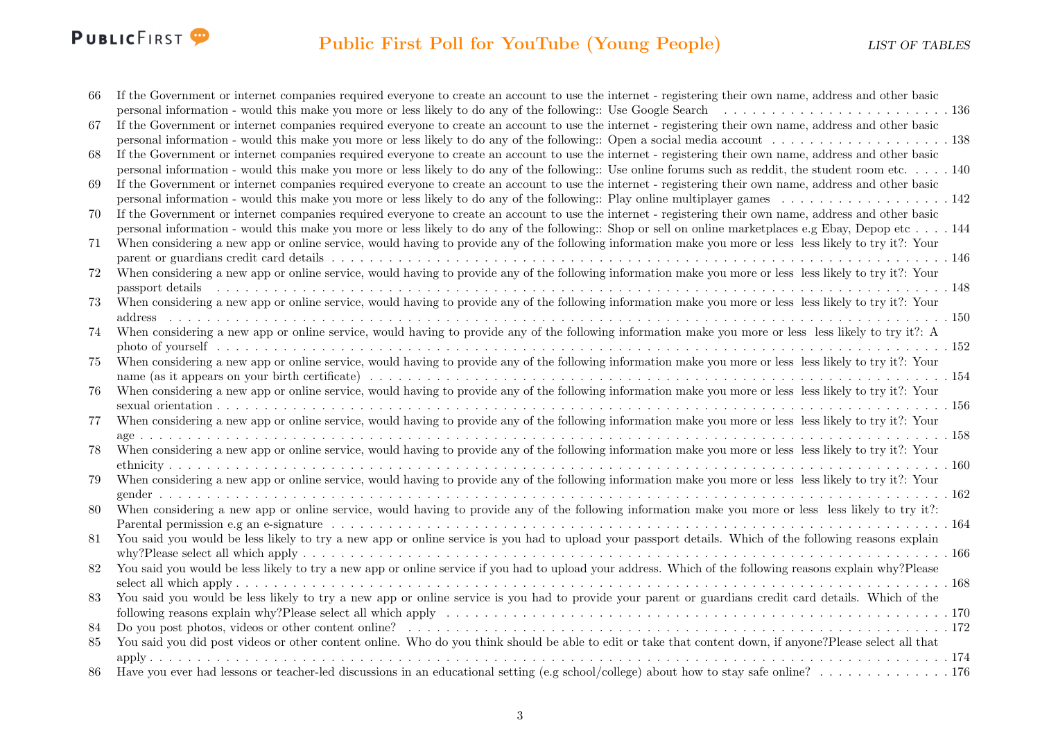66 If the Government or internet companies required everyone to create an account to use the internet - registering their own name, address and other basic personal information - would this make you more or less likely to do any of the following:: Use Google Search . . . . . . . . . . . . . . . . . . . . . . . . 136

67 If the Government or internet companies required everyone to create an account to use the internet - registering their own name, address and other basic personal information - would this make you more or less likely to do any of the following:: Open a social media account . . . . . . . . . . . . . . . . . . . 138

68 If the Government or internet companies required everyone to create an account to use the internet - registering their own name, address and other basic personal information - would this make you more or less likely to do any of the following:: Use online forums such as reddit, the student room etc. . . . . 140

69 If the Government or internet companies required everyone to create an account to use the internet - registering their own name, address and other basic personal information - would this make you more or less likely to do any of the following:: Play online multiplayer games . . . . . . . . . . . . . . . . . . 142

70 If the Government or internet companies required everyone to create an account to use the internet - registering their own name, address and other basic personal information - would this make you more or less likely to do any of the following:: Shop or sell on online marketplaces e.g Ebay, Depop etc . . . . 144

71 When considering a new app or online service, would having to provide any of the following information make you more or less less likely to try it?: Your parent or guardians credit card details . . . . . . . . . . . . . . . . . . . . . . . . . . . . . . . . . . . . . . . . . . . . . . . . . . . . . . . . . . . . . . 146

72 When considering a new app or online service, would having to provide any of the following information make you more or less less likely to try it?: Your passport details . . . . . . . . . . . . . . . . . . . . . . . . . . . . . . . . . . . . . . . . . . . . . . . . . . . . . . . . . . . . . . . . . . . . . . . . . . . 148

73 When considering a new app or online service, would having to provide any of the following information make you more or less less likely to try it?: Your address . . . . . . . . . . . . . . . . . . . . . . . . . . . . . . . . . . . . . . . . . . . . . . . . . . . . . . . . . . . . . . . . . . . . . . . . . . . . . . . . 150

74 When considering a new app or online service, would having to provide any of the following information make you more or less less likely to try it?: A photo of yourself . . . . . . . . . . . . . . . . . . . . . . . . . . . . . . . . . . . . . . . . . . . . . . . . . . . . . . . . . . . . . . . . . . . . . . . . . . . . 152

75 When considering a new app or online service, would having to provide any of the following information make you more or less less likely to try it?: Your name (as it appears on your birth certificate) . . . . . . . . . . . . . . . . . . . . . . . . . . . . . . . . . . . . . . . . . . . . . . . . . . . . . . . . . 154

76 When considering a new app or online service, would having to provide any of the following information make you more or less less likely to try it?: Your sexual orientation . . . . . . . . . . . . . . . . . . . . . . . . . . . . . . . . . . . . . . . . . . . . . . . . . . . . . . . . . . . . . . . . . . . . . . . . . . . 156

77 When considering a new app or online service, would having to provide any of the following information make you more or less less likely to try it?: Your age . . . . . . . . . . . . . . . . . . . . . . . . . . . . . . . . . . . . . . . . . . . . . . . . . . . . . . . . . . . . . . . . . . . . . . . . . . . . . . . . . . 158

78 When considering a new app or online service, would having to provide any of the following information make you more or less less likely to try it?: Your ethnicity . . . . . . . . . . . . . . . . . . . . . . . . . . . . . . . . . . . . . . . . . . . . . . . . . . . . . . . . . . . . . . . . . . . . . . . . . . . . . . . 160

79 When considering a new app or online service, would having to provide any of the following information make you more or less less likely to try it?: Your gender . . . . . . . . . . . . . . . . . . . . . . . . . . . . . . . . . . . . . . . . . . . . . . . . . . . . . . . . . . . . . . . . . . . . . . . . . . . . . . . . 162

80 When considering a new app or online service, would having to provide any of the following information make you more or less less likely to try it?: Parental permission e.g an e-signature . . . . . . . . . . . . . . . . . . . . . . . . . . . . . . . . . . . . . . . . . . . . . . . . . . . . . . . . . . . . 164

81 You said you would be less likely to try a new app or online service is you had to upload your passport details. Which of the following reasons explain why?Please select all which apply . . . . . . . . . . . . . . . . . . . . . . . . . . . . . . . . . . . . . . . . . . . . . . . . . . . . . . . . . . . . . 166

82 You said you would be less likely to try a new app or online service if you had to upload your address. Which of the following reasons explain why?Please select all which apply . . . . . . . . . . . . . . . . . . . . . . . . . . . . . . . . . . . . . . . . . . . . . . . . . . . . . . . . . . . . . . . . . . . . 168

83 You said you would be less likely to try a new app or online service is you had to provide your parent or guardians credit card details. Which of the following reasons explain why?Please select all which apply . . . . . . . . . . . . . . . . . . . . . . . . . . . . . . . . . . . . . . . . . . . . 170

84 Do you post photos, videos or other content online? . . . . . . . . . . . . . . . . . . . . . . . . . . . . . . . . . . . . . . . . . . . . . . . . . . . . . 172

85 You said you did post videos or other content online. Who do you think should be able to edit or take that content down, if anyone?Please select all that apply . . . . . . . . . . . . . . . . . . . . . . . . . . . . . . . . . . . . . . . . . . . . . . . . . . . . . . . . . . . . . . . . . . . . . . . . . . . . . . . . 174

86 Have you ever had lessons or teacher-led discussions in an educational setting (e.g school/college) about how to stay safe online? . . . . . . . . . . . . . . 176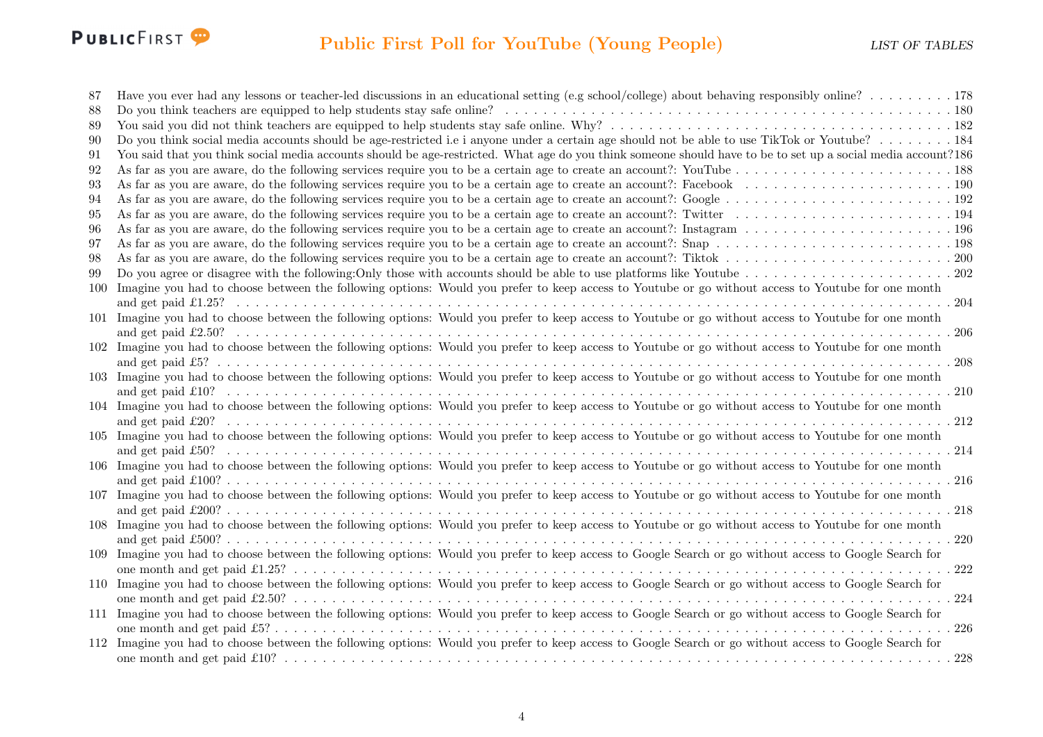| | | |
|---|---|---|
| 87 | Have you ever had any lessons or teacher-led discussions in an educational setting (e.g school/college) about behaving responsibly online? | 178 |
| 88 | Do you think teachers are equipped to help students stay safe online? | 180 |
| 89 | You said you did not think teachers are equipped to help students stay safe online. Why? | 182 |
| 90 | Do you think social media accounts should be age-restricted i.e i anyone under a certain age should not be able to use TikTok or Youtube? | 184 |
| 91 | You said that you think social media accounts should be age-restricted. What age do you think someone should have to be to set up a social media account? | 186 |
| 92 | As far as you are aware, do the following services require you to be a certain age to create an account?: YouTube | 188 |
| 93 | As far as you are aware, do the following services require you to be a certain age to create an account?: Facebook | 190 |
| 94 | As far as you are aware, do the following services require you to be a certain age to create an account?: Google | 192 |
| 95 | As far as you are aware, do the following services require you to be a certain age to create an account?: Twitter | 194 |
| 96 | As far as you are aware, do the following services require you to be a certain age to create an account?: Instagram | 196 |
| 97 | As far as you are aware, do the following services require you to be a certain age to create an account?: Snap | 198 |
| 98 | As far as you are aware, do the following services require you to be a certain age to create an account?: Tiktok | 200 |
| 99 | Do you agree or disagree with the following:Only those with accounts should be able to use platforms like Youtube | 202 |
| 100 | Imagine you had to choose between the following options: Would you prefer to keep access to Youtube or go without access to Youtube for one month and get paid £1.25? | 204 |
| 101 | Imagine you had to choose between the following options: Would you prefer to keep access to Youtube or go without access to Youtube for one month and get paid £2.50? | 206 |
| 102 | Imagine you had to choose between the following options: Would you prefer to keep access to Youtube or go without access to Youtube for one month and get paid £5? | 208 |
| 103 | Imagine you had to choose between the following options: Would you prefer to keep access to Youtube or go without access to Youtube for one month and get paid £10? | 210 |
| 104 | Imagine you had to choose between the following options: Would you prefer to keep access to Youtube or go without access to Youtube for one month and get paid £20? | 212 |
| 105 | Imagine you had to choose between the following options: Would you prefer to keep access to Youtube or go without access to Youtube for one month and get paid £50? | 214 |
| 106 | Imagine you had to choose between the following options: Would you prefer to keep access to Youtube or go without access to Youtube for one month and get paid £100? | 216 |
| 107 | Imagine you had to choose between the following options: Would you prefer to keep access to Youtube or go without access to Youtube for one month and get paid £200? | 218 |
| 108 | Imagine you had to choose between the following options: Would you prefer to keep access to Youtube or go without access to Youtube for one month and get paid £500? | 220 |
| 109 | Imagine you had to choose between the following options: Would you prefer to keep access to Google Search or go without access to Google Search for one month and get paid £1.25? | 222 |
| 110 | Imagine you had to choose between the following options: Would you prefer to keep access to Google Search or go without access to Google Search for one month and get paid £2.50? | 224 |
| 111 | Imagine you had to choose between the following options: Would you prefer to keep access to Google Search or go without access to Google Search for one month and get paid £5? | 226 |
| 112 | Imagine you had to choose between the following options: Would you prefer to keep access to Google Search or go without access to Google Search for one month and get paid £10? | 228 |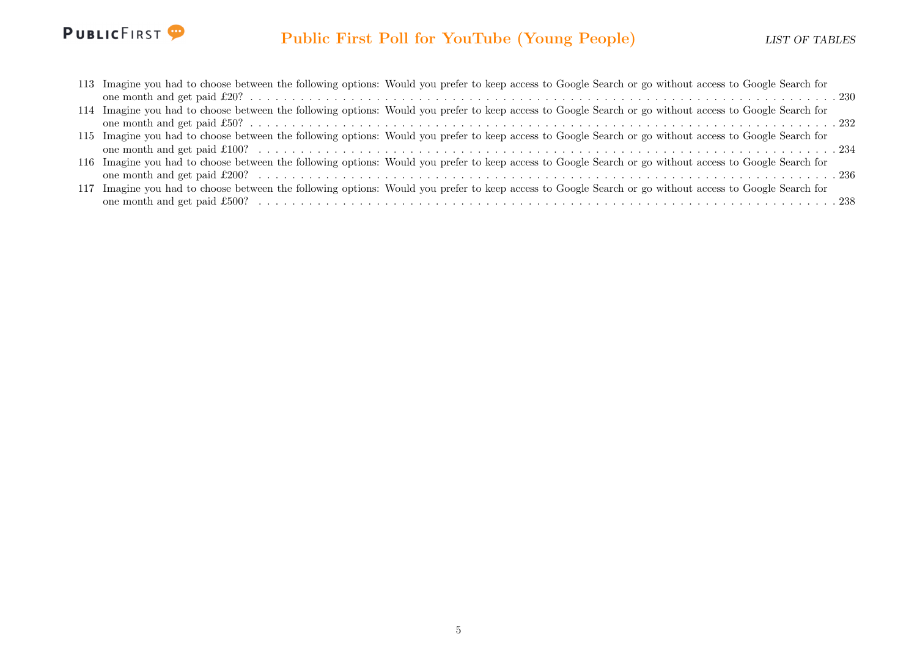113 Imagine you had to choose between the following options: Would you prefer to keep access to Google Search or go without access to Google Search for one month and get paid £20? . . . . . 230

114 Imagine you had to choose between the following options: Would you prefer to keep access to Google Search or go without access to Google Search for one month and get paid £50? . . . . . 232

115 Imagine you had to choose between the following options: Would you prefer to keep access to Google Search or go without access to Google Search for one month and get paid £100? . . . . . 234

116 Imagine you had to choose between the following options: Would you prefer to keep access to Google Search or go without access to Google Search for one month and get paid £200? . . . . . 236

117 Imagine you had to choose between the following options: Would you prefer to keep access to Google Search or go without access to Google Search for one month and get paid £500? . . . . . 238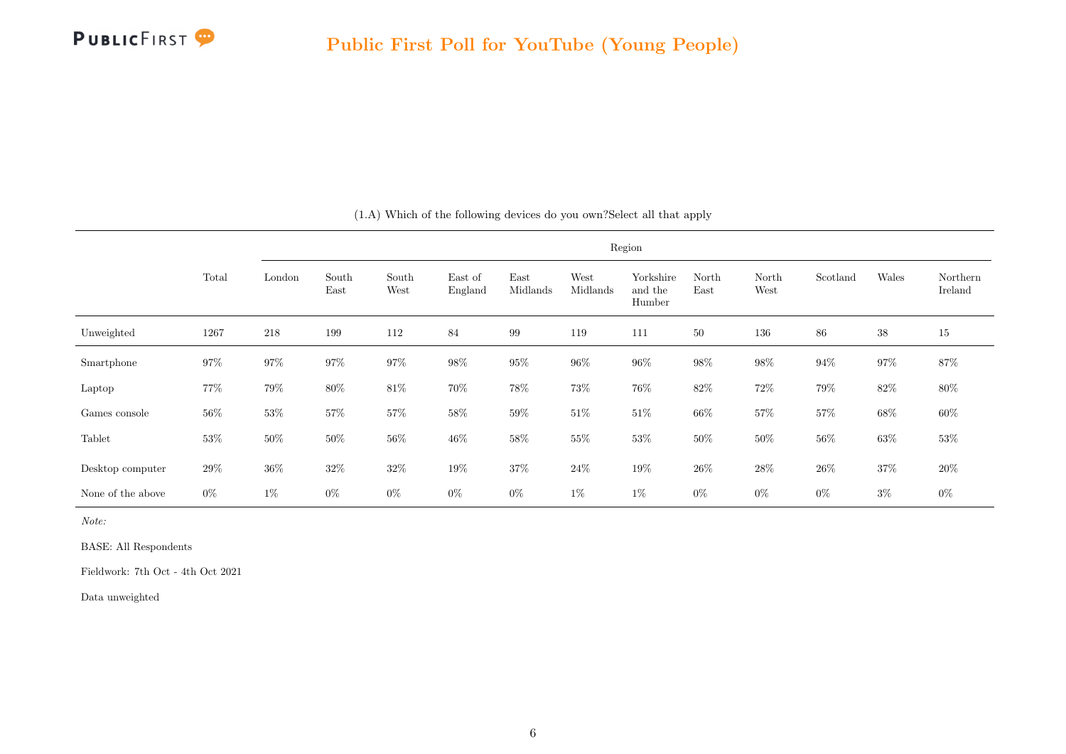# Public First Poll for YouTube (Young People)

(1.A) Which of the following devices do you own?Select all that apply

| | Total | Region | | | | | | | | | | | |
|---|---|---|---|---|---|---|---|---|---|---|---|---|---|
| | | London | South East | South West | East of England | East Midlands | West Midlands | Yorkshire and the Humber | North East | North West | Scotland | Wales | Northern Ireland |
| Unweighted | 1267 | 218 | 199 | 112 | 84 | 99 | 119 | 111 | 50 | 136 | 86 | 38 | 15 |
| Smartphone | 97% | 97% | 97% | 97% | 98% | 95% | 96% | 96% | 98% | 98% | 94% | 97% | 87% |
| Laptop | 77% | 79% | 80% | 81% | 70% | 78% | 73% | 76% | 82% | 72% | 79% | 82% | 80% |
| Games console | 56% | 53% | 57% | 57% | 58% | 59% | 51% | 51% | 66% | 57% | 57% | 68% | 60% |
| Tablet | 53% | 50% | 50% | 56% | 46% | 58% | 55% | 53% | 50% | 50% | 56% | 63% | 53% |
| Desktop computer | 29% | 36% | 32% | 32% | 19% | 37% | 24% | 19% | 26% | 28% | 26% | 37% | 20% |
| None of the above | 0% | 1% | 0% | 0% | 0% | 0% | 1% | 1% | 0% | 0% | 0% | 3% | 0% |

*Note:*

BASE: All Respondents

Fieldwork: 7th Oct - 4th Oct 2021

Data unweighted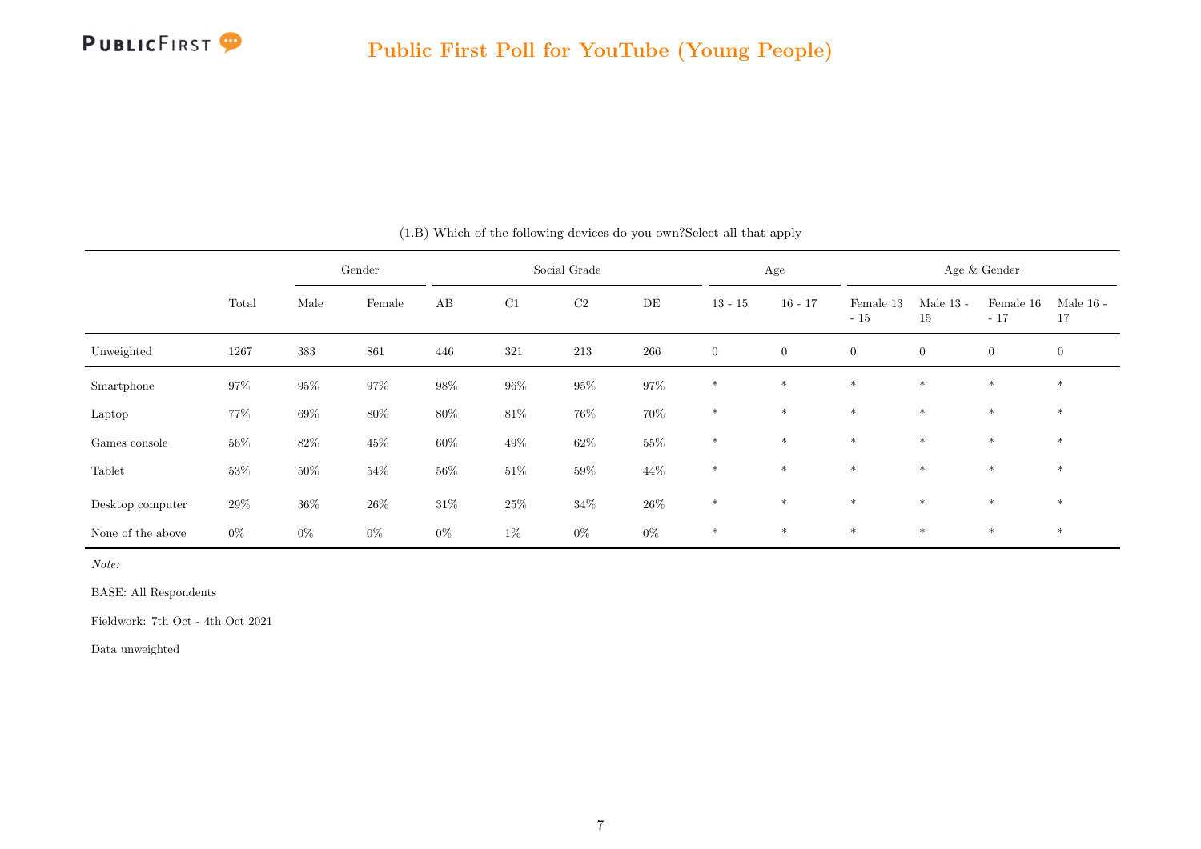(1.B) Which of the following devices do you own?Select all that apply

| | Total | Gender | | Social Grade | | | | Age | | Age & Gender | | | |
|---|---|---|---|---|---|---|---|---|---|---|---|---|---|
| | | Male | Female | AB | C1 | C2 | DE | 13 - 15 | 16 - 17 | Female 13 - 15 | Male 13 - 15 | Female 16 - 17 | Male 16 - 17 |
| Unweighted | 1267 | 383 | 861 | 446 | 321 | 213 | 266 | 0 | 0 | 0 | 0 | 0 | 0 |
| Smartphone | 97% | 95% | 97% | 98% | 96% | 95% | 97% | * | * | * | * | * | * |
| Laptop | 77% | 69% | 80% | 80% | 81% | 76% | 70% | * | * | * | * | * | * |
| Games console | 56% | 82% | 45% | 60% | 49% | 62% | 55% | * | * | * | * | * | * |
| Tablet | 53% | 50% | 54% | 56% | 51% | 59% | 44% | * | * | * | * | * | * |
| Desktop computer | 29% | 36% | 26% | 31% | 25% | 34% | 26% | * | * | * | * | * | * |
| None of the above | 0% | 0% | 0% | 0% | 1% | 0% | 0% | * | * | * | * | * | * |

*Note:*

BASE: All Respondents

Fieldwork: 7th Oct - 4th Oct 2021

Data unweighted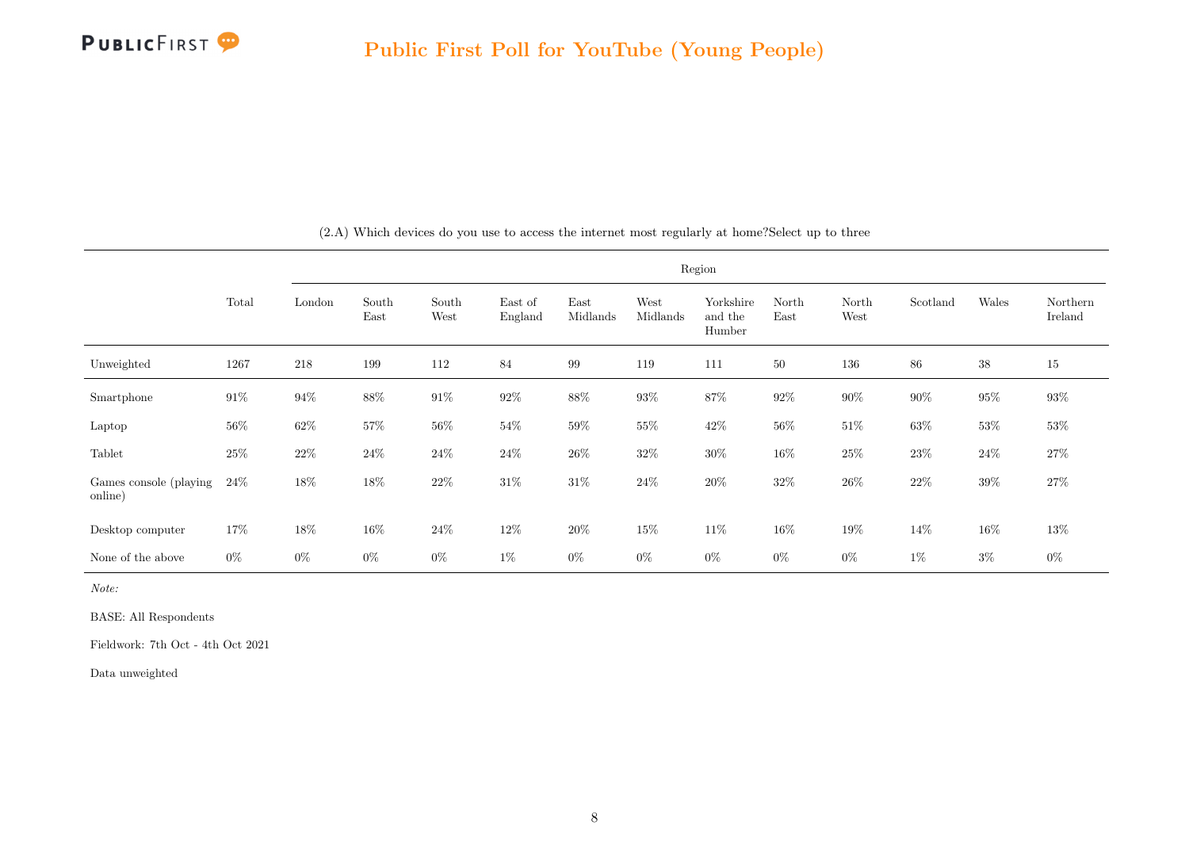# Public First Poll for YouTube (Young People)

(2.A) Which devices do you use to access the internet most regularly at home?Select up to three

| | Total | Region | | | | | | | | | | | |
|---|---|---|---|---|---|---|---|---|---|---|---|---|---|
| | | London | South East | South West | East of England | East Midlands | West Midlands | Yorkshire and the Humber | North East | North West | Scotland | Wales | Northern Ireland |
| Unweighted | 1267 | 218 | 199 | 112 | 84 | 99 | 119 | 111 | 50 | 136 | 86 | 38 | 15 |
| Smartphone | 91% | 94% | 88% | 91% | 92% | 88% | 93% | 87% | 92% | 90% | 90% | 95% | 93% |
| Laptop | 56% | 62% | 57% | 56% | 54% | 59% | 55% | 42% | 56% | 51% | 63% | 53% | 53% |
| Tablet | 25% | 22% | 24% | 24% | 24% | 26% | 32% | 30% | 16% | 25% | 23% | 24% | 27% |
| Games console (playing online) | 24% | 18% | 18% | 22% | 31% | 31% | 24% | 20% | 32% | 26% | 22% | 39% | 27% |
| Desktop computer | 17% | 18% | 16% | 24% | 12% | 20% | 15% | 11% | 16% | 19% | 14% | 16% | 13% |
| None of the above | 0% | 0% | 0% | 0% | 1% | 0% | 0% | 0% | 0% | 0% | 1% | 3% | 0% |

*Note:*

BASE: All Respondents

Fieldwork: 7th Oct - 4th Oct 2021

Data unweighted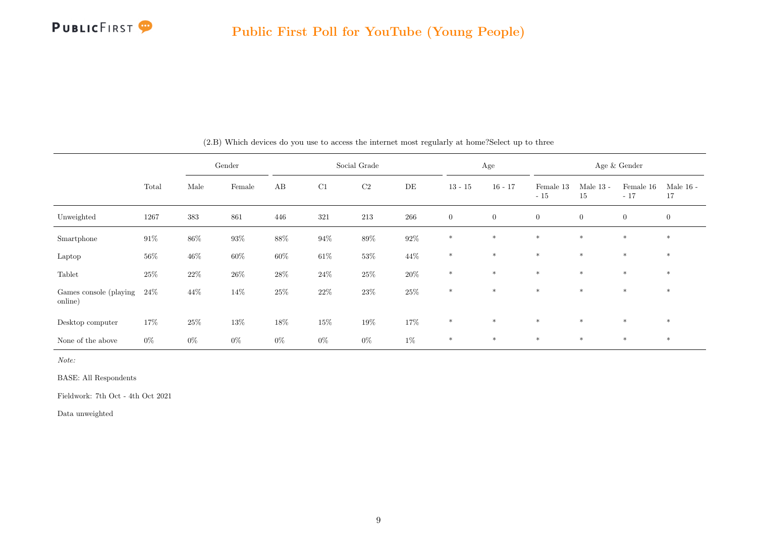(2.B) Which devices do you use to access the internet most regularly at home?Select up to three

| | Total | Gender | | Social Grade | | | | Age | | Age & Gender | | | |
|---|---|---|---|---|---|---|---|---|---|---|---|---|---|
| | | Male | Female | AB | C1 | C2 | DE | 13 - 15 | 16 - 17 | Female 13 - 15 | Male 13 - 15 | Female 16 - 17 | Male 16 - 17 |
| Unweighted | 1267 | 383 | 861 | 446 | 321 | 213 | 266 | 0 | 0 | 0 | 0 | 0 | 0 |
| Smartphone | 91% | 86% | 93% | 88% | 94% | 89% | 92% | * | * | * | * | * | * |
| Laptop | 56% | 46% | 60% | 60% | 61% | 53% | 44% | * | * | * | * | * | * |
| Tablet | 25% | 22% | 26% | 28% | 24% | 25% | 20% | * | * | * | * | * | * |
| Games console (playing online) | 24% | 44% | 14% | 25% | 22% | 23% | 25% | * | * | * | * | * | * |
| Desktop computer | 17% | 25% | 13% | 18% | 15% | 19% | 17% | * | * | * | * | * | * |
| None of the above | 0% | 0% | 0% | 0% | 0% | 0% | 1% | * | * | * | * | * | * |

*Note:*

BASE: All Respondents

Fieldwork: 7th Oct - 4th Oct 2021

Data unweighted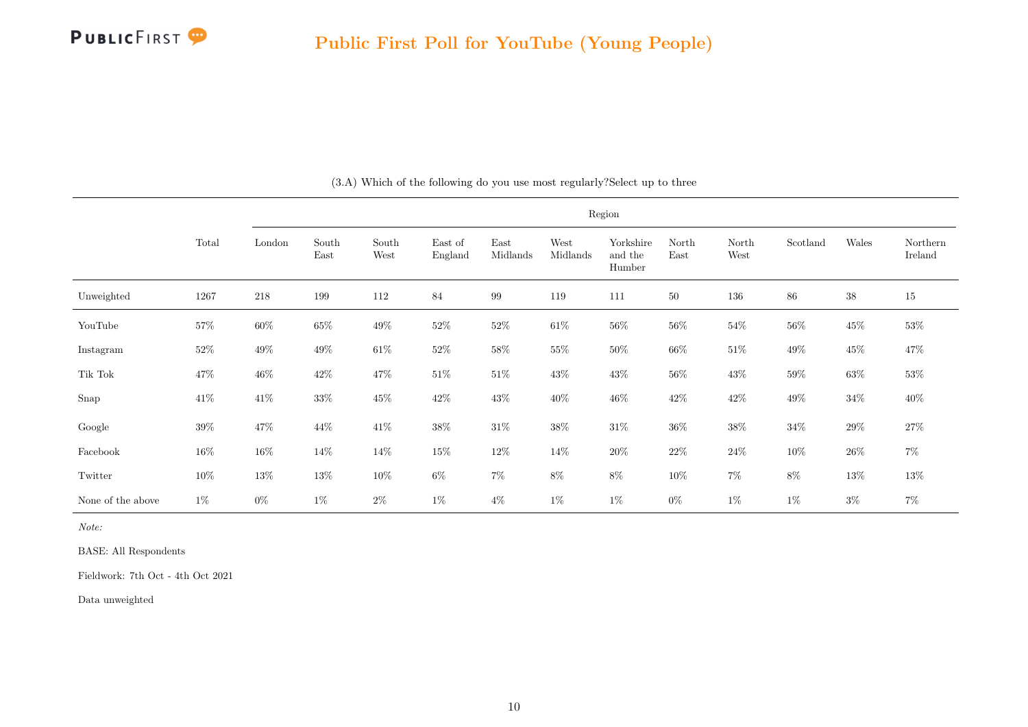## Public First Poll for YouTube (Young People)

(3.A) Which of the following do you use most regularly?Select up to three

| | Total | Region | | | | | | | | | | | |
|---|---|---|---|---|---|---|---|---|---|---|---|---|---|
| | | London | South East | South West | East of England | East Midlands | West Midlands | Yorkshire and the Humber | North East | North West | Scotland | Wales | Northern Ireland |
| Unweighted | 1267 | 218 | 199 | 112 | 84 | 99 | 119 | 111 | 50 | 136 | 86 | 38 | 15 |
| YouTube | 57% | 60% | 65% | 49% | 52% | 52% | 61% | 56% | 56% | 54% | 56% | 45% | 53% |
| Instagram | 52% | 49% | 49% | 61% | 52% | 58% | 55% | 50% | 66% | 51% | 49% | 45% | 47% |
| Tik Tok | 47% | 46% | 42% | 47% | 51% | 51% | 43% | 43% | 56% | 43% | 59% | 63% | 53% |
| Snap | 41% | 41% | 33% | 45% | 42% | 43% | 40% | 46% | 42% | 42% | 49% | 34% | 40% |
| Google | 39% | 47% | 44% | 41% | 38% | 31% | 38% | 31% | 36% | 38% | 34% | 29% | 27% |
| Facebook | 16% | 16% | 14% | 14% | 15% | 12% | 14% | 20% | 22% | 24% | 10% | 26% | 7% |
| Twitter | 10% | 13% | 13% | 10% | 6% | 7% | 8% | 8% | 10% | 7% | 8% | 13% | 13% |
| None of the above | 1% | 0% | 1% | 2% | 1% | 4% | 1% | 1% | 0% | 1% | 1% | 3% | 7% |

*Note:*

BASE: All Respondents

Fieldwork: 7th Oct - 4th Oct 2021

Data unweighted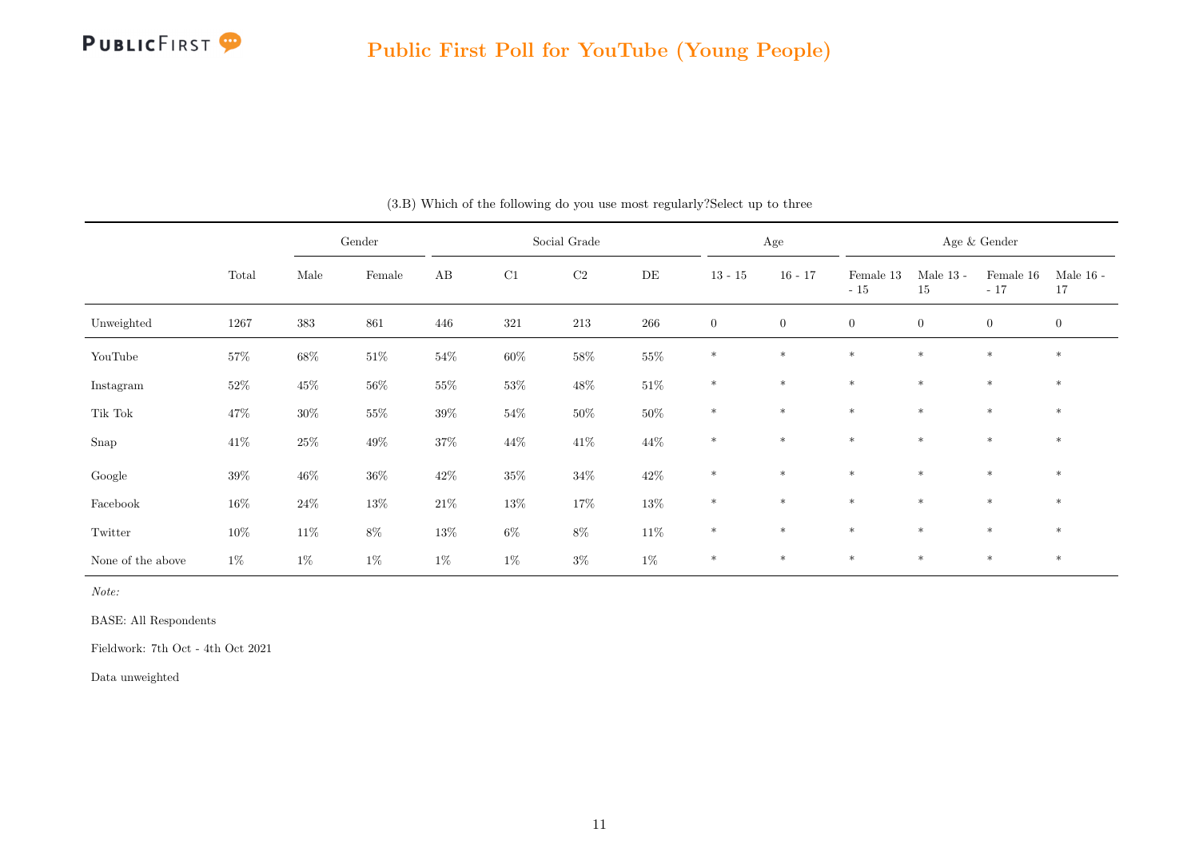(3.B) Which of the following do you use most regularly?Select up to three

| | Total | Gender | | Social Grade | | | | Age | | Age & Gender | | | |
|---|---|---|---|---|---|---|---|---|---|---|---|---|---|
| | | Male | Female | AB | C1 | C2 | DE | 13 - 15 | 16 - 17 | Female 13 - 15 | Male 13 - 15 | Female 16 - 17 | Male 16 - 17 |
| Unweighted | 1267 | 383 | 861 | 446 | 321 | 213 | 266 | 0 | 0 | 0 | 0 | 0 | 0 |
| YouTube | 57% | 68% | 51% | 54% | 60% | 58% | 55% | * | * | * | * | * | * |
| Instagram | 52% | 45% | 56% | 55% | 53% | 48% | 51% | * | * | * | * | * | * |
| Tik Tok | 47% | 30% | 55% | 39% | 54% | 50% | 50% | * | * | * | * | * | * |
| Snap | 41% | 25% | 49% | 37% | 44% | 41% | 44% | * | * | * | * | * | * |
| Google | 39% | 46% | 36% | 42% | 35% | 34% | 42% | * | * | * | * | * | * |
| Facebook | 16% | 24% | 13% | 21% | 13% | 17% | 13% | * | * | * | * | * | * |
| Twitter | 10% | 11% | 8% | 13% | 6% | 8% | 11% | * | * | * | * | * | * |
| None of the above | 1% | 1% | 1% | 1% | 1% | 3% | 1% | * | * | * | * | * | * |

*Note:*

BASE: All Respondents

Fieldwork: 7th Oct - 4th Oct 2021

Data unweighted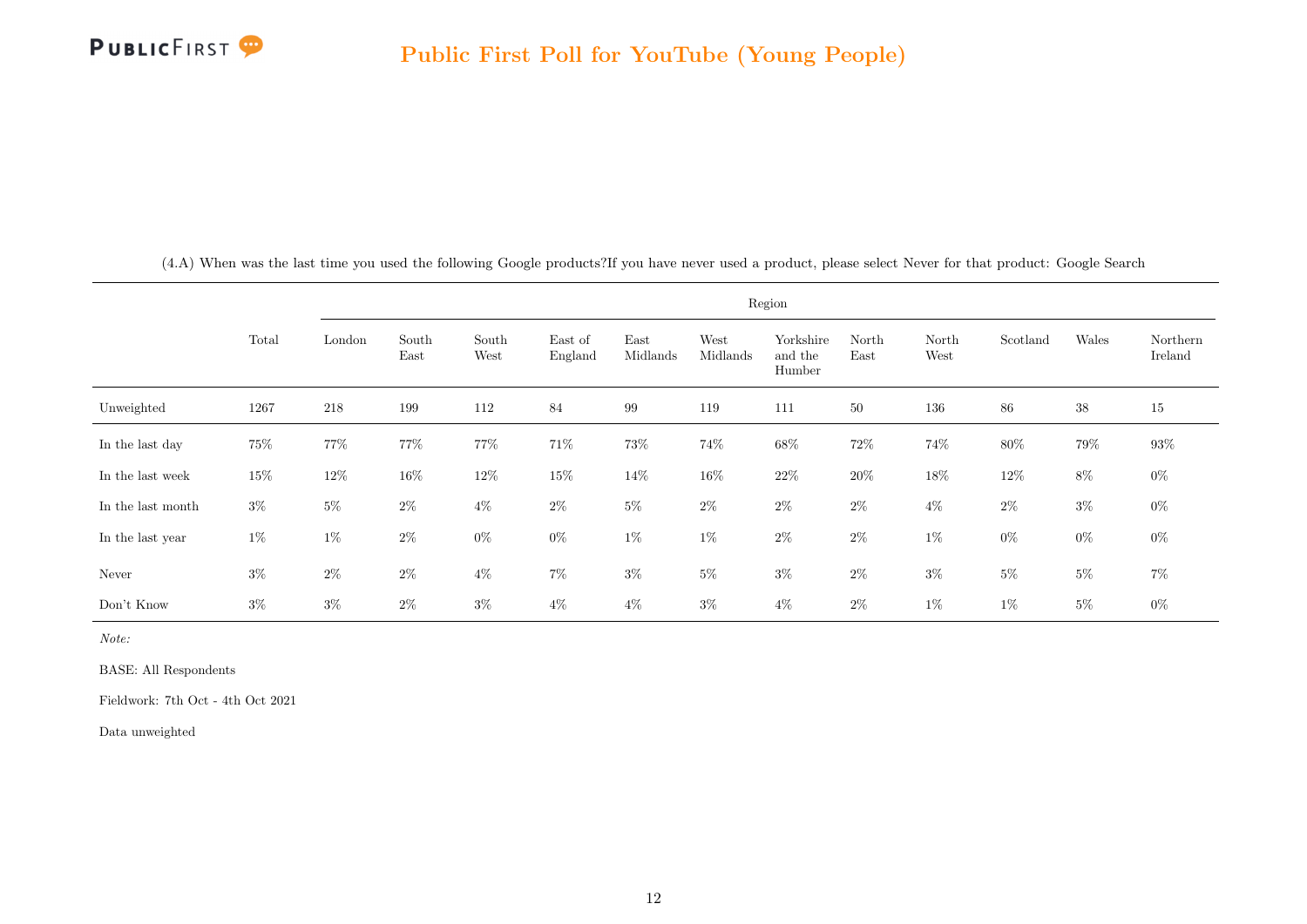(4.A) When was the last time you used the following Google products?If you have never used a product, please select Never for that product: Google Search

| | Total | Region | | | | | | | | | | | |
|---|---|---|---|---|---|---|---|---|---|---|---|---|---|
| | | London | South East | South West | East of England | East Midlands | West Midlands | Yorkshire and the Humber | North East | North West | Scotland | Wales | Northern Ireland |
| Unweighted | 1267 | 218 | 199 | 112 | 84 | 99 | 119 | 111 | 50 | 136 | 86 | 38 | 15 |
| In the last day | 75% | 77% | 77% | 77% | 71% | 73% | 74% | 68% | 72% | 74% | 80% | 79% | 93% |
| In the last week | 15% | 12% | 16% | 12% | 15% | 14% | 16% | 22% | 20% | 18% | 12% | 8% | 0% |
| In the last month | 3% | 5% | 2% | 4% | 2% | 5% | 2% | 2% | 2% | 4% | 2% | 3% | 0% |
| In the last year | 1% | 1% | 2% | 0% | 0% | 1% | 1% | 2% | 2% | 1% | 0% | 0% | 0% |
| Never | 3% | 2% | 2% | 4% | 7% | 3% | 5% | 3% | 2% | 3% | 5% | 5% | 7% |
| Don't Know | 3% | 3% | 2% | 3% | 4% | 4% | 3% | 4% | 2% | 1% | 1% | 5% | 0% |

*Note:*

BASE: All Respondents

Fieldwork: 7th Oct - 4th Oct 2021

Data unweighted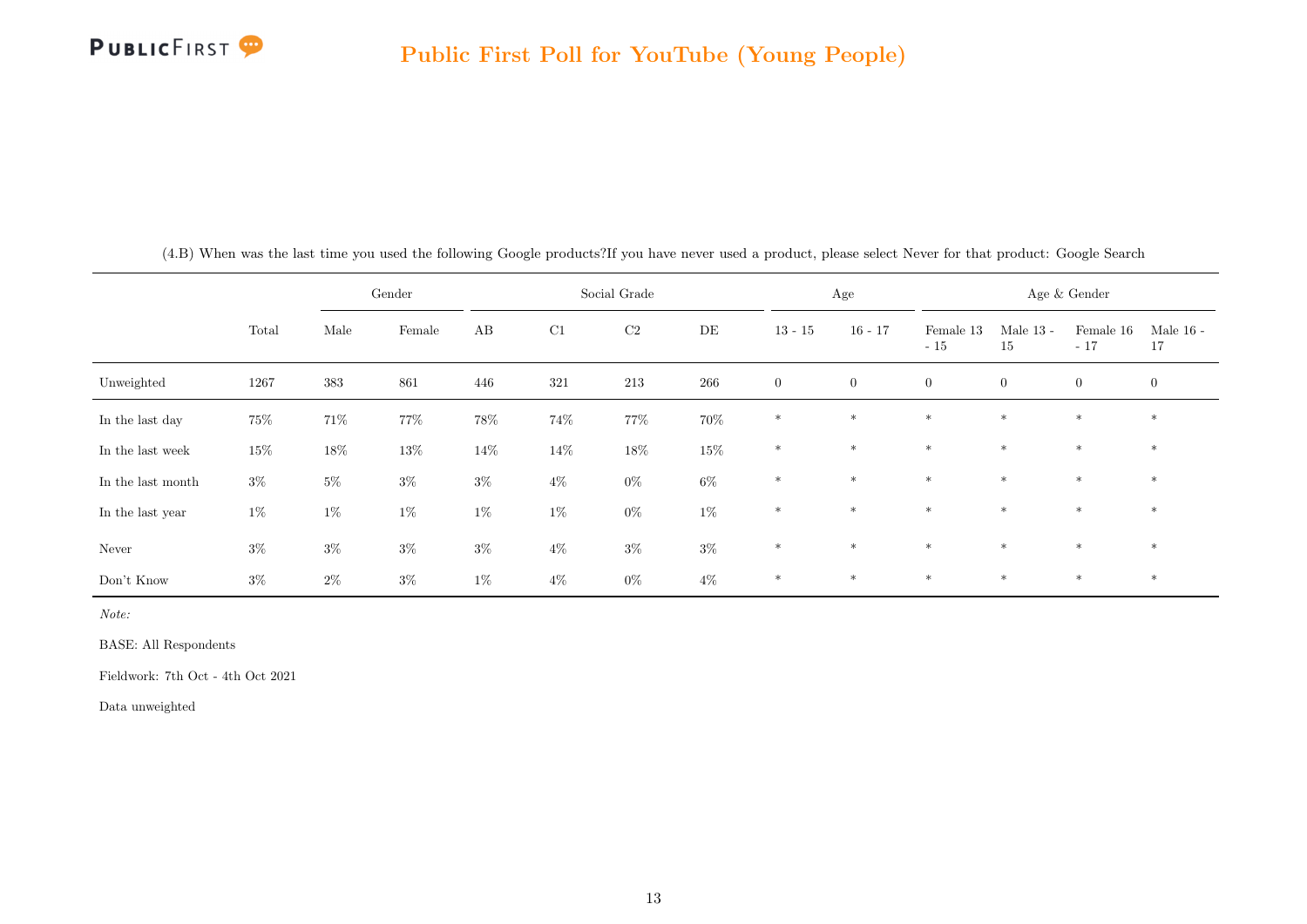(4.B) When was the last time you used the following Google products?If you have never used a product, please select Never for that product: Google Search

| | | Gender | | Social Grade | | | | Age | | Age & Gender | | | |
|---|---|---|---|---|---|---|---|---|---|---|---|---|---|
| | Total | Male | Female | AB | C1 | C2 | DE | 13 - 15 | 16 - 17 | Female 13 - 15 | Male 13 - 15 | Female 16 - 17 | Male 16 - 17 |
| Unweighted | 1267 | 383 | 861 | 446 | 321 | 213 | 266 | 0 | 0 | 0 | 0 | 0 | 0 |
| In the last day | 75% | 71% | 77% | 78% | 74% | 77% | 70% | * | * | * | * | * | * |
| In the last week | 15% | 18% | 13% | 14% | 14% | 18% | 15% | * | * | * | * | * | * |
| In the last month | 3% | 5% | 3% | 3% | 4% | 0% | 6% | * | * | * | * | * | * |
| In the last year | 1% | 1% | 1% | 1% | 1% | 0% | 1% | * | * | * | * | * | * |
| Never | 3% | 3% | 3% | 3% | 4% | 3% | 3% | * | * | * | * | * | * |
| Don't Know | 3% | 2% | 3% | 1% | 4% | 0% | 4% | * | * | * | * | * | * |

*Note:*

BASE: All Respondents

Fieldwork: 7th Oct - 4th Oct 2021

Data unweighted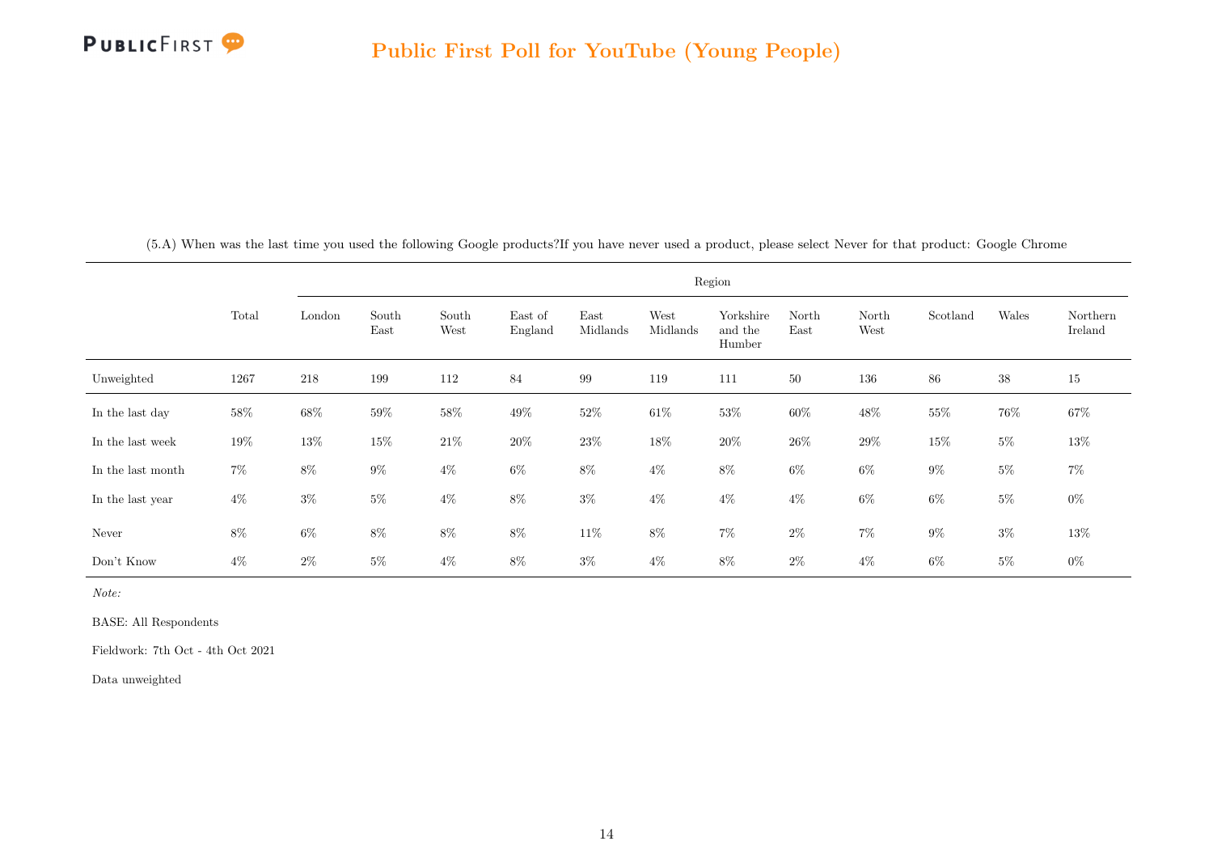(5.A) When was the last time you used the following Google products?If you have never used a product, please select Never for that product: Google Chrome

| | Total | Region | | | | | | | | | | | |
|---|---|---|---|---|---|---|---|---|---|---|---|---|---|
| | | London | South East | South West | East of England | East Midlands | West Midlands | Yorkshire and the Humber | North East | North West | Scotland | Wales | Northern Ireland |
| Unweighted | 1267 | 218 | 199 | 112 | 84 | 99 | 119 | 111 | 50 | 136 | 86 | 38 | 15 |
| In the last day | 58% | 68% | 59% | 58% | 49% | 52% | 61% | 53% | 60% | 48% | 55% | 76% | 67% |
| In the last week | 19% | 13% | 15% | 21% | 20% | 23% | 18% | 20% | 26% | 29% | 15% | 5% | 13% |
| In the last month | 7% | 8% | 9% | 4% | 6% | 8% | 4% | 8% | 6% | 6% | 9% | 5% | 7% |
| In the last year | 4% | 3% | 5% | 4% | 8% | 3% | 4% | 4% | 4% | 6% | 6% | 5% | 0% |
| Never | 8% | 6% | 8% | 8% | 8% | 11% | 8% | 7% | 2% | 7% | 9% | 3% | 13% |
| Don't Know | 4% | 2% | 5% | 4% | 8% | 3% | 4% | 8% | 2% | 4% | 6% | 5% | 0% |

*Note:*

BASE: All Respondents

Fieldwork: 7th Oct - 4th Oct 2021

Data unweighted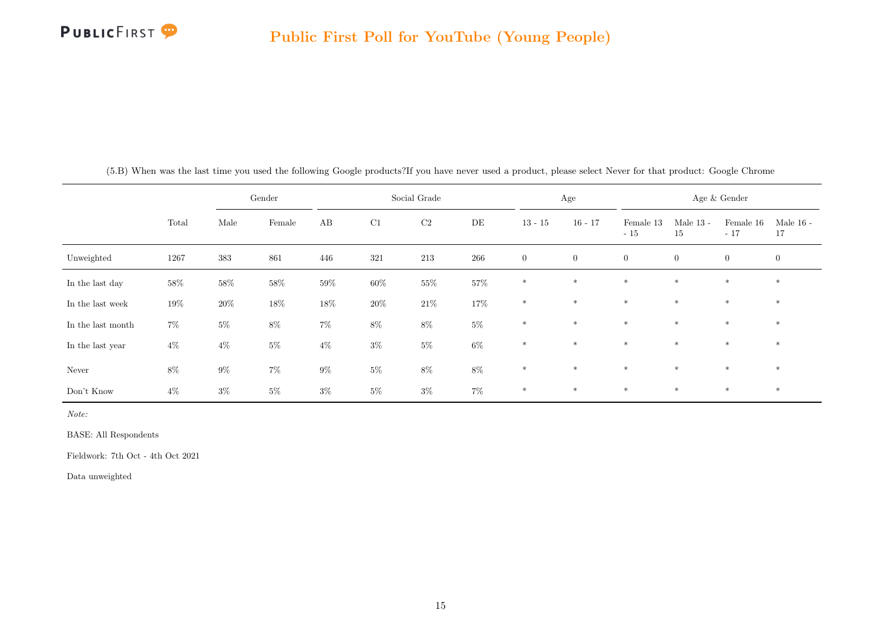(5.B) When was the last time you used the following Google products?If you have never used a product, please select Never for that product: Google Chrome

| | | Gender | | Social Grade | | | | Age | | Age & Gender | | | |
|---|---|---|---|---|---|---|---|---|---|---|---|---|---|
| | Total | Male | Female | AB | C1 | C2 | DE | 13 - 15 | 16 - 17 | Female 13 - 15 | Male 13 - 15 | Female 16 - 17 | Male 16 - 17 |
| Unweighted | 1267 | 383 | 861 | 446 | 321 | 213 | 266 | 0 | 0 | 0 | 0 | 0 | 0 |
| In the last day | 58% | 58% | 58% | 59% | 60% | 55% | 57% | * | * | * | * | * | * |
| In the last week | 19% | 20% | 18% | 18% | 20% | 21% | 17% | * | * | * | * | * | * |
| In the last month | 7% | 5% | 8% | 7% | 8% | 8% | 5% | * | * | * | * | * | * |
| In the last year | 4% | 4% | 5% | 4% | 3% | 5% | 6% | * | * | * | * | * | * |
| Never | 8% | 9% | 7% | 9% | 5% | 8% | 8% | * | * | * | * | * | * |
| Don't Know | 4% | 3% | 5% | 3% | 5% | 3% | 7% | * | * | * | * | * | * |

*Note:*

BASE: All Respondents

Fieldwork: 7th Oct - 4th Oct 2021

Data unweighted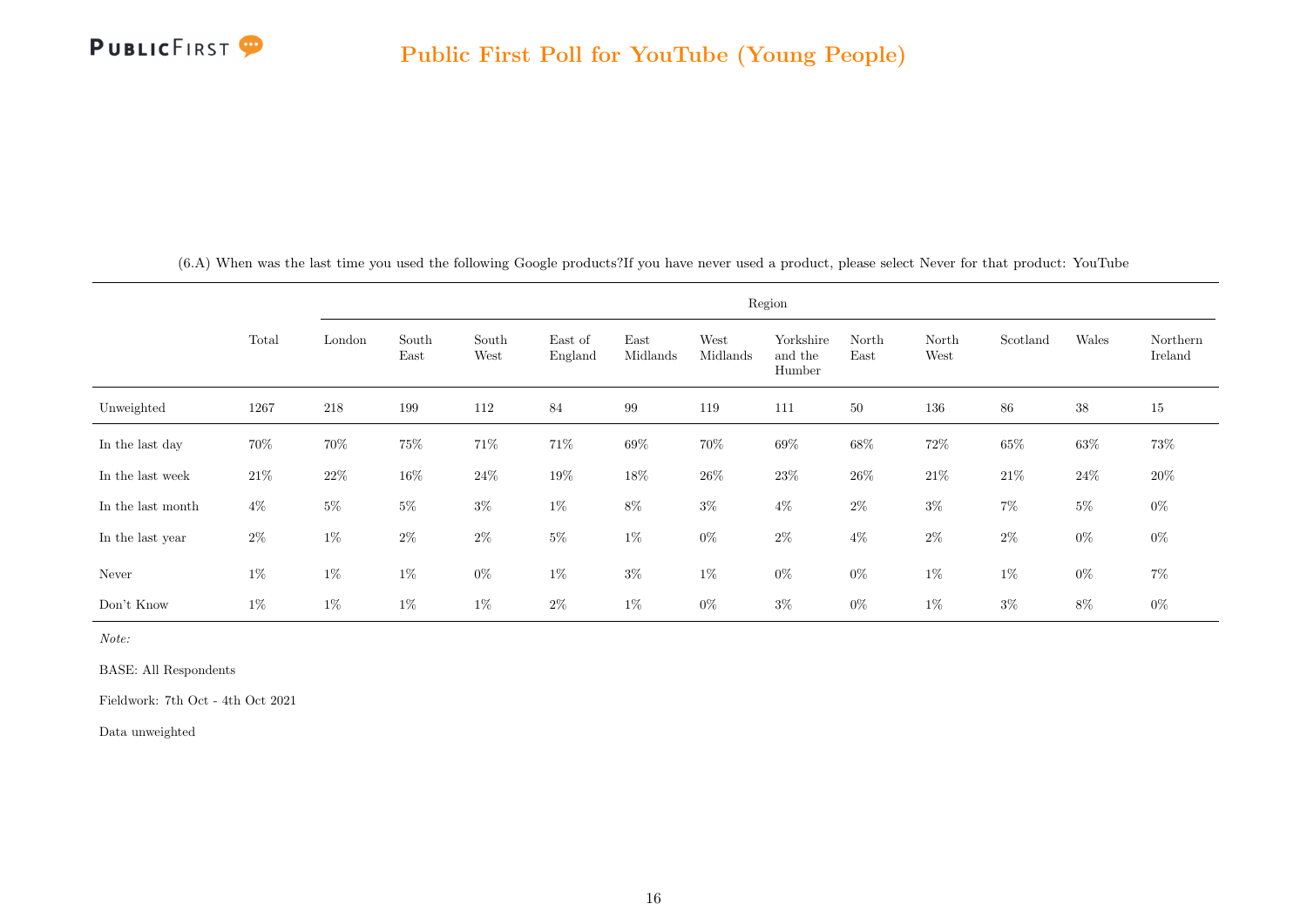(6.A) When was the last time you used the following Google products?If you have never used a product, please select Never for that product: YouTube

| | Total | Region | | | | | | | | | | | |
|---|---|---|---|---|---|---|---|---|---|---|---|---|---|
| | | London | South East | South West | East of England | East Midlands | West Midlands | Yorkshire and the Humber | North East | North West | Scotland | Wales | Northern Ireland |
| Unweighted | 1267 | 218 | 199 | 112 | 84 | 99 | 119 | 111 | 50 | 136 | 86 | 38 | 15 |
| In the last day | 70% | 70% | 75% | 71% | 71% | 69% | 70% | 69% | 68% | 72% | 65% | 63% | 73% |
| In the last week | 21% | 22% | 16% | 24% | 19% | 18% | 26% | 23% | 26% | 21% | 21% | 24% | 20% |
| In the last month | 4% | 5% | 5% | 3% | 1% | 8% | 3% | 4% | 2% | 3% | 7% | 5% | 0% |
| In the last year | 2% | 1% | 2% | 2% | 5% | 1% | 0% | 2% | 4% | 2% | 2% | 0% | 0% |
| Never | 1% | 1% | 1% | 0% | 1% | 3% | 1% | 0% | 0% | 1% | 1% | 0% | 7% |
| Don't Know | 1% | 1% | 1% | 1% | 2% | 1% | 0% | 3% | 0% | 1% | 3% | 8% | 0% |

*Note:*

BASE: All Respondents

Fieldwork: 7th Oct - 4th Oct 2021

Data unweighted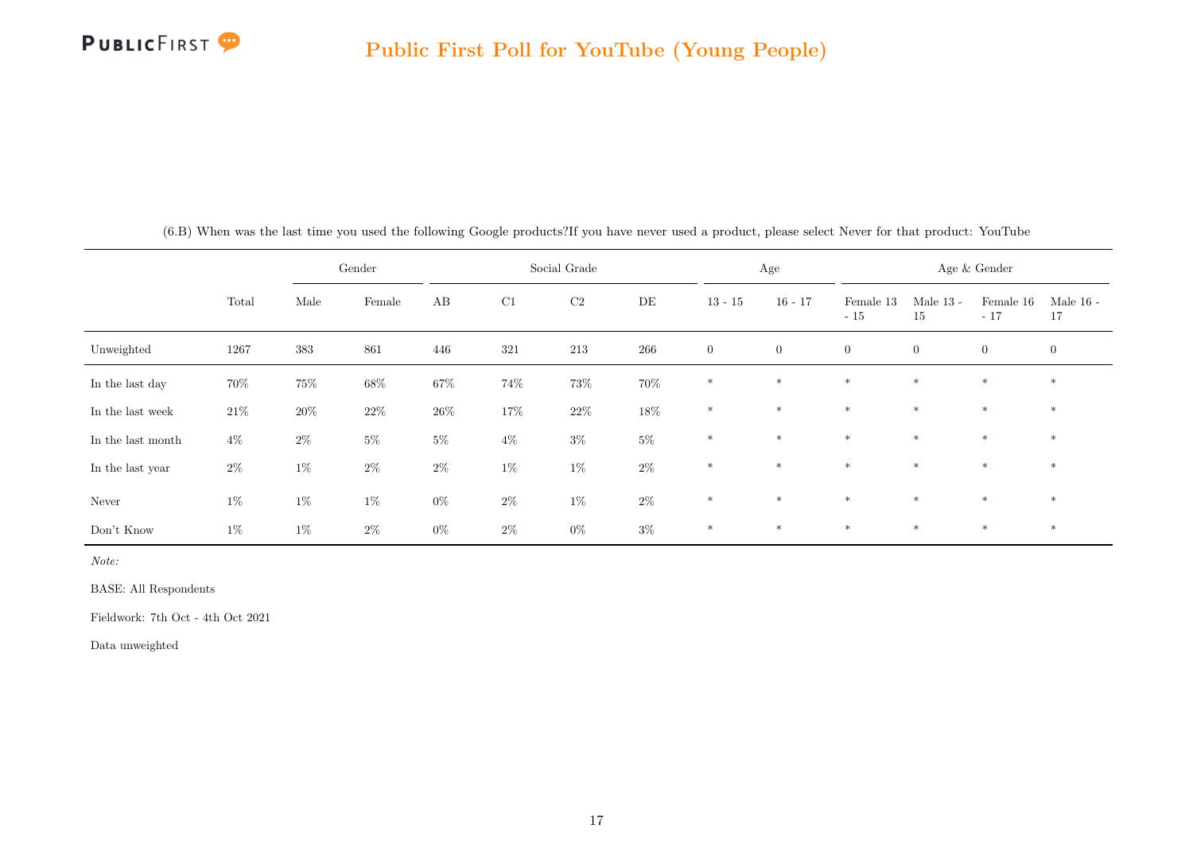# Public First Poll for YouTube (Young People)

(6.B) When was the last time you used the following Google products?If you have never used a product, please select Never for that product: YouTube

| | | Gender | | Social Grade | | | | Age | | Age & Gender | | | |
|---|---|---|---|---|---|---|---|---|---|---|---|---|---|
| | Total | Male | Female | AB | C1 | C2 | DE | 13 - 15 | 16 - 17 | Female 13 - 15 | Male 13 - 15 | Female 16 - 17 | Male 16 - 17 |
| Unweighted | 1267 | 383 | 861 | 446 | 321 | 213 | 266 | 0 | 0 | 0 | 0 | 0 | 0 |
| In the last day | 70% | 75% | 68% | 67% | 74% | 73% | 70% | * | * | * | * | * | * |
| In the last week | 21% | 20% | 22% | 26% | 17% | 22% | 18% | * | * | * | * | * | * |
| In the last month | 4% | 2% | 5% | 5% | 4% | 3% | 5% | * | * | * | * | * | * |
| In the last year | 2% | 1% | 2% | 2% | 1% | 1% | 2% | * | * | * | * | * | * |
| Never | 1% | 1% | 1% | 0% | 2% | 1% | 2% | * | * | * | * | * | * |
| Don't Know | 1% | 1% | 2% | 0% | 2% | 0% | 3% | * | * | * | * | * | * |

*Note:*

BASE: All Respondents

Fieldwork: 7th Oct - 4th Oct 2021

Data unweighted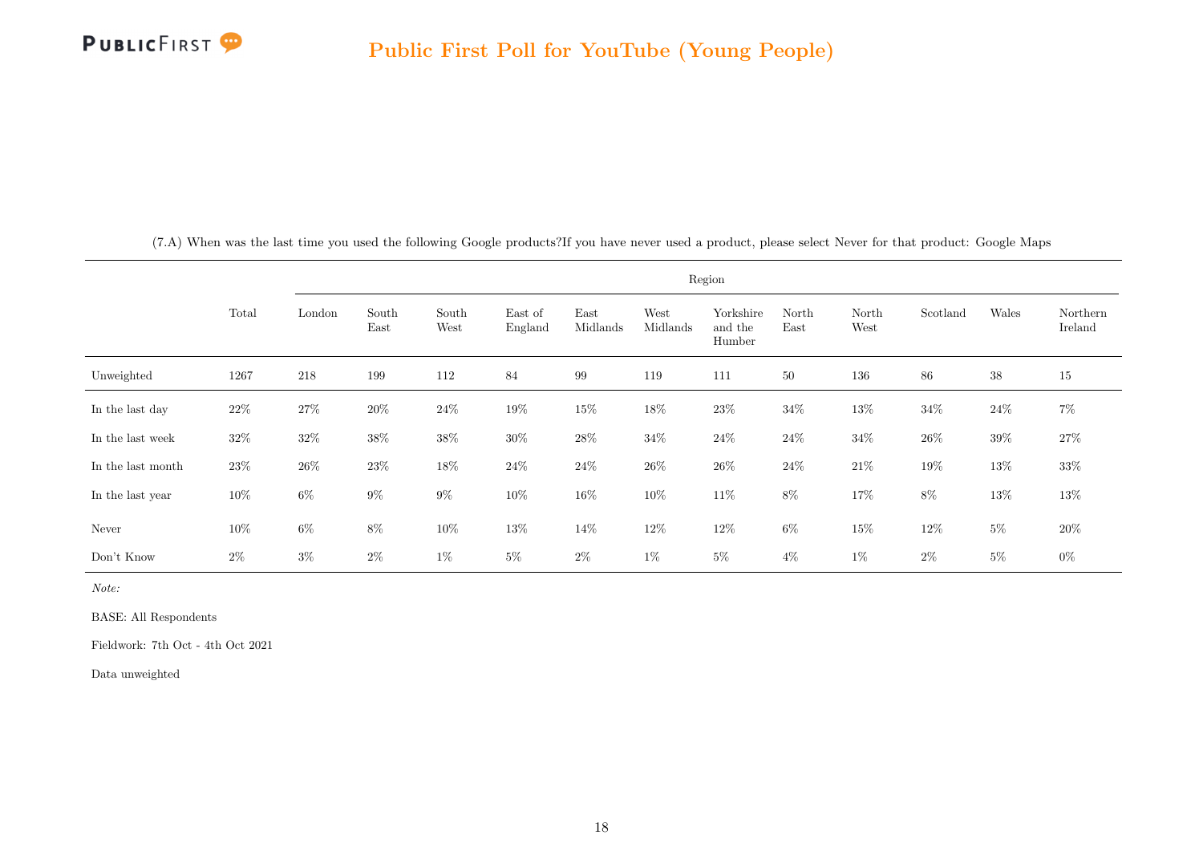(7.A) When was the last time you used the following Google products?If you have never used a product, please select Never for that product: Google Maps

| | Total | Region | | | | | | | | | | | |
|---|---|---|---|---|---|---|---|---|---|---|---|---|---|
| | | London | South East | South West | East of England | East Midlands | West Midlands | Yorkshire and the Humber | North East | North West | Scotland | Wales | Northern Ireland |
| Unweighted | 1267 | 218 | 199 | 112 | 84 | 99 | 119 | 111 | 50 | 136 | 86 | 38 | 15 |
| In the last day | 22% | 27% | 20% | 24% | 19% | 15% | 18% | 23% | 34% | 13% | 34% | 24% | 7% |
| In the last week | 32% | 32% | 38% | 38% | 30% | 28% | 34% | 24% | 24% | 34% | 26% | 39% | 27% |
| In the last month | 23% | 26% | 23% | 18% | 24% | 24% | 26% | 26% | 24% | 21% | 19% | 13% | 33% |
| In the last year | 10% | 6% | 9% | 9% | 10% | 16% | 10% | 11% | 8% | 17% | 8% | 13% | 13% |
| Never | 10% | 6% | 8% | 10% | 13% | 14% | 12% | 12% | 6% | 15% | 12% | 5% | 20% |
| Don't Know | 2% | 3% | 2% | 1% | 5% | 2% | 1% | 5% | 4% | 1% | 2% | 5% | 0% |

*Note:*

BASE: All Respondents

Fieldwork: 7th Oct - 4th Oct 2021

Data unweighted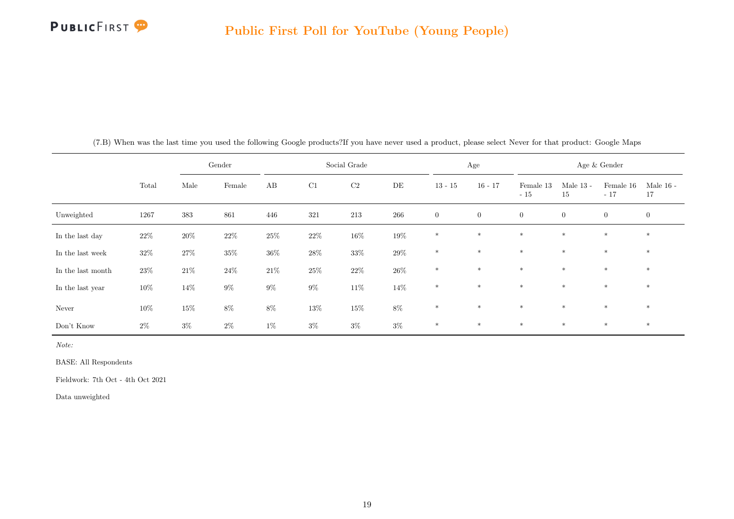(7.B) When was the last time you used the following Google products?If you have never used a product, please select Never for that product: Google Maps

| | Total | Gender | | Social Grade | | | | Age | | Age & Gender | | | |
|---|---|---|---|---|---|---|---|---|---|---|---|---|---|
| | | Male | Female | AB | C1 | C2 | DE | 13 - 15 | 16 - 17 | Female 13 - 15 | Male 13 - 15 | Female 16 - 17 | Male 16 - 17 |
| Unweighted | 1267 | 383 | 861 | 446 | 321 | 213 | 266 | 0 | 0 | 0 | 0 | 0 | 0 |
| In the last day | 22% | 20% | 22% | 25% | 22% | 16% | 19% | * | * | * | * | * | * |
| In the last week | 32% | 27% | 35% | 36% | 28% | 33% | 29% | * | * | * | * | * | * |
| In the last month | 23% | 21% | 24% | 21% | 25% | 22% | 26% | * | * | * | * | * | * |
| In the last year | 10% | 14% | 9% | 9% | 9% | 11% | 14% | * | * | * | * | * | * |
| Never | 10% | 15% | 8% | 8% | 13% | 15% | 8% | * | * | * | * | * | * |
| Don't Know | 2% | 3% | 2% | 1% | 3% | 3% | 3% | * | * | * | * | * | * |

*Note:*

BASE: All Respondents

Fieldwork: 7th Oct - 4th Oct 2021

Data unweighted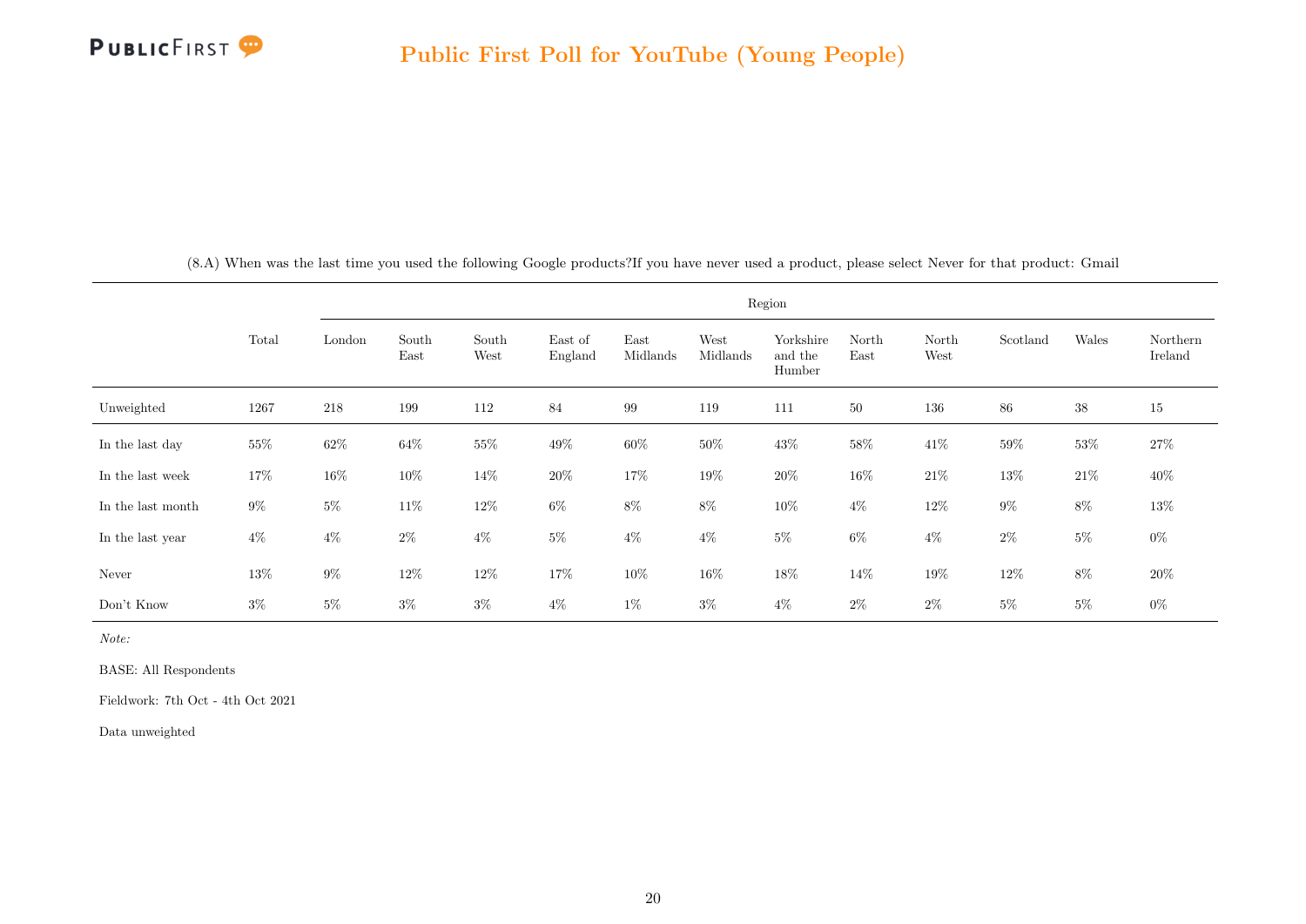(8.A) When was the last time you used the following Google products?If you have never used a product, please select Never for that product: Gmail

| | Total | Region | | | | | | | | | | | |
|---|---|---|---|---|---|---|---|---|---|---|---|---|---|
| | | London | South East | South West | East of England | East Midlands | West Midlands | Yorkshire and the Humber | North East | North West | Scotland | Wales | Northern Ireland |
| Unweighted | 1267 | 218 | 199 | 112 | 84 | 99 | 119 | 111 | 50 | 136 | 86 | 38 | 15 |
| In the last day | 55% | 62% | 64% | 55% | 49% | 60% | 50% | 43% | 58% | 41% | 59% | 53% | 27% |
| In the last week | 17% | 16% | 10% | 14% | 20% | 17% | 19% | 20% | 16% | 21% | 13% | 21% | 40% |
| In the last month | 9% | 5% | 11% | 12% | 6% | 8% | 8% | 10% | 4% | 12% | 9% | 8% | 13% |
| In the last year | 4% | 4% | 2% | 4% | 5% | 4% | 4% | 5% | 6% | 4% | 2% | 5% | 0% |
| Never | 13% | 9% | 12% | 12% | 17% | 10% | 16% | 18% | 14% | 19% | 12% | 8% | 20% |
| Don't Know | 3% | 5% | 3% | 3% | 4% | 1% | 3% | 4% | 2% | 2% | 5% | 5% | 0% |

*Note:*

BASE: All Respondents

Fieldwork: 7th Oct - 4th Oct 2021

Data unweighted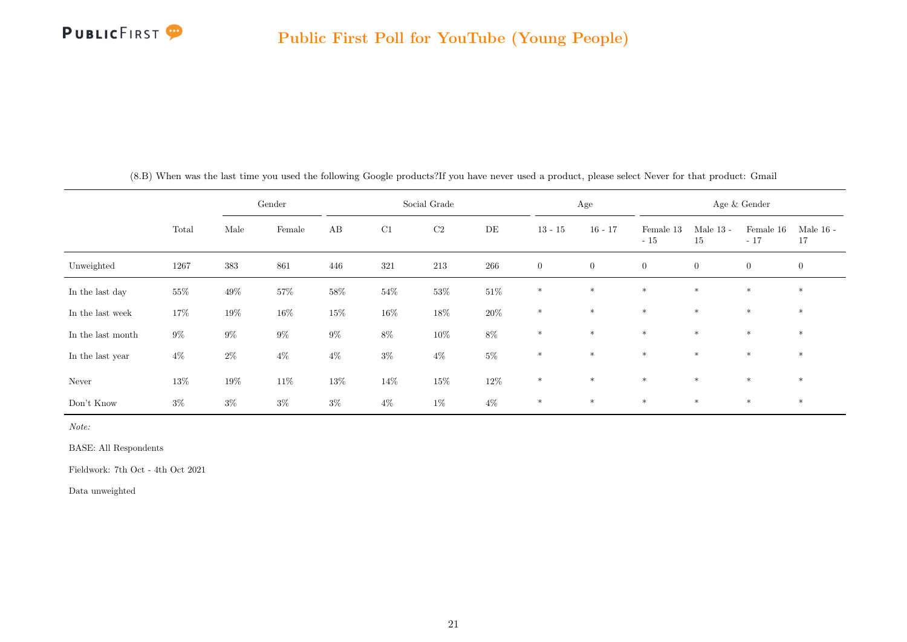(8.B) When was the last time you used the following Google products?If you have never used a product, please select Never for that product: Gmail

| | | Gender | | Social Grade | | | | Age | | Age & Gender | | | |
|---|---|---|---|---|---|---|---|---|---|---|---|---|---|
| | Total | Male | Female | AB | C1 | C2 | DE | 13 - 15 | 16 - 17 | Female 13 - 15 | Male 13 - 15 | Female 16 - 17 | Male 16 - 17 |
| Unweighted | 1267 | 383 | 861 | 446 | 321 | 213 | 266 | 0 | 0 | 0 | 0 | 0 | 0 |
| In the last day | 55% | 49% | 57% | 58% | 54% | 53% | 51% | * | * | * | * | * | * |
| In the last week | 17% | 19% | 16% | 15% | 16% | 18% | 20% | * | * | * | * | * | * |
| In the last month | 9% | 9% | 9% | 9% | 8% | 10% | 8% | * | * | * | * | * | * |
| In the last year | 4% | 2% | 4% | 4% | 3% | 4% | 5% | * | * | * | * | * | * |
| Never | 13% | 19% | 11% | 13% | 14% | 15% | 12% | * | * | * | * | * | * |
| Don't Know | 3% | 3% | 3% | 3% | 4% | 1% | 4% | * | * | * | * | * | * |

*Note:*

BASE: All Respondents

Fieldwork: 7th Oct - 4th Oct 2021

Data unweighted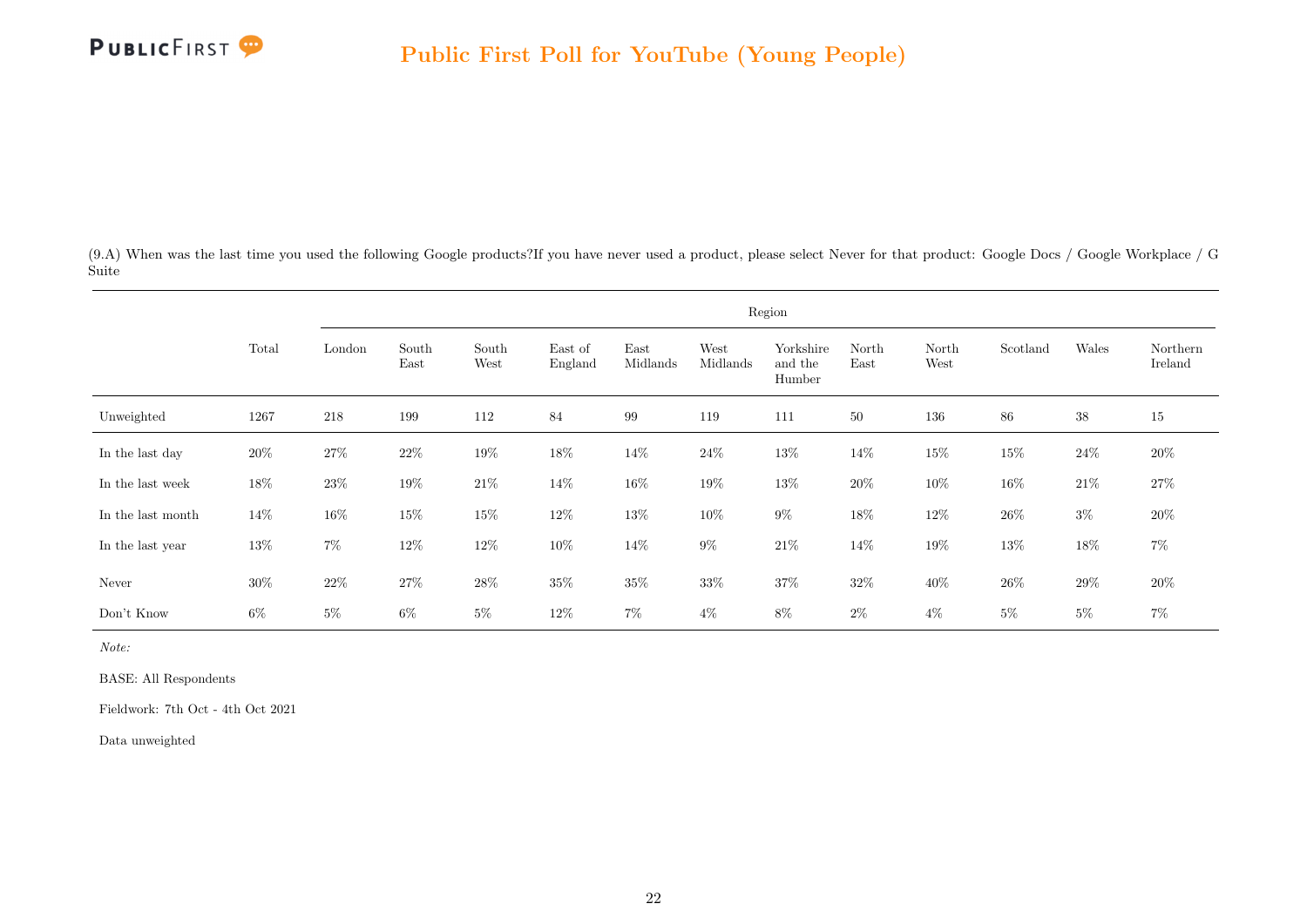(9.A) When was the last time you used the following Google products?If you have never used a product, please select Never for that product: Google Docs / Google Workplace / G Suite

| | Total | Region | | | | | | | | | | | |
|---|---|---|---|---|---|---|---|---|---|---|---|---|---|
| | | London | South East | South West | East of England | East Midlands | West Midlands | Yorkshire and the Humber | North East | North West | Scotland | Wales | Northern Ireland |
| Unweighted | 1267 | 218 | 199 | 112 | 84 | 99 | 119 | 111 | 50 | 136 | 86 | 38 | 15 |
| In the last day | 20% | 27% | 22% | 19% | 18% | 14% | 24% | 13% | 14% | 15% | 15% | 24% | 20% |
| In the last week | 18% | 23% | 19% | 21% | 14% | 16% | 19% | 13% | 20% | 10% | 16% | 21% | 27% |
| In the last month | 14% | 16% | 15% | 15% | 12% | 13% | 10% | 9% | 18% | 12% | 26% | 3% | 20% |
| In the last year | 13% | 7% | 12% | 12% | 10% | 14% | 9% | 21% | 14% | 19% | 13% | 18% | 7% |
| Never | 30% | 22% | 27% | 28% | 35% | 35% | 33% | 37% | 32% | 40% | 26% | 29% | 20% |
| Don't Know | 6% | 5% | 6% | 5% | 12% | 7% | 4% | 8% | 2% | 4% | 5% | 5% | 7% |

*Note:*

BASE: All Respondents

Fieldwork: 7th Oct - 4th Oct 2021

Data unweighted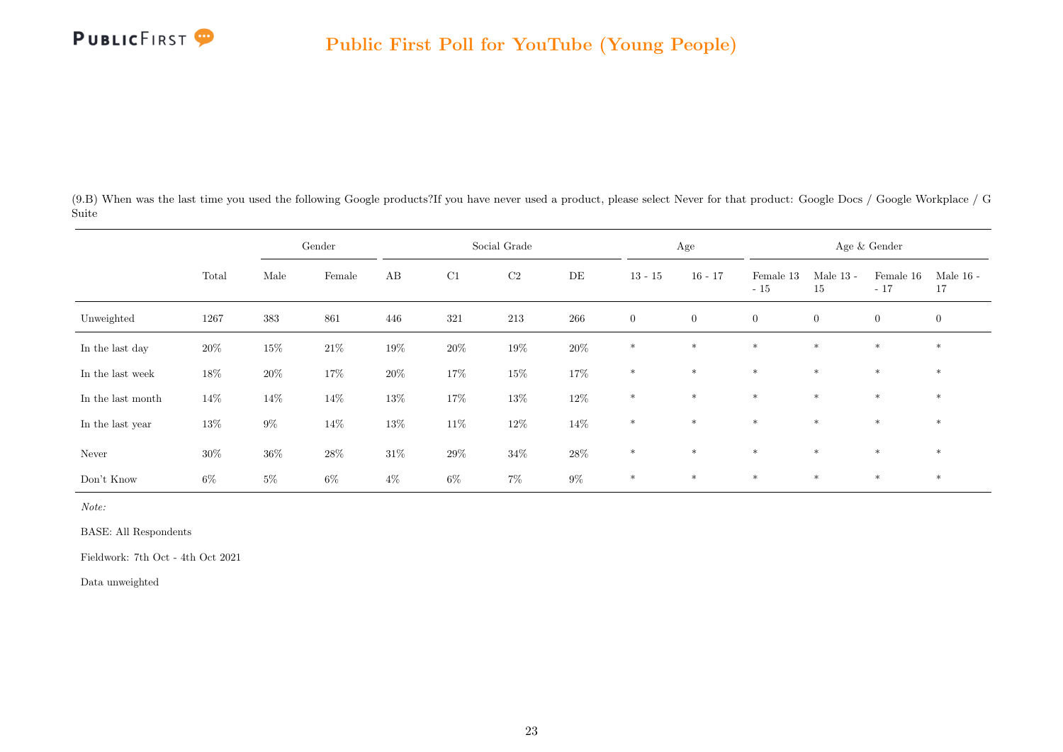## Public First Poll for YouTube (Young People)

(9.B) When was the last time you used the following Google products?If you have never used a product, please select Never for that product: Google Docs / Google Workplace / G Suite

| | | Gender | | Social Grade | | | | Age | | Age & Gender | | | |
|---|---|---|---|---|---|---|---|---|---|---|---|---|---|
| | Total | Male | Female | AB | C1 | C2 | DE | 13 - 15 | 16 - 17 | Female 13 - 15 | Male 13 - 15 | Female 16 - 17 | Male 16 - 17 |
| Unweighted | 1267 | 383 | 861 | 446 | 321 | 213 | 266 | 0 | 0 | 0 | 0 | 0 | 0 |
| In the last day | 20% | 15% | 21% | 19% | 20% | 19% | 20% | * | * | * | * | * | * |
| In the last week | 18% | 20% | 17% | 20% | 17% | 15% | 17% | * | * | * | * | * | * |
| In the last month | 14% | 14% | 14% | 13% | 17% | 13% | 12% | * | * | * | * | * | * |
| In the last year | 13% | 9% | 14% | 13% | 11% | 12% | 14% | * | * | * | * | * | * |
| Never | 30% | 36% | 28% | 31% | 29% | 34% | 28% | * | * | * | * | * | * |
| Don't Know | 6% | 5% | 6% | 4% | 6% | 7% | 9% | * | * | * | * | * | * |

*Note:*

BASE: All Respondents

Fieldwork: 7th Oct - 4th Oct 2021

Data unweighted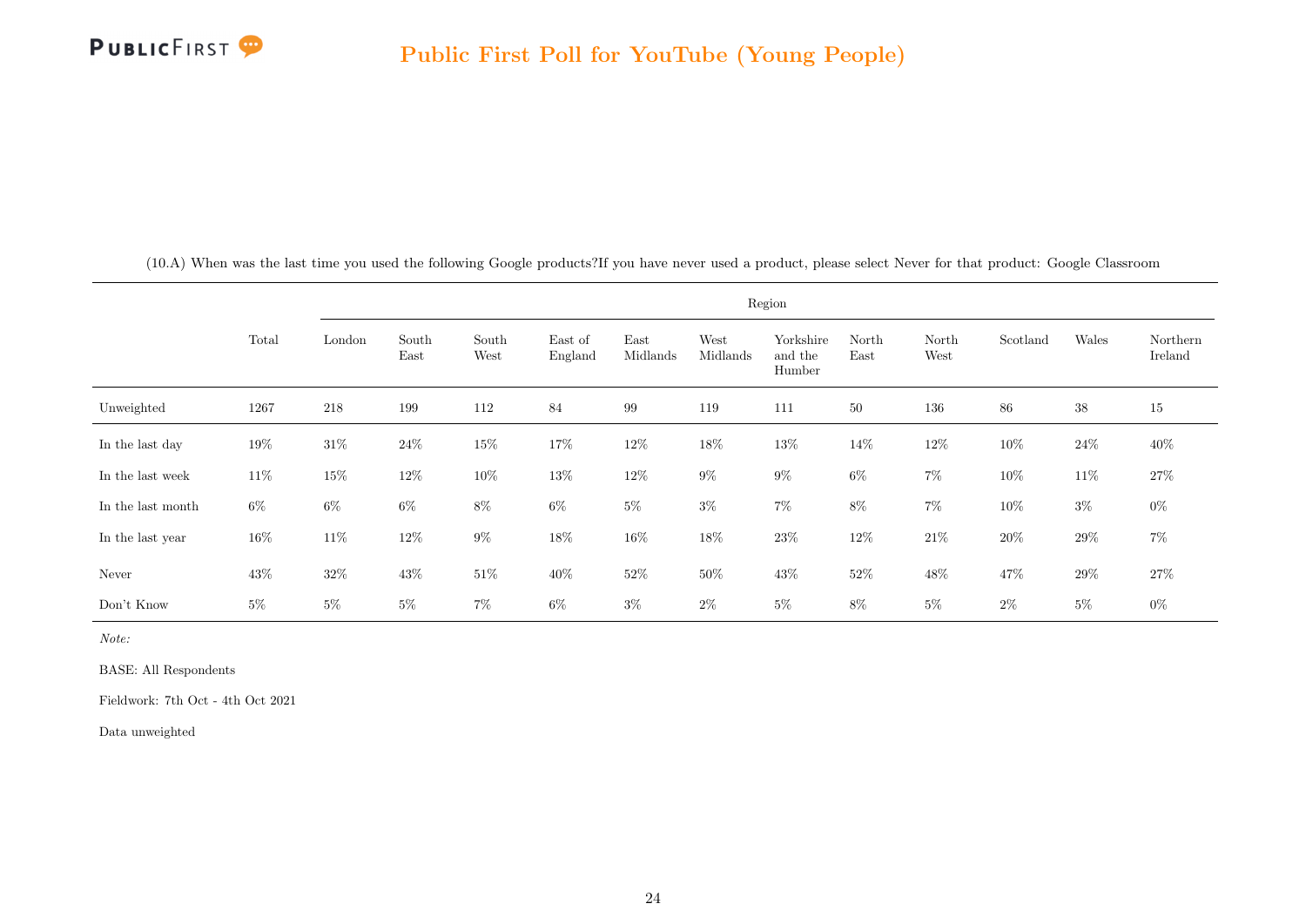# Public First Poll for YouTube (Young People)

(10.A) When was the last time you used the following Google products?If you have never used a product, please select Never for that product: Google Classroom

| | Total | Region | | | | | | | | | | | |
|---|---|---|---|---|---|---|---|---|---|---|---|---|---|
| | | London | South East | South West | East of England | East Midlands | West Midlands | Yorkshire and the Humber | North East | North West | Scotland | Wales | Northern Ireland |
| Unweighted | 1267 | 218 | 199 | 112 | 84 | 99 | 119 | 111 | 50 | 136 | 86 | 38 | 15 |
| In the last day | 19% | 31% | 24% | 15% | 17% | 12% | 18% | 13% | 14% | 12% | 10% | 24% | 40% |
| In the last week | 11% | 15% | 12% | 10% | 13% | 12% | 9% | 9% | 6% | 7% | 10% | 11% | 27% |
| In the last month | 6% | 6% | 6% | 8% | 6% | 5% | 3% | 7% | 8% | 7% | 10% | 3% | 0% |
| In the last year | 16% | 11% | 12% | 9% | 18% | 16% | 18% | 23% | 12% | 21% | 20% | 29% | 7% |
| Never | 43% | 32% | 43% | 51% | 40% | 52% | 50% | 43% | 52% | 48% | 47% | 29% | 27% |
| Don't Know | 5% | 5% | 5% | 7% | 6% | 3% | 2% | 5% | 8% | 5% | 2% | 5% | 0% |

*Note:*

BASE: All Respondents

Fieldwork: 7th Oct - 4th Oct 2021

Data unweighted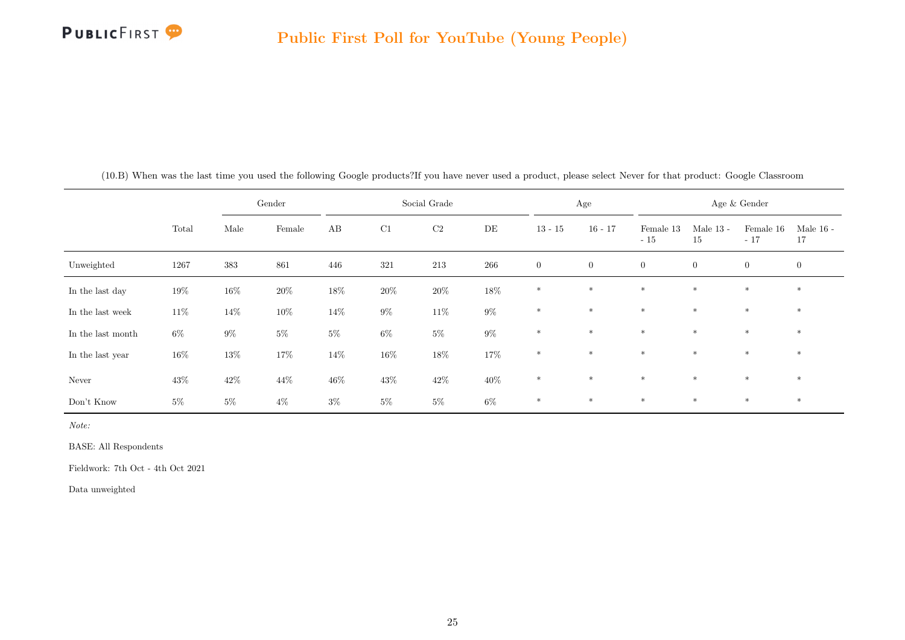(10.B) When was the last time you used the following Google products?If you have never used a product, please select Never for that product: Google Classroom

| | | Gender | | Social Grade | | | | Age | | Age & Gender | | | |
|---|---|---|---|---|---|---|---|---|---|---|---|---|---|
| | Total | Male | Female | AB | C1 | C2 | DE | 13 - 15 | 16 - 17 | Female 13 - 15 | Male 13 - 15 | Female 16 - 17 | Male 16 - 17 |
| Unweighted | 1267 | 383 | 861 | 446 | 321 | 213 | 266 | 0 | 0 | 0 | 0 | 0 | 0 |
| In the last day | 19% | 16% | 20% | 18% | 20% | 20% | 18% | * | * | * | * | * | * |
| In the last week | 11% | 14% | 10% | 14% | 9% | 11% | 9% | * | * | * | * | * | * |
| In the last month | 6% | 9% | 5% | 5% | 6% | 5% | 9% | * | * | * | * | * | * |
| In the last year | 16% | 13% | 17% | 14% | 16% | 18% | 17% | * | * | * | * | * | * |
| Never | 43% | 42% | 44% | 46% | 43% | 42% | 40% | * | * | * | * | * | * |
| Don't Know | 5% | 5% | 4% | 3% | 5% | 5% | 6% | * | * | * | * | * | * |

*Note:*

BASE: All Respondents

Fieldwork: 7th Oct - 4th Oct 2021

Data unweighted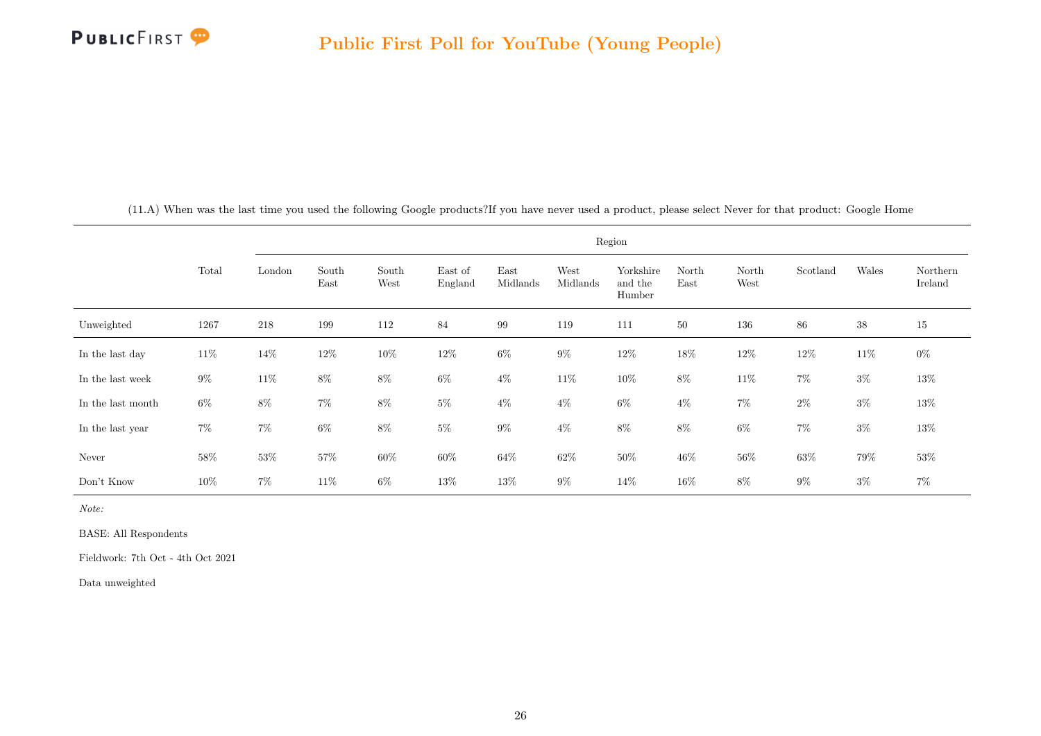(11.A) When was the last time you used the following Google products?If you have never used a product, please select Never for that product: Google Home

| | Total | Region | | | | | | | | | | | |
|---|---|---|---|---|---|---|---|---|---|---|---|---|---|
| | | London | South East | South West | East of England | East Midlands | West Midlands | Yorkshire and the Humber | North East | North West | Scotland | Wales | Northern Ireland |
| Unweighted | 1267 | 218 | 199 | 112 | 84 | 99 | 119 | 111 | 50 | 136 | 86 | 38 | 15 |
| In the last day | 11% | 14% | 12% | 10% | 12% | 6% | 9% | 12% | 18% | 12% | 12% | 11% | 0% |
| In the last week | 9% | 11% | 8% | 8% | 6% | 4% | 11% | 10% | 8% | 11% | 7% | 3% | 13% |
| In the last month | 6% | 8% | 7% | 8% | 5% | 4% | 4% | 6% | 4% | 7% | 2% | 3% | 13% |
| In the last year | 7% | 7% | 6% | 8% | 5% | 9% | 4% | 8% | 8% | 6% | 7% | 3% | 13% |
| Never | 58% | 53% | 57% | 60% | 60% | 64% | 62% | 50% | 46% | 56% | 63% | 79% | 53% |
| Don't Know | 10% | 7% | 11% | 6% | 13% | 13% | 9% | 14% | 16% | 8% | 9% | 3% | 7% |

*Note:*

BASE: All Respondents

Fieldwork: 7th Oct - 4th Oct 2021

Data unweighted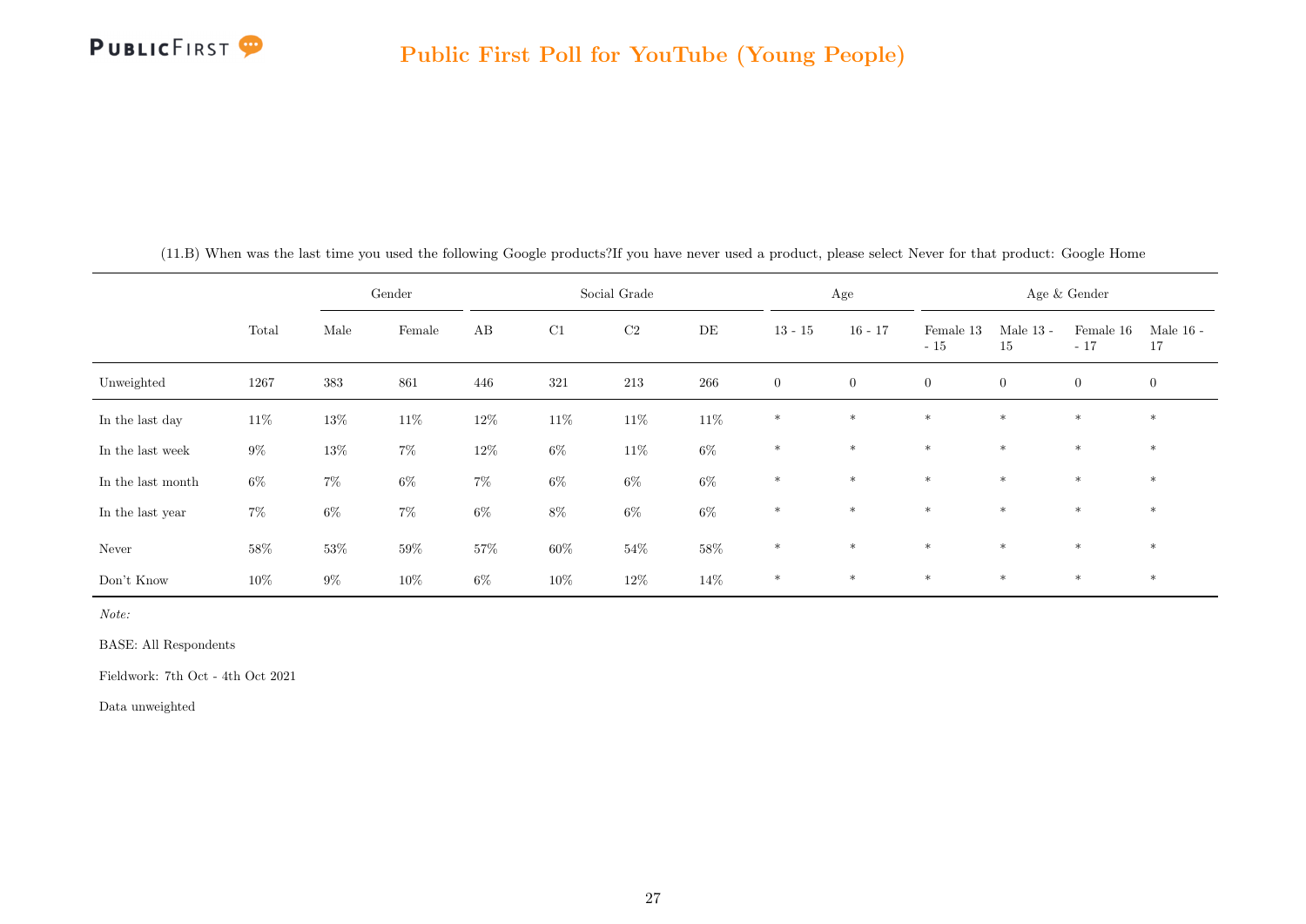(11.B) When was the last time you used the following Google products?If you have never used a product, please select Never for that product: Google Home

| | Total | Gender | | Social Grade | | | | Age | | Age & Gender | | | |
|---|---|---|---|---|---|---|---|---|---|---|---|---|---|
| | | Male | Female | AB | C1 | C2 | DE | 13 - 15 | 16 - 17 | Female 13 - 15 | Male 13 - 15 | Female 16 - 17 | Male 16 - 17 |
| Unweighted | 1267 | 383 | 861 | 446 | 321 | 213 | 266 | 0 | 0 | 0 | 0 | 0 | 0 |
| In the last day | 11% | 13% | 11% | 12% | 11% | 11% | 11% | * | * | * | * | * | * |
| In the last week | 9% | 13% | 7% | 12% | 6% | 11% | 6% | * | * | * | * | * | * |
| In the last month | 6% | 7% | 6% | 7% | 6% | 6% | 6% | * | * | * | * | * | * |
| In the last year | 7% | 6% | 7% | 6% | 8% | 6% | 6% | * | * | * | * | * | * |
| Never | 58% | 53% | 59% | 57% | 60% | 54% | 58% | * | * | * | * | * | * |
| Don't Know | 10% | 9% | 10% | 6% | 10% | 12% | 14% | * | * | * | * | * | * |

*Note:*

BASE: All Respondents

Fieldwork: 7th Oct - 4th Oct 2021

Data unweighted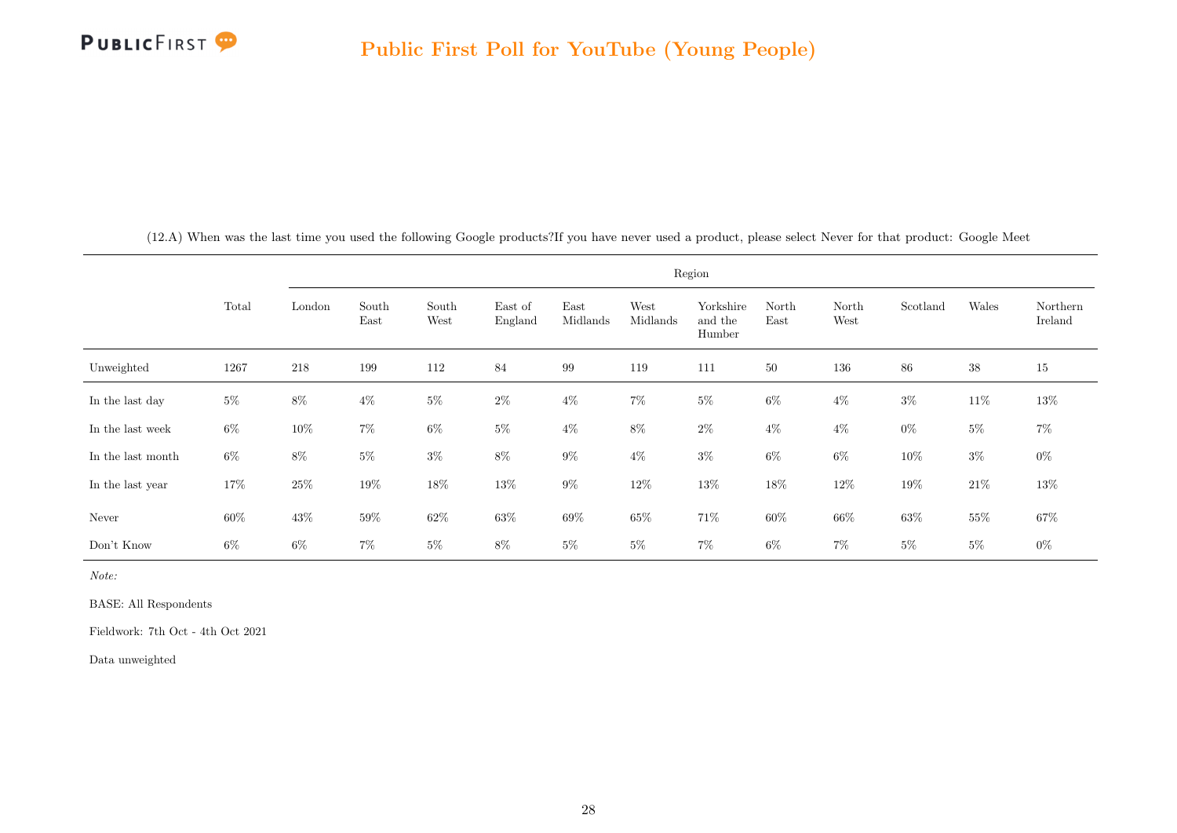# Public First Poll for YouTube (Young People)

(12.A) When was the last time you used the following Google products?If you have never used a product, please select Never for that product: Google Meet

| | Total | Region | | | | | | | | | | | |
|---|---|---|---|---|---|---|---|---|---|---|---|---|---|
| | | London | South East | South West | East of England | East Midlands | West Midlands | Yorkshire and the Humber | North East | North West | Scotland | Wales | Northern Ireland |
| Unweighted | 1267 | 218 | 199 | 112 | 84 | 99 | 119 | 111 | 50 | 136 | 86 | 38 | 15 |
| In the last day | 5% | 8% | 4% | 5% | 2% | 4% | 7% | 5% | 6% | 4% | 3% | 11% | 13% |
| In the last week | 6% | 10% | 7% | 6% | 5% | 4% | 8% | 2% | 4% | 4% | 0% | 5% | 7% |
| In the last month | 6% | 8% | 5% | 3% | 8% | 9% | 4% | 3% | 6% | 6% | 10% | 3% | 0% |
| In the last year | 17% | 25% | 19% | 18% | 13% | 9% | 12% | 13% | 18% | 12% | 19% | 21% | 13% |
| Never | 60% | 43% | 59% | 62% | 63% | 69% | 65% | 71% | 60% | 66% | 63% | 55% | 67% |
| Don't Know | 6% | 6% | 7% | 5% | 8% | 5% | 5% | 7% | 6% | 7% | 5% | 5% | 0% |

*Note:*

BASE: All Respondents

Fieldwork: 7th Oct - 4th Oct 2021

Data unweighted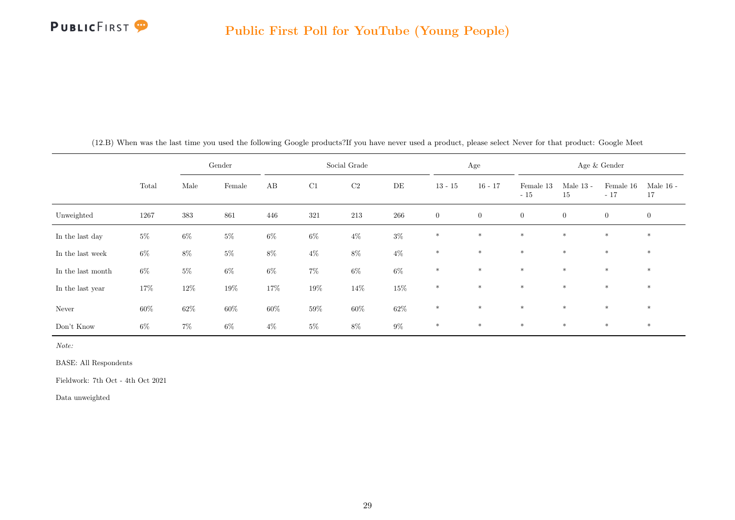(12.B) When was the last time you used the following Google products?If you have never used a product, please select Never for that product: Google Meet

| | | Gender | | Social Grade | | | | Age | | Age & Gender | | | |
|---|---|---|---|---|---|---|---|---|---|---|---|---|---|
| | Total | Male | Female | AB | C1 | C2 | DE | 13 - 15 | 16 - 17 | Female 13 - 15 | Male 13 - 15 | Female 16 - 17 | Male 16 - 17 |
| Unweighted | 1267 | 383 | 861 | 446 | 321 | 213 | 266 | 0 | 0 | 0 | 0 | 0 | 0 |
| In the last day | 5% | 6% | 5% | 6% | 6% | 4% | 3% | * | * | * | * | * | * |
| In the last week | 6% | 8% | 5% | 8% | 4% | 8% | 4% | * | * | * | * | * | * |
| In the last month | 6% | 5% | 6% | 6% | 7% | 6% | 6% | * | * | * | * | * | * |
| In the last year | 17% | 12% | 19% | 17% | 19% | 14% | 15% | * | * | * | * | * | * |
| Never | 60% | 62% | 60% | 60% | 59% | 60% | 62% | * | * | * | * | * | * |
| Don't Know | 6% | 7% | 6% | 4% | 5% | 8% | 9% | * | * | * | * | * | * |

*Note:*

BASE: All Respondents

Fieldwork: 7th Oct - 4th Oct 2021

Data unweighted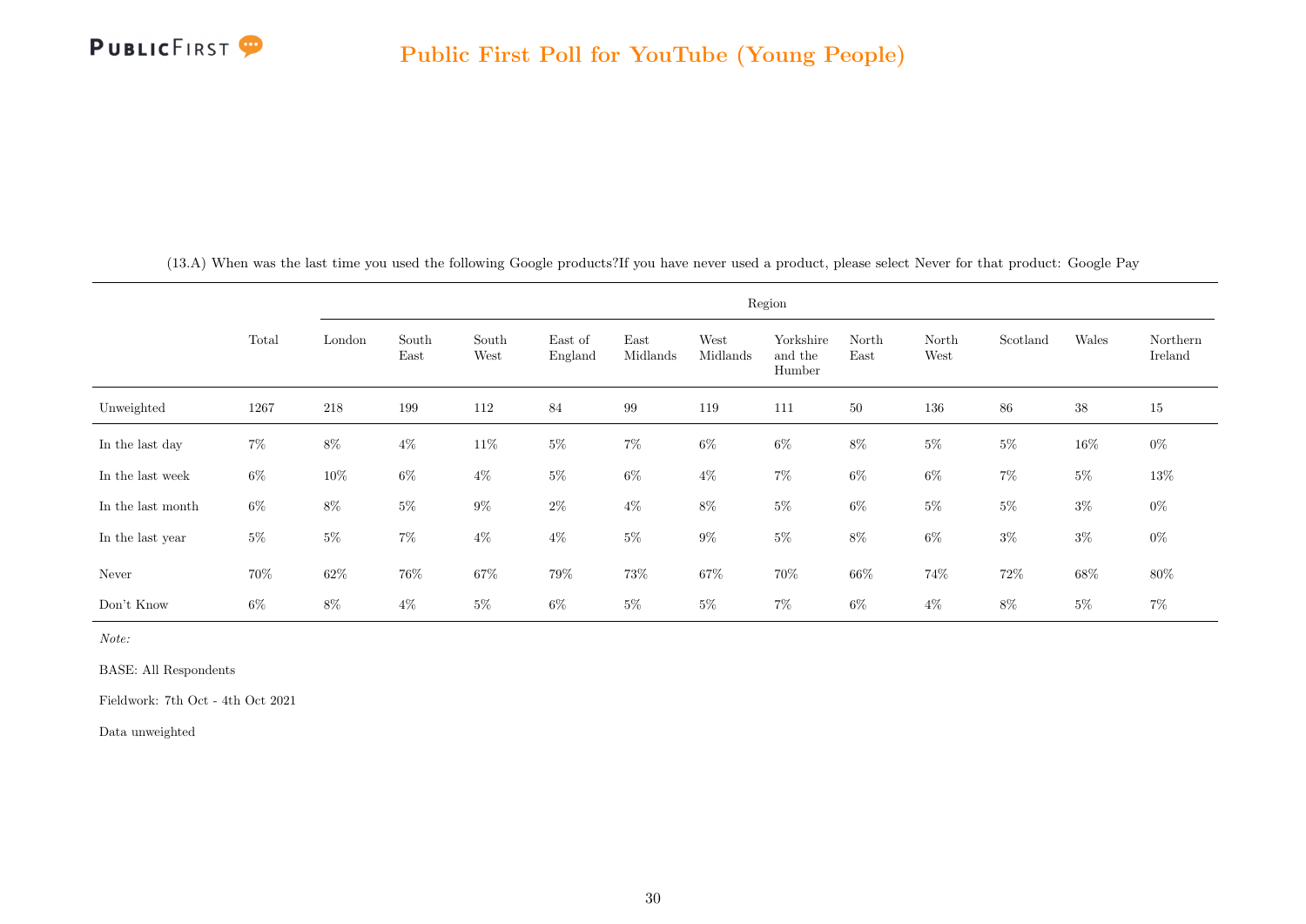(13.A) When was the last time you used the following Google products?If you have never used a product, please select Never for that product: Google Pay

| | Total | Region | | | | | | | | | | | |
|---|---|---|---|---|---|---|---|---|---|---|---|---|---|
| | | London | South East | South West | East of England | East Midlands | West Midlands | Yorkshire and the Humber | North East | North West | Scotland | Wales | Northern Ireland |
| Unweighted | 1267 | 218 | 199 | 112 | 84 | 99 | 119 | 111 | 50 | 136 | 86 | 38 | 15 |
| In the last day | 7% | 8% | 4% | 11% | 5% | 7% | 6% | 6% | 8% | 5% | 5% | 16% | 0% |
| In the last week | 6% | 10% | 6% | 4% | 5% | 6% | 4% | 7% | 6% | 6% | 7% | 5% | 13% |
| In the last month | 6% | 8% | 5% | 9% | 2% | 4% | 8% | 5% | 6% | 5% | 5% | 3% | 0% |
| In the last year | 5% | 5% | 7% | 4% | 4% | 5% | 9% | 5% | 8% | 6% | 3% | 3% | 0% |
| Never | 70% | 62% | 76% | 67% | 79% | 73% | 67% | 70% | 66% | 74% | 72% | 68% | 80% |
| Don't Know | 6% | 8% | 4% | 5% | 6% | 5% | 5% | 7% | 6% | 4% | 8% | 5% | 7% |

*Note:*

BASE: All Respondents

Fieldwork: 7th Oct - 4th Oct 2021

Data unweighted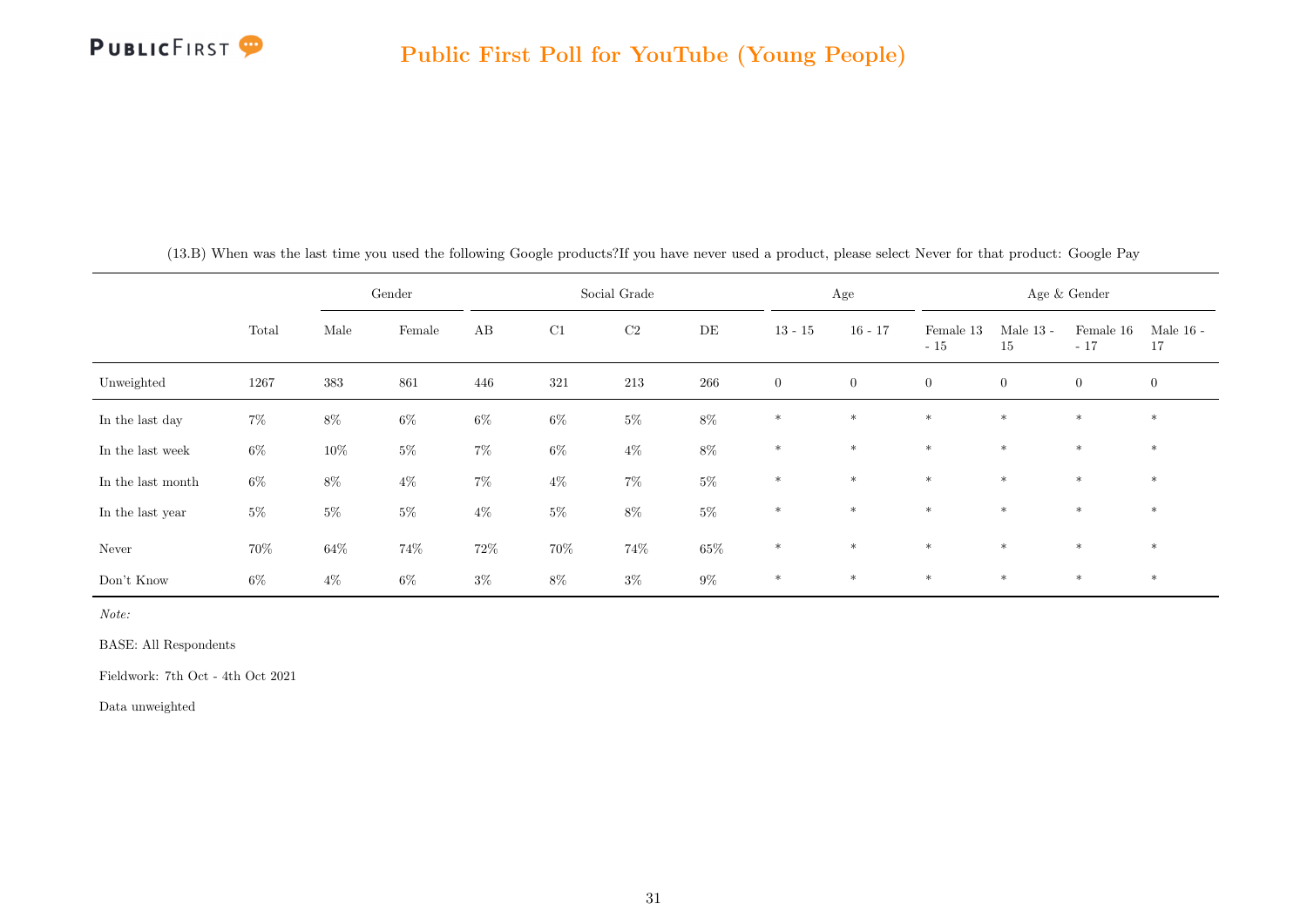## Public First Poll for YouTube (Young People)

(13.B) When was the last time you used the following Google products?If you have never used a product, please select Never for that product: Google Pay

| | Total | Gender | | Social Grade | | | | Age | | Age & Gender | | | |
|---|---|---|---|---|---|---|---|---|---|---|---|---|---|
| | | Male | Female | AB | C1 | C2 | DE | 13 - 15 | 16 - 17 | Female 13 - 15 | Male 13 - 15 | Female 16 - 17 | Male 16 - 17 |
| Unweighted | 1267 | 383 | 861 | 446 | 321 | 213 | 266 | 0 | 0 | 0 | 0 | 0 | 0 |
| In the last day | 7% | 8% | 6% | 6% | 6% | 5% | 8% | * | * | * | * | * | * |
| In the last week | 6% | 10% | 5% | 7% | 6% | 4% | 8% | * | * | * | * | * | * |
| In the last month | 6% | 8% | 4% | 7% | 4% | 7% | 5% | * | * | * | * | * | * |
| In the last year | 5% | 5% | 5% | 4% | 5% | 8% | 5% | * | * | * | * | * | * |
| Never | 70% | 64% | 74% | 72% | 70% | 74% | 65% | * | * | * | * | * | * |
| Don't Know | 6% | 4% | 6% | 3% | 8% | 3% | 9% | * | * | * | * | * | * |

*Note:*

BASE: All Respondents

Fieldwork: 7th Oct - 4th Oct 2021

Data unweighted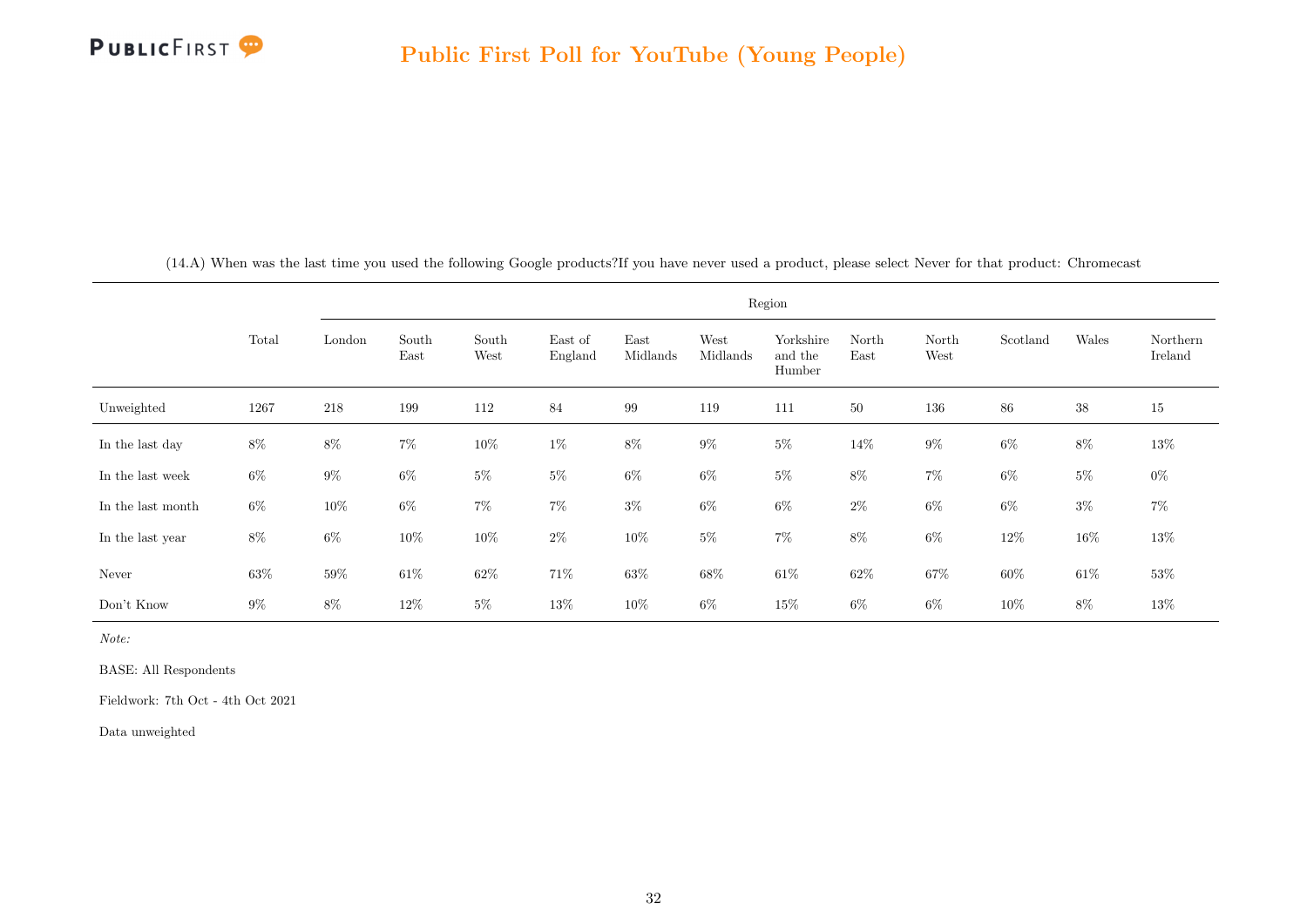## Public First Poll for YouTube (Young People)

(14.A) When was the last time you used the following Google products?If you have never used a product, please select Never for that product: Chromecast

| | Total | Region | | | | | | | | | | | |
|---|---|---|---|---|---|---|---|---|---|---|---|---|---|
| | | London | South East | South West | East of England | East Midlands | West Midlands | Yorkshire and the Humber | North East | North West | Scotland | Wales | Northern Ireland |
| Unweighted | 1267 | 218 | 199 | 112 | 84 | 99 | 119 | 111 | 50 | 136 | 86 | 38 | 15 |
| In the last day | 8% | 8% | 7% | 10% | 1% | 8% | 9% | 5% | 14% | 9% | 6% | 8% | 13% |
| In the last week | 6% | 9% | 6% | 5% | 5% | 6% | 6% | 5% | 8% | 7% | 6% | 5% | 0% |
| In the last month | 6% | 10% | 6% | 7% | 7% | 3% | 6% | 6% | 2% | 6% | 6% | 3% | 7% |
| In the last year | 8% | 6% | 10% | 10% | 2% | 10% | 5% | 7% | 8% | 6% | 12% | 16% | 13% |
| Never | 63% | 59% | 61% | 62% | 71% | 63% | 68% | 61% | 62% | 67% | 60% | 61% | 53% |
| Don't Know | 9% | 8% | 12% | 5% | 13% | 10% | 6% | 15% | 6% | 6% | 10% | 8% | 13% |

*Note:*

BASE: All Respondents

Fieldwork: 7th Oct - 4th Oct 2021

Data unweighted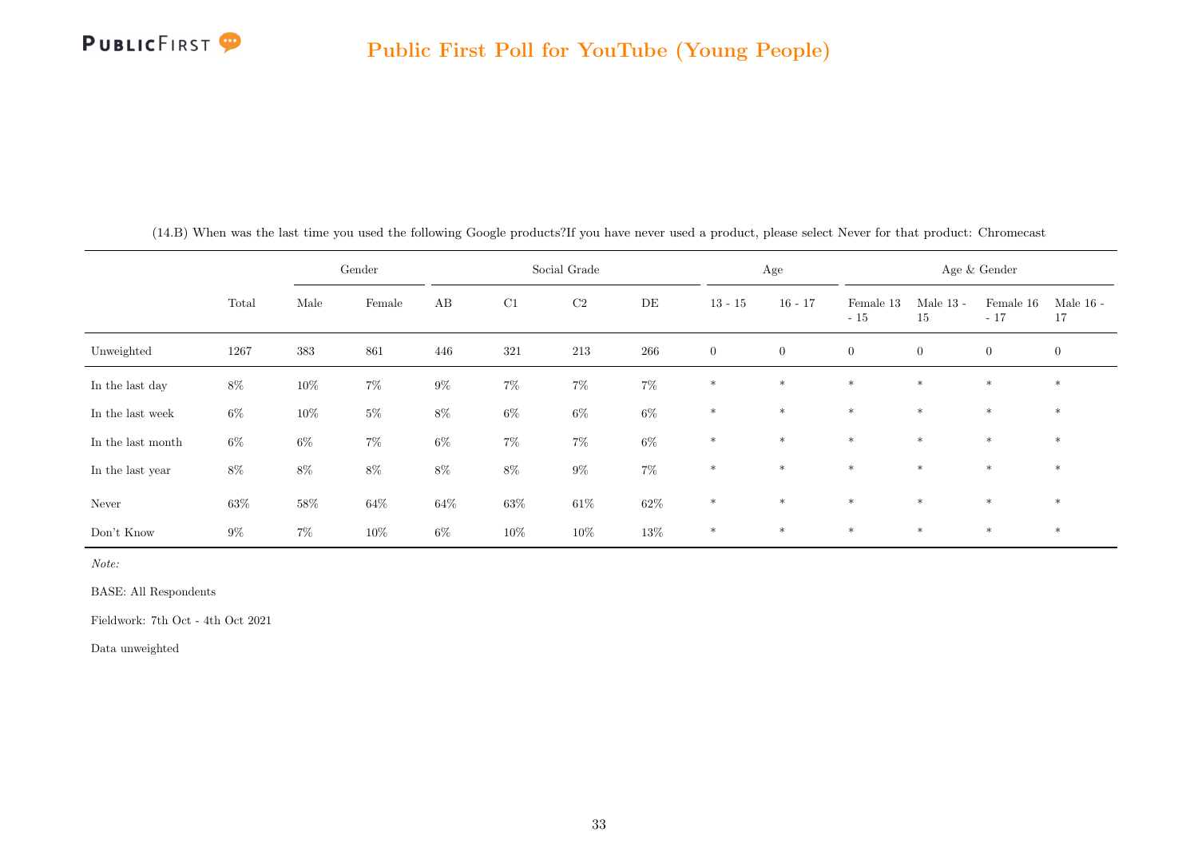## Public First Poll for YouTube (Young People)

(14.B) When was the last time you used the following Google products?If you have never used a product, please select Never for that product: Chromecast

| | Total | Gender | | Social Grade | | | | Age | | Age & Gender | | | |
|---|---|---|---|---|---|---|---|---|---|---|---|---|---|
| | | Male | Female | AB | C1 | C2 | DE | 13 - 15 | 16 - 17 | Female 13 - 15 | Male 13 - 15 | Female 16 - 17 | Male 16 - 17 |
| Unweighted | 1267 | 383 | 861 | 446 | 321 | 213 | 266 | 0 | 0 | 0 | 0 | 0 | 0 |
| In the last day | 8% | 10% | 7% | 9% | 7% | 7% | 7% | * | * | * | * | * | * |
| In the last week | 6% | 10% | 5% | 8% | 6% | 6% | 6% | * | * | * | * | * | * |
| In the last month | 6% | 6% | 7% | 6% | 7% | 7% | 6% | * | * | * | * | * | * |
| In the last year | 8% | 8% | 8% | 8% | 8% | 9% | 7% | * | * | * | * | * | * |
| Never | 63% | 58% | 64% | 64% | 63% | 61% | 62% | * | * | * | * | * | * |
| Don't Know | 9% | 7% | 10% | 6% | 10% | 10% | 13% | * | * | * | * | * | * |

*Note:*

BASE: All Respondents

Fieldwork: 7th Oct - 4th Oct 2021

Data unweighted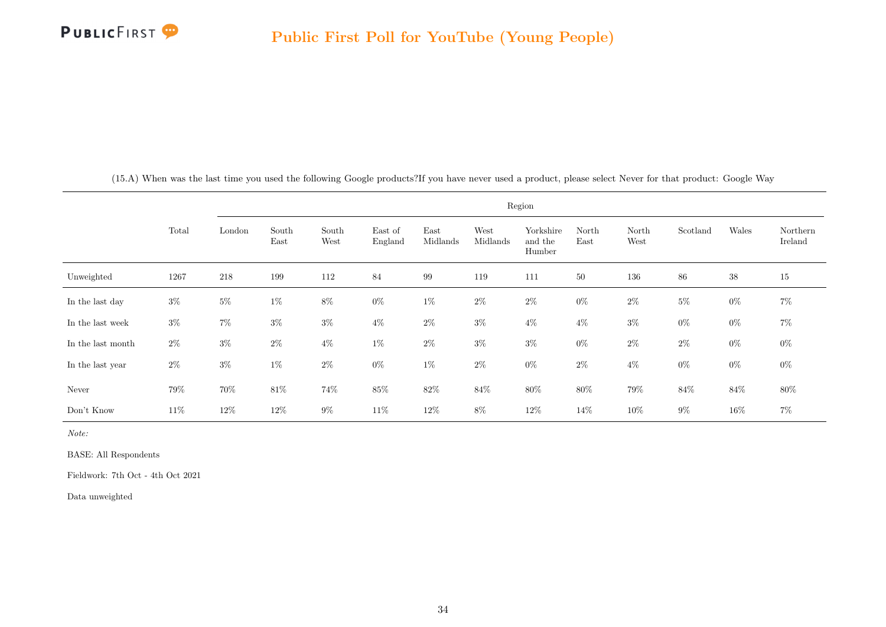## Public First Poll for YouTube (Young People)

(15.A) When was the last time you used the following Google products?If you have never used a product, please select Never for that product: Google Way

| | Total | Region | | | | | | | | | | | |
|---|---|---|---|---|---|---|---|---|---|---|---|---|---|
| | | London | South East | South West | East of England | East Midlands | West Midlands | Yorkshire and the Humber | North East | North West | Scotland | Wales | Northern Ireland |
| Unweighted | 1267 | 218 | 199 | 112 | 84 | 99 | 119 | 111 | 50 | 136 | 86 | 38 | 15 |
| In the last day | 3% | 5% | 1% | 8% | 0% | 1% | 2% | 2% | 0% | 2% | 5% | 0% | 7% |
| In the last week | 3% | 7% | 3% | 3% | 4% | 2% | 3% | 4% | 4% | 3% | 0% | 0% | 7% |
| In the last month | 2% | 3% | 2% | 4% | 1% | 2% | 3% | 3% | 0% | 2% | 2% | 0% | 0% |
| In the last year | 2% | 3% | 1% | 2% | 0% | 1% | 2% | 0% | 2% | 4% | 0% | 0% | 0% |
| Never | 79% | 70% | 81% | 74% | 85% | 82% | 84% | 80% | 80% | 79% | 84% | 84% | 80% |
| Don't Know | 11% | 12% | 12% | 9% | 11% | 12% | 8% | 12% | 14% | 10% | 9% | 16% | 7% |

*Note:*

BASE: All Respondents

Fieldwork: 7th Oct - 4th Oct 2021

Data unweighted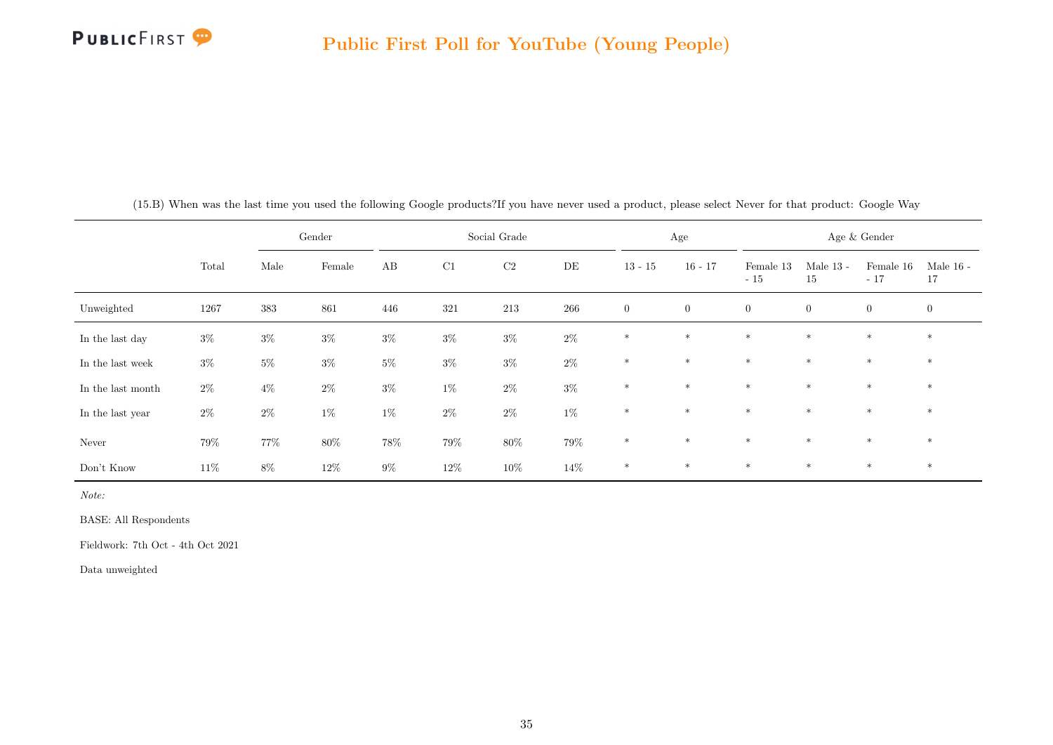(15.B) When was the last time you used the following Google products?If you have never used a product, please select Never for that product: Google Way

| | | Gender | | Social Grade | | | | Age | | Age & Gender | | | |
|---|---|---|---|---|---|---|---|---|---|---|---|---|---|
| | Total | Male | Female | AB | C1 | C2 | DE | 13 - 15 | 16 - 17 | Female 13 - 15 | Male 13 - 15 | Female 16 - 17 | Male 16 - 17 |
| Unweighted | 1267 | 383 | 861 | 446 | 321 | 213 | 266 | 0 | 0 | 0 | 0 | 0 | 0 |
| In the last day | 3% | 3% | 3% | 3% | 3% | 3% | 2% | * | * | * | * | * | * |
| In the last week | 3% | 5% | 3% | 5% | 3% | 3% | 2% | * | * | * | * | * | * |
| In the last month | 2% | 4% | 2% | 3% | 1% | 2% | 3% | * | * | * | * | * | * |
| In the last year | 2% | 2% | 1% | 1% | 2% | 2% | 1% | * | * | * | * | * | * |
| Never | 79% | 77% | 80% | 78% | 79% | 80% | 79% | * | * | * | * | * | * |
| Don't Know | 11% | 8% | 12% | 9% | 12% | 10% | 14% | * | * | * | * | * | * |

*Note:*

BASE: All Respondents

Fieldwork: 7th Oct - 4th Oct 2021

Data unweighted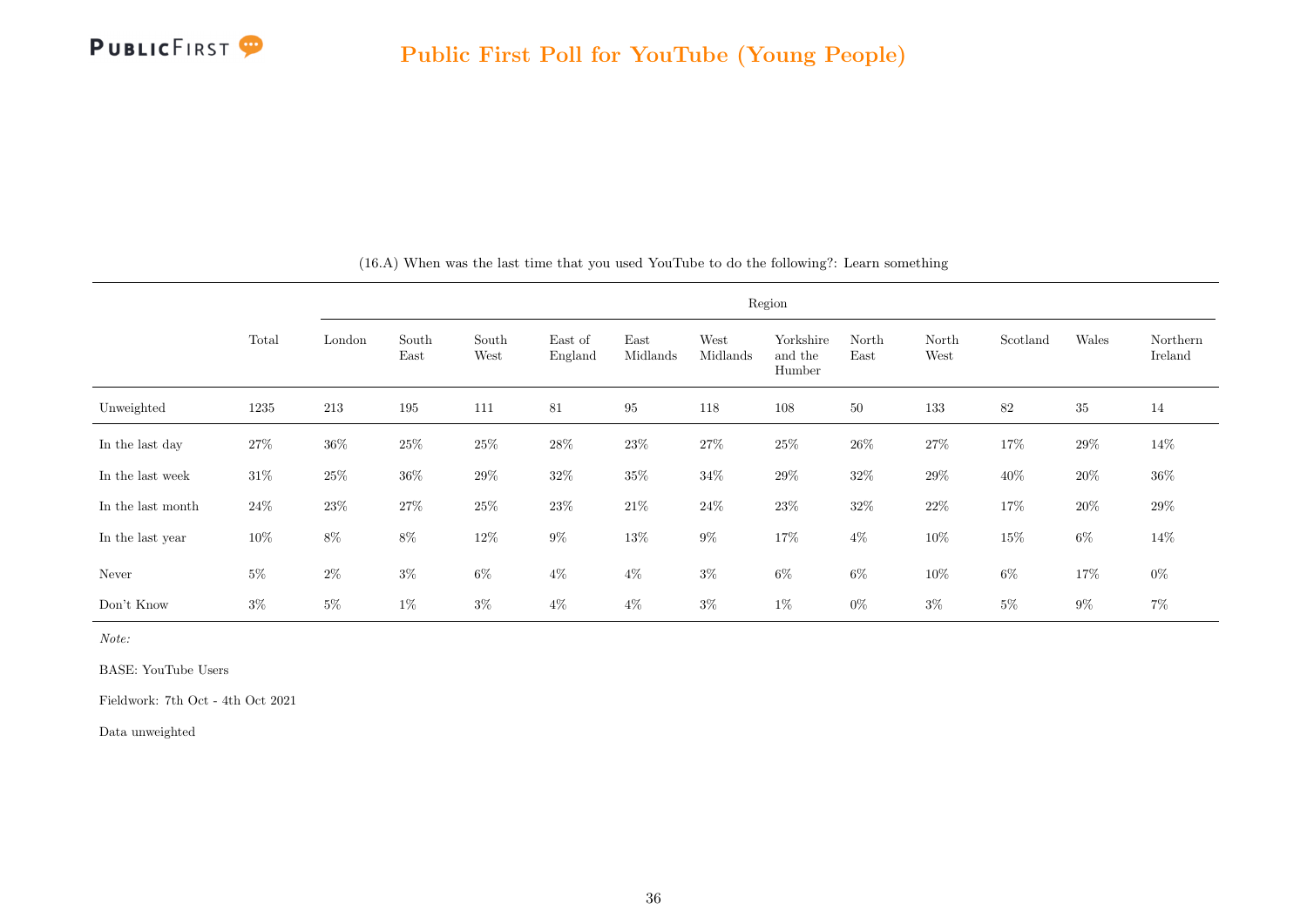(16.A) When was the last time that you used YouTube to do the following?: Learn something

| | Total | Region | | | | | | | | | | | |
|---|---|---|---|---|---|---|---|---|---|---|---|---|---|
| | | London | South East | South West | East of England | East Midlands | West Midlands | Yorkshire and the Humber | North East | North West | Scotland | Wales | Northern Ireland |
| Unweighted | 1235 | 213 | 195 | 111 | 81 | 95 | 118 | 108 | 50 | 133 | 82 | 35 | 14 |
| In the last day | 27% | 36% | 25% | 25% | 28% | 23% | 27% | 25% | 26% | 27% | 17% | 29% | 14% |
| In the last week | 31% | 25% | 36% | 29% | 32% | 35% | 34% | 29% | 32% | 29% | 40% | 20% | 36% |
| In the last month | 24% | 23% | 27% | 25% | 23% | 21% | 24% | 23% | 32% | 22% | 17% | 20% | 29% |
| In the last year | 10% | 8% | 8% | 12% | 9% | 13% | 9% | 17% | 4% | 10% | 15% | 6% | 14% |
| Never | 5% | 2% | 3% | 6% | 4% | 4% | 3% | 6% | 6% | 10% | 6% | 17% | 0% |
| Don't Know | 3% | 5% | 1% | 3% | 4% | 4% | 3% | 1% | 0% | 3% | 5% | 9% | 7% |

*Note:*

BASE: YouTube Users

Fieldwork: 7th Oct - 4th Oct 2021

Data unweighted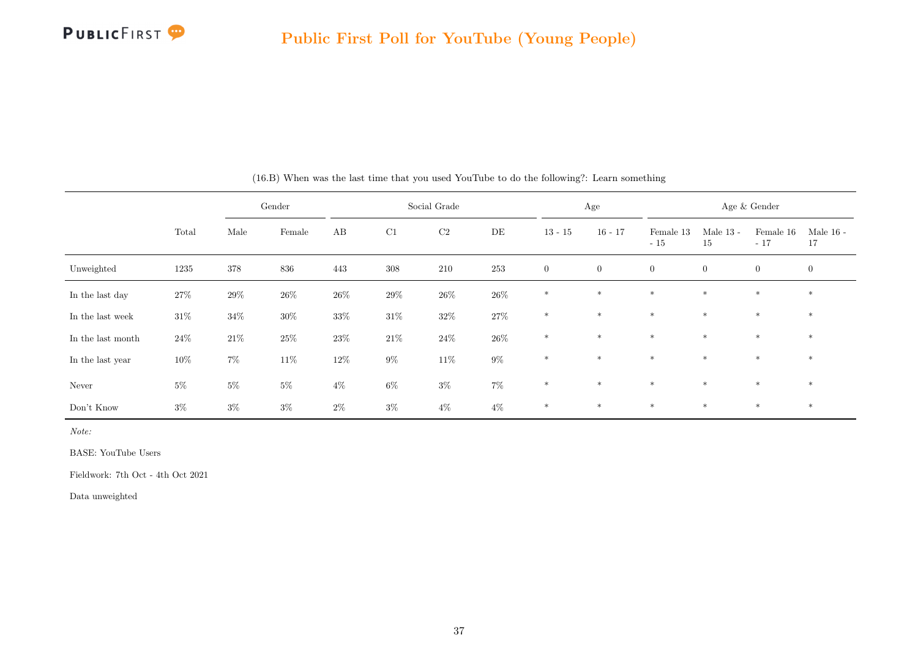(16.B) When was the last time that you used YouTube to do the following?: Learn something

| | Total | Gender | | Social Grade | | | | Age | | Age & Gender | | | |
|---|---|---|---|---|---|---|---|---|---|---|---|---|---|
| | | Male | Female | AB | C1 | C2 | DE | 13 - 15 | 16 - 17 | Female 13 - 15 | Male 13 - 15 | Female 16 - 17 | Male 16 - 17 |
| Unweighted | 1235 | 378 | 836 | 443 | 308 | 210 | 253 | 0 | 0 | 0 | 0 | 0 | 0 |
| In the last day | 27% | 29% | 26% | 26% | 29% | 26% | 26% | * | * | * | * | * | * |
| In the last week | 31% | 34% | 30% | 33% | 31% | 32% | 27% | * | * | * | * | * | * |
| In the last month | 24% | 21% | 25% | 23% | 21% | 24% | 26% | * | * | * | * | * | * |
| In the last year | 10% | 7% | 11% | 12% | 9% | 11% | 9% | * | * | * | * | * | * |
| Never | 5% | 5% | 5% | 4% | 6% | 3% | 7% | * | * | * | * | * | * |
| Don't Know | 3% | 3% | 3% | 2% | 3% | 4% | 4% | * | * | * | * | * | * |

*Note:*

BASE: YouTube Users

Fieldwork: 7th Oct - 4th Oct 2021

Data unweighted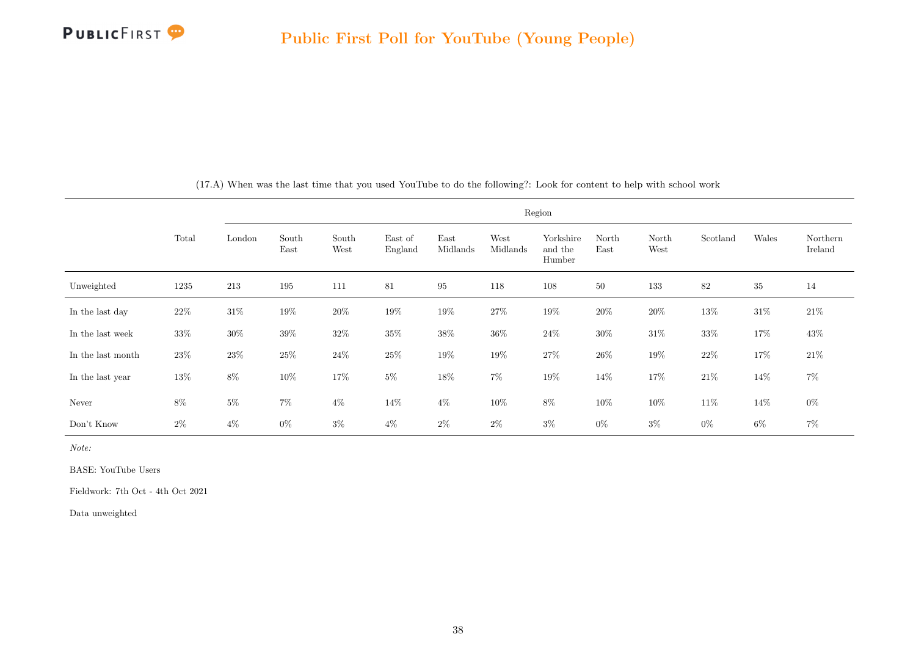(17.A) When was the last time that you used YouTube to do the following?: Look for content to help with school work

| | Total | Region | | | | | | | | | | | |
|---|---|---|---|---|---|---|---|---|---|---|---|---|---|
| | | London | South East | South West | East of England | East Midlands | West Midlands | Yorkshire and the Humber | North East | North West | Scotland | Wales | Northern Ireland |
| Unweighted | 1235 | 213 | 195 | 111 | 81 | 95 | 118 | 108 | 50 | 133 | 82 | 35 | 14 |
| In the last day | 22% | 31% | 19% | 20% | 19% | 19% | 27% | 19% | 20% | 20% | 13% | 31% | 21% |
| In the last week | 33% | 30% | 39% | 32% | 35% | 38% | 36% | 24% | 30% | 31% | 33% | 17% | 43% |
| In the last month | 23% | 23% | 25% | 24% | 25% | 19% | 19% | 27% | 26% | 19% | 22% | 17% | 21% |
| In the last year | 13% | 8% | 10% | 17% | 5% | 18% | 7% | 19% | 14% | 17% | 21% | 14% | 7% |
| Never | 8% | 5% | 7% | 4% | 14% | 4% | 10% | 8% | 10% | 10% | 11% | 14% | 0% |
| Don't Know | 2% | 4% | 0% | 3% | 4% | 2% | 2% | 3% | 0% | 3% | 0% | 6% | 7% |

*Note:*

BASE: YouTube Users

Fieldwork: 7th Oct - 4th Oct 2021

Data unweighted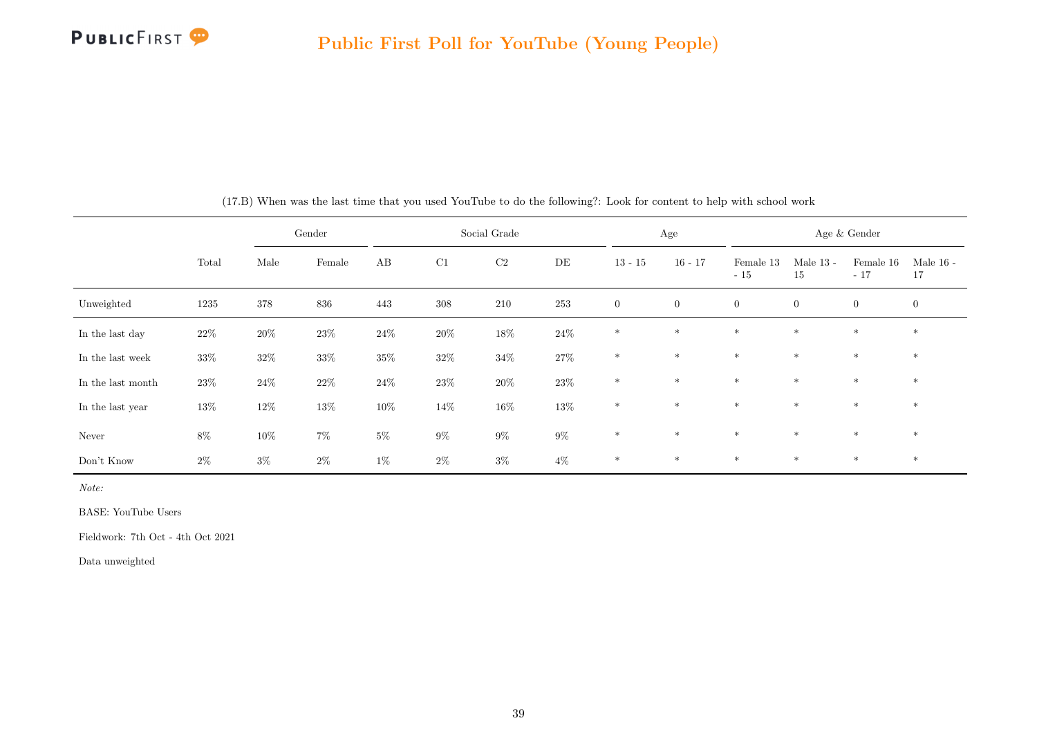(17.B) When was the last time that you used YouTube to do the following?: Look for content to help with school work

| | Total | Gender | | Social Grade | | | | Age | | Age & Gender | | | |
|---|---|---|---|---|---|---|---|---|---|---|---|---|---|
| | | Male | Female | AB | C1 | C2 | DE | 13 - 15 | 16 - 17 | Female 13 - 15 | Male 13 - 15 | Female 16 - 17 | Male 16 - 17 |
| Unweighted | 1235 | 378 | 836 | 443 | 308 | 210 | 253 | 0 | 0 | 0 | 0 | 0 | 0 |
| In the last day | 22% | 20% | 23% | 24% | 20% | 18% | 24% | * | * | * | * | * | * |
| In the last week | 33% | 32% | 33% | 35% | 32% | 34% | 27% | * | * | * | * | * | * |
| In the last month | 23% | 24% | 22% | 24% | 23% | 20% | 23% | * | * | * | * | * | * |
| In the last year | 13% | 12% | 13% | 10% | 14% | 16% | 13% | * | * | * | * | * | * |
| Never | 8% | 10% | 7% | 5% | 9% | 9% | 9% | * | * | * | * | * | * |
| Don't Know | 2% | 3% | 2% | 1% | 2% | 3% | 4% | * | * | * | * | * | * |

*Note:*

BASE: YouTube Users

Fieldwork: 7th Oct - 4th Oct 2021

Data unweighted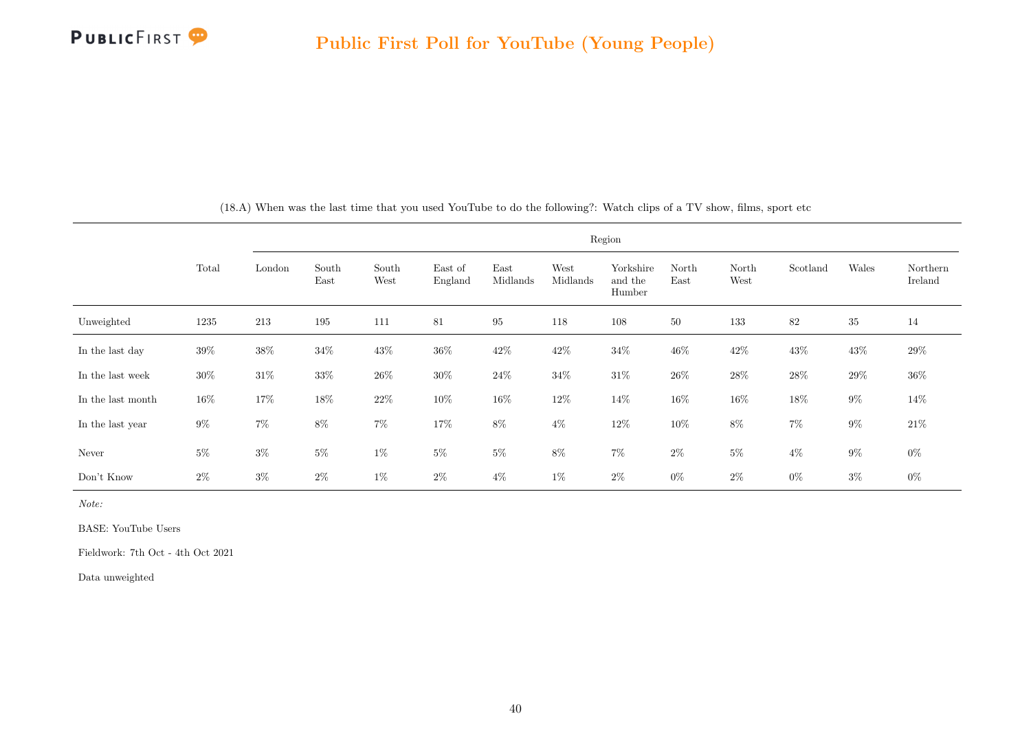## Public First Poll for YouTube (Young People)

(18.A) When was the last time that you used YouTube to do the following?: Watch clips of a TV show, films, sport etc

| | Total | Region | | | | | | | | | | | |
|---|---|---|---|---|---|---|---|---|---|---|---|---|---|
| | | London | South East | South West | East of England | East Midlands | West Midlands | Yorkshire and the Humber | North East | North West | Scotland | Wales | Northern Ireland |
| Unweighted | 1235 | 213 | 195 | 111 | 81 | 95 | 118 | 108 | 50 | 133 | 82 | 35 | 14 |
| In the last day | 39% | 38% | 34% | 43% | 36% | 42% | 42% | 34% | 46% | 42% | 43% | 43% | 29% |
| In the last week | 30% | 31% | 33% | 26% | 30% | 24% | 34% | 31% | 26% | 28% | 28% | 29% | 36% |
| In the last month | 16% | 17% | 18% | 22% | 10% | 16% | 12% | 14% | 16% | 16% | 18% | 9% | 14% |
| In the last year | 9% | 7% | 8% | 7% | 17% | 8% | 4% | 12% | 10% | 8% | 7% | 9% | 21% |
| Never | 5% | 3% | 5% | 1% | 5% | 5% | 8% | 7% | 2% | 5% | 4% | 9% | 0% |
| Don't Know | 2% | 3% | 2% | 1% | 2% | 4% | 1% | 2% | 0% | 2% | 0% | 3% | 0% |

*Note:*

BASE: YouTube Users

Fieldwork: 7th Oct - 4th Oct 2021

Data unweighted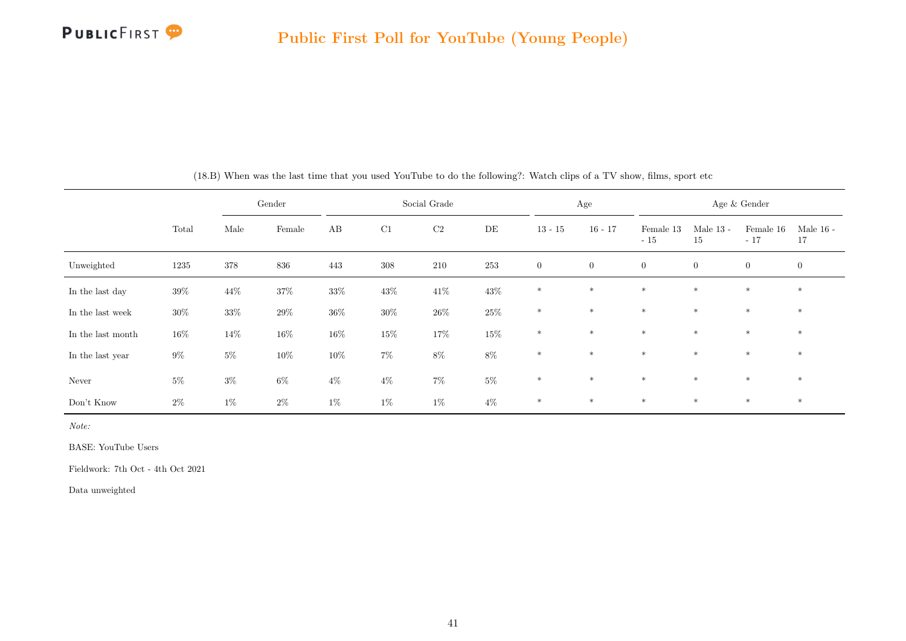(18.B) When was the last time that you used YouTube to do the following?: Watch clips of a TV show, films, sport etc

| | Total | Gender | | Social Grade | | | | Age | | Age & Gender | | | |
|---|---|---|---|---|---|---|---|---|---|---|---|---|---|
| | | Male | Female | AB | C1 | C2 | DE | 13 - 15 | 16 - 17 | Female 13 - 15 | Male 13 - 15 | Female 16 - 17 | Male 16 - 17 |
| Unweighted | 1235 | 378 | 836 | 443 | 308 | 210 | 253 | 0 | 0 | 0 | 0 | 0 | 0 |
| In the last day | 39% | 44% | 37% | 33% | 43% | 41% | 43% | * | * | * | * | * | * |
| In the last week | 30% | 33% | 29% | 36% | 30% | 26% | 25% | * | * | * | * | * | * |
| In the last month | 16% | 14% | 16% | 16% | 15% | 17% | 15% | * | * | * | * | * | * |
| In the last year | 9% | 5% | 10% | 10% | 7% | 8% | 8% | * | * | * | * | * | * |
| Never | 5% | 3% | 6% | 4% | 4% | 7% | 5% | * | * | * | * | * | * |
| Don't Know | 2% | 1% | 2% | 1% | 1% | 1% | 4% | * | * | * | * | * | * |

*Note:*

BASE: YouTube Users

Fieldwork: 7th Oct - 4th Oct 2021

Data unweighted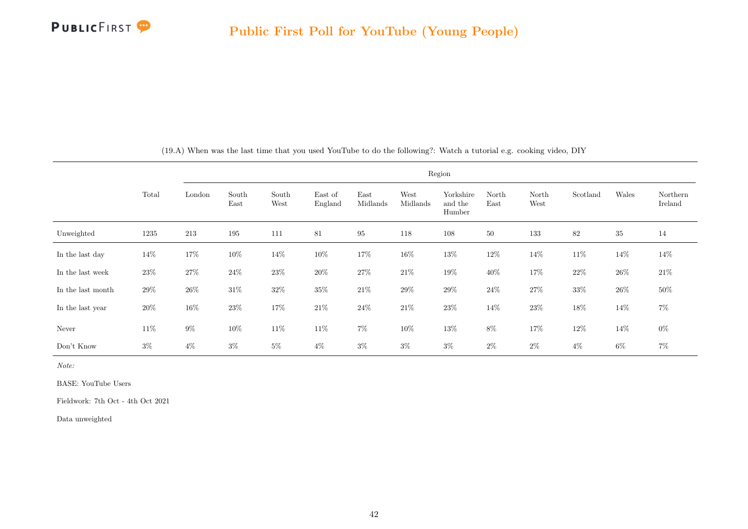(19.A) When was the last time that you used YouTube to do the following?: Watch a tutorial e.g. cooking video, DIY

| | Total | Region | | | | | | | | | | | |
|---|---|---|---|---|---|---|---|---|---|---|---|---|---|
| | | London | South East | South West | East of England | East Midlands | West Midlands | Yorkshire and the Humber | North East | North West | Scotland | Wales | Northern Ireland |
| Unweighted | 1235 | 213 | 195 | 111 | 81 | 95 | 118 | 108 | 50 | 133 | 82 | 35 | 14 |
| In the last day | 14% | 17% | 10% | 14% | 10% | 17% | 16% | 13% | 12% | 14% | 11% | 14% | 14% |
| In the last week | 23% | 27% | 24% | 23% | 20% | 27% | 21% | 19% | 40% | 17% | 22% | 26% | 21% |
| In the last month | 29% | 26% | 31% | 32% | 35% | 21% | 29% | 29% | 24% | 27% | 33% | 26% | 50% |
| In the last year | 20% | 16% | 23% | 17% | 21% | 24% | 21% | 23% | 14% | 23% | 18% | 14% | 7% |
| Never | 11% | 9% | 10% | 11% | 11% | 7% | 10% | 13% | 8% | 17% | 12% | 14% | 0% |
| Don't Know | 3% | 4% | 3% | 5% | 4% | 3% | 3% | 3% | 2% | 2% | 4% | 6% | 7% |

*Note:*

BASE: YouTube Users

Fieldwork: 7th Oct - 4th Oct 2021

Data unweighted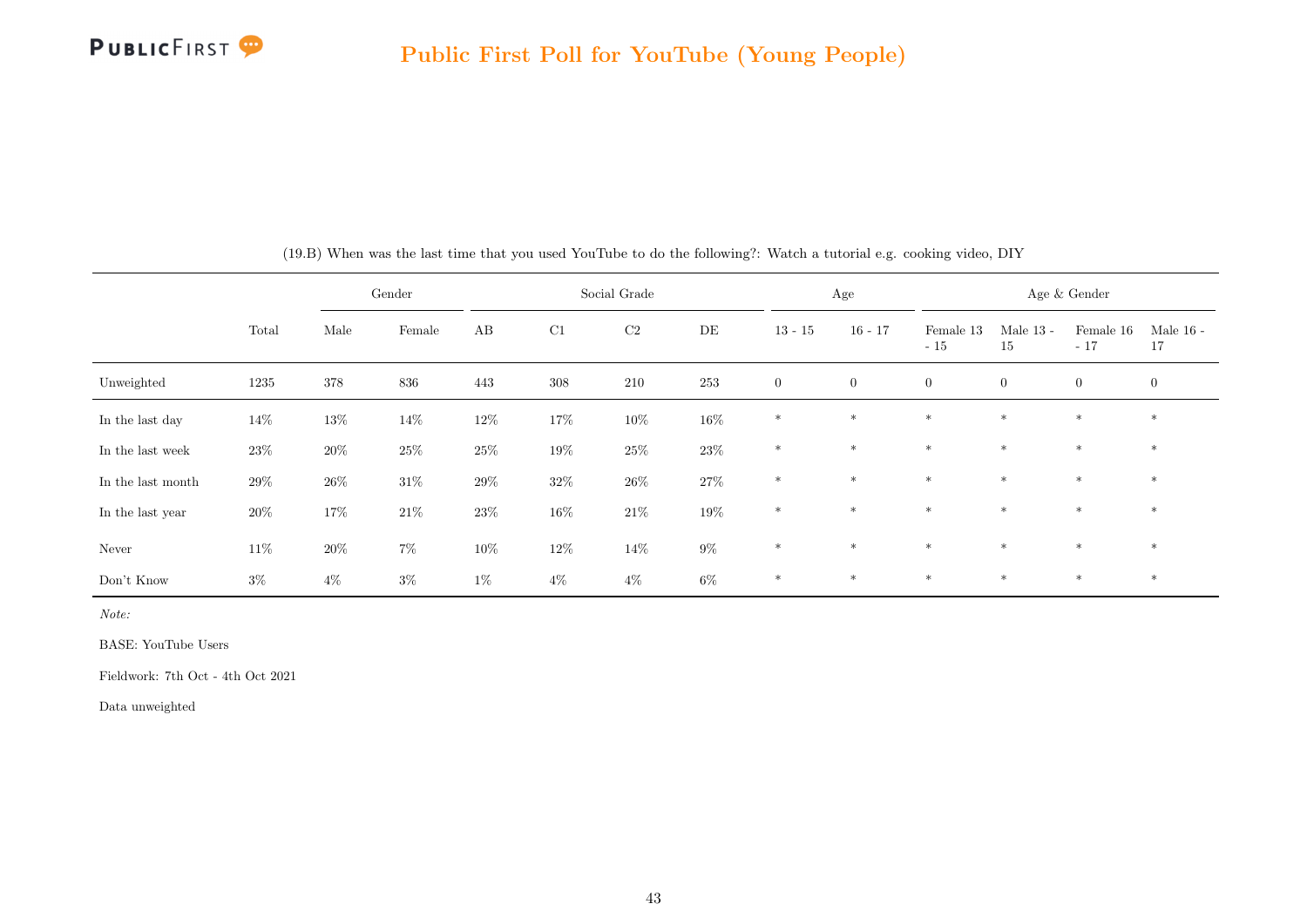(19.B) When was the last time that you used YouTube to do the following?: Watch a tutorial e.g. cooking video, DIY

| | | Gender | | Social Grade | | | | Age | | Age & Gender | | | |
|---|---|---|---|---|---|---|---|---|---|---|---|---|---|
| | Total | Male | Female | AB | C1 | C2 | DE | 13 - 15 | 16 - 17 | Female 13 - 15 | Male 13 - 15 | Female 16 - 17 | Male 16 - 17 |
| Unweighted | 1235 | 378 | 836 | 443 | 308 | 210 | 253 | 0 | 0 | 0 | 0 | 0 | 0 |
| In the last day | 14% | 13% | 14% | 12% | 17% | 10% | 16% | * | * | * | * | * | * |
| In the last week | 23% | 20% | 25% | 25% | 19% | 25% | 23% | * | * | * | * | * | * |
| In the last month | 29% | 26% | 31% | 29% | 32% | 26% | 27% | * | * | * | * | * | * |
| In the last year | 20% | 17% | 21% | 23% | 16% | 21% | 19% | * | * | * | * | * | * |
| Never | 11% | 20% | 7% | 10% | 12% | 14% | 9% | * | * | * | * | * | * |
| Don't Know | 3% | 4% | 3% | 1% | 4% | 4% | 6% | * | * | * | * | * | * |

*Note:*

BASE: YouTube Users

Fieldwork: 7th Oct - 4th Oct 2021

Data unweighted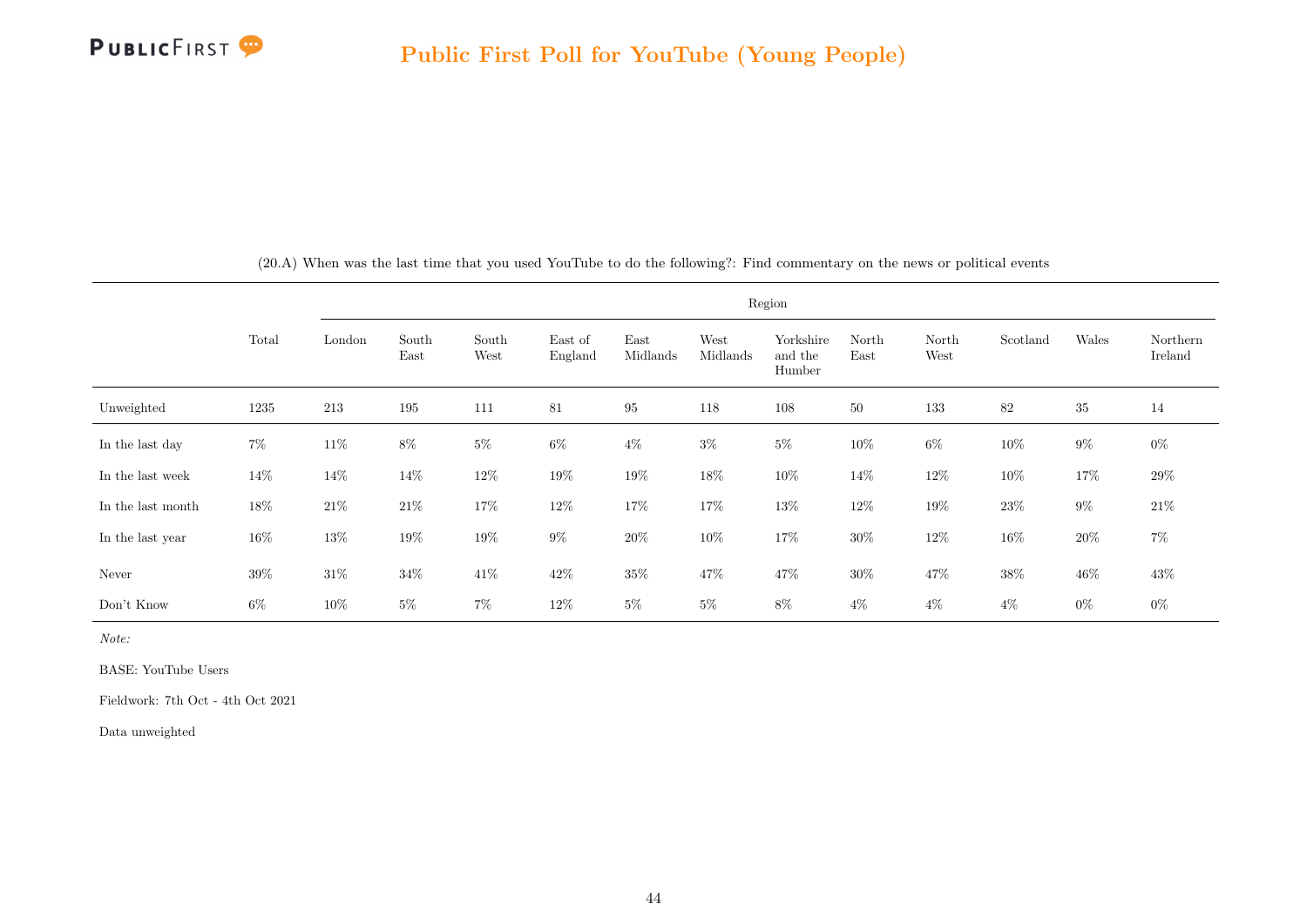(20.A) When was the last time that you used YouTube to do the following?: Find commentary on the news or political events

| | Total | Region | | | | | | | | | | | |
|---|---|---|---|---|---|---|---|---|---|---|---|---|---|
| | | London | South East | South West | East of England | East Midlands | West Midlands | Yorkshire and the Humber | North East | North West | Scotland | Wales | Northern Ireland |
| Unweighted | 1235 | 213 | 195 | 111 | 81 | 95 | 118 | 108 | 50 | 133 | 82 | 35 | 14 |
| In the last day | 7% | 11% | 8% | 5% | 6% | 4% | 3% | 5% | 10% | 6% | 10% | 9% | 0% |
| In the last week | 14% | 14% | 14% | 12% | 19% | 19% | 18% | 10% | 14% | 12% | 10% | 17% | 29% |
| In the last month | 18% | 21% | 21% | 17% | 12% | 17% | 17% | 13% | 12% | 19% | 23% | 9% | 21% |
| In the last year | 16% | 13% | 19% | 19% | 9% | 20% | 10% | 17% | 30% | 12% | 16% | 20% | 7% |
| Never | 39% | 31% | 34% | 41% | 42% | 35% | 47% | 47% | 30% | 47% | 38% | 46% | 43% |
| Don't Know | 6% | 10% | 5% | 7% | 12% | 5% | 5% | 8% | 4% | 4% | 4% | 0% | 0% |

*Note:*

BASE: YouTube Users

Fieldwork: 7th Oct - 4th Oct 2021

Data unweighted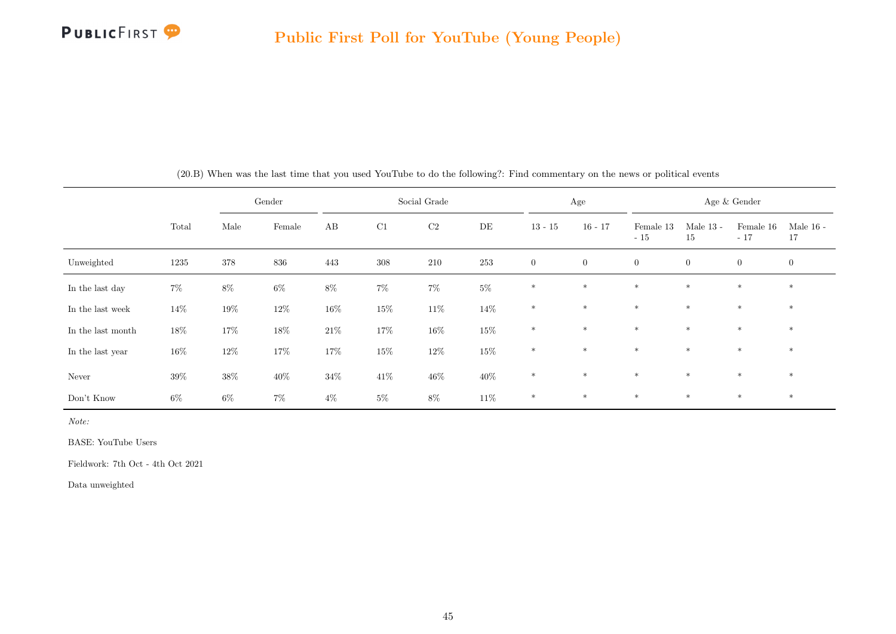(20.B) When was the last time that you used YouTube to do the following?: Find commentary on the news or political events

| | Total | Gender | | Social Grade | | | | Age | | Age & Gender | | | |
|---|---|---|---|---|---|---|---|---|---|---|---|---|---|
| | | Male | Female | AB | C1 | C2 | DE | 13 - 15 | 16 - 17 | Female 13 - 15 | Male 13 - 15 | Female 16 - 17 | Male 16 - 17 |
| Unweighted | 1235 | 378 | 836 | 443 | 308 | 210 | 253 | 0 | 0 | 0 | 0 | 0 | 0 |
| In the last day | 7% | 8% | 6% | 8% | 7% | 7% | 5% | * | * | * | * | * | * |
| In the last week | 14% | 19% | 12% | 16% | 15% | 11% | 14% | * | * | * | * | * | * |
| In the last month | 18% | 17% | 18% | 21% | 17% | 16% | 15% | * | * | * | * | * | * |
| In the last year | 16% | 12% | 17% | 17% | 15% | 12% | 15% | * | * | * | * | * | * |
| Never | 39% | 38% | 40% | 34% | 41% | 46% | 40% | * | * | * | * | * | * |
| Don't Know | 6% | 6% | 7% | 4% | 5% | 8% | 11% | * | * | * | * | * | * |

*Note:*

BASE: YouTube Users

Fieldwork: 7th Oct - 4th Oct 2021

Data unweighted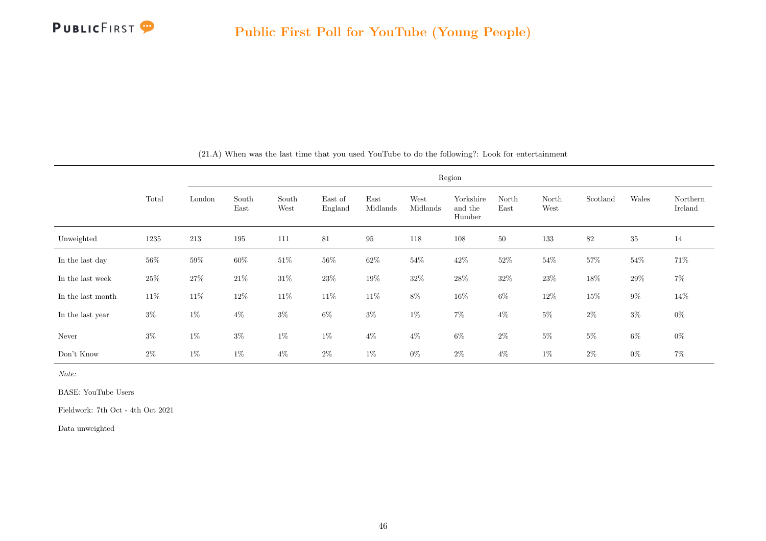(21.A) When was the last time that you used YouTube to do the following?: Look for entertainment

| | Total | Region | | | | | | | | | | | |
|---|---|---|---|---|---|---|---|---|---|---|---|---|---|
| | | London | South East | South West | East of England | East Midlands | West Midlands | Yorkshire and the Humber | North East | North West | Scotland | Wales | Northern Ireland |
| Unweighted | 1235 | 213 | 195 | 111 | 81 | 95 | 118 | 108 | 50 | 133 | 82 | 35 | 14 |
| In the last day | 56% | 59% | 60% | 51% | 56% | 62% | 54% | 42% | 52% | 54% | 57% | 54% | 71% |
| In the last week | 25% | 27% | 21% | 31% | 23% | 19% | 32% | 28% | 32% | 23% | 18% | 29% | 7% |
| In the last month | 11% | 11% | 12% | 11% | 11% | 11% | 8% | 16% | 6% | 12% | 15% | 9% | 14% |
| In the last year | 3% | 1% | 4% | 3% | 6% | 3% | 1% | 7% | 4% | 5% | 2% | 3% | 0% |
| Never | 3% | 1% | 3% | 1% | 1% | 4% | 4% | 6% | 2% | 5% | 5% | 6% | 0% |
| Don't Know | 2% | 1% | 1% | 4% | 2% | 1% | 0% | 2% | 4% | 1% | 2% | 0% | 7% |

*Note:*

BASE: YouTube Users

Fieldwork: 7th Oct - 4th Oct 2021

Data unweighted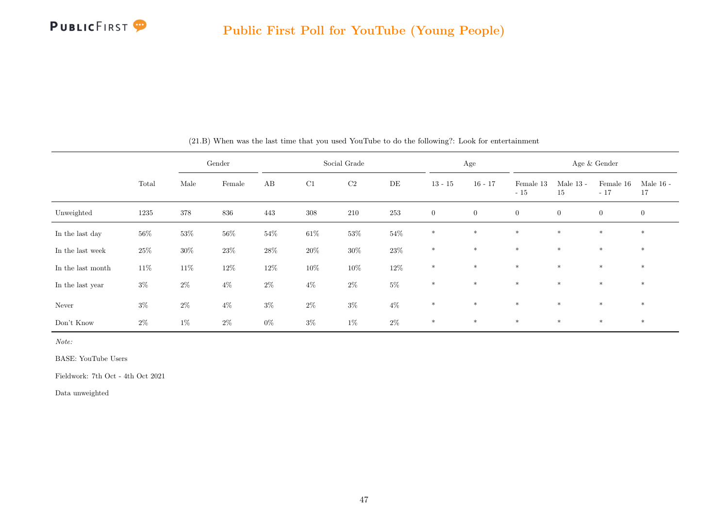(21.B) When was the last time that you used YouTube to do the following?: Look for entertainment

| | Total | Gender | | Social Grade | | | | Age | | Age & Gender | | | |
|---|---|---|---|---|---|---|---|---|---|---|---|---|---|
| | Total | Male | Female | AB | C1 | C2 | DE | 13 - 15 | 16 - 17 | Female 13 - 15 | Male 13 - 15 | Female 16 - 17 | Male 16 - 17 |
| Unweighted | 1235 | 378 | 836 | 443 | 308 | 210 | 253 | 0 | 0 | 0 | 0 | 0 | 0 |
| In the last day | 56% | 53% | 56% | 54% | 61% | 53% | 54% | * | * | * | * | * | * |
| In the last week | 25% | 30% | 23% | 28% | 20% | 30% | 23% | * | * | * | * | * | * |
| In the last month | 11% | 11% | 12% | 12% | 10% | 10% | 12% | * | * | * | * | * | * |
| In the last year | 3% | 2% | 4% | 2% | 4% | 2% | 5% | * | * | * | * | * | * |
| Never | 3% | 2% | 4% | 3% | 2% | 3% | 4% | * | * | * | * | * | * |
| Don't Know | 2% | 1% | 2% | 0% | 3% | 1% | 2% | * | * | * | * | * | * |

*Note:*

BASE: YouTube Users

Fieldwork: 7th Oct - 4th Oct 2021

Data unweighted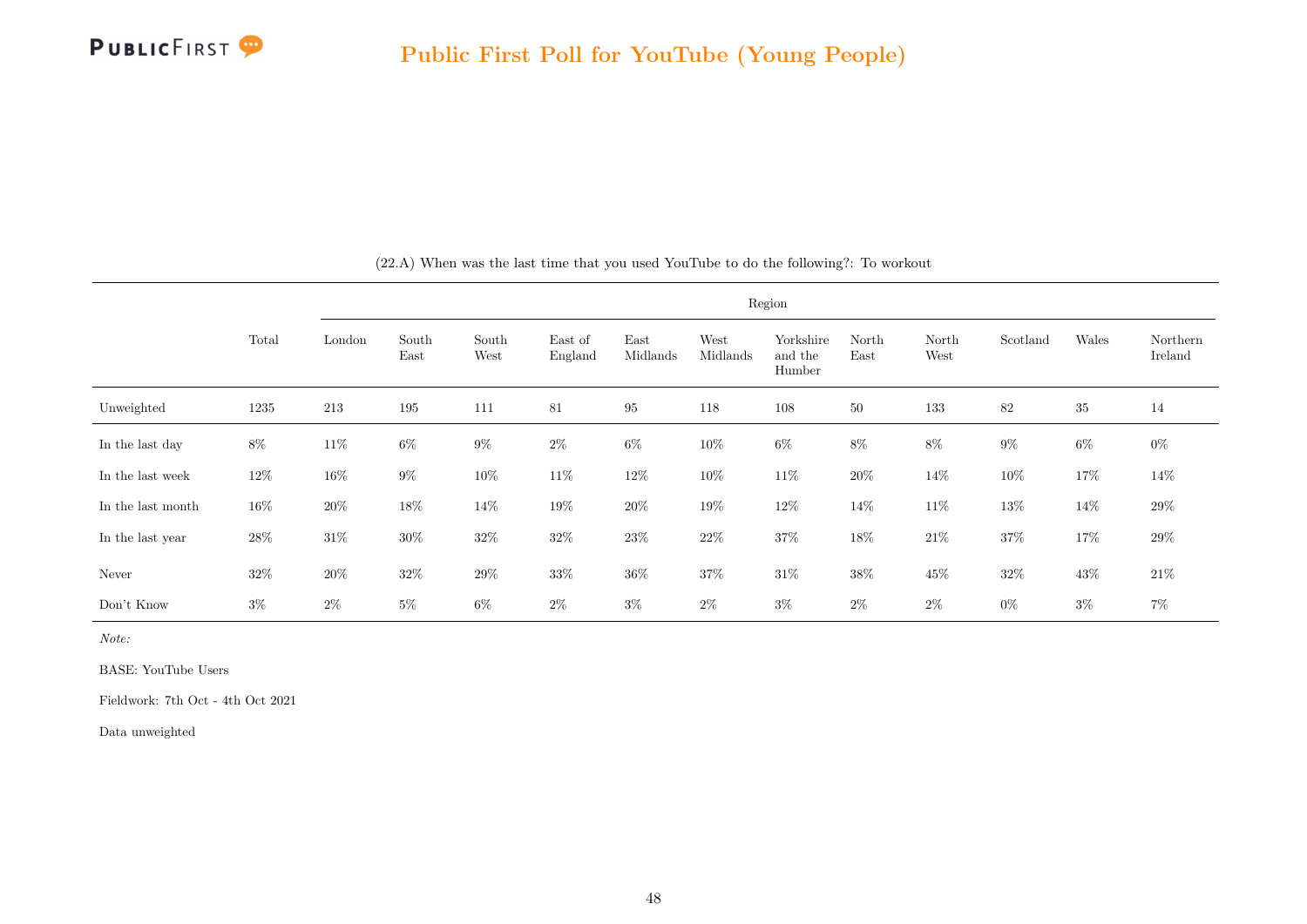(22.A) When was the last time that you used YouTube to do the following?: To workout

| | Total | Region | | | | | | | | | | | |
|---|---|---|---|---|---|---|---|---|---|---|---|---|---|
| | | London | South East | South West | East of England | East Midlands | West Midlands | Yorkshire and the Humber | North East | North West | Scotland | Wales | Northern Ireland |
| Unweighted | 1235 | 213 | 195 | 111 | 81 | 95 | 118 | 108 | 50 | 133 | 82 | 35 | 14 |
| In the last day | 8% | 11% | 6% | 9% | 2% | 6% | 10% | 6% | 8% | 8% | 9% | 6% | 0% |
| In the last week | 12% | 16% | 9% | 10% | 11% | 12% | 10% | 11% | 20% | 14% | 10% | 17% | 14% |
| In the last month | 16% | 20% | 18% | 14% | 19% | 20% | 19% | 12% | 14% | 11% | 13% | 14% | 29% |
| In the last year | 28% | 31% | 30% | 32% | 32% | 23% | 22% | 37% | 18% | 21% | 37% | 17% | 29% |
| Never | 32% | 20% | 32% | 29% | 33% | 36% | 37% | 31% | 38% | 45% | 32% | 43% | 21% |
| Don't Know | 3% | 2% | 5% | 6% | 2% | 3% | 2% | 3% | 2% | 2% | 0% | 3% | 7% |

*Note:*

BASE: YouTube Users

Fieldwork: 7th Oct - 4th Oct 2021

Data unweighted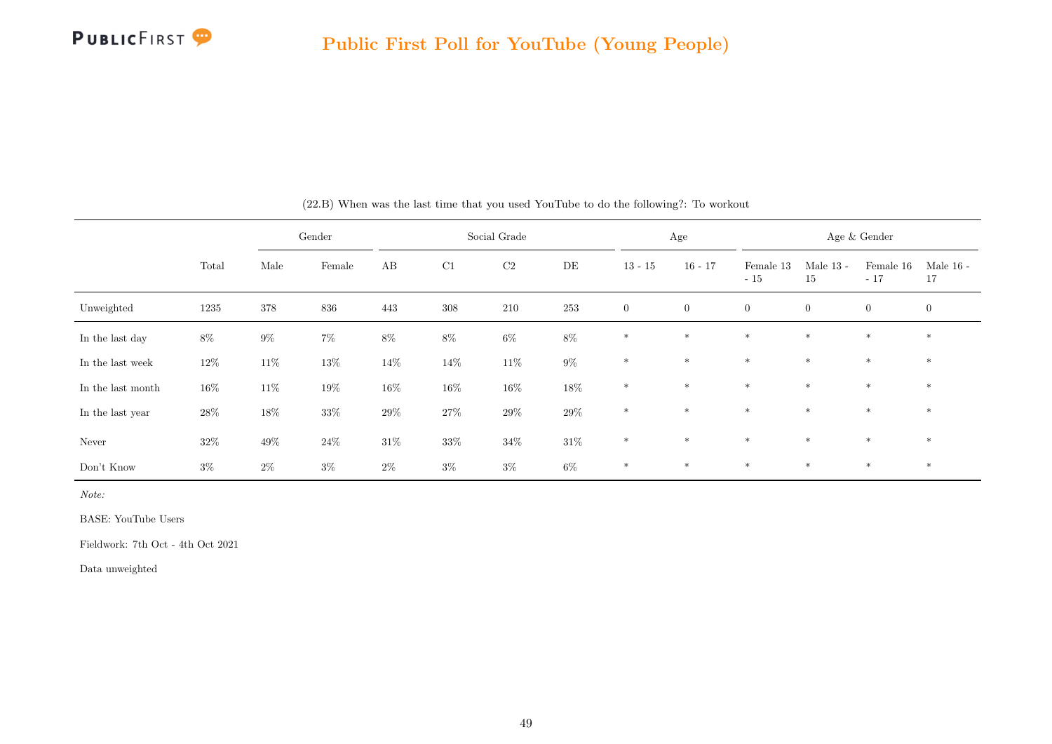(22.B) When was the last time that you used YouTube to do the following?: To workout

| | Total | Gender | | Social Grade | | | | Age | | Age & Gender | | | |
|---|---|---|---|---|---|---|---|---|---|---|---|---|---|
| | | Male | Female | AB | C1 | C2 | DE | 13 - 15 | 16 - 17 | Female 13 - 15 | Male 13 - 15 | Female 16 - 17 | Male 16 - 17 |
| Unweighted | 1235 | 378 | 836 | 443 | 308 | 210 | 253 | 0 | 0 | 0 | 0 | 0 | 0 |
| In the last day | 8% | 9% | 7% | 8% | 8% | 6% | 8% | * | * | * | * | * | * |
| In the last week | 12% | 11% | 13% | 14% | 14% | 11% | 9% | * | * | * | * | * | * |
| In the last month | 16% | 11% | 19% | 16% | 16% | 16% | 18% | * | * | * | * | * | * |
| In the last year | 28% | 18% | 33% | 29% | 27% | 29% | 29% | * | * | * | * | * | * |
| Never | 32% | 49% | 24% | 31% | 33% | 34% | 31% | * | * | * | * | * | * |
| Don't Know | 3% | 2% | 3% | 2% | 3% | 3% | 6% | * | * | * | * | * | * |

*Note:*

BASE: YouTube Users

Fieldwork: 7th Oct - 4th Oct 2021

Data unweighted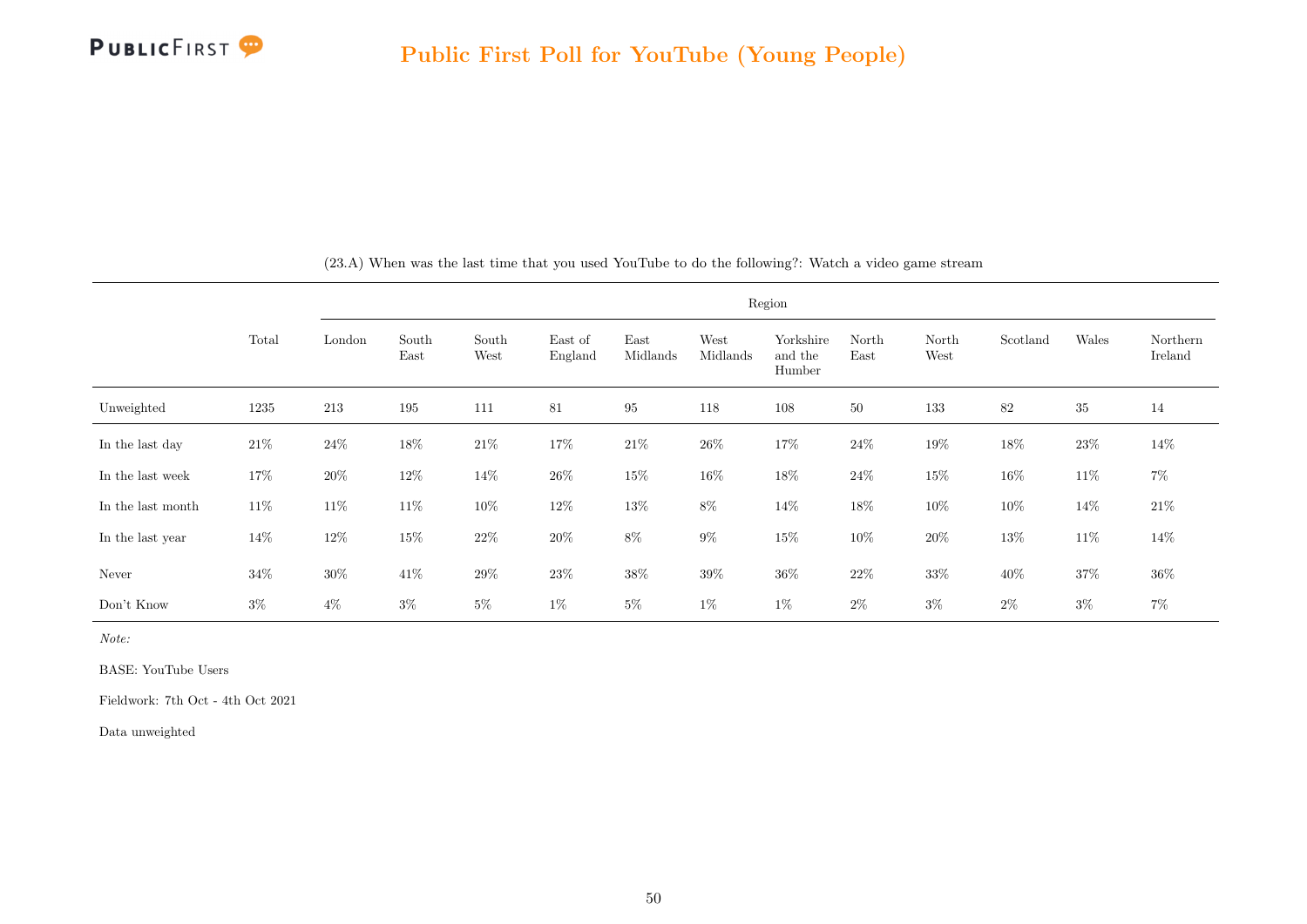(23.A) When was the last time that you used YouTube to do the following?: Watch a video game stream

| | Total | Region | | | | | | | | | | | |
|---|---|---|---|---|---|---|---|---|---|---|---|---|---|
| | | London | South East | South West | East of England | East Midlands | West Midlands | Yorkshire and the Humber | North East | North West | Scotland | Wales | Northern Ireland |
| Unweighted | 1235 | 213 | 195 | 111 | 81 | 95 | 118 | 108 | 50 | 133 | 82 | 35 | 14 |
| In the last day | 21% | 24% | 18% | 21% | 17% | 21% | 26% | 17% | 24% | 19% | 18% | 23% | 14% |
| In the last week | 17% | 20% | 12% | 14% | 26% | 15% | 16% | 18% | 24% | 15% | 16% | 11% | 7% |
| In the last month | 11% | 11% | 11% | 10% | 12% | 13% | 8% | 14% | 18% | 10% | 10% | 14% | 21% |
| In the last year | 14% | 12% | 15% | 22% | 20% | 8% | 9% | 15% | 10% | 20% | 13% | 11% | 14% |
| Never | 34% | 30% | 41% | 29% | 23% | 38% | 39% | 36% | 22% | 33% | 40% | 37% | 36% |
| Don't Know | 3% | 4% | 3% | 5% | 1% | 5% | 1% | 1% | 2% | 3% | 2% | 3% | 7% |

*Note:*

BASE: YouTube Users

Fieldwork: 7th Oct - 4th Oct 2021

Data unweighted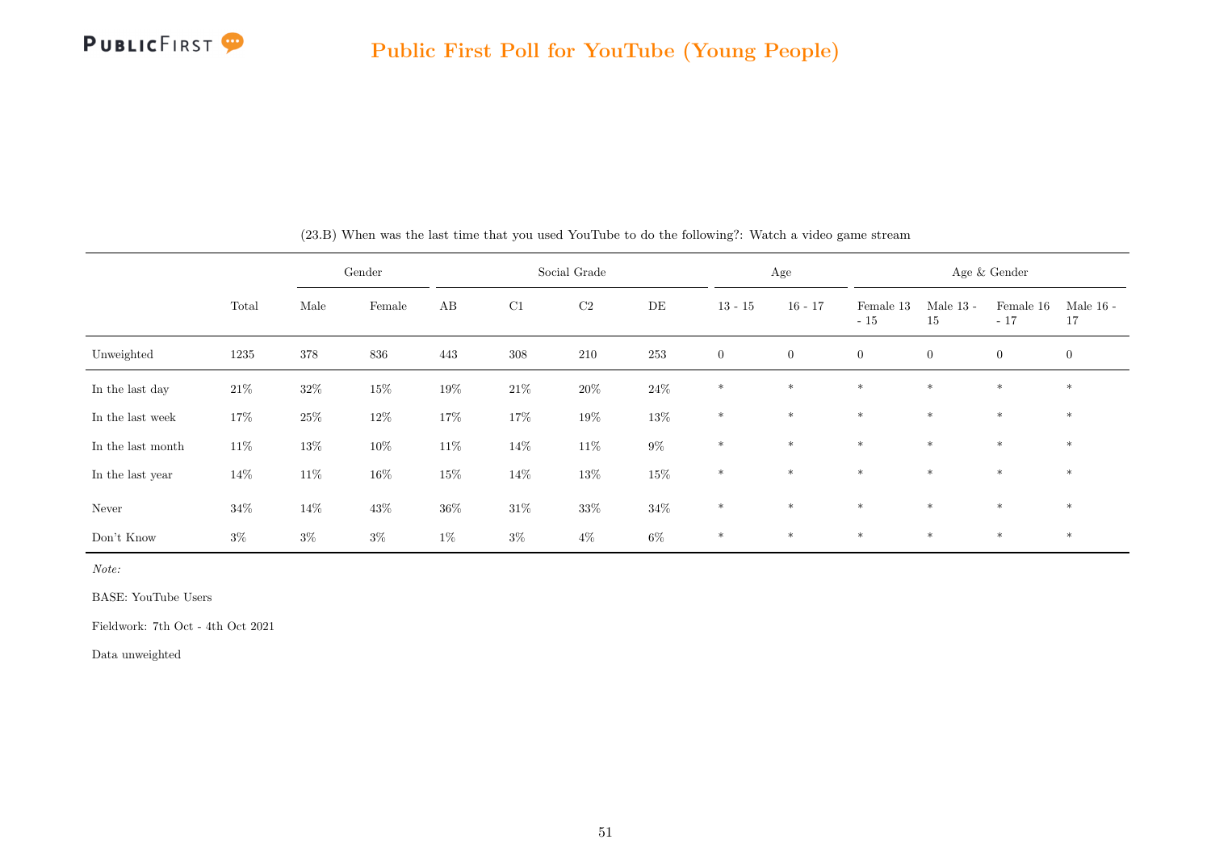(23.B) When was the last time that you used YouTube to do the following?: Watch a video game stream

| | Total | Gender | | Social Grade | | | | Age | | Age & Gender | | | |
|---|---|---|---|---|---|---|---|---|---|---|---|---|---|
| | | Male | Female | AB | C1 | C2 | DE | 13 - 15 | 16 - 17 | Female 13 - 15 | Male 13 - 15 | Female 16 - 17 | Male 16 - 17 |
| Unweighted | 1235 | 378 | 836 | 443 | 308 | 210 | 253 | 0 | 0 | 0 | 0 | 0 | 0 |
| In the last day | 21% | 32% | 15% | 19% | 21% | 20% | 24% | * | * | * | * | * | * |
| In the last week | 17% | 25% | 12% | 17% | 17% | 19% | 13% | * | * | * | * | * | * |
| In the last month | 11% | 13% | 10% | 11% | 14% | 11% | 9% | * | * | * | * | * | * |
| In the last year | 14% | 11% | 16% | 15% | 14% | 13% | 15% | * | * | * | * | * | * |
| Never | 34% | 14% | 43% | 36% | 31% | 33% | 34% | * | * | * | * | * | * |
| Don't Know | 3% | 3% | 3% | 1% | 3% | 4% | 6% | * | * | * | * | * | * |

*Note:*

BASE: YouTube Users

Fieldwork: 7th Oct - 4th Oct 2021

Data unweighted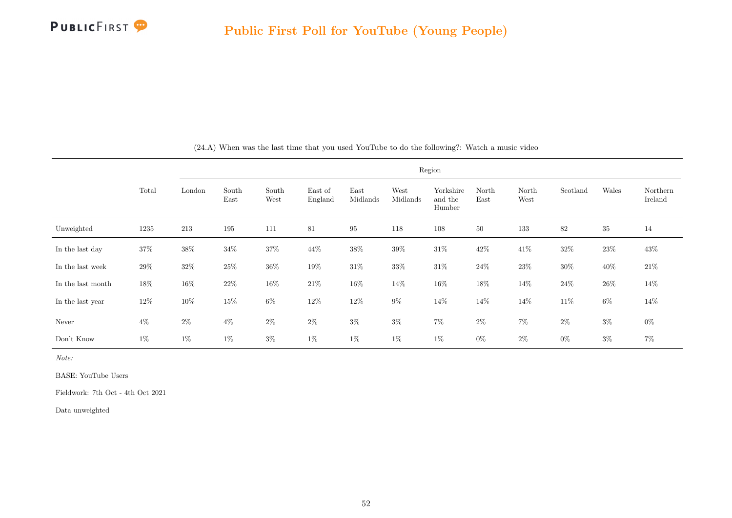# Public First Poll for YouTube (Young People)

(24.A) When was the last time that you used YouTube to do the following?: Watch a music video

| | Total | Region | | | | | | | | | | | |
|---|---|---|---|---|---|---|---|---|---|---|---|---|---|
| | | London | South East | South West | East of England | East Midlands | West Midlands | Yorkshire and the Humber | North East | North West | Scotland | Wales | Northern Ireland |
| Unweighted | 1235 | 213 | 195 | 111 | 81 | 95 | 118 | 108 | 50 | 133 | 82 | 35 | 14 |
| In the last day | 37% | 38% | 34% | 37% | 44% | 38% | 39% | 31% | 42% | 41% | 32% | 23% | 43% |
| In the last week | 29% | 32% | 25% | 36% | 19% | 31% | 33% | 31% | 24% | 23% | 30% | 40% | 21% |
| In the last month | 18% | 16% | 22% | 16% | 21% | 16% | 14% | 16% | 18% | 14% | 24% | 26% | 14% |
| In the last year | 12% | 10% | 15% | 6% | 12% | 12% | 9% | 14% | 14% | 14% | 11% | 6% | 14% |
| Never | 4% | 2% | 4% | 2% | 2% | 3% | 3% | 7% | 2% | 7% | 2% | 3% | 0% |
| Don't Know | 1% | 1% | 1% | 3% | 1% | 1% | 1% | 1% | 0% | 2% | 0% | 3% | 7% |

*Note:*

BASE: YouTube Users

Fieldwork: 7th Oct - 4th Oct 2021

Data unweighted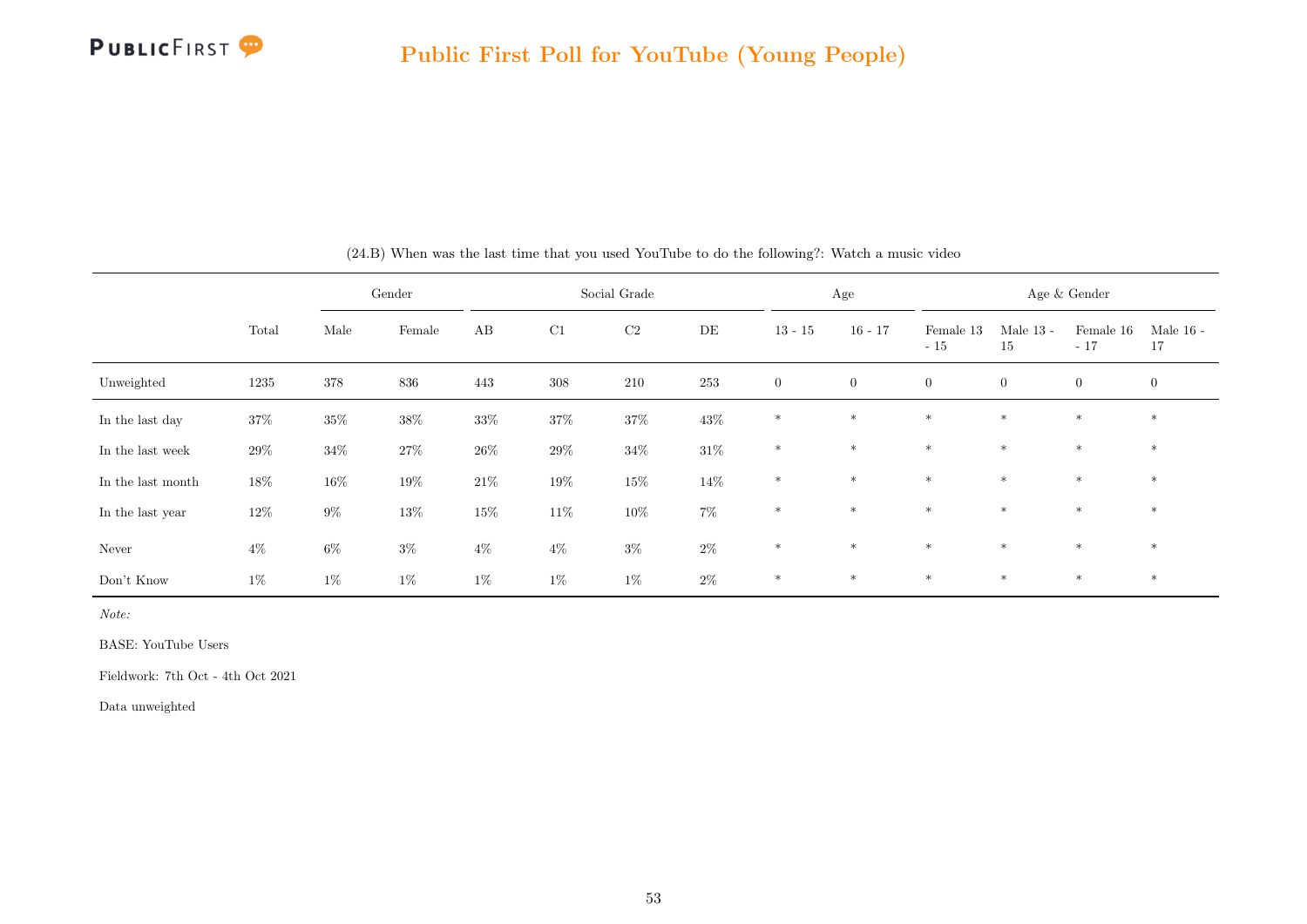(24.B) When was the last time that you used YouTube to do the following?: Watch a music video

| | Total | Gender | | Social Grade | | | | Age | | Age & Gender | | | |
|---|---|---|---|---|---|---|---|---|---|---|---|---|---|
| | | Male | Female | AB | C1 | C2 | DE | 13 - 15 | 16 - 17 | Female 13 - 15 | Male 13 - 15 | Female 16 - 17 | Male 16 - 17 |
| Unweighted | 1235 | 378 | 836 | 443 | 308 | 210 | 253 | 0 | 0 | 0 | 0 | 0 | 0 |
| In the last day | 37% | 35% | 38% | 33% | 37% | 37% | 43% | * | * | * | * | * | * |
| In the last week | 29% | 34% | 27% | 26% | 29% | 34% | 31% | * | * | * | * | * | * |
| In the last month | 18% | 16% | 19% | 21% | 19% | 15% | 14% | * | * | * | * | * | * |
| In the last year | 12% | 9% | 13% | 15% | 11% | 10% | 7% | * | * | * | * | * | * |
| Never | 4% | 6% | 3% | 4% | 4% | 3% | 2% | * | * | * | * | * | * |
| Don't Know | 1% | 1% | 1% | 1% | 1% | 1% | 2% | * | * | * | * | * | * |

*Note:*

BASE: YouTube Users

Fieldwork: 7th Oct - 4th Oct 2021

Data unweighted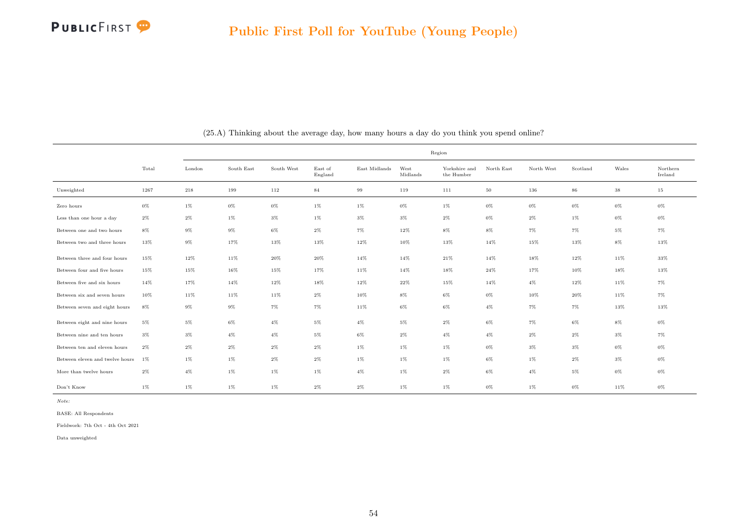# Public First Poll for YouTube (Young People)

(25.A) Thinking about the average day, how many hours a day do you think you spend online?

| | Total | Region | | | | | | | | | | | |
|---|---|---|---|---|---|---|---|---|---|---|---|---|---|
| | | London | South East | South West | East of England | East Midlands | West Midlands | Yorkshire and the Humber | North East | North West | Scotland | Wales | Northern Ireland |
| Unweighted | 1267 | 218 | 199 | 112 | 84 | 99 | 119 | 111 | 50 | 136 | 86 | 38 | 15 |
| Zero hours | 0% | 1% | 0% | 0% | 1% | 1% | 0% | 1% | 0% | 0% | 0% | 0% | 0% |
| Less than one hour a day | 2% | 2% | 1% | 3% | 1% | 3% | 3% | 2% | 0% | 2% | 1% | 0% | 0% |
| Between one and two hours | 8% | 9% | 9% | 6% | 2% | 7% | 12% | 8% | 8% | 7% | 7% | 5% | 7% |
| Between two and three hours | 13% | 9% | 17% | 13% | 13% | 12% | 10% | 13% | 14% | 15% | 13% | 8% | 13% |
| Between three and four hours | 15% | 12% | 11% | 20% | 20% | 14% | 14% | 21% | 14% | 18% | 12% | 11% | 33% |
| Between four and five hours | 15% | 15% | 16% | 15% | 17% | 11% | 14% | 18% | 24% | 17% | 10% | 18% | 13% |
| Between five and six hours | 14% | 17% | 14% | 12% | 18% | 12% | 22% | 15% | 14% | 4% | 12% | 11% | 7% |
| Between six and seven hours | 10% | 11% | 11% | 11% | 2% | 10% | 8% | 6% | 0% | 10% | 20% | 11% | 7% |
| Between seven and eight hours | 8% | 9% | 9% | 7% | 7% | 11% | 6% | 6% | 4% | 7% | 7% | 13% | 13% |
| Between eight and nine hours | 5% | 5% | 6% | 4% | 5% | 4% | 5% | 2% | 6% | 7% | 6% | 8% | 0% |
| Between nine and ten hours | 3% | 3% | 4% | 4% | 5% | 6% | 2% | 4% | 4% | 2% | 2% | 3% | 7% |
| Between ten and eleven hours | 2% | 2% | 2% | 2% | 2% | 1% | 1% | 1% | 0% | 3% | 3% | 0% | 0% |
| Between eleven and twelve hours | 1% | 1% | 1% | 2% | 2% | 1% | 1% | 1% | 6% | 1% | 2% | 3% | 0% |
| More than twelve hours | 2% | 4% | 1% | 1% | 1% | 4% | 1% | 2% | 6% | 4% | 5% | 0% | 0% |
| Don't Know | 1% | 1% | 1% | 1% | 2% | 2% | 1% | 1% | 0% | 1% | 0% | 11% | 0% |

*Note:*

BASE: All Respondents

Fieldwork: 7th Oct - 4th Oct 2021

Data unweighted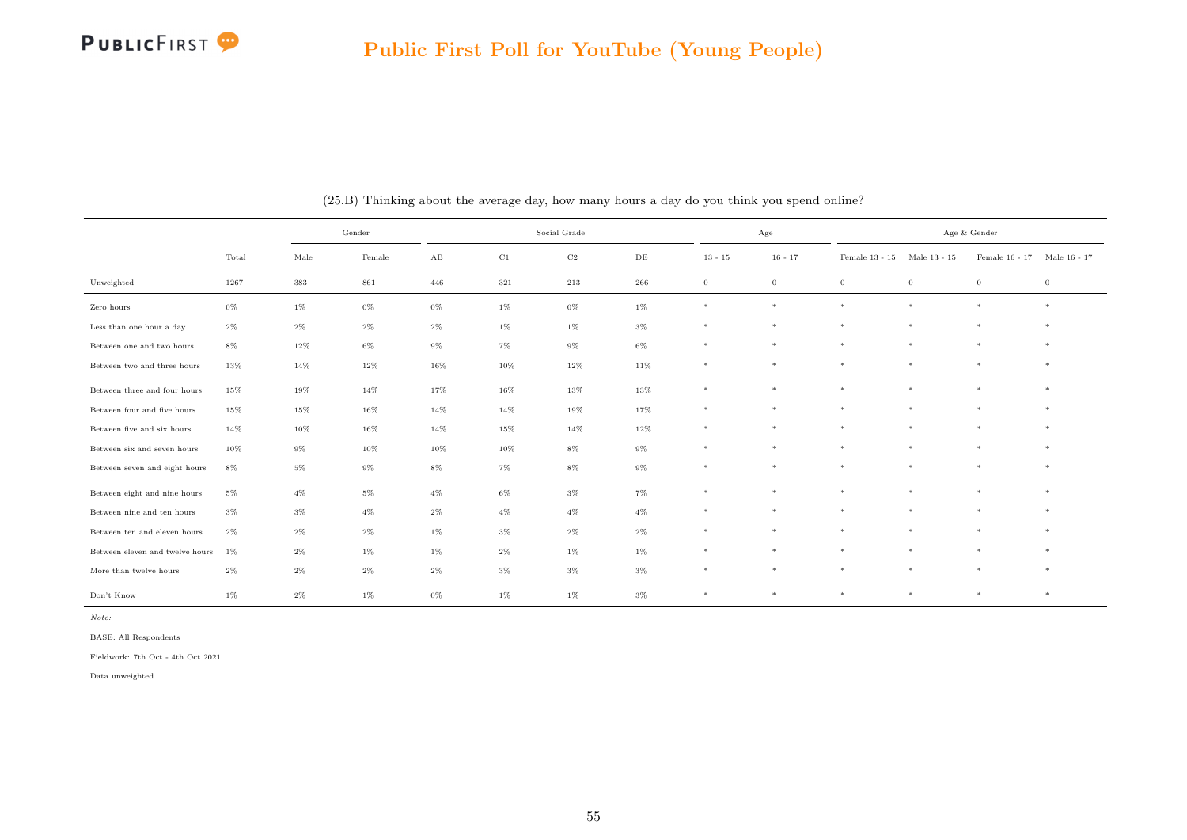## Public First Poll for YouTube (Young People)

(25.B) Thinking about the average day, how many hours a day do you think you spend online?

| | | Gender | | Social Grade | | | | Age | | Age & Gender | | | |
|---|---|---|---|---|---|---|---|---|---|---|---|---|---|
| | Total | Male | Female | AB | C1 | C2 | DE | 13 - 15 | 16 - 17 | Female 13 - 15 | Male 13 - 15 | Female 16 - 17 | Male 16 - 17 |
| Unweighted | 1267 | 383 | 861 | 446 | 321 | 213 | 266 | 0 | 0 | 0 | 0 | 0 | 0 |
| Zero hours | 0% | 1% | 0% | 0% | 1% | 0% | 1% | * | * | * | * | * | * |
| Less than one hour a day | 2% | 2% | 2% | 2% | 1% | 1% | 3% | * | * | * | * | * | * |
| Between one and two hours | 8% | 12% | 6% | 9% | 7% | 9% | 6% | * | * | * | * | * | * |
| Between two and three hours | 13% | 14% | 12% | 16% | 10% | 12% | 11% | * | * | * | * | * | * |
| Between three and four hours | 15% | 19% | 14% | 17% | 16% | 13% | 13% | * | * | * | * | * | * |
| Between four and five hours | 15% | 15% | 16% | 14% | 14% | 19% | 17% | * | * | * | * | * | * |
| Between five and six hours | 14% | 10% | 16% | 14% | 15% | 14% | 12% | * | * | * | * | * | * |
| Between six and seven hours | 10% | 9% | 10% | 10% | 10% | 8% | 9% | * | * | * | * | * | * |
| Between seven and eight hours | 8% | 5% | 9% | 8% | 7% | 8% | 9% | * | * | * | * | * | * |
| Between eight and nine hours | 5% | 4% | 5% | 4% | 6% | 3% | 7% | * | * | * | * | * | * |
| Between nine and ten hours | 3% | 3% | 4% | 2% | 4% | 4% | 4% | * | * | * | * | * | * |
| Between ten and eleven hours | 2% | 2% | 2% | 1% | 3% | 2% | 2% | * | * | * | * | * | * |
| Between eleven and twelve hours | 1% | 2% | 1% | 1% | 2% | 1% | 1% | * | * | * | * | * | * |
| More than twelve hours | 2% | 2% | 2% | 2% | 3% | 3% | 3% | * | * | * | * | * | * |
| Don't Know | 1% | 2% | 1% | 0% | 1% | 1% | 3% | * | * | * | * | * | * |

*Note:*

BASE: All Respondents

Fieldwork: 7th Oct - 4th Oct 2021

Data unweighted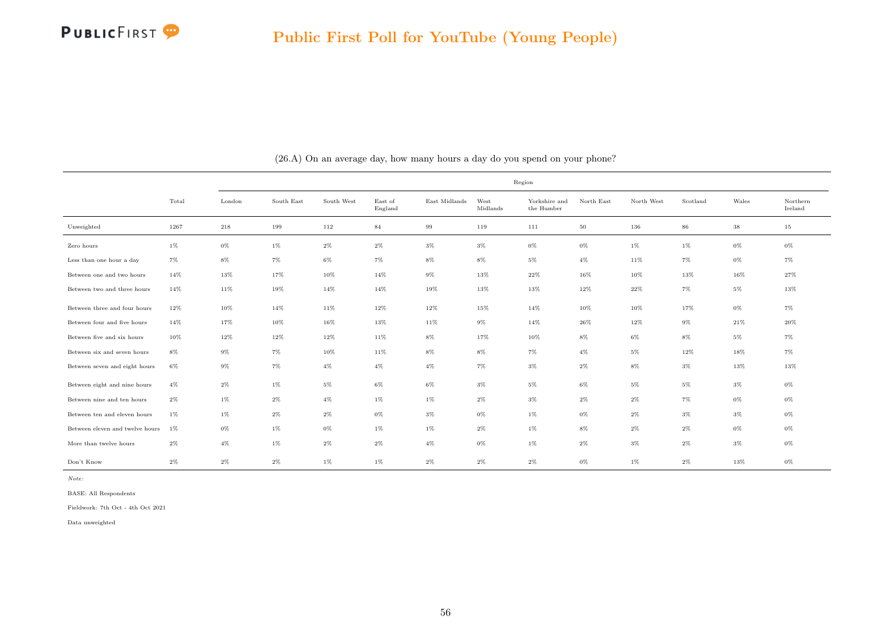## Public First Poll for YouTube (Young People)

(26.A) On an average day, how many hours a day do you spend on your phone?

| | Total | Region | | | | | | | | | | | |
|---|---|---|---|---|---|---|---|---|---|---|---|---|---|
| | | London | South East | South West | East of England | East Midlands | West Midlands | Yorkshire and the Humber | North East | North West | Scotland | Wales | Northern Ireland |
| Unweighted | 1267 | 218 | 199 | 112 | 84 | 99 | 119 | 111 | 50 | 136 | 86 | 38 | 15 |
| Zero hours | 1% | 0% | 1% | 2% | 2% | 3% | 3% | 0% | 0% | 1% | 1% | 0% | 0% |
| Less than one hour a day | 7% | 8% | 7% | 6% | 7% | 8% | 8% | 5% | 4% | 11% | 7% | 0% | 7% |
| Between one and two hours | 14% | 13% | 17% | 10% | 14% | 9% | 13% | 22% | 16% | 10% | 13% | 16% | 27% |
| Between two and three hours | 14% | 11% | 19% | 14% | 14% | 19% | 13% | 13% | 12% | 22% | 7% | 5% | 13% |
| Between three and four hours | 12% | 10% | 14% | 11% | 12% | 12% | 15% | 14% | 10% | 10% | 17% | 0% | 7% |
| Between four and five hours | 14% | 17% | 10% | 16% | 13% | 11% | 9% | 14% | 26% | 12% | 9% | 21% | 20% |
| Between five and six hours | 10% | 12% | 12% | 12% | 11% | 8% | 17% | 10% | 8% | 6% | 8% | 5% | 7% |
| Between six and seven hours | 8% | 9% | 7% | 10% | 11% | 8% | 8% | 7% | 4% | 5% | 12% | 18% | 7% |
| Between seven and eight hours | 6% | 9% | 7% | 4% | 4% | 4% | 7% | 3% | 2% | 8% | 3% | 13% | 13% |
| Between eight and nine hours | 4% | 2% | 1% | 5% | 6% | 6% | 3% | 5% | 6% | 5% | 5% | 3% | 0% |
| Between nine and ten hours | 2% | 1% | 2% | 4% | 1% | 1% | 2% | 3% | 2% | 2% | 7% | 0% | 0% |
| Between ten and eleven hours | 1% | 1% | 2% | 2% | 0% | 3% | 0% | 1% | 0% | 2% | 3% | 3% | 0% |
| Between eleven and twelve hours | 1% | 0% | 1% | 0% | 1% | 1% | 2% | 1% | 8% | 2% | 2% | 0% | 0% |
| More than twelve hours | 2% | 4% | 1% | 2% | 2% | 4% | 0% | 1% | 2% | 3% | 2% | 3% | 0% |
| Don't Know | 2% | 2% | 2% | 1% | 1% | 2% | 2% | 2% | 0% | 1% | 2% | 13% | 0% |

*Note:*

BASE: All Respondents

Fieldwork: 7th Oct - 4th Oct 2021

Data unweighted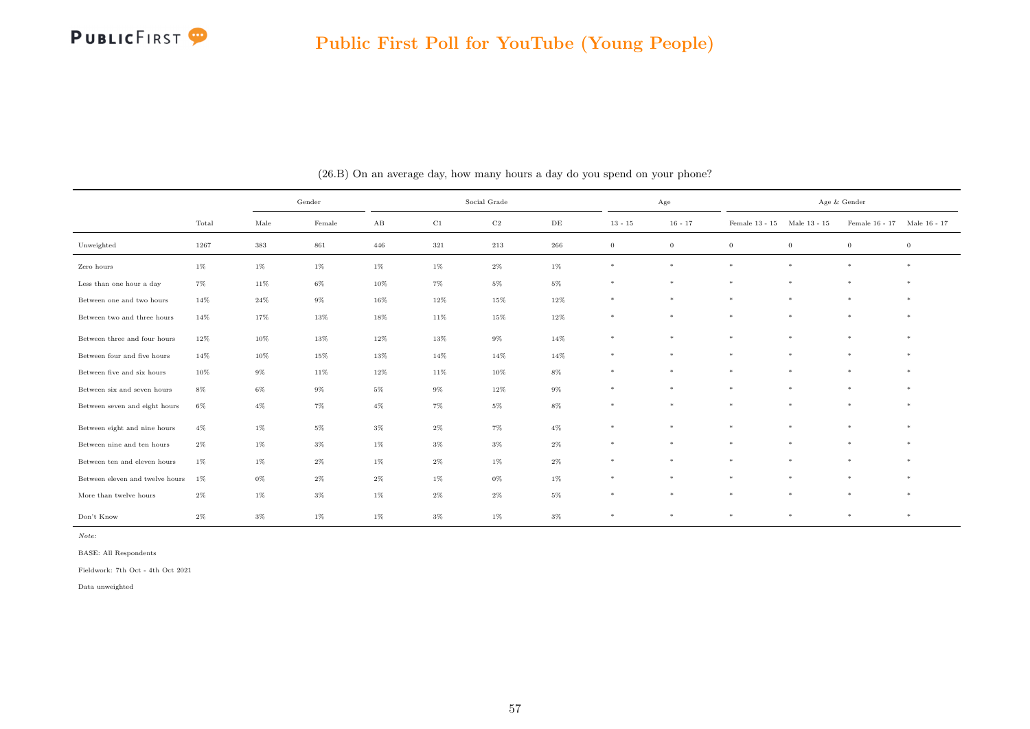## Public First Poll for YouTube (Young People)

(26.B) On an average day, how many hours a day do you spend on your phone?

| | | Gender | | Social Grade | | | | Age | | Age & Gender | | | |
|---|---|---|---|---|---|---|---|---|---|---|---|---|---|
| | Total | Male | Female | AB | C1 | C2 | DE | 13 - 15 | 16 - 17 | Female 13 - 15 | Male 13 - 15 | Female 16 - 17 | Male 16 - 17 |
| Unweighted | 1267 | 383 | 861 | 446 | 321 | 213 | 266 | 0 | 0 | 0 | 0 | 0 | 0 |
| Zero hours | 1% | 1% | 1% | 1% | 1% | 2% | 1% | * | * | * | * | * | * |
| Less than one hour a day | 7% | 11% | 6% | 10% | 7% | 5% | 5% | * | * | * | * | * | * |
| Between one and two hours | 14% | 24% | 9% | 16% | 12% | 15% | 12% | * | * | * | * | * | * |
| Between two and three hours | 14% | 17% | 13% | 18% | 11% | 15% | 12% | * | * | * | * | * | * |
| Between three and four hours | 12% | 10% | 13% | 12% | 13% | 9% | 14% | * | * | * | * | * | * |
| Between four and five hours | 14% | 10% | 15% | 13% | 14% | 14% | 14% | * | * | * | * | * | * |
| Between five and six hours | 10% | 9% | 11% | 12% | 11% | 10% | 8% | * | * | * | * | * | * |
| Between six and seven hours | 8% | 6% | 9% | 5% | 9% | 12% | 9% | * | * | * | * | * | * |
| Between seven and eight hours | 6% | 4% | 7% | 4% | 7% | 5% | 8% | * | * | * | * | * | * |
| Between eight and nine hours | 4% | 1% | 5% | 3% | 2% | 7% | 4% | * | * | * | * | * | * |
| Between nine and ten hours | 2% | 1% | 3% | 1% | 3% | 3% | 2% | * | * | * | * | * | * |
| Between ten and eleven hours | 1% | 1% | 2% | 1% | 2% | 1% | 2% | * | * | * | * | * | * |
| Between eleven and twelve hours | 1% | 0% | 2% | 2% | 1% | 0% | 1% | * | * | * | * | * | * |
| More than twelve hours | 2% | 1% | 3% | 1% | 2% | 2% | 5% | * | * | * | * | * | * |
| Don't Know | 2% | 3% | 1% | 1% | 3% | 1% | 3% | * | * | * | * | * | * |

*Note:*

BASE: All Respondents

Fieldwork: 7th Oct - 4th Oct 2021

Data unweighted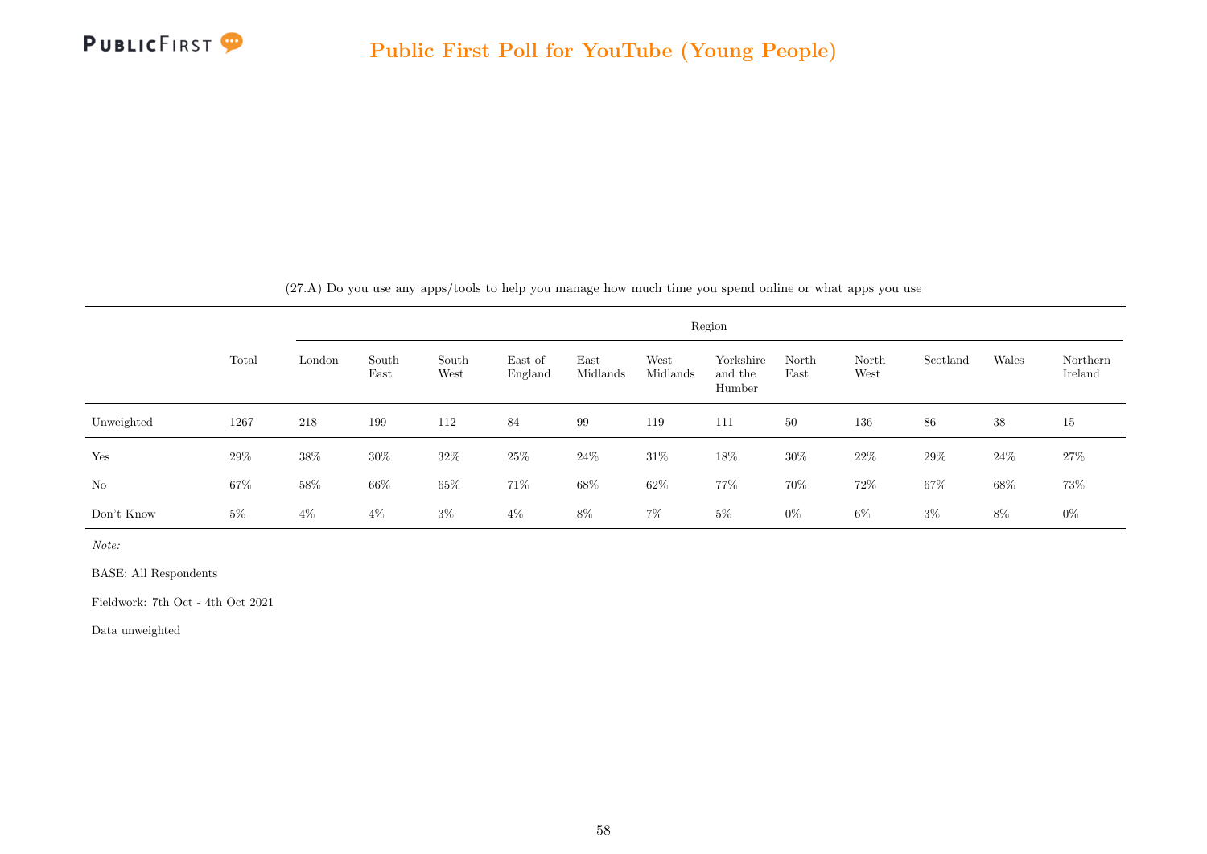# Public First Poll for YouTube (Young People)

(27.A) Do you use any apps/tools to help you manage how much time you spend online or what apps you use

| | Total | Region | | | | | | | | | | | |
|---|---|---|---|---|---|---|---|---|---|---|---|---|---|
| | | London | South East | South West | East of England | East Midlands | West Midlands | Yorkshire and the Humber | North East | North West | Scotland | Wales | Northern Ireland |
| Unweighted | 1267 | 218 | 199 | 112 | 84 | 99 | 119 | 111 | 50 | 136 | 86 | 38 | 15 |
| Yes | 29% | 38% | 30% | 32% | 25% | 24% | 31% | 18% | 30% | 22% | 29% | 24% | 27% |
| No | 67% | 58% | 66% | 65% | 71% | 68% | 62% | 77% | 70% | 72% | 67% | 68% | 73% |
| Don't Know | 5% | 4% | 4% | 3% | 4% | 8% | 7% | 5% | 0% | 6% | 3% | 8% | 0% |

*Note:*

BASE: All Respondents

Fieldwork: 7th Oct - 4th Oct 2021

Data unweighted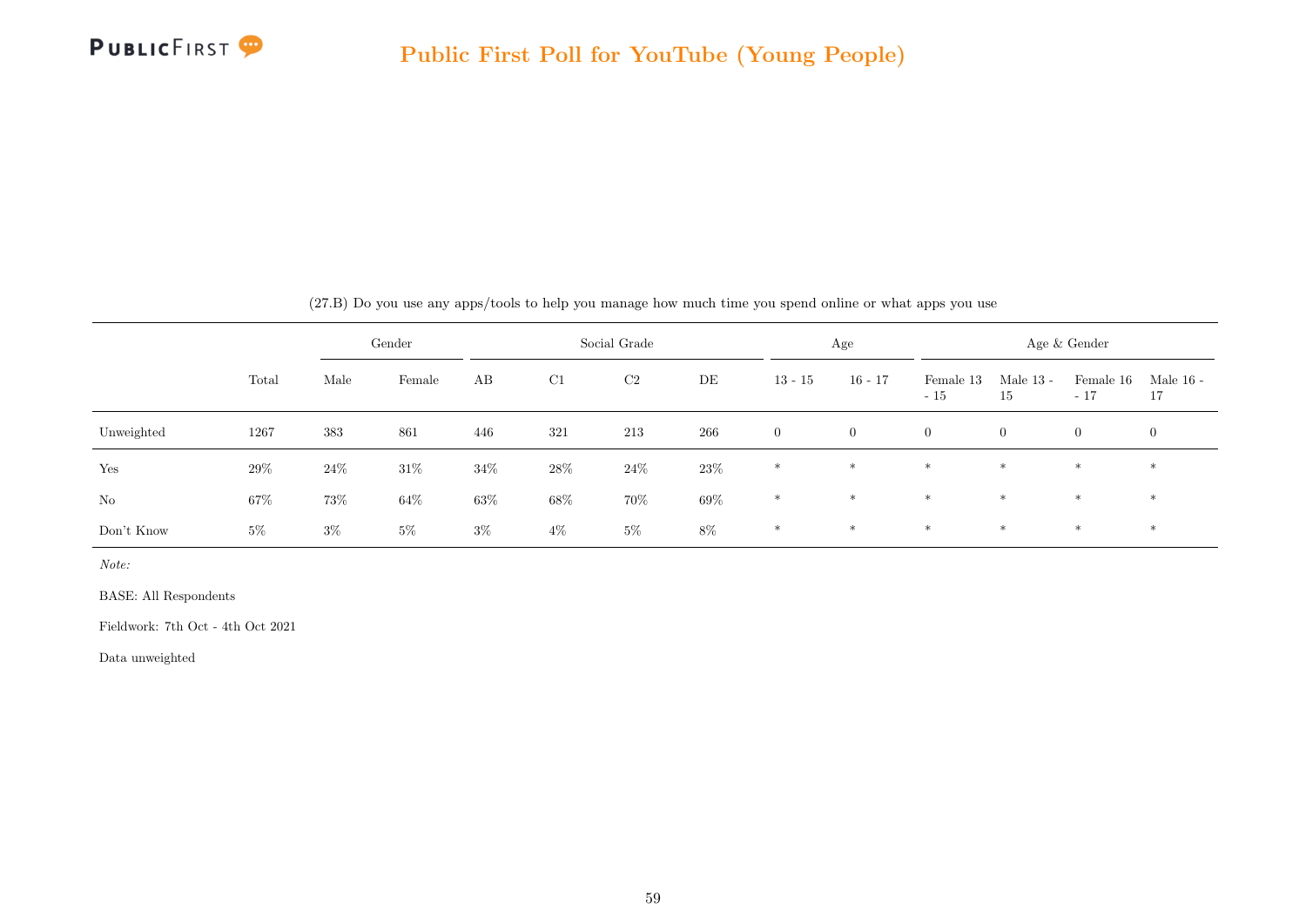(27.B) Do you use any apps/tools to help you manage how much time you spend online or what apps you use

| | | Gender | | Social Grade | | | | Age | | Age & Gender | | | |
|---|---|---|---|---|---|---|---|---|---|---|---|---|---|
| | Total | Male | Female | AB | C1 | C2 | DE | 13 - 15 | 16 - 17 | Female 13 - 15 | Male 13 - 15 | Female 16 - 17 | Male 16 - 17 |
| Unweighted | 1267 | 383 | 861 | 446 | 321 | 213 | 266 | 0 | 0 | 0 | 0 | 0 | 0 |
| Yes | 29% | 24% | 31% | 34% | 28% | 24% | 23% | * | * | * | * | * | * |
| No | 67% | 73% | 64% | 63% | 68% | 70% | 69% | * | * | * | * | * | * |
| Don't Know | 5% | 3% | 5% | 3% | 4% | 5% | 8% | * | * | * | * | * | * |

*Note:*

BASE: All Respondents

Fieldwork: 7th Oct - 4th Oct 2021

Data unweighted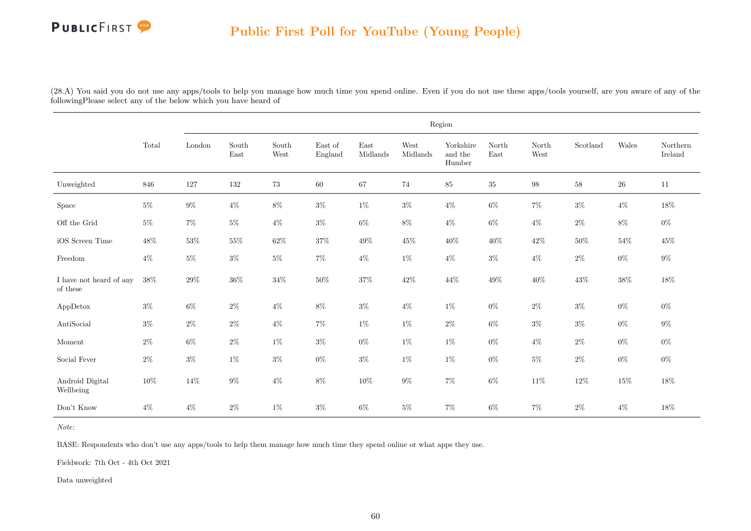# Public First Poll for YouTube (Young People)

(28.A) You said you do not use any apps/tools to help you manage how much time you spend online. Even if you do not use these apps/tools yourself, are you aware of any of the followingPlease select any of the below which you have heard of

| | Total | Region | | | | | | | | | | | |
|---|---|---|---|---|---|---|---|---|---|---|---|---|---|
| | | London | South East | South West | East of England | East Midlands | West Midlands | Yorkshire and the Humber | North East | North West | Scotland | Wales | Northern Ireland |
| Unweighted | 846 | 127 | 132 | 73 | 60 | 67 | 74 | 85 | 35 | 98 | 58 | 26 | 11 |
| Space | 5% | 9% | 4% | 8% | 3% | 1% | 3% | 4% | 6% | 7% | 3% | 4% | 18% |
| Off the Grid | 5% | 7% | 5% | 4% | 3% | 6% | 8% | 4% | 6% | 4% | 2% | 8% | 0% |
| iOS Screen Time | 48% | 53% | 55% | 62% | 37% | 49% | 45% | 40% | 40% | 42% | 50% | 54% | 45% |
| Freedom | 4% | 5% | 3% | 5% | 7% | 4% | 1% | 4% | 3% | 4% | 2% | 0% | 9% |
| I have not heard of any of these | 38% | 29% | 36% | 34% | 50% | 37% | 42% | 44% | 49% | 40% | 43% | 38% | 18% |
| AppDetox | 3% | 6% | 2% | 4% | 8% | 3% | 4% | 1% | 0% | 2% | 3% | 0% | 0% |
| AntiSocial | 3% | 2% | 2% | 4% | 7% | 1% | 1% | 2% | 6% | 3% | 3% | 0% | 9% |
| Moment | 2% | 6% | 2% | 1% | 3% | 0% | 1% | 1% | 0% | 4% | 2% | 0% | 0% |
| Social Fever | 2% | 3% | 1% | 3% | 0% | 3% | 1% | 1% | 0% | 5% | 2% | 0% | 0% |
| Android Digital Wellbeing | 10% | 14% | 9% | 4% | 8% | 10% | 9% | 7% | 6% | 11% | 12% | 15% | 18% |
| Don't Know | 4% | 4% | 2% | 1% | 3% | 6% | 5% | 7% | 6% | 7% | 2% | 4% | 18% |

*Note:*

BASE: Respondents who don't use any apps/tools to help them manage how much time they spend online or what apps they use.

Fieldwork: 7th Oct - 4th Oct 2021

Data unweighted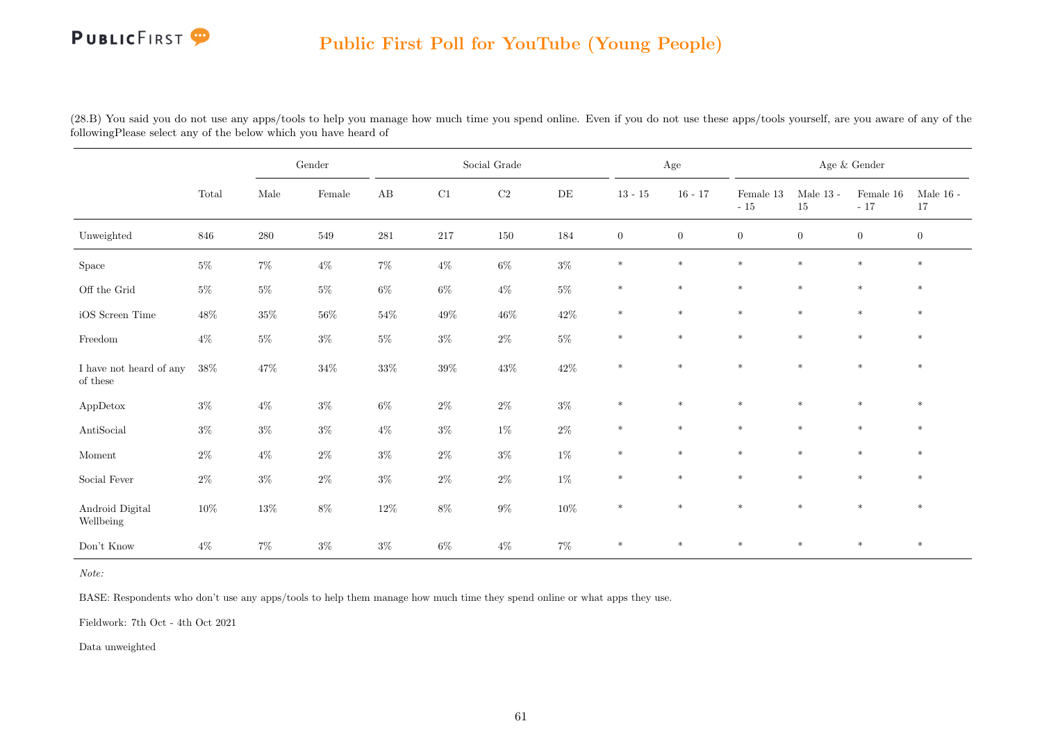(28.B) You said you do not use any apps/tools to help you manage how much time you spend online. Even if you do not use these apps/tools yourself, are you aware of any of the followingPlease select any of the below which you have heard of

| | Total | Gender | | Social Grade | | | | Age | | Age & Gender | | | |
|---|---|---|---|---|---|---|---|---|---|---|---|---|---|
| | | Male | Female | AB | C1 | C2 | DE | 13 - 15 | 16 - 17 | Female 13 - 15 | Male 13 - 15 | Female 16 - 17 | Male 16 - 17 |
| Unweighted | 846 | 280 | 549 | 281 | 217 | 150 | 184 | 0 | 0 | 0 | 0 | 0 | 0 |
| Space | 5% | 7% | 4% | 7% | 4% | 6% | 3% | * | * | * | * | * | * |
| Off the Grid | 5% | 5% | 5% | 6% | 6% | 4% | 5% | * | * | * | * | * | * |
| iOS Screen Time | 48% | 35% | 56% | 54% | 49% | 46% | 42% | * | * | * | * | * | * |
| Freedom | 4% | 5% | 3% | 5% | 3% | 2% | 5% | * | * | * | * | * | * |
| I have not heard of any of these | 38% | 47% | 34% | 33% | 39% | 43% | 42% | * | * | * | * | * | * |
| AppDetox | 3% | 4% | 3% | 6% | 2% | 2% | 3% | * | * | * | * | * | * |
| AntiSocial | 3% | 3% | 3% | 4% | 3% | 1% | 2% | * | * | * | * | * | * |
| Moment | 2% | 4% | 2% | 3% | 2% | 3% | 1% | * | * | * | * | * | * |
| Social Fever | 2% | 3% | 2% | 3% | 2% | 2% | 1% | * | * | * | * | * | * |
| Android Digital Wellbeing | 10% | 13% | 8% | 12% | 8% | 9% | 10% | * | * | * | * | * | * |
| Don't Know | 4% | 7% | 3% | 3% | 6% | 4% | 7% | * | * | * | * | * | * |

*Note:*

BASE: Respondents who don't use any apps/tools to help them manage how much time they spend online or what apps they use.

Fieldwork: 7th Oct - 4th Oct 2021

Data unweighted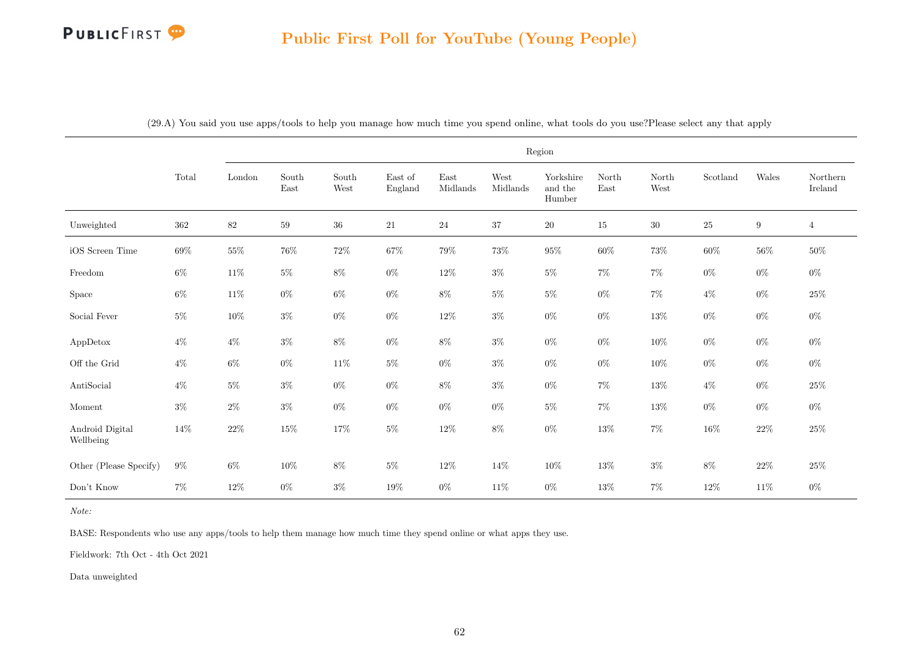## Public First Poll for YouTube (Young People)

(29.A) You said you use apps/tools to help you manage how much time you spend online, what tools do you use?Please select any that apply

| | Total | Region | | | | | | | | | | | |
|---|---|---|---|---|---|---|---|---|---|---|---|---|---|
| | | London | South East | South West | East of England | East Midlands | West Midlands | Yorkshire and the Humber | North East | North West | Scotland | Wales | Northern Ireland |
| Unweighted | 362 | 82 | 59 | 36 | 21 | 24 | 37 | 20 | 15 | 30 | 25 | 9 | 4 |
| iOS Screen Time | 69% | 55% | 76% | 72% | 67% | 79% | 73% | 95% | 60% | 73% | 60% | 56% | 50% |
| Freedom | 6% | 11% | 5% | 8% | 0% | 12% | 3% | 5% | 7% | 7% | 0% | 0% | 0% |
| Space | 6% | 11% | 0% | 6% | 0% | 8% | 5% | 5% | 0% | 7% | 4% | 0% | 25% |
| Social Fever | 5% | 10% | 3% | 0% | 0% | 12% | 3% | 0% | 0% | 13% | 0% | 0% | 0% |
| AppDetox | 4% | 4% | 3% | 8% | 0% | 8% | 3% | 0% | 0% | 10% | 0% | 0% | 0% |
| Off the Grid | 4% | 6% | 0% | 11% | 5% | 0% | 3% | 0% | 0% | 10% | 0% | 0% | 0% |
| AntiSocial | 4% | 5% | 3% | 0% | 0% | 8% | 3% | 0% | 7% | 13% | 4% | 0% | 25% |
| Moment | 3% | 2% | 3% | 0% | 0% | 0% | 0% | 5% | 7% | 13% | 0% | 0% | 0% |
| Android Digital Wellbeing | 14% | 22% | 15% | 17% | 5% | 12% | 8% | 0% | 13% | 7% | 16% | 22% | 25% |
| Other (Please Specify) | 9% | 6% | 10% | 8% | 5% | 12% | 14% | 10% | 13% | 3% | 8% | 22% | 25% |
| Don't Know | 7% | 12% | 0% | 3% | 19% | 0% | 11% | 0% | 13% | 7% | 12% | 11% | 0% |

*Note:*

BASE: Respondents who use any apps/tools to help them manage how much time they spend online or what apps they use.

Fieldwork: 7th Oct - 4th Oct 2021

Data unweighted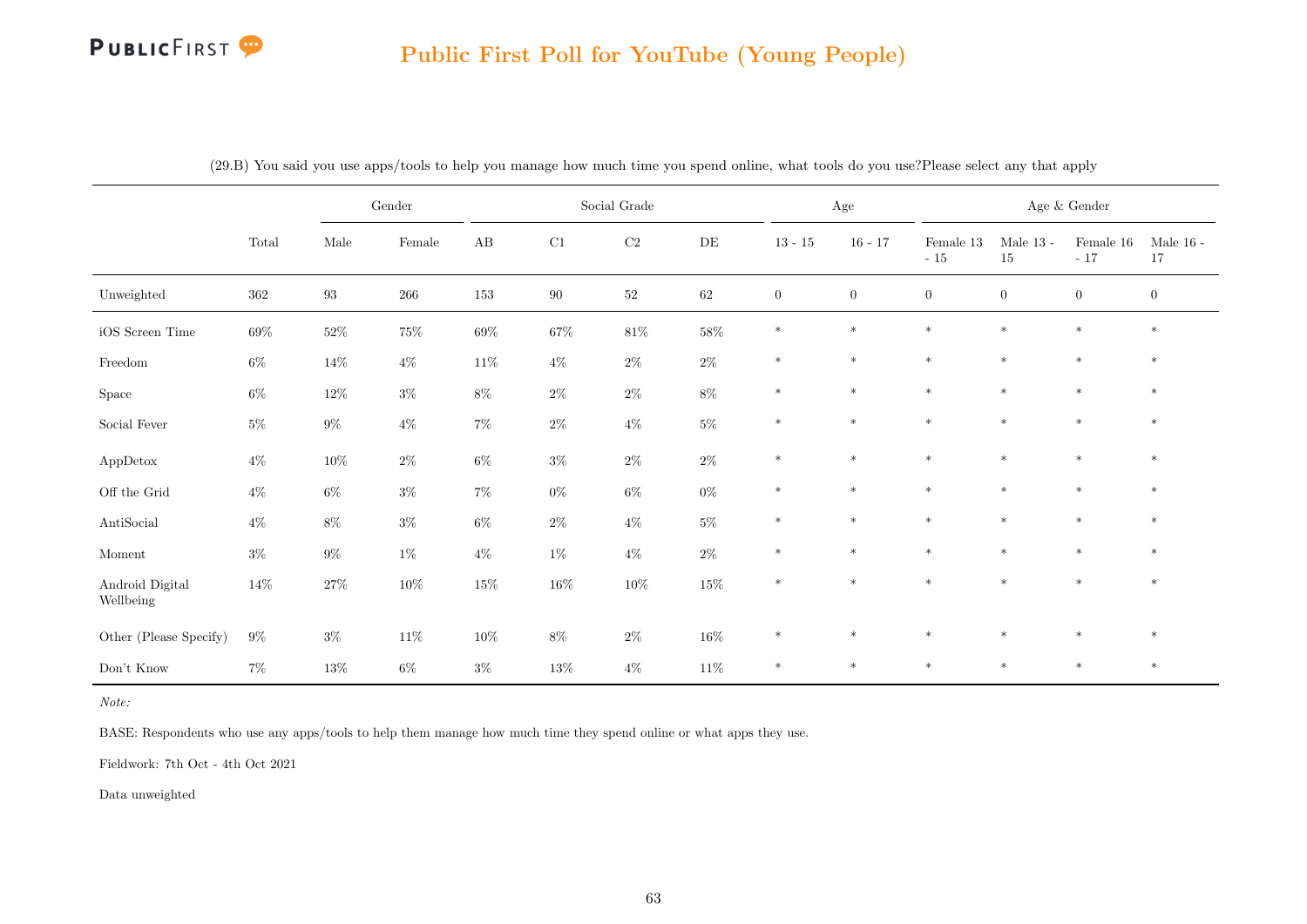(29.B) You said you use apps/tools to help you manage how much time you spend online, what tools do you use?Please select any that apply

| | Total | Gender | | Social Grade | | | | Age | | Age & Gender | | | |
|---|---|---|---|---|---|---|---|---|---|---|---|---|---|
| | | Male | Female | AB | C1 | C2 | DE | 13 - 15 | 16 - 17 | Female 13 - 15 | Male 13 - 15 | Female 16 - 17 | Male 16 - 17 |
| Unweighted | 362 | 93 | 266 | 153 | 90 | 52 | 62 | 0 | 0 | 0 | 0 | 0 | 0 |
| iOS Screen Time | 69% | 52% | 75% | 69% | 67% | 81% | 58% | * | * | * | * | * | * |
| Freedom | 6% | 14% | 4% | 11% | 4% | 2% | 2% | * | * | * | * | * | * |
| Space | 6% | 12% | 3% | 8% | 2% | 2% | 8% | * | * | * | * | * | * |
| Social Fever | 5% | 9% | 4% | 7% | 2% | 4% | 5% | * | * | * | * | * | * |
| AppDetox | 4% | 10% | 2% | 6% | 3% | 2% | 2% | * | * | * | * | * | * |
| Off the Grid | 4% | 6% | 3% | 7% | 0% | 6% | 0% | * | * | * | * | * | * |
| AntiSocial | 4% | 8% | 3% | 6% | 2% | 4% | 5% | * | * | * | * | * | * |
| Moment | 3% | 9% | 1% | 4% | 1% | 4% | 2% | * | * | * | * | * | * |
| Android Digital Wellbeing | 14% | 27% | 10% | 15% | 16% | 10% | 15% | * | * | * | * | * | * |
| Other (Please Specify) | 9% | 3% | 11% | 10% | 8% | 2% | 16% | * | * | * | * | * | * |
| Don't Know | 7% | 13% | 6% | 3% | 13% | 4% | 11% | * | * | * | * | * | * |

*Note:*

BASE: Respondents who use any apps/tools to help them manage how much time they spend online or what apps they use.

Fieldwork: 7th Oct - 4th Oct 2021

Data unweighted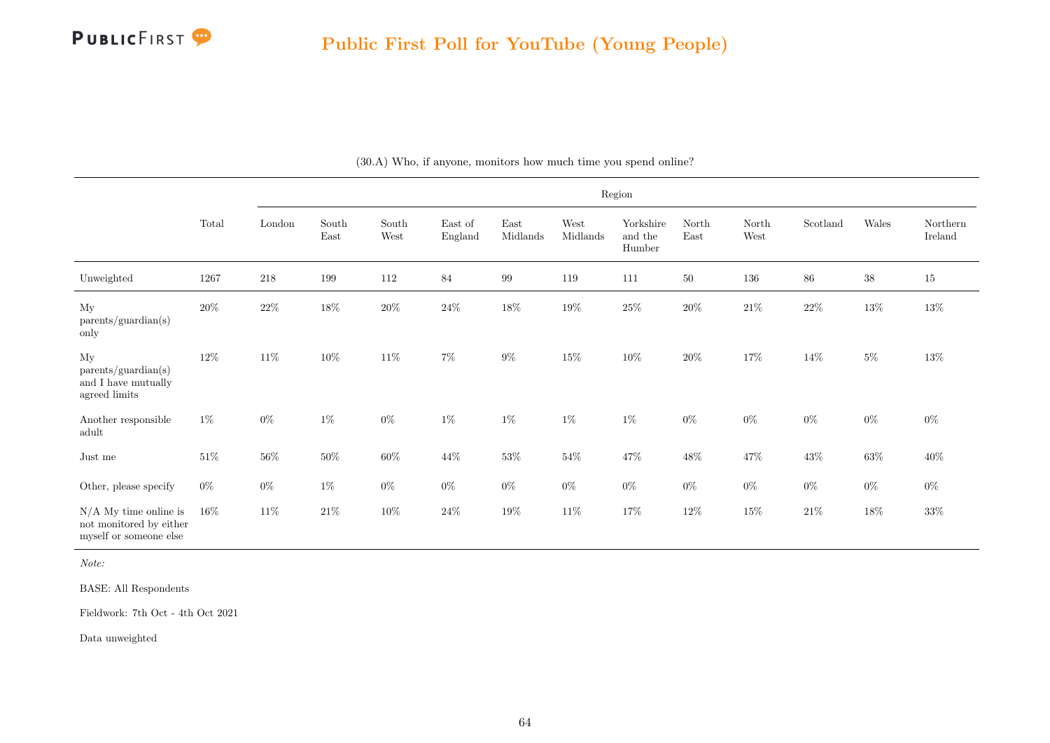(30.A) Who, if anyone, monitors how much time you spend online?

| | Total | Region | | | | | | | | | | | |
|---|---|---|---|---|---|---|---|---|---|---|---|---|---|
| | | London | South East | South West | East of England | East Midlands | West Midlands | Yorkshire and the Humber | North East | North West | Scotland | Wales | Northern Ireland |
| Unweighted | 1267 | 218 | 199 | 112 | 84 | 99 | 119 | 111 | 50 | 136 | 86 | 38 | 15 |
| My parents/guardian(s) only | 20% | 22% | 18% | 20% | 24% | 18% | 19% | 25% | 20% | 21% | 22% | 13% | 13% |
| My parents/guardian(s) and I have mutually agreed limits | 12% | 11% | 10% | 11% | 7% | 9% | 15% | 10% | 20% | 17% | 14% | 5% | 13% |
| Another responsible adult | 1% | 0% | 1% | 0% | 1% | 1% | 1% | 1% | 0% | 0% | 0% | 0% | 0% |
| Just me | 51% | 56% | 50% | 60% | 44% | 53% | 54% | 47% | 48% | 47% | 43% | 63% | 40% |
| Other, please specify | 0% | 0% | 1% | 0% | 0% | 0% | 0% | 0% | 0% | 0% | 0% | 0% | 0% |
| N/A My time online is not monitored by either myself or someone else | 16% | 11% | 21% | 10% | 24% | 19% | 11% | 17% | 12% | 15% | 21% | 18% | 33% |

*Note:*

BASE: All Respondents

Fieldwork: 7th Oct - 4th Oct 2021

Data unweighted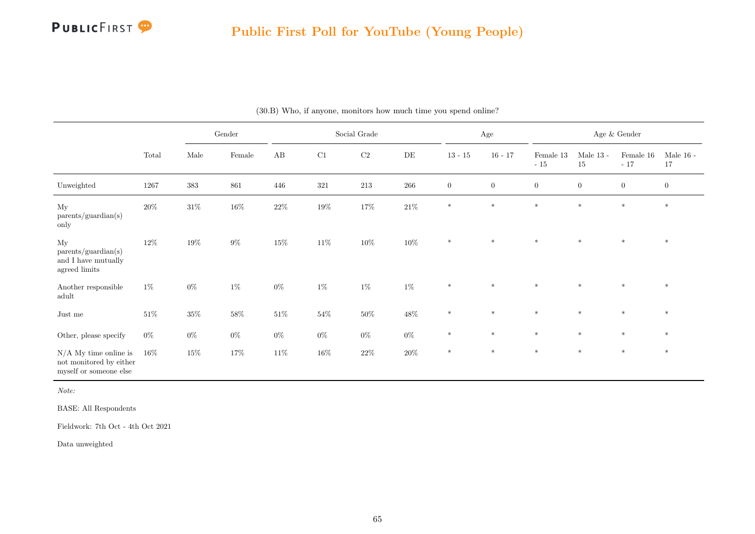## Public First Poll for YouTube (Young People)

(30.B) Who, if anyone, monitors how much time you spend online?

| | | Gender | | Social Grade | | | | Age | | Age & Gender | | | |
|---|---|---|---|---|---|---|---|---|---|---|---|---|---|
| | Total | Male | Female | AB | C1 | C2 | DE | 13 - 15 | 16 - 17 | Female 13 - 15 | Male 13 - 15 | Female 16 - 17 | Male 16 - 17 |
| Unweighted | 1267 | 383 | 861 | 446 | 321 | 213 | 266 | 0 | 0 | 0 | 0 | 0 | 0 |
| My parents/guardian(s) only | 20% | 31% | 16% | 22% | 19% | 17% | 21% | * | * | * | * | * | * |
| My parents/guardian(s) and I have mutually agreed limits | 12% | 19% | 9% | 15% | 11% | 10% | 10% | * | * | * | * | * | * |
| Another responsible adult | 1% | 0% | 1% | 0% | 1% | 1% | 1% | * | * | * | * | * | * |
| Just me | 51% | 35% | 58% | 51% | 54% | 50% | 48% | * | * | * | * | * | * |
| Other, please specify | 0% | 0% | 0% | 0% | 0% | 0% | 0% | * | * | * | * | * | * |
| N/A My time online is not monitored by either myself or someone else | 16% | 15% | 17% | 11% | 16% | 22% | 20% | * | * | * | * | * | * |

*Note:*

BASE: All Respondents

Fieldwork: 7th Oct - 4th Oct 2021

Data unweighted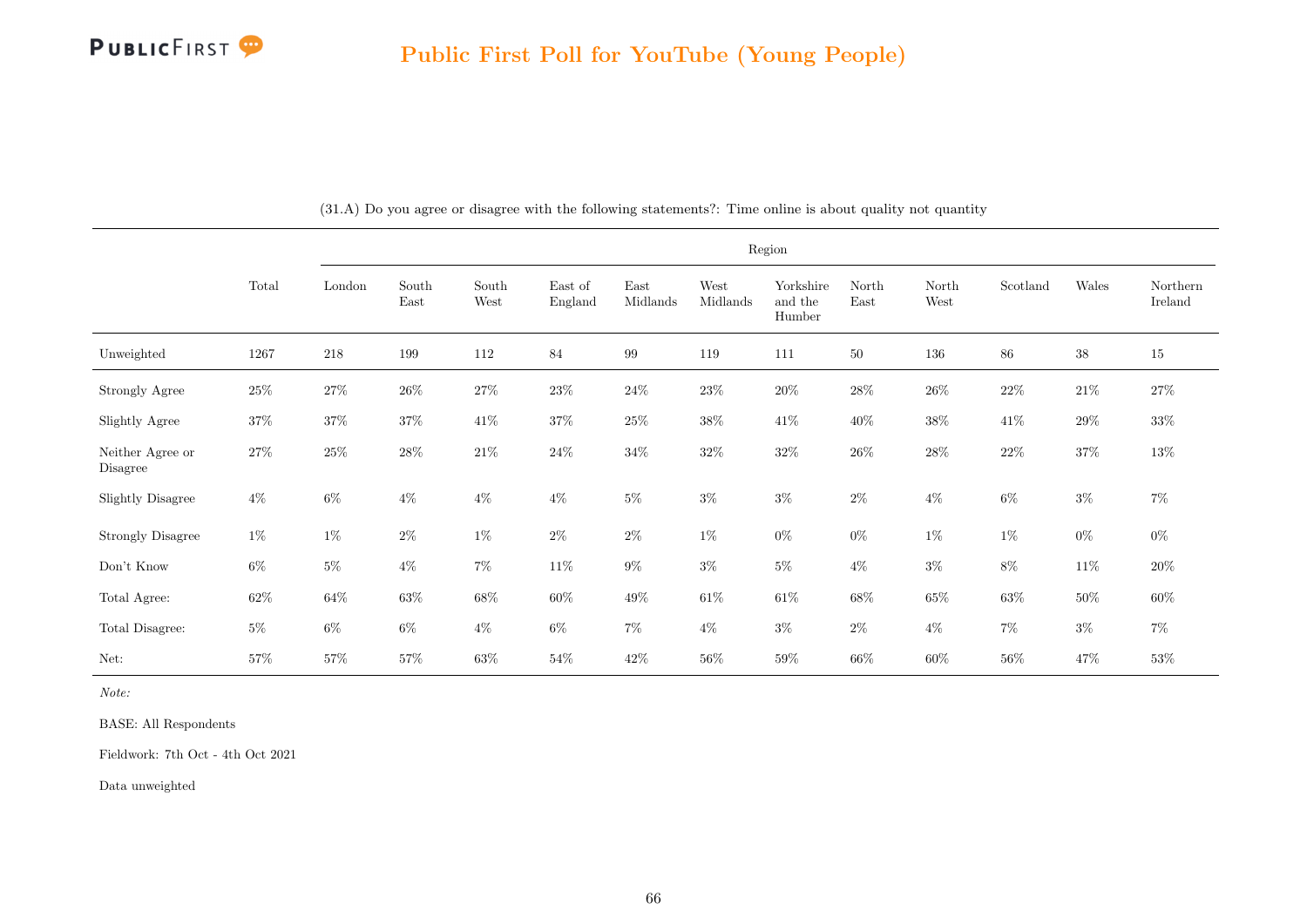# Public First Poll for YouTube (Young People)

(31.A) Do you agree or disagree with the following statements?: Time online is about quality not quantity

| | Total | Region | | | | | | | | | | | |
|---|---|---|---|---|---|---|---|---|---|---|---|---|---|
| | | London | South East | South West | East of England | East Midlands | West Midlands | Yorkshire and the Humber | North East | North West | Scotland | Wales | Northern Ireland |
| Unweighted | 1267 | 218 | 199 | 112 | 84 | 99 | 119 | 111 | 50 | 136 | 86 | 38 | 15 |
| Strongly Agree | 25% | 27% | 26% | 27% | 23% | 24% | 23% | 20% | 28% | 26% | 22% | 21% | 27% |
| Slightly Agree | 37% | 37% | 37% | 41% | 37% | 25% | 38% | 41% | 40% | 38% | 41% | 29% | 33% |
| Neither Agree or Disagree | 27% | 25% | 28% | 21% | 24% | 34% | 32% | 32% | 26% | 28% | 22% | 37% | 13% |
| Slightly Disagree | 4% | 6% | 4% | 4% | 4% | 5% | 3% | 3% | 2% | 4% | 6% | 3% | 7% |
| Strongly Disagree | 1% | 1% | 2% | 1% | 2% | 2% | 1% | 0% | 0% | 1% | 1% | 0% | 0% |
| Don't Know | 6% | 5% | 4% | 7% | 11% | 9% | 3% | 5% | 4% | 3% | 8% | 11% | 20% |
| Total Agree: | 62% | 64% | 63% | 68% | 60% | 49% | 61% | 61% | 68% | 65% | 63% | 50% | 60% |
| Total Disagree: | 5% | 6% | 6% | 4% | 6% | 7% | 4% | 3% | 2% | 4% | 7% | 3% | 7% |
| Net: | 57% | 57% | 57% | 63% | 54% | 42% | 56% | 59% | 66% | 60% | 56% | 47% | 53% |

*Note:*

BASE: All Respondents

Fieldwork: 7th Oct - 4th Oct 2021

Data unweighted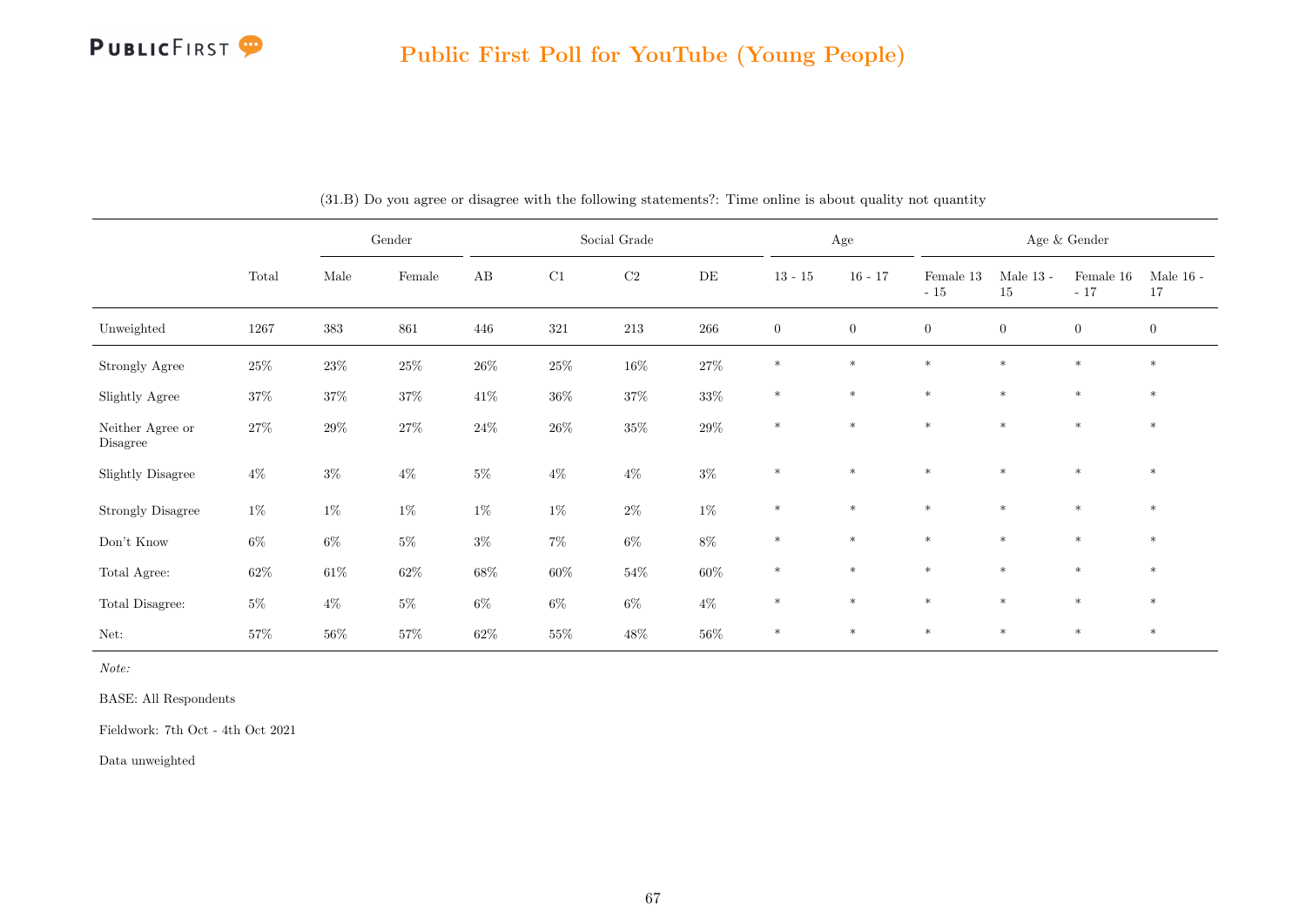## Public First Poll for YouTube (Young People)

(31.B) Do you agree or disagree with the following statements?: Time online is about quality not quantity

| | Total | Gender | | Social Grade | | | | Age | | Age & Gender | | | |
|---|---|---|---|---|---|---|---|---|---|---|---|---|---|
| | | Male | Female | AB | C1 | C2 | DE | 13 - 15 | 16 - 17 | Female 13 - 15 | Male 13 - 15 | Female 16 - 17 | Male 16 - 17 |
| Unweighted | 1267 | 383 | 861 | 446 | 321 | 213 | 266 | 0 | 0 | 0 | 0 | 0 | 0 |
| Strongly Agree | 25% | 23% | 25% | 26% | 25% | 16% | 27% | * | * | * | * | * | * |
| Slightly Agree | 37% | 37% | 37% | 41% | 36% | 37% | 33% | * | * | * | * | * | * |
| Neither Agree or Disagree | 27% | 29% | 27% | 24% | 26% | 35% | 29% | * | * | * | * | * | * |
| Slightly Disagree | 4% | 3% | 4% | 5% | 4% | 4% | 3% | * | * | * | * | * | * |
| Strongly Disagree | 1% | 1% | 1% | 1% | 1% | 2% | 1% | * | * | * | * | * | * |
| Don't Know | 6% | 6% | 5% | 3% | 7% | 6% | 8% | * | * | * | * | * | * |
| Total Agree: | 62% | 61% | 62% | 68% | 60% | 54% | 60% | * | * | * | * | * | * |
| Total Disagree: | 5% | 4% | 5% | 6% | 6% | 6% | 4% | * | * | * | * | * | * |
| Net: | 57% | 56% | 57% | 62% | 55% | 48% | 56% | * | * | * | * | * | * |

*Note:*

BASE: All Respondents

Fieldwork: 7th Oct - 4th Oct 2021

Data unweighted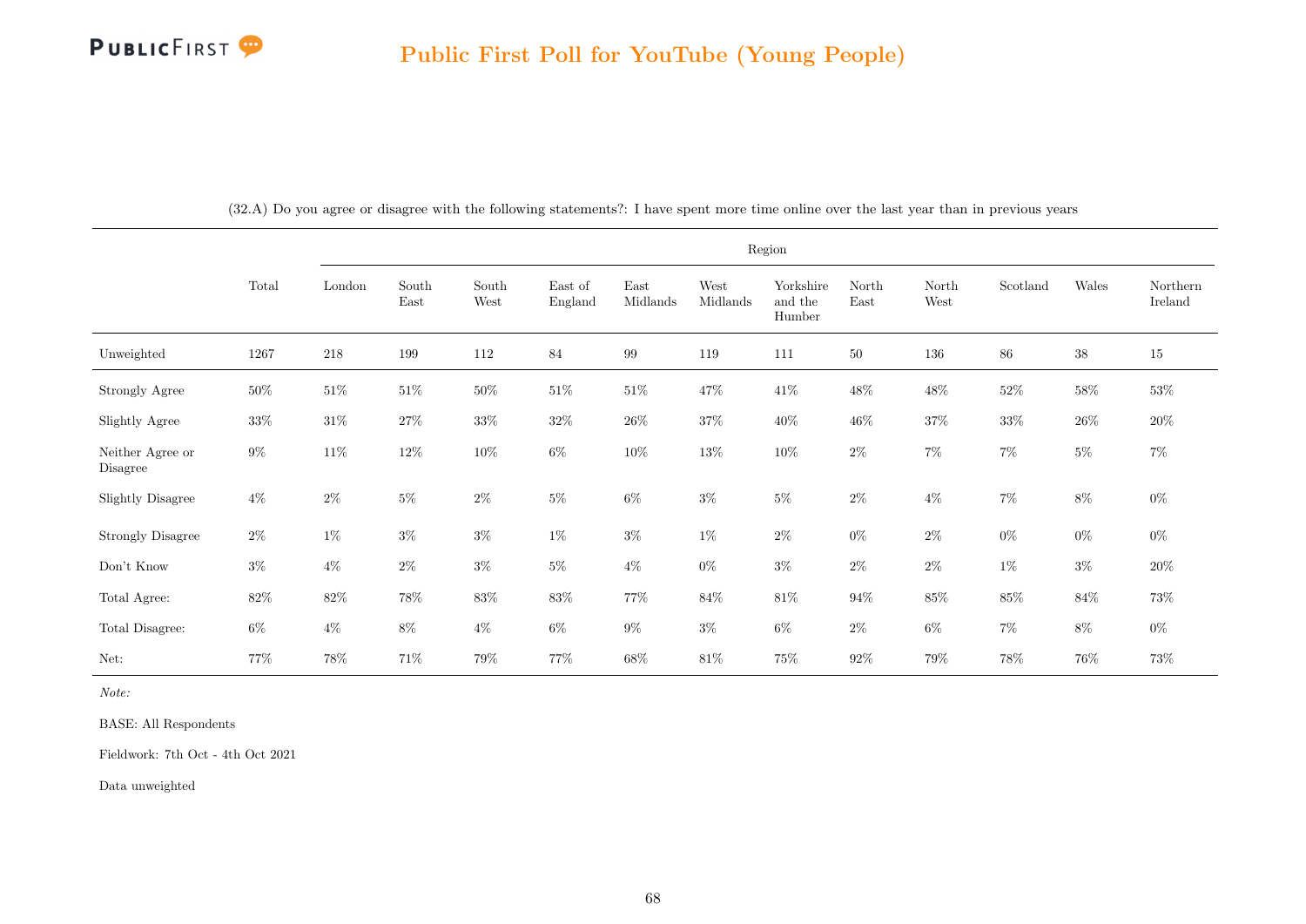(32.A) Do you agree or disagree with the following statements?: I have spent more time online over the last year than in previous years

| | Total | Region | | | | | | | | | | | |
|---|---|---|---|---|---|---|---|---|---|---|---|---|---|
| | | London | South East | South West | East of England | East Midlands | West Midlands | Yorkshire and the Humber | North East | North West | Scotland | Wales | Northern Ireland |
| Unweighted | 1267 | 218 | 199 | 112 | 84 | 99 | 119 | 111 | 50 | 136 | 86 | 38 | 15 |
| Strongly Agree | 50% | 51% | 51% | 50% | 51% | 51% | 47% | 41% | 48% | 48% | 52% | 58% | 53% |
| Slightly Agree | 33% | 31% | 27% | 33% | 32% | 26% | 37% | 40% | 46% | 37% | 33% | 26% | 20% |
| Neither Agree or Disagree | 9% | 11% | 12% | 10% | 6% | 10% | 13% | 10% | 2% | 7% | 7% | 5% | 7% |
| Slightly Disagree | 4% | 2% | 5% | 2% | 5% | 6% | 3% | 5% | 2% | 4% | 7% | 8% | 0% |
| Strongly Disagree | 2% | 1% | 3% | 3% | 1% | 3% | 1% | 2% | 0% | 2% | 0% | 0% | 0% |
| Don't Know | 3% | 4% | 2% | 3% | 5% | 4% | 0% | 3% | 2% | 2% | 1% | 3% | 20% |
| Total Agree: | 82% | 82% | 78% | 83% | 83% | 77% | 84% | 81% | 94% | 85% | 85% | 84% | 73% |
| Total Disagree: | 6% | 4% | 8% | 4% | 6% | 9% | 3% | 6% | 2% | 6% | 7% | 8% | 0% |
| Net: | 77% | 78% | 71% | 79% | 77% | 68% | 81% | 75% | 92% | 79% | 78% | 76% | 73% |

*Note:*

BASE: All Respondents

Fieldwork: 7th Oct - 4th Oct 2021

Data unweighted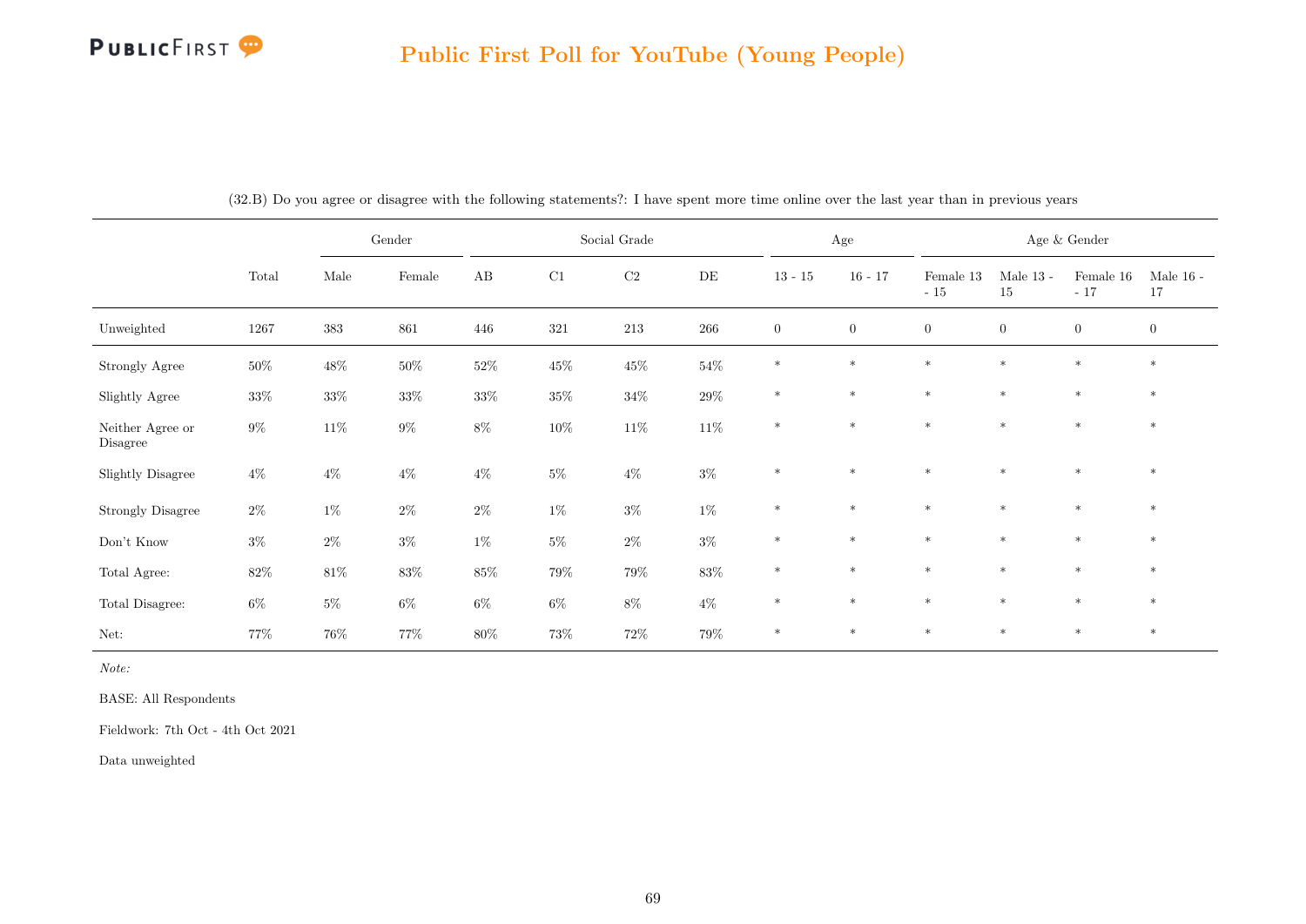## Public First Poll for YouTube (Young People)

(32.B) Do you agree or disagree with the following statements?: I have spent more time online over the last year than in previous years

| | Total | Gender | | Social Grade | | | | Age | | Age & Gender | | | |
|---|---|---|---|---|---|---|---|---|---|---|---|---|---|
| | | Male | Female | AB | C1 | C2 | DE | 13 - 15 | 16 - 17 | Female 13 - 15 | Male 13 - 15 | Female 16 - 17 | Male 16 - 17 |
| Unweighted | 1267 | 383 | 861 | 446 | 321 | 213 | 266 | 0 | 0 | 0 | 0 | 0 | 0 |
| Strongly Agree | 50% | 48% | 50% | 52% | 45% | 45% | 54% | * | * | * | * | * | * |
| Slightly Agree | 33% | 33% | 33% | 33% | 35% | 34% | 29% | * | * | * | * | * | * |
| Neither Agree or Disagree | 9% | 11% | 9% | 8% | 10% | 11% | 11% | * | * | * | * | * | * |
| Slightly Disagree | 4% | 4% | 4% | 4% | 5% | 4% | 3% | * | * | * | * | * | * |
| Strongly Disagree | 2% | 1% | 2% | 2% | 1% | 3% | 1% | * | * | * | * | * | * |
| Don't Know | 3% | 2% | 3% | 1% | 5% | 2% | 3% | * | * | * | * | * | * |
| Total Agree: | 82% | 81% | 83% | 85% | 79% | 79% | 83% | * | * | * | * | * | * |
| Total Disagree: | 6% | 5% | 6% | 6% | 6% | 8% | 4% | * | * | * | * | * | * |
| Net: | 77% | 76% | 77% | 80% | 73% | 72% | 79% | * | * | * | * | * | * |

*Note:*

BASE: All Respondents

Fieldwork: 7th Oct - 4th Oct 2021

Data unweighted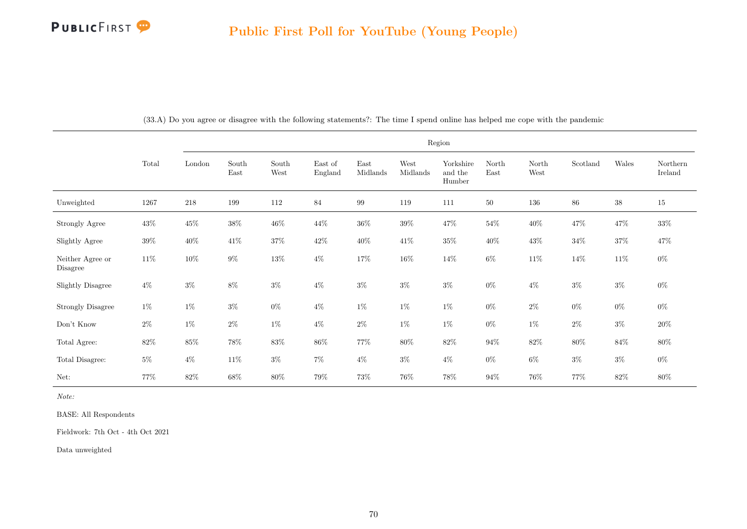## Public First Poll for YouTube (Young People)

(33.A) Do you agree or disagree with the following statements?: The time I spend online has helped me cope with the pandemic

| | Total | Region | | | | | | | | | | | |
|---|---|---|---|---|---|---|---|---|---|---|---|---|---|
| | | London | South East | South West | East of England | East Midlands | West Midlands | Yorkshire and the Humber | North East | North West | Scotland | Wales | Northern Ireland |
| Unweighted | 1267 | 218 | 199 | 112 | 84 | 99 | 119 | 111 | 50 | 136 | 86 | 38 | 15 |
| Strongly Agree | 43% | 45% | 38% | 46% | 44% | 36% | 39% | 47% | 54% | 40% | 47% | 47% | 33% |
| Slightly Agree | 39% | 40% | 41% | 37% | 42% | 40% | 41% | 35% | 40% | 43% | 34% | 37% | 47% |
| Neither Agree or Disagree | 11% | 10% | 9% | 13% | 4% | 17% | 16% | 14% | 6% | 11% | 14% | 11% | 0% |
| Slightly Disagree | 4% | 3% | 8% | 3% | 4% | 3% | 3% | 3% | 0% | 4% | 3% | 3% | 0% |
| Strongly Disagree | 1% | 1% | 3% | 0% | 4% | 1% | 1% | 1% | 0% | 2% | 0% | 0% | 0% |
| Don't Know | 2% | 1% | 2% | 1% | 4% | 2% | 1% | 1% | 0% | 1% | 2% | 3% | 20% |
| Total Agree: | 82% | 85% | 78% | 83% | 86% | 77% | 80% | 82% | 94% | 82% | 80% | 84% | 80% |
| Total Disagree: | 5% | 4% | 11% | 3% | 7% | 4% | 3% | 4% | 0% | 6% | 3% | 3% | 0% |
| Net: | 77% | 82% | 68% | 80% | 79% | 73% | 76% | 78% | 94% | 76% | 77% | 82% | 80% |

*Note:*

BASE: All Respondents

Fieldwork: 7th Oct - 4th Oct 2021

Data unweighted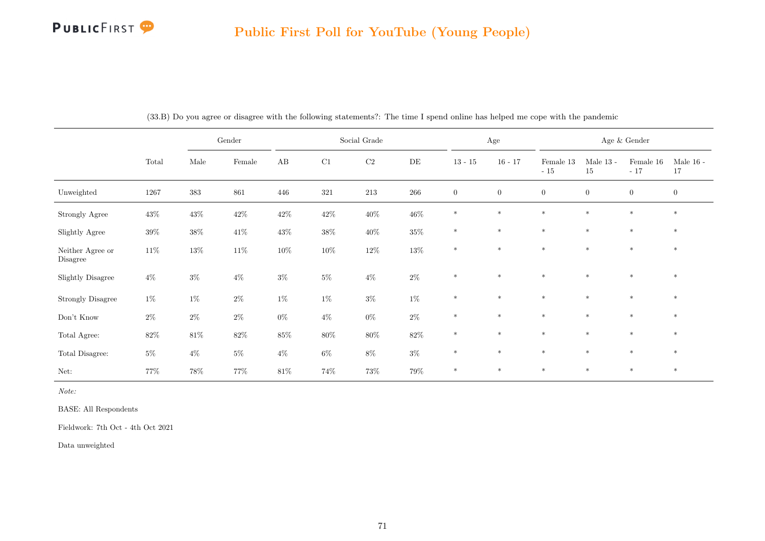(33.B) Do you agree or disagree with the following statements?: The time I spend online has helped me cope with the pandemic

| | Total | Gender | | Social Grade | | | | Age | | Age & Gender | | | |
|---|---|---|---|---|---|---|---|---|---|---|---|---|---|
| | | Male | Female | AB | C1 | C2 | DE | 13 - 15 | 16 - 17 | Female 13 - 15 | Male 13 - 15 | Female 16 - 17 | Male 16 - 17 |
| Unweighted | 1267 | 383 | 861 | 446 | 321 | 213 | 266 | 0 | 0 | 0 | 0 | 0 | 0 |
| Strongly Agree | 43% | 43% | 42% | 42% | 42% | 40% | 46% | * | * | * | * | * | * |
| Slightly Agree | 39% | 38% | 41% | 43% | 38% | 40% | 35% | * | * | * | * | * | * |
| Neither Agree or Disagree | 11% | 13% | 11% | 10% | 10% | 12% | 13% | * | * | * | * | * | * |
| Slightly Disagree | 4% | 3% | 4% | 3% | 5% | 4% | 2% | * | * | * | * | * | * |
| Strongly Disagree | 1% | 1% | 2% | 1% | 1% | 3% | 1% | * | * | * | * | * | * |
| Don't Know | 2% | 2% | 2% | 0% | 4% | 0% | 2% | * | * | * | * | * | * |
| Total Agree: | 82% | 81% | 82% | 85% | 80% | 80% | 82% | * | * | * | * | * | * |
| Total Disagree: | 5% | 4% | 5% | 4% | 6% | 8% | 3% | * | * | * | * | * | * |
| Net: | 77% | 78% | 77% | 81% | 74% | 73% | 79% | * | * | * | * | * | * |

*Note:*

BASE: All Respondents

Fieldwork: 7th Oct - 4th Oct 2021

Data unweighted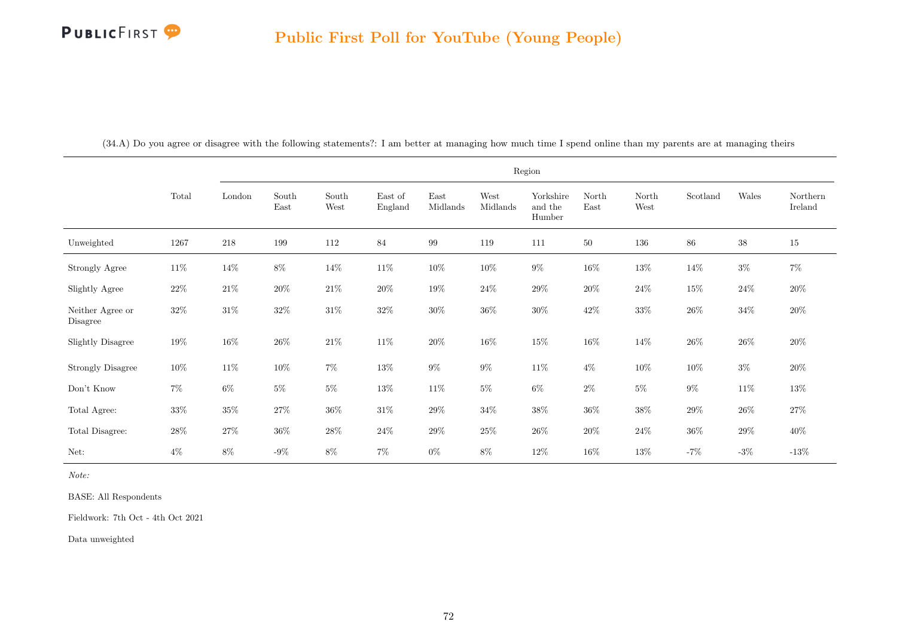(34.A) Do you agree or disagree with the following statements?: I am better at managing how much time I spend online than my parents are at managing theirs

| | Total | Region | | | | | | | | | | | |
|---|---|---|---|---|---|---|---|---|---|---|---|---|---|
| | | London | South East | South West | East of England | East Midlands | West Midlands | Yorkshire and the Humber | North East | North West | Scotland | Wales | Northern Ireland |
| Unweighted | 1267 | 218 | 199 | 112 | 84 | 99 | 119 | 111 | 50 | 136 | 86 | 38 | 15 |
| Strongly Agree | 11% | 14% | 8% | 14% | 11% | 10% | 10% | 9% | 16% | 13% | 14% | 3% | 7% |
| Slightly Agree | 22% | 21% | 20% | 21% | 20% | 19% | 24% | 29% | 20% | 24% | 15% | 24% | 20% |
| Neither Agree or Disagree | 32% | 31% | 32% | 31% | 32% | 30% | 36% | 30% | 42% | 33% | 26% | 34% | 20% |
| Slightly Disagree | 19% | 16% | 26% | 21% | 11% | 20% | 16% | 15% | 16% | 14% | 26% | 26% | 20% |
| Strongly Disagree | 10% | 11% | 10% | 7% | 13% | 9% | 9% | 11% | 4% | 10% | 10% | 3% | 20% |
| Don't Know | 7% | 6% | 5% | 5% | 13% | 11% | 5% | 6% | 2% | 5% | 9% | 11% | 13% |
| Total Agree: | 33% | 35% | 27% | 36% | 31% | 29% | 34% | 38% | 36% | 38% | 29% | 26% | 27% |
| Total Disagree: | 28% | 27% | 36% | 28% | 24% | 29% | 25% | 26% | 20% | 24% | 36% | 29% | 40% |
| Net: | 4% | 8% | -9% | 8% | 7% | 0% | 8% | 12% | 16% | 13% | -7% | -3% | -13% |

*Note:*

BASE: All Respondents

Fieldwork: 7th Oct - 4th Oct 2021

Data unweighted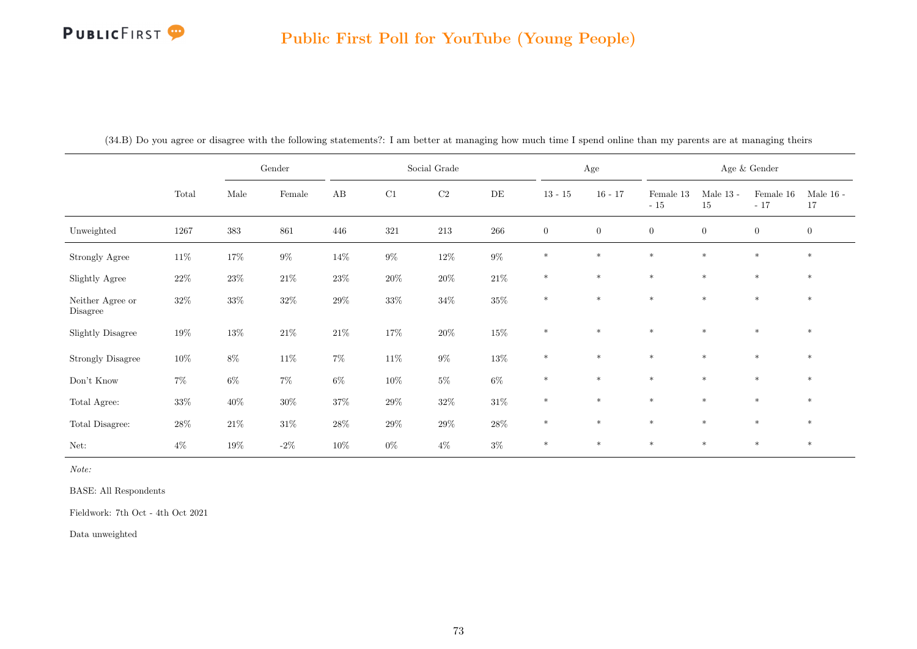## Public First Poll for YouTube (Young People)

(34.B) Do you agree or disagree with the following statements?: I am better at managing how much time I spend online than my parents are at managing theirs

| | | Gender | | Social Grade | | | | Age | | Age & Gender | | | |
|---|---|---|---|---|---|---|---|---|---|---|---|---|---|
| | Total | Male | Female | AB | C1 | C2 | DE | 13 - 15 | 16 - 17 | Female 13 - 15 | Male 13 - 15 | Female 16 - 17 | Male 16 - 17 |
| Unweighted | 1267 | 383 | 861 | 446 | 321 | 213 | 266 | 0 | 0 | 0 | 0 | 0 | 0 |
| Strongly Agree | 11% | 17% | 9% | 14% | 9% | 12% | 9% | * | * | * | * | * | * |
| Slightly Agree | 22% | 23% | 21% | 23% | 20% | 20% | 21% | * | * | * | * | * | * |
| Neither Agree or Disagree | 32% | 33% | 32% | 29% | 33% | 34% | 35% | * | * | * | * | * | * |
| Slightly Disagree | 19% | 13% | 21% | 21% | 17% | 20% | 15% | * | * | * | * | * | * |
| Strongly Disagree | 10% | 8% | 11% | 7% | 11% | 9% | 13% | * | * | * | * | * | * |
| Don't Know | 7% | 6% | 7% | 6% | 10% | 5% | 6% | * | * | * | * | * | * |
| Total Agree: | 33% | 40% | 30% | 37% | 29% | 32% | 31% | * | * | * | * | * | * |
| Total Disagree: | 28% | 21% | 31% | 28% | 29% | 29% | 28% | * | * | * | * | * | * |
| Net: | 4% | 19% | -2% | 10% | 0% | 4% | 3% | * | * | * | * | * | * |

*Note:*

BASE: All Respondents

Fieldwork: 7th Oct - 4th Oct 2021

Data unweighted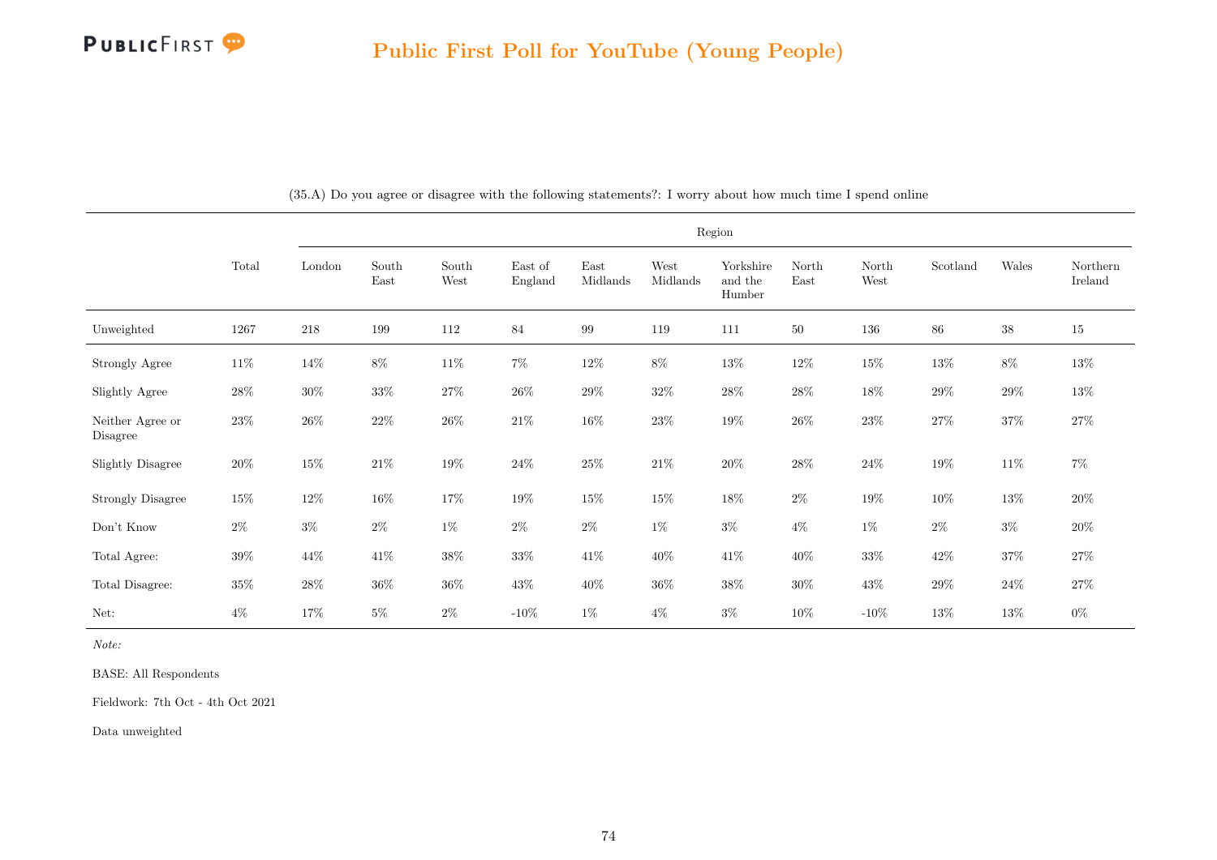## Public First Poll for YouTube (Young People)

(35.A) Do you agree or disagree with the following statements?: I worry about how much time I spend online

| | Total | Region | | | | | | | | | | | |
|---|---|---|---|---|---|---|---|---|---|---|---|---|---|
| | | London | South East | South West | East of England | East Midlands | West Midlands | Yorkshire and the Humber | North East | North West | Scotland | Wales | Northern Ireland |
| Unweighted | 1267 | 218 | 199 | 112 | 84 | 99 | 119 | 111 | 50 | 136 | 86 | 38 | 15 |
| Strongly Agree | 11% | 14% | 8% | 11% | 7% | 12% | 8% | 13% | 12% | 15% | 13% | 8% | 13% |
| Slightly Agree | 28% | 30% | 33% | 27% | 26% | 29% | 32% | 28% | 28% | 18% | 29% | 29% | 13% |
| Neither Agree or Disagree | 23% | 26% | 22% | 26% | 21% | 16% | 23% | 19% | 26% | 23% | 27% | 37% | 27% |
| Slightly Disagree | 20% | 15% | 21% | 19% | 24% | 25% | 21% | 20% | 28% | 24% | 19% | 11% | 7% |
| Strongly Disagree | 15% | 12% | 16% | 17% | 19% | 15% | 15% | 18% | 2% | 19% | 10% | 13% | 20% |
| Don't Know | 2% | 3% | 2% | 1% | 2% | 2% | 1% | 3% | 4% | 1% | 2% | 3% | 20% |
| Total Agree: | 39% | 44% | 41% | 38% | 33% | 41% | 40% | 41% | 40% | 33% | 42% | 37% | 27% |
| Total Disagree: | 35% | 28% | 36% | 36% | 43% | 40% | 36% | 38% | 30% | 43% | 29% | 24% | 27% |
| Net: | 4% | 17% | 5% | 2% | -10% | 1% | 4% | 3% | 10% | -10% | 13% | 13% | 0% |

*Note:*

BASE: All Respondents

Fieldwork: 7th Oct - 4th Oct 2021

Data unweighted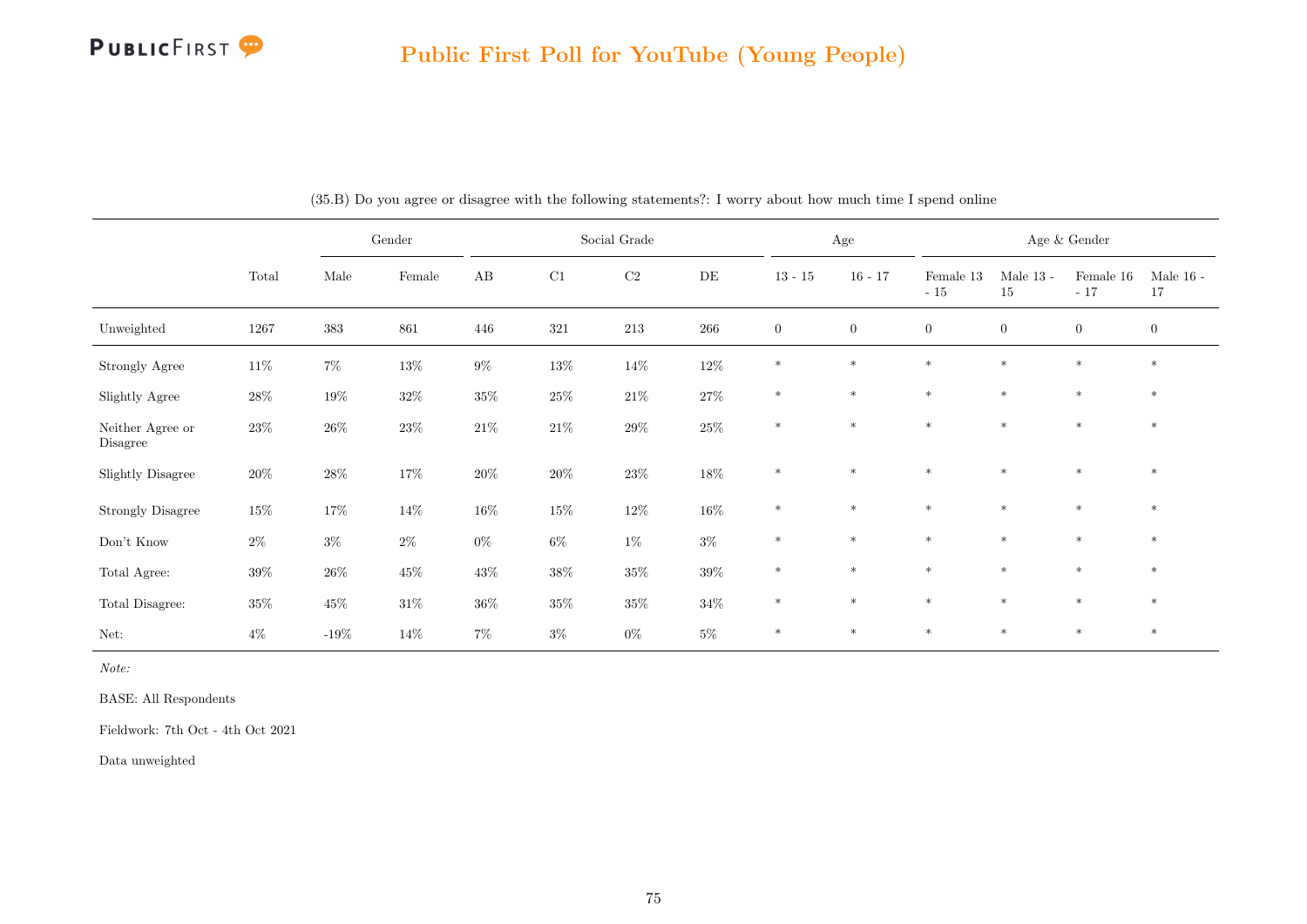(35.B) Do you agree or disagree with the following statements?: I worry about how much time I spend online

| | Total | Gender | | Social Grade | | | | Age | | Age & Gender | | | |
|---|---|---|---|---|---|---|---|---|---|---|---|---|---|
| | | Male | Female | AB | C1 | C2 | DE | 13 - 15 | 16 - 17 | Female 13 - 15 | Male 13 - 15 | Female 16 - 17 | Male 16 - 17 |
| Unweighted | 1267 | 383 | 861 | 446 | 321 | 213 | 266 | 0 | 0 | 0 | 0 | 0 | 0 |
| Strongly Agree | 11% | 7% | 13% | 9% | 13% | 14% | 12% | * | * | * | * | * | * |
| Slightly Agree | 28% | 19% | 32% | 35% | 25% | 21% | 27% | * | * | * | * | * | * |
| Neither Agree or Disagree | 23% | 26% | 23% | 21% | 21% | 29% | 25% | * | * | * | * | * | * |
| Slightly Disagree | 20% | 28% | 17% | 20% | 20% | 23% | 18% | * | * | * | * | * | * |
| Strongly Disagree | 15% | 17% | 14% | 16% | 15% | 12% | 16% | * | * | * | * | * | * |
| Don't Know | 2% | 3% | 2% | 0% | 6% | 1% | 3% | * | * | * | * | * | * |
| Total Agree: | 39% | 26% | 45% | 43% | 38% | 35% | 39% | * | * | * | * | * | * |
| Total Disagree: | 35% | 45% | 31% | 36% | 35% | 35% | 34% | * | * | * | * | * | * |
| Net: | 4% | -19% | 14% | 7% | 3% | 0% | 5% | * | * | * | * | * | * |

*Note:*

BASE: All Respondents

Fieldwork: 7th Oct - 4th Oct 2021

Data unweighted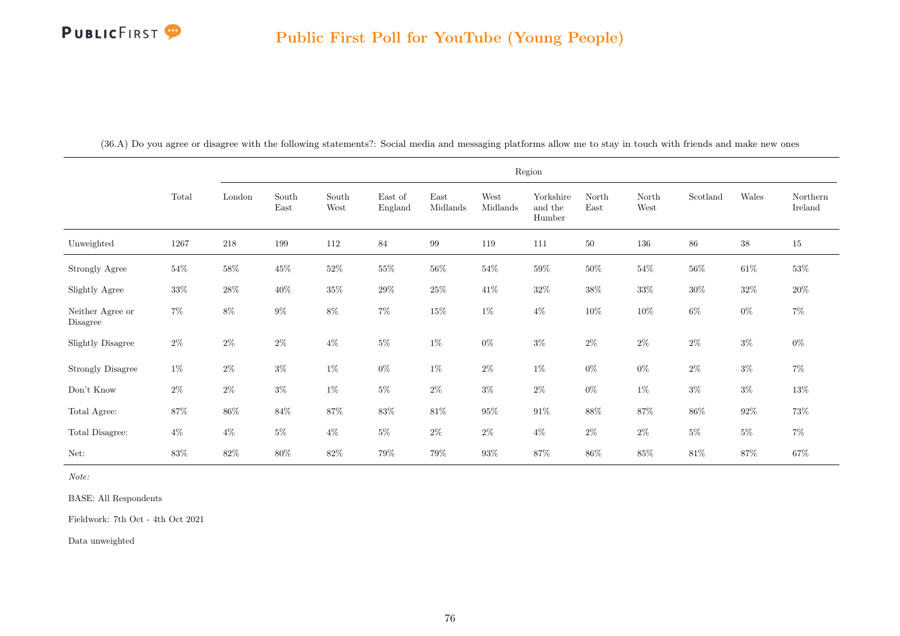# Public First Poll for YouTube (Young People)

(36.A) Do you agree or disagree with the following statements?: Social media and messaging platforms allow me to stay in touch with friends and make new ones

| | Total | Region | | | | | | | | | | | |
|---|---|---|---|---|---|---|---|---|---|---|---|---|---|
| | | London | South East | South West | East of England | East Midlands | West Midlands | Yorkshire and the Humber | North East | North West | Scotland | Wales | Northern Ireland |
| Unweighted | 1267 | 218 | 199 | 112 | 84 | 99 | 119 | 111 | 50 | 136 | 86 | 38 | 15 |
| Strongly Agree | 54% | 58% | 45% | 52% | 55% | 56% | 54% | 59% | 50% | 54% | 56% | 61% | 53% |
| Slightly Agree | 33% | 28% | 40% | 35% | 29% | 25% | 41% | 32% | 38% | 33% | 30% | 32% | 20% |
| Neither Agree or Disagree | 7% | 8% | 9% | 8% | 7% | 15% | 1% | 4% | 10% | 10% | 6% | 0% | 7% |
| Slightly Disagree | 2% | 2% | 2% | 4% | 5% | 1% | 0% | 3% | 2% | 2% | 2% | 3% | 0% |
| Strongly Disagree | 1% | 2% | 3% | 1% | 0% | 1% | 2% | 1% | 0% | 0% | 2% | 3% | 7% |
| Don't Know | 2% | 2% | 3% | 1% | 5% | 2% | 3% | 2% | 0% | 1% | 3% | 3% | 13% |
| Total Agree: | 87% | 86% | 84% | 87% | 83% | 81% | 95% | 91% | 88% | 87% | 86% | 92% | 73% |
| Total Disagree: | 4% | 4% | 5% | 4% | 5% | 2% | 2% | 4% | 2% | 2% | 5% | 5% | 7% |
| Net: | 83% | 82% | 80% | 82% | 79% | 79% | 93% | 87% | 86% | 85% | 81% | 87% | 67% |

*Note:*

BASE: All Respondents

Fieldwork: 7th Oct - 4th Oct 2021

Data unweighted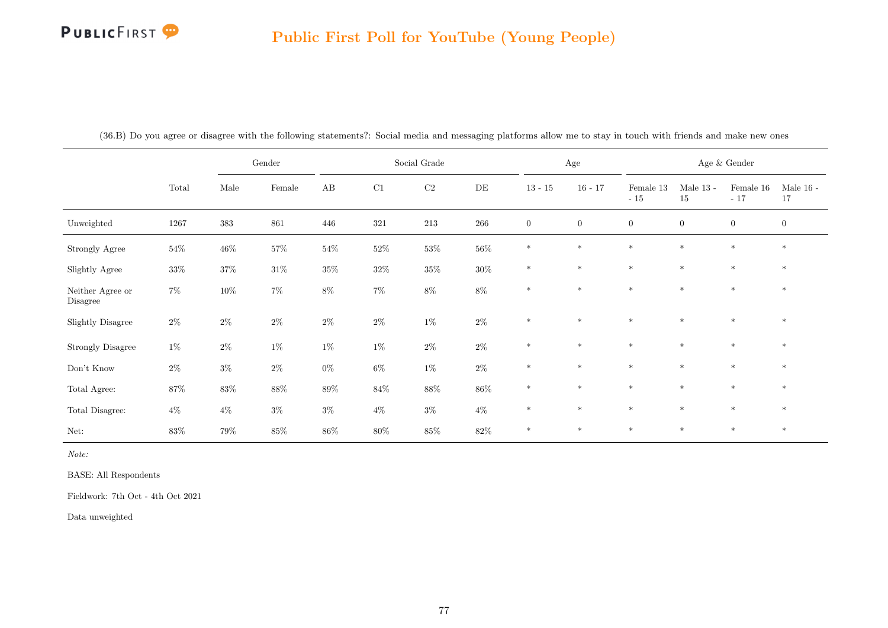# Public First Poll for YouTube (Young People)

(36.B) Do you agree or disagree with the following statements?: Social media and messaging platforms allow me to stay in touch with friends and make new ones

| | Total | Gender | | Social Grade | | | | Age | | Age & Gender | | | |
|---|---|---|---|---|---|---|---|---|---|---|---|---|---|
| | | Male | Female | AB | C1 | C2 | DE | 13 - 15 | 16 - 17 | Female 13 - 15 | Male 13 - 15 | Female 16 - 17 | Male 16 - 17 |
| Unweighted | 1267 | 383 | 861 | 446 | 321 | 213 | 266 | 0 | 0 | 0 | 0 | 0 | 0 |
| Strongly Agree | 54% | 46% | 57% | 54% | 52% | 53% | 56% | * | * | * | * | * | * |
| Slightly Agree | 33% | 37% | 31% | 35% | 32% | 35% | 30% | * | * | * | * | * | * |
| Neither Agree or Disagree | 7% | 10% | 7% | 8% | 7% | 8% | 8% | * | * | * | * | * | * |
| Slightly Disagree | 2% | 2% | 2% | 2% | 2% | 1% | 2% | * | * | * | * | * | * |
| Strongly Disagree | 1% | 2% | 1% | 1% | 1% | 2% | 2% | * | * | * | * | * | * |
| Don't Know | 2% | 3% | 2% | 0% | 6% | 1% | 2% | * | * | * | * | * | * |
| Total Agree: | 87% | 83% | 88% | 89% | 84% | 88% | 86% | * | * | * | * | * | * |
| Total Disagree: | 4% | 4% | 3% | 3% | 4% | 3% | 4% | * | * | * | * | * | * |
| Net: | 83% | 79% | 85% | 86% | 80% | 85% | 82% | * | * | * | * | * | * |

*Note:*

BASE: All Respondents

Fieldwork: 7th Oct - 4th Oct 2021

Data unweighted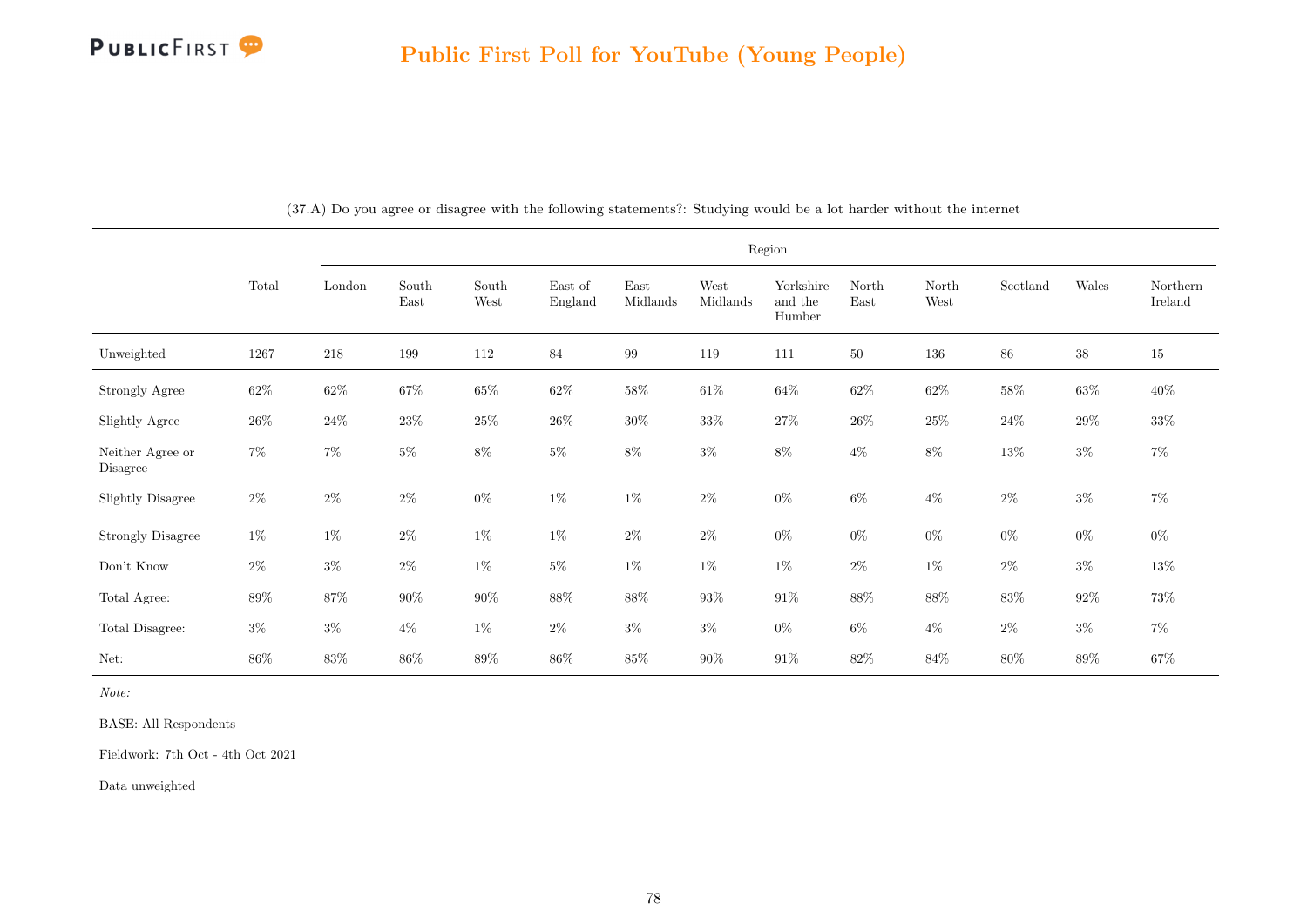## Public First Poll for YouTube (Young People)

(37.A) Do you agree or disagree with the following statements?: Studying would be a lot harder without the internet

| | Total | Region | | | | | | | | | | | |
|---|---|---|---|---|---|---|---|---|---|---|---|---|---|
| | | London | South East | South West | East of England | East Midlands | West Midlands | Yorkshire and the Humber | North East | North West | Scotland | Wales | Northern Ireland |
| Unweighted | 1267 | 218 | 199 | 112 | 84 | 99 | 119 | 111 | 50 | 136 | 86 | 38 | 15 |
| Strongly Agree | 62% | 62% | 67% | 65% | 62% | 58% | 61% | 64% | 62% | 62% | 58% | 63% | 40% |
| Slightly Agree | 26% | 24% | 23% | 25% | 26% | 30% | 33% | 27% | 26% | 25% | 24% | 29% | 33% |
| Neither Agree or Disagree | 7% | 7% | 5% | 8% | 5% | 8% | 3% | 8% | 4% | 8% | 13% | 3% | 7% |
| Slightly Disagree | 2% | 2% | 2% | 0% | 1% | 1% | 2% | 0% | 6% | 4% | 2% | 3% | 7% |
| Strongly Disagree | 1% | 1% | 2% | 1% | 1% | 2% | 2% | 0% | 0% | 0% | 0% | 0% | 0% |
| Don't Know | 2% | 3% | 2% | 1% | 5% | 1% | 1% | 1% | 2% | 1% | 2% | 3% | 13% |
| Total Agree: | 89% | 87% | 90% | 90% | 88% | 88% | 93% | 91% | 88% | 88% | 83% | 92% | 73% |
| Total Disagree: | 3% | 3% | 4% | 1% | 2% | 3% | 3% | 0% | 6% | 4% | 2% | 3% | 7% |
| Net: | 86% | 83% | 86% | 89% | 86% | 85% | 90% | 91% | 82% | 84% | 80% | 89% | 67% |

*Note:*

BASE: All Respondents

Fieldwork: 7th Oct - 4th Oct 2021

Data unweighted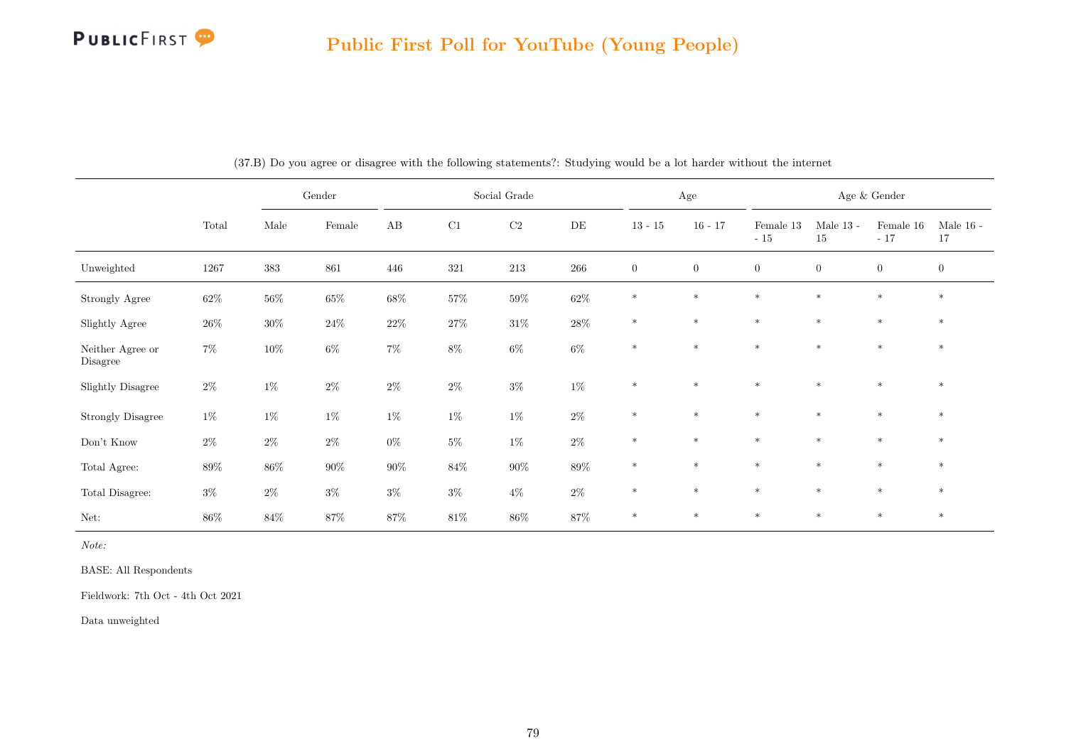## Public First Poll for YouTube (Young People)

(37.B) Do you agree or disagree with the following statements?: Studying would be a lot harder without the internet

| | Total | Gender | | Social Grade | | | | Age | | Age & Gender | | | |
|---|---|---|---|---|---|---|---|---|---|---|---|---|---|
| | | Male | Female | AB | C1 | C2 | DE | 13 - 15 | 16 - 17 | Female 13 - 15 | Male 13 - 15 | Female 16 - 17 | Male 16 - 17 |
| Unweighted | 1267 | 383 | 861 | 446 | 321 | 213 | 266 | 0 | 0 | 0 | 0 | 0 | 0 |
| Strongly Agree | 62% | 56% | 65% | 68% | 57% | 59% | 62% | * | * | * | * | * | * |
| Slightly Agree | 26% | 30% | 24% | 22% | 27% | 31% | 28% | * | * | * | * | * | * |
| Neither Agree or Disagree | 7% | 10% | 6% | 7% | 8% | 6% | 6% | * | * | * | * | * | * |
| Slightly Disagree | 2% | 1% | 2% | 2% | 2% | 3% | 1% | * | * | * | * | * | * |
| Strongly Disagree | 1% | 1% | 1% | 1% | 1% | 1% | 2% | * | * | * | * | * | * |
| Don't Know | 2% | 2% | 2% | 0% | 5% | 1% | 2% | * | * | * | * | * | * |
| Total Agree: | 89% | 86% | 90% | 90% | 84% | 90% | 89% | * | * | * | * | * | * |
| Total Disagree: | 3% | 2% | 3% | 3% | 3% | 4% | 2% | * | * | * | * | * | * |
| Net: | 86% | 84% | 87% | 87% | 81% | 86% | 87% | * | * | * | * | * | * |

*Note:*

BASE: All Respondents

Fieldwork: 7th Oct - 4th Oct 2021

Data unweighted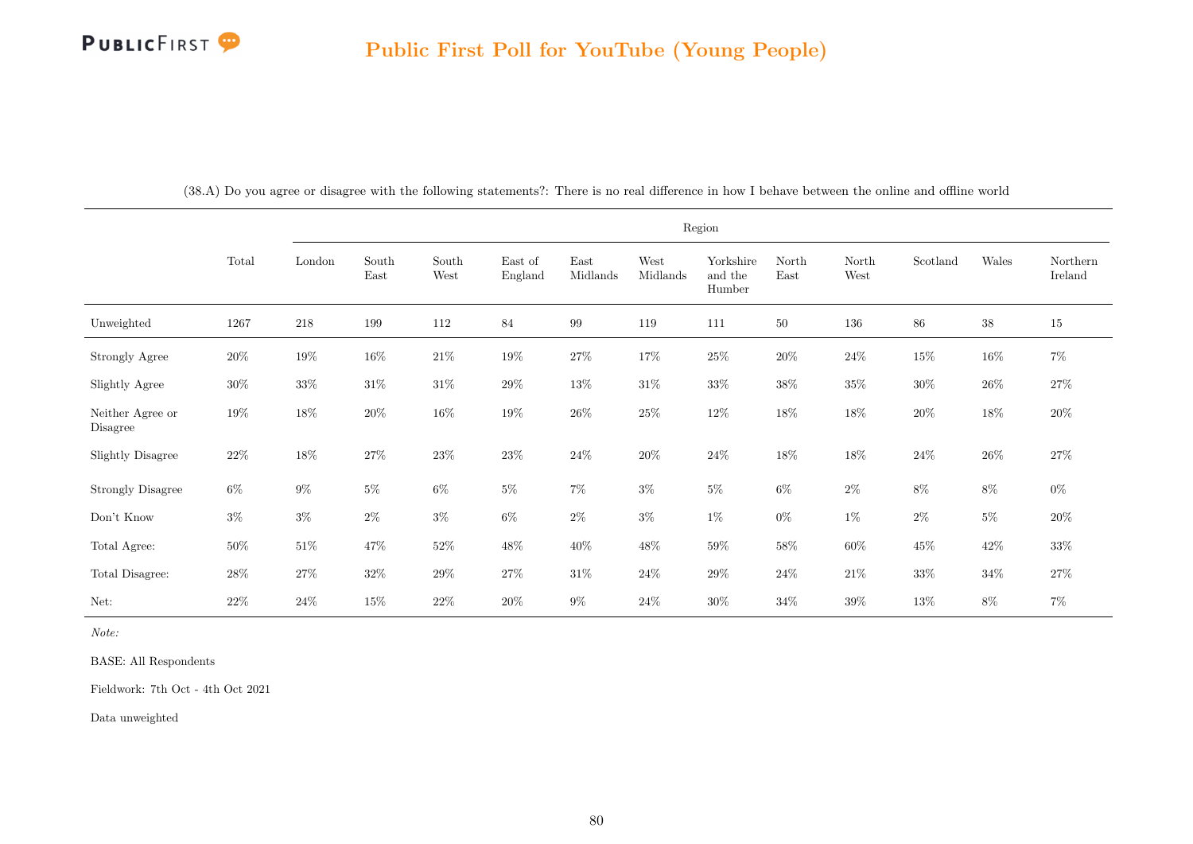(38.A) Do you agree or disagree with the following statements?: There is no real difference in how I behave between the online and offline world

| | Total | Region | | | | | | | | | | | |
|---|---|---|---|---|---|---|---|---|---|---|---|---|---|
| | | London | South East | South West | East of England | East Midlands | West Midlands | Yorkshire and the Humber | North East | North West | Scotland | Wales | Northern Ireland |
| Unweighted | 1267 | 218 | 199 | 112 | 84 | 99 | 119 | 111 | 50 | 136 | 86 | 38 | 15 |
| Strongly Agree | 20% | 19% | 16% | 21% | 19% | 27% | 17% | 25% | 20% | 24% | 15% | 16% | 7% |
| Slightly Agree | 30% | 33% | 31% | 31% | 29% | 13% | 31% | 33% | 38% | 35% | 30% | 26% | 27% |
| Neither Agree or Disagree | 19% | 18% | 20% | 16% | 19% | 26% | 25% | 12% | 18% | 18% | 20% | 18% | 20% |
| Slightly Disagree | 22% | 18% | 27% | 23% | 23% | 24% | 20% | 24% | 18% | 18% | 24% | 26% | 27% |
| Strongly Disagree | 6% | 9% | 5% | 6% | 5% | 7% | 3% | 5% | 6% | 2% | 8% | 8% | 0% |
| Don't Know | 3% | 3% | 2% | 3% | 6% | 2% | 3% | 1% | 0% | 1% | 2% | 5% | 20% |
| Total Agree: | 50% | 51% | 47% | 52% | 48% | 40% | 48% | 59% | 58% | 60% | 45% | 42% | 33% |
| Total Disagree: | 28% | 27% | 32% | 29% | 27% | 31% | 24% | 29% | 24% | 21% | 33% | 34% | 27% |
| Net: | 22% | 24% | 15% | 22% | 20% | 9% | 24% | 30% | 34% | 39% | 13% | 8% | 7% |

*Note:*

BASE: All Respondents

Fieldwork: 7th Oct - 4th Oct 2021

Data unweighted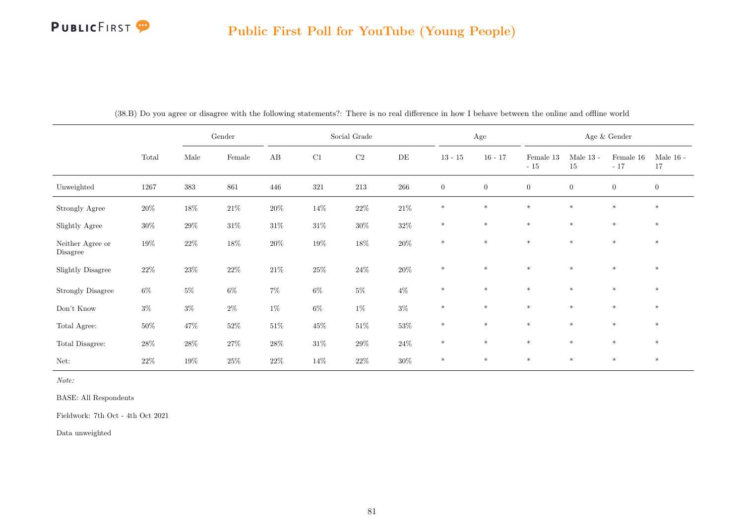## Public First Poll for YouTube (Young People)

(38.B) Do you agree or disagree with the following statements?: There is no real difference in how I behave between the online and offline world

| | | Gender | | Social Grade | | | | Age | | Age & Gender | | | |
|---|---|---|---|---|---|---|---|---|---|---|---|---|---|
| | Total | Male | Female | AB | C1 | C2 | DE | 13 - 15 | 16 - 17 | Female 13 - 15 | Male 13 - 15 | Female 16 - 17 | Male 16 - 17 |
| Unweighted | 1267 | 383 | 861 | 446 | 321 | 213 | 266 | 0 | 0 | 0 | 0 | 0 | 0 |
| Strongly Agree | 20% | 18% | 21% | 20% | 14% | 22% | 21% | * | * | * | * | * | * |
| Slightly Agree | 30% | 29% | 31% | 31% | 31% | 30% | 32% | * | * | * | * | * | * |
| Neither Agree or Disagree | 19% | 22% | 18% | 20% | 19% | 18% | 20% | * | * | * | * | * | * |
| Slightly Disagree | 22% | 23% | 22% | 21% | 25% | 24% | 20% | * | * | * | * | * | * |
| Strongly Disagree | 6% | 5% | 6% | 7% | 6% | 5% | 4% | * | * | * | * | * | * |
| Don't Know | 3% | 3% | 2% | 1% | 6% | 1% | 3% | * | * | * | * | * | * |
| Total Agree: | 50% | 47% | 52% | 51% | 45% | 51% | 53% | * | * | * | * | * | * |
| Total Disagree: | 28% | 28% | 27% | 28% | 31% | 29% | 24% | * | * | * | * | * | * |
| Net: | 22% | 19% | 25% | 22% | 14% | 22% | 30% | * | * | * | * | * | * |

*Note:*

BASE: All Respondents

Fieldwork: 7th Oct - 4th Oct 2021

Data unweighted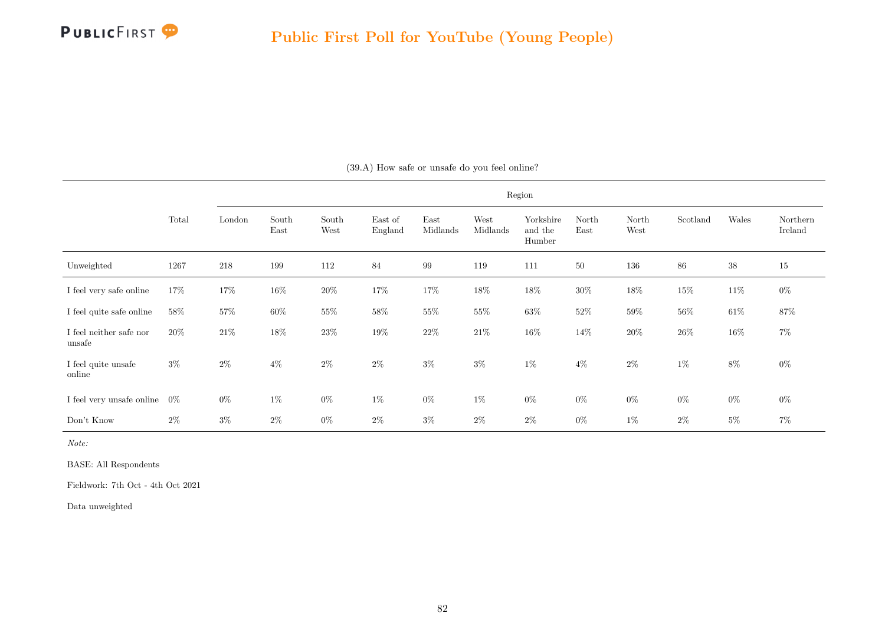## Public First Poll for YouTube (Young People)

(39.A) How safe or unsafe do you feel online?

| | Total | Region | | | | | | | | | | | |
|---|---|---|---|---|---|---|---|---|---|---|---|---|---|
| | | London | South East | South West | East of England | East Midlands | West Midlands | Yorkshire and the Humber | North East | North West | Scotland | Wales | Northern Ireland |
| Unweighted | 1267 | 218 | 199 | 112 | 84 | 99 | 119 | 111 | 50 | 136 | 86 | 38 | 15 |
| I feel very safe online | 17% | 17% | 16% | 20% | 17% | 17% | 18% | 18% | 30% | 18% | 15% | 11% | 0% |
| I feel quite safe online | 58% | 57% | 60% | 55% | 58% | 55% | 55% | 63% | 52% | 59% | 56% | 61% | 87% |
| I feel neither safe nor unsafe | 20% | 21% | 18% | 23% | 19% | 22% | 21% | 16% | 14% | 20% | 26% | 16% | 7% |
| I feel quite unsafe online | 3% | 2% | 4% | 2% | 2% | 3% | 3% | 1% | 4% | 2% | 1% | 8% | 0% |
| I feel very unsafe online | 0% | 0% | 1% | 0% | 1% | 0% | 1% | 0% | 0% | 0% | 0% | 0% | 0% |
| Don't Know | 2% | 3% | 2% | 0% | 2% | 3% | 2% | 2% | 0% | 1% | 2% | 5% | 7% |

*Note:*

BASE: All Respondents

Fieldwork: 7th Oct - 4th Oct 2021

Data unweighted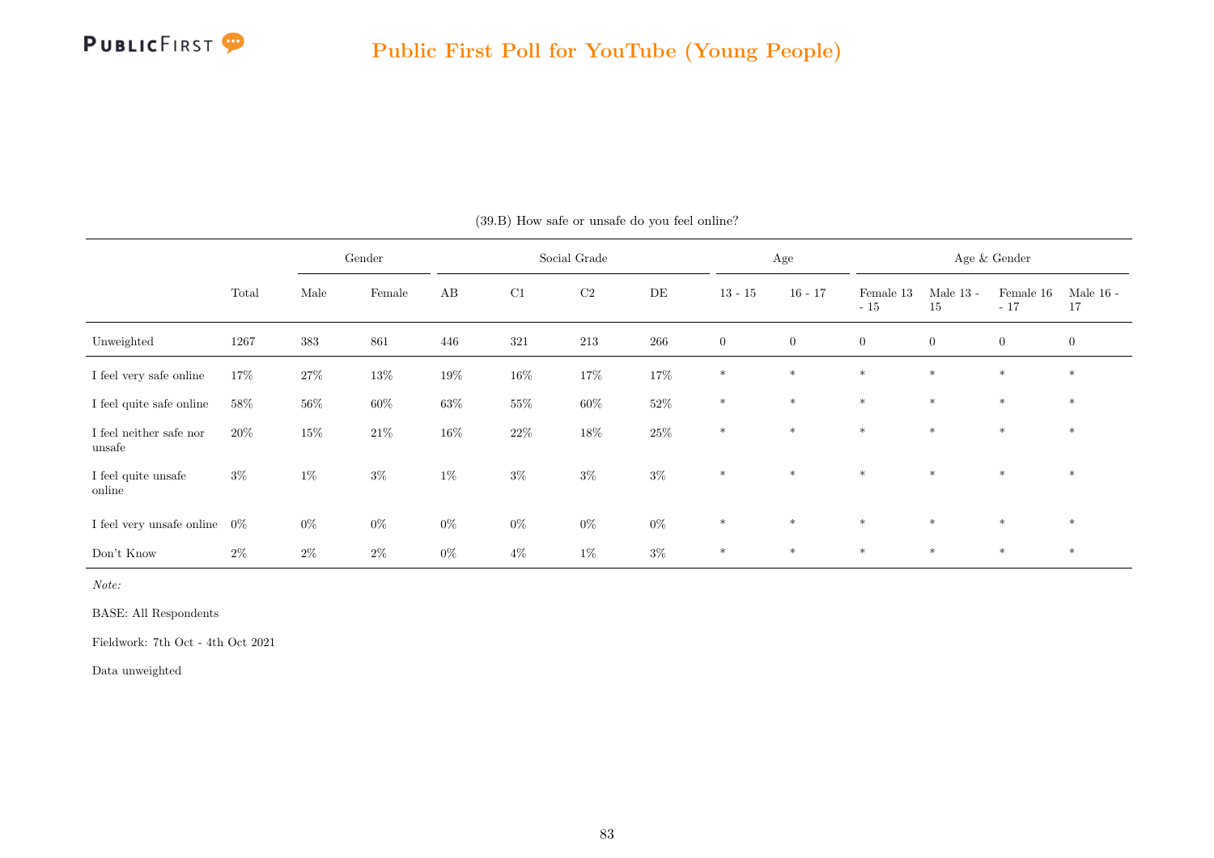(39.B) How safe or unsafe do you feel online?

| | Total | Gender | | Social Grade | | | | Age | | Age & Gender | | | |
|---|---|---|---|---|---|---|---|---|---|---|---|---|---|
| | | Male | Female | AB | C1 | C2 | DE | 13 - 15 | 16 - 17 | Female 13 - 15 | Male 13 - 15 | Female 16 - 17 | Male 16 - 17 |
| Unweighted | 1267 | 383 | 861 | 446 | 321 | 213 | 266 | 0 | 0 | 0 | 0 | 0 | 0 |
| I feel very safe online | 17% | 27% | 13% | 19% | 16% | 17% | 17% | * | * | * | * | * | * |
| I feel quite safe online | 58% | 56% | 60% | 63% | 55% | 60% | 52% | * | * | * | * | * | * |
| I feel neither safe nor unsafe | 20% | 15% | 21% | 16% | 22% | 18% | 25% | * | * | * | * | * | * |
| I feel quite unsafe online | 3% | 1% | 3% | 1% | 3% | 3% | 3% | * | * | * | * | * | * |
| I feel very unsafe online | 0% | 0% | 0% | 0% | 0% | 0% | 0% | * | * | * | * | * | * |
| Don't Know | 2% | 2% | 2% | 0% | 4% | 1% | 3% | * | * | * | * | * | * |

*Note:*

BASE: All Respondents

Fieldwork: 7th Oct - 4th Oct 2021

Data unweighted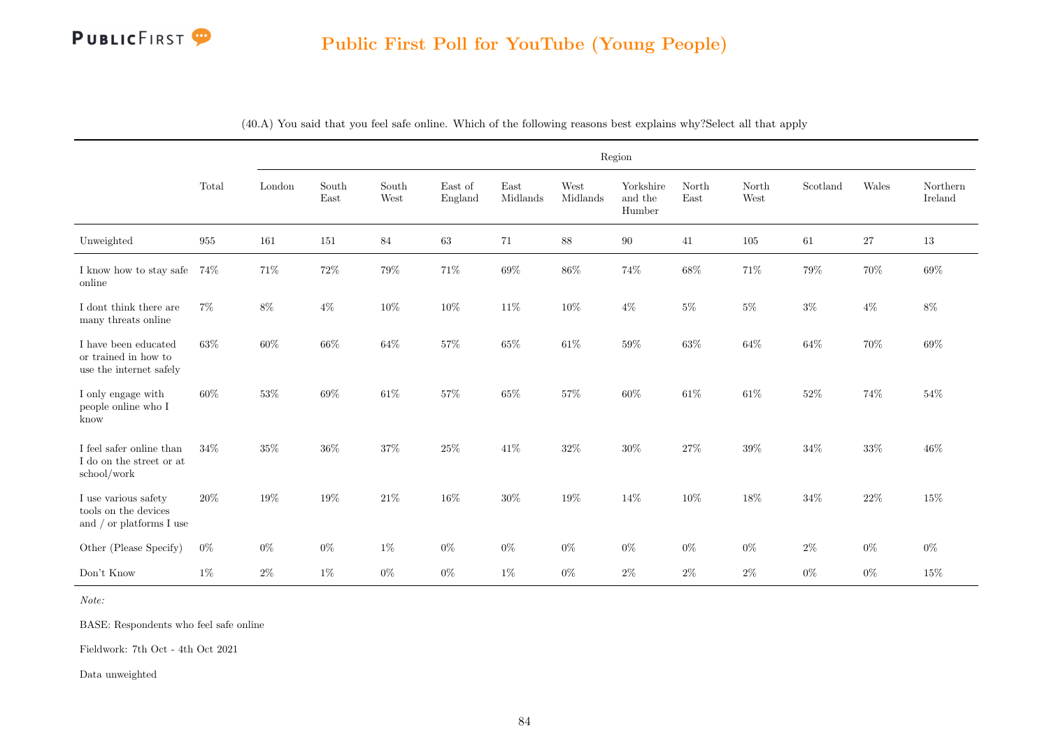## Public First Poll for YouTube (Young People)

(40.A) You said that you feel safe online. Which of the following reasons best explains why?Select all that apply

| | Total | Region | | | | | | | | | | | |
|---|---|---|---|---|---|---|---|---|---|---|---|---|---|
| | | London | South East | South West | East of England | East Midlands | West Midlands | Yorkshire and the Humber | North East | North West | Scotland | Wales | Northern Ireland |
| Unweighted | 955 | 161 | 151 | 84 | 63 | 71 | 88 | 90 | 41 | 105 | 61 | 27 | 13 |
| I know how to stay safe online | 74% | 71% | 72% | 79% | 71% | 69% | 86% | 74% | 68% | 71% | 79% | 70% | 69% |
| I dont think there are many threats online | 7% | 8% | 4% | 10% | 10% | 11% | 10% | 4% | 5% | 5% | 3% | 4% | 8% |
| I have been educated or trained in how to use the internet safely | 63% | 60% | 66% | 64% | 57% | 65% | 61% | 59% | 63% | 64% | 64% | 70% | 69% |
| I only engage with people online who I know | 60% | 53% | 69% | 61% | 57% | 65% | 57% | 60% | 61% | 61% | 52% | 74% | 54% |
| I feel safer online than I do on the street or at school/work | 34% | 35% | 36% | 37% | 25% | 41% | 32% | 30% | 27% | 39% | 34% | 33% | 46% |
| I use various safety tools on the devices and / or platforms I use | 20% | 19% | 19% | 21% | 16% | 30% | 19% | 14% | 10% | 18% | 34% | 22% | 15% |
| Other (Please Specify) | 0% | 0% | 0% | 1% | 0% | 0% | 0% | 0% | 0% | 0% | 2% | 0% | 0% |
| Don't Know | 1% | 2% | 1% | 0% | 0% | 1% | 0% | 2% | 2% | 2% | 0% | 0% | 15% |

*Note:*

BASE: Respondents who feel safe online

Fieldwork: 7th Oct - 4th Oct 2021

Data unweighted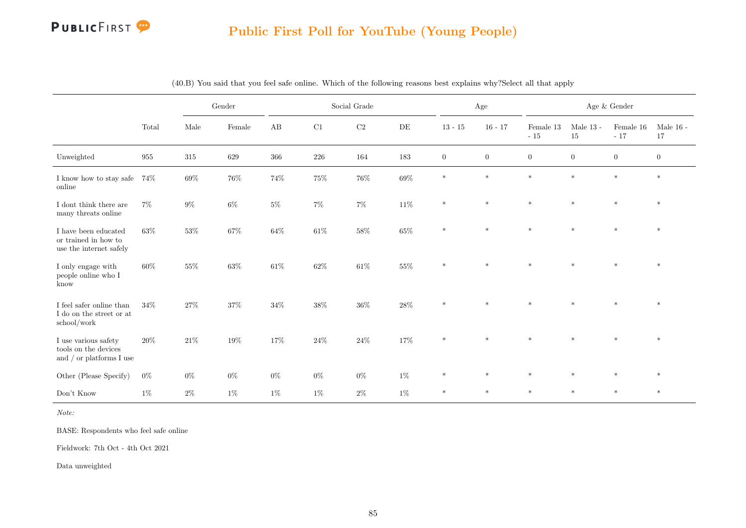## Public First Poll for YouTube (Young People)

(40.B) You said that you feel safe online. Which of the following reasons best explains why?Select all that apply

| | Total | Gender | | Social Grade | | | | Age | | Age & Gender | | | |
|---|---|---|---|---|---|---|---|---|---|---|---|---|---|
| | | Male | Female | AB | C1 | C2 | DE | 13 - 15 | 16 - 17 | Female 13 - 15 | Male 13 - 15 | Female 16 - 17 | Male 16 - 17 |
| Unweighted | 955 | 315 | 629 | 366 | 226 | 164 | 183 | 0 | 0 | 0 | 0 | 0 | 0 |
| I know how to stay safe online | 74% | 69% | 76% | 74% | 75% | 76% | 69% | * | * | * | * | * | * |
| I dont think there are many threats online | 7% | 9% | 6% | 5% | 7% | 7% | 11% | * | * | * | * | * | * |
| I have been educated or trained in how to use the internet safely | 63% | 53% | 67% | 64% | 61% | 58% | 65% | * | * | * | * | * | * |
| I only engage with people online who I know | 60% | 55% | 63% | 61% | 62% | 61% | 55% | * | * | * | * | * | * |
| I feel safer online than I do on the street or at school/work | 34% | 27% | 37% | 34% | 38% | 36% | 28% | * | * | * | * | * | * |
| I use various safety tools on the devices and / or platforms I use | 20% | 21% | 19% | 17% | 24% | 24% | 17% | * | * | * | * | * | * |
| Other (Please Specify) | 0% | 0% | 0% | 0% | 0% | 0% | 1% | * | * | * | * | * | * |
| Don't Know | 1% | 2% | 1% | 1% | 1% | 2% | 1% | * | * | * | * | * | * |

*Note:*

BASE: Respondents who feel safe online

Fieldwork: 7th Oct - 4th Oct 2021

Data unweighted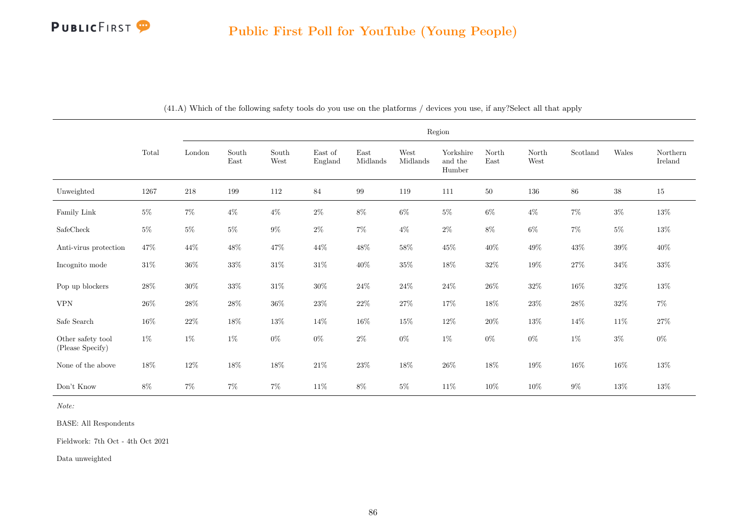## Public First Poll for YouTube (Young People)

(41.A) Which of the following safety tools do you use on the platforms / devices you use, if any?Select all that apply

| | Total | Region | | | | | | | | | | | |
|---|---|---|---|---|---|---|---|---|---|---|---|---|---|
| | | London | South East | South West | East of England | East Midlands | West Midlands | Yorkshire and the Humber | North East | North West | Scotland | Wales | Northern Ireland |
| Unweighted | 1267 | 218 | 199 | 112 | 84 | 99 | 119 | 111 | 50 | 136 | 86 | 38 | 15 |
| Family Link | 5% | 7% | 4% | 4% | 2% | 8% | 6% | 5% | 6% | 4% | 7% | 3% | 13% |
| SafeCheck | 5% | 5% | 5% | 9% | 2% | 7% | 4% | 2% | 8% | 6% | 7% | 5% | 13% |
| Anti-virus protection | 47% | 44% | 48% | 47% | 44% | 48% | 58% | 45% | 40% | 49% | 43% | 39% | 40% |
| Incognito mode | 31% | 36% | 33% | 31% | 31% | 40% | 35% | 18% | 32% | 19% | 27% | 34% | 33% |
| Pop up blockers | 28% | 30% | 33% | 31% | 30% | 24% | 24% | 24% | 26% | 32% | 16% | 32% | 13% |
| VPN | 26% | 28% | 28% | 36% | 23% | 22% | 27% | 17% | 18% | 23% | 28% | 32% | 7% |
| Safe Search | 16% | 22% | 18% | 13% | 14% | 16% | 15% | 12% | 20% | 13% | 14% | 11% | 27% |
| Other safety tool (Please Specify) | 1% | 1% | 1% | 0% | 0% | 2% | 0% | 1% | 0% | 0% | 1% | 3% | 0% |
| None of the above | 18% | 12% | 18% | 18% | 21% | 23% | 18% | 26% | 18% | 19% | 16% | 16% | 13% |
| Don't Know | 8% | 7% | 7% | 7% | 11% | 8% | 5% | 11% | 10% | 10% | 9% | 13% | 13% |

*Note:*

BASE: All Respondents

Fieldwork: 7th Oct - 4th Oct 2021

Data unweighted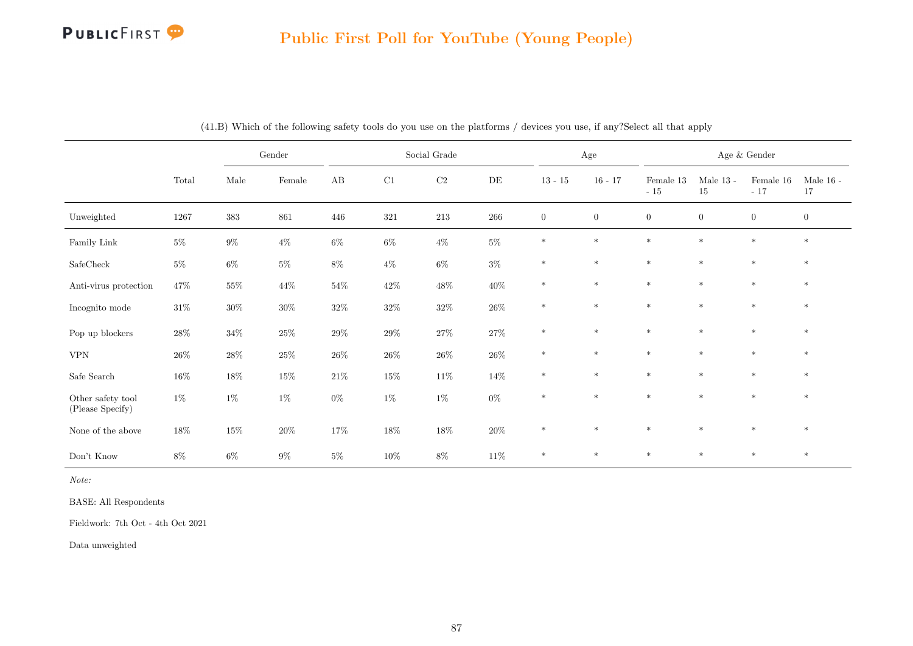(41.B) Which of the following safety tools do you use on the platforms / devices you use, if any?Select all that apply

| | Total | Gender | | Social Grade | | | | Age | | Age & Gender | | | |
|---|---|---|---|---|---|---|---|---|---|---|---|---|---|
| | | Male | Female | AB | C1 | C2 | DE | 13 - 15 | 16 - 17 | Female 13 - 15 | Male 13 - 15 | Female 16 - 17 | Male 16 - 17 |
| Unweighted | 1267 | 383 | 861 | 446 | 321 | 213 | 266 | 0 | 0 | 0 | 0 | 0 | 0 |
| Family Link | 5% | 9% | 4% | 6% | 6% | 4% | 5% | * | * | * | * | * | * |
| SafeCheck | 5% | 6% | 5% | 8% | 4% | 6% | 3% | * | * | * | * | * | * |
| Anti-virus protection | 47% | 55% | 44% | 54% | 42% | 48% | 40% | * | * | * | * | * | * |
| Incognito mode | 31% | 30% | 30% | 32% | 32% | 32% | 26% | * | * | * | * | * | * |
| Pop up blockers | 28% | 34% | 25% | 29% | 29% | 27% | 27% | * | * | * | * | * | * |
| VPN | 26% | 28% | 25% | 26% | 26% | 26% | 26% | * | * | * | * | * | * |
| Safe Search | 16% | 18% | 15% | 21% | 15% | 11% | 14% | * | * | * | * | * | * |
| Other safety tool (Please Specify) | 1% | 1% | 1% | 0% | 1% | 1% | 0% | * | * | * | * | * | * |
| None of the above | 18% | 15% | 20% | 17% | 18% | 18% | 20% | * | * | * | * | * | * |
| Don't Know | 8% | 6% | 9% | 5% | 10% | 8% | 11% | * | * | * | * | * | * |

*Note:*

BASE: All Respondents

Fieldwork: 7th Oct - 4th Oct 2021

Data unweighted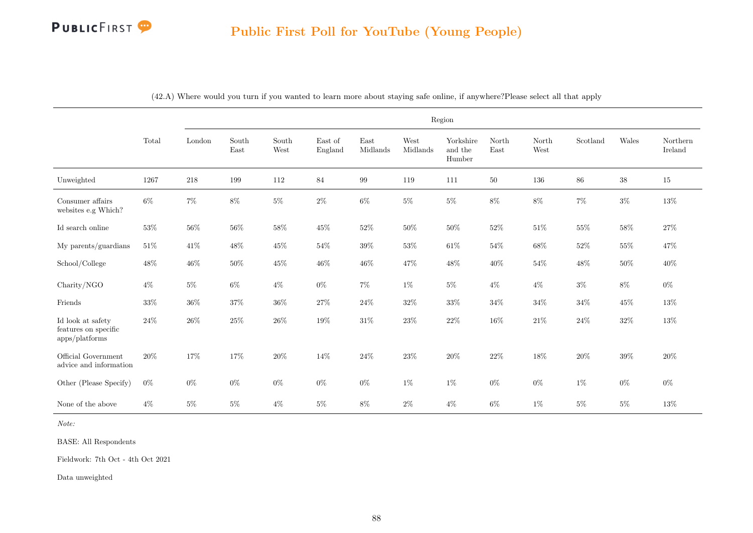# Public First Poll for YouTube (Young People)

(42.A) Where would you turn if you wanted to learn more about staying safe online, if anywhere?Please select all that apply

| | Total | Region | | | | | | | | | | | |
|---|---|---|---|---|---|---|---|---|---|---|---|---|---|
| | | London | South East | South West | East of England | East Midlands | West Midlands | Yorkshire and the Humber | North East | North West | Scotland | Wales | Northern Ireland |
| Unweighted | 1267 | 218 | 199 | 112 | 84 | 99 | 119 | 111 | 50 | 136 | 86 | 38 | 15 |
| Consumer affairs websites e.g Which? | 6% | 7% | 8% | 5% | 2% | 6% | 5% | 5% | 8% | 8% | 7% | 3% | 13% |
| Id search online | 53% | 56% | 56% | 58% | 45% | 52% | 50% | 50% | 52% | 51% | 55% | 58% | 27% |
| My parents/guardians | 51% | 41% | 48% | 45% | 54% | 39% | 53% | 61% | 54% | 68% | 52% | 55% | 47% |
| School/College | 48% | 46% | 50% | 45% | 46% | 46% | 47% | 48% | 40% | 54% | 48% | 50% | 40% |
| Charity/NGO | 4% | 5% | 6% | 4% | 0% | 7% | 1% | 5% | 4% | 4% | 3% | 8% | 0% |
| Friends | 33% | 36% | 37% | 36% | 27% | 24% | 32% | 33% | 34% | 34% | 34% | 45% | 13% |
| Id look at safety features on specific apps/platforms | 24% | 26% | 25% | 26% | 19% | 31% | 23% | 22% | 16% | 21% | 24% | 32% | 13% |
| Official Government advice and information | 20% | 17% | 17% | 20% | 14% | 24% | 23% | 20% | 22% | 18% | 20% | 39% | 20% |
| Other (Please Specify) | 0% | 0% | 0% | 0% | 0% | 0% | 1% | 1% | 0% | 0% | 1% | 0% | 0% |
| None of the above | 4% | 5% | 5% | 4% | 5% | 8% | 2% | 4% | 6% | 1% | 5% | 5% | 13% |

*Note:*

BASE: All Respondents

Fieldwork: 7th Oct - 4th Oct 2021

Data unweighted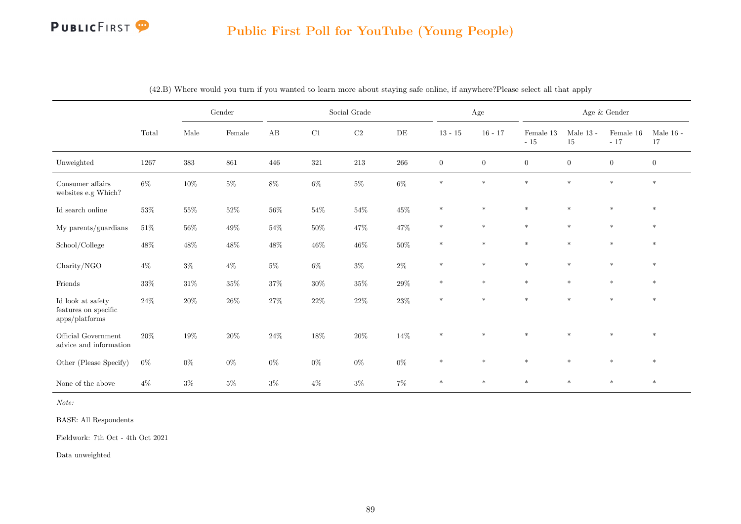## Public First Poll for YouTube (Young People)

(42.B) Where would you turn if you wanted to learn more about staying safe online, if anywhere?Please select all that apply

| | Total | Gender | | Social Grade | | | | Age | | Age & Gender | | | |
|---|---|---|---|---|---|---|---|---|---|---|---|---|---|
| | | Male | Female | AB | C1 | C2 | DE | 13 - 15 | 16 - 17 | Female 13 - 15 | Male 13 - 15 | Female 16 - 17 | Male 16 - 17 |
| Unweighted | 1267 | 383 | 861 | 446 | 321 | 213 | 266 | 0 | 0 | 0 | 0 | 0 | 0 |
| Consumer affairs websites e.g Which? | 6% | 10% | 5% | 8% | 6% | 5% | 6% | * | * | * | * | * | * |
| Id search online | 53% | 55% | 52% | 56% | 54% | 54% | 45% | * | * | * | * | * | * |
| My parents/guardians | 51% | 56% | 49% | 54% | 50% | 47% | 47% | * | * | * | * | * | * |
| School/College | 48% | 48% | 48% | 48% | 46% | 46% | 50% | * | * | * | * | * | * |
| Charity/NGO | 4% | 3% | 4% | 5% | 6% | 3% | 2% | * | * | * | * | * | * |
| Friends | 33% | 31% | 35% | 37% | 30% | 35% | 29% | * | * | * | * | * | * |
| Id look at safety features on specific apps/platforms | 24% | 20% | 26% | 27% | 22% | 22% | 23% | * | * | * | * | * | * |
| Official Government advice and information | 20% | 19% | 20% | 24% | 18% | 20% | 14% | * | * | * | * | * | * |
| Other (Please Specify) | 0% | 0% | 0% | 0% | 0% | 0% | 0% | * | * | * | * | * | * |
| None of the above | 4% | 3% | 5% | 3% | 4% | 3% | 7% | * | * | * | * | * | * |

*Note:*

BASE: All Respondents

Fieldwork: 7th Oct - 4th Oct 2021

Data unweighted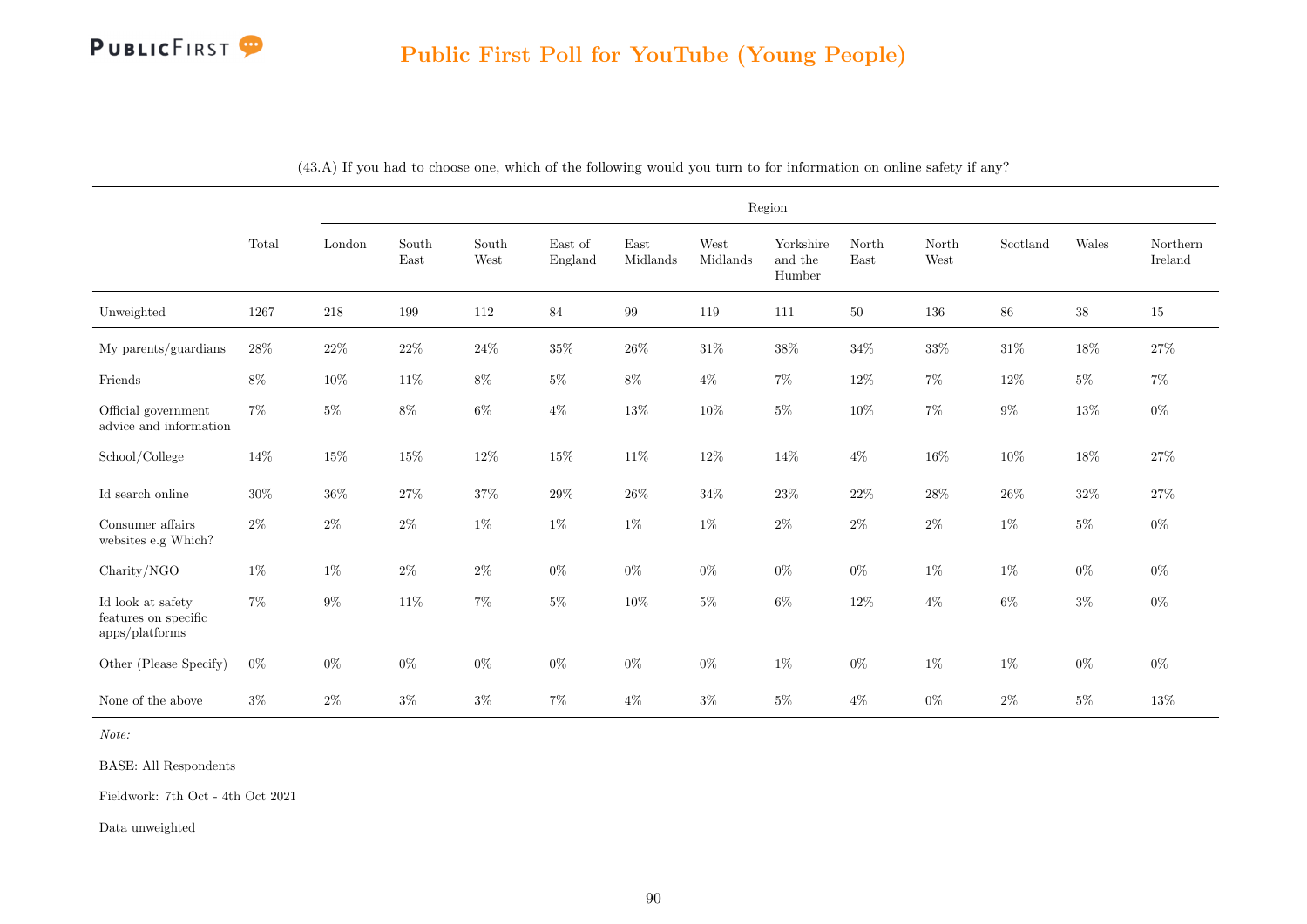## Public First Poll for YouTube (Young People)

(43.A) If you had to choose one, which of the following would you turn to for information on online safety if any?

| | Total | Region | | | | | | | | | | | |
|---|---|---|---|---|---|---|---|---|---|---|---|---|---|
| | | London | South East | South West | East of England | East Midlands | West Midlands | Yorkshire and the Humber | North East | North West | Scotland | Wales | Northern Ireland |
| Unweighted | 1267 | 218 | 199 | 112 | 84 | 99 | 119 | 111 | 50 | 136 | 86 | 38 | 15 |
| My parents/guardians | 28% | 22% | 22% | 24% | 35% | 26% | 31% | 38% | 34% | 33% | 31% | 18% | 27% |
| Friends | 8% | 10% | 11% | 8% | 5% | 8% | 4% | 7% | 12% | 7% | 12% | 5% | 7% |
| Official government advice and information | 7% | 5% | 8% | 6% | 4% | 13% | 10% | 5% | 10% | 7% | 9% | 13% | 0% |
| School/College | 14% | 15% | 15% | 12% | 15% | 11% | 12% | 14% | 4% | 16% | 10% | 18% | 27% |
| Id search online | 30% | 36% | 27% | 37% | 29% | 26% | 34% | 23% | 22% | 28% | 26% | 32% | 27% |
| Consumer affairs websites e.g Which? | 2% | 2% | 2% | 1% | 1% | 1% | 1% | 2% | 2% | 2% | 1% | 5% | 0% |
| Charity/NGO | 1% | 1% | 2% | 2% | 0% | 0% | 0% | 0% | 0% | 1% | 1% | 0% | 0% |
| Id look at safety features on specific apps/platforms | 7% | 9% | 11% | 7% | 5% | 10% | 5% | 6% | 12% | 4% | 6% | 3% | 0% |
| Other (Please Specify) | 0% | 0% | 0% | 0% | 0% | 0% | 0% | 1% | 0% | 1% | 1% | 0% | 0% |
| None of the above | 3% | 2% | 3% | 3% | 7% | 4% | 3% | 5% | 4% | 0% | 2% | 5% | 13% |

*Note:*

BASE: All Respondents

Fieldwork: 7th Oct - 4th Oct 2021

Data unweighted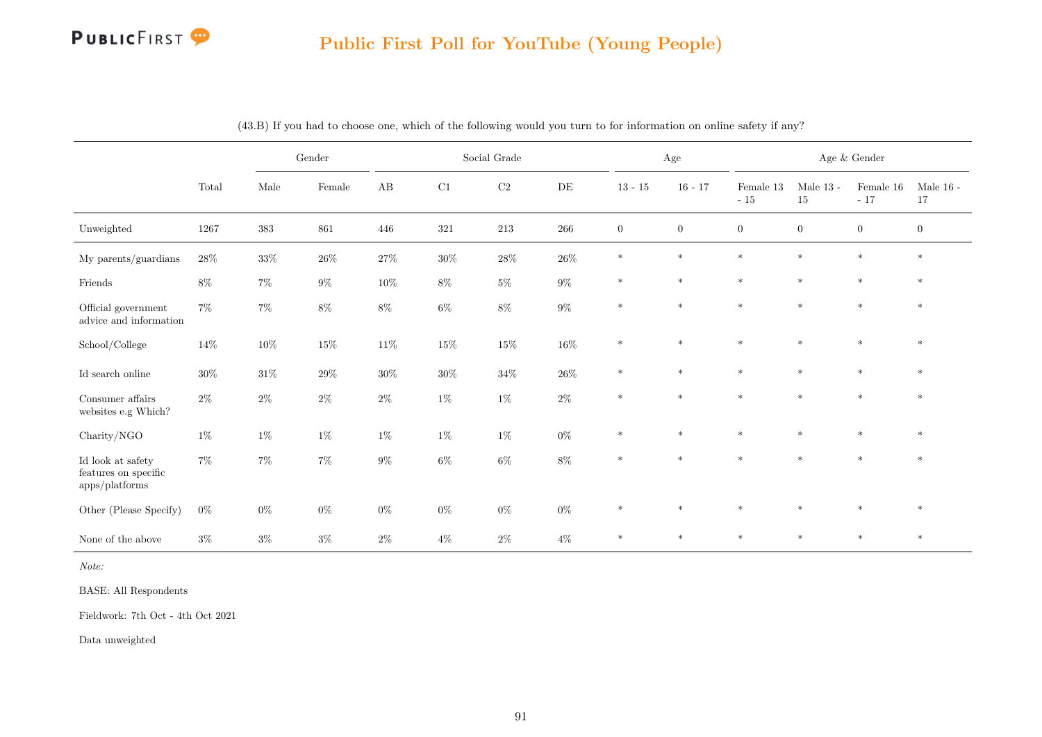## Public First Poll for YouTube (Young People)

(43.B) If you had to choose one, which of the following would you turn to for information on online safety if any?

| | Total | Gender | | Social Grade | | | | Age | | Age & Gender | | | |
|---|---|---|---|---|---|---|---|---|---|---|---|---|---|
| | | Male | Female | AB | C1 | C2 | DE | 13 - 15 | 16 - 17 | Female 13 - 15 | Male 13 - 15 | Female 16 - 17 | Male 16 - 17 |
| Unweighted | 1267 | 383 | 861 | 446 | 321 | 213 | 266 | 0 | 0 | 0 | 0 | 0 | 0 |
| My parents/guardians | 28% | 33% | 26% | 27% | 30% | 28% | 26% | * | * | * | * | * | * |
| Friends | 8% | 7% | 9% | 10% | 8% | 5% | 9% | * | * | * | * | * | * |
| Official government advice and information | 7% | 7% | 8% | 8% | 6% | 8% | 9% | * | * | * | * | * | * |
| School/College | 14% | 10% | 15% | 11% | 15% | 15% | 16% | * | * | * | * | * | * |
| Id search online | 30% | 31% | 29% | 30% | 30% | 34% | 26% | * | * | * | * | * | * |
| Consumer affairs websites e.g Which? | 2% | 2% | 2% | 2% | 1% | 1% | 2% | * | * | * | * | * | * |
| Charity/NGO | 1% | 1% | 1% | 1% | 1% | 1% | 0% | * | * | * | * | * | * |
| Id look at safety features on specific apps/platforms | 7% | 7% | 7% | 9% | 6% | 6% | 8% | * | * | * | * | * | * |
| Other (Please Specify) | 0% | 0% | 0% | 0% | 0% | 0% | 0% | * | * | * | * | * | * |
| None of the above | 3% | 3% | 3% | 2% | 4% | 2% | 4% | * | * | * | * | * | * |

*Note:*

BASE: All Respondents

Fieldwork: 7th Oct - 4th Oct 2021

Data unweighted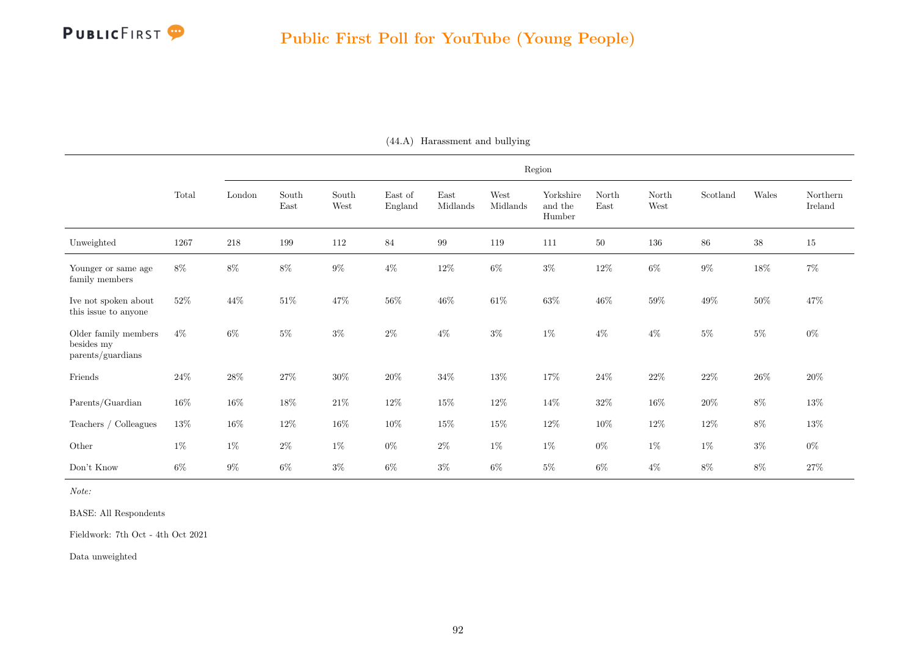## Public First Poll for YouTube (Young People)

(44.A) Harassment and bullying

| | Total | Region | | | | | | | | | | | |
|---|---|---|---|---|---|---|---|---|---|---|---|---|---|
| | | London | South East | South West | East of England | East Midlands | West Midlands | Yorkshire and the Humber | North East | North West | Scotland | Wales | Northern Ireland |
| Unweighted | 1267 | 218 | 199 | 112 | 84 | 99 | 119 | 111 | 50 | 136 | 86 | 38 | 15 |
| Younger or same age family members | 8% | 8% | 8% | 9% | 4% | 12% | 6% | 3% | 12% | 6% | 9% | 18% | 7% |
| Ive not spoken about this issue to anyone | 52% | 44% | 51% | 47% | 56% | 46% | 61% | 63% | 46% | 59% | 49% | 50% | 47% |
| Older family members besides my parents/guardians | 4% | 6% | 5% | 3% | 2% | 4% | 3% | 1% | 4% | 4% | 5% | 5% | 0% |
| Friends | 24% | 28% | 27% | 30% | 20% | 34% | 13% | 17% | 24% | 22% | 22% | 26% | 20% |
| Parents/Guardian | 16% | 16% | 18% | 21% | 12% | 15% | 12% | 14% | 32% | 16% | 20% | 8% | 13% |
| Teachers / Colleagues | 13% | 16% | 12% | 16% | 10% | 15% | 15% | 12% | 10% | 12% | 12% | 8% | 13% |
| Other | 1% | 1% | 2% | 1% | 0% | 2% | 1% | 1% | 0% | 1% | 1% | 3% | 0% |
| Don't Know | 6% | 9% | 6% | 3% | 6% | 3% | 6% | 5% | 6% | 4% | 8% | 8% | 27% |

*Note:*

BASE: All Respondents

Fieldwork: 7th Oct - 4th Oct 2021

Data unweighted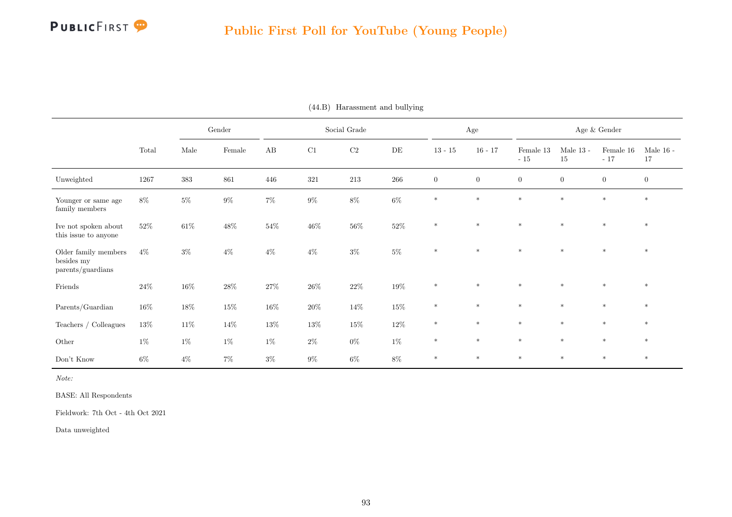(44.B) Harassment and bullying

| | Total | Gender | | Social Grade | | | | Age | | Age & Gender | | | |
|---|---|---|---|---|---|---|---|---|---|---|---|---|---|
| | | Male | Female | AB | C1 | C2 | DE | 13 - 15 | 16 - 17 | Female 13 - 15 | Male 13 - 15 | Female 16 - 17 | Male 16 - 17 |
| Unweighted | 1267 | 383 | 861 | 446 | 321 | 213 | 266 | 0 | 0 | 0 | 0 | 0 | 0 |
| Younger or same age family members | 8% | 5% | 9% | 7% | 9% | 8% | 6% | * | * | * | * | * | * |
| Ive not spoken about this issue to anyone | 52% | 61% | 48% | 54% | 46% | 56% | 52% | * | * | * | * | * | * |
| Older family members besides my parents/guardians | 4% | 3% | 4% | 4% | 4% | 3% | 5% | * | * | * | * | * | * |
| Friends | 24% | 16% | 28% | 27% | 26% | 22% | 19% | * | * | * | * | * | * |
| Parents/Guardian | 16% | 18% | 15% | 16% | 20% | 14% | 15% | * | * | * | * | * | * |
| Teachers / Colleagues | 13% | 11% | 14% | 13% | 13% | 15% | 12% | * | * | * | * | * | * |
| Other | 1% | 1% | 1% | 1% | 2% | 0% | 1% | * | * | * | * | * | * |
| Don't Know | 6% | 4% | 7% | 3% | 9% | 6% | 8% | * | * | * | * | * | * |

*Note:*

BASE: All Respondents

Fieldwork: 7th Oct - 4th Oct 2021

Data unweighted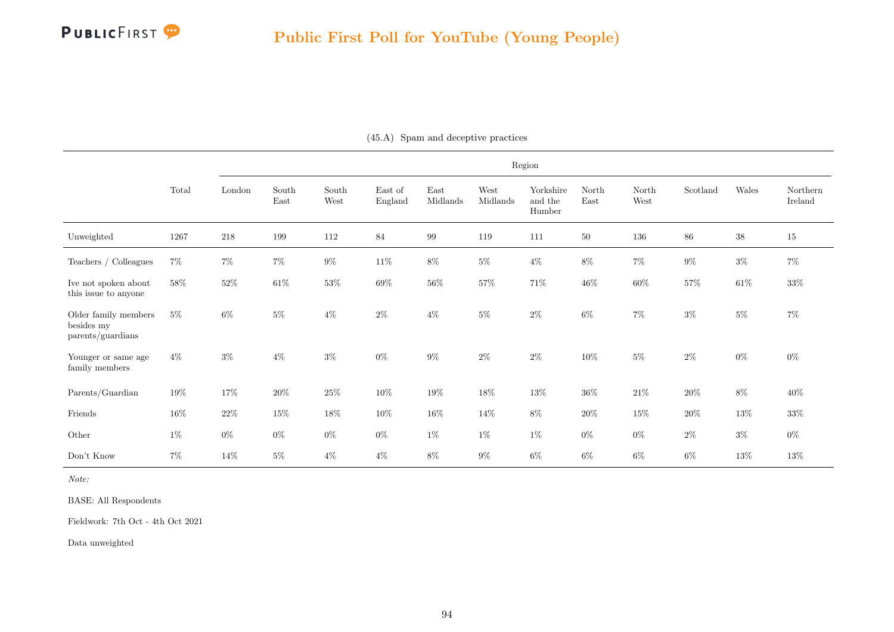## Public First Poll for YouTube (Young People)

(45.A) Spam and deceptive practices

| | Total | Region | | | | | | | | | | | |
|---|---|---|---|---|---|---|---|---|---|---|---|---|---|
| | | London | South East | South West | East of England | East Midlands | West Midlands | Yorkshire and the Humber | North East | North West | Scotland | Wales | Northern Ireland |
| Unweighted | 1267 | 218 | 199 | 112 | 84 | 99 | 119 | 111 | 50 | 136 | 86 | 38 | 15 |
| Teachers / Colleagues | 7% | 7% | 7% | 9% | 11% | 8% | 5% | 4% | 8% | 7% | 9% | 3% | 7% |
| Ive not spoken about this issue to anyone | 58% | 52% | 61% | 53% | 69% | 56% | 57% | 71% | 46% | 60% | 57% | 61% | 33% |
| Older family members besides my parents/guardians | 5% | 6% | 5% | 4% | 2% | 4% | 5% | 2% | 6% | 7% | 3% | 5% | 7% |
| Younger or same age family members | 4% | 3% | 4% | 3% | 0% | 9% | 2% | 2% | 10% | 5% | 2% | 0% | 0% |
| Parents/Guardian | 19% | 17% | 20% | 25% | 10% | 19% | 18% | 13% | 36% | 21% | 20% | 8% | 40% |
| Friends | 16% | 22% | 15% | 18% | 10% | 16% | 14% | 8% | 20% | 15% | 20% | 13% | 33% |
| Other | 1% | 0% | 0% | 0% | 0% | 1% | 1% | 1% | 0% | 0% | 2% | 3% | 0% |
| Don't Know | 7% | 14% | 5% | 4% | 4% | 8% | 9% | 6% | 6% | 6% | 6% | 13% | 13% |

*Note:*

BASE: All Respondents

Fieldwork: 7th Oct - 4th Oct 2021

Data unweighted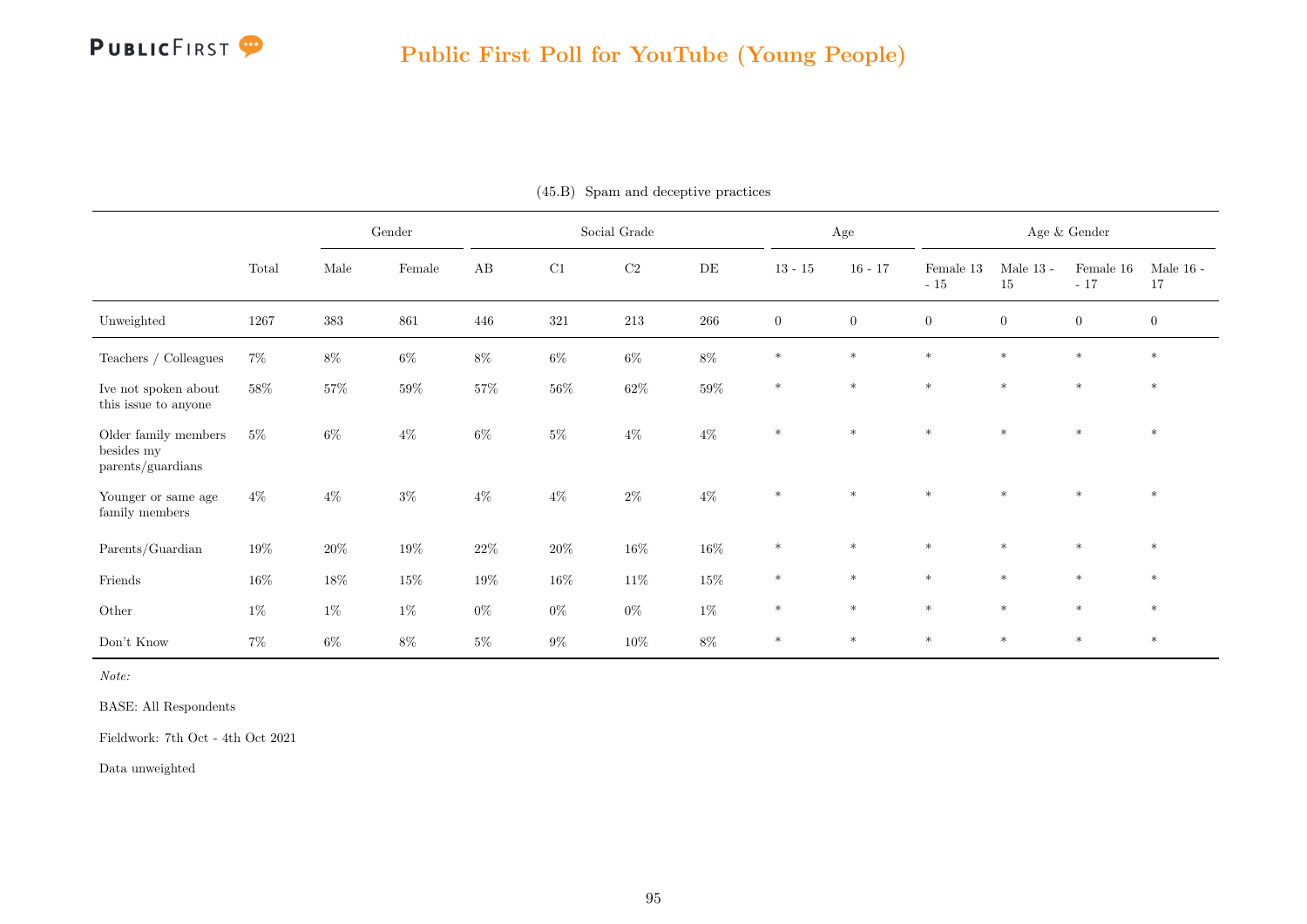## Public First Poll for YouTube (Young People)

(45.B) Spam and deceptive practices

| | | Gender | | Social Grade | | | | Age | | Age & Gender | | | |
|---|---|---|---|---|---|---|---|---|---|---|---|---|---|
| | Total | Male | Female | AB | C1 | C2 | DE | 13 - 15 | 16 - 17 | Female 13 - 15 | Male 13 - 15 | Female 16 - 17 | Male 16 - 17 |
| Unweighted | 1267 | 383 | 861 | 446 | 321 | 213 | 266 | 0 | 0 | 0 | 0 | 0 | 0 |
| Teachers / Colleagues | 7% | 8% | 6% | 8% | 6% | 6% | 8% | * | * | * | * | * | * |
| Ive not spoken about this issue to anyone | 58% | 57% | 59% | 57% | 56% | 62% | 59% | * | * | * | * | * | * |
| Older family members besides my parents/guardians | 5% | 6% | 4% | 6% | 5% | 4% | 4% | * | * | * | * | * | * |
| Younger or same age family members | 4% | 4% | 3% | 4% | 4% | 2% | 4% | * | * | * | * | * | * |
| Parents/Guardian | 19% | 20% | 19% | 22% | 20% | 16% | 16% | * | * | * | * | * | * |
| Friends | 16% | 18% | 15% | 19% | 16% | 11% | 15% | * | * | * | * | * | * |
| Other | 1% | 1% | 1% | 0% | 0% | 0% | 1% | * | * | * | * | * | * |
| Don't Know | 7% | 6% | 8% | 5% | 9% | 10% | 8% | * | * | * | * | * | * |

*Note:*

BASE: All Respondents

Fieldwork: 7th Oct - 4th Oct 2021

Data unweighted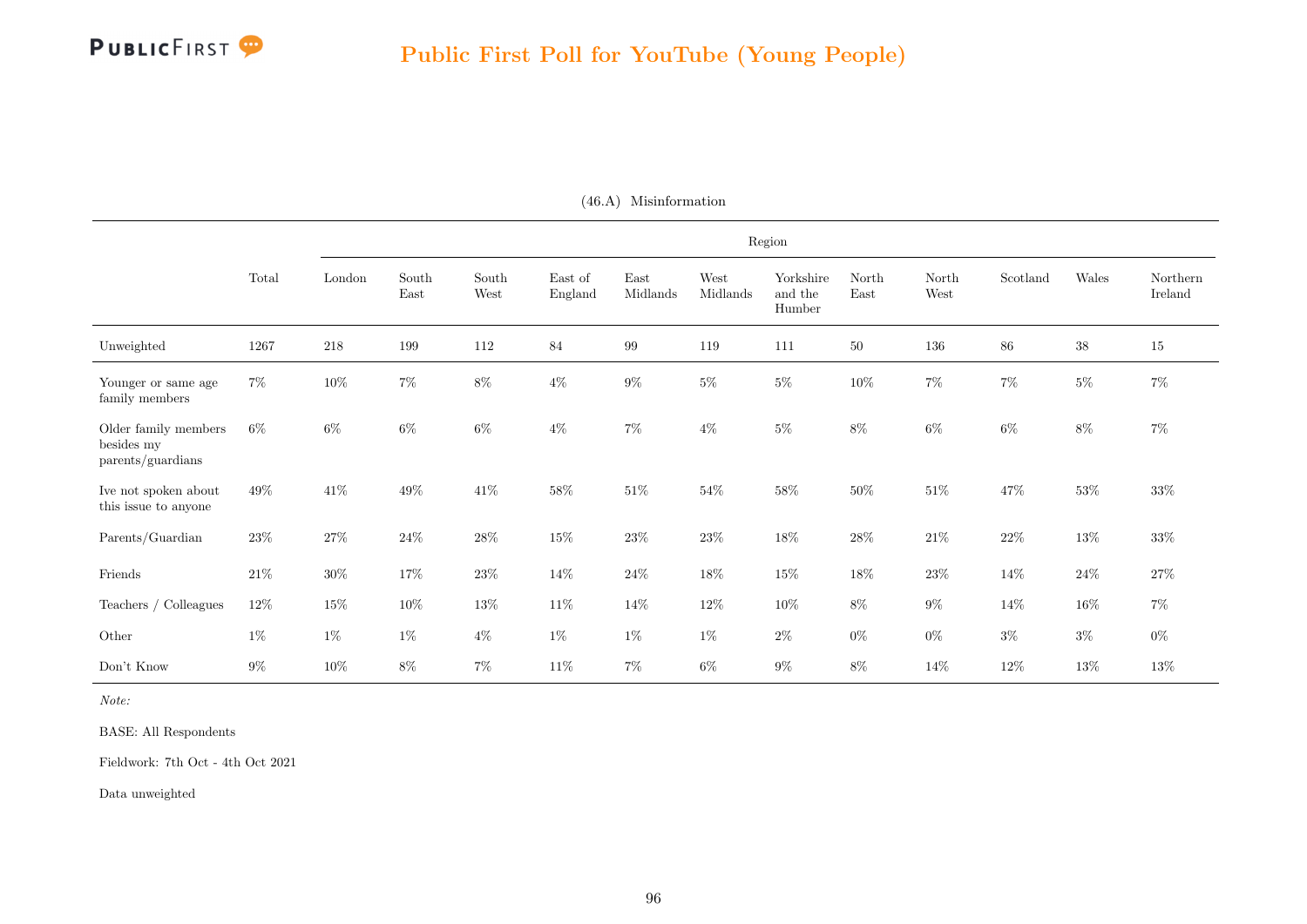## Public First Poll for YouTube (Young People)

(46.A) Misinformation

| | Total | Region | | | | | | | | | | | |
|---|---|---|---|---|---|---|---|---|---|---|---|---|---|
| | | London | South East | South West | East of England | East Midlands | West Midlands | Yorkshire and the Humber | North East | North West | Scotland | Wales | Northern Ireland |
| Unweighted | 1267 | 218 | 199 | 112 | 84 | 99 | 119 | 111 | 50 | 136 | 86 | 38 | 15 |
| Younger or same age family members | 7% | 10% | 7% | 8% | 4% | 9% | 5% | 5% | 10% | 7% | 7% | 5% | 7% |
| Older family members besides my parents/guardians | 6% | 6% | 6% | 6% | 4% | 7% | 4% | 5% | 8% | 6% | 6% | 8% | 7% |
| Ive not spoken about this issue to anyone | 49% | 41% | 49% | 41% | 58% | 51% | 54% | 58% | 50% | 51% | 47% | 53% | 33% |
| Parents/Guardian | 23% | 27% | 24% | 28% | 15% | 23% | 23% | 18% | 28% | 21% | 22% | 13% | 33% |
| Friends | 21% | 30% | 17% | 23% | 14% | 24% | 18% | 15% | 18% | 23% | 14% | 24% | 27% |
| Teachers / Colleagues | 12% | 15% | 10% | 13% | 11% | 14% | 12% | 10% | 8% | 9% | 14% | 16% | 7% |
| Other | 1% | 1% | 1% | 4% | 1% | 1% | 1% | 2% | 0% | 0% | 3% | 3% | 0% |
| Don't Know | 9% | 10% | 8% | 7% | 11% | 7% | 6% | 9% | 8% | 14% | 12% | 13% | 13% |

*Note:*

BASE: All Respondents

Fieldwork: 7th Oct - 4th Oct 2021

Data unweighted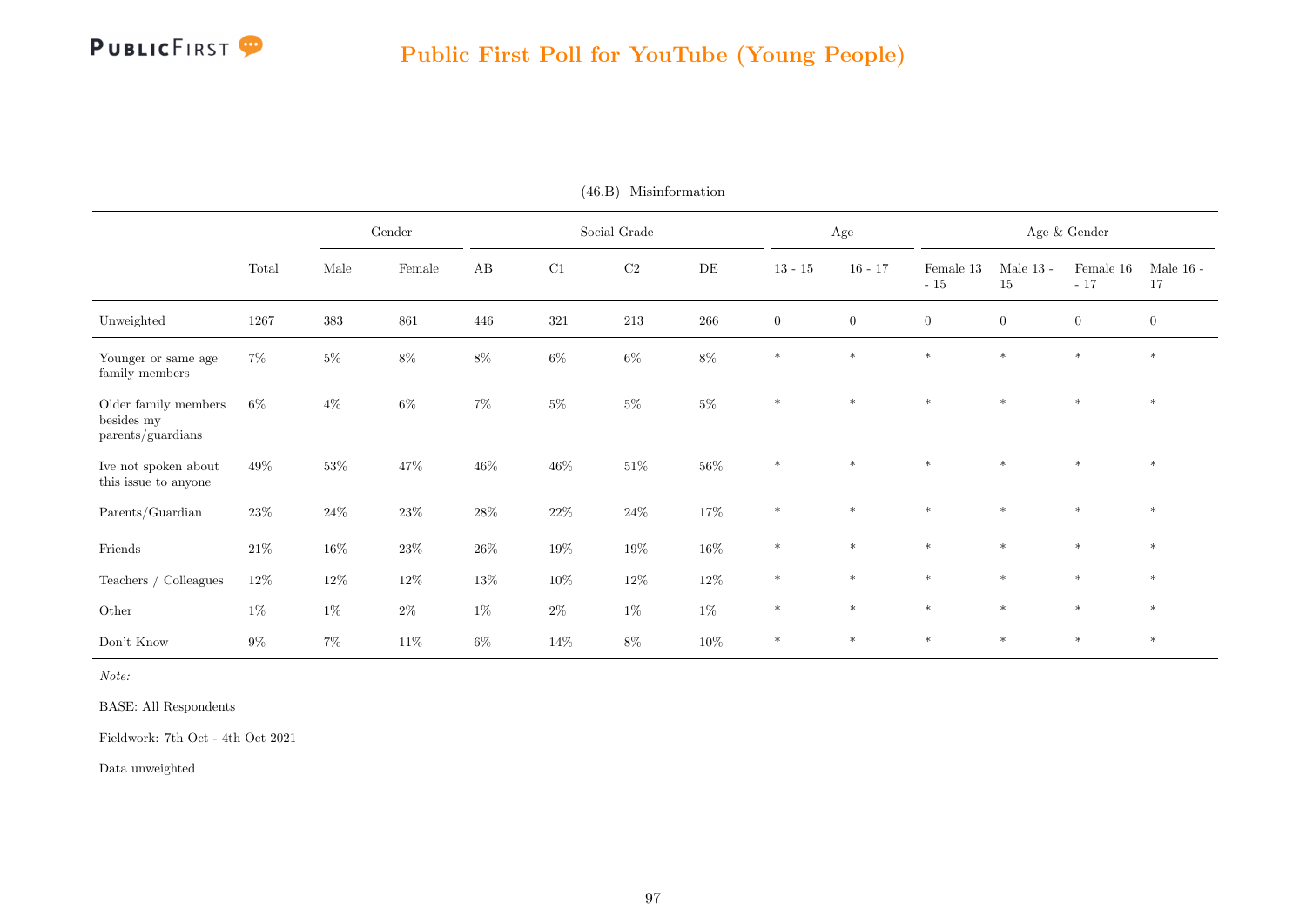(46.B) Misinformation

| | Total | Gender | | Social Grade | | | | Age | | Age & Gender | | | |
|---|---|---|---|---|---|---|---|---|---|---|---|---|---|
| | | Male | Female | AB | C1 | C2 | DE | 13 - 15 | 16 - 17 | Female 13 - 15 | Male 13 - 15 | Female 16 - 17 | Male 16 - 17 |
| Unweighted | 1267 | 383 | 861 | 446 | 321 | 213 | 266 | 0 | 0 | 0 | 0 | 0 | 0 |
| Younger or same age family members | 7% | 5% | 8% | 8% | 6% | 6% | 8% | * | * | * | * | * | * |
| Older family members besides my parents/guardians | 6% | 4% | 6% | 7% | 5% | 5% | 5% | * | * | * | * | * | * |
| Ive not spoken about this issue to anyone | 49% | 53% | 47% | 46% | 46% | 51% | 56% | * | * | * | * | * | * |
| Parents/Guardian | 23% | 24% | 23% | 28% | 22% | 24% | 17% | * | * | * | * | * | * |
| Friends | 21% | 16% | 23% | 26% | 19% | 19% | 16% | * | * | * | * | * | * |
| Teachers / Colleagues | 12% | 12% | 12% | 13% | 10% | 12% | 12% | * | * | * | * | * | * |
| Other | 1% | 1% | 2% | 1% | 2% | 1% | 1% | * | * | * | * | * | * |
| Don't Know | 9% | 7% | 11% | 6% | 14% | 8% | 10% | * | * | * | * | * | * |

*Note:*

BASE: All Respondents

Fieldwork: 7th Oct - 4th Oct 2021

Data unweighted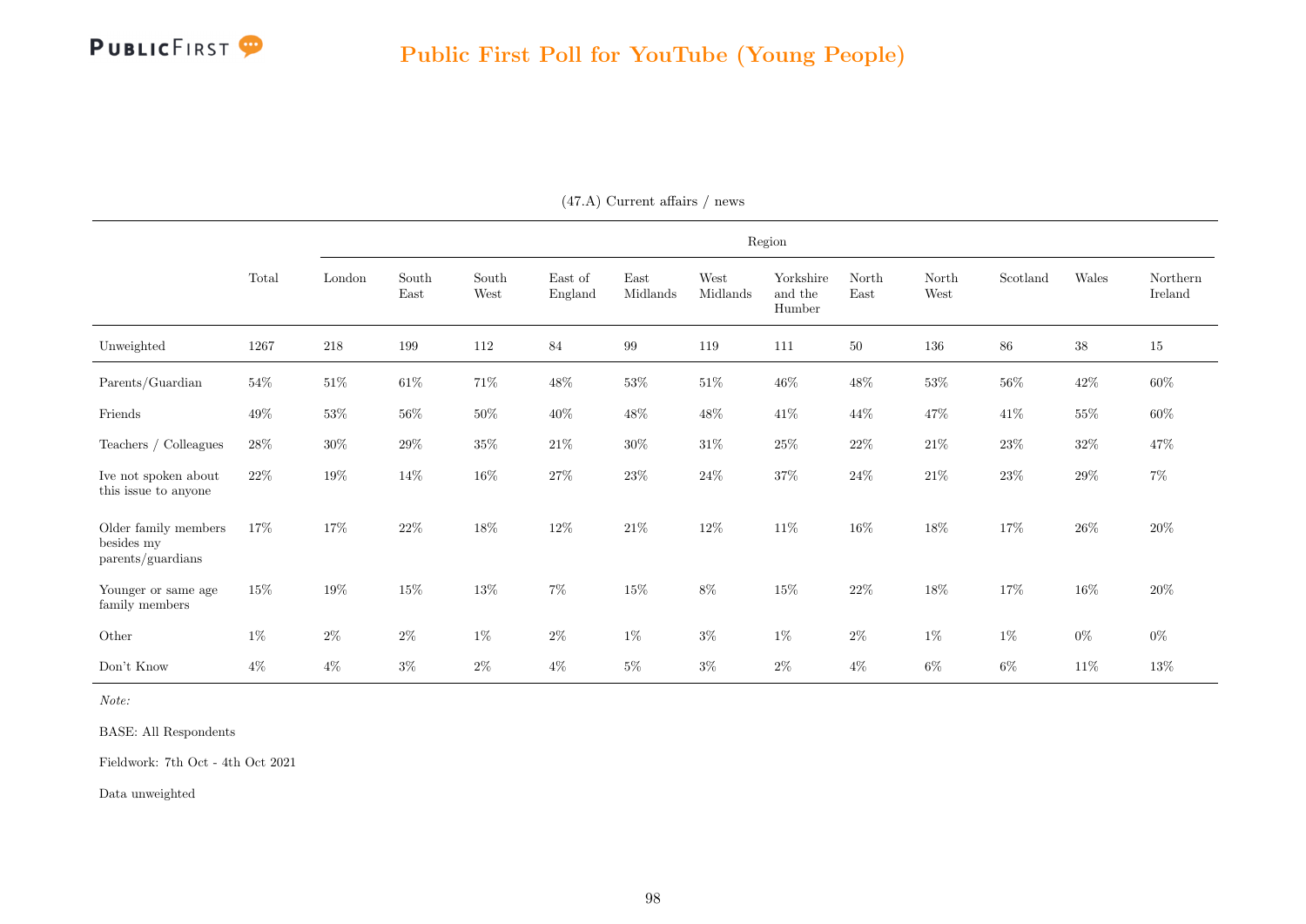## Public First Poll for YouTube (Young People)

(47.A) Current affairs / news

| | Total | Region | | | | | | | | | | | |
|---|---|---|---|---|---|---|---|---|---|---|---|---|---|
| | | London | South East | South West | East of England | East Midlands | West Midlands | Yorkshire and the Humber | North East | North West | Scotland | Wales | Northern Ireland |
| Unweighted | 1267 | 218 | 199 | 112 | 84 | 99 | 119 | 111 | 50 | 136 | 86 | 38 | 15 |
| Parents/Guardian | 54% | 51% | 61% | 71% | 48% | 53% | 51% | 46% | 48% | 53% | 56% | 42% | 60% |
| Friends | 49% | 53% | 56% | 50% | 40% | 48% | 48% | 41% | 44% | 47% | 41% | 55% | 60% |
| Teachers / Colleagues | 28% | 30% | 29% | 35% | 21% | 30% | 31% | 25% | 22% | 21% | 23% | 32% | 47% |
| Ive not spoken about this issue to anyone | 22% | 19% | 14% | 16% | 27% | 23% | 24% | 37% | 24% | 21% | 23% | 29% | 7% |
| Older family members besides my parents/guardians | 17% | 17% | 22% | 18% | 12% | 21% | 12% | 11% | 16% | 18% | 17% | 26% | 20% |
| Younger or same age family members | 15% | 19% | 15% | 13% | 7% | 15% | 8% | 15% | 22% | 18% | 17% | 16% | 20% |
| Other | 1% | 2% | 2% | 1% | 2% | 1% | 3% | 1% | 2% | 1% | 1% | 0% | 0% |
| Don't Know | 4% | 4% | 3% | 2% | 4% | 5% | 3% | 2% | 4% | 6% | 6% | 11% | 13% |

*Note:*

BASE: All Respondents

Fieldwork: 7th Oct - 4th Oct 2021

Data unweighted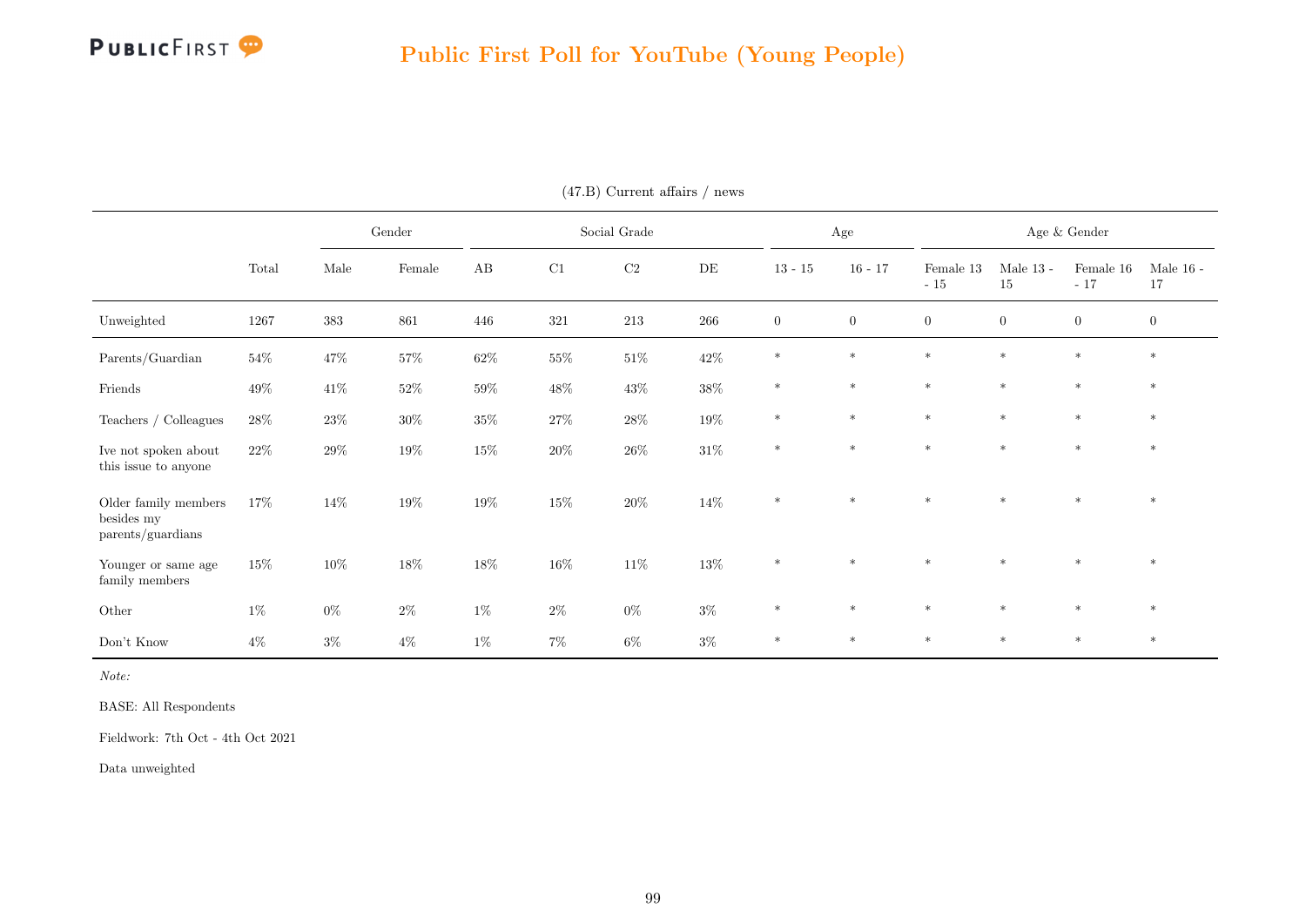# Public First Poll for YouTube (Young People)

(47.B) Current affairs / news

| | Total | Gender | | Social Grade | | | | Age | | Age & Gender | | | |
|---|---|---|---|---|---|---|---|---|---|---|---|---|---|
| | | Male | Female | AB | C1 | C2 | DE | 13 - 15 | 16 - 17 | Female 13 - 15 | Male 13 - 15 | Female 16 - 17 | Male 16 - 17 |
| Unweighted | 1267 | 383 | 861 | 446 | 321 | 213 | 266 | 0 | 0 | 0 | 0 | 0 | 0 |
| Parents/Guardian | 54% | 47% | 57% | 62% | 55% | 51% | 42% | * | * | * | * | * | * |
| Friends | 49% | 41% | 52% | 59% | 48% | 43% | 38% | * | * | * | * | * | * |
| Teachers / Colleagues | 28% | 23% | 30% | 35% | 27% | 28% | 19% | * | * | * | * | * | * |
| Ive not spoken about this issue to anyone | 22% | 29% | 19% | 15% | 20% | 26% | 31% | * | * | * | * | * | * |
| Older family members besides my parents/guardians | 17% | 14% | 19% | 19% | 15% | 20% | 14% | * | * | * | * | * | * |
| Younger or same age family members | 15% | 10% | 18% | 18% | 16% | 11% | 13% | * | * | * | * | * | * |
| Other | 1% | 0% | 2% | 1% | 2% | 0% | 3% | * | * | * | * | * | * |
| Don't Know | 4% | 3% | 4% | 1% | 7% | 6% | 3% | * | * | * | * | * | * |

*Note:*

BASE: All Respondents

Fieldwork: 7th Oct - 4th Oct 2021

Data unweighted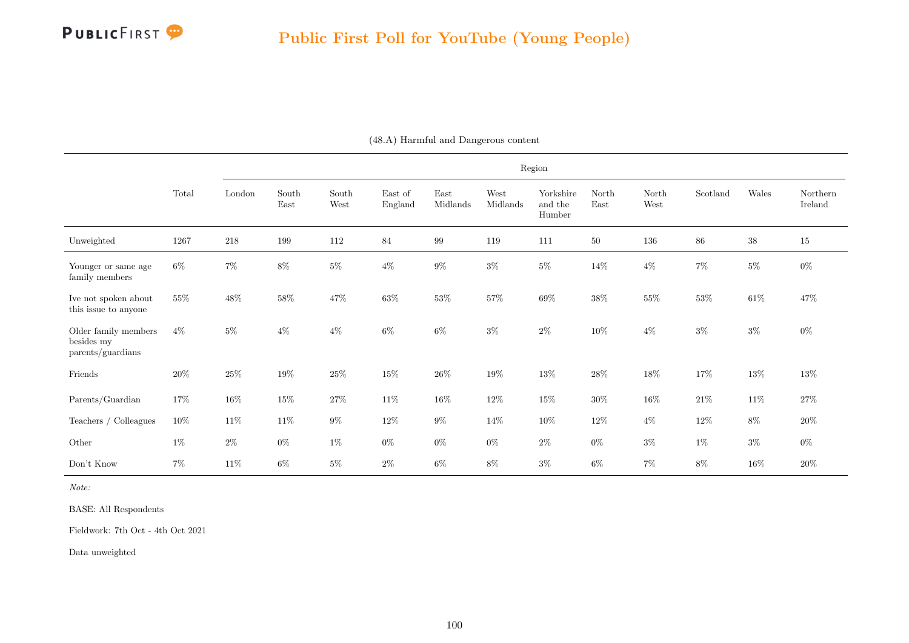## Public First Poll for YouTube (Young People)

(48.A) Harmful and Dangerous content

| | Total | Region | | | | | | | | | | | |
|---|---|---|---|---|---|---|---|---|---|---|---|---|---|
| | | London | South East | South West | East of England | East Midlands | West Midlands | Yorkshire and the Humber | North East | North West | Scotland | Wales | Northern Ireland |
| Unweighted | 1267 | 218 | 199 | 112 | 84 | 99 | 119 | 111 | 50 | 136 | 86 | 38 | 15 |
| Younger or same age family members | 6% | 7% | 8% | 5% | 4% | 9% | 3% | 5% | 14% | 4% | 7% | 5% | 0% |
| Ive not spoken about this issue to anyone | 55% | 48% | 58% | 47% | 63% | 53% | 57% | 69% | 38% | 55% | 53% | 61% | 47% |
| Older family members besides my parents/guardians | 4% | 5% | 4% | 4% | 6% | 6% | 3% | 2% | 10% | 4% | 3% | 3% | 0% |
| Friends | 20% | 25% | 19% | 25% | 15% | 26% | 19% | 13% | 28% | 18% | 17% | 13% | 13% |
| Parents/Guardian | 17% | 16% | 15% | 27% | 11% | 16% | 12% | 15% | 30% | 16% | 21% | 11% | 27% |
| Teachers / Colleagues | 10% | 11% | 11% | 9% | 12% | 9% | 14% | 10% | 12% | 4% | 12% | 8% | 20% |
| Other | 1% | 2% | 0% | 1% | 0% | 0% | 0% | 2% | 0% | 3% | 1% | 3% | 0% |
| Don't Know | 7% | 11% | 6% | 5% | 2% | 6% | 8% | 3% | 6% | 7% | 8% | 16% | 20% |

*Note:*

BASE: All Respondents

Fieldwork: 7th Oct - 4th Oct 2021

Data unweighted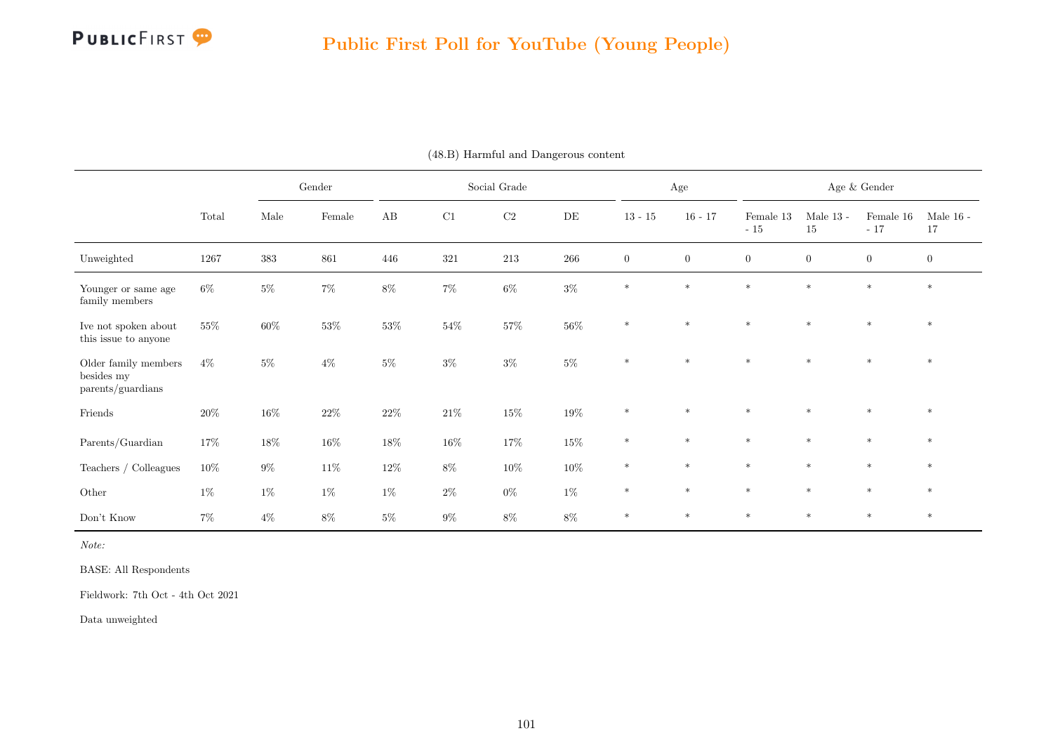(48.B) Harmful and Dangerous content

| | Total | Gender | | Social Grade | | | | Age | | Age & Gender | | | |
|---|---|---|---|---|---|---|---|---|---|---|---|---|---|
| | | Male | Female | AB | C1 | C2 | DE | 13 - 15 | 16 - 17 | Female 13 - 15 | Male 13 - 15 | Female 16 - 17 | Male 16 - 17 |
| Unweighted | 1267 | 383 | 861 | 446 | 321 | 213 | 266 | 0 | 0 | 0 | 0 | 0 | 0 |
| Younger or same age family members | 6% | 5% | 7% | 8% | 7% | 6% | 3% | * | * | * | * | * | * |
| Ive not spoken about this issue to anyone | 55% | 60% | 53% | 53% | 54% | 57% | 56% | * | * | * | * | * | * |
| Older family members besides my parents/guardians | 4% | 5% | 4% | 5% | 3% | 3% | 5% | * | * | * | * | * | * |
| Friends | 20% | 16% | 22% | 22% | 21% | 15% | 19% | * | * | * | * | * | * |
| Parents/Guardian | 17% | 18% | 16% | 18% | 16% | 17% | 15% | * | * | * | * | * | * |
| Teachers / Colleagues | 10% | 9% | 11% | 12% | 8% | 10% | 10% | * | * | * | * | * | * |
| Other | 1% | 1% | 1% | 1% | 2% | 0% | 1% | * | * | * | * | * | * |
| Don't Know | 7% | 4% | 8% | 5% | 9% | 8% | 8% | * | * | * | * | * | * |

*Note:*

BASE: All Respondents

Fieldwork: 7th Oct - 4th Oct 2021

Data unweighted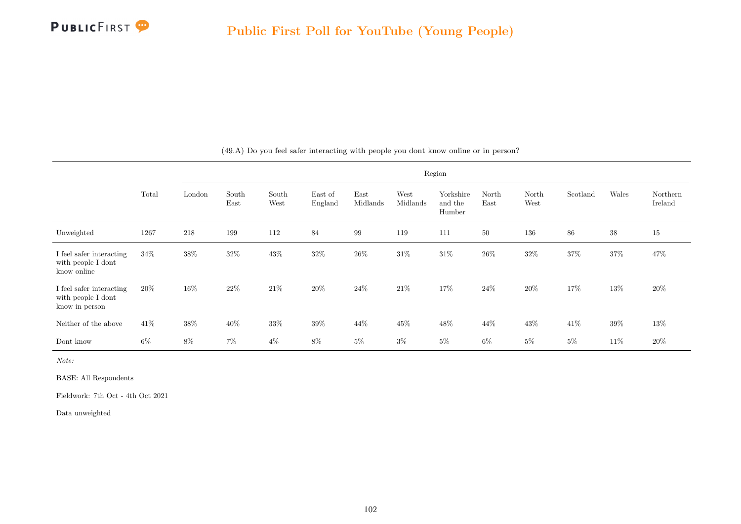(49.A) Do you feel safer interacting with people you dont know online or in person?

| | Total | Region | | | | | | | | | | | |
|---|---|---|---|---|---|---|---|---|---|---|---|---|---|
| | | London | South East | South West | East of England | East Midlands | West Midlands | Yorkshire and the Humber | North East | North West | Scotland | Wales | Northern Ireland |
| Unweighted | 1267 | 218 | 199 | 112 | 84 | 99 | 119 | 111 | 50 | 136 | 86 | 38 | 15 |
| I feel safer interacting with people I dont know online | 34% | 38% | 32% | 43% | 32% | 26% | 31% | 31% | 26% | 32% | 37% | 37% | 47% |
| I feel safer interacting with people I dont know in person | 20% | 16% | 22% | 21% | 20% | 24% | 21% | 17% | 24% | 20% | 17% | 13% | 20% |
| Neither of the above | 41% | 38% | 40% | 33% | 39% | 44% | 45% | 48% | 44% | 43% | 41% | 39% | 13% |
| Dont know | 6% | 8% | 7% | 4% | 8% | 5% | 3% | 5% | 6% | 5% | 5% | 11% | 20% |

*Note:*

BASE: All Respondents

Fieldwork: 7th Oct - 4th Oct 2021

Data unweighted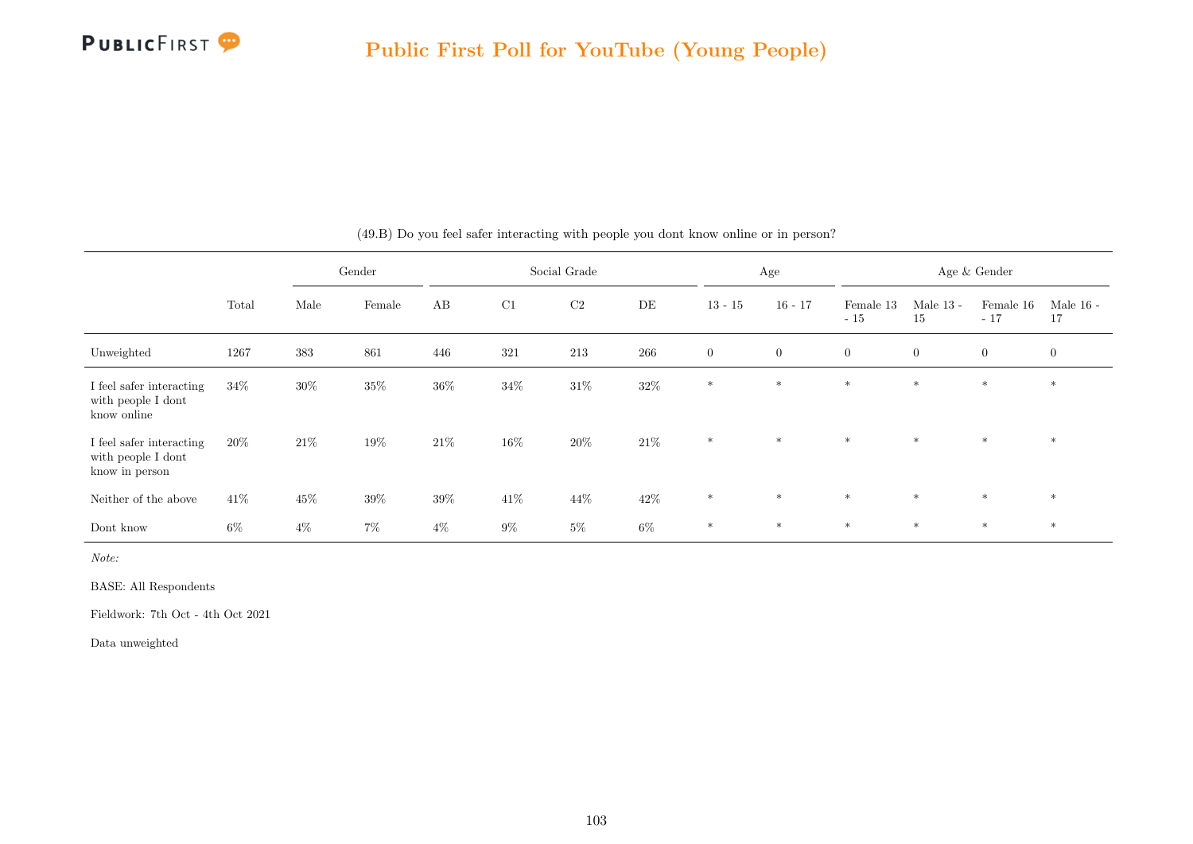## Public First Poll for YouTube (Young People)

(49.B) Do you feel safer interacting with people you dont know online or in person?

| | Total | Gender | | Social Grade | | | | Age | | Age & Gender | | | |
|---|---|---|---|---|---|---|---|---|---|---|---|---|---|
| | | Male | Female | AB | C1 | C2 | DE | 13 - 15 | 16 - 17 | Female 13 - 15 | Male 13 - 15 | Female 16 - 17 | Male 16 - 17 |
| Unweighted | 1267 | 383 | 861 | 446 | 321 | 213 | 266 | 0 | 0 | 0 | 0 | 0 | 0 |
| I feel safer interacting with people I dont know online | 34% | 30% | 35% | 36% | 34% | 31% | 32% | * | * | * | * | * | * |
| I feel safer interacting with people I dont know in person | 20% | 21% | 19% | 21% | 16% | 20% | 21% | * | * | * | * | * | * |
| Neither of the above | 41% | 45% | 39% | 39% | 41% | 44% | 42% | * | * | * | * | * | * |
| Dont know | 6% | 4% | 7% | 4% | 9% | 5% | 6% | * | * | * | * | * | * |

*Note:*

BASE: All Respondents

Fieldwork: 7th Oct - 4th Oct 2021

Data unweighted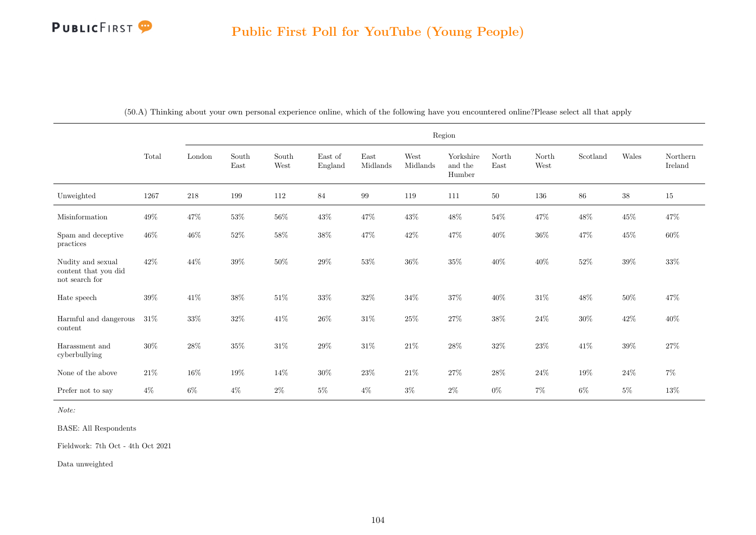## Public First Poll for YouTube (Young People)

(50.A) Thinking about your own personal experience online, which of the following have you encountered online?Please select all that apply

| | Total | Region | | | | | | | | | | | |
|---|---|---|---|---|---|---|---|---|---|---|---|---|---|
| | | London | South East | South West | East of England | East Midlands | West Midlands | Yorkshire and the Humber | North East | North West | Scotland | Wales | Northern Ireland |
| Unweighted | 1267 | 218 | 199 | 112 | 84 | 99 | 119 | 111 | 50 | 136 | 86 | 38 | 15 |
| Misinformation | 49% | 47% | 53% | 56% | 43% | 47% | 43% | 48% | 54% | 47% | 48% | 45% | 47% |
| Spam and deceptive practices | 46% | 46% | 52% | 58% | 38% | 47% | 42% | 47% | 40% | 36% | 47% | 45% | 60% |
| Nudity and sexual content that you did not search for | 42% | 44% | 39% | 50% | 29% | 53% | 36% | 35% | 40% | 40% | 52% | 39% | 33% |
| Hate speech | 39% | 41% | 38% | 51% | 33% | 32% | 34% | 37% | 40% | 31% | 48% | 50% | 47% |
| Harmful and dangerous content | 31% | 33% | 32% | 41% | 26% | 31% | 25% | 27% | 38% | 24% | 30% | 42% | 40% |
| Harassment and cyberbullying | 30% | 28% | 35% | 31% | 29% | 31% | 21% | 28% | 32% | 23% | 41% | 39% | 27% |
| None of the above | 21% | 16% | 19% | 14% | 30% | 23% | 21% | 27% | 28% | 24% | 19% | 24% | 7% |
| Prefer not to say | 4% | 6% | 4% | 2% | 5% | 4% | 3% | 2% | 0% | 7% | 6% | 5% | 13% |

*Note:*

BASE: All Respondents

Fieldwork: 7th Oct - 4th Oct 2021

Data unweighted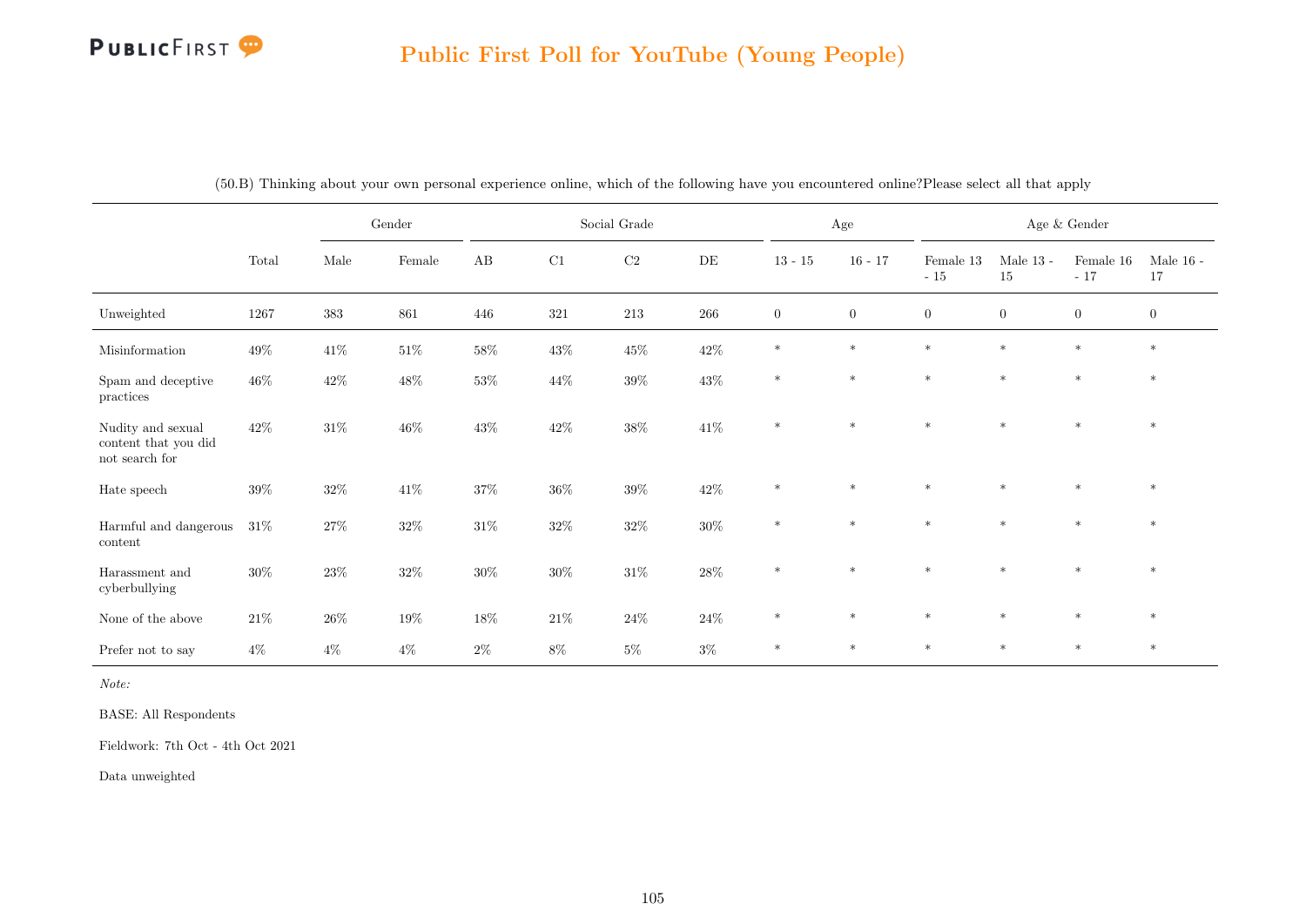## Public First Poll for YouTube (Young People)

(50.B) Thinking about your own personal experience online, which of the following have you encountered online?Please select all that apply

| | Total | Gender | | Social Grade | | | | Age | | Age & Gender | | | |
|---|---|---|---|---|---|---|---|---|---|---|---|---|---|
| | | Male | Female | AB | C1 | C2 | DE | 13 - 15 | 16 - 17 | Female 13 - 15 | Male 13 - 15 | Female 16 - 17 | Male 16 - 17 |
| Unweighted | 1267 | 383 | 861 | 446 | 321 | 213 | 266 | 0 | 0 | 0 | 0 | 0 | 0 |
| Misinformation | 49% | 41% | 51% | 58% | 43% | 45% | 42% | * | * | * | * | * | * |
| Spam and deceptive practices | 46% | 42% | 48% | 53% | 44% | 39% | 43% | * | * | * | * | * | * |
| Nudity and sexual content that you did not search for | 42% | 31% | 46% | 43% | 42% | 38% | 41% | * | * | * | * | * | * |
| Hate speech | 39% | 32% | 41% | 37% | 36% | 39% | 42% | * | * | * | * | * | * |
| Harmful and dangerous content | 31% | 27% | 32% | 31% | 32% | 32% | 30% | * | * | * | * | * | * |
| Harassment and cyberbullying | 30% | 23% | 32% | 30% | 30% | 31% | 28% | * | * | * | * | * | * |
| None of the above | 21% | 26% | 19% | 18% | 21% | 24% | 24% | * | * | * | * | * | * |
| Prefer not to say | 4% | 4% | 4% | 2% | 8% | 5% | 3% | * | * | * | * | * | * |

*Note:*

BASE: All Respondents

Fieldwork: 7th Oct - 4th Oct 2021

Data unweighted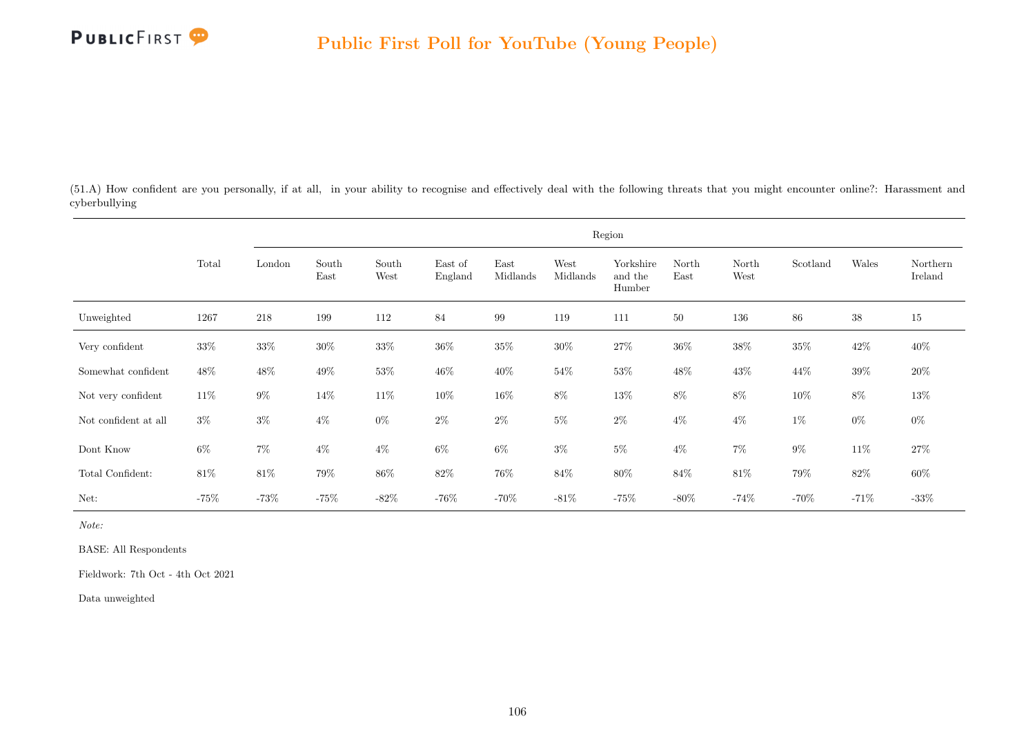(51.A) How confident are you personally, if at all, in your ability to recognise and effectively deal with the following threats that you might encounter online?: Harassment and cyberbullying

| | Total | Region | | | | | | | | | | | |
|---|---|---|---|---|---|---|---|---|---|---|---|---|---|
| | | London | South East | South West | East of England | East Midlands | West Midlands | Yorkshire and the Humber | North East | North West | Scotland | Wales | Northern Ireland |
| Unweighted | 1267 | 218 | 199 | 112 | 84 | 99 | 119 | 111 | 50 | 136 | 86 | 38 | 15 |
| Very confident | 33% | 33% | 30% | 33% | 36% | 35% | 30% | 27% | 36% | 38% | 35% | 42% | 40% |
| Somewhat confident | 48% | 48% | 49% | 53% | 46% | 40% | 54% | 53% | 48% | 43% | 44% | 39% | 20% |
| Not very confident | 11% | 9% | 14% | 11% | 10% | 16% | 8% | 13% | 8% | 8% | 10% | 8% | 13% |
| Not confident at all | 3% | 3% | 4% | 0% | 2% | 2% | 5% | 2% | 4% | 4% | 1% | 0% | 0% |
| Dont Know | 6% | 7% | 4% | 4% | 6% | 6% | 3% | 5% | 4% | 7% | 9% | 11% | 27% |
| Total Confident: | 81% | 81% | 79% | 86% | 82% | 76% | 84% | 80% | 84% | 81% | 79% | 82% | 60% |
| Net: | -75% | -73% | -75% | -82% | -76% | -70% | -81% | -75% | -80% | -74% | -70% | -71% | -33% |

*Note:*

BASE: All Respondents

Fieldwork: 7th Oct - 4th Oct 2021

Data unweighted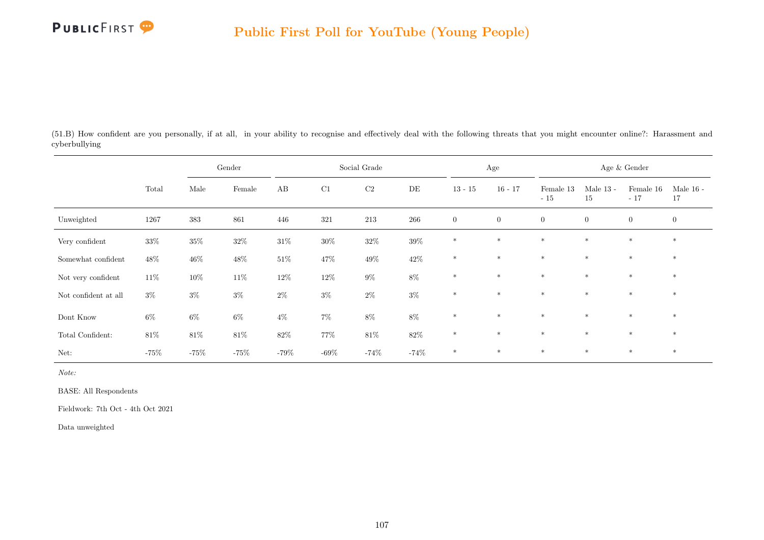## Public First Poll for YouTube (Young People)

(51.B) How confident are you personally, if at all, in your ability to recognise and effectively deal with the following threats that you might encounter online?: Harassment and cyberbullying

| | | Gender | | Social Grade | | | | Age | | Age & Gender | | | |
|---|---|---|---|---|---|---|---|---|---|---|---|---|---|
| | Total | Male | Female | AB | C1 | C2 | DE | 13 - 15 | 16 - 17 | Female 13 - 15 | Male 13 - 15 | Female 16 - 17 | Male 16 - 17 |
| Unweighted | 1267 | 383 | 861 | 446 | 321 | 213 | 266 | 0 | 0 | 0 | 0 | 0 | 0 |
| Very confident | 33% | 35% | 32% | 31% | 30% | 32% | 39% | * | * | * | * | * | * |
| Somewhat confident | 48% | 46% | 48% | 51% | 47% | 49% | 42% | * | * | * | * | * | * |
| Not very confident | 11% | 10% | 11% | 12% | 12% | 9% | 8% | * | * | * | * | * | * |
| Not confident at all | 3% | 3% | 3% | 2% | 3% | 2% | 3% | * | * | * | * | * | * |
| Dont Know | 6% | 6% | 6% | 4% | 7% | 8% | 8% | * | * | * | * | * | * |
| Total Confident: | 81% | 81% | 81% | 82% | 77% | 81% | 82% | * | * | * | * | * | * |
| Net: | -75% | -75% | -75% | -79% | -69% | -74% | -74% | * | * | * | * | * | * |

*Note:*

BASE: All Respondents

Fieldwork: 7th Oct - 4th Oct 2021

Data unweighted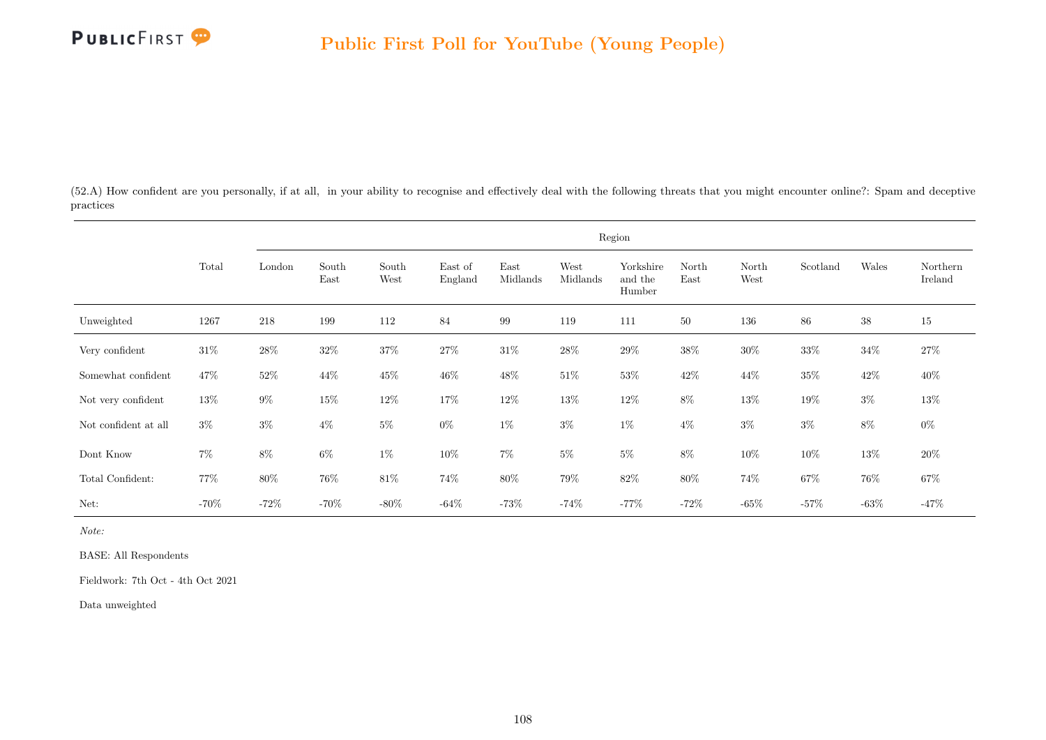## Public First Poll for YouTube (Young People)

(52.A) How confident are you personally, if at all, in your ability to recognise and effectively deal with the following threats that you might encounter online?: Spam and deceptive practices

| | Total | Region | | | | | | | | | | | |
|---|---|---|---|---|---|---|---|---|---|---|---|---|---|
| | | London | South East | South West | East of England | East Midlands | West Midlands | Yorkshire and the Humber | North East | North West | Scotland | Wales | Northern Ireland |
| Unweighted | 1267 | 218 | 199 | 112 | 84 | 99 | 119 | 111 | 50 | 136 | 86 | 38 | 15 |
| Very confident | 31% | 28% | 32% | 37% | 27% | 31% | 28% | 29% | 38% | 30% | 33% | 34% | 27% |
| Somewhat confident | 47% | 52% | 44% | 45% | 46% | 48% | 51% | 53% | 42% | 44% | 35% | 42% | 40% |
| Not very confident | 13% | 9% | 15% | 12% | 17% | 12% | 13% | 12% | 8% | 13% | 19% | 3% | 13% |
| Not confident at all | 3% | 3% | 4% | 5% | 0% | 1% | 3% | 1% | 4% | 3% | 3% | 8% | 0% |
| Dont Know | 7% | 8% | 6% | 1% | 10% | 7% | 5% | 5% | 8% | 10% | 10% | 13% | 20% |
| Total Confident: | 77% | 80% | 76% | 81% | 74% | 80% | 79% | 82% | 80% | 74% | 67% | 76% | 67% |
| Net: | -70% | -72% | -70% | -80% | -64% | -73% | -74% | -77% | -72% | -65% | -57% | -63% | -47% |

*Note:*

BASE: All Respondents

Fieldwork: 7th Oct - 4th Oct 2021

Data unweighted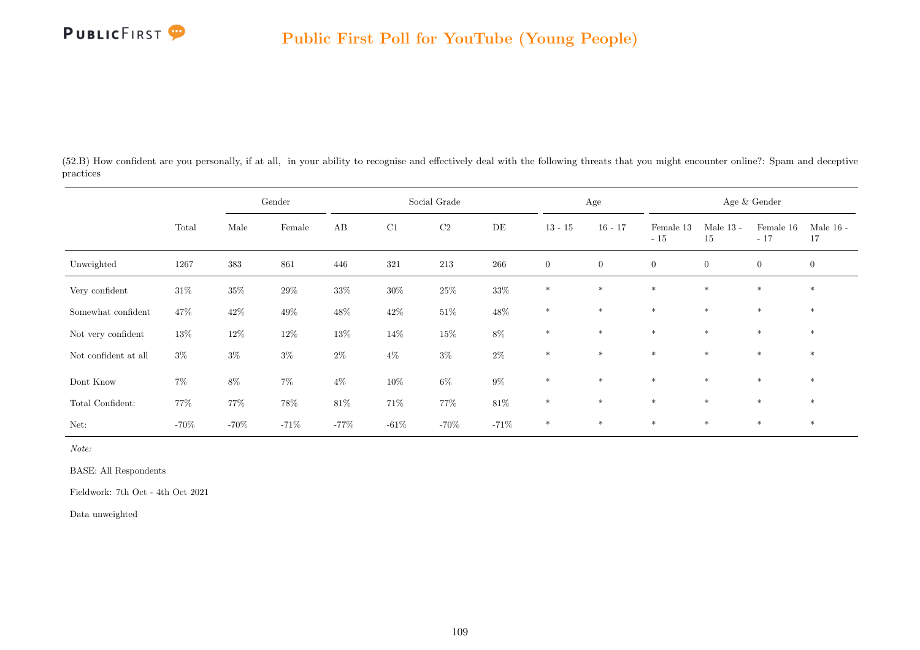(52.B) How confident are you personally, if at all, in your ability to recognise and effectively deal with the following threats that you might encounter online?: Spam and deceptive practices

| | | Gender | | Social Grade | | | | Age | | Age & Gender | | | |
|---|---|---|---|---|---|---|---|---|---|---|---|---|---|
| | Total | Male | Female | AB | C1 | C2 | DE | 13 - 15 | 16 - 17 | Female 13 - 15 | Male 13 - 15 | Female 16 - 17 | Male 16 - 17 |
| Unweighted | 1267 | 383 | 861 | 446 | 321 | 213 | 266 | 0 | 0 | 0 | 0 | 0 | 0 |
| Very confident | 31% | 35% | 29% | 33% | 30% | 25% | 33% | * | * | * | * | * | * |
| Somewhat confident | 47% | 42% | 49% | 48% | 42% | 51% | 48% | * | * | * | * | * | * |
| Not very confident | 13% | 12% | 12% | 13% | 14% | 15% | 8% | * | * | * | * | * | * |
| Not confident at all | 3% | 3% | 3% | 2% | 4% | 3% | 2% | * | * | * | * | * | * |
| Dont Know | 7% | 8% | 7% | 4% | 10% | 6% | 9% | * | * | * | * | * | * |
| Total Confident: | 77% | 77% | 78% | 81% | 71% | 77% | 81% | * | * | * | * | * | * |
| Net: | -70% | -70% | -71% | -77% | -61% | -70% | -71% | * | * | * | * | * | * |

*Note:*

BASE: All Respondents

Fieldwork: 7th Oct - 4th Oct 2021

Data unweighted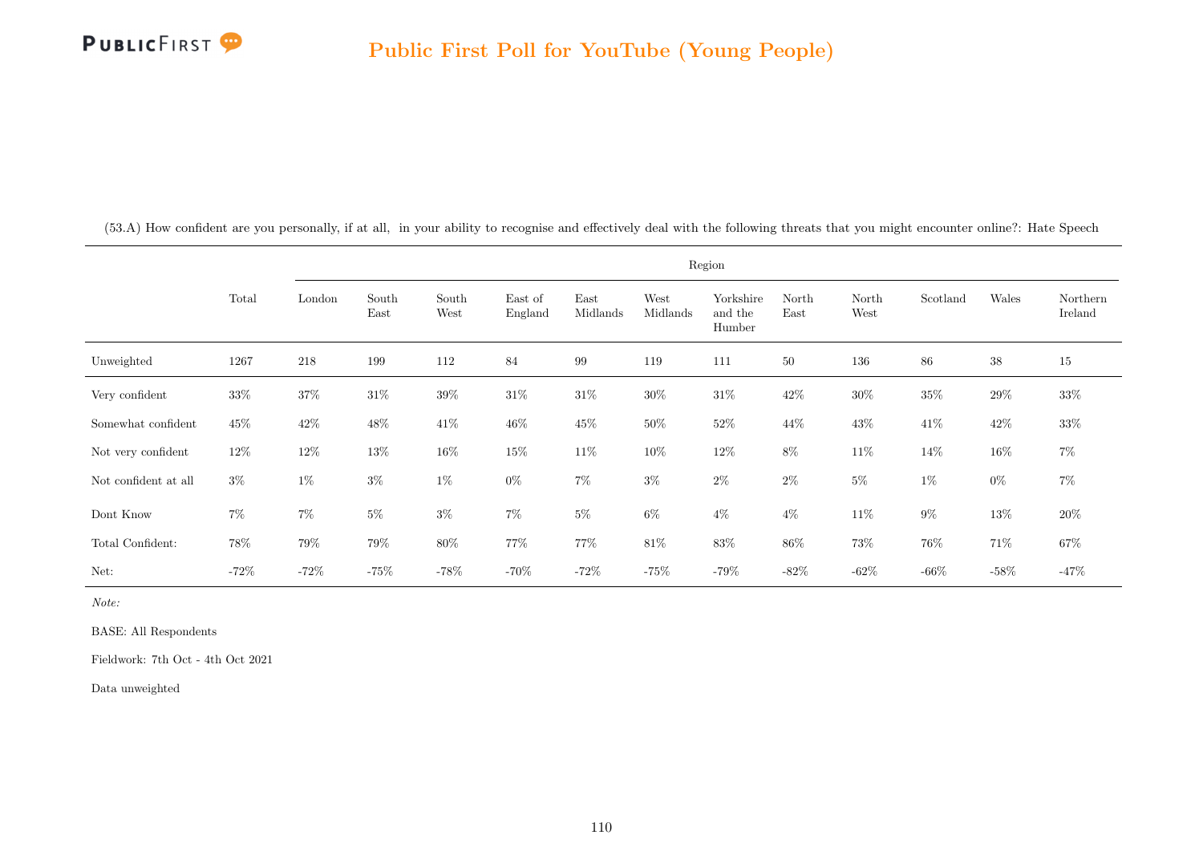## Public First Poll for YouTube (Young People)

(53.A) How confident are you personally, if at all, in your ability to recognise and effectively deal with the following threats that you might encounter online?: Hate Speech

| | Total | Region | | | | | | | | | | | |
|---|---|---|---|---|---|---|---|---|---|---|---|---|---|
| | | London | South East | South West | East of England | East Midlands | West Midlands | Yorkshire and the Humber | North East | North West | Scotland | Wales | Northern Ireland |
| Unweighted | 1267 | 218 | 199 | 112 | 84 | 99 | 119 | 111 | 50 | 136 | 86 | 38 | 15 |
| Very confident | 33% | 37% | 31% | 39% | 31% | 31% | 30% | 31% | 42% | 30% | 35% | 29% | 33% |
| Somewhat confident | 45% | 42% | 48% | 41% | 46% | 45% | 50% | 52% | 44% | 43% | 41% | 42% | 33% |
| Not very confident | 12% | 12% | 13% | 16% | 15% | 11% | 10% | 12% | 8% | 11% | 14% | 16% | 7% |
| Not confident at all | 3% | 1% | 3% | 1% | 0% | 7% | 3% | 2% | 2% | 5% | 1% | 0% | 7% |
| Dont Know | 7% | 7% | 5% | 3% | 7% | 5% | 6% | 4% | 4% | 11% | 9% | 13% | 20% |
| Total Confident: | 78% | 79% | 79% | 80% | 77% | 77% | 81% | 83% | 86% | 73% | 76% | 71% | 67% |
| Net: | -72% | -72% | -75% | -78% | -70% | -72% | -75% | -79% | -82% | -62% | -66% | -58% | -47% |

*Note:*

BASE: All Respondents

Fieldwork: 7th Oct - 4th Oct 2021

Data unweighted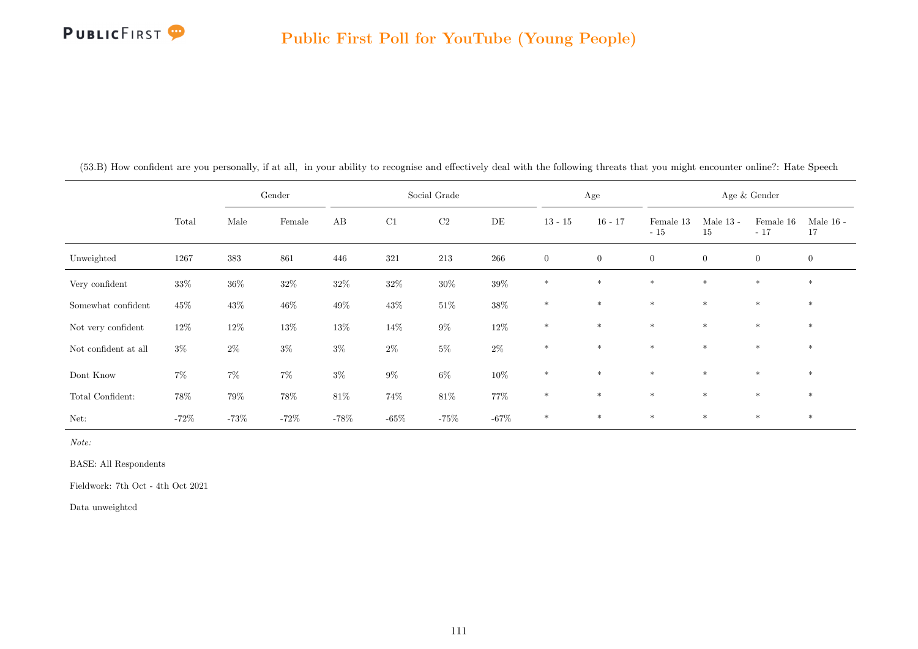## Public First Poll for YouTube (Young People)

(53.B) How confident are you personally, if at all, in your ability to recognise and effectively deal with the following threats that you might encounter online?: Hate Speech

| | | Gender | | Social Grade | | | | Age | | Age & Gender | | | |
|---|---|---|---|---|---|---|---|---|---|---|---|---|---|
| | Total | Male | Female | AB | C1 | C2 | DE | 13 - 15 | 16 - 17 | Female 13 - 15 | Male 13 - 15 | Female 16 - 17 | Male 16 - 17 |
| Unweighted | 1267 | 383 | 861 | 446 | 321 | 213 | 266 | 0 | 0 | 0 | 0 | 0 | 0 |
| Very confident | 33% | 36% | 32% | 32% | 32% | 30% | 39% | * | * | * | * | * | * |
| Somewhat confident | 45% | 43% | 46% | 49% | 43% | 51% | 38% | * | * | * | * | * | * |
| Not very confident | 12% | 12% | 13% | 13% | 14% | 9% | 12% | * | * | * | * | * | * |
| Not confident at all | 3% | 2% | 3% | 3% | 2% | 5% | 2% | * | * | * | * | * | * |
| Dont Know | 7% | 7% | 7% | 3% | 9% | 6% | 10% | * | * | * | * | * | * |
| Total Confident: | 78% | 79% | 78% | 81% | 74% | 81% | 77% | * | * | * | * | * | * |
| Net: | -72% | -73% | -72% | -78% | -65% | -75% | -67% | * | * | * | * | * | * |

*Note:*

BASE: All Respondents

Fieldwork: 7th Oct - 4th Oct 2021

Data unweighted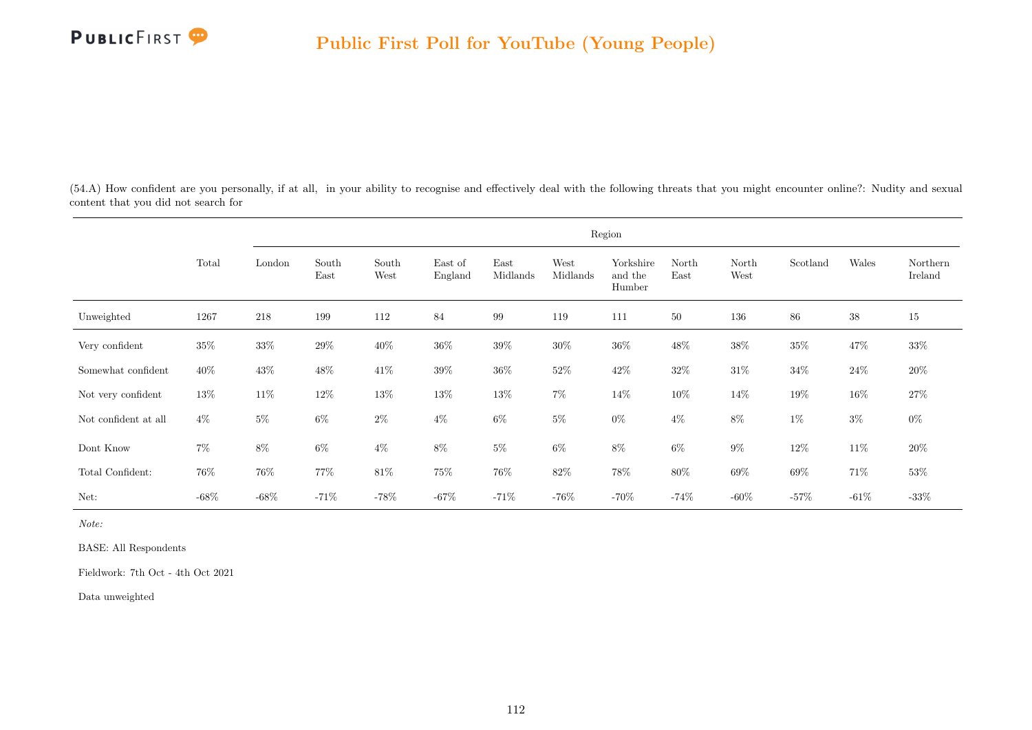(54.A) How confident are you personally, if at all, in your ability to recognise and effectively deal with the following threats that you might encounter online?: Nudity and sexual content that you did not search for

| | Total | Region | | | | | | | | | | | |
|---|---|---|---|---|---|---|---|---|---|---|---|---|---|
| | | London | South East | South West | East of England | East Midlands | West Midlands | Yorkshire and the Humber | North East | North West | Scotland | Wales | Northern Ireland |
| Unweighted | 1267 | 218 | 199 | 112 | 84 | 99 | 119 | 111 | 50 | 136 | 86 | 38 | 15 |
| Very confident | 35% | 33% | 29% | 40% | 36% | 39% | 30% | 36% | 48% | 38% | 35% | 47% | 33% |
| Somewhat confident | 40% | 43% | 48% | 41% | 39% | 36% | 52% | 42% | 32% | 31% | 34% | 24% | 20% |
| Not very confident | 13% | 11% | 12% | 13% | 13% | 13% | 7% | 14% | 10% | 14% | 19% | 16% | 27% |
| Not confident at all | 4% | 5% | 6% | 2% | 4% | 6% | 5% | 0% | 4% | 8% | 1% | 3% | 0% |
| Dont Know | 7% | 8% | 6% | 4% | 8% | 5% | 6% | 8% | 6% | 9% | 12% | 11% | 20% |
| Total Confident: | 76% | 76% | 77% | 81% | 75% | 76% | 82% | 78% | 80% | 69% | 69% | 71% | 53% |
| Net: | -68% | -68% | -71% | -78% | -67% | -71% | -76% | -70% | -74% | -60% | -57% | -61% | -33% |

*Note:*

BASE: All Respondents

Fieldwork: 7th Oct - 4th Oct 2021

Data unweighted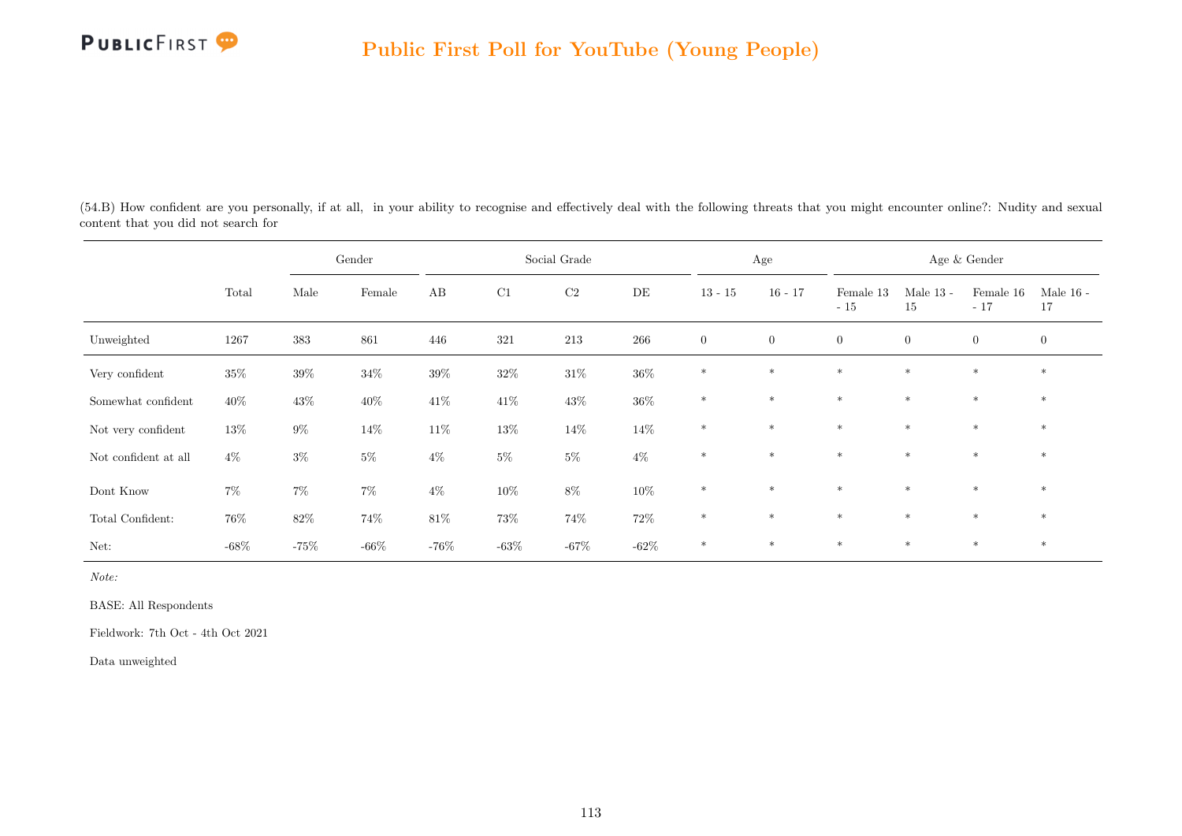(54.B) How confident are you personally, if at all, in your ability to recognise and effectively deal with the following threats that you might encounter online?: Nudity and sexual content that you did not search for

| | | Gender | | Social Grade | | | | Age | | Age & Gender | | | |
|---|---|---|---|---|---|---|---|---|---|---|---|---|---|
| | Total | Male | Female | AB | C1 | C2 | DE | 13 - 15 | 16 - 17 | Female 13 - 15 | Male 13 - 15 | Female 16 - 17 | Male 16 - 17 |
| Unweighted | 1267 | 383 | 861 | 446 | 321 | 213 | 266 | 0 | 0 | 0 | 0 | 0 | 0 |
| Very confident | 35% | 39% | 34% | 39% | 32% | 31% | 36% | * | * | * | * | * | * |
| Somewhat confident | 40% | 43% | 40% | 41% | 41% | 43% | 36% | * | * | * | * | * | * |
| Not very confident | 13% | 9% | 14% | 11% | 13% | 14% | 14% | * | * | * | * | * | * |
| Not confident at all | 4% | 3% | 5% | 4% | 5% | 5% | 4% | * | * | * | * | * | * |
| Dont Know | 7% | 7% | 7% | 4% | 10% | 8% | 10% | * | * | * | * | * | * |
| Total Confident: | 76% | 82% | 74% | 81% | 73% | 74% | 72% | * | * | * | * | * | * |
| Net: | -68% | -75% | -66% | -76% | -63% | -67% | -62% | * | * | * | * | * | * |

*Note:*

BASE: All Respondents

Fieldwork: 7th Oct - 4th Oct 2021

Data unweighted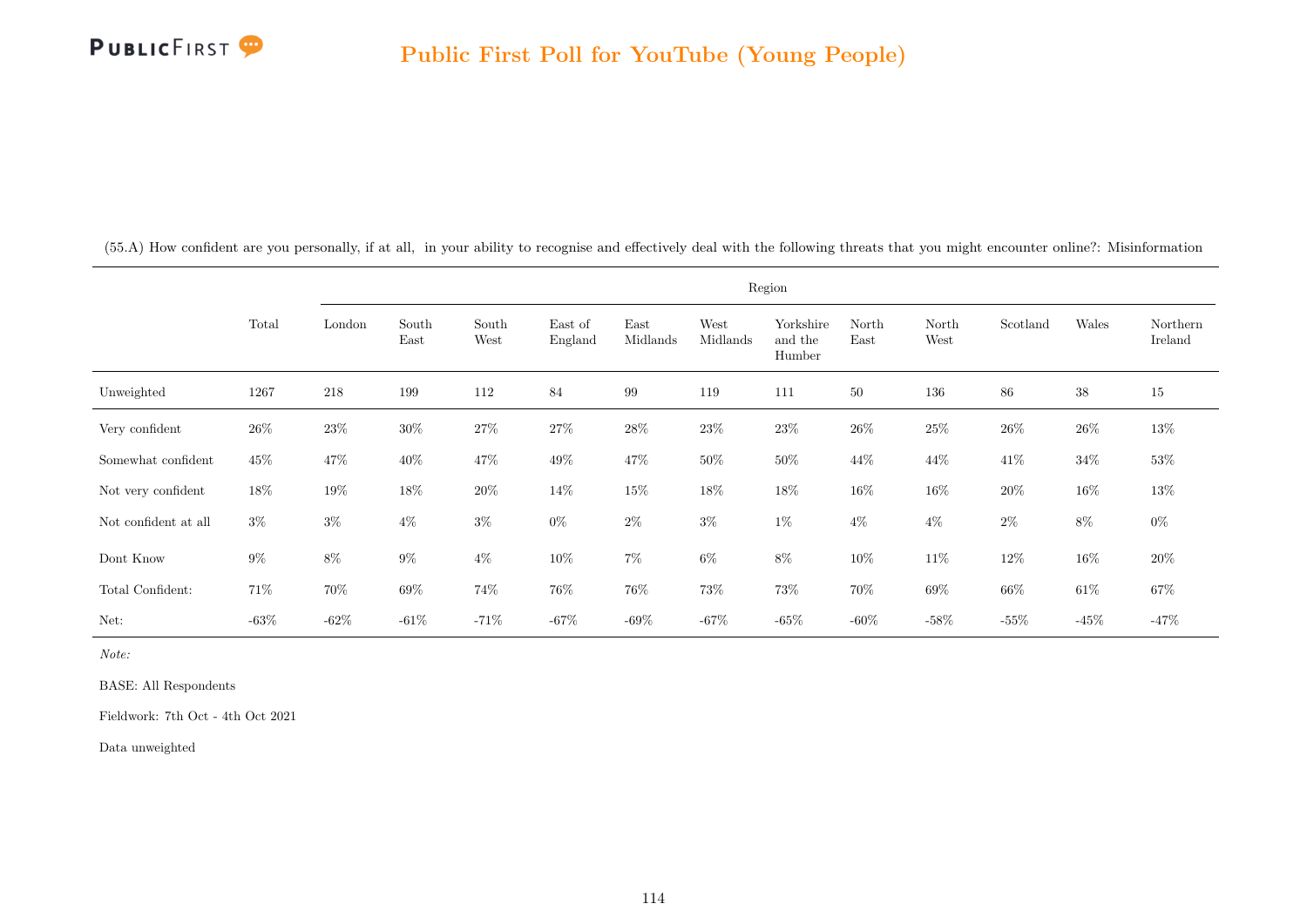(55.A) How confident are you personally, if at all, in your ability to recognise and effectively deal with the following threats that you might encounter online?: Misinformation

| | Total | Region | | | | | | | | | | | |
|---|---|---|---|---|---|---|---|---|---|---|---|---|---|
| | | London | South East | South West | East of England | East Midlands | West Midlands | Yorkshire and the Humber | North East | North West | Scotland | Wales | Northern Ireland |
| Unweighted | 1267 | 218 | 199 | 112 | 84 | 99 | 119 | 111 | 50 | 136 | 86 | 38 | 15 |
| Very confident | 26% | 23% | 30% | 27% | 27% | 28% | 23% | 23% | 26% | 25% | 26% | 26% | 13% |
| Somewhat confident | 45% | 47% | 40% | 47% | 49% | 47% | 50% | 50% | 44% | 44% | 41% | 34% | 53% |
| Not very confident | 18% | 19% | 18% | 20% | 14% | 15% | 18% | 18% | 16% | 16% | 20% | 16% | 13% |
| Not confident at all | 3% | 3% | 4% | 3% | 0% | 2% | 3% | 1% | 4% | 4% | 2% | 8% | 0% |
| Dont Know | 9% | 8% | 9% | 4% | 10% | 7% | 6% | 8% | 10% | 11% | 12% | 16% | 20% |
| Total Confident: | 71% | 70% | 69% | 74% | 76% | 76% | 73% | 73% | 70% | 69% | 66% | 61% | 67% |
| Net: | -63% | -62% | -61% | -71% | -67% | -69% | -67% | -65% | -60% | -58% | -55% | -45% | -47% |

*Note:*

BASE: All Respondents

Fieldwork: 7th Oct - 4th Oct 2021

Data unweighted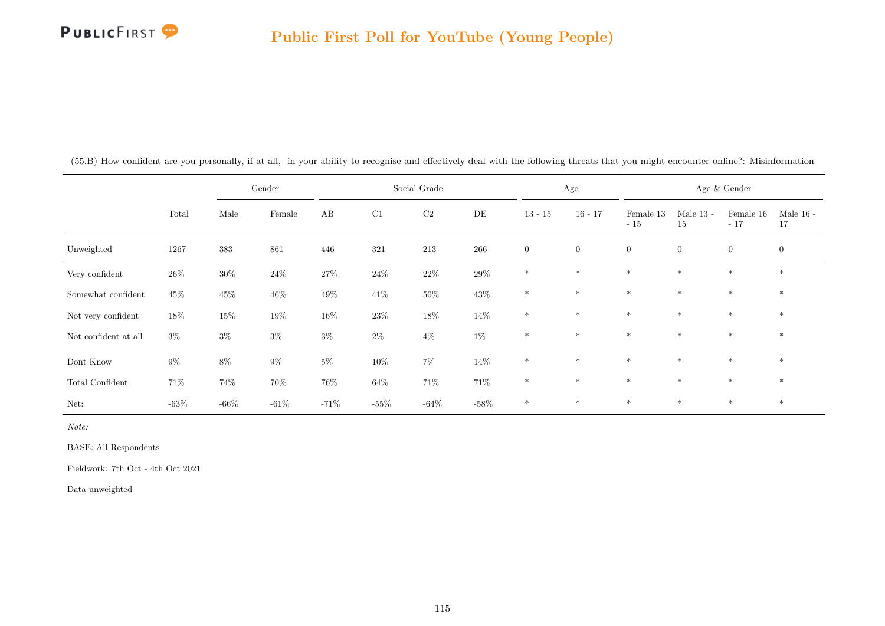(55.B) How confident are you personally, if at all, in your ability to recognise and effectively deal with the following threats that you might encounter online?: Misinformation

| | | Gender | | Social Grade | | | | Age | | Age & Gender | | | |
|---|---|---|---|---|---|---|---|---|---|---|---|---|---|
| | Total | Male | Female | AB | C1 | C2 | DE | 13 - 15 | 16 - 17 | Female 13 - 15 | Male 13 - 15 | Female 16 - 17 | Male 16 - 17 |
| Unweighted | 1267 | 383 | 861 | 446 | 321 | 213 | 266 | 0 | 0 | 0 | 0 | 0 | 0 |
| Very confident | 26% | 30% | 24% | 27% | 24% | 22% | 29% | * | * | * | * | * | * |
| Somewhat confident | 45% | 45% | 46% | 49% | 41% | 50% | 43% | * | * | * | * | * | * |
| Not very confident | 18% | 15% | 19% | 16% | 23% | 18% | 14% | * | * | * | * | * | * |
| Not confident at all | 3% | 3% | 3% | 3% | 2% | 4% | 1% | * | * | * | * | * | * |
| Dont Know | 9% | 8% | 9% | 5% | 10% | 7% | 14% | * | * | * | * | * | * |
| Total Confident: | 71% | 74% | 70% | 76% | 64% | 71% | 71% | * | * | * | * | * | * |
| Net: | -63% | -66% | -61% | -71% | -55% | -64% | -58% | * | * | * | * | * | * |

*Note:*

BASE: All Respondents

Fieldwork: 7th Oct - 4th Oct 2021

Data unweighted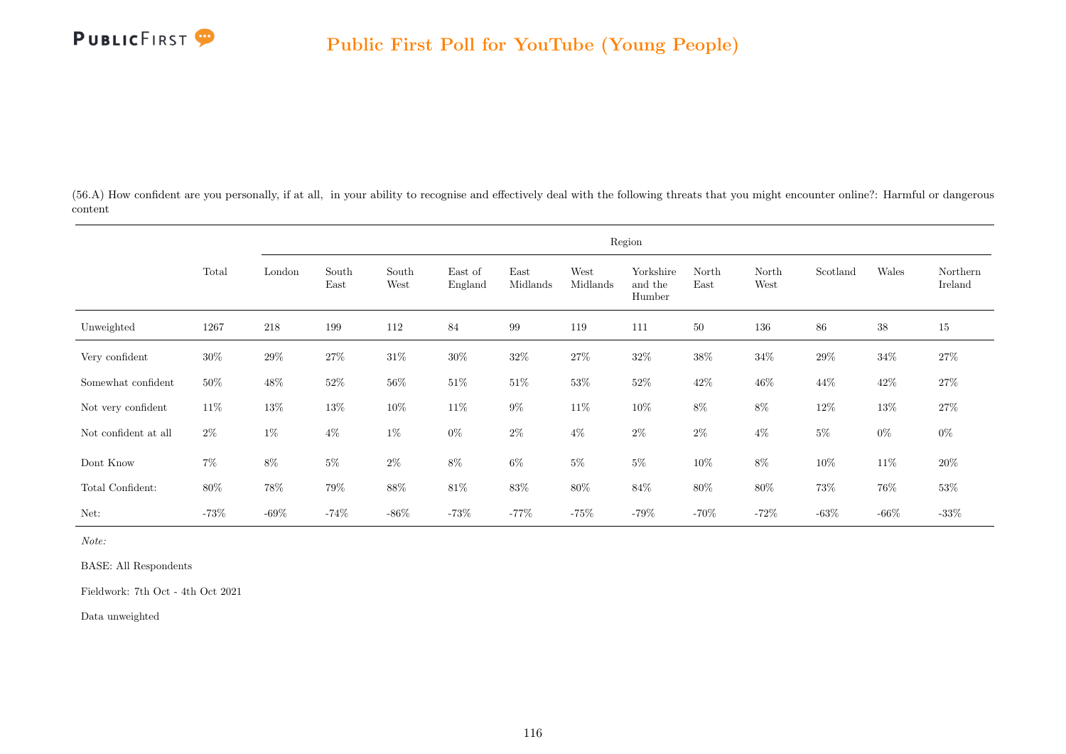# Public First Poll for YouTube (Young People)

(56.A) How confident are you personally, if at all, in your ability to recognise and effectively deal with the following threats that you might encounter online?: Harmful or dangerous content

| | Total | Region | | | | | | | | | | | |
|---|---|---|---|---|---|---|---|---|---|---|---|---|---|
| | | London | South East | South West | East of England | East Midlands | West Midlands | Yorkshire and the Humber | North East | North West | Scotland | Wales | Northern Ireland |
| Unweighted | 1267 | 218 | 199 | 112 | 84 | 99 | 119 | 111 | 50 | 136 | 86 | 38 | 15 |
| Very confident | 30% | 29% | 27% | 31% | 30% | 32% | 27% | 32% | 38% | 34% | 29% | 34% | 27% |
| Somewhat confident | 50% | 48% | 52% | 56% | 51% | 51% | 53% | 52% | 42% | 46% | 44% | 42% | 27% |
| Not very confident | 11% | 13% | 13% | 10% | 11% | 9% | 11% | 10% | 8% | 8% | 12% | 13% | 27% |
| Not confident at all | 2% | 1% | 4% | 1% | 0% | 2% | 4% | 2% | 2% | 4% | 5% | 0% | 0% |
| Dont Know | 7% | 8% | 5% | 2% | 8% | 6% | 5% | 5% | 10% | 8% | 10% | 11% | 20% |
| Total Confident: | 80% | 78% | 79% | 88% | 81% | 83% | 80% | 84% | 80% | 80% | 73% | 76% | 53% |
| Net: | -73% | -69% | -74% | -86% | -73% | -77% | -75% | -79% | -70% | -72% | -63% | -66% | -33% |

*Note:*

BASE: All Respondents

Fieldwork: 7th Oct - 4th Oct 2021

Data unweighted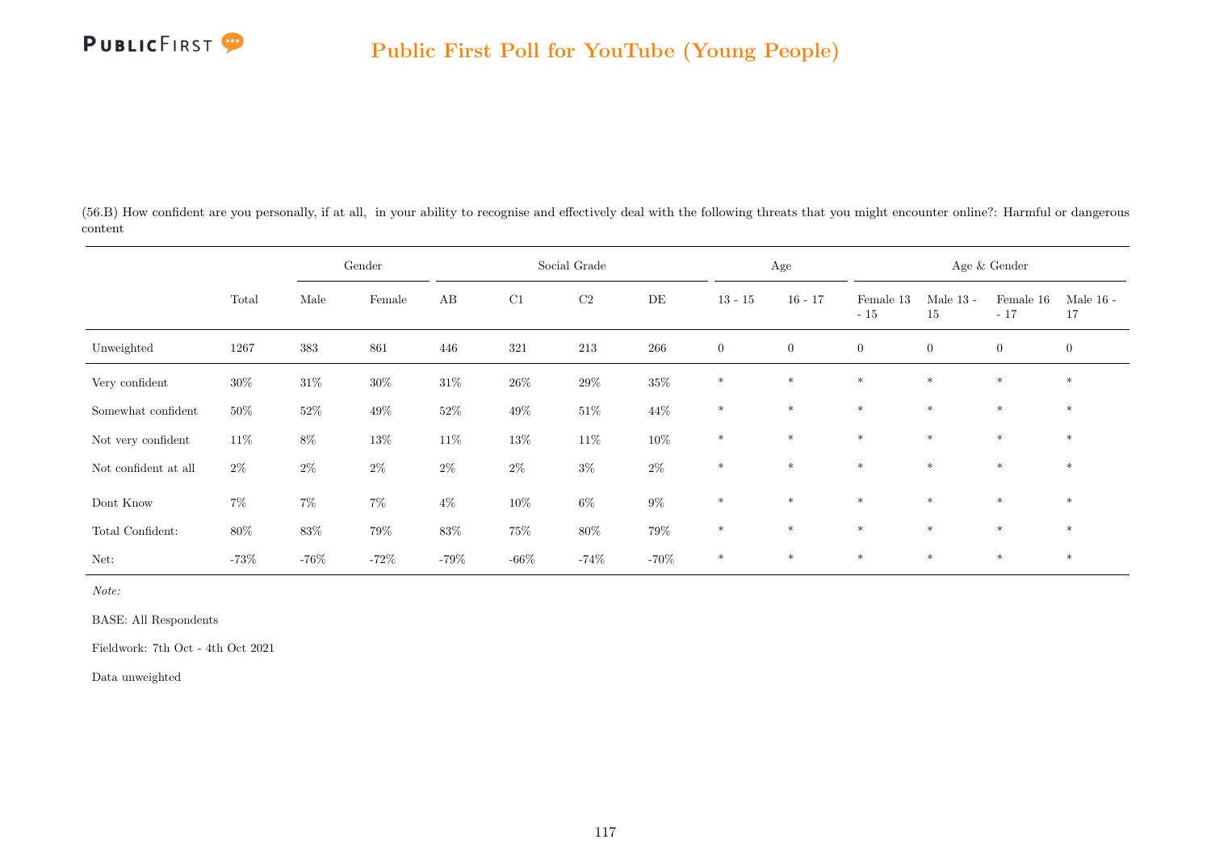(56.B) How confident are you personally, if at all, in your ability to recognise and effectively deal with the following threats that you might encounter online?: Harmful or dangerous content

| | | Gender | | Social Grade | | | | Age | | Age & Gender | | | |
|---|---|---|---|---|---|---|---|---|---|---|---|---|---|
| | Total | Male | Female | AB | C1 | C2 | DE | 13 - 15 | 16 - 17 | Female 13 - 15 | Male 13 - 15 | Female 16 - 17 | Male 16 - 17 |
| Unweighted | 1267 | 383 | 861 | 446 | 321 | 213 | 266 | 0 | 0 | 0 | 0 | 0 | 0 |
| Very confident | 30% | 31% | 30% | 31% | 26% | 29% | 35% | * | * | * | * | * | * |
| Somewhat confident | 50% | 52% | 49% | 52% | 49% | 51% | 44% | * | * | * | * | * | * |
| Not very confident | 11% | 8% | 13% | 11% | 13% | 11% | 10% | * | * | * | * | * | * |
| Not confident at all | 2% | 2% | 2% | 2% | 2% | 3% | 2% | * | * | * | * | * | * |
| Dont Know | 7% | 7% | 7% | 4% | 10% | 6% | 9% | * | * | * | * | * | * |
| Total Confident: | 80% | 83% | 79% | 83% | 75% | 80% | 79% | * | * | * | * | * | * |
| Net: | -73% | -76% | -72% | -79% | -66% | -74% | -70% | * | * | * | * | * | * |

*Note:*

BASE: All Respondents

Fieldwork: 7th Oct - 4th Oct 2021

Data unweighted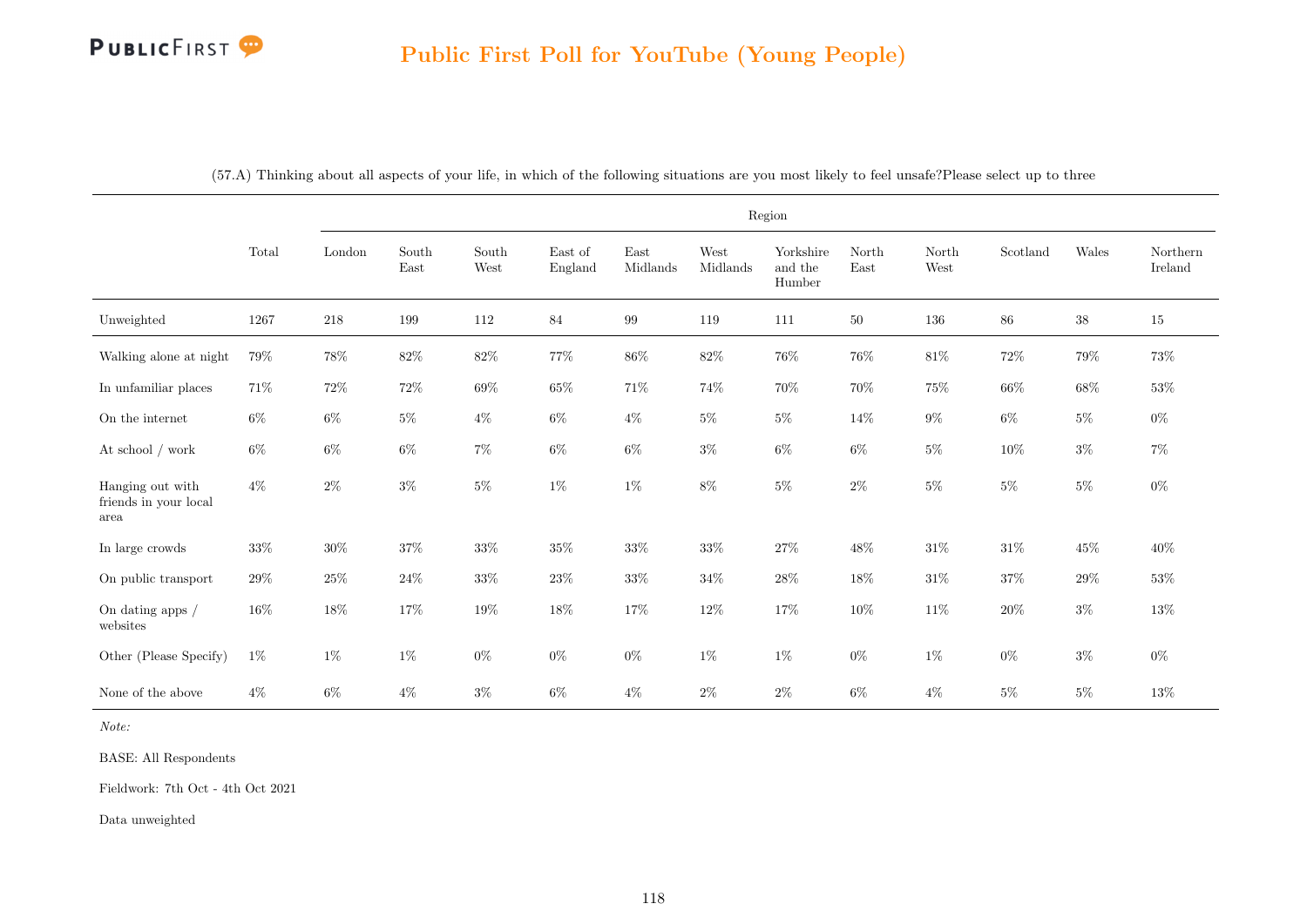## Public First Poll for YouTube (Young People)

(57.A) Thinking about all aspects of your life, in which of the following situations are you most likely to feel unsafe?Please select up to three

| | Total | Region | | | | | | | | | | | |
|---|---|---|---|---|---|---|---|---|---|---|---|---|---|
| | | London | South East | South West | East of England | East Midlands | West Midlands | Yorkshire and the Humber | North East | North West | Scotland | Wales | Northern Ireland |
| Unweighted | 1267 | 218 | 199 | 112 | 84 | 99 | 119 | 111 | 50 | 136 | 86 | 38 | 15 |
| Walking alone at night | 79% | 78% | 82% | 82% | 77% | 86% | 82% | 76% | 76% | 81% | 72% | 79% | 73% |
| In unfamiliar places | 71% | 72% | 72% | 69% | 65% | 71% | 74% | 70% | 70% | 75% | 66% | 68% | 53% |
| On the internet | 6% | 6% | 5% | 4% | 6% | 4% | 5% | 5% | 14% | 9% | 6% | 5% | 0% |
| At school / work | 6% | 6% | 6% | 7% | 6% | 6% | 3% | 6% | 6% | 5% | 10% | 3% | 7% |
| Hanging out with friends in your local area | 4% | 2% | 3% | 5% | 1% | 1% | 8% | 5% | 2% | 5% | 5% | 5% | 0% |
| In large crowds | 33% | 30% | 37% | 33% | 35% | 33% | 33% | 27% | 48% | 31% | 31% | 45% | 40% |
| On public transport | 29% | 25% | 24% | 33% | 23% | 33% | 34% | 28% | 18% | 31% | 37% | 29% | 53% |
| On dating apps / websites | 16% | 18% | 17% | 19% | 18% | 17% | 12% | 17% | 10% | 11% | 20% | 3% | 13% |
| Other (Please Specify) | 1% | 1% | 1% | 0% | 0% | 0% | 1% | 1% | 0% | 1% | 0% | 3% | 0% |
| None of the above | 4% | 6% | 4% | 3% | 6% | 4% | 2% | 2% | 6% | 4% | 5% | 5% | 13% |

*Note:*

BASE: All Respondents

Fieldwork: 7th Oct - 4th Oct 2021

Data unweighted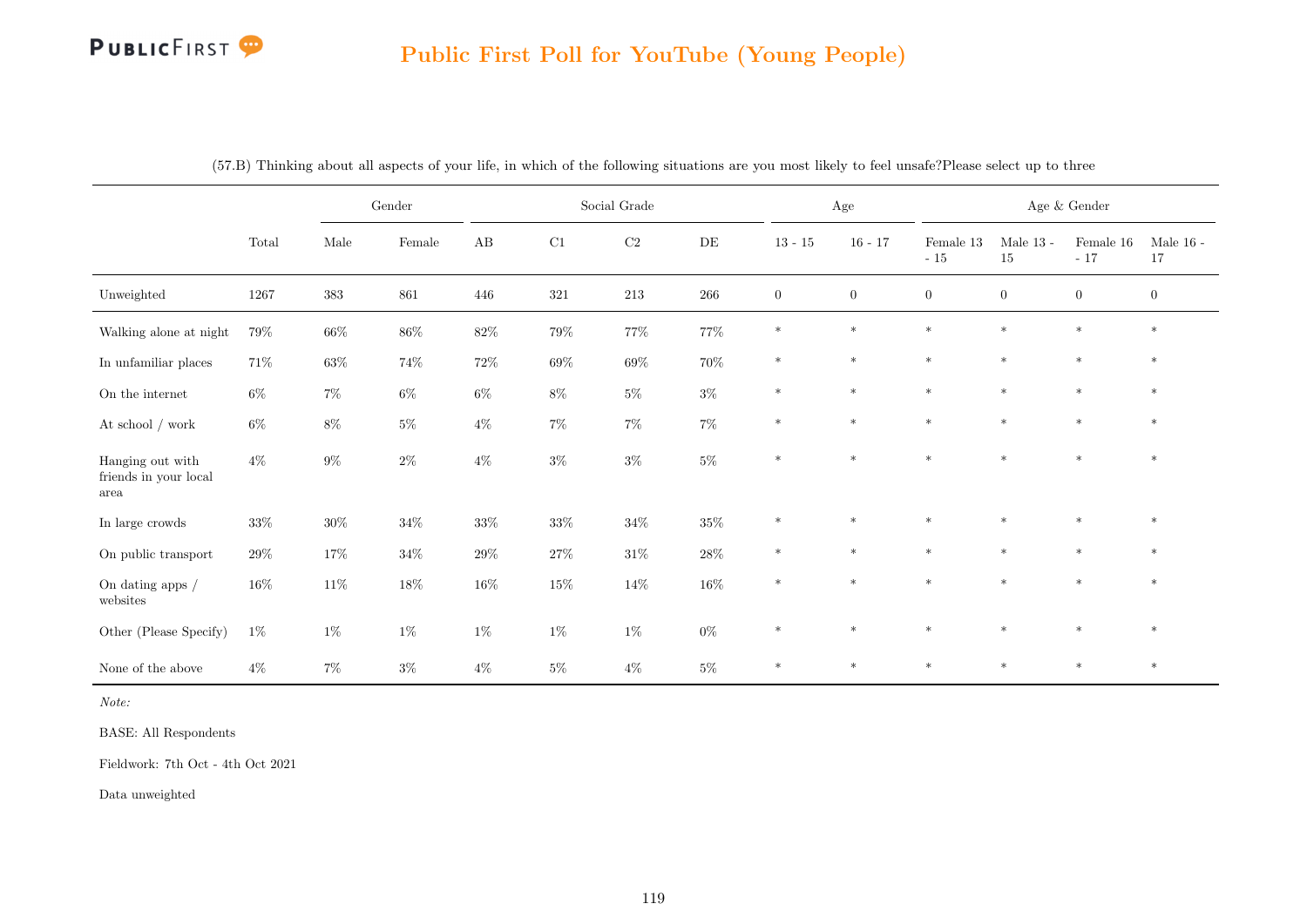## Public First Poll for YouTube (Young People)

(57.B) Thinking about all aspects of your life, in which of the following situations are you most likely to feel unsafe?Please select up to three

| | | Gender | | Social Grade | | | | Age | | Age & Gender | | | |
|---|---|---|---|---|---|---|---|---|---|---|---|---|---|
| | Total | Male | Female | AB | C1 | C2 | DE | 13 - 15 | 16 - 17 | Female 13 - 15 | Male 13 - 15 | Female 16 - 17 | Male 16 - 17 |
| Unweighted | 1267 | 383 | 861 | 446 | 321 | 213 | 266 | 0 | 0 | 0 | 0 | 0 | 0 |
| Walking alone at night | 79% | 66% | 86% | 82% | 79% | 77% | 77% | * | * | * | * | * | * |
| In unfamiliar places | 71% | 63% | 74% | 72% | 69% | 69% | 70% | * | * | * | * | * | * |
| On the internet | 6% | 7% | 6% | 6% | 8% | 5% | 3% | * | * | * | * | * | * |
| At school / work | 6% | 8% | 5% | 4% | 7% | 7% | 7% | * | * | * | * | * | * |
| Hanging out with friends in your local area | 4% | 9% | 2% | 4% | 3% | 3% | 5% | * | * | * | * | * | * |
| In large crowds | 33% | 30% | 34% | 33% | 33% | 34% | 35% | * | * | * | * | * | * |
| On public transport | 29% | 17% | 34% | 29% | 27% | 31% | 28% | * | * | * | * | * | * |
| On dating apps / websites | 16% | 11% | 18% | 16% | 15% | 14% | 16% | * | * | * | * | * | * |
| Other (Please Specify) | 1% | 1% | 1% | 1% | 1% | 1% | 0% | * | * | * | * | * | * |
| None of the above | 4% | 7% | 3% | 4% | 5% | 4% | 5% | * | * | * | * | * | * |

*Note:*

BASE: All Respondents

Fieldwork: 7th Oct - 4th Oct 2021

Data unweighted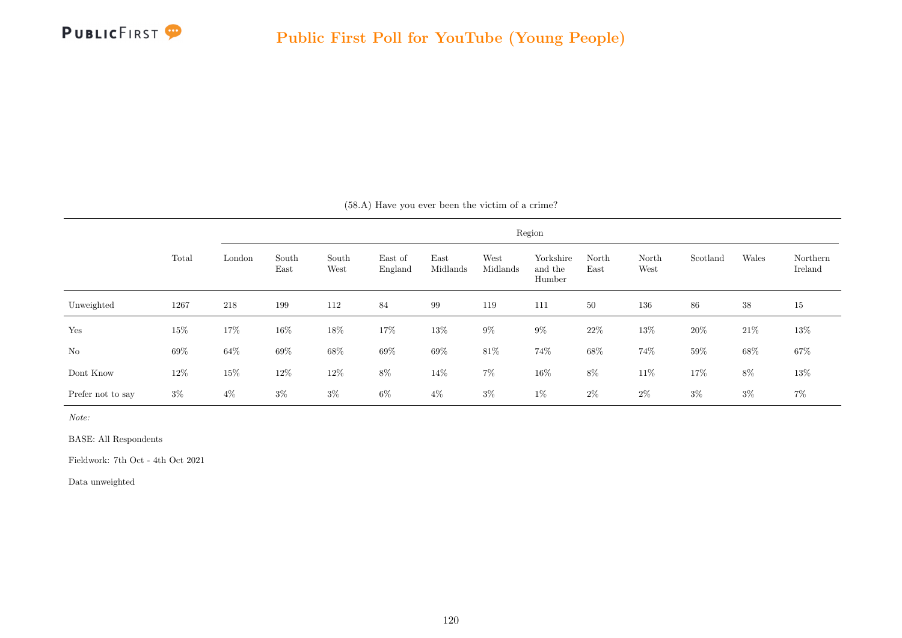(58.A) Have you ever been the victim of a crime?

| | Total | Region | | | | | | | | | | | |
|---|---|---|---|---|---|---|---|---|---|---|---|---|---|
| | | London | South East | South West | East of England | East Midlands | West Midlands | Yorkshire and the Humber | North East | North West | Scotland | Wales | Northern Ireland |
| Unweighted | 1267 | 218 | 199 | 112 | 84 | 99 | 119 | 111 | 50 | 136 | 86 | 38 | 15 |
| Yes | 15% | 17% | 16% | 18% | 17% | 13% | 9% | 9% | 22% | 13% | 20% | 21% | 13% |
| No | 69% | 64% | 69% | 68% | 69% | 69% | 81% | 74% | 68% | 74% | 59% | 68% | 67% |
| Dont Know | 12% | 15% | 12% | 12% | 8% | 14% | 7% | 16% | 8% | 11% | 17% | 8% | 13% |
| Prefer not to say | 3% | 4% | 3% | 3% | 6% | 4% | 3% | 1% | 2% | 2% | 3% | 3% | 7% |

*Note:*

BASE: All Respondents

Fieldwork: 7th Oct - 4th Oct 2021

Data unweighted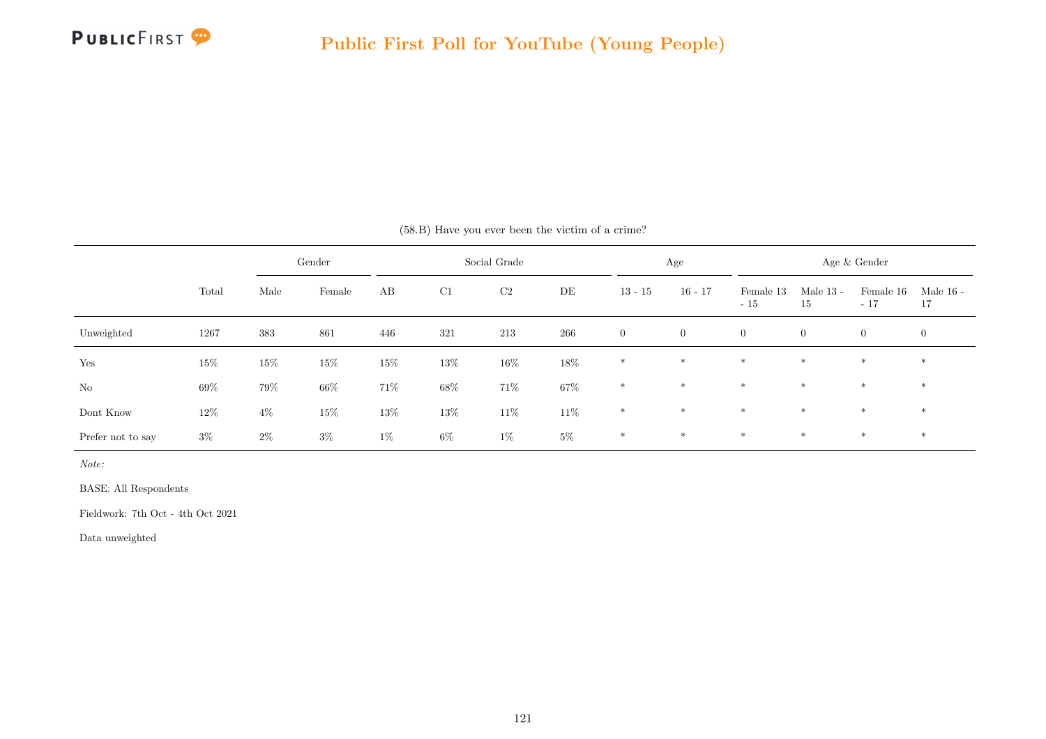(58.B) Have you ever been the victim of a crime?

| | Total | Gender | | Social Grade | | | | Age | | Age & Gender | | | |
|---|---|---|---|---|---|---|---|---|---|---|---|---|---|
| | | Male | Female | AB | C1 | C2 | DE | 13 - 15 | 16 - 17 | Female 13 - 15 | Male 13 - 15 | Female 16 - 17 | Male 16 - 17 |
| Unweighted | 1267 | 383 | 861 | 446 | 321 | 213 | 266 | 0 | 0 | 0 | 0 | 0 | 0 |
| Yes | 15% | 15% | 15% | 15% | 13% | 16% | 18% | * | * | * | * | * | * |
| No | 69% | 79% | 66% | 71% | 68% | 71% | 67% | * | * | * | * | * | * |
| Dont Know | 12% | 4% | 15% | 13% | 13% | 11% | 11% | * | * | * | * | * | * |
| Prefer not to say | 3% | 2% | 3% | 1% | 6% | 1% | 5% | * | * | * | * | * | * |

*Note:*

BASE: All Respondents

Fieldwork: 7th Oct - 4th Oct 2021

Data unweighted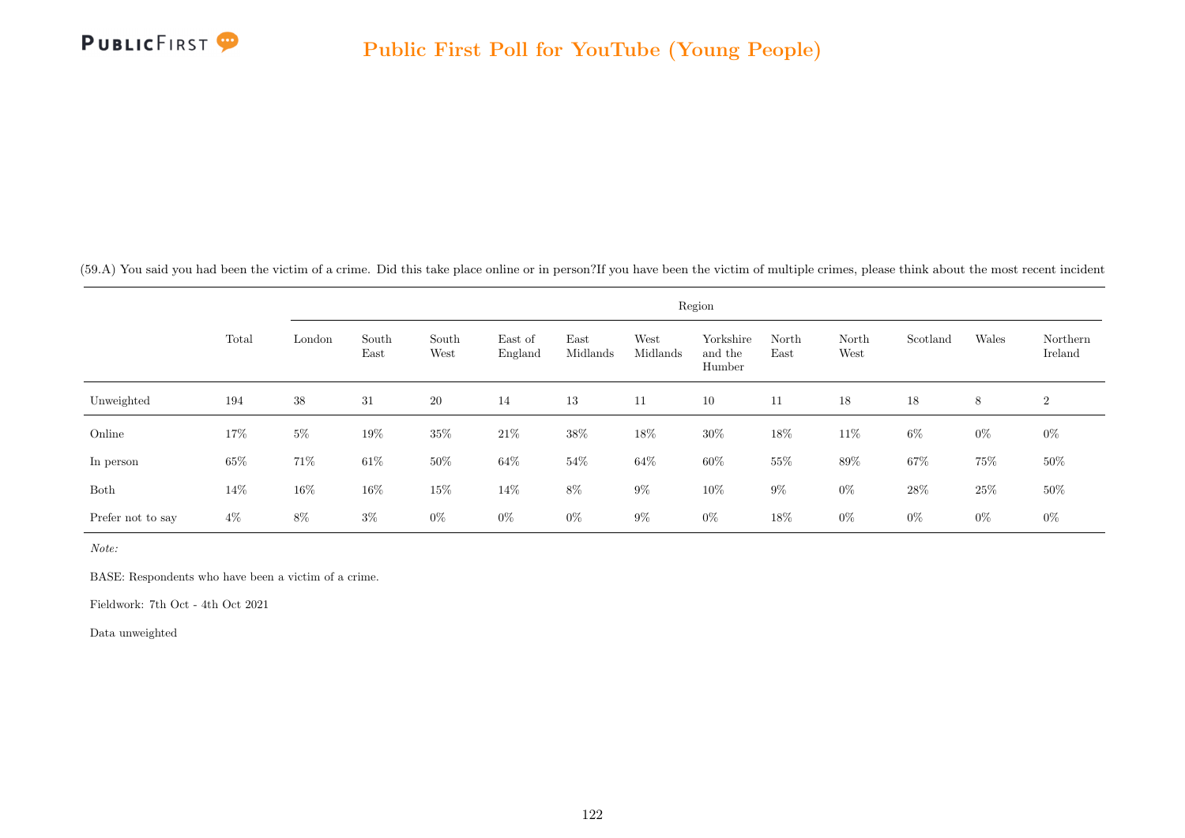(59.A) You said you had been the victim of a crime. Did this take place online or in person?If you have been the victim of multiple crimes, please think about the most recent incident

| | Total | Region | | | | | | | | | | | |
|---|---|---|---|---|---|---|---|---|---|---|---|---|---|
| | | London | South East | South West | East of England | East Midlands | West Midlands | Yorkshire and the Humber | North East | North West | Scotland | Wales | Northern Ireland |
| Unweighted | 194 | 38 | 31 | 20 | 14 | 13 | 11 | 10 | 11 | 18 | 18 | 8 | 2 |
| Online | 17% | 5% | 19% | 35% | 21% | 38% | 18% | 30% | 18% | 11% | 6% | 0% | 0% |
| In person | 65% | 71% | 61% | 50% | 64% | 54% | 64% | 60% | 55% | 89% | 67% | 75% | 50% |
| Both | 14% | 16% | 16% | 15% | 14% | 8% | 9% | 10% | 9% | 0% | 28% | 25% | 50% |
| Prefer not to say | 4% | 8% | 3% | 0% | 0% | 0% | 9% | 0% | 18% | 0% | 0% | 0% | 0% |

*Note:*

BASE: Respondents who have been a victim of a crime.

Fieldwork: 7th Oct - 4th Oct 2021

Data unweighted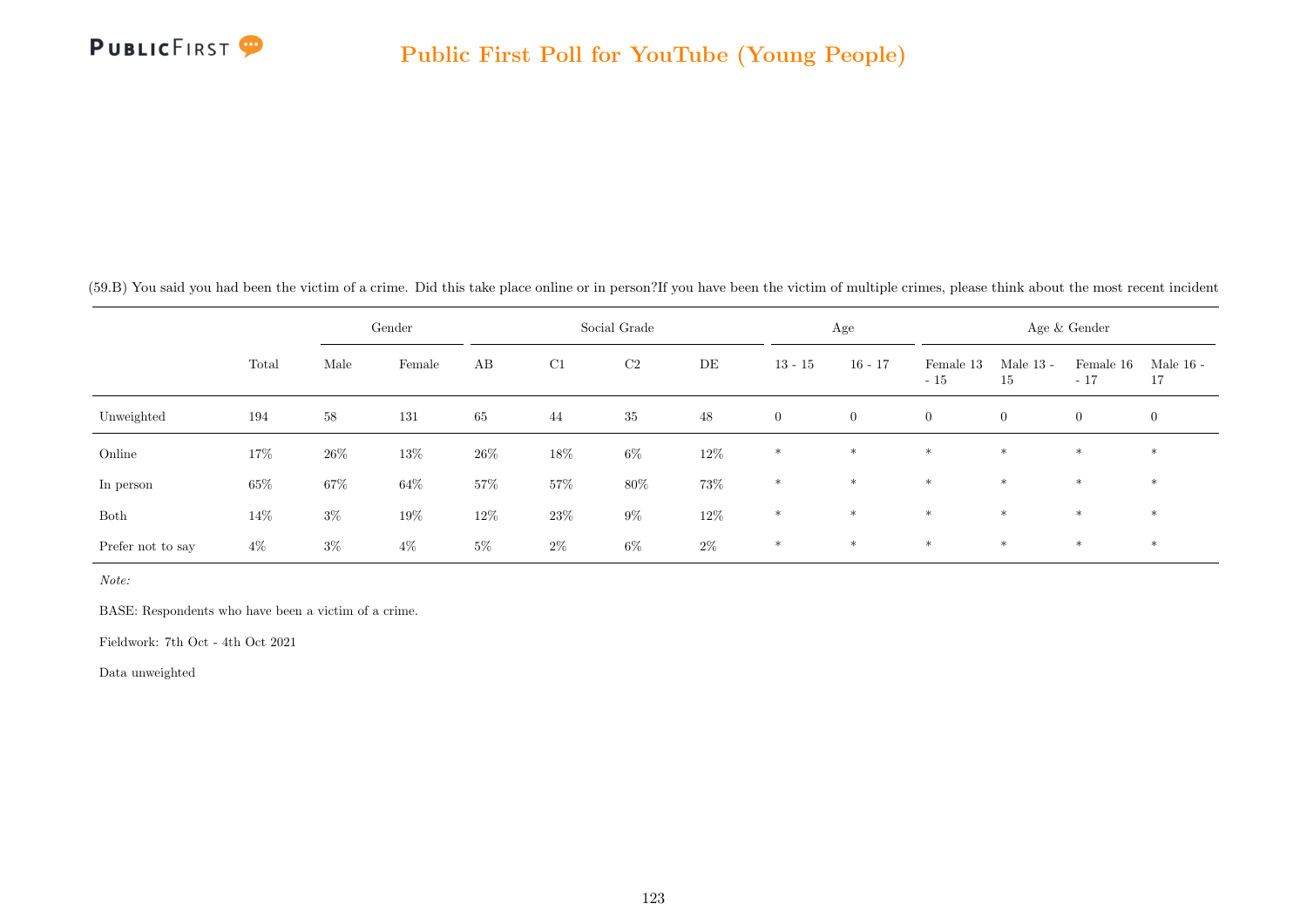(59.B) You said you had been the victim of a crime. Did this take place online or in person?If you have been the victim of multiple crimes, please think about the most recent incident

| | Total | Gender | | Social Grade | | | | Age | | Age & Gender | | | |
|---|---|---|---|---|---|---|---|---|---|---|---|---|---|
| | | Male | Female | AB | C1 | C2 | DE | 13 - 15 | 16 - 17 | Female 13 - 15 | Male 13 - 15 | Female 16 - 17 | Male 16 - 17 |
| Unweighted | 194 | 58 | 131 | 65 | 44 | 35 | 48 | 0 | 0 | 0 | 0 | 0 | 0 |
| Online | 17% | 26% | 13% | 26% | 18% | 6% | 12% | * | * | * | * | * | * |
| In person | 65% | 67% | 64% | 57% | 57% | 80% | 73% | * | * | * | * | * | * |
| Both | 14% | 3% | 19% | 12% | 23% | 9% | 12% | * | * | * | * | * | * |
| Prefer not to say | 4% | 3% | 4% | 5% | 2% | 6% | 2% | * | * | * | * | * | * |

*Note:*

BASE: Respondents who have been a victim of a crime.

Fieldwork: 7th Oct - 4th Oct 2021

Data unweighted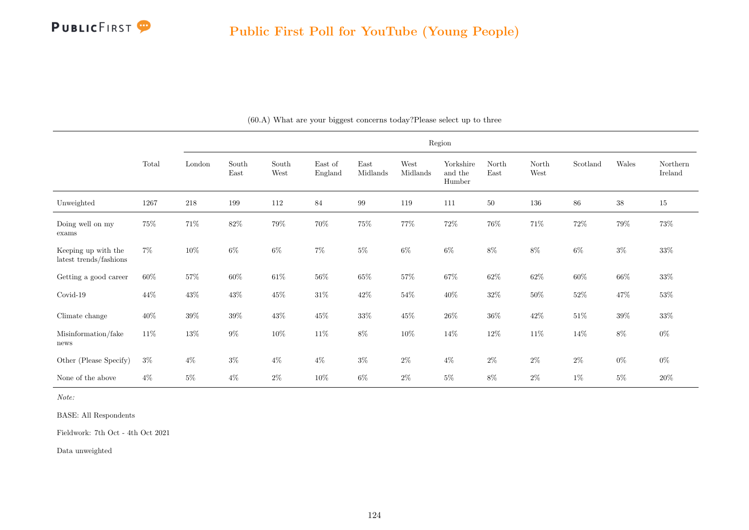## Public First Poll for YouTube (Young People)

(60.A) What are your biggest concerns today?Please select up to three

| | Total | Region | | | | | | | | | | | |
|---|---|---|---|---|---|---|---|---|---|---|---|---|---|
| | | London | South East | South West | East of England | East Midlands | West Midlands | Yorkshire and the Humber | North East | North West | Scotland | Wales | Northern Ireland |
| Unweighted | 1267 | 218 | 199 | 112 | 84 | 99 | 119 | 111 | 50 | 136 | 86 | 38 | 15 |
| Doing well on my exams | 75% | 71% | 82% | 79% | 70% | 75% | 77% | 72% | 76% | 71% | 72% | 79% | 73% |
| Keeping up with the latest trends/fashions | 7% | 10% | 6% | 6% | 7% | 5% | 6% | 6% | 8% | 8% | 6% | 3% | 33% |
| Getting a good career | 60% | 57% | 60% | 61% | 56% | 65% | 57% | 67% | 62% | 62% | 60% | 66% | 33% |
| Covid-19 | 44% | 43% | 43% | 45% | 31% | 42% | 54% | 40% | 32% | 50% | 52% | 47% | 53% |
| Climate change | 40% | 39% | 39% | 43% | 45% | 33% | 45% | 26% | 36% | 42% | 51% | 39% | 33% |
| Misinformation/fake news | 11% | 13% | 9% | 10% | 11% | 8% | 10% | 14% | 12% | 11% | 14% | 8% | 0% |
| Other (Please Specify) | 3% | 4% | 3% | 4% | 4% | 3% | 2% | 4% | 2% | 2% | 2% | 0% | 0% |
| None of the above | 4% | 5% | 4% | 2% | 10% | 6% | 2% | 5% | 8% | 2% | 1% | 5% | 20% |

*Note:*

BASE: All Respondents

Fieldwork: 7th Oct - 4th Oct 2021

Data unweighted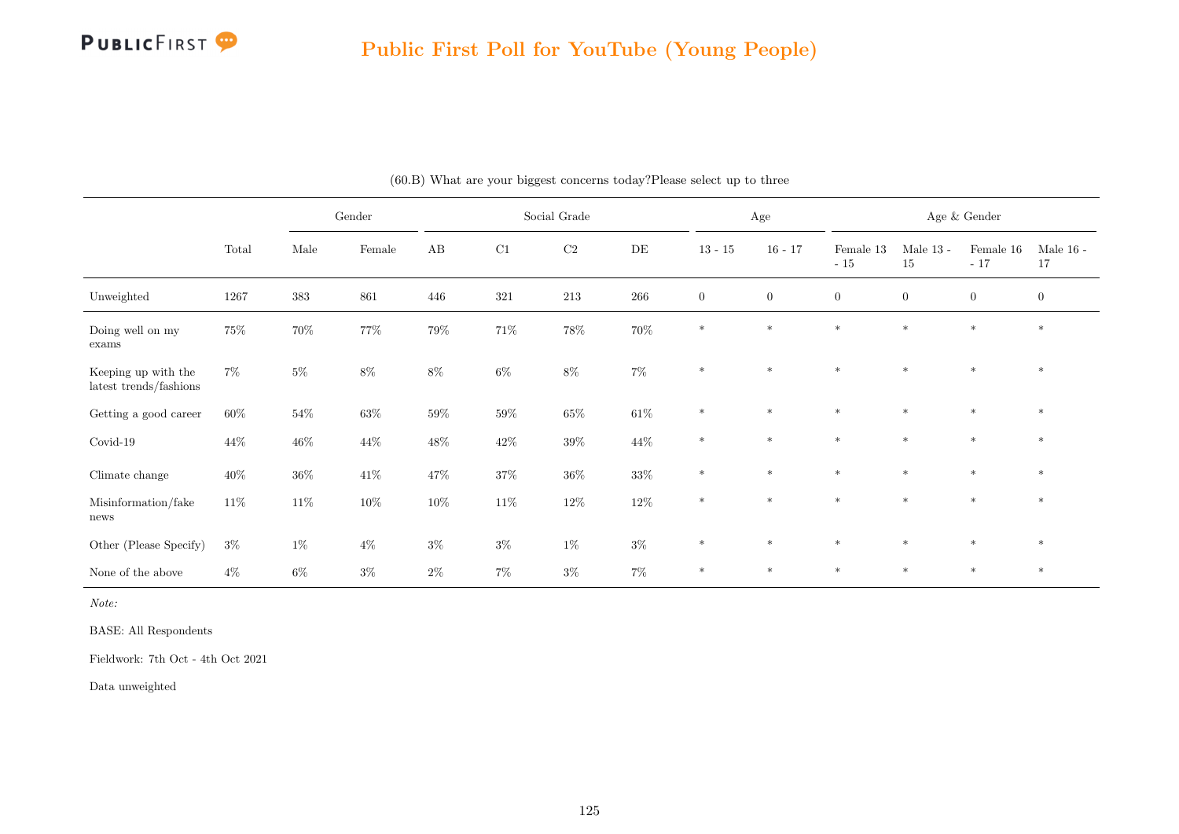## Public First Poll for YouTube (Young People)

(60.B) What are your biggest concerns today?Please select up to three

| | Total | Gender | | Social Grade | | | | Age | | Age & Gender | | | |
|---|---|---|---|---|---|---|---|---|---|---|---|---|---|
| | | Male | Female | AB | C1 | C2 | DE | 13 - 15 | 16 - 17 | Female 13 - 15 | Male 13 - 15 | Female 16 - 17 | Male 16 - 17 |
| Unweighted | 1267 | 383 | 861 | 446 | 321 | 213 | 266 | 0 | 0 | 0 | 0 | 0 | 0 |
| Doing well on my exams | 75% | 70% | 77% | 79% | 71% | 78% | 70% | * | * | * | * | * | * |
| Keeping up with the latest trends/fashions | 7% | 5% | 8% | 8% | 6% | 8% | 7% | * | * | * | * | * | * |
| Getting a good career | 60% | 54% | 63% | 59% | 59% | 65% | 61% | * | * | * | * | * | * |
| Covid-19 | 44% | 46% | 44% | 48% | 42% | 39% | 44% | * | * | * | * | * | * |
| Climate change | 40% | 36% | 41% | 47% | 37% | 36% | 33% | * | * | * | * | * | * |
| Misinformation/fake news | 11% | 11% | 10% | 10% | 11% | 12% | 12% | * | * | * | * | * | * |
| Other (Please Specify) | 3% | 1% | 4% | 3% | 3% | 1% | 3% | * | * | * | * | * | * |
| None of the above | 4% | 6% | 3% | 2% | 7% | 3% | 7% | * | * | * | * | * | * |

*Note:*

BASE: All Respondents

Fieldwork: 7th Oct - 4th Oct 2021

Data unweighted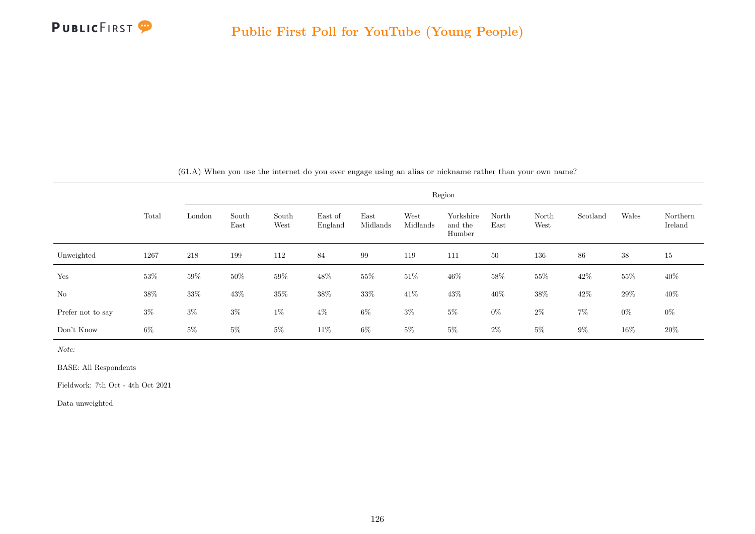Public First Poll for YouTube (Young People)

(61.A) When you use the internet do you ever engage using an alias or nickname rather than your own name?

| | Total | Region | | | | | | | | | | | |
|---|---|---|---|---|---|---|---|---|---|---|---|---|---|
| | | London | South East | South West | East of England | East Midlands | West Midlands | Yorkshire and the Humber | North East | North West | Scotland | Wales | Northern Ireland |
| Unweighted | 1267 | 218 | 199 | 112 | 84 | 99 | 119 | 111 | 50 | 136 | 86 | 38 | 15 |
| Yes | 53% | 59% | 50% | 59% | 48% | 55% | 51% | 46% | 58% | 55% | 42% | 55% | 40% |
| No | 38% | 33% | 43% | 35% | 38% | 33% | 41% | 43% | 40% | 38% | 42% | 29% | 40% |
| Prefer not to say | 3% | 3% | 3% | 1% | 4% | 6% | 3% | 5% | 0% | 2% | 7% | 0% | 0% |
| Don't Know | 6% | 5% | 5% | 5% | 11% | 6% | 5% | 5% | 2% | 5% | 9% | 16% | 20% |

*Note:*

BASE: All Respondents

Fieldwork: 7th Oct - 4th Oct 2021

Data unweighted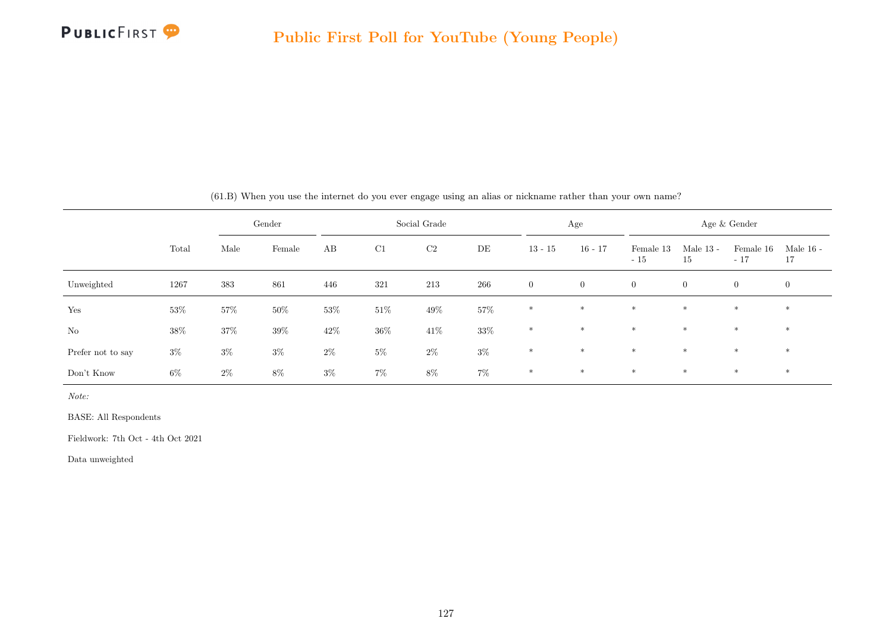(61.B) When you use the internet do you ever engage using an alias or nickname rather than your own name?

| | Total | Gender | | Social Grade | | | | Age | | Age & Gender | | | |
|---|---|---|---|---|---|---|---|---|---|---|---|---|---|
| | | Male | Female | AB | C1 | C2 | DE | 13 - 15 | 16 - 17 | Female 13 - 15 | Male 13 - 15 | Female 16 - 17 | Male 16 - 17 |
| Unweighted | 1267 | 383 | 861 | 446 | 321 | 213 | 266 | 0 | 0 | 0 | 0 | 0 | 0 |
| Yes | 53% | 57% | 50% | 53% | 51% | 49% | 57% | * | * | * | * | * | * |
| No | 38% | 37% | 39% | 42% | 36% | 41% | 33% | * | * | * | * | * | * |
| Prefer not to say | 3% | 3% | 3% | 2% | 5% | 2% | 3% | * | * | * | * | * | * |
| Don't Know | 6% | 2% | 8% | 3% | 7% | 8% | 7% | * | * | * | * | * | * |

*Note:*

BASE: All Respondents

Fieldwork: 7th Oct - 4th Oct 2021

Data unweighted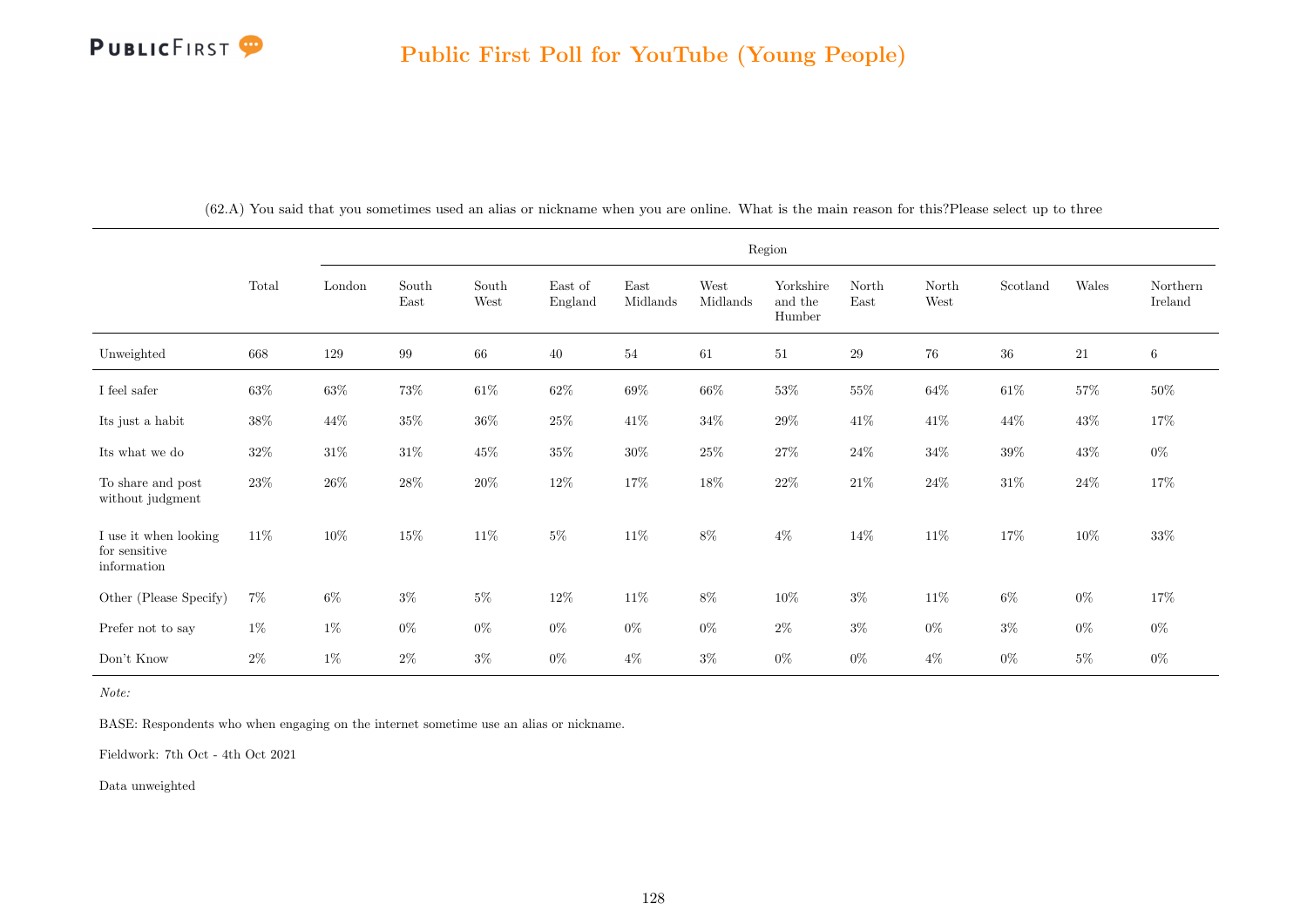## Public First Poll for YouTube (Young People)

(62.A) You said that you sometimes used an alias or nickname when you are online. What is the main reason for this?Please select up to three

| | Total | Region | | | | | | | | | | | |
|---|---|---|---|---|---|---|---|---|---|---|---|---|---|
| | | London | South East | South West | East of England | East Midlands | West Midlands | Yorkshire and the Humber | North East | North West | Scotland | Wales | Northern Ireland |
| Unweighted | 668 | 129 | 99 | 66 | 40 | 54 | 61 | 51 | 29 | 76 | 36 | 21 | 6 |
| I feel safer | 63% | 63% | 73% | 61% | 62% | 69% | 66% | 53% | 55% | 64% | 61% | 57% | 50% |
| Its just a habit | 38% | 44% | 35% | 36% | 25% | 41% | 34% | 29% | 41% | 41% | 44% | 43% | 17% |
| Its what we do | 32% | 31% | 31% | 45% | 35% | 30% | 25% | 27% | 24% | 34% | 39% | 43% | 0% |
| To share and post without judgment | 23% | 26% | 28% | 20% | 12% | 17% | 18% | 22% | 21% | 24% | 31% | 24% | 17% |
| I use it when looking for sensitive information | 11% | 10% | 15% | 11% | 5% | 11% | 8% | 4% | 14% | 11% | 17% | 10% | 33% |
| Other (Please Specify) | 7% | 6% | 3% | 5% | 12% | 11% | 8% | 10% | 3% | 11% | 6% | 0% | 17% |
| Prefer not to say | 1% | 1% | 0% | 0% | 0% | 0% | 0% | 2% | 3% | 0% | 3% | 0% | 0% |
| Don't Know | 2% | 1% | 2% | 3% | 0% | 4% | 3% | 0% | 0% | 4% | 0% | 5% | 0% |

*Note:*

BASE: Respondents who when engaging on the internet sometime use an alias or nickname.

Fieldwork: 7th Oct - 4th Oct 2021

Data unweighted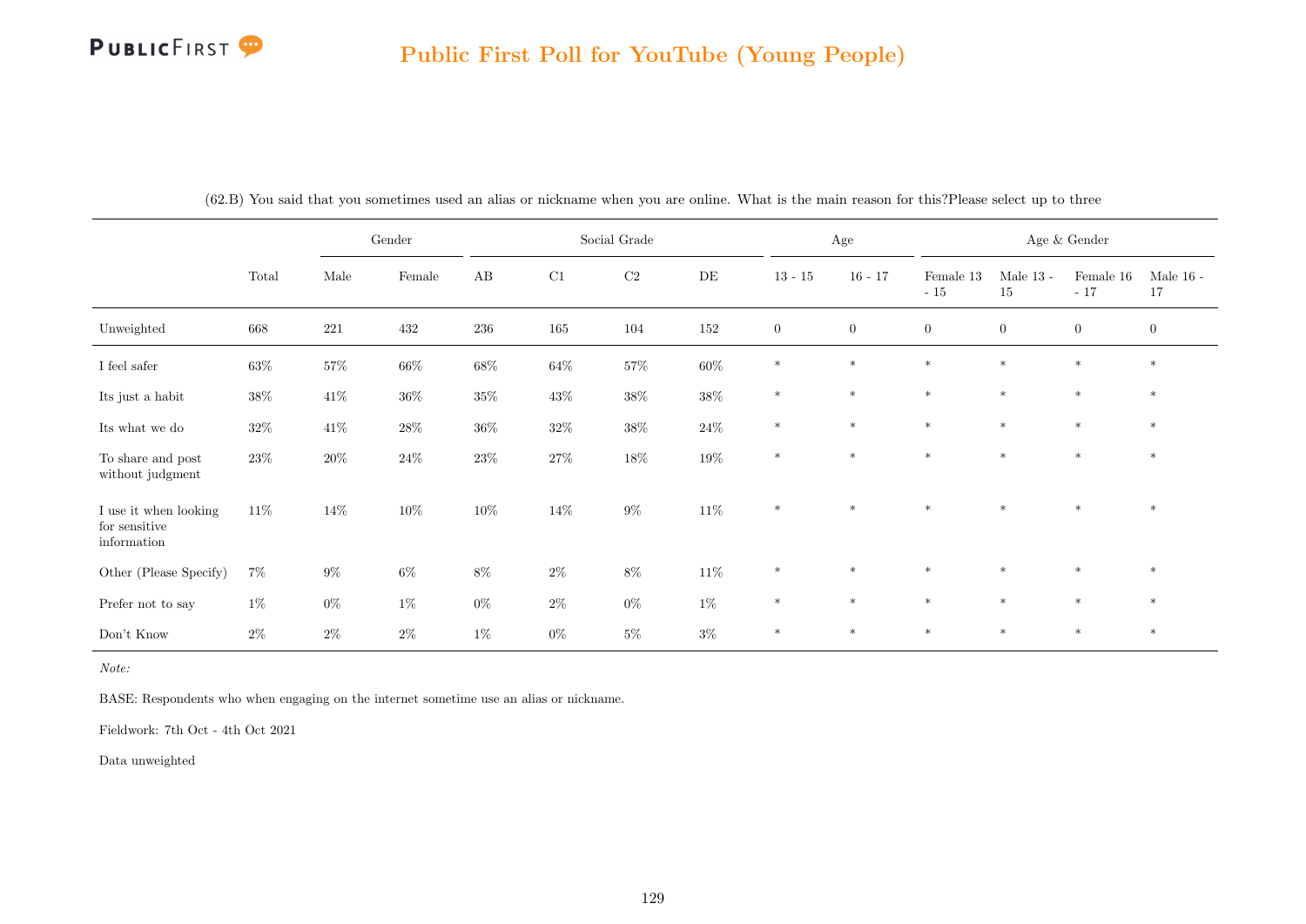## Public First Poll for YouTube (Young People)

(62.B) You said that you sometimes used an alias or nickname when you are online. What is the main reason for this?Please select up to three

| | | Gender | | Social Grade | | | | Age | | Age & Gender | | | |
|---|---|---|---|---|---|---|---|---|---|---|---|---|---|
| | Total | Male | Female | AB | C1 | C2 | DE | 13 - 15 | 16 - 17 | Female 13 - 15 | Male 13 - 15 | Female 16 - 17 | Male 16 - 17 |
| Unweighted | 668 | 221 | 432 | 236 | 165 | 104 | 152 | 0 | 0 | 0 | 0 | 0 | 0 |
| I feel safer | 63% | 57% | 66% | 68% | 64% | 57% | 60% | * | * | * | * | * | * |
| Its just a habit | 38% | 41% | 36% | 35% | 43% | 38% | 38% | * | * | * | * | * | * |
| Its what we do | 32% | 41% | 28% | 36% | 32% | 38% | 24% | * | * | * | * | * | * |
| To share and post without judgment | 23% | 20% | 24% | 23% | 27% | 18% | 19% | * | * | * | * | * | * |
| I use it when looking for sensitive information | 11% | 14% | 10% | 10% | 14% | 9% | 11% | * | * | * | * | * | * |
| Other (Please Specify) | 7% | 9% | 6% | 8% | 2% | 8% | 11% | * | * | * | * | * | * |
| Prefer not to say | 1% | 0% | 1% | 0% | 2% | 0% | 1% | * | * | * | * | * | * |
| Don't Know | 2% | 2% | 2% | 1% | 0% | 5% | 3% | * | * | * | * | * | * |

*Note:*

BASE: Respondents who when engaging on the internet sometime use an alias or nickname.

Fieldwork: 7th Oct - 4th Oct 2021

Data unweighted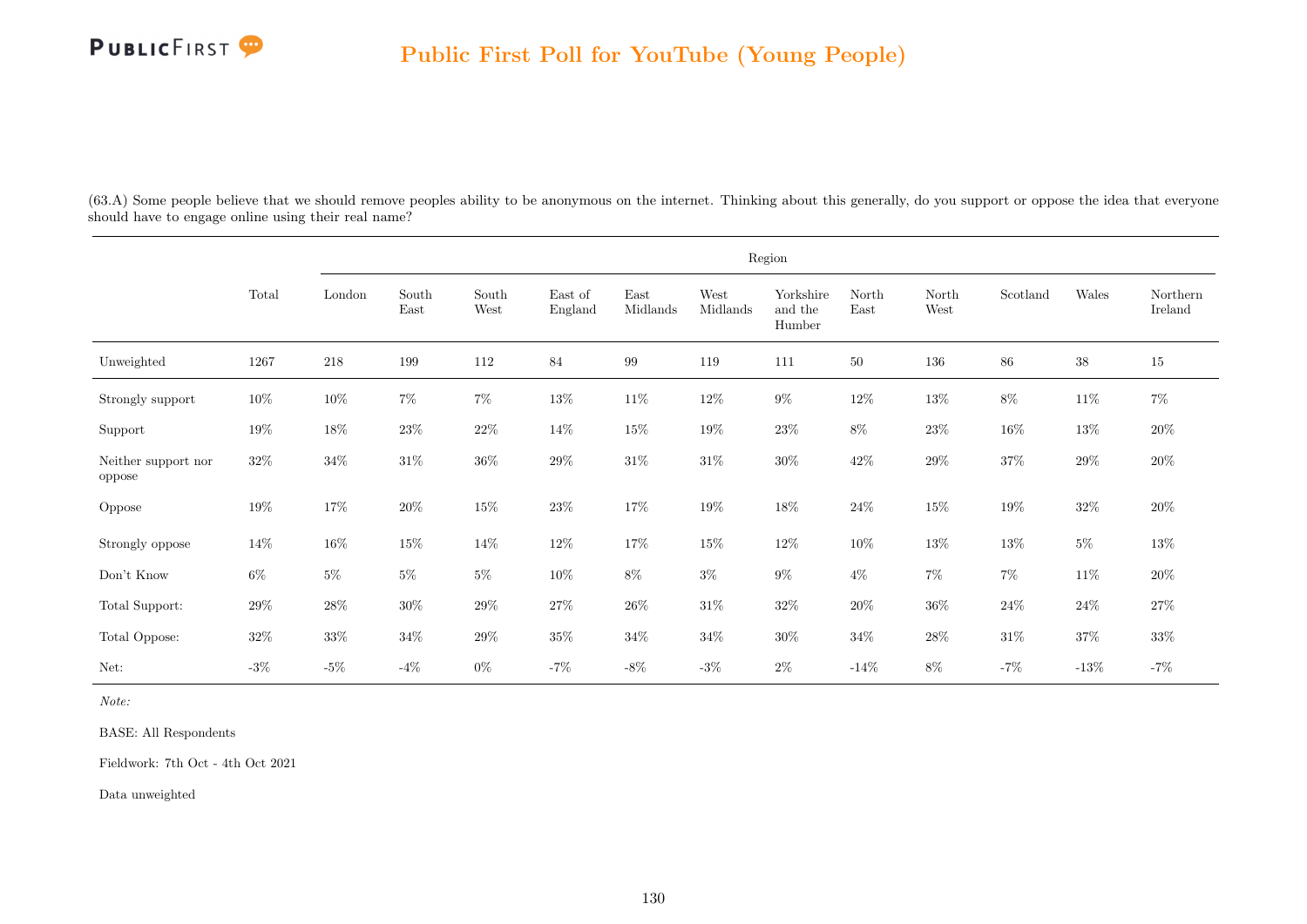## Public First Poll for YouTube (Young People)

(63.A) Some people believe that we should remove peoples ability to be anonymous on the internet. Thinking about this generally, do you support or oppose the idea that everyone should have to engage online using their real name?

| | Total | Region | | | | | | | | | | | |
|---|---|---|---|---|---|---|---|---|---|---|---|---|---|
| | | London | South East | South West | East of England | East Midlands | West Midlands | Yorkshire and the Humber | North East | North West | Scotland | Wales | Northern Ireland |
| Unweighted | 1267 | 218 | 199 | 112 | 84 | 99 | 119 | 111 | 50 | 136 | 86 | 38 | 15 |
| Strongly support | 10% | 10% | 7% | 7% | 13% | 11% | 12% | 9% | 12% | 13% | 8% | 11% | 7% |
| Support | 19% | 18% | 23% | 22% | 14% | 15% | 19% | 23% | 8% | 23% | 16% | 13% | 20% |
| Neither support nor oppose | 32% | 34% | 31% | 36% | 29% | 31% | 31% | 30% | 42% | 29% | 37% | 29% | 20% |
| Oppose | 19% | 17% | 20% | 15% | 23% | 17% | 19% | 18% | 24% | 15% | 19% | 32% | 20% |
| Strongly oppose | 14% | 16% | 15% | 14% | 12% | 17% | 15% | 12% | 10% | 13% | 13% | 5% | 13% |
| Don't Know | 6% | 5% | 5% | 5% | 10% | 8% | 3% | 9% | 4% | 7% | 7% | 11% | 20% |
| Total Support: | 29% | 28% | 30% | 29% | 27% | 26% | 31% | 32% | 20% | 36% | 24% | 24% | 27% |
| Total Oppose: | 32% | 33% | 34% | 29% | 35% | 34% | 34% | 30% | 34% | 28% | 31% | 37% | 33% |
| Net: | -3% | -5% | -4% | 0% | -7% | -8% | -3% | 2% | -14% | 8% | -7% | -13% | -7% |

*Note:*

BASE: All Respondents

Fieldwork: 7th Oct - 4th Oct 2021

Data unweighted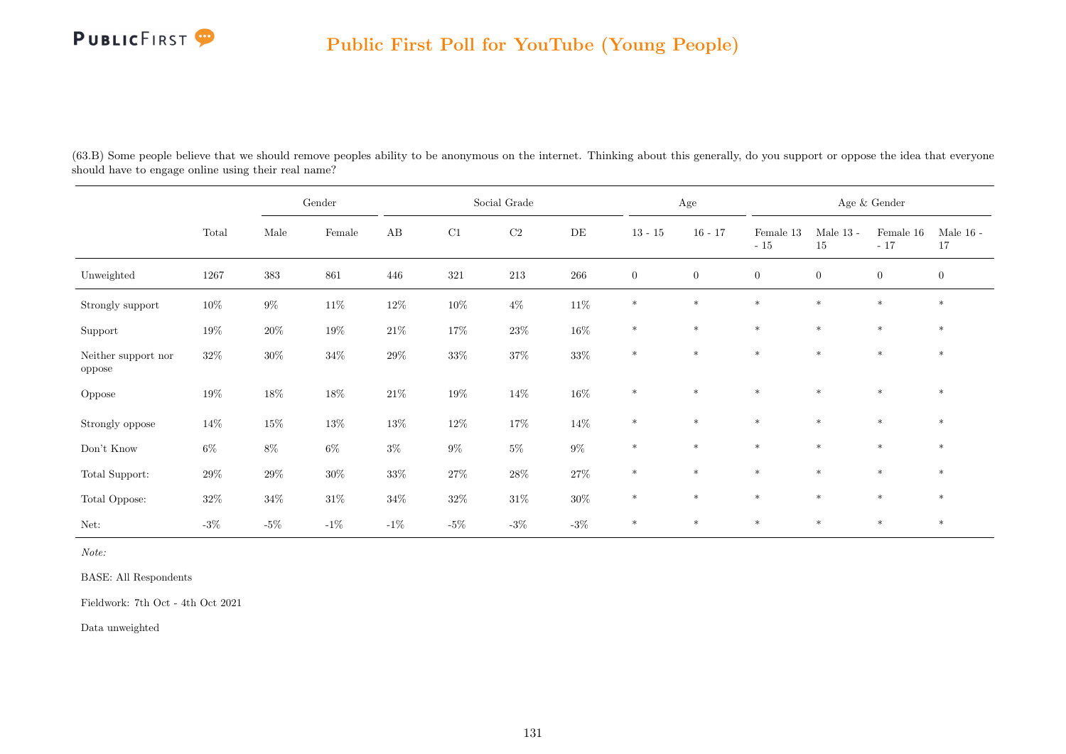(63.B) Some people believe that we should remove peoples ability to be anonymous on the internet. Thinking about this generally, do you support or oppose the idea that everyone should have to engage online using their real name?

| | | Gender | | Social Grade | | | | Age | | Age & Gender | | | |
|---|---|---|---|---|---|---|---|---|---|---|---|---|---|
| | Total | Male | Female | AB | C1 | C2 | DE | 13 - 15 | 16 - 17 | Female 13 - 15 | Male 13 - 15 | Female 16 - 17 | Male 16 - 17 |
| Unweighted | 1267 | 383 | 861 | 446 | 321 | 213 | 266 | 0 | 0 | 0 | 0 | 0 | 0 |
| Strongly support | 10% | 9% | 11% | 12% | 10% | 4% | 11% | * | * | * | * | * | * |
| Support | 19% | 20% | 19% | 21% | 17% | 23% | 16% | * | * | * | * | * | * |
| Neither support nor oppose | 32% | 30% | 34% | 29% | 33% | 37% | 33% | * | * | * | * | * | * |
| Oppose | 19% | 18% | 18% | 21% | 19% | 14% | 16% | * | * | * | * | * | * |
| Strongly oppose | 14% | 15% | 13% | 13% | 12% | 17% | 14% | * | * | * | * | * | * |
| Don't Know | 6% | 8% | 6% | 3% | 9% | 5% | 9% | * | * | * | * | * | * |
| Total Support: | 29% | 29% | 30% | 33% | 27% | 28% | 27% | * | * | * | * | * | * |
| Total Oppose: | 32% | 34% | 31% | 34% | 32% | 31% | 30% | * | * | * | * | * | * |
| Net: | -3% | -5% | -1% | -1% | -5% | -3% | -3% | * | * | * | * | * | * |

*Note:*

BASE: All Respondents

Fieldwork: 7th Oct - 4th Oct 2021

Data unweighted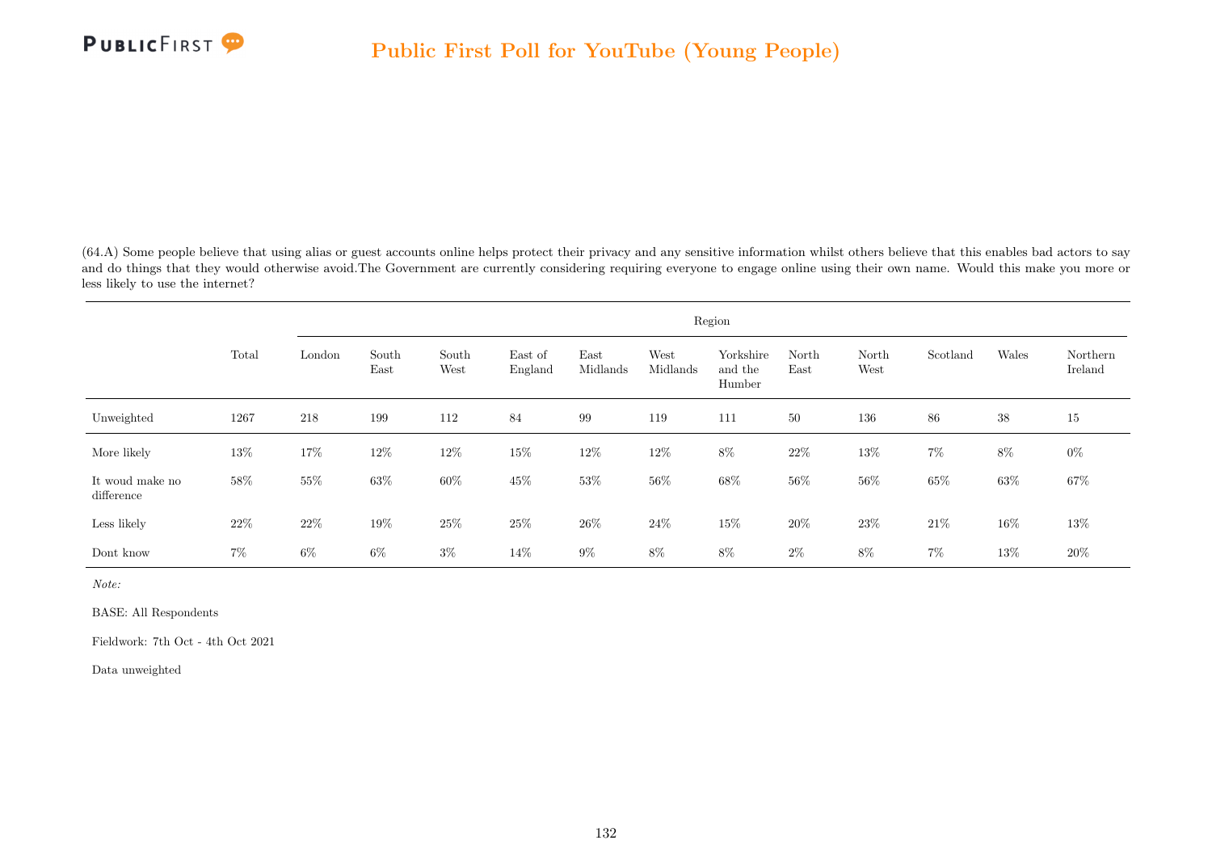(64.A) Some people believe that using alias or guest accounts online helps protect their privacy and any sensitive information whilst others believe that this enables bad actors to say and do things that they would otherwise avoid.The Government are currently considering requiring everyone to engage online using their own name. Would this make you more or less likely to use the internet?

| | Total | Region | | | | | | | | | | | |
|---|---|---|---|---|---|---|---|---|---|---|---|---|---|
| | | London | South East | South West | East of England | East Midlands | West Midlands | Yorkshire and the Humber | North East | North West | Scotland | Wales | Northern Ireland |
| Unweighted | 1267 | 218 | 199 | 112 | 84 | 99 | 119 | 111 | 50 | 136 | 86 | 38 | 15 |
| More likely | 13% | 17% | 12% | 12% | 15% | 12% | 12% | 8% | 22% | 13% | 7% | 8% | 0% |
| It woud make no difference | 58% | 55% | 63% | 60% | 45% | 53% | 56% | 68% | 56% | 56% | 65% | 63% | 67% |
| Less likely | 22% | 22% | 19% | 25% | 25% | 26% | 24% | 15% | 20% | 23% | 21% | 16% | 13% |
| Dont know | 7% | 6% | 6% | 3% | 14% | 9% | 8% | 8% | 2% | 8% | 7% | 13% | 20% |

*Note:*

BASE: All Respondents

Fieldwork: 7th Oct - 4th Oct 2021

Data unweighted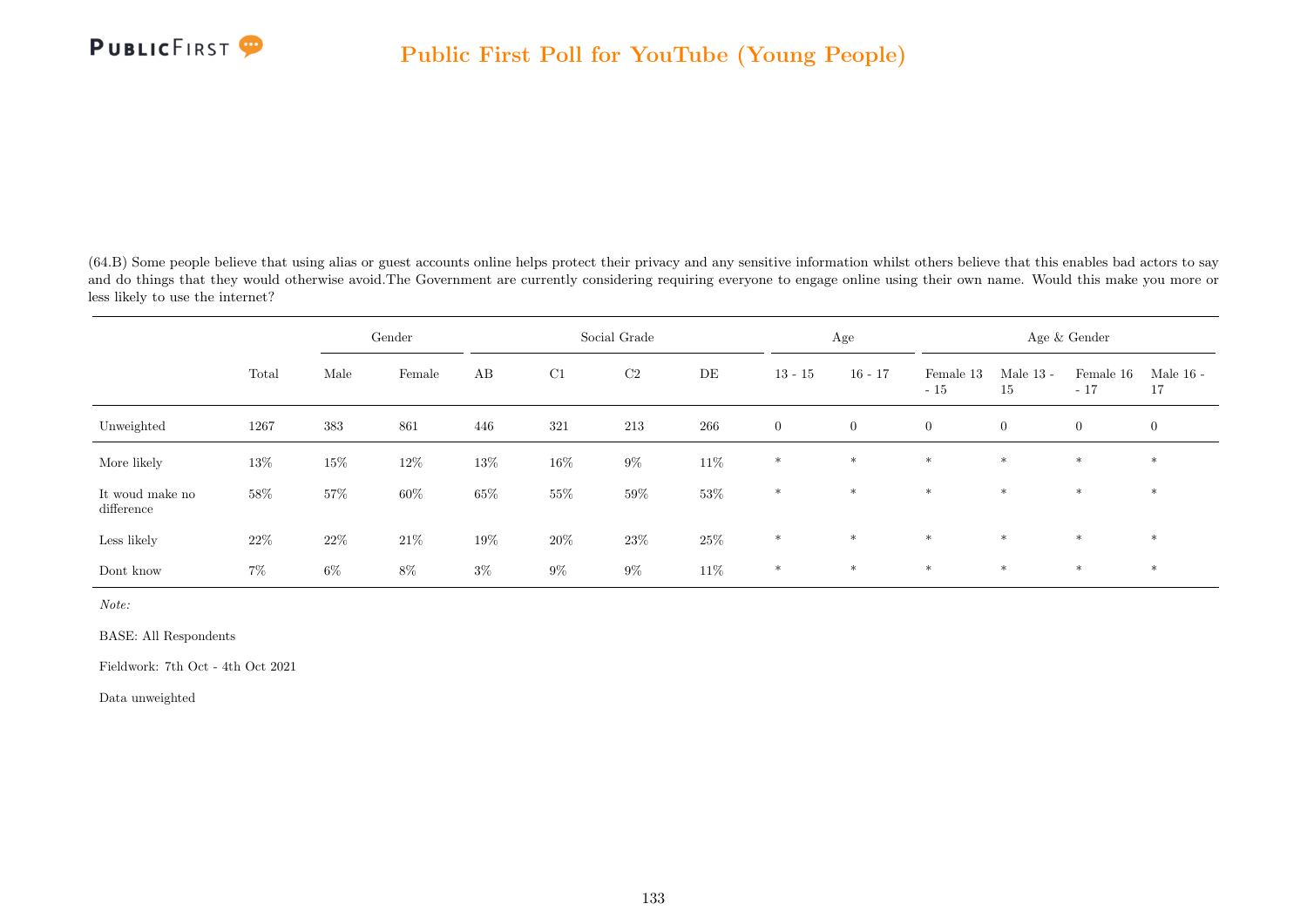(64.B) Some people believe that using alias or guest accounts online helps protect their privacy and any sensitive information whilst others believe that this enables bad actors to say and do things that they would otherwise avoid.The Government are currently considering requiring everyone to engage online using their own name. Would this make you more or less likely to use the internet?

| | | Gender | | Social Grade | | | | Age | | Age & Gender | | | |
|---|---|---|---|---|---|---|---|---|---|---|---|---|---|
| | Total | Male | Female | AB | C1 | C2 | DE | 13 - 15 | 16 - 17 | Female 13 - 15 | Male 13 - 15 | Female 16 - 17 | Male 16 - 17 |
| Unweighted | 1267 | 383 | 861 | 446 | 321 | 213 | 266 | 0 | 0 | 0 | 0 | 0 | 0 |
| More likely | 13% | 15% | 12% | 13% | 16% | 9% | 11% | * | * | * | * | * | * |
| It woud make no difference | 58% | 57% | 60% | 65% | 55% | 59% | 53% | * | * | * | * | * | * |
| Less likely | 22% | 22% | 21% | 19% | 20% | 23% | 25% | * | * | * | * | * | * |
| Dont know | 7% | 6% | 8% | 3% | 9% | 9% | 11% | * | * | * | * | * | * |

*Note:*

BASE: All Respondents

Fieldwork: 7th Oct - 4th Oct 2021

Data unweighted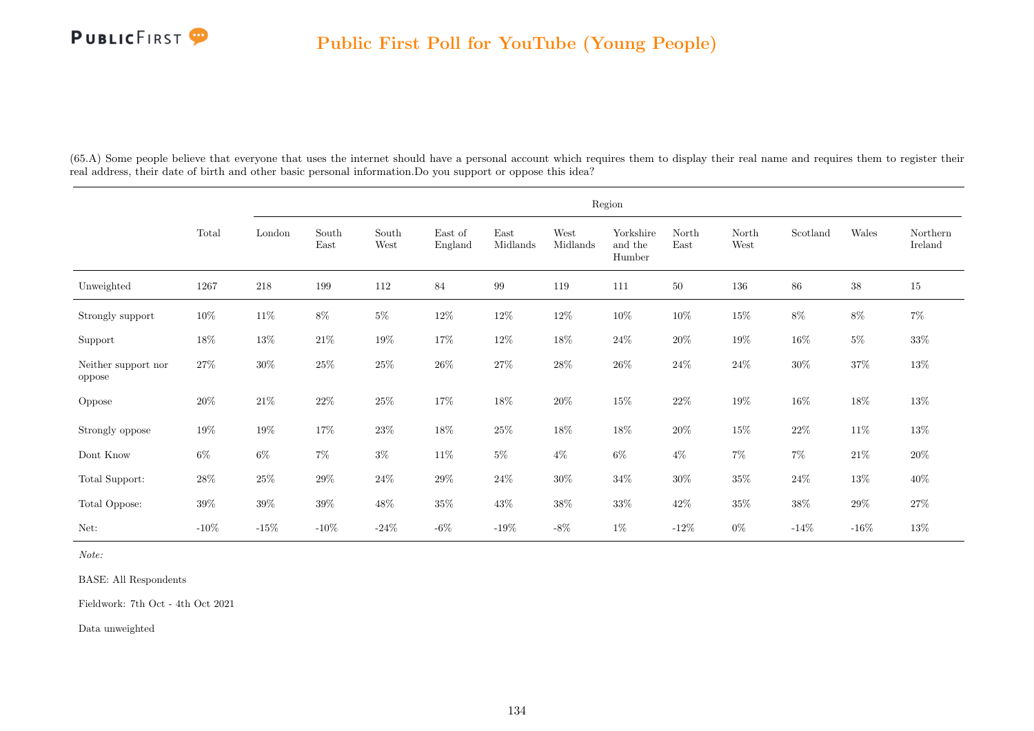# Public First Poll for YouTube (Young People)

(65.A) Some people believe that everyone that uses the internet should have a personal account which requires them to display their real name and requires them to register their real address, their date of birth and other basic personal information.Do you support or oppose this idea?

| | Total | Region | | | | | | | | | | | |
|---|---|---|---|---|---|---|---|---|---|---|---|---|---|
| | | London | South East | South West | East of England | East Midlands | West Midlands | Yorkshire and the Humber | North East | North West | Scotland | Wales | Northern Ireland |
| Unweighted | 1267 | 218 | 199 | 112 | 84 | 99 | 119 | 111 | 50 | 136 | 86 | 38 | 15 |
| Strongly support | 10% | 11% | 8% | 5% | 12% | 12% | 12% | 10% | 10% | 15% | 8% | 8% | 7% |
| Support | 18% | 13% | 21% | 19% | 17% | 12% | 18% | 24% | 20% | 19% | 16% | 5% | 33% |
| Neither support nor oppose | 27% | 30% | 25% | 25% | 26% | 27% | 28% | 26% | 24% | 24% | 30% | 37% | 13% |
| Oppose | 20% | 21% | 22% | 25% | 17% | 18% | 20% | 15% | 22% | 19% | 16% | 18% | 13% |
| Strongly oppose | 19% | 19% | 17% | 23% | 18% | 25% | 18% | 18% | 20% | 15% | 22% | 11% | 13% |
| Dont Know | 6% | 6% | 7% | 3% | 11% | 5% | 4% | 6% | 4% | 7% | 7% | 21% | 20% |
| Total Support: | 28% | 25% | 29% | 24% | 29% | 24% | 30% | 34% | 30% | 35% | 24% | 13% | 40% |
| Total Oppose: | 39% | 39% | 39% | 48% | 35% | 43% | 38% | 33% | 42% | 35% | 38% | 29% | 27% |
| Net: | -10% | -15% | -10% | -24% | -6% | -19% | -8% | 1% | -12% | 0% | -14% | -16% | 13% |

*Note:*

BASE: All Respondents

Fieldwork: 7th Oct - 4th Oct 2021

Data unweighted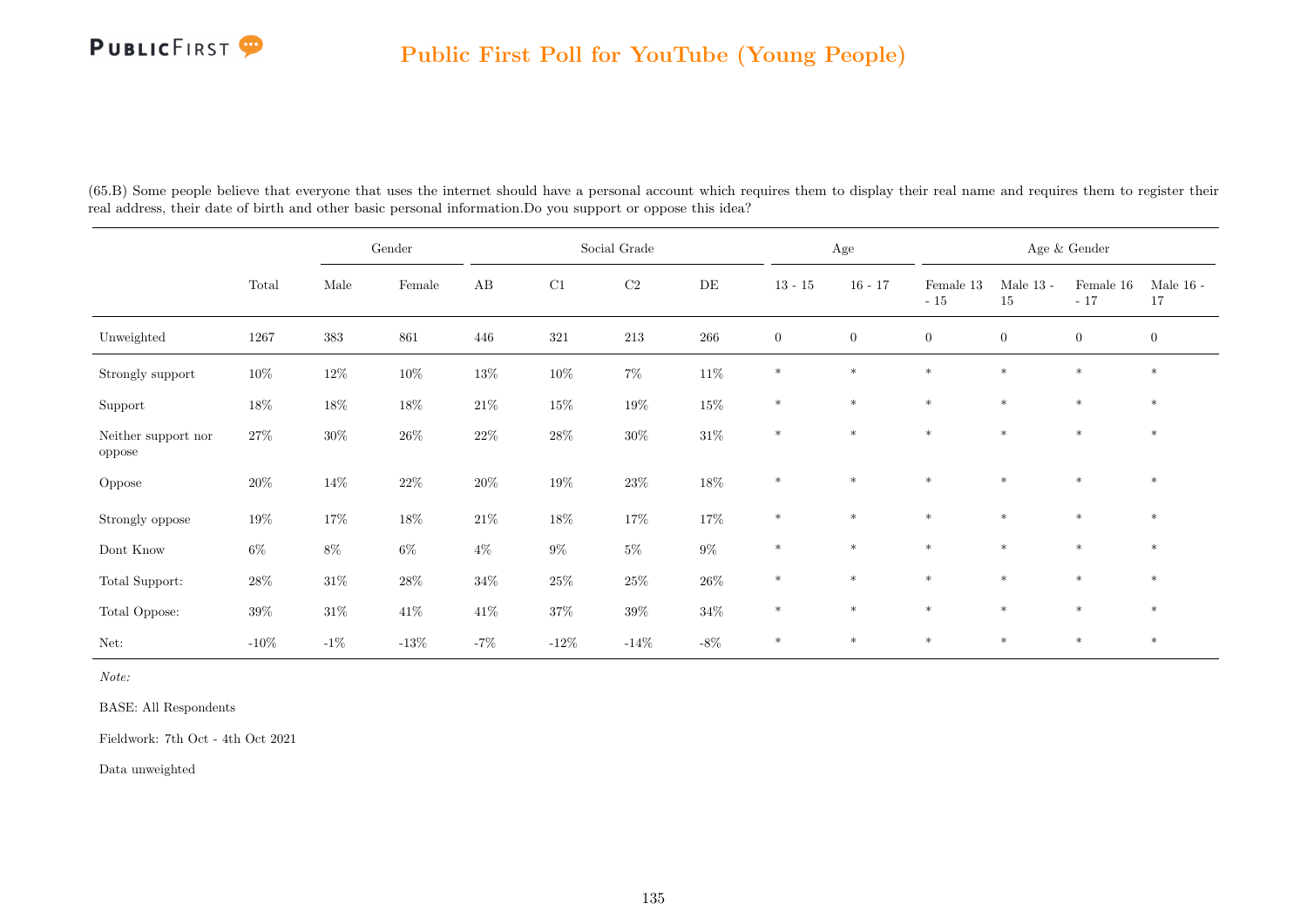(65.B) Some people believe that everyone that uses the internet should have a personal account which requires them to display their real name and requires them to register their real address, their date of birth and other basic personal information.Do you support or oppose this idea?

| | Total | Gender | | Social Grade | | | | Age | | Age & Gender | | | |
|---|---|---|---|---|---|---|---|---|---|---|---|---|---|
| | | Male | Female | AB | C1 | C2 | DE | 13 - 15 | 16 - 17 | Female 13 - 15 | Male 13 - 15 | Female 16 - 17 | Male 16 - 17 |
| Unweighted | 1267 | 383 | 861 | 446 | 321 | 213 | 266 | 0 | 0 | 0 | 0 | 0 | 0 |
| Strongly support | 10% | 12% | 10% | 13% | 10% | 7% | 11% | * | * | * | * | * | * |
| Support | 18% | 18% | 18% | 21% | 15% | 19% | 15% | * | * | * | * | * | * |
| Neither support nor oppose | 27% | 30% | 26% | 22% | 28% | 30% | 31% | * | * | * | * | * | * |
| Oppose | 20% | 14% | 22% | 20% | 19% | 23% | 18% | * | * | * | * | * | * |
| Strongly oppose | 19% | 17% | 18% | 21% | 18% | 17% | 17% | * | * | * | * | * | * |
| Dont Know | 6% | 8% | 6% | 4% | 9% | 5% | 9% | * | * | * | * | * | * |
| Total Support: | 28% | 31% | 28% | 34% | 25% | 25% | 26% | * | * | * | * | * | * |
| Total Oppose: | 39% | 31% | 41% | 41% | 37% | 39% | 34% | * | * | * | * | * | * |
| Net: | -10% | -1% | -13% | -7% | -12% | -14% | -8% | * | * | * | * | * | * |

*Note:*

BASE: All Respondents

Fieldwork: 7th Oct - 4th Oct 2021

Data unweighted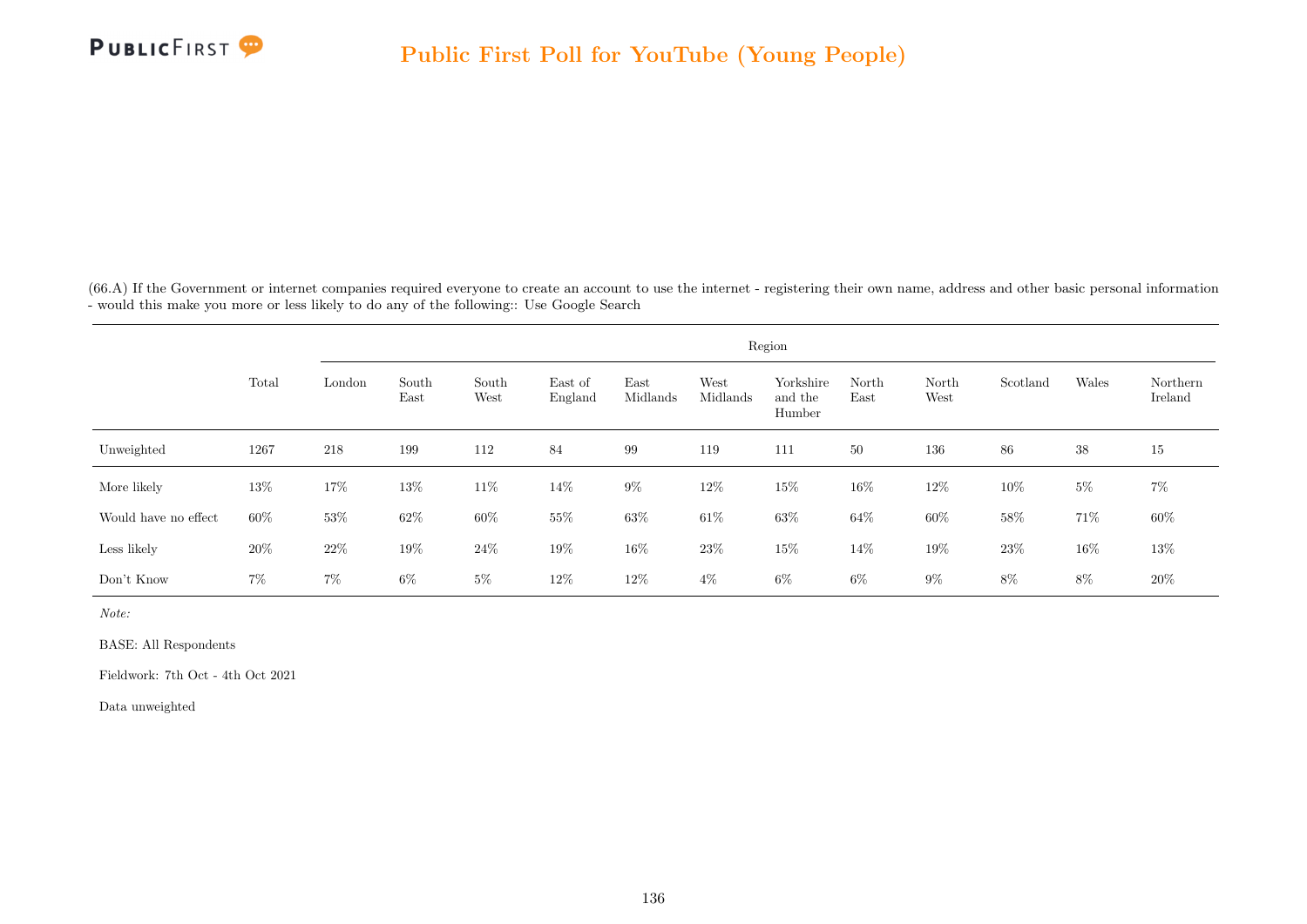(66.A) If the Government or internet companies required everyone to create an account to use the internet - registering their own name, address and other basic personal information - would this make you more or less likely to do any of the following:: Use Google Search

| | Total | Region | | | | | | | | | | | |
|---|---|---|---|---|---|---|---|---|---|---|---|---|---|
| | | London | South East | South West | East of England | East Midlands | West Midlands | Yorkshire and the Humber | North East | North West | Scotland | Wales | Northern Ireland |
| Unweighted | 1267 | 218 | 199 | 112 | 84 | 99 | 119 | 111 | 50 | 136 | 86 | 38 | 15 |
| More likely | 13% | 17% | 13% | 11% | 14% | 9% | 12% | 15% | 16% | 12% | 10% | 5% | 7% |
| Would have no effect | 60% | 53% | 62% | 60% | 55% | 63% | 61% | 63% | 64% | 60% | 58% | 71% | 60% |
| Less likely | 20% | 22% | 19% | 24% | 19% | 16% | 23% | 15% | 14% | 19% | 23% | 16% | 13% |
| Don't Know | 7% | 7% | 6% | 5% | 12% | 12% | 4% | 6% | 6% | 9% | 8% | 8% | 20% |

*Note:*

BASE: All Respondents

Fieldwork: 7th Oct - 4th Oct 2021

Data unweighted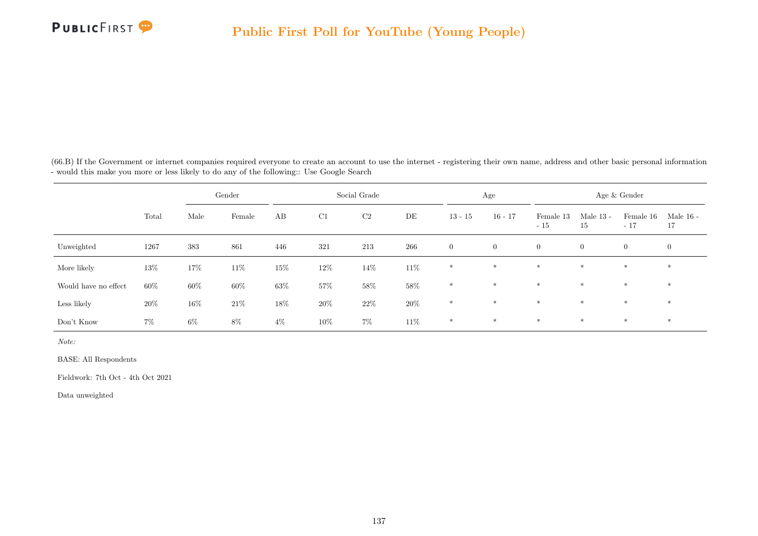(66.B) If the Government or internet companies required everyone to create an account to use the internet - registering their own name, address and other basic personal information - would this make you more or less likely to do any of the following:: Use Google Search

| | | Gender | | Social Grade | | | | Age | | Age & Gender | | | |
|---|---|---|---|---|---|---|---|---|---|---|---|---|---|
| | Total | Male | Female | AB | C1 | C2 | DE | 13 - 15 | 16 - 17 | Female 13 - 15 | Male 13 - 15 | Female 16 - 17 | Male 16 - 17 |
| Unweighted | 1267 | 383 | 861 | 446 | 321 | 213 | 266 | 0 | 0 | 0 | 0 | 0 | 0 |
| More likely | 13% | 17% | 11% | 15% | 12% | 14% | 11% | * | * | * | * | * | * |
| Would have no effect | 60% | 60% | 60% | 63% | 57% | 58% | 58% | * | * | * | * | * | * |
| Less likely | 20% | 16% | 21% | 18% | 20% | 22% | 20% | * | * | * | * | * | * |
| Don't Know | 7% | 6% | 8% | 4% | 10% | 7% | 11% | * | * | * | * | * | * |

*Note:*

BASE: All Respondents

Fieldwork: 7th Oct - 4th Oct 2021

Data unweighted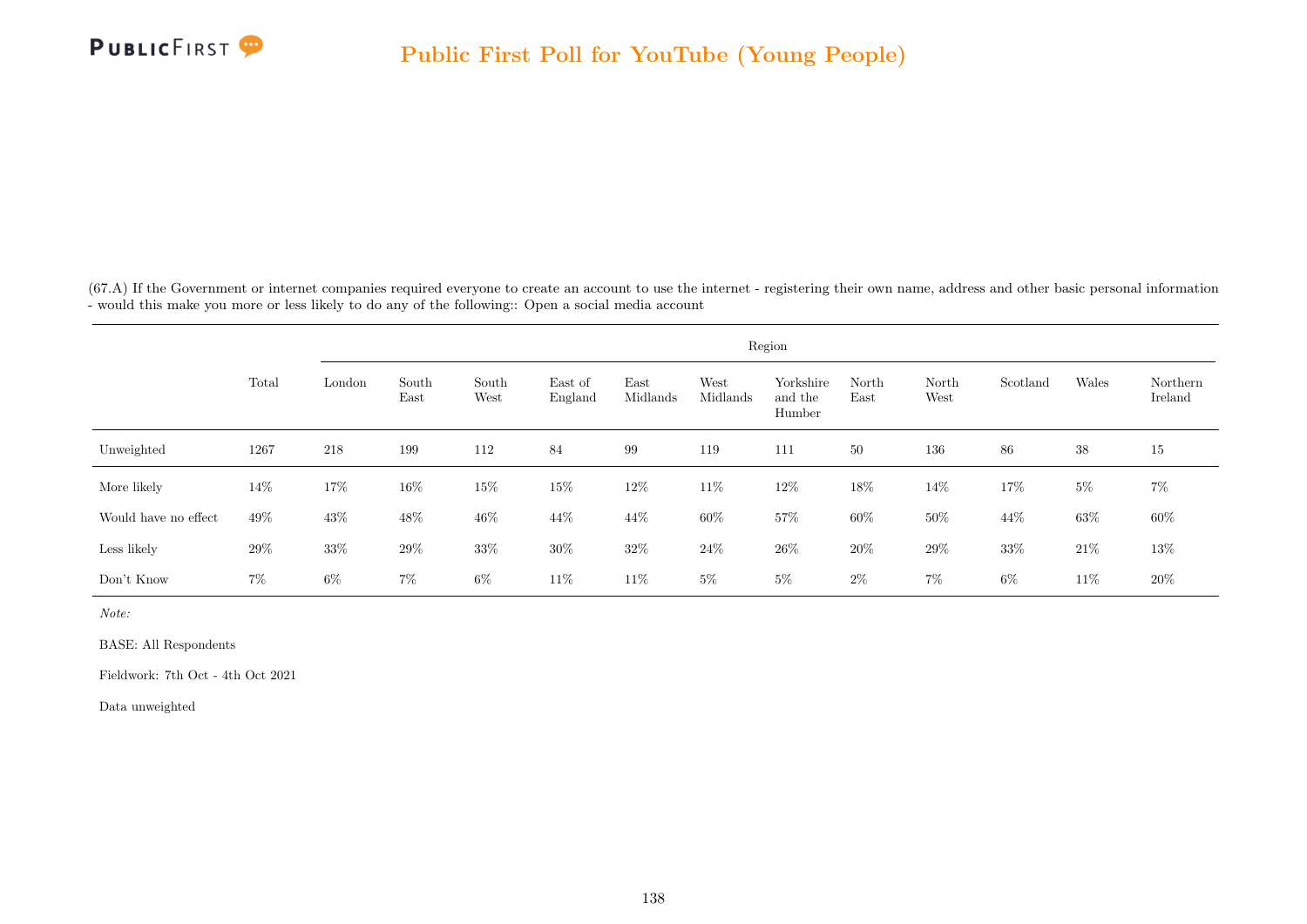(67.A) If the Government or internet companies required everyone to create an account to use the internet - registering their own name, address and other basic personal information - would this make you more or less likely to do any of the following:: Open a social media account

| | Total | Region | | | | | | | | | | | |
|---|---|---|---|---|---|---|---|---|---|---|---|---|---|
| | | London | South East | South West | East of England | East Midlands | West Midlands | Yorkshire and the Humber | North East | North West | Scotland | Wales | Northern Ireland |
| Unweighted | 1267 | 218 | 199 | 112 | 84 | 99 | 119 | 111 | 50 | 136 | 86 | 38 | 15 |
| More likely | 14% | 17% | 16% | 15% | 15% | 12% | 11% | 12% | 18% | 14% | 17% | 5% | 7% |
| Would have no effect | 49% | 43% | 48% | 46% | 44% | 44% | 60% | 57% | 60% | 50% | 44% | 63% | 60% |
| Less likely | 29% | 33% | 29% | 33% | 30% | 32% | 24% | 26% | 20% | 29% | 33% | 21% | 13% |
| Don't Know | 7% | 6% | 7% | 6% | 11% | 11% | 5% | 5% | 2% | 7% | 6% | 11% | 20% |

*Note:*

BASE: All Respondents

Fieldwork: 7th Oct - 4th Oct 2021

Data unweighted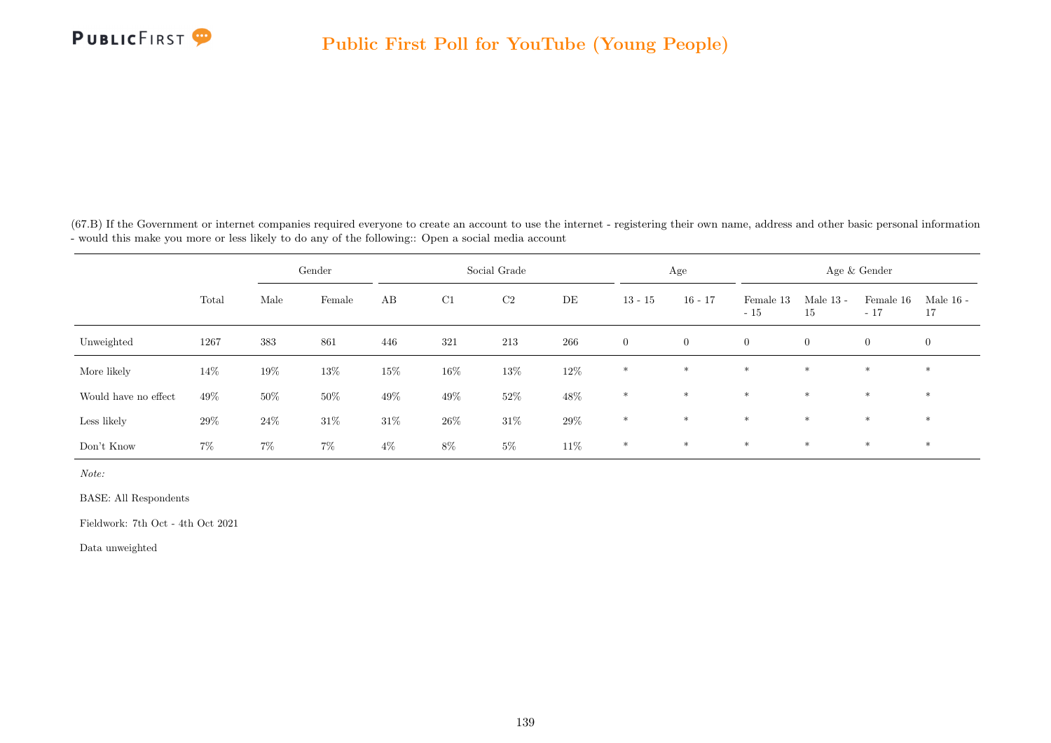(67.B) If the Government or internet companies required everyone to create an account to use the internet - registering their own name, address and other basic personal information - would this make you more or less likely to do any of the following:: Open a social media account

| | | Gender | | Social Grade | | | | Age | | Age & Gender | | | |
|---|---|---|---|---|---|---|---|---|---|---|---|---|---|
| | Total | Male | Female | AB | C1 | C2 | DE | 13 - 15 | 16 - 17 | Female 13 - 15 | Male 13 - 15 | Female 16 - 17 | Male 16 - 17 |
| Unweighted | 1267 | 383 | 861 | 446 | 321 | 213 | 266 | 0 | 0 | 0 | 0 | 0 | 0 |
| More likely | 14% | 19% | 13% | 15% | 16% | 13% | 12% | * | * | * | * | * | * |
| Would have no effect | 49% | 50% | 50% | 49% | 49% | 52% | 48% | * | * | * | * | * | * |
| Less likely | 29% | 24% | 31% | 31% | 26% | 31% | 29% | * | * | * | * | * | * |
| Don't Know | 7% | 7% | 7% | 4% | 8% | 5% | 11% | * | * | * | * | * | * |

*Note:*

BASE: All Respondents

Fieldwork: 7th Oct - 4th Oct 2021

Data unweighted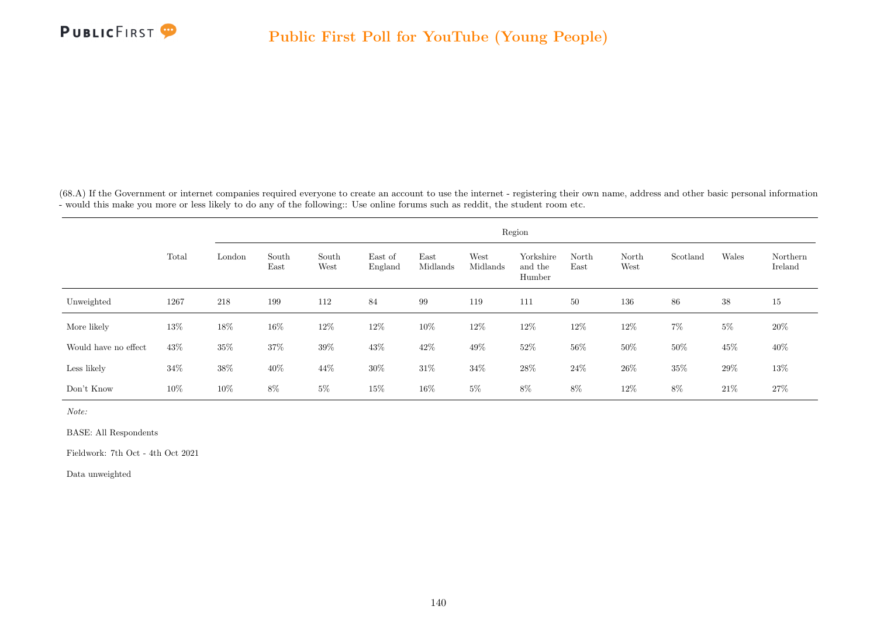(68.A) If the Government or internet companies required everyone to create an account to use the internet - registering their own name, address and other basic personal information - would this make you more or less likely to do any of the following:: Use online forums such as reddit, the student room etc.

| | Total | Region | | | | | | | | | | | |
|---|---|---|---|---|---|---|---|---|---|---|---|---|---|
| | | London | South East | South West | East of England | East Midlands | West Midlands | Yorkshire and the Humber | North East | North West | Scotland | Wales | Northern Ireland |
| Unweighted | 1267 | 218 | 199 | 112 | 84 | 99 | 119 | 111 | 50 | 136 | 86 | 38 | 15 |
| More likely | 13% | 18% | 16% | 12% | 12% | 10% | 12% | 12% | 12% | 12% | 7% | 5% | 20% |
| Would have no effect | 43% | 35% | 37% | 39% | 43% | 42% | 49% | 52% | 56% | 50% | 50% | 45% | 40% |
| Less likely | 34% | 38% | 40% | 44% | 30% | 31% | 34% | 28% | 24% | 26% | 35% | 29% | 13% |
| Don't Know | 10% | 10% | 8% | 5% | 15% | 16% | 5% | 8% | 8% | 12% | 8% | 21% | 27% |

*Note:*

BASE: All Respondents

Fieldwork: 7th Oct - 4th Oct 2021

Data unweighted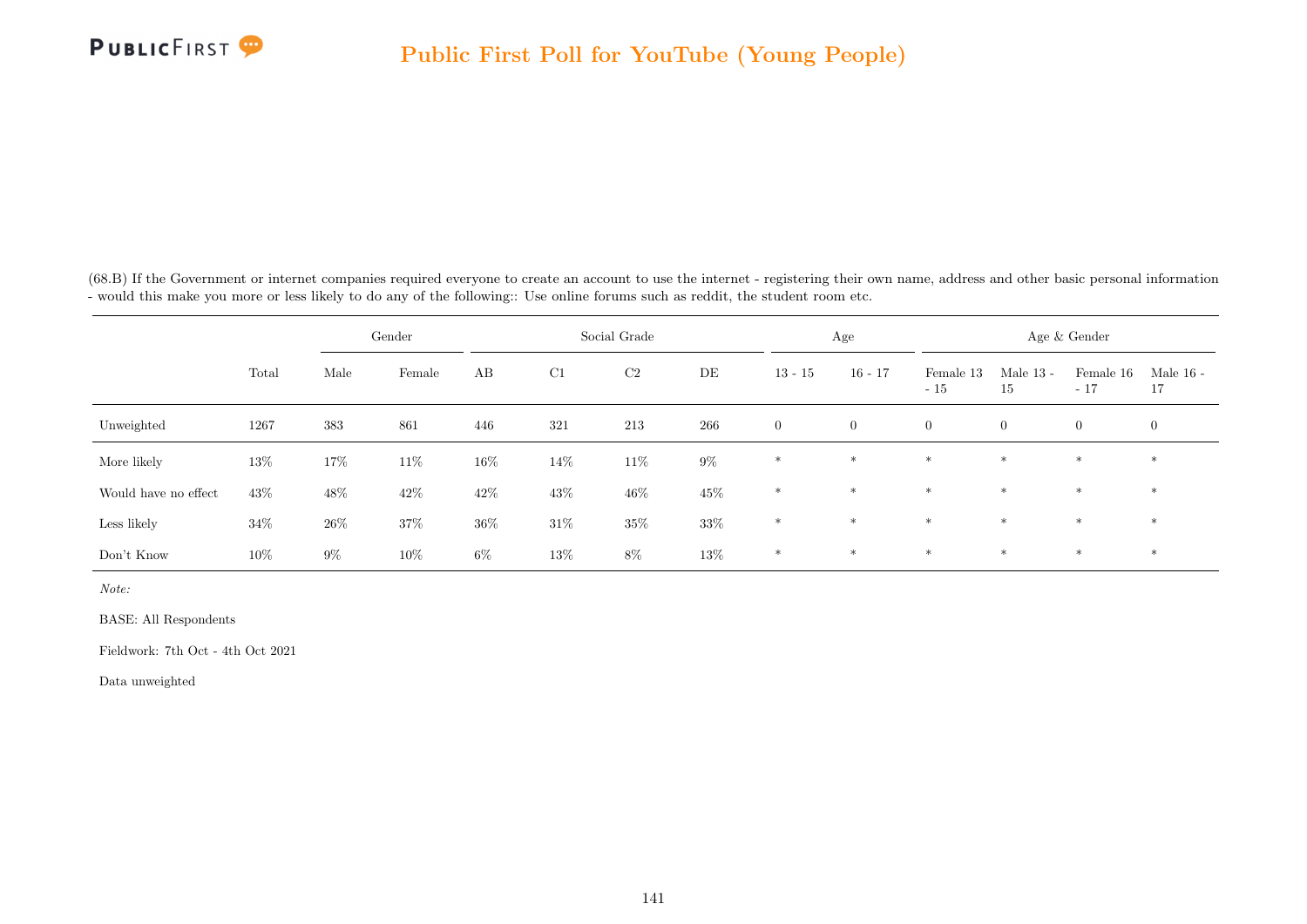(68.B) If the Government or internet companies required everyone to create an account to use the internet - registering their own name, address and other basic personal information - would this make you more or less likely to do any of the following:: Use online forums such as reddit, the student room etc.

| | | Gender | | Social Grade | | | | Age | | Age & Gender | | | |
|---|---|---|---|---|---|---|---|---|---|---|---|---|---|
| | Total | Male | Female | AB | C1 | C2 | DE | 13 - 15 | 16 - 17 | Female 13 - 15 | Male 13 - 15 | Female 16 - 17 | Male 16 - 17 |
| Unweighted | 1267 | 383 | 861 | 446 | 321 | 213 | 266 | 0 | 0 | 0 | 0 | 0 | 0 |
| More likely | 13% | 17% | 11% | 16% | 14% | 11% | 9% | * | * | * | * | * | * |
| Would have no effect | 43% | 48% | 42% | 42% | 43% | 46% | 45% | * | * | * | * | * | * |
| Less likely | 34% | 26% | 37% | 36% | 31% | 35% | 33% | * | * | * | * | * | * |
| Don't Know | 10% | 9% | 10% | 6% | 13% | 8% | 13% | * | * | * | * | * | * |

*Note:*

BASE: All Respondents

Fieldwork: 7th Oct - 4th Oct 2021

Data unweighted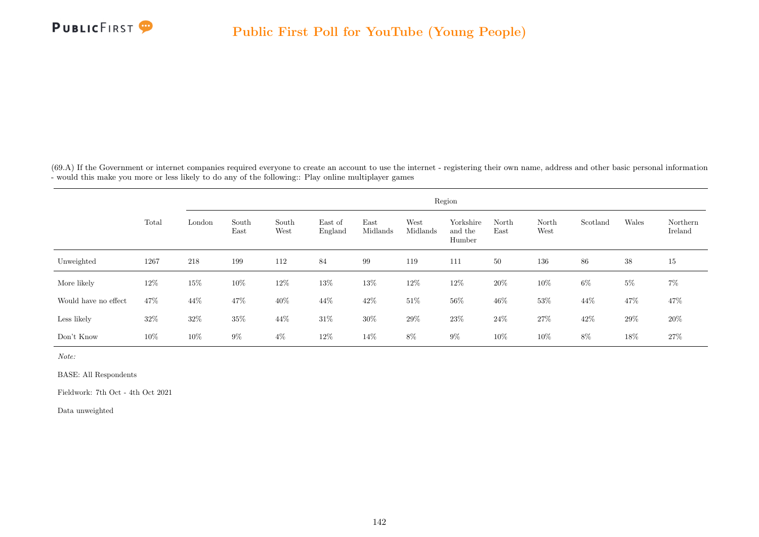(69.A) If the Government or internet companies required everyone to create an account to use the internet - registering their own name, address and other basic personal information - would this make you more or less likely to do any of the following:: Play online multiplayer games

| | Total | Region | | | | | | | | | | | |
|---|---|---|---|---|---|---|---|---|---|---|---|---|---|
| | | London | South East | South West | East of England | East Midlands | West Midlands | Yorkshire and the Humber | North East | North West | Scotland | Wales | Northern Ireland |
| Unweighted | 1267 | 218 | 199 | 112 | 84 | 99 | 119 | 111 | 50 | 136 | 86 | 38 | 15 |
| More likely | 12% | 15% | 10% | 12% | 13% | 13% | 12% | 12% | 20% | 10% | 6% | 5% | 7% |
| Would have no effect | 47% | 44% | 47% | 40% | 44% | 42% | 51% | 56% | 46% | 53% | 44% | 47% | 47% |
| Less likely | 32% | 32% | 35% | 44% | 31% | 30% | 29% | 23% | 24% | 27% | 42% | 29% | 20% |
| Don't Know | 10% | 10% | 9% | 4% | 12% | 14% | 8% | 9% | 10% | 10% | 8% | 18% | 27% |

*Note:*

BASE: All Respondents

Fieldwork: 7th Oct - 4th Oct 2021

Data unweighted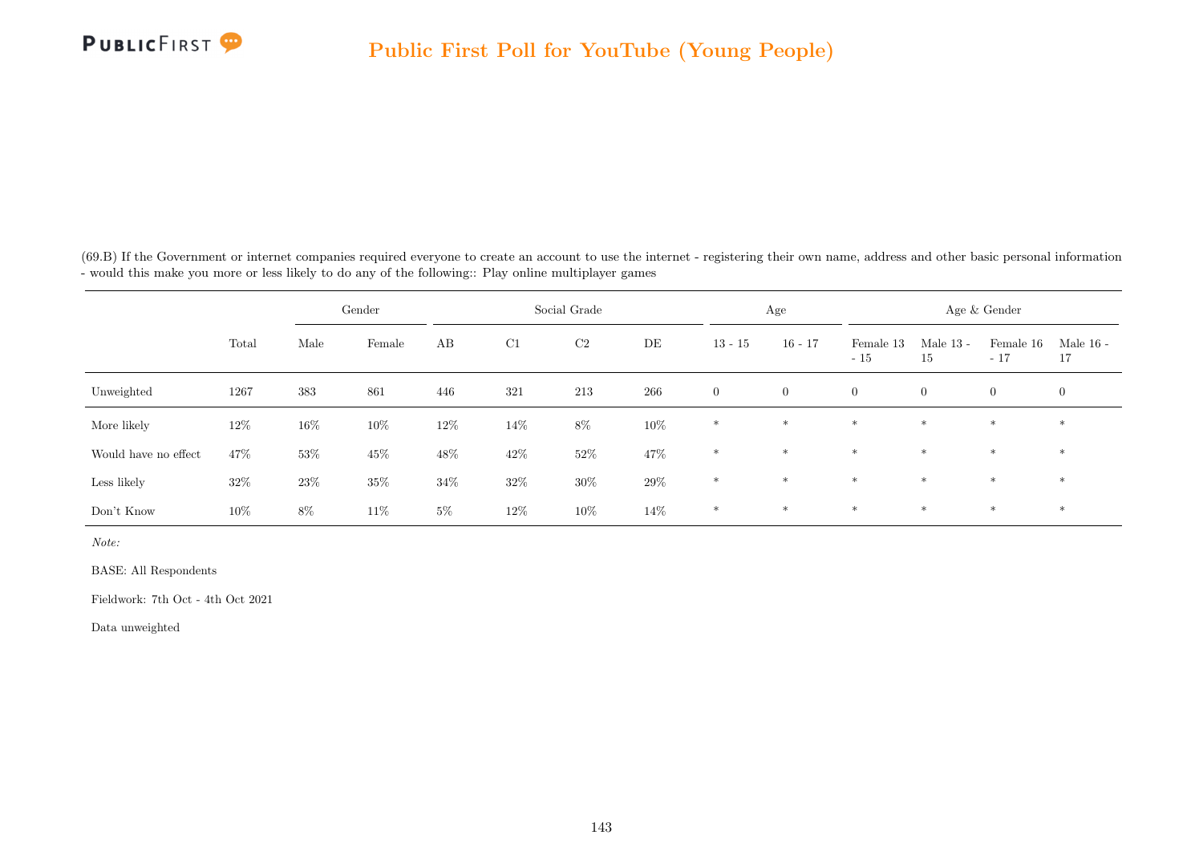(69.B) If the Government or internet companies required everyone to create an account to use the internet - registering their own name, address and other basic personal information - would this make you more or less likely to do any of the following:: Play online multiplayer games

| | Total | Gender | | Social Grade | | | | Age | | Age & Gender | | | |
|---|---|---|---|---|---|---|---|---|---|---|---|---|---|
| | | Male | Female | AB | C1 | C2 | DE | 13 - 15 | 16 - 17 | Female 13 - 15 | Male 13 - 15 | Female 16 - 17 | Male 16 - 17 |
| Unweighted | 1267 | 383 | 861 | 446 | 321 | 213 | 266 | 0 | 0 | 0 | 0 | 0 | 0 |
| More likely | 12% | 16% | 10% | 12% | 14% | 8% | 10% | * | * | * | * | * | * |
| Would have no effect | 47% | 53% | 45% | 48% | 42% | 52% | 47% | * | * | * | * | * | * |
| Less likely | 32% | 23% | 35% | 34% | 32% | 30% | 29% | * | * | * | * | * | * |
| Don't Know | 10% | 8% | 11% | 5% | 12% | 10% | 14% | * | * | * | * | * | * |

*Note:*

BASE: All Respondents

Fieldwork: 7th Oct - 4th Oct 2021

Data unweighted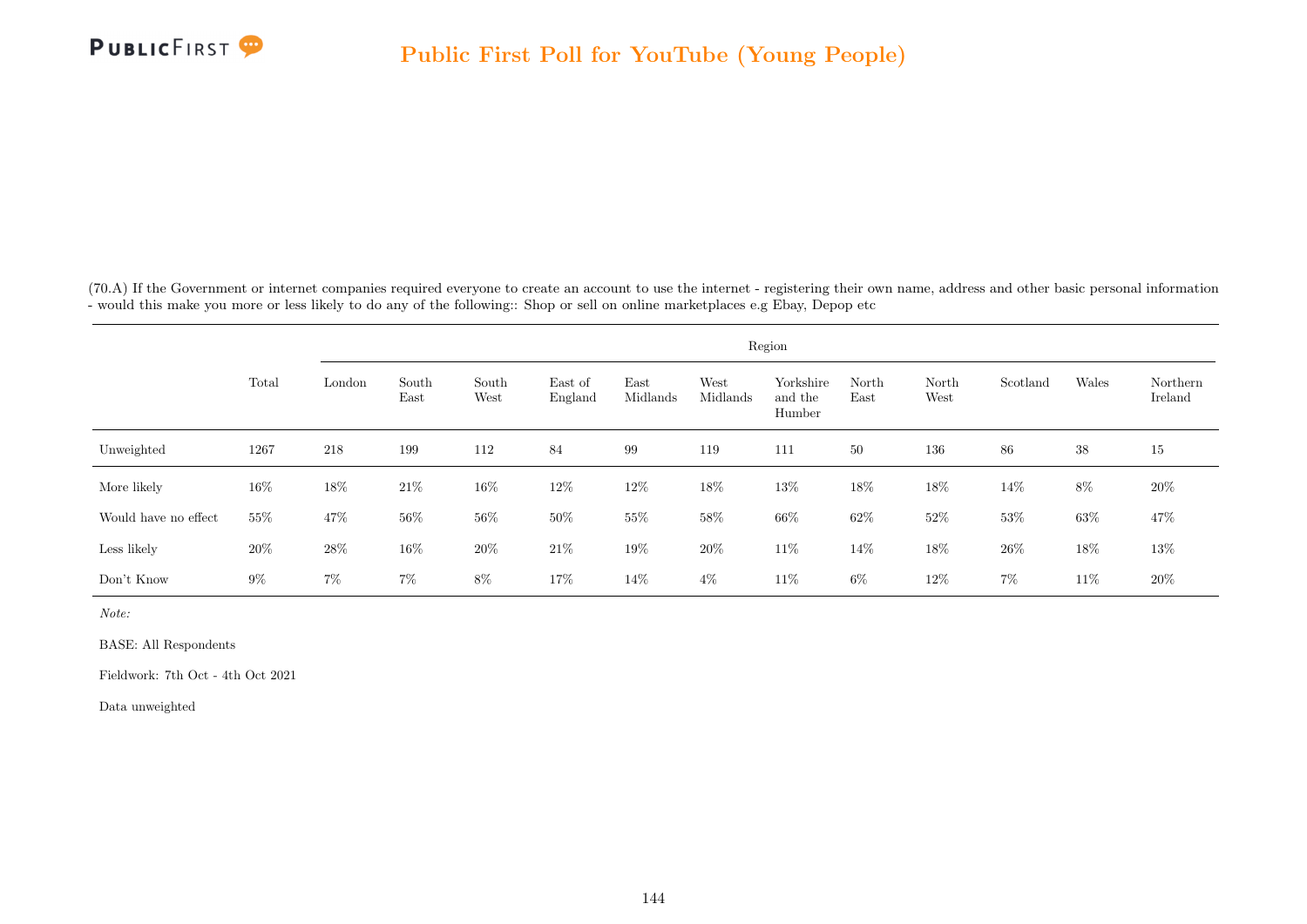(70.A) If the Government or internet companies required everyone to create an account to use the internet - registering their own name, address and other basic personal information - would this make you more or less likely to do any of the following:: Shop or sell on online marketplaces e.g Ebay, Depop etc

| | Total | Region | | | | | | | | | | | |
|---|---|---|---|---|---|---|---|---|---|---|---|---|---|
| | | London | South East | South West | East of England | East Midlands | West Midlands | Yorkshire and the Humber | North East | North West | Scotland | Wales | Northern Ireland |
| Unweighted | 1267 | 218 | 199 | 112 | 84 | 99 | 119 | 111 | 50 | 136 | 86 | 38 | 15 |
| More likely | 16% | 18% | 21% | 16% | 12% | 12% | 18% | 13% | 18% | 18% | 14% | 8% | 20% |
| Would have no effect | 55% | 47% | 56% | 56% | 50% | 55% | 58% | 66% | 62% | 52% | 53% | 63% | 47% |
| Less likely | 20% | 28% | 16% | 20% | 21% | 19% | 20% | 11% | 14% | 18% | 26% | 18% | 13% |
| Don't Know | 9% | 7% | 7% | 8% | 17% | 14% | 4% | 11% | 6% | 12% | 7% | 11% | 20% |

*Note:*

BASE: All Respondents

Fieldwork: 7th Oct - 4th Oct 2021

Data unweighted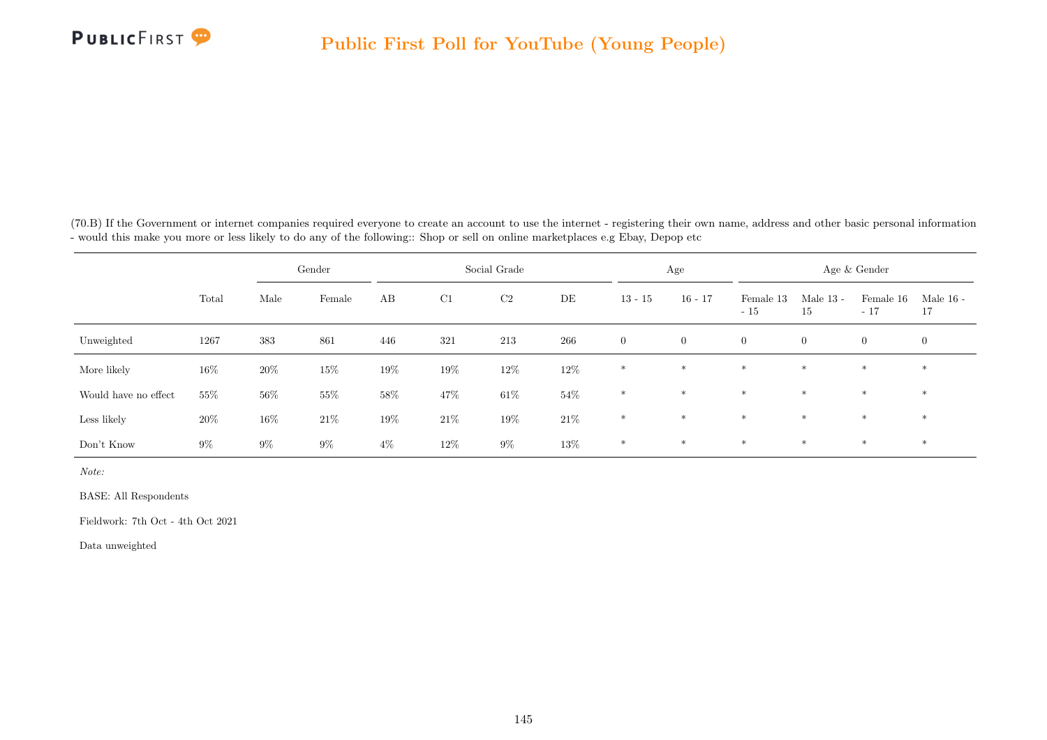(70.B) If the Government or internet companies required everyone to create an account to use the internet - registering their own name, address and other basic personal information - would this make you more or less likely to do any of the following:: Shop or sell on online marketplaces e.g Ebay, Depop etc

| | | Gender | | Social Grade | | | | Age | | Age & Gender | | | |
|---|---|---|---|---|---|---|---|---|---|---|---|---|---|
| | Total | Male | Female | AB | C1 | C2 | DE | 13 - 15 | 16 - 17 | Female 13 - 15 | Male 13 - 15 | Female 16 - 17 | Male 16 - 17 |
| Unweighted | 1267 | 383 | 861 | 446 | 321 | 213 | 266 | 0 | 0 | 0 | 0 | 0 | 0 |
| More likely | 16% | 20% | 15% | 19% | 19% | 12% | 12% | * | * | * | * | * | * |
| Would have no effect | 55% | 56% | 55% | 58% | 47% | 61% | 54% | * | * | * | * | * | * |
| Less likely | 20% | 16% | 21% | 19% | 21% | 19% | 21% | * | * | * | * | * | * |
| Don't Know | 9% | 9% | 9% | 4% | 12% | 9% | 13% | * | * | * | * | * | * |

*Note:*

BASE: All Respondents

Fieldwork: 7th Oct - 4th Oct 2021

Data unweighted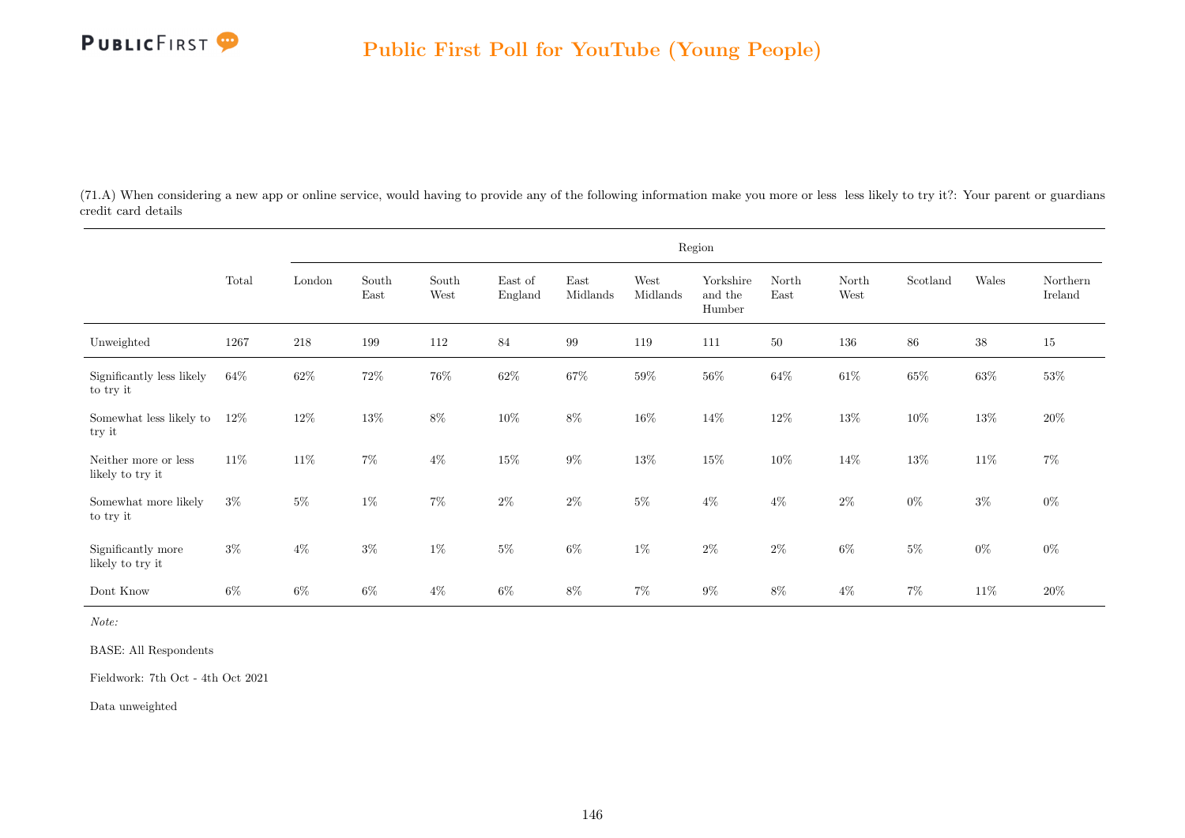(71.A) When considering a new app or online service, would having to provide any of the following information make you more or less  less likely to try it?: Your parent or guardians credit card details

| | Total | Region | | | | | | | | | | | |
|---|---|---|---|---|---|---|---|---|---|---|---|---|---|
| | | London | South East | South West | East of England | East Midlands | West Midlands | Yorkshire and the Humber | North East | North West | Scotland | Wales | Northern Ireland |
| Unweighted | 1267 | 218 | 199 | 112 | 84 | 99 | 119 | 111 | 50 | 136 | 86 | 38 | 15 |
| Significantly less likely to try it | 64% | 62% | 72% | 76% | 62% | 67% | 59% | 56% | 64% | 61% | 65% | 63% | 53% |
| Somewhat less likely to try it | 12% | 12% | 13% | 8% | 10% | 8% | 16% | 14% | 12% | 13% | 10% | 13% | 20% |
| Neither more or less likely to try it | 11% | 11% | 7% | 4% | 15% | 9% | 13% | 15% | 10% | 14% | 13% | 11% | 7% |
| Somewhat more likely to try it | 3% | 5% | 1% | 7% | 2% | 2% | 5% | 4% | 4% | 2% | 0% | 3% | 0% |
| Significantly more likely to try it | 3% | 4% | 3% | 1% | 5% | 6% | 1% | 2% | 2% | 6% | 5% | 0% | 0% |
| Dont Know | 6% | 6% | 6% | 4% | 6% | 8% | 7% | 9% | 8% | 4% | 7% | 11% | 20% |

*Note:*

BASE: All Respondents

Fieldwork: 7th Oct - 4th Oct 2021

Data unweighted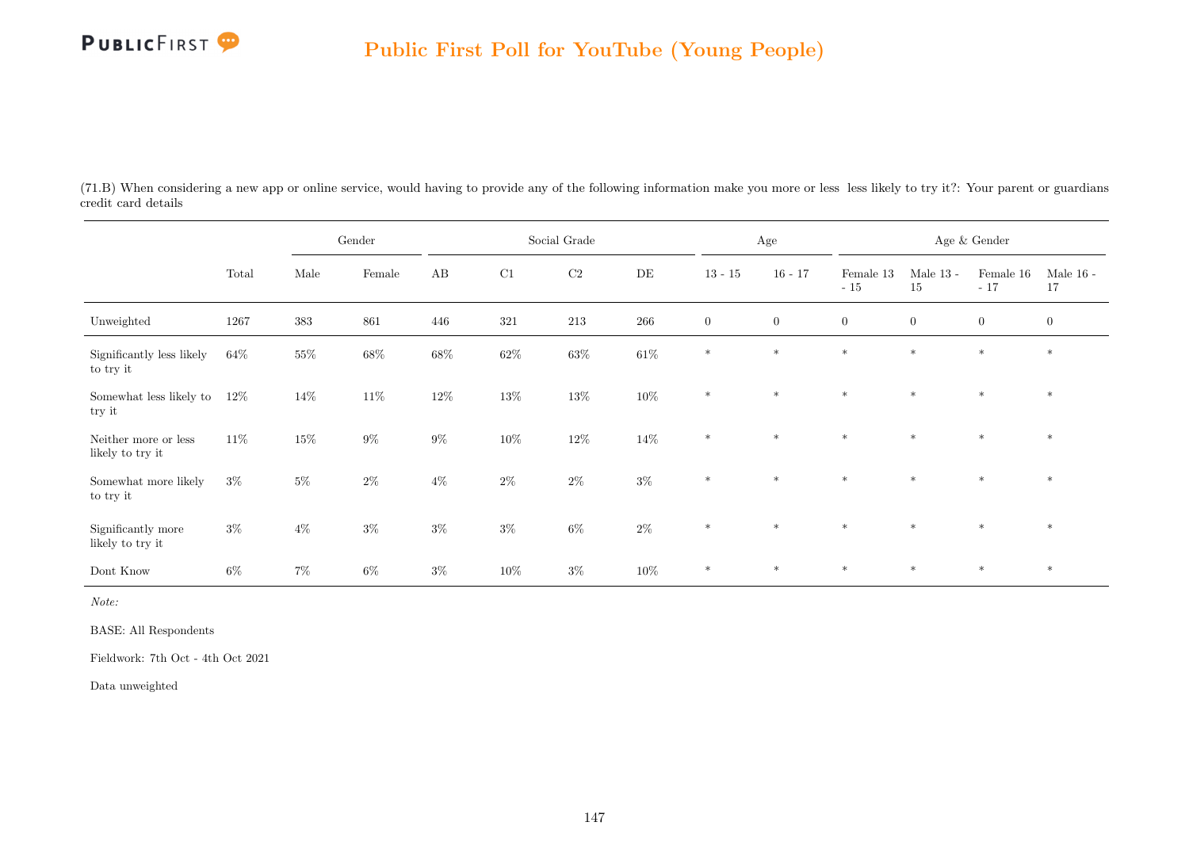(71.B) When considering a new app or online service, would having to provide any of the following information make you more or less  less likely to try it?: Your parent or guardians credit card details

| | Total | Gender | | Social Grade | | | | Age | | Age & Gender | | | |
|---|---|---|---|---|---|---|---|---|---|---|---|---|---|
| | | Male | Female | AB | C1 | C2 | DE | 13 - 15 | 16 - 17 | Female 13 - 15 | Male 13 - 15 | Female 16 - 17 | Male 16 - 17 |
| Unweighted | 1267 | 383 | 861 | 446 | 321 | 213 | 266 | 0 | 0 | 0 | 0 | 0 | 0 |
| Significantly less likely to try it | 64% | 55% | 68% | 68% | 62% | 63% | 61% | * | * | * | * | * | * |
| Somewhat less likely to try it | 12% | 14% | 11% | 12% | 13% | 13% | 10% | * | * | * | * | * | * |
| Neither more or less likely to try it | 11% | 15% | 9% | 9% | 10% | 12% | 14% | * | * | * | * | * | * |
| Somewhat more likely to try it | 3% | 5% | 2% | 4% | 2% | 2% | 3% | * | * | * | * | * | * |
| Significantly more likely to try it | 3% | 4% | 3% | 3% | 3% | 6% | 2% | * | * | * | * | * | * |
| Dont Know | 6% | 7% | 6% | 3% | 10% | 3% | 10% | * | * | * | * | * | * |

*Note:*

BASE: All Respondents

Fieldwork: 7th Oct - 4th Oct 2021

Data unweighted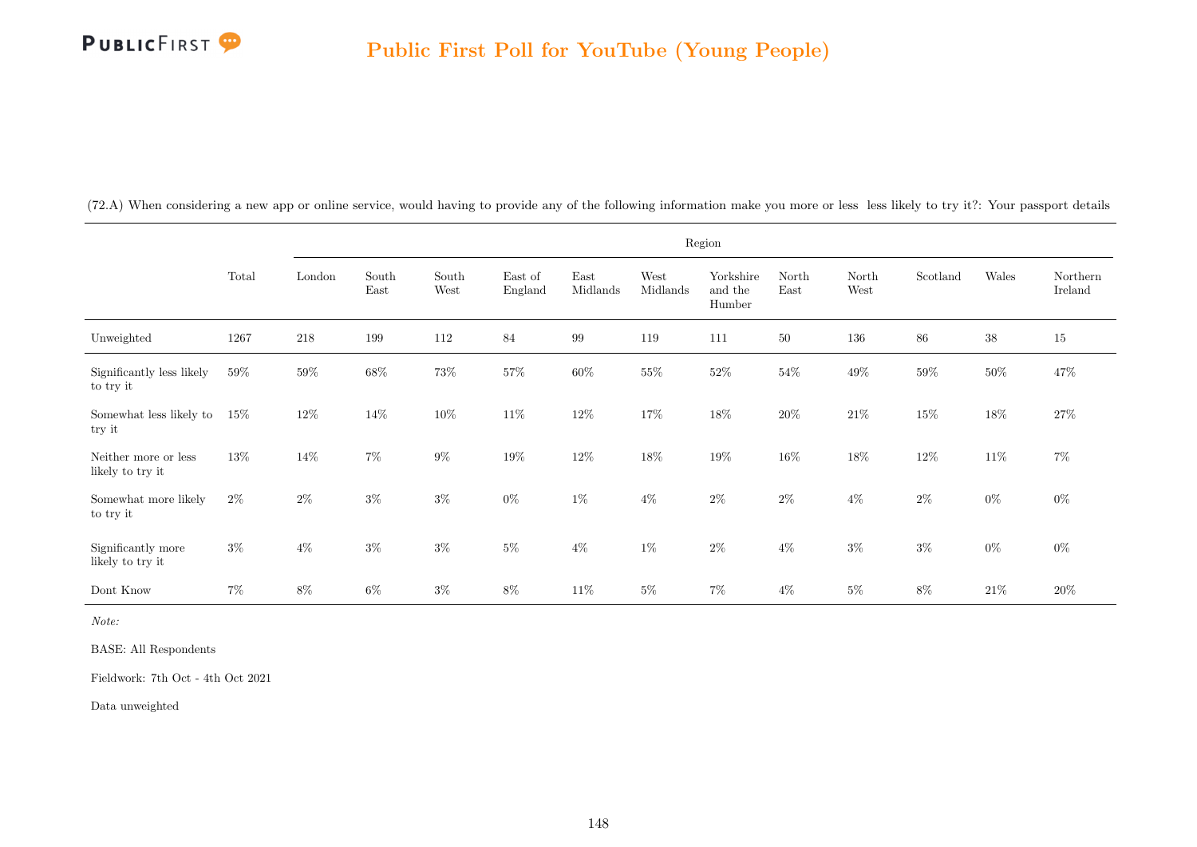## Public First Poll for YouTube (Young People)

(72.A) When considering a new app or online service, would having to provide any of the following information make you more or less less likely to try it?: Your passport details

| | Total | Region | | | | | | | | | | | |
|---|---|---|---|---|---|---|---|---|---|---|---|---|---|
| | | London | South East | South West | East of England | East Midlands | West Midlands | Yorkshire and the Humber | North East | North West | Scotland | Wales | Northern Ireland |
| Unweighted | 1267 | 218 | 199 | 112 | 84 | 99 | 119 | 111 | 50 | 136 | 86 | 38 | 15 |
| Significantly less likely to try it | 59% | 59% | 68% | 73% | 57% | 60% | 55% | 52% | 54% | 49% | 59% | 50% | 47% |
| Somewhat less likely to try it | 15% | 12% | 14% | 10% | 11% | 12% | 17% | 18% | 20% | 21% | 15% | 18% | 27% |
| Neither more or less likely to try it | 13% | 14% | 7% | 9% | 19% | 12% | 18% | 19% | 16% | 18% | 12% | 11% | 7% |
| Somewhat more likely to try it | 2% | 2% | 3% | 3% | 0% | 1% | 4% | 2% | 2% | 4% | 2% | 0% | 0% |
| Significantly more likely to try it | 3% | 4% | 3% | 3% | 5% | 4% | 1% | 2% | 4% | 3% | 3% | 0% | 0% |
| Dont Know | 7% | 8% | 6% | 3% | 8% | 11% | 5% | 7% | 4% | 5% | 8% | 21% | 20% |

*Note:*

BASE: All Respondents

Fieldwork: 7th Oct - 4th Oct 2021

Data unweighted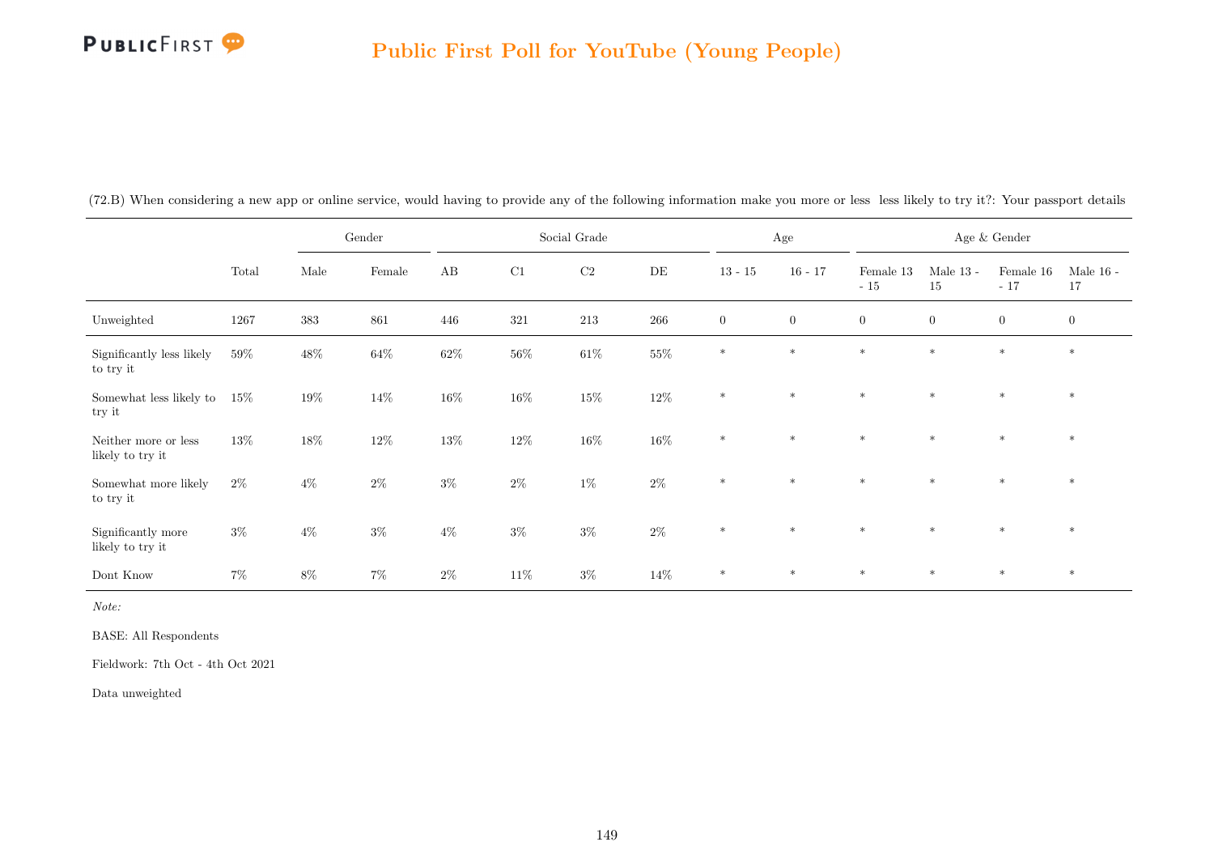## Public First Poll for YouTube (Young People)

(72.B) When considering a new app or online service, would having to provide any of the following information make you more or less less likely to try it?: Your passport details

| | Total | Gender | | Social Grade | | | | Age | | Age & Gender | | | |
|---|---|---|---|---|---|---|---|---|---|---|---|---|---|
| | | Male | Female | AB | C1 | C2 | DE | 13 - 15 | 16 - 17 | Female 13 - 15 | Male 13 - 15 | Female 16 - 17 | Male 16 - 17 |
| Unweighted | 1267 | 383 | 861 | 446 | 321 | 213 | 266 | 0 | 0 | 0 | 0 | 0 | 0 |
| Significantly less likely to try it | 59% | 48% | 64% | 62% | 56% | 61% | 55% | * | * | * | * | * | * |
| Somewhat less likely to try it | 15% | 19% | 14% | 16% | 16% | 15% | 12% | * | * | * | * | * | * |
| Neither more or less likely to try it | 13% | 18% | 12% | 13% | 12% | 16% | 16% | * | * | * | * | * | * |
| Somewhat more likely to try it | 2% | 4% | 2% | 3% | 2% | 1% | 2% | * | * | * | * | * | * |
| Significantly more likely to try it | 3% | 4% | 3% | 4% | 3% | 3% | 2% | * | * | * | * | * | * |
| Dont Know | 7% | 8% | 7% | 2% | 11% | 3% | 14% | * | * | * | * | * | * |

*Note:*

BASE: All Respondents

Fieldwork: 7th Oct - 4th Oct 2021

Data unweighted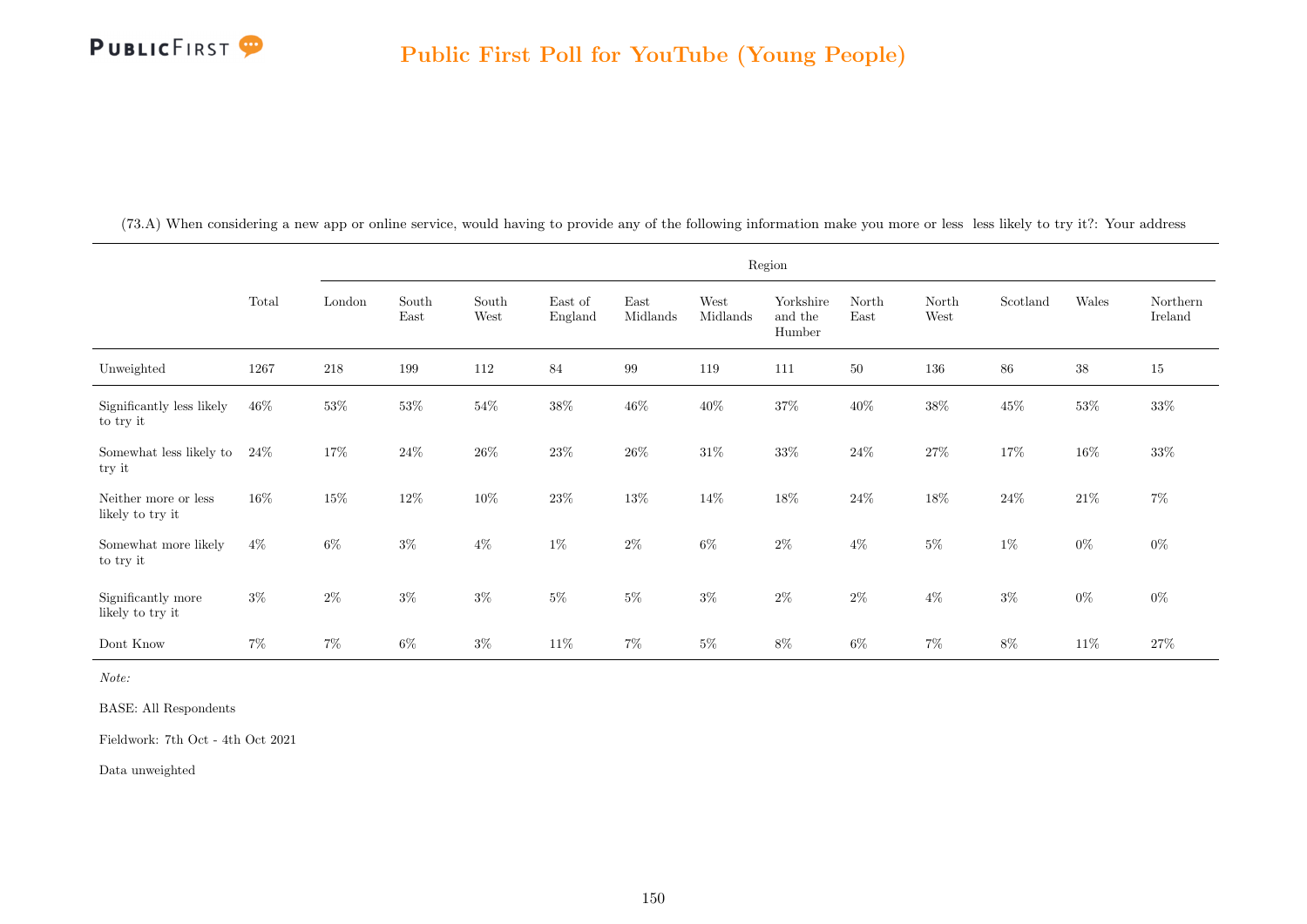## Public First Poll for YouTube (Young People)

(73.A) When considering a new app or online service, would having to provide any of the following information make you more or less  less likely to try it?: Your address

| | Total | Region | | | | | | | | | | | |
|---|---|---|---|---|---|---|---|---|---|---|---|---|---|
| | | London | South East | South West | East of England | East Midlands | West Midlands | Yorkshire and the Humber | North East | North West | Scotland | Wales | Northern Ireland |
| Unweighted | 1267 | 218 | 199 | 112 | 84 | 99 | 119 | 111 | 50 | 136 | 86 | 38 | 15 |
| Significantly less likely to try it | 46% | 53% | 53% | 54% | 38% | 46% | 40% | 37% | 40% | 38% | 45% | 53% | 33% |
| Somewhat less likely to try it | 24% | 17% | 24% | 26% | 23% | 26% | 31% | 33% | 24% | 27% | 17% | 16% | 33% |
| Neither more or less likely to try it | 16% | 15% | 12% | 10% | 23% | 13% | 14% | 18% | 24% | 18% | 24% | 21% | 7% |
| Somewhat more likely to try it | 4% | 6% | 3% | 4% | 1% | 2% | 6% | 2% | 4% | 5% | 1% | 0% | 0% |
| Significantly more likely to try it | 3% | 2% | 3% | 3% | 5% | 5% | 3% | 2% | 2% | 4% | 3% | 0% | 0% |
| Dont Know | 7% | 7% | 6% | 3% | 11% | 7% | 5% | 8% | 6% | 7% | 8% | 11% | 27% |

*Note:*

BASE: All Respondents

Fieldwork: 7th Oct - 4th Oct 2021

Data unweighted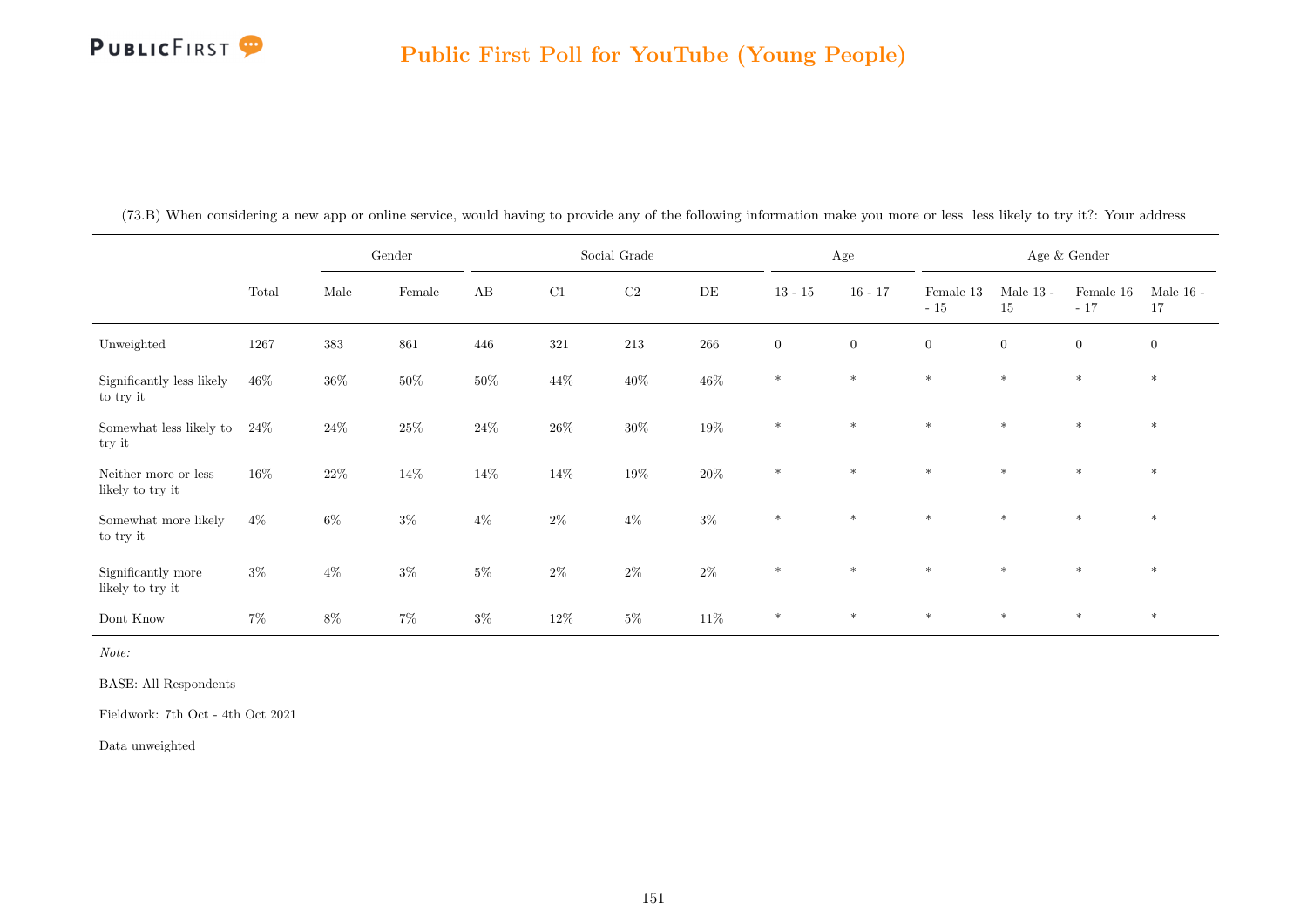## Public First Poll for YouTube (Young People)

(73.B) When considering a new app or online service, would having to provide any of the following information make you more or less less likely to try it?: Your address

| | | Gender | | Social Grade | | | | Age | | Age & Gender | | | |
|---|---|---|---|---|---|---|---|---|---|---|---|---|---|
| | Total | Male | Female | AB | C1 | C2 | DE | 13 - 15 | 16 - 17 | Female 13 - 15 | Male 13 - 15 | Female 16 - 17 | Male 16 - 17 |
| Unweighted | 1267 | 383 | 861 | 446 | 321 | 213 | 266 | 0 | 0 | 0 | 0 | 0 | 0 |
| Significantly less likely to try it | 46% | 36% | 50% | 50% | 44% | 40% | 46% | * | * | * | * | * | * |
| Somewhat less likely to try it | 24% | 24% | 25% | 24% | 26% | 30% | 19% | * | * | * | * | * | * |
| Neither more or less likely to try it | 16% | 22% | 14% | 14% | 14% | 19% | 20% | * | * | * | * | * | * |
| Somewhat more likely to try it | 4% | 6% | 3% | 4% | 2% | 4% | 3% | * | * | * | * | * | * |
| Significantly more likely to try it | 3% | 4% | 3% | 5% | 2% | 2% | 2% | * | * | * | * | * | * |
| Dont Know | 7% | 8% | 7% | 3% | 12% | 5% | 11% | * | * | * | * | * | * |

*Note:*

BASE: All Respondents

Fieldwork: 7th Oct - 4th Oct 2021

Data unweighted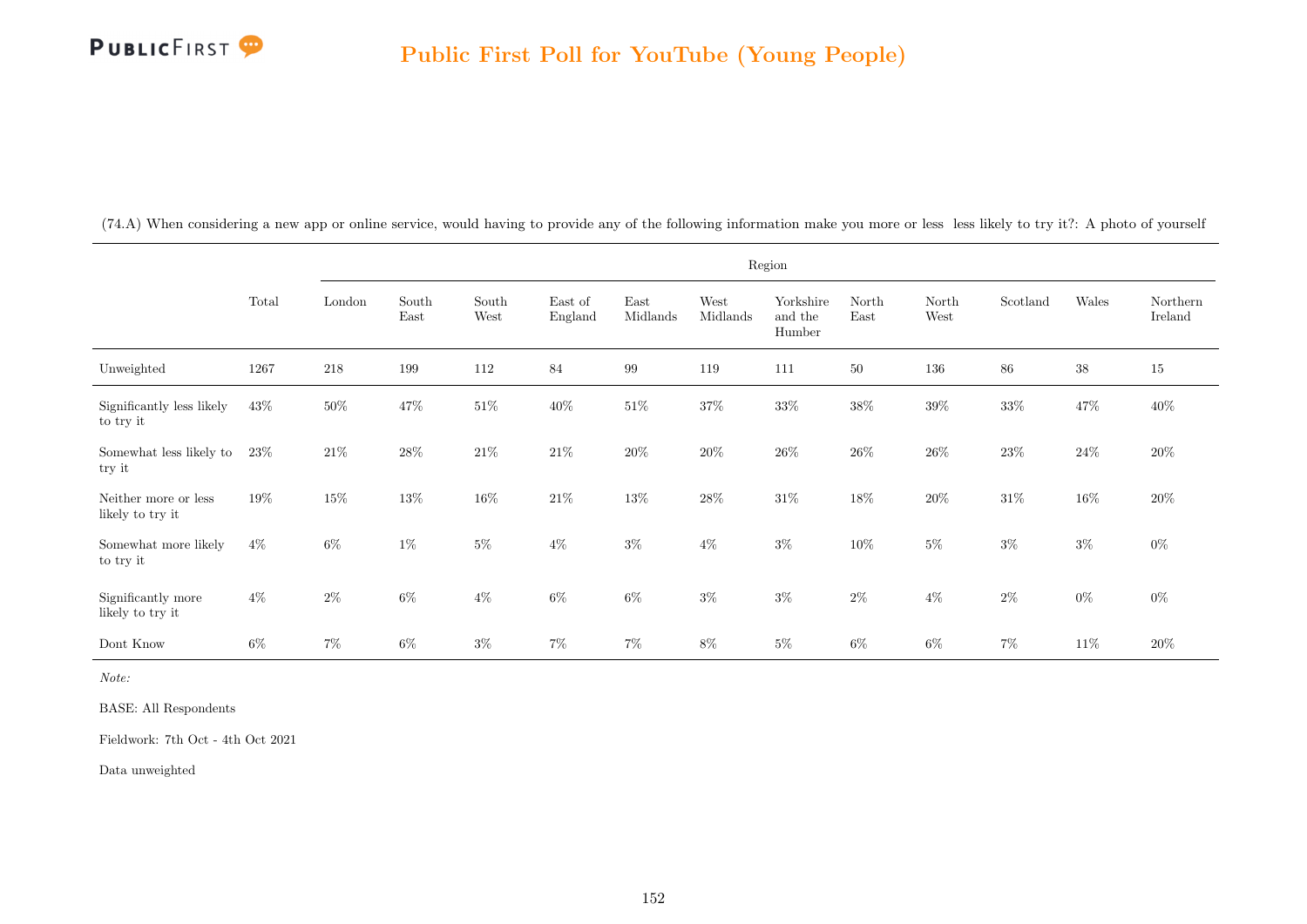## Public First Poll for YouTube (Young People)

(74.A) When considering a new app or online service, would having to provide any of the following information make you more or less less likely to try it?: A photo of yourself

| | Total | Region | | | | | | | | | | | |
|---|---|---|---|---|---|---|---|---|---|---|---|---|---|
| | | London | South East | South West | East of England | East Midlands | West Midlands | Yorkshire and the Humber | North East | North West | Scotland | Wales | Northern Ireland |
| Unweighted | 1267 | 218 | 199 | 112 | 84 | 99 | 119 | 111 | 50 | 136 | 86 | 38 | 15 |
| Significantly less likely to try it | 43% | 50% | 47% | 51% | 40% | 51% | 37% | 33% | 38% | 39% | 33% | 47% | 40% |
| Somewhat less likely to try it | 23% | 21% | 28% | 21% | 21% | 20% | 20% | 26% | 26% | 26% | 23% | 24% | 20% |
| Neither more or less likely to try it | 19% | 15% | 13% | 16% | 21% | 13% | 28% | 31% | 18% | 20% | 31% | 16% | 20% |
| Somewhat more likely to try it | 4% | 6% | 1% | 5% | 4% | 3% | 4% | 3% | 10% | 5% | 3% | 3% | 0% |
| Significantly more likely to try it | 4% | 2% | 6% | 4% | 6% | 6% | 3% | 3% | 2% | 4% | 2% | 0% | 0% |
| Dont Know | 6% | 7% | 6% | 3% | 7% | 7% | 8% | 5% | 6% | 6% | 7% | 11% | 20% |

*Note:*

BASE: All Respondents

Fieldwork: 7th Oct - 4th Oct 2021

Data unweighted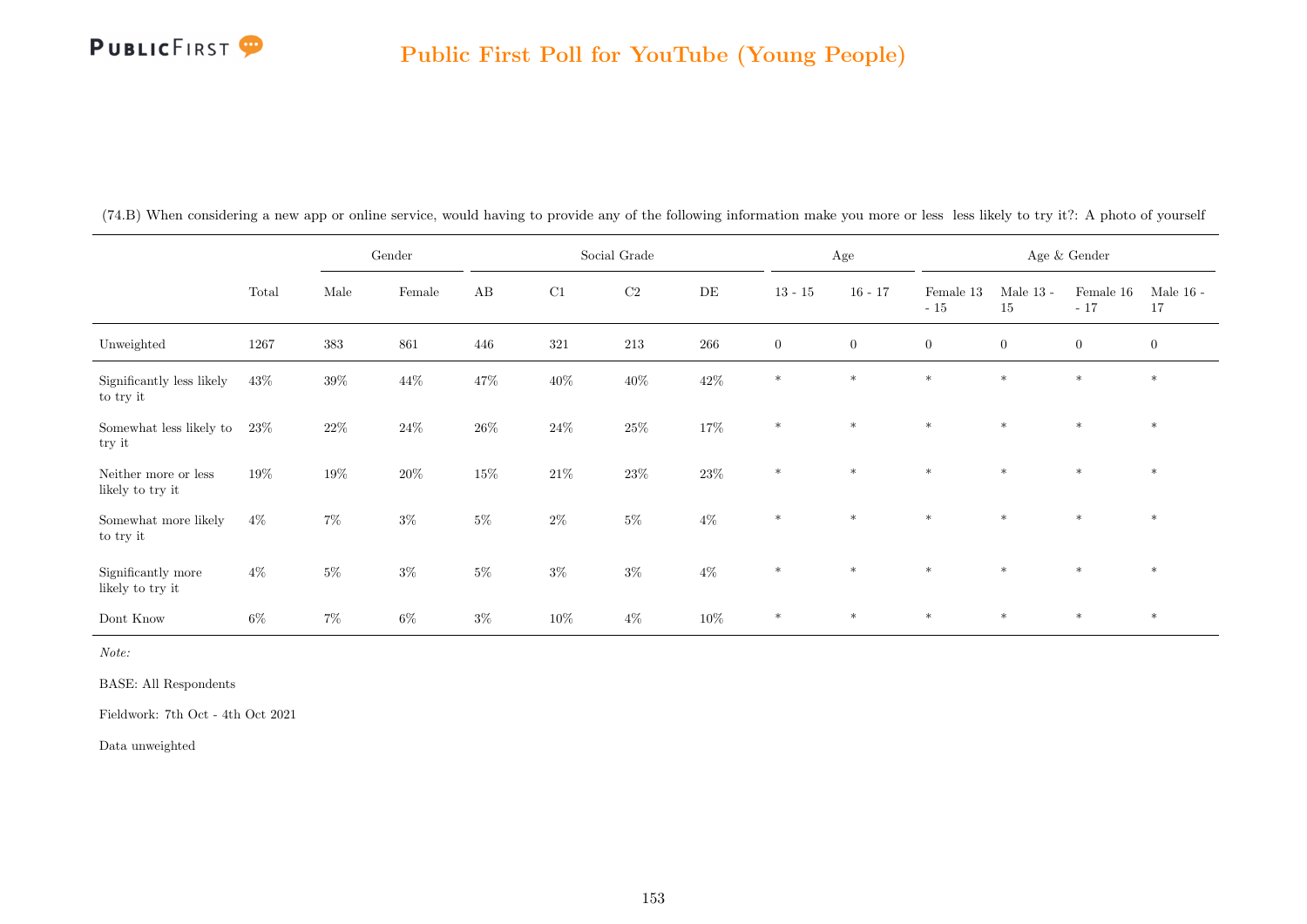# Public First Poll for YouTube (Young People)

(74.B) When considering a new app or online service, would having to provide any of the following information make you more or less less likely to try it?: A photo of yourself

| | | Gender | | Social Grade | | | | Age | | Age & Gender | | | |
|---|---|---|---|---|---|---|---|---|---|---|---|---|---|
| | Total | Male | Female | AB | C1 | C2 | DE | 13 - 15 | 16 - 17 | Female 13 - 15 | Male 13 - 15 | Female 16 - 17 | Male 16 - 17 |
| Unweighted | 1267 | 383 | 861 | 446 | 321 | 213 | 266 | 0 | 0 | 0 | 0 | 0 | 0 |
| Significantly less likely to try it | 43% | 39% | 44% | 47% | 40% | 40% | 42% | * | * | * | * | * | * |
| Somewhat less likely to try it | 23% | 22% | 24% | 26% | 24% | 25% | 17% | * | * | * | * | * | * |
| Neither more or less likely to try it | 19% | 19% | 20% | 15% | 21% | 23% | 23% | * | * | * | * | * | * |
| Somewhat more likely to try it | 4% | 7% | 3% | 5% | 2% | 5% | 4% | * | * | * | * | * | * |
| Significantly more likely to try it | 4% | 5% | 3% | 5% | 3% | 3% | 4% | * | * | * | * | * | * |
| Dont Know | 6% | 7% | 6% | 3% | 10% | 4% | 10% | * | * | * | * | * | * |

*Note:*

BASE: All Respondents

Fieldwork: 7th Oct - 4th Oct 2021

Data unweighted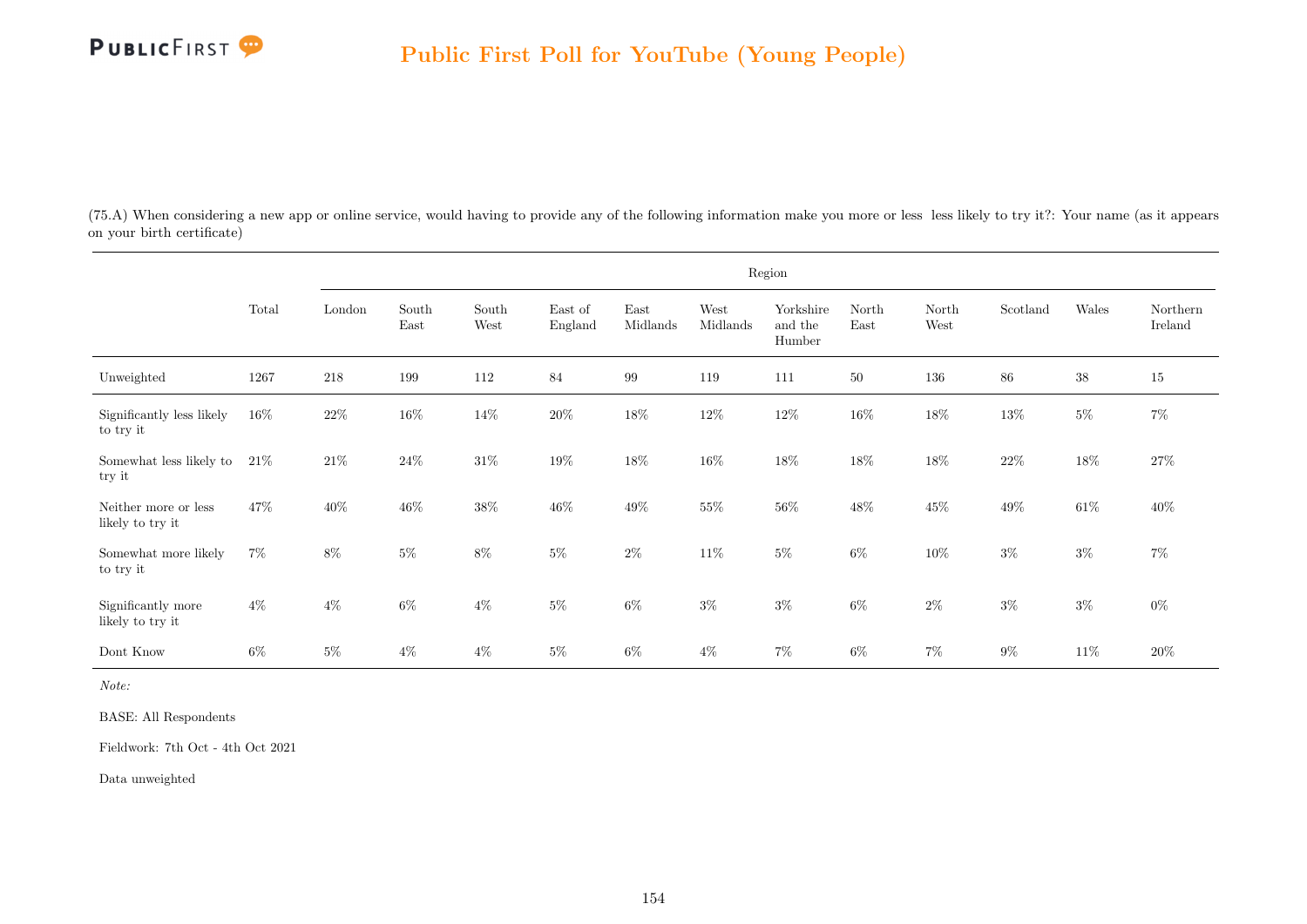## Public First Poll for YouTube (Young People)

(75.A) When considering a new app or online service, would having to provide any of the following information make you more or less less likely to try it?: Your name (as it appears on your birth certificate)

| | Total | Region | | | | | | | | | | | |
|---|---|---|---|---|---|---|---|---|---|---|---|---|---|
| | | London | South East | South West | East of England | East Midlands | West Midlands | Yorkshire and the Humber | North East | North West | Scotland | Wales | Northern Ireland |
| Unweighted | 1267 | 218 | 199 | 112 | 84 | 99 | 119 | 111 | 50 | 136 | 86 | 38 | 15 |
| Significantly less likely to try it | 16% | 22% | 16% | 14% | 20% | 18% | 12% | 12% | 16% | 18% | 13% | 5% | 7% |
| Somewhat less likely to try it | 21% | 21% | 24% | 31% | 19% | 18% | 16% | 18% | 18% | 18% | 22% | 18% | 27% |
| Neither more or less likely to try it | 47% | 40% | 46% | 38% | 46% | 49% | 55% | 56% | 48% | 45% | 49% | 61% | 40% |
| Somewhat more likely to try it | 7% | 8% | 5% | 8% | 5% | 2% | 11% | 5% | 6% | 10% | 3% | 3% | 7% |
| Significantly more likely to try it | 4% | 4% | 6% | 4% | 5% | 6% | 3% | 3% | 6% | 2% | 3% | 3% | 0% |
| Dont Know | 6% | 5% | 4% | 4% | 5% | 6% | 4% | 7% | 6% | 7% | 9% | 11% | 20% |

*Note:*

BASE: All Respondents

Fieldwork: 7th Oct - 4th Oct 2021

Data unweighted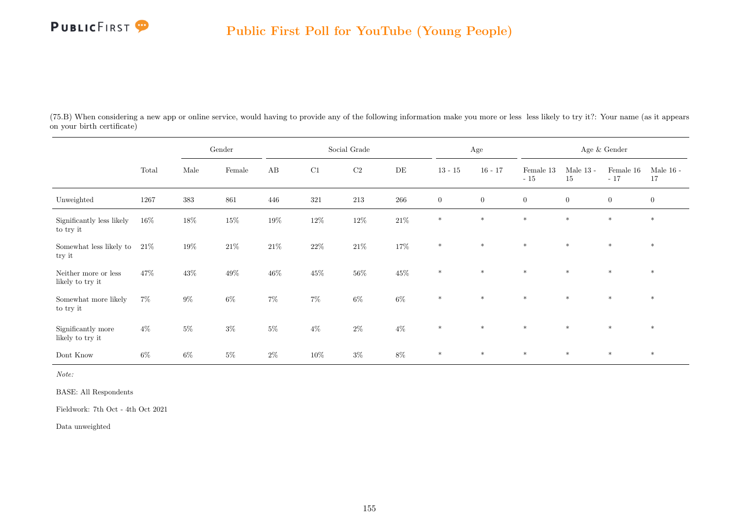(75.B) When considering a new app or online service, would having to provide any of the following information make you more or less less likely to try it?: Your name (as it appears on your birth certificate)

| | Total | Gender | | Social Grade | | | | Age | | Age & Gender | | | |
|---|---|---|---|---|---|---|---|---|---|---|---|---|---|
| | | Male | Female | AB | C1 | C2 | DE | 13 - 15 | 16 - 17 | Female 13 - 15 | Male 13 - 15 | Female 16 - 17 | Male 16 - 17 |
| Unweighted | 1267 | 383 | 861 | 446 | 321 | 213 | 266 | 0 | 0 | 0 | 0 | 0 | 0 |
| Significantly less likely to try it | 16% | 18% | 15% | 19% | 12% | 12% | 21% | * | * | * | * | * | * |
| Somewhat less likely to try it | 21% | 19% | 21% | 21% | 22% | 21% | 17% | * | * | * | * | * | * |
| Neither more or less likely to try it | 47% | 43% | 49% | 46% | 45% | 56% | 45% | * | * | * | * | * | * |
| Somewhat more likely to try it | 7% | 9% | 6% | 7% | 7% | 6% | 6% | * | * | * | * | * | * |
| Significantly more likely to try it | 4% | 5% | 3% | 5% | 4% | 2% | 4% | * | * | * | * | * | * |
| Dont Know | 6% | 6% | 5% | 2% | 10% | 3% | 8% | * | * | * | * | * | * |

*Note:*

BASE: All Respondents

Fieldwork: 7th Oct - 4th Oct 2021

Data unweighted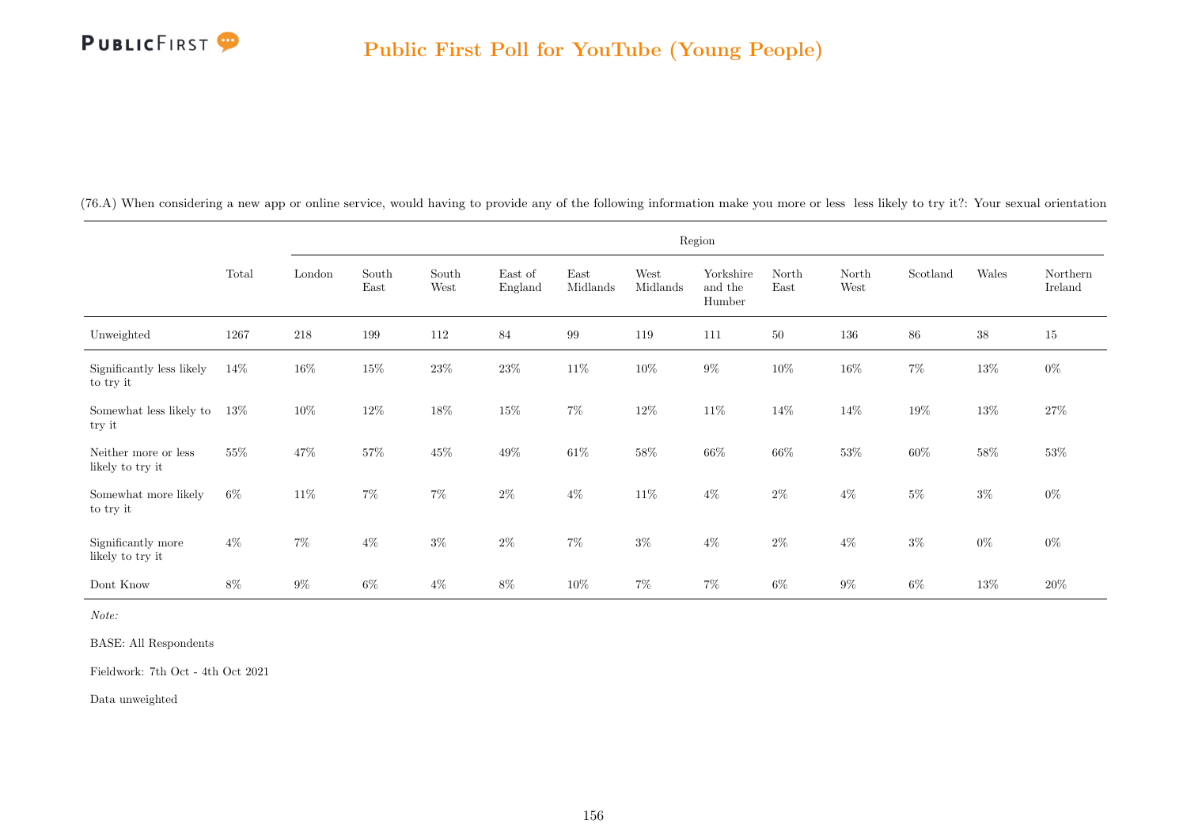## Public First Poll for YouTube (Young People)

(76.A) When considering a new app or online service, would having to provide any of the following information make you more or less  less likely to try it?: Your sexual orientation

| | Total | Region | | | | | | | | | | | |
|---|---|---|---|---|---|---|---|---|---|---|---|---|---|
| | | London | South East | South West | East of England | East Midlands | West Midlands | Yorkshire and the Humber | North East | North West | Scotland | Wales | Northern Ireland |
| Unweighted | 1267 | 218 | 199 | 112 | 84 | 99 | 119 | 111 | 50 | 136 | 86 | 38 | 15 |
| Significantly less likely to try it | 14% | 16% | 15% | 23% | 23% | 11% | 10% | 9% | 10% | 16% | 7% | 13% | 0% |
| Somewhat less likely to try it | 13% | 10% | 12% | 18% | 15% | 7% | 12% | 11% | 14% | 14% | 19% | 13% | 27% |
| Neither more or less likely to try it | 55% | 47% | 57% | 45% | 49% | 61% | 58% | 66% | 66% | 53% | 60% | 58% | 53% |
| Somewhat more likely to try it | 6% | 11% | 7% | 7% | 2% | 4% | 11% | 4% | 2% | 4% | 5% | 3% | 0% |
| Significantly more likely to try it | 4% | 7% | 4% | 3% | 2% | 7% | 3% | 4% | 2% | 4% | 3% | 0% | 0% |
| Dont Know | 8% | 9% | 6% | 4% | 8% | 10% | 7% | 7% | 6% | 9% | 6% | 13% | 20% |

*Note:*

BASE: All Respondents

Fieldwork: 7th Oct - 4th Oct 2021

Data unweighted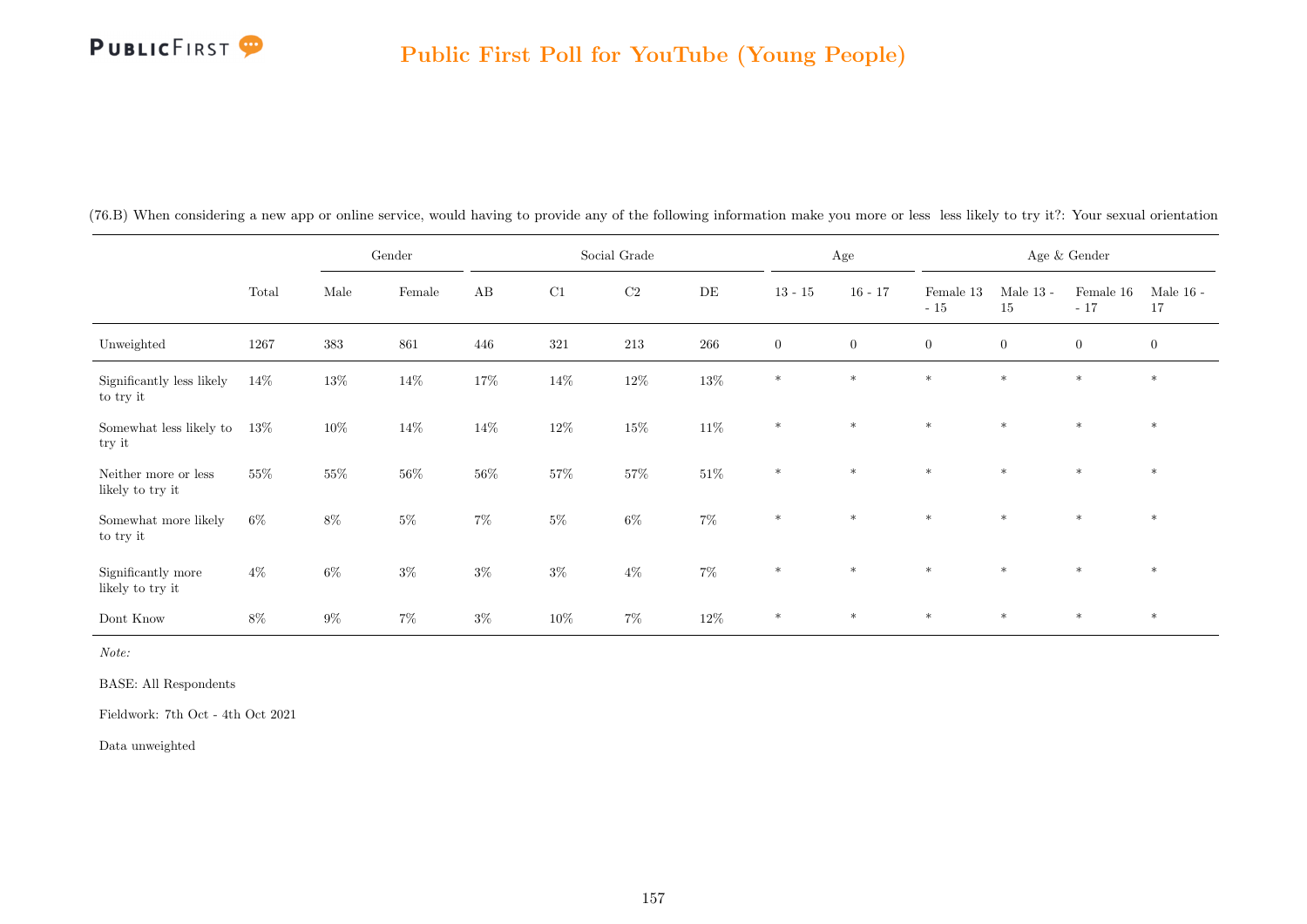## Public First Poll for YouTube (Young People)

(76.B) When considering a new app or online service, would having to provide any of the following information make you more or less less likely to try it?: Your sexual orientation

| | | Gender | | Social Grade | | | | Age | | Age & Gender | | | |
|---|---|---|---|---|---|---|---|---|---|---|---|---|---|
| | Total | Male | Female | AB | C1 | C2 | DE | 13 - 15 | 16 - 17 | Female 13 - 15 | Male 13 - 15 | Female 16 - 17 | Male 16 - 17 |
| Unweighted | 1267 | 383 | 861 | 446 | 321 | 213 | 266 | 0 | 0 | 0 | 0 | 0 | 0 |
| Significantly less likely to try it | 14% | 13% | 14% | 17% | 14% | 12% | 13% | * | * | * | * | * | * |
| Somewhat less likely to try it | 13% | 10% | 14% | 14% | 12% | 15% | 11% | * | * | * | * | * | * |
| Neither more or less likely to try it | 55% | 55% | 56% | 56% | 57% | 57% | 51% | * | * | * | * | * | * |
| Somewhat more likely to try it | 6% | 8% | 5% | 7% | 5% | 6% | 7% | * | * | * | * | * | * |
| Significantly more likely to try it | 4% | 6% | 3% | 3% | 3% | 4% | 7% | * | * | * | * | * | * |
| Dont Know | 8% | 9% | 7% | 3% | 10% | 7% | 12% | * | * | * | * | * | * |

*Note:*

BASE: All Respondents

Fieldwork: 7th Oct - 4th Oct 2021

Data unweighted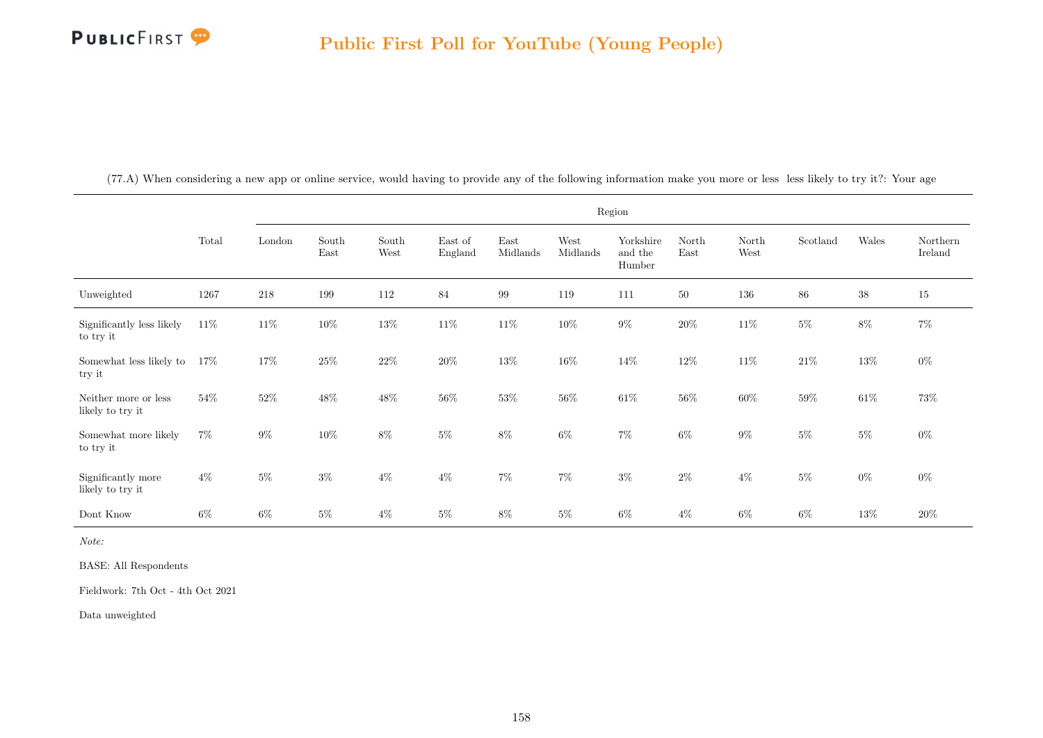## Public First Poll for YouTube (Young People)

(77.A) When considering a new app or online service, would having to provide any of the following information make you more or less less likely to try it?: Your age

| | Total | Region | | | | | | | | | | | |
|---|---|---|---|---|---|---|---|---|---|---|---|---|---|
| | | London | South East | South West | East of England | East Midlands | West Midlands | Yorkshire and the Humber | North East | North West | Scotland | Wales | Northern Ireland |
| Unweighted | 1267 | 218 | 199 | 112 | 84 | 99 | 119 | 111 | 50 | 136 | 86 | 38 | 15 |
| Significantly less likely to try it | 11% | 11% | 10% | 13% | 11% | 11% | 10% | 9% | 20% | 11% | 5% | 8% | 7% |
| Somewhat less likely to try it | 17% | 17% | 25% | 22% | 20% | 13% | 16% | 14% | 12% | 11% | 21% | 13% | 0% |
| Neither more or less likely to try it | 54% | 52% | 48% | 48% | 56% | 53% | 56% | 61% | 56% | 60% | 59% | 61% | 73% |
| Somewhat more likely to try it | 7% | 9% | 10% | 8% | 5% | 8% | 6% | 7% | 6% | 9% | 5% | 5% | 0% |
| Significantly more likely to try it | 4% | 5% | 3% | 4% | 4% | 7% | 7% | 3% | 2% | 4% | 5% | 0% | 0% |
| Dont Know | 6% | 6% | 5% | 4% | 5% | 8% | 5% | 6% | 4% | 6% | 6% | 13% | 20% |

*Note:*

BASE: All Respondents

Fieldwork: 7th Oct - 4th Oct 2021

Data unweighted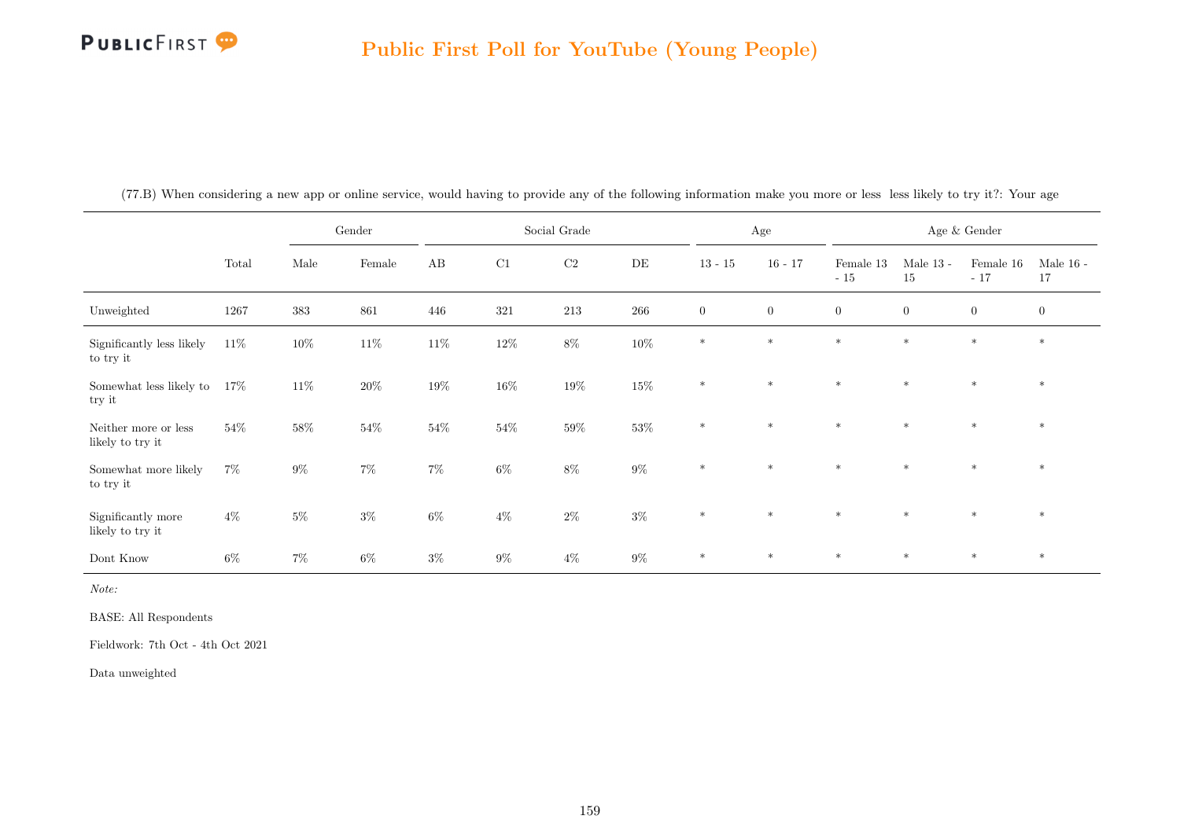(77.B) When considering a new app or online service, would having to provide any of the following information make you more or less less likely to try it?: Your age

| | Total | Gender | | Social Grade | | | | Age | | Age & Gender | | | |
|---|---|---|---|---|---|---|---|---|---|---|---|---|---|
| | | Male | Female | AB | C1 | C2 | DE | 13 - 15 | 16 - 17 | Female 13 - 15 | Male 13 - 15 | Female 16 - 17 | Male 16 - 17 |
| Unweighted | 1267 | 383 | 861 | 446 | 321 | 213 | 266 | 0 | 0 | 0 | 0 | 0 | 0 |
| Significantly less likely to try it | 11% | 10% | 11% | 11% | 12% | 8% | 10% | * | * | * | * | * | * |
| Somewhat less likely to try it | 17% | 11% | 20% | 19% | 16% | 19% | 15% | * | * | * | * | * | * |
| Neither more or less likely to try it | 54% | 58% | 54% | 54% | 54% | 59% | 53% | * | * | * | * | * | * |
| Somewhat more likely to try it | 7% | 9% | 7% | 7% | 6% | 8% | 9% | * | * | * | * | * | * |
| Significantly more likely to try it | 4% | 5% | 3% | 6% | 4% | 2% | 3% | * | * | * | * | * | * |
| Dont Know | 6% | 7% | 6% | 3% | 9% | 4% | 9% | * | * | * | * | * | * |

*Note:*

BASE: All Respondents

Fieldwork: 7th Oct - 4th Oct 2021

Data unweighted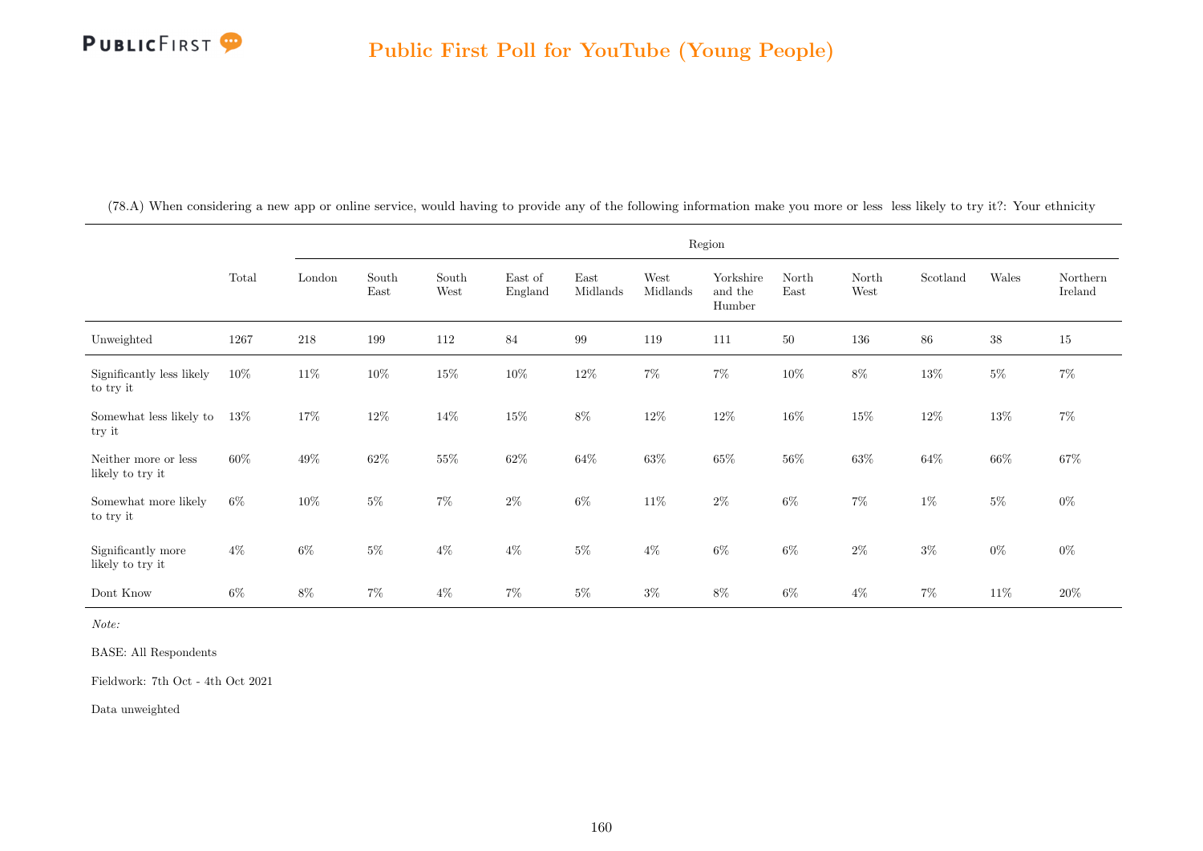## Public First Poll for YouTube (Young People)

(78.A) When considering a new app or online service, would having to provide any of the following information make you more or less less likely to try it?: Your ethnicity

| | Total | Region | | | | | | | | | | | |
|---|---|---|---|---|---|---|---|---|---|---|---|---|---|
| | | London | South East | South West | East of England | East Midlands | West Midlands | Yorkshire and the Humber | North East | North West | Scotland | Wales | Northern Ireland |
| Unweighted | 1267 | 218 | 199 | 112 | 84 | 99 | 119 | 111 | 50 | 136 | 86 | 38 | 15 |
| Significantly less likely to try it | 10% | 11% | 10% | 15% | 10% | 12% | 7% | 7% | 10% | 8% | 13% | 5% | 7% |
| Somewhat less likely to try it | 13% | 17% | 12% | 14% | 15% | 8% | 12% | 12% | 16% | 15% | 12% | 13% | 7% |
| Neither more or less likely to try it | 60% | 49% | 62% | 55% | 62% | 64% | 63% | 65% | 56% | 63% | 64% | 66% | 67% |
| Somewhat more likely to try it | 6% | 10% | 5% | 7% | 2% | 6% | 11% | 2% | 6% | 7% | 1% | 5% | 0% |
| Significantly more likely to try it | 4% | 6% | 5% | 4% | 4% | 5% | 4% | 6% | 6% | 2% | 3% | 0% | 0% |
| Dont Know | 6% | 8% | 7% | 4% | 7% | 5% | 3% | 8% | 6% | 4% | 7% | 11% | 20% |

*Note:*

BASE: All Respondents

Fieldwork: 7th Oct - 4th Oct 2021

Data unweighted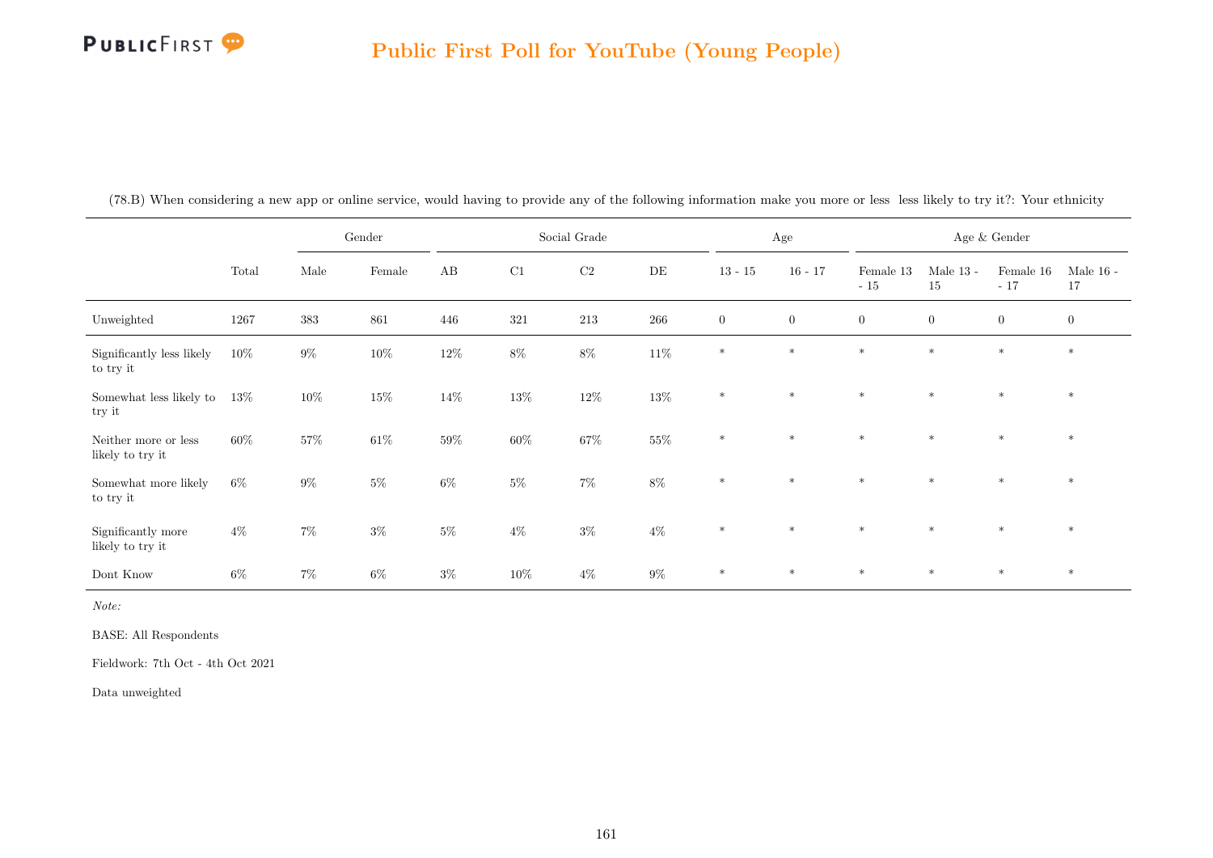## Public First Poll for YouTube (Young People)

(78.B) When considering a new app or online service, would having to provide any of the following information make you more or less less likely to try it?: Your ethnicity

| | | Gender | | Social Grade | | | | Age | | Age & Gender | | | |
|---|---|---|---|---|---|---|---|---|---|---|---|---|---|
| | Total | Male | Female | AB | C1 | C2 | DE | 13 - 15 | 16 - 17 | Female 13 - 15 | Male 13 - 15 | Female 16 - 17 | Male 16 - 17 |
| Unweighted | 1267 | 383 | 861 | 446 | 321 | 213 | 266 | 0 | 0 | 0 | 0 | 0 | 0 |
| Significantly less likely to try it | 10% | 9% | 10% | 12% | 8% | 8% | 11% | * | * | * | * | * | * |
| Somewhat less likely to try it | 13% | 10% | 15% | 14% | 13% | 12% | 13% | * | * | * | * | * | * |
| Neither more or less likely to try it | 60% | 57% | 61% | 59% | 60% | 67% | 55% | * | * | * | * | * | * |
| Somewhat more likely to try it | 6% | 9% | 5% | 6% | 5% | 7% | 8% | * | * | * | * | * | * |
| Significantly more likely to try it | 4% | 7% | 3% | 5% | 4% | 3% | 4% | * | * | * | * | * | * |
| Dont Know | 6% | 7% | 6% | 3% | 10% | 4% | 9% | * | * | * | * | * | * |

*Note:*

BASE: All Respondents

Fieldwork: 7th Oct - 4th Oct 2021

Data unweighted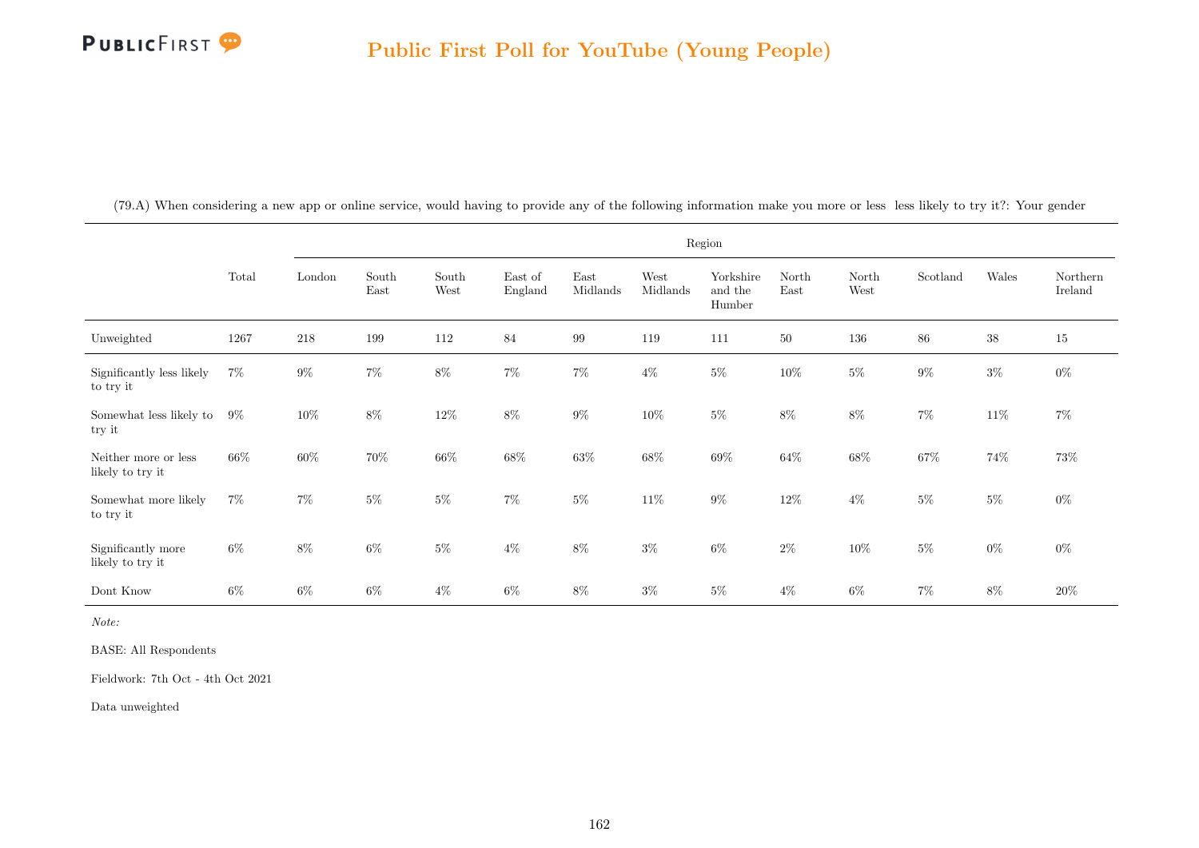## Public First Poll for YouTube (Young People)

(79.A) When considering a new app or online service, would having to provide any of the following information make you more or less  less likely to try it?: Your gender

| | | Region | | | | | | | | | | | |
|---|---|---|---|---|---|---|---|---|---|---|---|---|---|
| | Total | London | South East | South West | East of England | East Midlands | West Midlands | Yorkshire and the Humber | North East | North West | Scotland | Wales | Northern Ireland |
| Unweighted | 1267 | 218 | 199 | 112 | 84 | 99 | 119 | 111 | 50 | 136 | 86 | 38 | 15 |
| Significantly less likely to try it | 7% | 9% | 7% | 8% | 7% | 7% | 4% | 5% | 10% | 5% | 9% | 3% | 0% |
| Somewhat less likely to try it | 9% | 10% | 8% | 12% | 8% | 9% | 10% | 5% | 8% | 8% | 7% | 11% | 7% |
| Neither more or less likely to try it | 66% | 60% | 70% | 66% | 68% | 63% | 68% | 69% | 64% | 68% | 67% | 74% | 73% |
| Somewhat more likely to try it | 7% | 7% | 5% | 5% | 7% | 5% | 11% | 9% | 12% | 4% | 5% | 5% | 0% |
| Significantly more likely to try it | 6% | 8% | 6% | 5% | 4% | 8% | 3% | 6% | 2% | 10% | 5% | 0% | 0% |
| Dont Know | 6% | 6% | 6% | 4% | 6% | 8% | 3% | 5% | 4% | 6% | 7% | 8% | 20% |

*Note:*

BASE: All Respondents

Fieldwork: 7th Oct - 4th Oct 2021

Data unweighted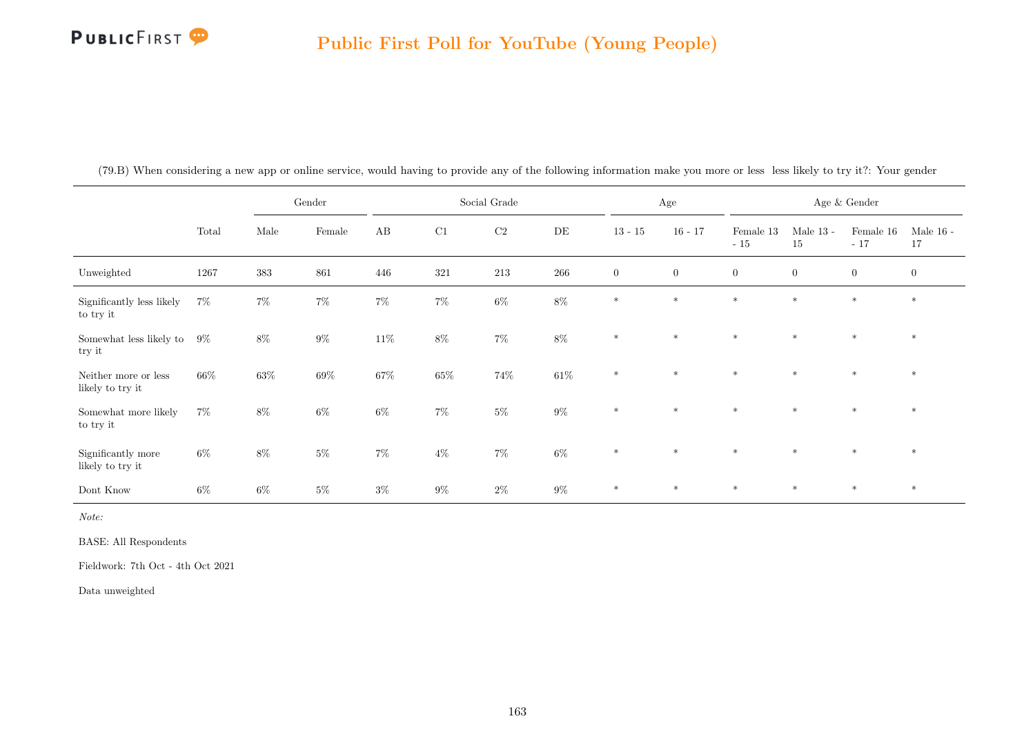## Public First Poll for YouTube (Young People)

(79.B) When considering a new app or online service, would having to provide any of the following information make you more or less  less likely to try it?: Your gender

| | | Gender | | Social Grade | | | | Age | | Age & Gender | | | |
|---|---|---|---|---|---|---|---|---|---|---|---|---|---|
| | Total | Male | Female | AB | C1 | C2 | DE | 13 - 15 | 16 - 17 | Female 13 - 15 | Male 13 - 15 | Female 16 - 17 | Male 16 - 17 |
| Unweighted | 1267 | 383 | 861 | 446 | 321 | 213 | 266 | 0 | 0 | 0 | 0 | 0 | 0 |
| Significantly less likely to try it | 7% | 7% | 7% | 7% | 7% | 6% | 8% | * | * | * | * | * | * |
| Somewhat less likely to try it | 9% | 8% | 9% | 11% | 8% | 7% | 8% | * | * | * | * | * | * |
| Neither more or less likely to try it | 66% | 63% | 69% | 67% | 65% | 74% | 61% | * | * | * | * | * | * |
| Somewhat more likely to try it | 7% | 8% | 6% | 6% | 7% | 5% | 9% | * | * | * | * | * | * |
| Significantly more likely to try it | 6% | 8% | 5% | 7% | 4% | 7% | 6% | * | * | * | * | * | * |
| Dont Know | 6% | 6% | 5% | 3% | 9% | 2% | 9% | * | * | * | * | * | * |

*Note:*

BASE: All Respondents

Fieldwork: 7th Oct - 4th Oct 2021

Data unweighted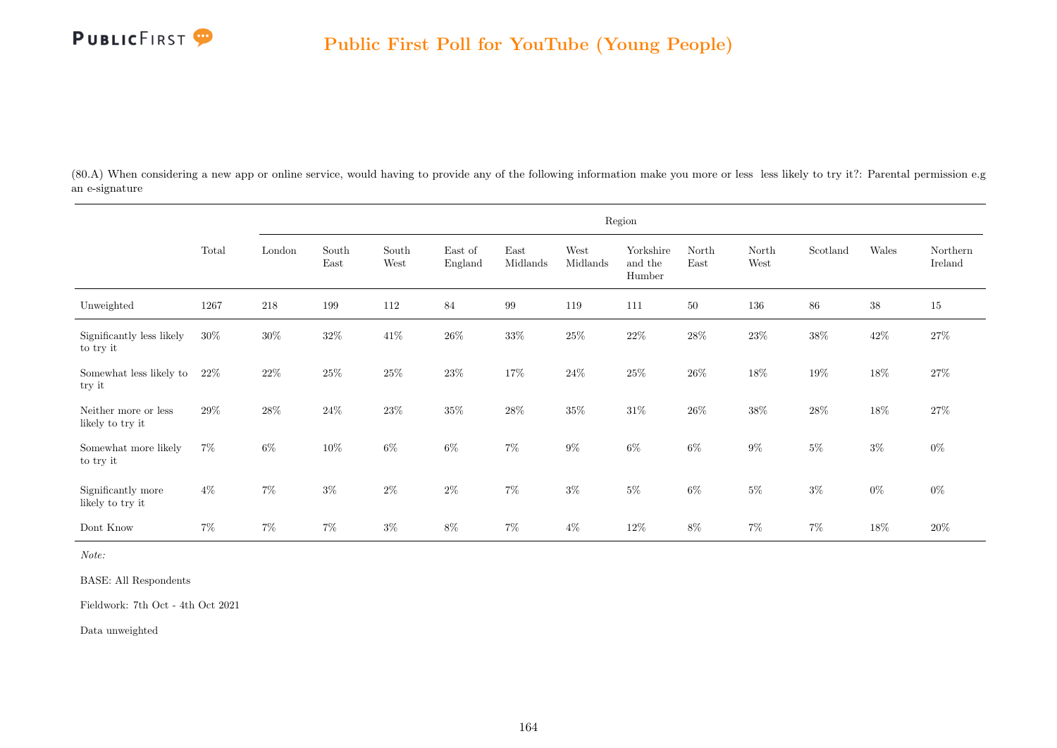## Public First Poll for YouTube (Young People)

(80.A) When considering a new app or online service, would having to provide any of the following information make you more or less less likely to try it?: Parental permission e.g an e-signature

| | Total | Region | | | | | | | | | | | |
|---|---|---|---|---|---|---|---|---|---|---|---|---|---|
| | | London | South East | South West | East of England | East Midlands | West Midlands | Yorkshire and the Humber | North East | North West | Scotland | Wales | Northern Ireland |
| Unweighted | 1267 | 218 | 199 | 112 | 84 | 99 | 119 | 111 | 50 | 136 | 86 | 38 | 15 |
| Significantly less likely to try it | 30% | 30% | 32% | 41% | 26% | 33% | 25% | 22% | 28% | 23% | 38% | 42% | 27% |
| Somewhat less likely to try it | 22% | 22% | 25% | 25% | 23% | 17% | 24% | 25% | 26% | 18% | 19% | 18% | 27% |
| Neither more or less likely to try it | 29% | 28% | 24% | 23% | 35% | 28% | 35% | 31% | 26% | 38% | 28% | 18% | 27% |
| Somewhat more likely to try it | 7% | 6% | 10% | 6% | 6% | 7% | 9% | 6% | 6% | 9% | 5% | 3% | 0% |
| Significantly more likely to try it | 4% | 7% | 3% | 2% | 2% | 7% | 3% | 5% | 6% | 5% | 3% | 0% | 0% |
| Dont Know | 7% | 7% | 7% | 3% | 8% | 7% | 4% | 12% | 8% | 7% | 7% | 18% | 20% |

*Note:*

BASE: All Respondents

Fieldwork: 7th Oct - 4th Oct 2021

Data unweighted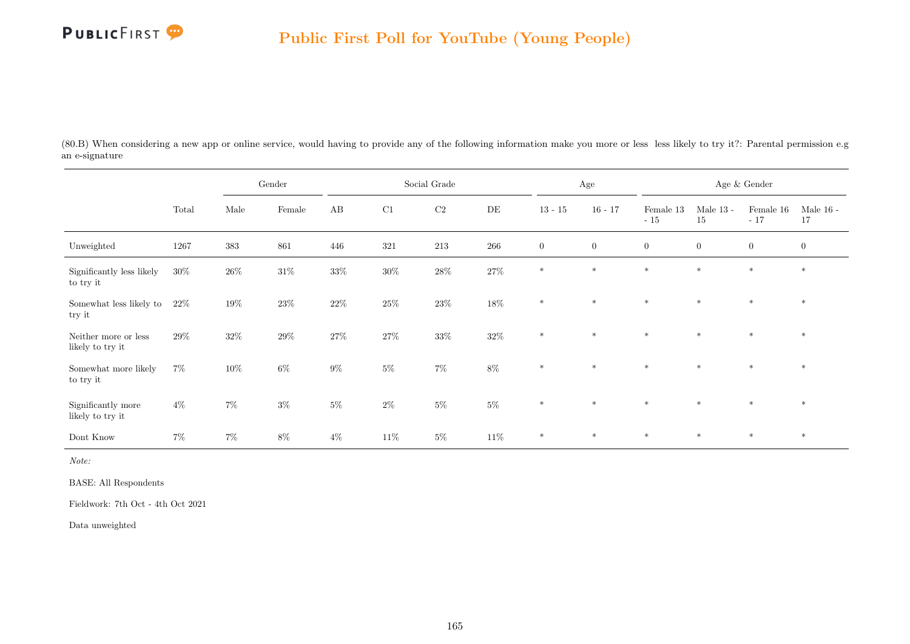## Public First Poll for YouTube (Young People)

(80.B) When considering a new app or online service, would having to provide any of the following information make you more or less less likely to try it?: Parental permission e.g an e-signature

| | Total | Gender | | Social Grade | | | | Age | | Age & Gender | | | |
|---|---|---|---|---|---|---|---|---|---|---|---|---|---|
| | | Male | Female | AB | C1 | C2 | DE | 13 - 15 | 16 - 17 | Female 13 - 15 | Male 13 - 15 | Female 16 - 17 | Male 16 - 17 |
| Unweighted | 1267 | 383 | 861 | 446 | 321 | 213 | 266 | 0 | 0 | 0 | 0 | 0 | 0 |
| Significantly less likely to try it | 30% | 26% | 31% | 33% | 30% | 28% | 27% | * | * | * | * | * | * |
| Somewhat less likely to try it | 22% | 19% | 23% | 22% | 25% | 23% | 18% | * | * | * | * | * | * |
| Neither more or less likely to try it | 29% | 32% | 29% | 27% | 27% | 33% | 32% | * | * | * | * | * | * |
| Somewhat more likely to try it | 7% | 10% | 6% | 9% | 5% | 7% | 8% | * | * | * | * | * | * |
| Significantly more likely to try it | 4% | 7% | 3% | 5% | 2% | 5% | 5% | * | * | * | * | * | * |
| Dont Know | 7% | 7% | 8% | 4% | 11% | 5% | 11% | * | * | * | * | * | * |

*Note:*

BASE: All Respondents

Fieldwork: 7th Oct - 4th Oct 2021

Data unweighted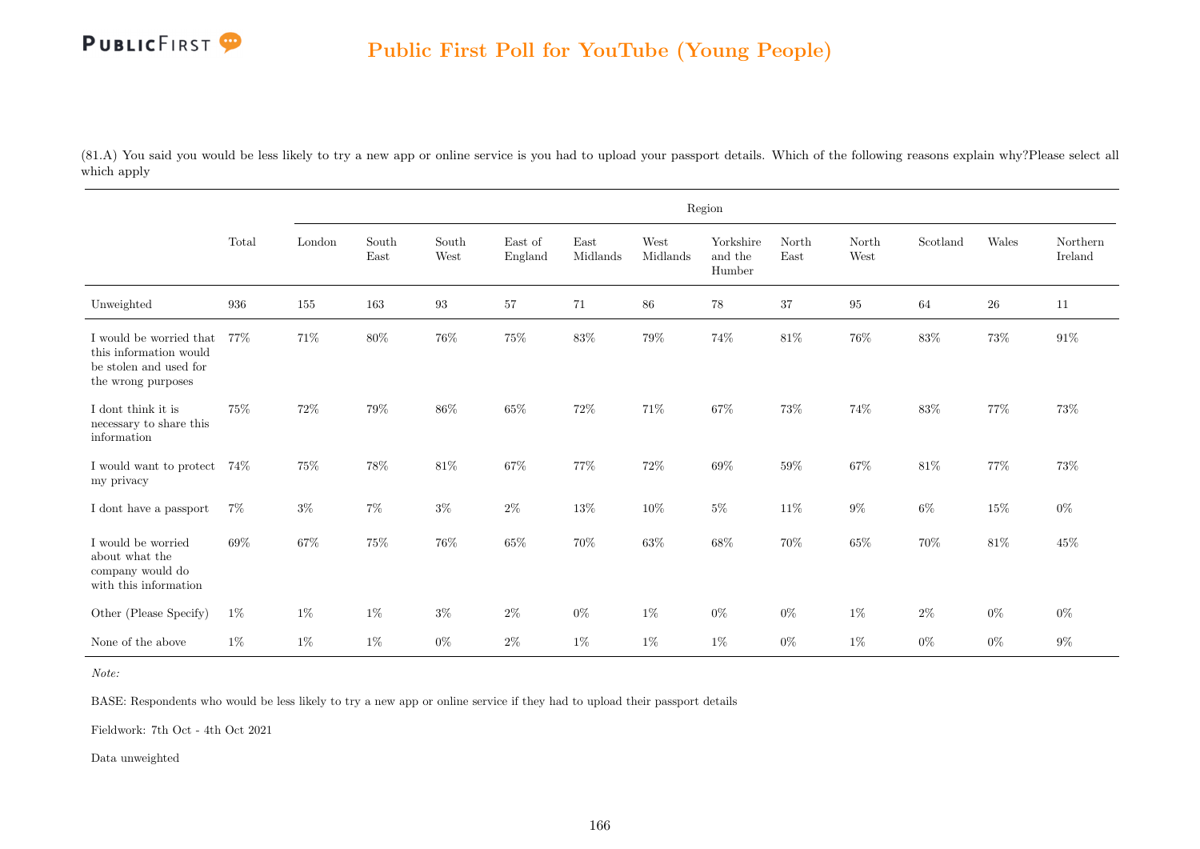(81.A) You said you would be less likely to try a new app or online service is you had to upload your passport details. Which of the following reasons explain why?Please select all which apply

| | Total | Region | | | | | | | | | | | |
|---|---|---|---|---|---|---|---|---|---|---|---|---|---|
| | | London | South East | South West | East of England | East Midlands | West Midlands | Yorkshire and the Humber | North East | North West | Scotland | Wales | Northern Ireland |
| Unweighted | 936 | 155 | 163 | 93 | 57 | 71 | 86 | 78 | 37 | 95 | 64 | 26 | 11 |
| I would be worried that this information would be stolen and used for the wrong purposes | 77% | 71% | 80% | 76% | 75% | 83% | 79% | 74% | 81% | 76% | 83% | 73% | 91% |
| I dont think it is necessary to share this information | 75% | 72% | 79% | 86% | 65% | 72% | 71% | 67% | 73% | 74% | 83% | 77% | 73% |
| I would want to protect my privacy | 74% | 75% | 78% | 81% | 67% | 77% | 72% | 69% | 59% | 67% | 81% | 77% | 73% |
| I dont have a passport | 7% | 3% | 7% | 3% | 2% | 13% | 10% | 5% | 11% | 9% | 6% | 15% | 0% |
| I would be worried about what the company would do with this information | 69% | 67% | 75% | 76% | 65% | 70% | 63% | 68% | 70% | 65% | 70% | 81% | 45% |
| Other (Please Specify) | 1% | 1% | 1% | 3% | 2% | 0% | 1% | 0% | 0% | 1% | 2% | 0% | 0% |
| None of the above | 1% | 1% | 1% | 0% | 2% | 1% | 1% | 1% | 0% | 1% | 0% | 0% | 9% |

*Note:*

BASE: Respondents who would be less likely to try a new app or online service if they had to upload their passport details

Fieldwork: 7th Oct - 4th Oct 2021

Data unweighted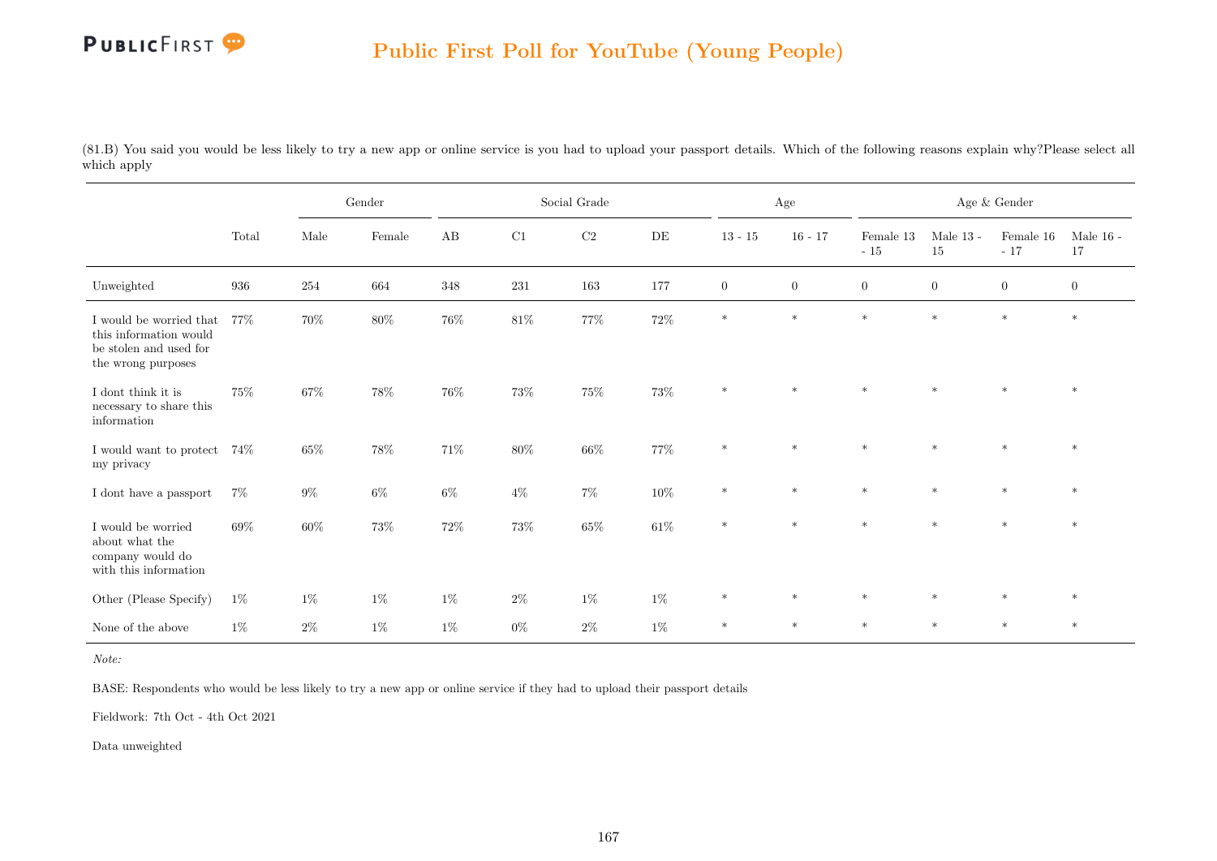# Public First Poll for YouTube (Young People)

(81.B) You said you would be less likely to try a new app or online service is you had to upload your passport details. Which of the following reasons explain why?Please select all which apply

| | | Gender | | Social Grade | | | | Age | | Age & Gender | | | |
|---|---|---|---|---|---|---|---|---|---|---|---|---|---|
| | Total | Male | Female | AB | C1 | C2 | DE | 13 - 15 | 16 - 17 | Female 13 - 15 | Male 13 - 15 | Female 16 - 17 | Male 16 - 17 |
| Unweighted | 936 | 254 | 664 | 348 | 231 | 163 | 177 | 0 | 0 | 0 | 0 | 0 | 0 |
| I would be worried that this information would be stolen and used for the wrong purposes | 77% | 70% | 80% | 76% | 81% | 77% | 72% | * | * | * | * | * | * |
| I dont think it is necessary to share this information | 75% | 67% | 78% | 76% | 73% | 75% | 73% | * | * | * | * | * | * |
| I would want to protect my privacy | 74% | 65% | 78% | 71% | 80% | 66% | 77% | * | * | * | * | * | * |
| I dont have a passport | 7% | 9% | 6% | 6% | 4% | 7% | 10% | * | * | * | * | * | * |
| I would be worried about what the company would do with this information | 69% | 60% | 73% | 72% | 73% | 65% | 61% | * | * | * | * | * | * |
| Other (Please Specify) | 1% | 1% | 1% | 1% | 2% | 1% | 1% | * | * | * | * | * | * |
| None of the above | 1% | 2% | 1% | 1% | 0% | 2% | 1% | * | * | * | * | * | * |

*Note:*

BASE: Respondents who would be less likely to try a new app or online service if they had to upload their passport details

Fieldwork: 7th Oct - 4th Oct 2021

Data unweighted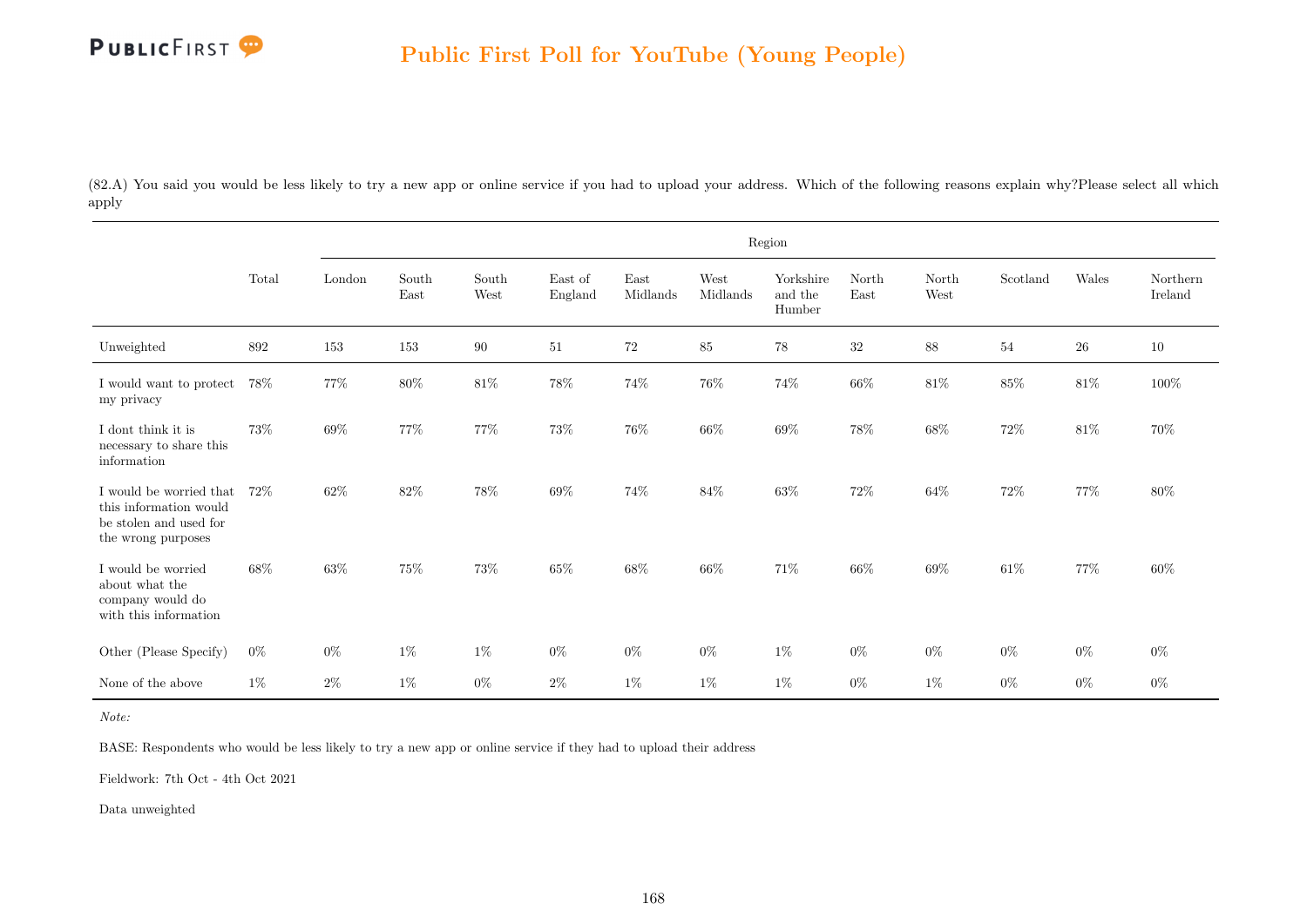## Public First Poll for YouTube (Young People)

(82.A) You said you would be less likely to try a new app or online service if you had to upload your address. Which of the following reasons explain why?Please select all which apply

| | Total | Region | | | | | | | | | | | |
|---|---|---|---|---|---|---|---|---|---|---|---|---|---|
| | | London | South East | South West | East of England | East Midlands | West Midlands | Yorkshire and the Humber | North East | North West | Scotland | Wales | Northern Ireland |
| Unweighted | 892 | 153 | 153 | 90 | 51 | 72 | 85 | 78 | 32 | 88 | 54 | 26 | 10 |
| I would want to protect my privacy | 78% | 77% | 80% | 81% | 78% | 74% | 76% | 74% | 66% | 81% | 85% | 81% | 100% |
| I dont think it is necessary to share this information | 73% | 69% | 77% | 77% | 73% | 76% | 66% | 69% | 78% | 68% | 72% | 81% | 70% |
| I would be worried that this information would be stolen and used for the wrong purposes | 72% | 62% | 82% | 78% | 69% | 74% | 84% | 63% | 72% | 64% | 72% | 77% | 80% |
| I would be worried about what the company would do with this information | 68% | 63% | 75% | 73% | 65% | 68% | 66% | 71% | 66% | 69% | 61% | 77% | 60% |
| Other (Please Specify) | 0% | 0% | 1% | 1% | 0% | 0% | 0% | 1% | 0% | 0% | 0% | 0% | 0% |
| None of the above | 1% | 2% | 1% | 0% | 2% | 1% | 1% | 1% | 0% | 1% | 0% | 0% | 0% |

*Note:*

BASE: Respondents who would be less likely to try a new app or online service if they had to upload their address

Fieldwork: 7th Oct - 4th Oct 2021

Data unweighted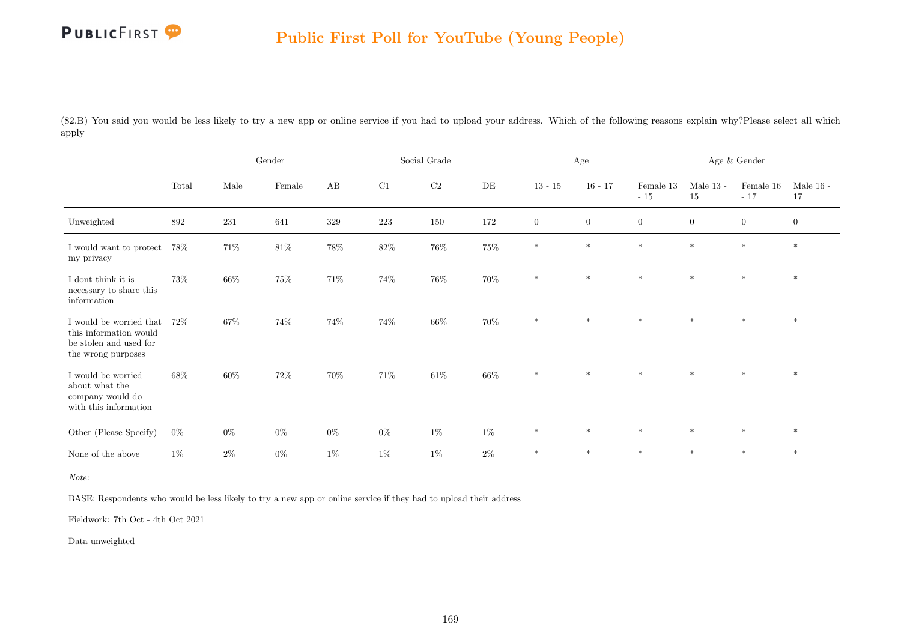## Public First Poll for YouTube (Young People)

(82.B) You said you would be less likely to try a new app or online service if you had to upload your address. Which of the following reasons explain why?Please select all which apply

| | Total | Gender | | Social Grade | | | | Age | | Age & Gender | | | |
|---|---|---|---|---|---|---|---|---|---|---|---|---|---|
| | | Male | Female | AB | C1 | C2 | DE | 13 - 15 | 16 - 17 | Female 13 - 15 | Male 13 - 15 | Female 16 - 17 | Male 16 - 17 |
| Unweighted | 892 | 231 | 641 | 329 | 223 | 150 | 172 | 0 | 0 | 0 | 0 | 0 | 0 |
| I would want to protect my privacy | 78% | 71% | 81% | 78% | 82% | 76% | 75% | * | * | * | * | * | * |
| I dont think it is necessary to share this information | 73% | 66% | 75% | 71% | 74% | 76% | 70% | * | * | * | * | * | * |
| I would be worried that this information would be stolen and used for the wrong purposes | 72% | 67% | 74% | 74% | 74% | 66% | 70% | * | * | * | * | * | * |
| I would be worried about what the company would do with this information | 68% | 60% | 72% | 70% | 71% | 61% | 66% | * | * | * | * | * | * |
| Other (Please Specify) | 0% | 0% | 0% | 0% | 0% | 1% | 1% | * | * | * | * | * | * |
| None of the above | 1% | 2% | 0% | 1% | 1% | 1% | 2% | * | * | * | * | * | * |

*Note:*

BASE: Respondents who would be less likely to try a new app or online service if they had to upload their address

Fieldwork: 7th Oct - 4th Oct 2021

Data unweighted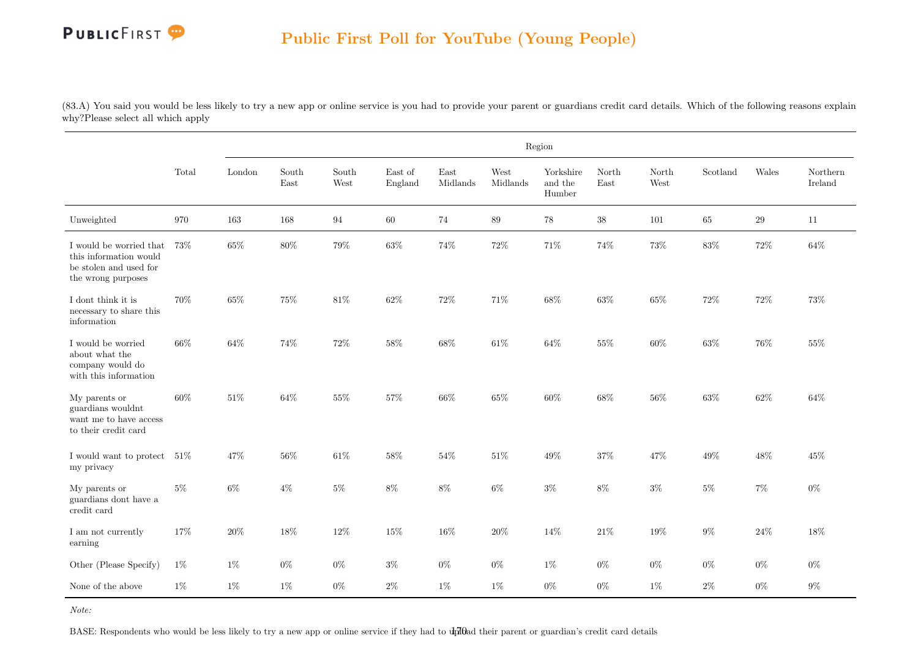(83.A) You said you would be less likely to try a new app or online service is you had to provide your parent or guardians credit card details. Which of the following reasons explain why?Please select all which apply

| | Total | Region | | | | | | | | | | | |
|---|---|---|---|---|---|---|---|---|---|---|---|---|---|
| | | London | South East | South West | East of England | East Midlands | West Midlands | Yorkshire and the Humber | North East | North West | Scotland | Wales | Northern Ireland |
| Unweighted | 970 | 163 | 168 | 94 | 60 | 74 | 89 | 78 | 38 | 101 | 65 | 29 | 11 |
| I would be worried that this information would be stolen and used for the wrong purposes | 73% | 65% | 80% | 79% | 63% | 74% | 72% | 71% | 74% | 73% | 83% | 72% | 64% |
| I dont think it is necessary to share this information | 70% | 65% | 75% | 81% | 62% | 72% | 71% | 68% | 63% | 65% | 72% | 72% | 73% |
| I would be worried about what the company would do with this information | 66% | 64% | 74% | 72% | 58% | 68% | 61% | 64% | 55% | 60% | 63% | 76% | 55% |
| My parents or guardians wouldnt want me to have access to their credit card | 60% | 51% | 64% | 55% | 57% | 66% | 65% | 60% | 68% | 56% | 63% | 62% | 64% |
| I would want to protect my privacy | 51% | 47% | 56% | 61% | 58% | 54% | 51% | 49% | 37% | 47% | 49% | 48% | 45% |
| My parents or guardians dont have a credit card | 5% | 6% | 4% | 5% | 8% | 8% | 6% | 3% | 8% | 3% | 5% | 7% | 0% |
| I am not currently earning | 17% | 20% | 18% | 12% | 15% | 16% | 20% | 14% | 21% | 19% | 9% | 24% | 18% |
| Other (Please Specify) | 1% | 1% | 0% | 0% | 3% | 0% | 0% | 1% | 0% | 0% | 0% | 0% | 0% |
| None of the above | 1% | 1% | 1% | 0% | 2% | 1% | 1% | 0% | 0% | 1% | 2% | 0% | 9% |

*Note:*

BASE: Respondents who would be less likely to try a new app or online service if they had to upload their parent or guardian's credit card details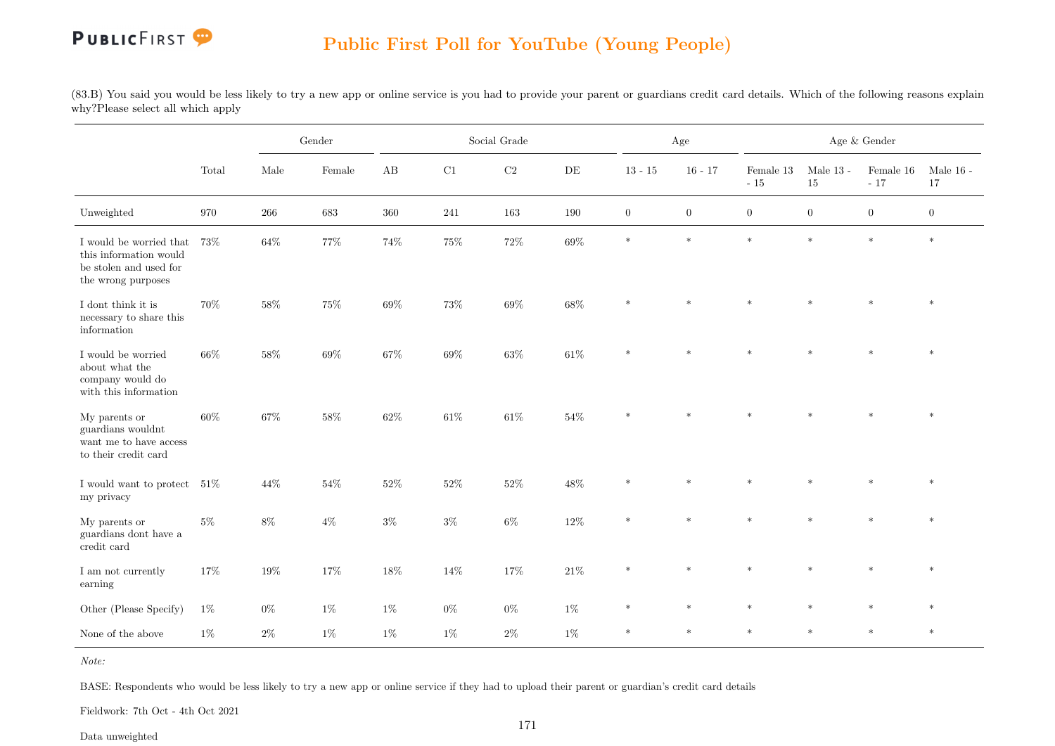## Public First Poll for YouTube (Young People)

(83.B) You said you would be less likely to try a new app or online service is you had to provide your parent or guardians credit card details. Which of the following reasons explain why?Please select all which apply

| | Total | Gender | | Social Grade | | | | Age | | Age & Gender | | | |
|---|---|---|---|---|---|---|---|---|---|---|---|---|---|
| | | Male | Female | AB | C1 | C2 | DE | 13 - 15 | 16 - 17 | Female 13 - 15 | Male 13 - 15 | Female 16 - 17 | Male 16 - 17 |
| Unweighted | 970 | 266 | 683 | 360 | 241 | 163 | 190 | 0 | 0 | 0 | 0 | 0 | 0 |
| I would be worried that this information would be stolen and used for the wrong purposes | 73% | 64% | 77% | 74% | 75% | 72% | 69% | * | * | * | * | * | * |
| I dont think it is necessary to share this information | 70% | 58% | 75% | 69% | 73% | 69% | 68% | * | * | * | * | * | * |
| I would be worried about what the company would do with this information | 66% | 58% | 69% | 67% | 69% | 63% | 61% | * | * | * | * | * | * |
| My parents or guardians wouldnt want me to have access to their credit card | 60% | 67% | 58% | 62% | 61% | 61% | 54% | * | * | * | * | * | * |
| I would want to protect my privacy | 51% | 44% | 54% | 52% | 52% | 52% | 48% | * | * | * | * | * | * |
| My parents or guardians dont have a credit card | 5% | 8% | 4% | 3% | 3% | 6% | 12% | * | * | * | * | * | * |
| I am not currently earning | 17% | 19% | 17% | 18% | 14% | 17% | 21% | * | * | * | * | * | * |
| Other (Please Specify) | 1% | 0% | 1% | 1% | 0% | 0% | 1% | * | * | * | * | * | * |
| None of the above | 1% | 2% | 1% | 1% | 1% | 2% | 1% | * | * | * | * | * | * |

*Note:*

BASE: Respondents who would be less likely to try a new app or online service if they had to upload their parent or guardian's credit card details

Fieldwork: 7th Oct - 4th Oct 2021

Data unweighted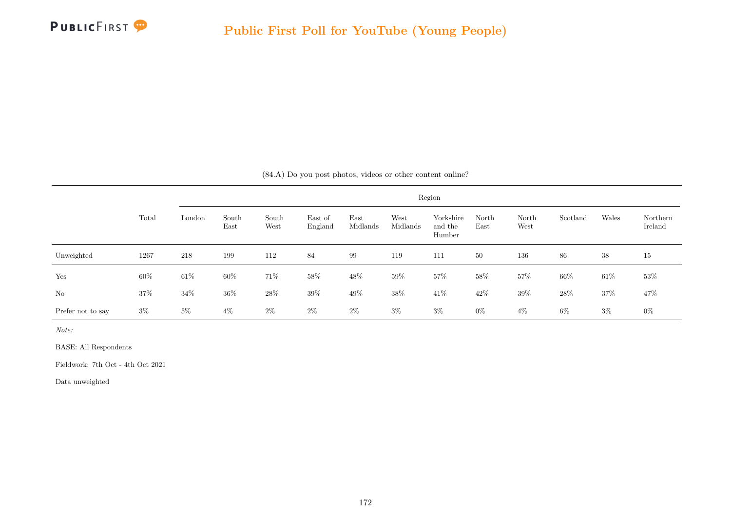## Public First Poll for YouTube (Young People)

(84.A) Do you post photos, videos or other content online?

| | Total | Region | | | | | | | | | | | |
|---|---|---|---|---|---|---|---|---|---|---|---|---|---|
| | | London | South East | South West | East of England | East Midlands | West Midlands | Yorkshire and the Humber | North East | North West | Scotland | Wales | Northern Ireland |
| Unweighted | 1267 | 218 | 199 | 112 | 84 | 99 | 119 | 111 | 50 | 136 | 86 | 38 | 15 |
| Yes | 60% | 61% | 60% | 71% | 58% | 48% | 59% | 57% | 58% | 57% | 66% | 61% | 53% |
| No | 37% | 34% | 36% | 28% | 39% | 49% | 38% | 41% | 42% | 39% | 28% | 37% | 47% |
| Prefer not to say | 3% | 5% | 4% | 2% | 2% | 2% | 3% | 3% | 0% | 4% | 6% | 3% | 0% |

*Note:*

BASE: All Respondents

Fieldwork: 7th Oct - 4th Oct 2021

Data unweighted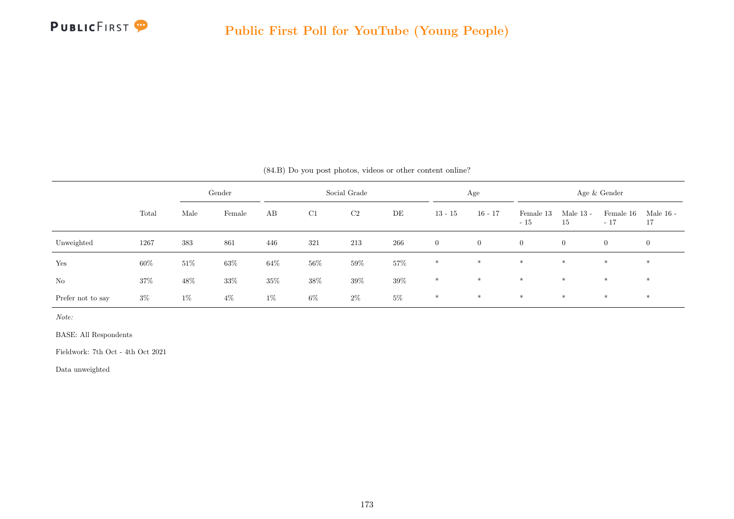(84.B) Do you post photos, videos or other content online?

| | Total | Gender | | Social Grade | | | | Age | | Age & Gender | | | |
|---|---|---|---|---|---|---|---|---|---|---|---|---|---|
| | | Male | Female | AB | C1 | C2 | DE | 13 - 15 | 16 - 17 | Female 13 - 15 | Male 13 - 15 | Female 16 - 17 | Male 16 - 17 |
| Unweighted | 1267 | 383 | 861 | 446 | 321 | 213 | 266 | 0 | 0 | 0 | 0 | 0 | 0 |
| Yes | 60% | 51% | 63% | 64% | 56% | 59% | 57% | * | * | * | * | * | * |
| No | 37% | 48% | 33% | 35% | 38% | 39% | 39% | * | * | * | * | * | * |
| Prefer not to say | 3% | 1% | 4% | 1% | 6% | 2% | 5% | * | * | * | * | * | * |

*Note:*

BASE: All Respondents

Fieldwork: 7th Oct - 4th Oct 2021

Data unweighted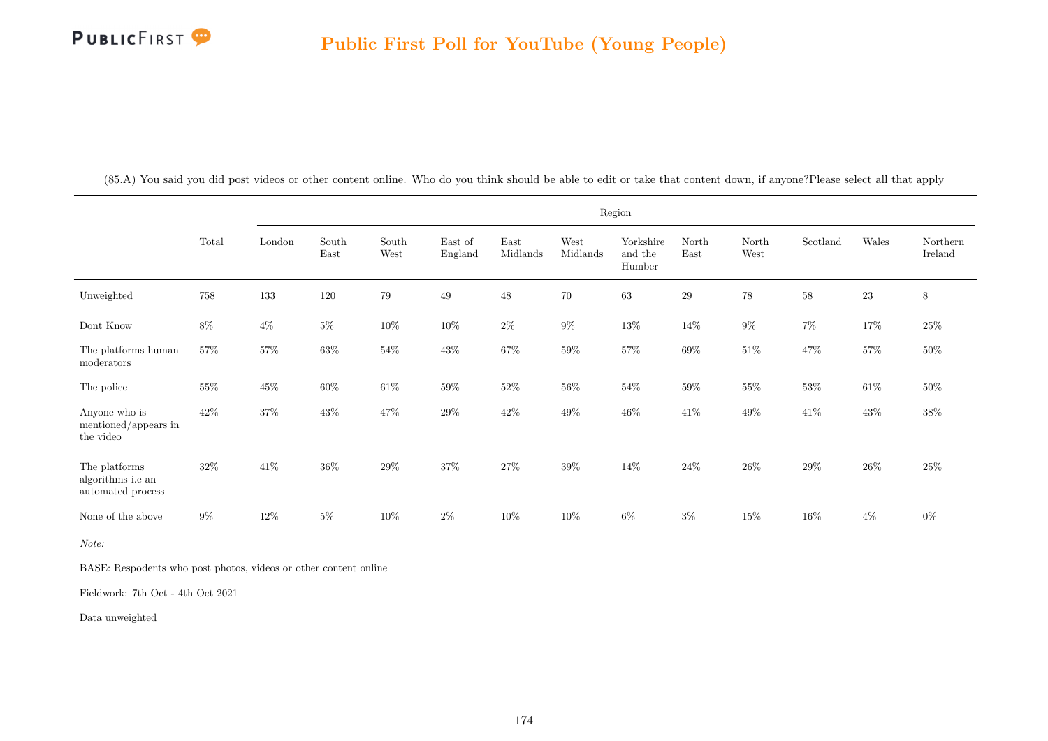(85.A) You said you did post videos or other content online. Who do you think should be able to edit or take that content down, if anyone?Please select all that apply

| | Total | Region | | | | | | | | | | | |
|---|---|---|---|---|---|---|---|---|---|---|---|---|---|
| | | London | South East | South West | East of England | East Midlands | West Midlands | Yorkshire and the Humber | North East | North West | Scotland | Wales | Northern Ireland |
| Unweighted | 758 | 133 | 120 | 79 | 49 | 48 | 70 | 63 | 29 | 78 | 58 | 23 | 8 |
| Dont Know | 8% | 4% | 5% | 10% | 10% | 2% | 9% | 13% | 14% | 9% | 7% | 17% | 25% |
| The platforms human moderators | 57% | 57% | 63% | 54% | 43% | 67% | 59% | 57% | 69% | 51% | 47% | 57% | 50% |
| The police | 55% | 45% | 60% | 61% | 59% | 52% | 56% | 54% | 59% | 55% | 53% | 61% | 50% |
| Anyone who is mentioned/appears in the video | 42% | 37% | 43% | 47% | 29% | 42% | 49% | 46% | 41% | 49% | 41% | 43% | 38% |
| The platforms algorithms i.e an automated process | 32% | 41% | 36% | 29% | 37% | 27% | 39% | 14% | 24% | 26% | 29% | 26% | 25% |
| None of the above | 9% | 12% | 5% | 10% | 2% | 10% | 10% | 6% | 3% | 15% | 16% | 4% | 0% |

*Note:*

BASE: Respodents who post photos, videos or other content online

Fieldwork: 7th Oct - 4th Oct 2021

Data unweighted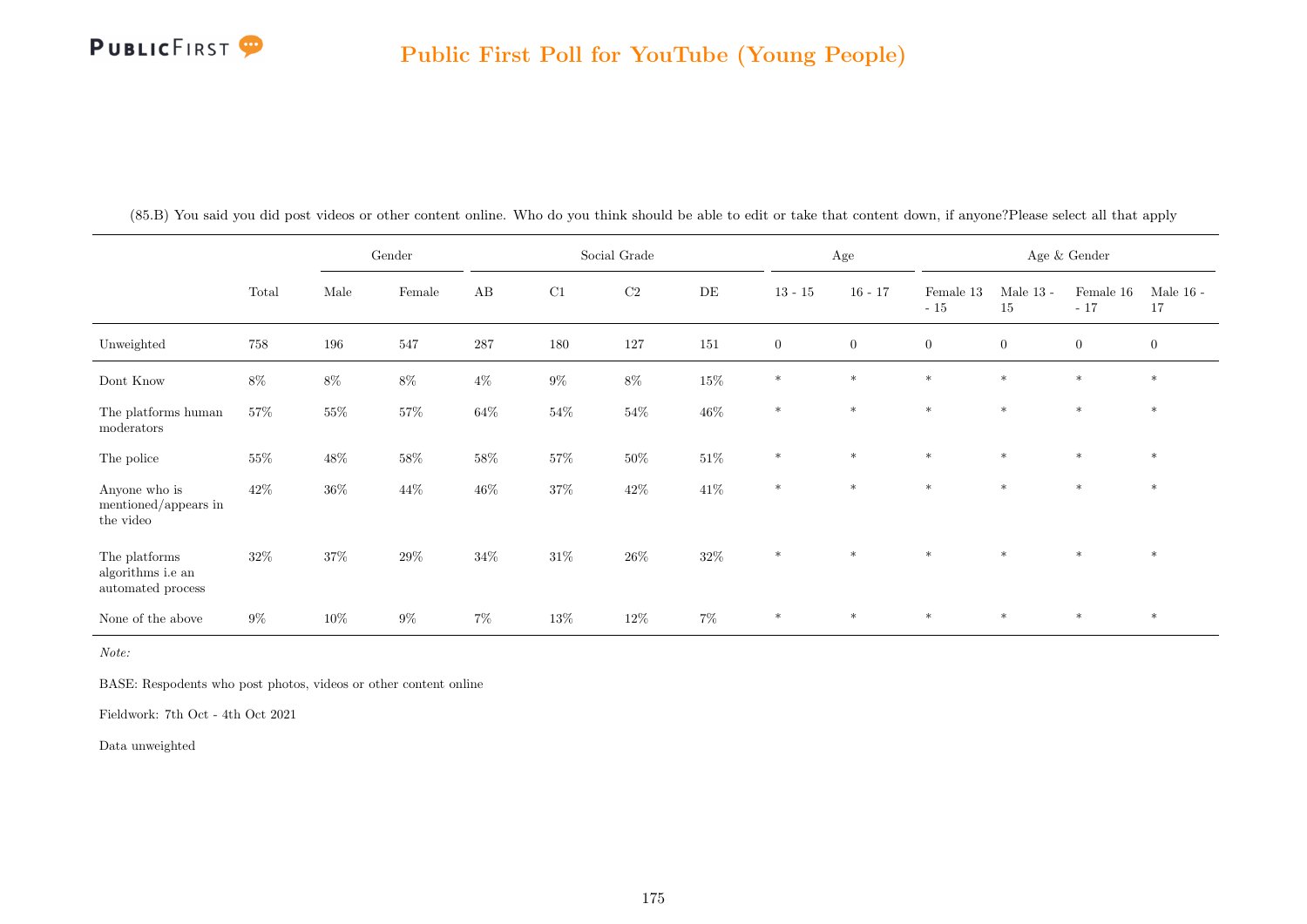(85.B) You said you did post videos or other content online. Who do you think should be able to edit or take that content down, if anyone?Please select all that apply

| | Total | Gender | | Social Grade | | | | Age | | Age & Gender | | | |
|---|---|---|---|---|---|---|---|---|---|---|---|---|---|
| | | Male | Female | AB | C1 | C2 | DE | 13 - 15 | 16 - 17 | Female 13 - 15 | Male 13 - 15 | Female 16 - 17 | Male 16 - 17 |
| Unweighted | 758 | 196 | 547 | 287 | 180 | 127 | 151 | 0 | 0 | 0 | 0 | 0 | 0 |
| Dont Know | 8% | 8% | 8% | 4% | 9% | 8% | 15% | * | * | * | * | * | * |
| The platforms human moderators | 57% | 55% | 57% | 64% | 54% | 54% | 46% | * | * | * | * | * | * |
| The police | 55% | 48% | 58% | 58% | 57% | 50% | 51% | * | * | * | * | * | * |
| Anyone who is mentioned/appears in the video | 42% | 36% | 44% | 46% | 37% | 42% | 41% | * | * | * | * | * | * |
| The platforms algorithms i.e an automated process | 32% | 37% | 29% | 34% | 31% | 26% | 32% | * | * | * | * | * | * |
| None of the above | 9% | 10% | 9% | 7% | 13% | 12% | 7% | * | * | * | * | * | * |

*Note:*

BASE: Respodents who post photos, videos or other content online

Fieldwork: 7th Oct - 4th Oct 2021

Data unweighted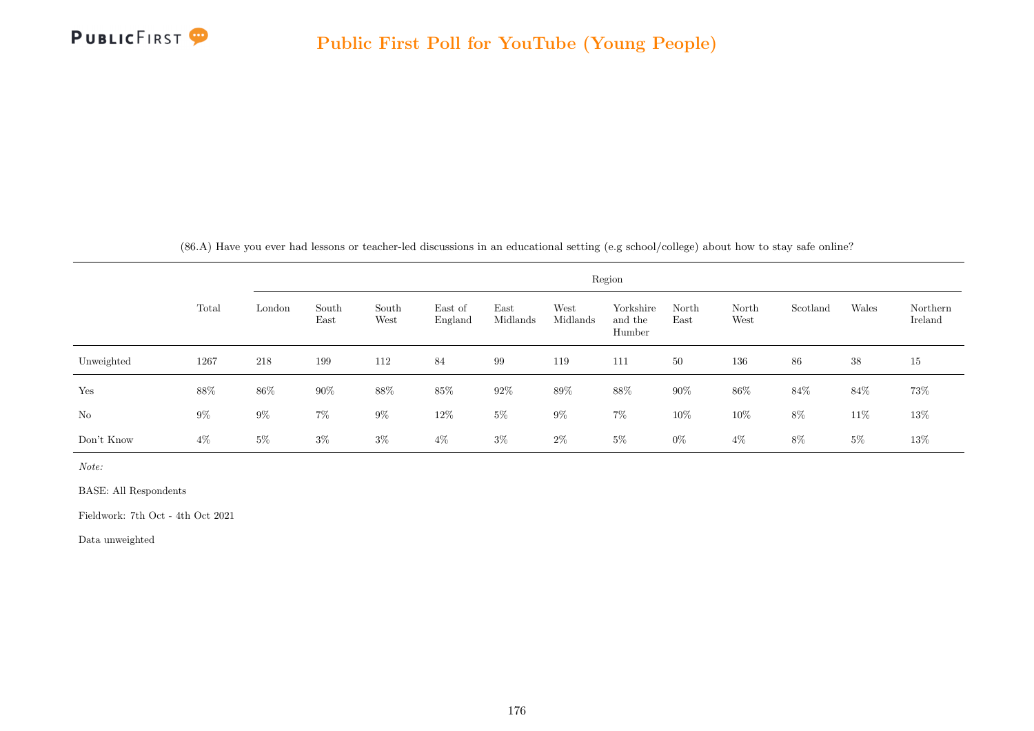(86.A) Have you ever had lessons or teacher-led discussions in an educational setting (e.g school/college) about how to stay safe online?

| | Total | Region | | | | | | | | | | | |
|---|---|---|---|---|---|---|---|---|---|---|---|---|---|
| | | London | South East | South West | East of England | East Midlands | West Midlands | Yorkshire and the Humber | North East | North West | Scotland | Wales | Northern Ireland |
| Unweighted | 1267 | 218 | 199 | 112 | 84 | 99 | 119 | 111 | 50 | 136 | 86 | 38 | 15 |
| Yes | 88% | 86% | 90% | 88% | 85% | 92% | 89% | 88% | 90% | 86% | 84% | 84% | 73% |
| No | 9% | 9% | 7% | 9% | 12% | 5% | 9% | 7% | 10% | 10% | 8% | 11% | 13% |
| Don't Know | 4% | 5% | 3% | 3% | 4% | 3% | 2% | 5% | 0% | 4% | 8% | 5% | 13% |

*Note:*

BASE: All Respondents

Fieldwork: 7th Oct - 4th Oct 2021

Data unweighted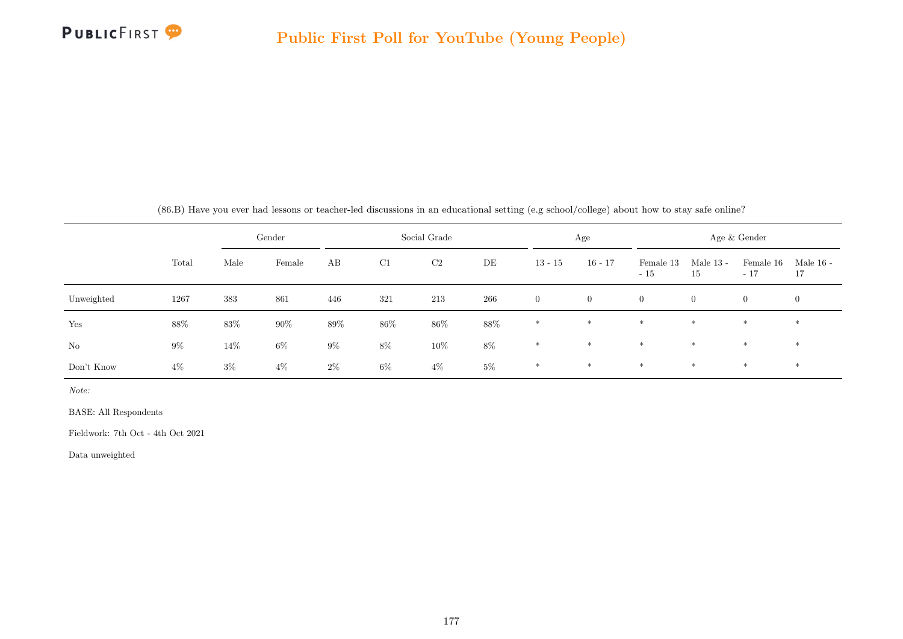(86.B) Have you ever had lessons or teacher-led discussions in an educational setting (e.g school/college) about how to stay safe online?

| | | Gender | | Social Grade | | | | Age | | Age & Gender | | | |
|---|---|---|---|---|---|---|---|---|---|---|---|---|---|
| | Total | Male | Female | AB | C1 | C2 | DE | 13 - 15 | 16 - 17 | Female 13 - 15 | Male 13 - 15 | Female 16 - 17 | Male 16 - 17 |
| Unweighted | 1267 | 383 | 861 | 446 | 321 | 213 | 266 | 0 | 0 | 0 | 0 | 0 | 0 |
| Yes | 88% | 83% | 90% | 89% | 86% | 86% | 88% | * | * | * | * | * | * |
| No | 9% | 14% | 6% | 9% | 8% | 10% | 8% | * | * | * | * | * | * |
| Don't Know | 4% | 3% | 4% | 2% | 6% | 4% | 5% | * | * | * | * | * | * |

*Note:*

BASE: All Respondents

Fieldwork: 7th Oct - 4th Oct 2021

Data unweighted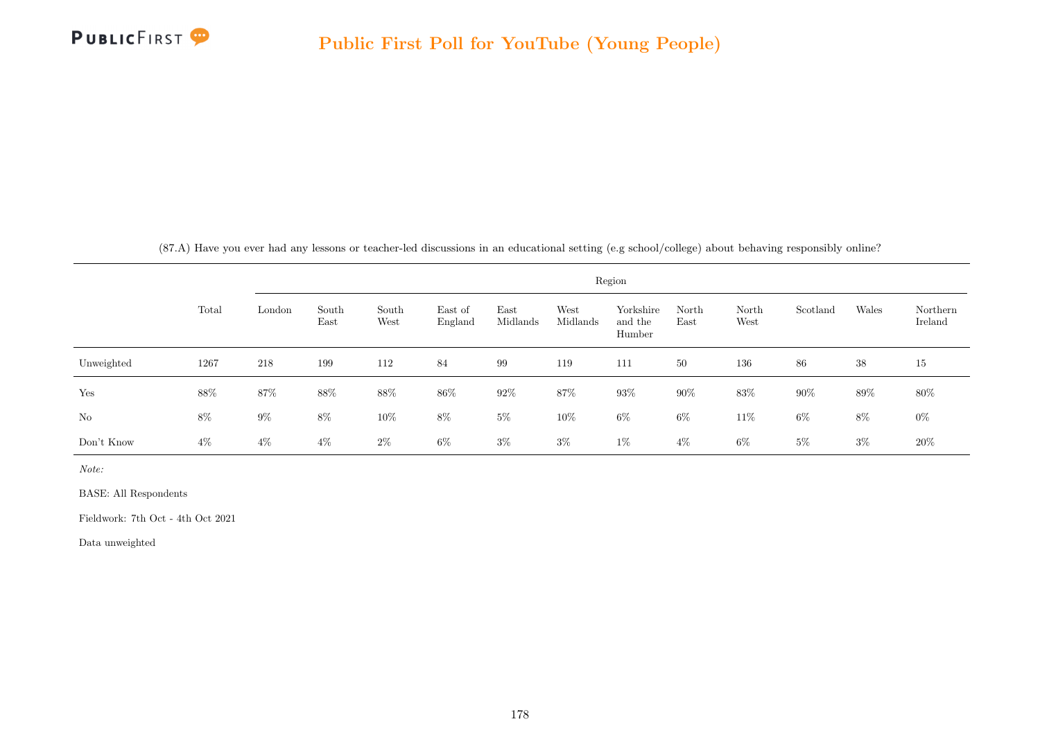(87.A) Have you ever had any lessons or teacher-led discussions in an educational setting (e.g school/college) about behaving responsibly online?

| | Total | Region | | | | | | | | | | | |
|---|---|---|---|---|---|---|---|---|---|---|---|---|---|
| | | London | South East | South West | East of England | East Midlands | West Midlands | Yorkshire and the Humber | North East | North West | Scotland | Wales | Northern Ireland |
| Unweighted | 1267 | 218 | 199 | 112 | 84 | 99 | 119 | 111 | 50 | 136 | 86 | 38 | 15 |
| Yes | 88% | 87% | 88% | 88% | 86% | 92% | 87% | 93% | 90% | 83% | 90% | 89% | 80% |
| No | 8% | 9% | 8% | 10% | 8% | 5% | 10% | 6% | 6% | 11% | 6% | 8% | 0% |
| Don't Know | 4% | 4% | 4% | 2% | 6% | 3% | 3% | 1% | 4% | 6% | 5% | 3% | 20% |

*Note:*

BASE: All Respondents

Fieldwork: 7th Oct - 4th Oct 2021

Data unweighted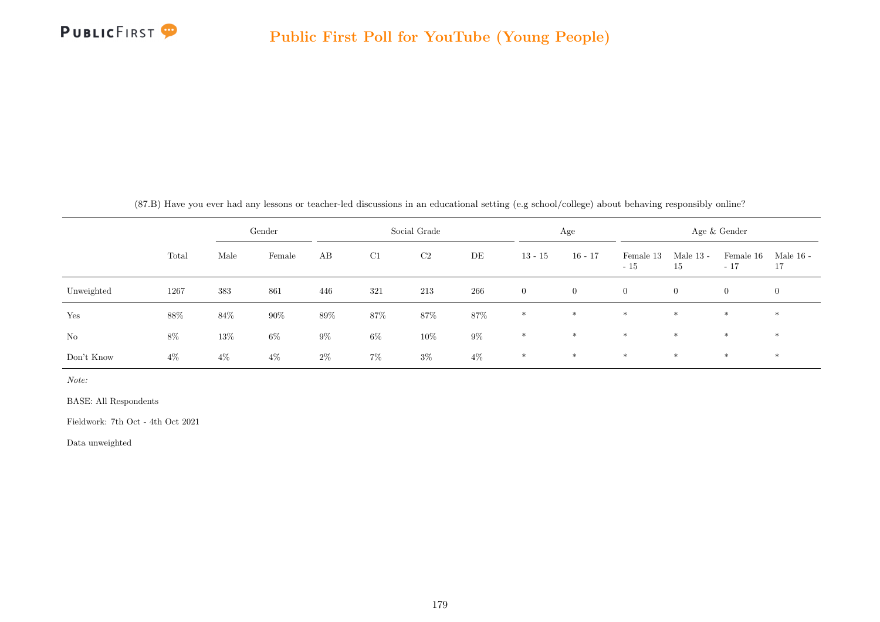(87.B) Have you ever had any lessons or teacher-led discussions in an educational setting (e.g school/college) about behaving responsibly online?

| | Total | Gender | | Social Grade | | | | Age | | Age & Gender | | | |
|---|---|---|---|---|---|---|---|---|---|---|---|---|---|
| | | Male | Female | AB | C1 | C2 | DE | 13 - 15 | 16 - 17 | Female 13 - 15 | Male 13 - 15 | Female 16 - 17 | Male 16 - 17 |
| Unweighted | 1267 | 383 | 861 | 446 | 321 | 213 | 266 | 0 | 0 | 0 | 0 | 0 | 0 |
| Yes | 88% | 84% | 90% | 89% | 87% | 87% | 87% | * | * | * | * | * | * |
| No | 8% | 13% | 6% | 9% | 6% | 10% | 9% | * | * | * | * | * | * |
| Don't Know | 4% | 4% | 4% | 2% | 7% | 3% | 4% | * | * | * | * | * | * |

*Note:*

BASE: All Respondents

Fieldwork: 7th Oct - 4th Oct 2021

Data unweighted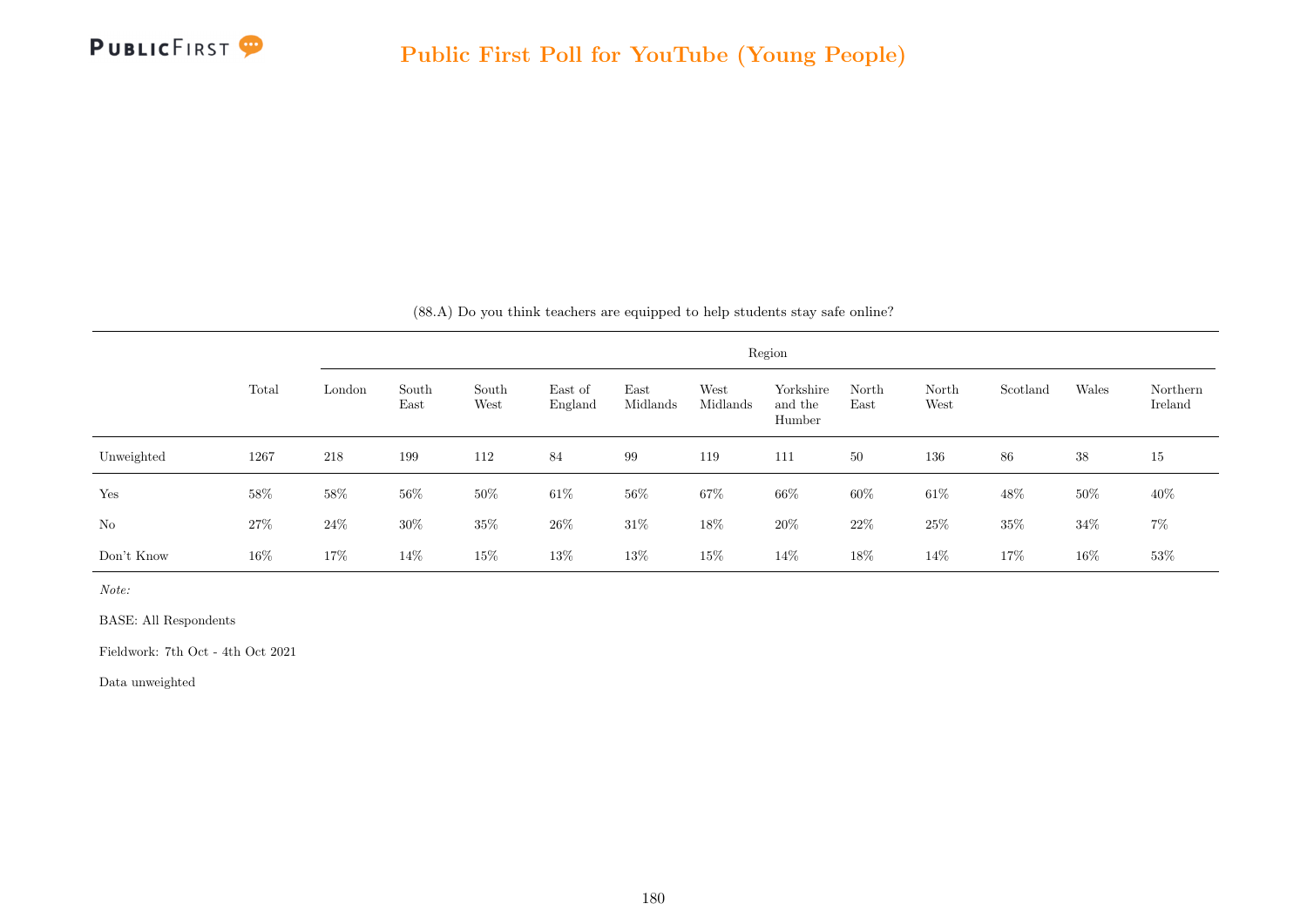(88.A) Do you think teachers are equipped to help students stay safe online?

| | Total | Region | | | | | | | | | | | |
|---|---|---|---|---|---|---|---|---|---|---|---|---|---|
| | | London | South East | South West | East of England | East Midlands | West Midlands | Yorkshire and the Humber | North East | North West | Scotland | Wales | Northern Ireland |
| Unweighted | 1267 | 218 | 199 | 112 | 84 | 99 | 119 | 111 | 50 | 136 | 86 | 38 | 15 |
| Yes | 58% | 58% | 56% | 50% | 61% | 56% | 67% | 66% | 60% | 61% | 48% | 50% | 40% |
| No | 27% | 24% | 30% | 35% | 26% | 31% | 18% | 20% | 22% | 25% | 35% | 34% | 7% |
| Don't Know | 16% | 17% | 14% | 15% | 13% | 13% | 15% | 14% | 18% | 14% | 17% | 16% | 53% |

*Note:*

BASE: All Respondents

Fieldwork: 7th Oct - 4th Oct 2021

Data unweighted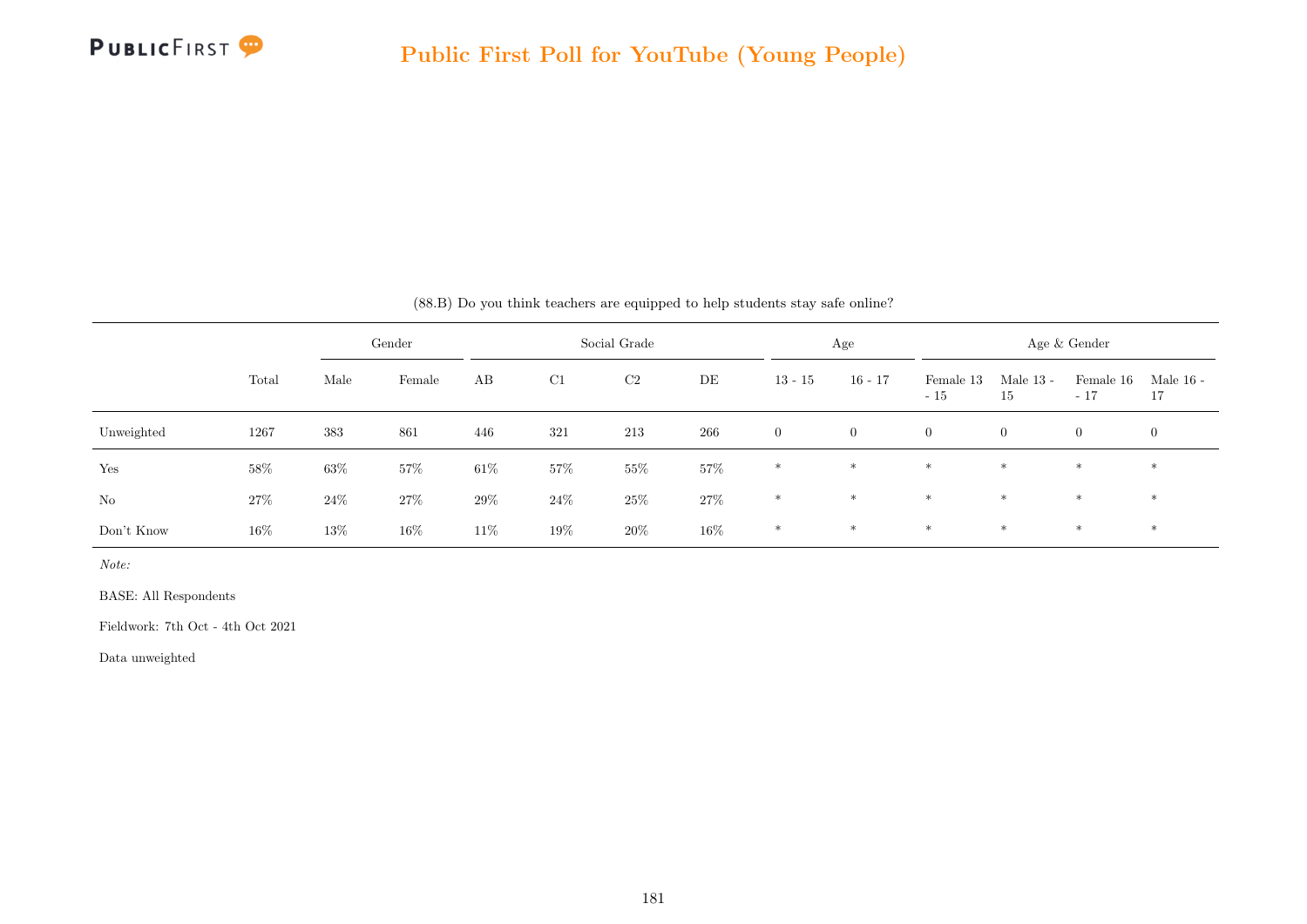(88.B) Do you think teachers are equipped to help students stay safe online?

| | Total | Gender | | Social Grade | | | | Age | | Age & Gender | | | |
|---|---|---|---|---|---|---|---|---|---|---|---|---|---|
| | | Male | Female | AB | C1 | C2 | DE | 13 - 15 | 16 - 17 | Female 13 - 15 | Male 13 - 15 | Female 16 - 17 | Male 16 - 17 |
| Unweighted | 1267 | 383 | 861 | 446 | 321 | 213 | 266 | 0 | 0 | 0 | 0 | 0 | 0 |
| Yes | 58% | 63% | 57% | 61% | 57% | 55% | 57% | * | * | * | * | * | * |
| No | 27% | 24% | 27% | 29% | 24% | 25% | 27% | * | * | * | * | * | * |
| Don't Know | 16% | 13% | 16% | 11% | 19% | 20% | 16% | * | * | * | * | * | * |

*Note:*

BASE: All Respondents

Fieldwork: 7th Oct - 4th Oct 2021

Data unweighted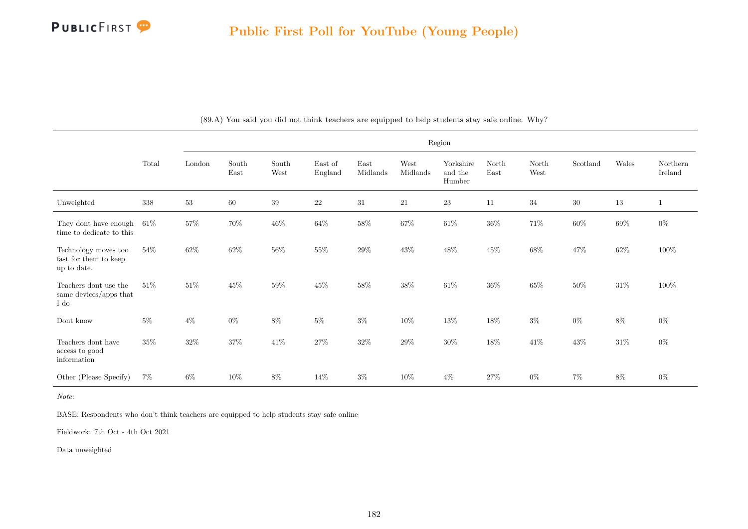## Public First Poll for YouTube (Young People)

(89.A) You said you did not think teachers are equipped to help students stay safe online. Why?

| | Total | Region | | | | | | | | | | | |
|---|---|---|---|---|---|---|---|---|---|---|---|---|---|
| | | London | South East | South West | East of England | East Midlands | West Midlands | Yorkshire and the Humber | North East | North West | Scotland | Wales | Northern Ireland |
| Unweighted | 338 | 53 | 60 | 39 | 22 | 31 | 21 | 23 | 11 | 34 | 30 | 13 | 1 |
| They dont have enough time to dedicate to this | 61% | 57% | 70% | 46% | 64% | 58% | 67% | 61% | 36% | 71% | 60% | 69% | 0% |
| Technology moves too fast for them to keep up to date. | 54% | 62% | 62% | 56% | 55% | 29% | 43% | 48% | 45% | 68% | 47% | 62% | 100% |
| Teachers dont use the same devices/apps that I do | 51% | 51% | 45% | 59% | 45% | 58% | 38% | 61% | 36% | 65% | 50% | 31% | 100% |
| Dont know | 5% | 4% | 0% | 8% | 5% | 3% | 10% | 13% | 18% | 3% | 0% | 8% | 0% |
| Teachers dont have access to good information | 35% | 32% | 37% | 41% | 27% | 32% | 29% | 30% | 18% | 41% | 43% | 31% | 0% |
| Other (Please Specify) | 7% | 6% | 10% | 8% | 14% | 3% | 10% | 4% | 27% | 0% | 7% | 8% | 0% |

*Note:*

BASE: Respondents who don't think teachers are equipped to help students stay safe online

Fieldwork: 7th Oct - 4th Oct 2021

Data unweighted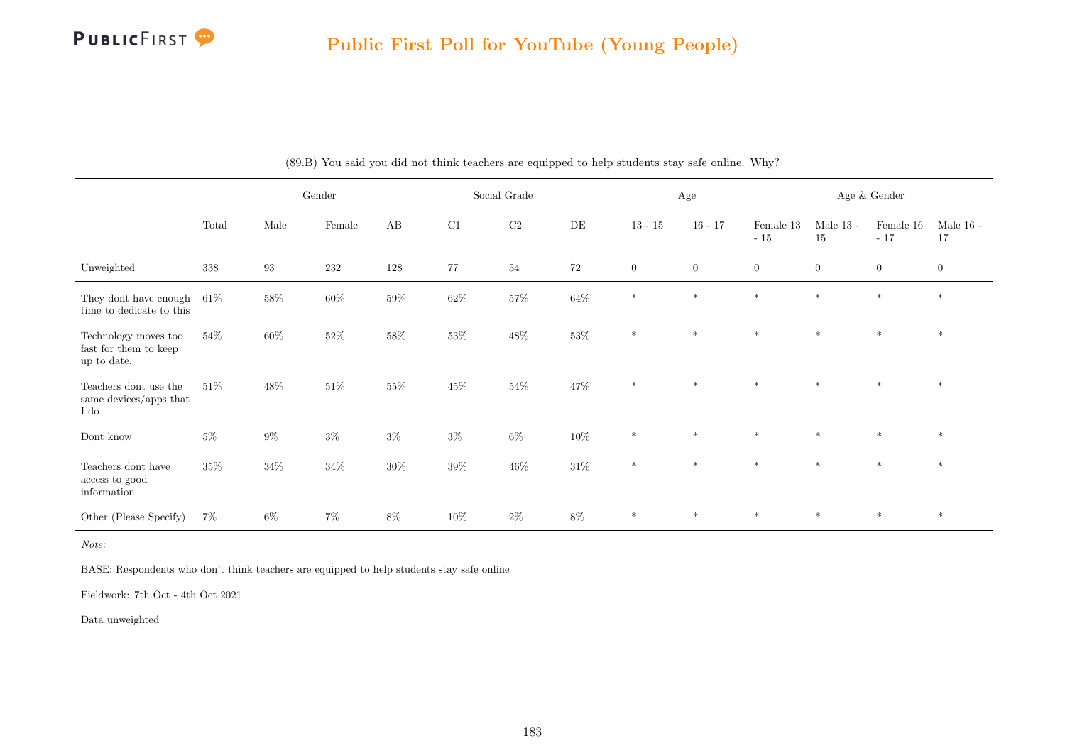## Public First Poll for YouTube (Young People)

(89.B) You said you did not think teachers are equipped to help students stay safe online. Why?

| | Total | Gender | | Social Grade | | | | Age | | Age & Gender | | | |
|---|---|---|---|---|---|---|---|---|---|---|---|---|---|
| | | Male | Female | AB | C1 | C2 | DE | 13 - 15 | 16 - 17 | Female 13 - 15 | Male 13 - 15 | Female 16 - 17 | Male 16 - 17 |
| Unweighted | 338 | 93 | 232 | 128 | 77 | 54 | 72 | 0 | 0 | 0 | 0 | 0 | 0 |
| They dont have enough time to dedicate to this | 61% | 58% | 60% | 59% | 62% | 57% | 64% | * | * | * | * | * | * |
| Technology moves too fast for them to keep up to date. | 54% | 60% | 52% | 58% | 53% | 48% | 53% | * | * | * | * | * | * |
| Teachers dont use the same devices/apps that I do | 51% | 48% | 51% | 55% | 45% | 54% | 47% | * | * | * | * | * | * |
| Dont know | 5% | 9% | 3% | 3% | 3% | 6% | 10% | * | * | * | * | * | * |
| Teachers dont have access to good information | 35% | 34% | 34% | 30% | 39% | 46% | 31% | * | * | * | * | * | * |
| Other (Please Specify) | 7% | 6% | 7% | 8% | 10% | 2% | 8% | * | * | * | * | * | * |

*Note:*

BASE: Respondents who don't think teachers are equipped to help students stay safe online

Fieldwork: 7th Oct - 4th Oct 2021

Data unweighted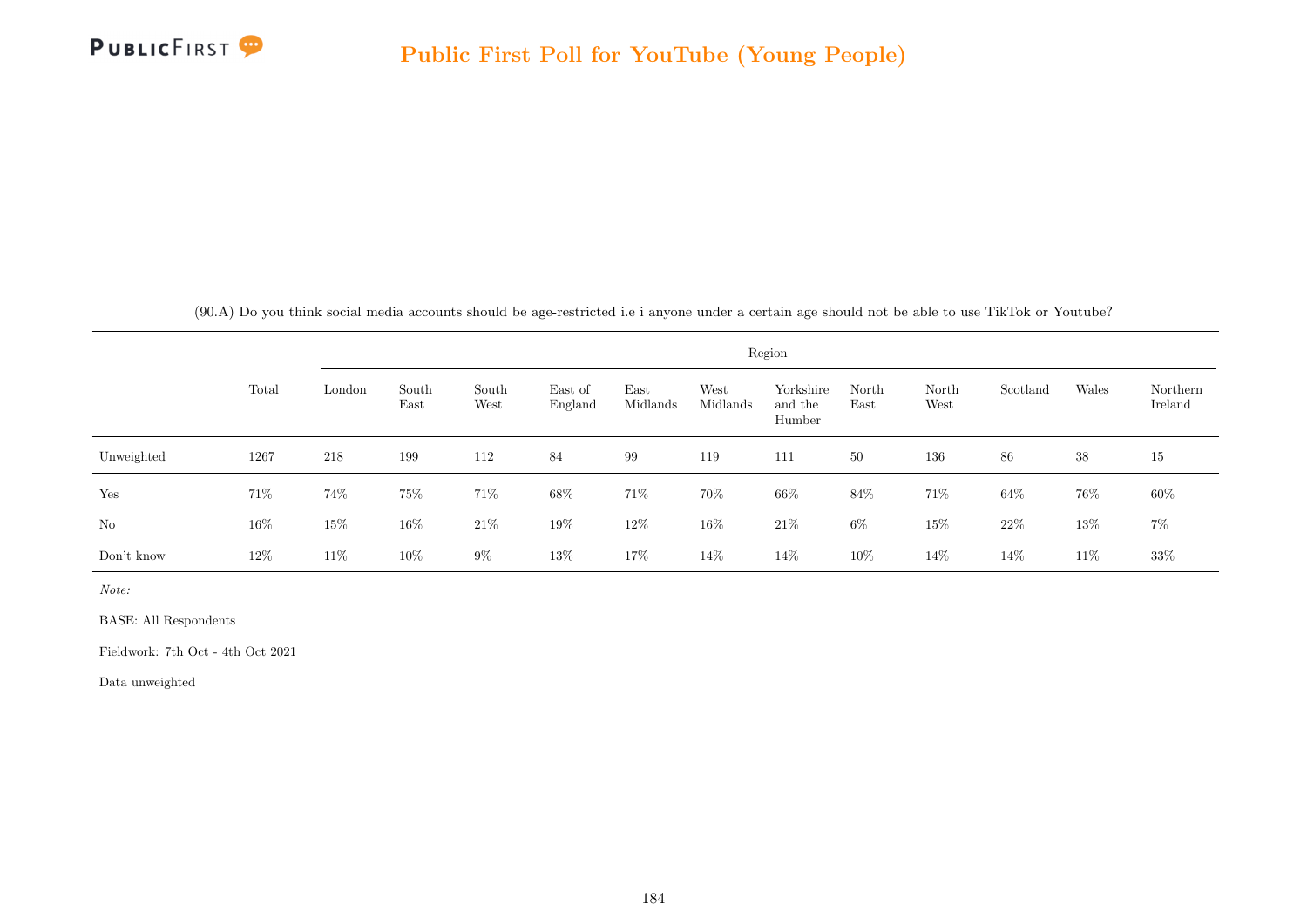## Public First Poll for YouTube (Young People)

(90.A) Do you think social media accounts should be age-restricted i.e i anyone under a certain age should not be able to use TikTok or Youtube?

| | Total | Region | | | | | | | | | | | |
|---|---|---|---|---|---|---|---|---|---|---|---|---|---|
| | | London | South East | South West | East of England | East Midlands | West Midlands | Yorkshire and the Humber | North East | North West | Scotland | Wales | Northern Ireland |
| Unweighted | 1267 | 218 | 199 | 112 | 84 | 99 | 119 | 111 | 50 | 136 | 86 | 38 | 15 |
| Yes | 71% | 74% | 75% | 71% | 68% | 71% | 70% | 66% | 84% | 71% | 64% | 76% | 60% |
| No | 16% | 15% | 16% | 21% | 19% | 12% | 16% | 21% | 6% | 15% | 22% | 13% | 7% |
| Don't know | 12% | 11% | 10% | 9% | 13% | 17% | 14% | 14% | 10% | 14% | 14% | 11% | 33% |

*Note:*

BASE: All Respondents

Fieldwork: 7th Oct - 4th Oct 2021

Data unweighted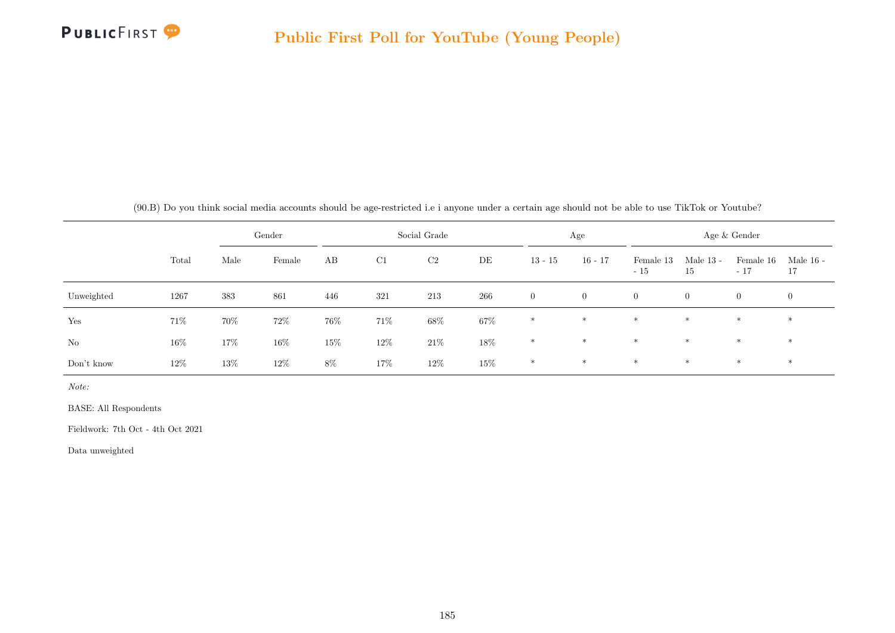(90.B) Do you think social media accounts should be age-restricted i.e i anyone under a certain age should not be able to use TikTok or Youtube?

| | | Gender | | Social Grade | | | | Age | | Age & Gender | | | |
|---|---|---|---|---|---|---|---|---|---|---|---|---|---|
| | Total | Male | Female | AB | C1 | C2 | DE | 13 - 15 | 16 - 17 | Female 13 - 15 | Male 13 - 15 | Female 16 - 17 | Male 16 - 17 |
| Unweighted | 1267 | 383 | 861 | 446 | 321 | 213 | 266 | 0 | 0 | 0 | 0 | 0 | 0 |
| Yes | 71% | 70% | 72% | 76% | 71% | 68% | 67% | * | * | * | * | * | * |
| No | 16% | 17% | 16% | 15% | 12% | 21% | 18% | * | * | * | * | * | * |
| Don't know | 12% | 13% | 12% | 8% | 17% | 12% | 15% | * | * | * | * | * | * |

*Note:*

BASE: All Respondents

Fieldwork: 7th Oct - 4th Oct 2021

Data unweighted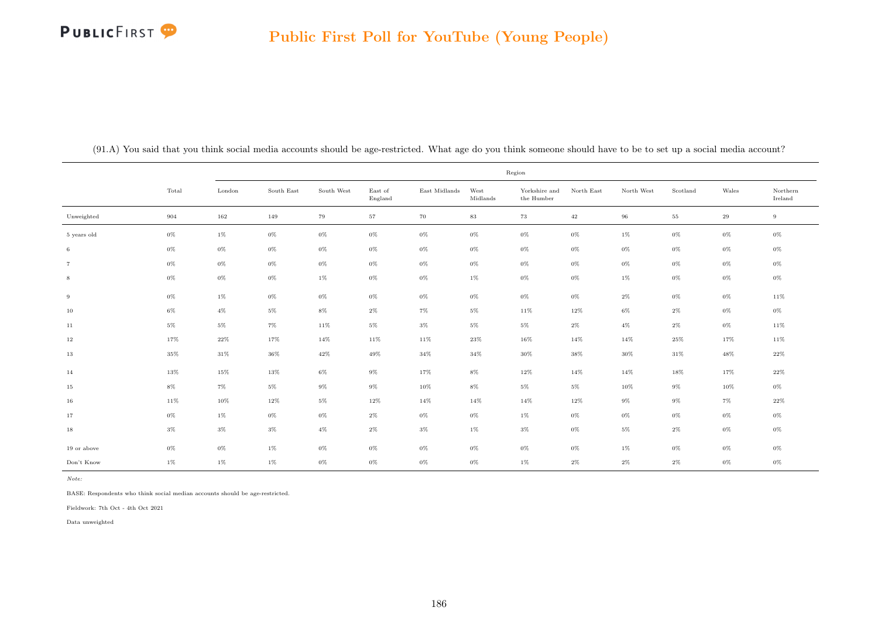# Public First Poll for YouTube (Young People)

(91.A) You said that you think social media accounts should be age-restricted. What age do you think someone should have to be to set up a social media account?

| | Total | Region | | | | | | | | | | | |
|---|---|---|---|---|---|---|---|---|---|---|---|---|---|
| | | London | South East | South West | East of England | East Midlands | West Midlands | Yorkshire and the Humber | North East | North West | Scotland | Wales | Northern Ireland |
| Unweighted | 904 | 162 | 149 | 79 | 57 | 70 | 83 | 73 | 42 | 96 | 55 | 29 | 9 |
| 5 years old | 0% | 1% | 0% | 0% | 0% | 0% | 0% | 0% | 0% | 1% | 0% | 0% | 0% |
| 6 | 0% | 0% | 0% | 0% | 0% | 0% | 0% | 0% | 0% | 0% | 0% | 0% | 0% |
| 7 | 0% | 0% | 0% | 0% | 0% | 0% | 0% | 0% | 0% | 0% | 0% | 0% | 0% |
| 8 | 0% | 0% | 0% | 1% | 0% | 0% | 1% | 0% | 0% | 1% | 0% | 0% | 0% |
| 9 | 0% | 1% | 0% | 0% | 0% | 0% | 0% | 0% | 0% | 2% | 0% | 0% | 11% |
| 10 | 6% | 4% | 5% | 8% | 2% | 7% | 5% | 11% | 12% | 6% | 2% | 0% | 0% |
| 11 | 5% | 5% | 7% | 11% | 5% | 3% | 5% | 5% | 2% | 4% | 2% | 0% | 11% |
| 12 | 17% | 22% | 17% | 14% | 11% | 11% | 23% | 16% | 14% | 14% | 25% | 17% | 11% |
| 13 | 35% | 31% | 36% | 42% | 49% | 34% | 34% | 30% | 38% | 30% | 31% | 48% | 22% |
| 14 | 13% | 15% | 13% | 6% | 9% | 17% | 8% | 12% | 14% | 14% | 18% | 17% | 22% |
| 15 | 8% | 7% | 5% | 9% | 9% | 10% | 8% | 5% | 5% | 10% | 9% | 10% | 0% |
| 16 | 11% | 10% | 12% | 5% | 12% | 14% | 14% | 14% | 12% | 9% | 9% | 7% | 22% |
| 17 | 0% | 1% | 0% | 0% | 2% | 0% | 0% | 1% | 0% | 0% | 0% | 0% | 0% |
| 18 | 3% | 3% | 3% | 4% | 2% | 3% | 1% | 3% | 0% | 5% | 2% | 0% | 0% |
| 19 or above | 0% | 0% | 1% | 0% | 0% | 0% | 0% | 0% | 0% | 1% | 0% | 0% | 0% |
| Don't Know | 1% | 1% | 1% | 0% | 0% | 0% | 0% | 1% | 2% | 2% | 2% | 0% | 0% |

*Note:*

BASE: Respondents who think social median accounts should be age-restricted.

Fieldwork: 7th Oct - 4th Oct 2021

Data unweighted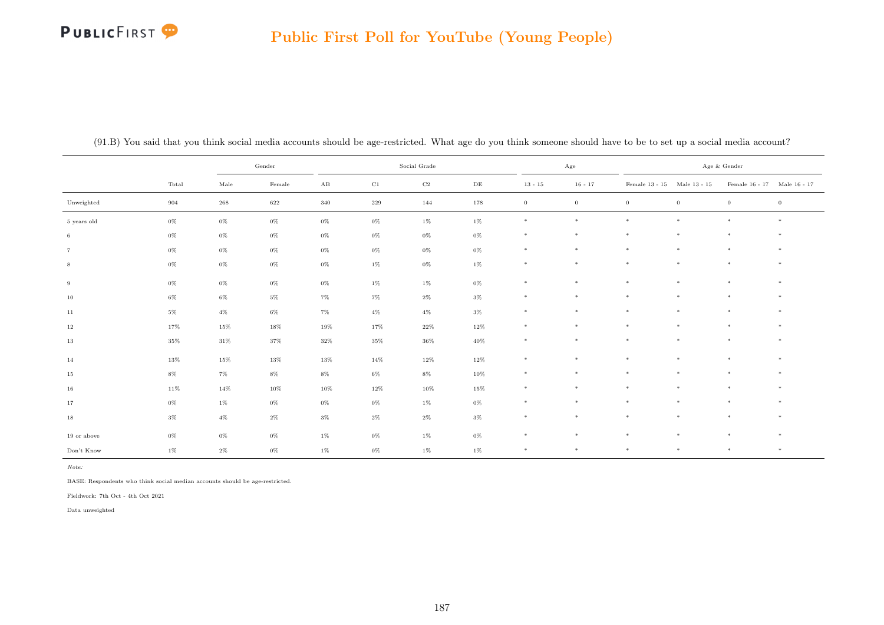## Public First Poll for YouTube (Young People)

(91.B) You said that you think social media accounts should be age-restricted. What age do you think someone should have to be to set up a social media account?

| | | Gender | | Social Grade | | | | Age | | Age & Gender | | | |
|---|---|---|---|---|---|---|---|---|---|---|---|---|---|
| | Total | Male | Female | AB | C1 | C2 | DE | 13 - 15 | 16 - 17 | Female 13 - 15 | Male 13 - 15 | Female 16 - 17 | Male 16 - 17 |
| Unweighted | 904 | 268 | 622 | 340 | 229 | 144 | 178 | 0 | 0 | 0 | 0 | 0 | 0 |
| 5 years old | 0% | 0% | 0% | 0% | 0% | 1% | 1% | * | * | * | * | * | * |
| 6 | 0% | 0% | 0% | 0% | 0% | 0% | 0% | * | * | * | * | * | * |
| 7 | 0% | 0% | 0% | 0% | 0% | 0% | 0% | * | * | * | * | * | * |
| 8 | 0% | 0% | 0% | 0% | 1% | 0% | 1% | * | * | * | * | * | * |
| 9 | 0% | 0% | 0% | 0% | 1% | 1% | 0% | * | * | * | * | * | * |
| 10 | 6% | 6% | 5% | 7% | 7% | 2% | 3% | * | * | * | * | * | * |
| 11 | 5% | 4% | 6% | 7% | 4% | 4% | 3% | * | * | * | * | * | * |
| 12 | 17% | 15% | 18% | 19% | 17% | 22% | 12% | * | * | * | * | * | * |
| 13 | 35% | 31% | 37% | 32% | 35% | 36% | 40% | * | * | * | * | * | * |
| 14 | 13% | 15% | 13% | 13% | 14% | 12% | 12% | * | * | * | * | * | * |
| 15 | 8% | 7% | 8% | 8% | 6% | 8% | 10% | * | * | * | * | * | * |
| 16 | 11% | 14% | 10% | 10% | 12% | 10% | 15% | * | * | * | * | * | * |
| 17 | 0% | 1% | 0% | 0% | 0% | 1% | 0% | * | * | * | * | * | * |
| 18 | 3% | 4% | 2% | 3% | 2% | 2% | 3% | * | * | * | * | * | * |
| 19 or above | 0% | 0% | 0% | 1% | 0% | 1% | 0% | * | * | * | * | * | * |
| Don't Know | 1% | 2% | 0% | 1% | 0% | 1% | 1% | * | * | * | * | * | * |

*Note:*

BASE: Respondents who think social median accounts should be age-restricted.

Fieldwork: 7th Oct - 4th Oct 2021

Data unweighted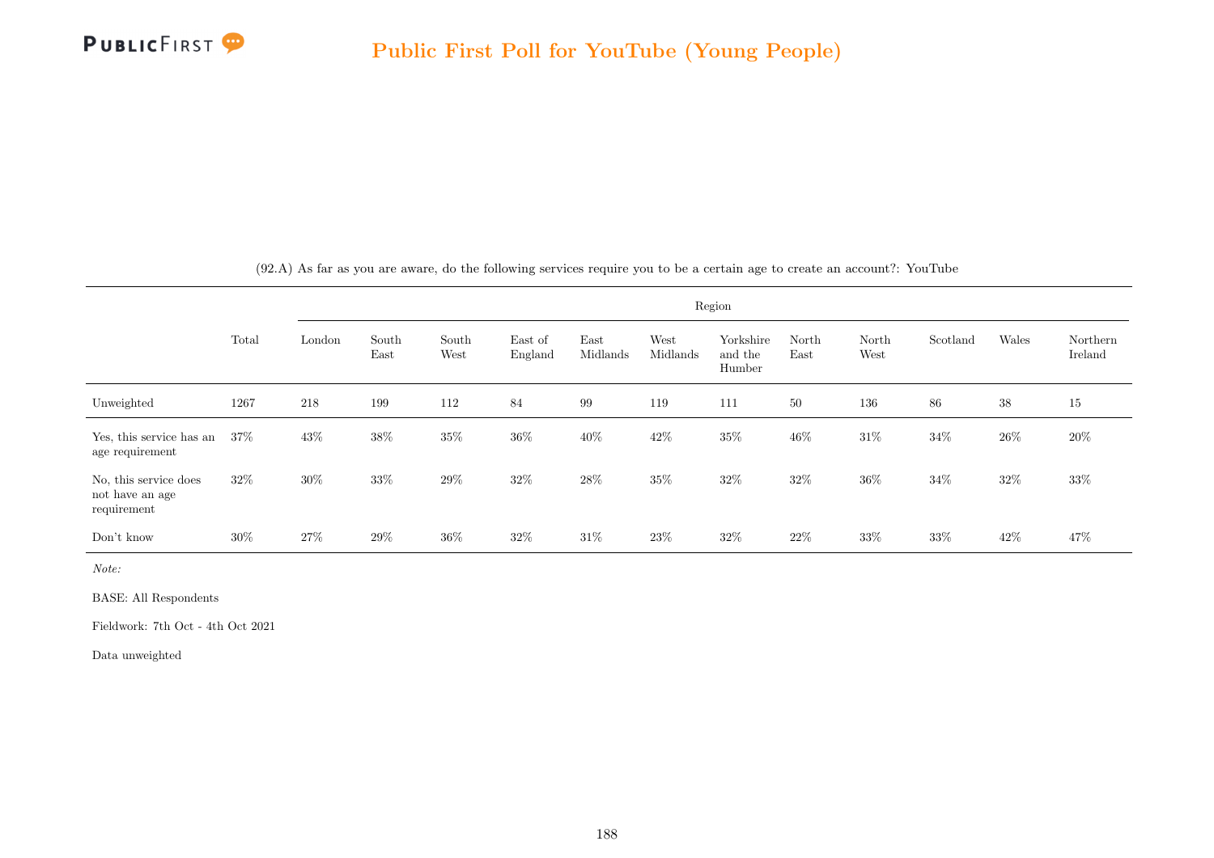(92.A) As far as you are aware, do the following services require you to be a certain age to create an account?: YouTube

| | Total | Region | | | | | | | | | | | |
|---|---|---|---|---|---|---|---|---|---|---|---|---|---|
| | | London | South East | South West | East of England | East Midlands | West Midlands | Yorkshire and the Humber | North East | North West | Scotland | Wales | Northern Ireland |
| Unweighted | 1267 | 218 | 199 | 112 | 84 | 99 | 119 | 111 | 50 | 136 | 86 | 38 | 15 |
| Yes, this service has an age requirement | 37% | 43% | 38% | 35% | 36% | 40% | 42% | 35% | 46% | 31% | 34% | 26% | 20% |
| No, this service does not have an age requirement | 32% | 30% | 33% | 29% | 32% | 28% | 35% | 32% | 32% | 36% | 34% | 32% | 33% |
| Don't know | 30% | 27% | 29% | 36% | 32% | 31% | 23% | 32% | 22% | 33% | 33% | 42% | 47% |

*Note:*

BASE: All Respondents

Fieldwork: 7th Oct - 4th Oct 2021

Data unweighted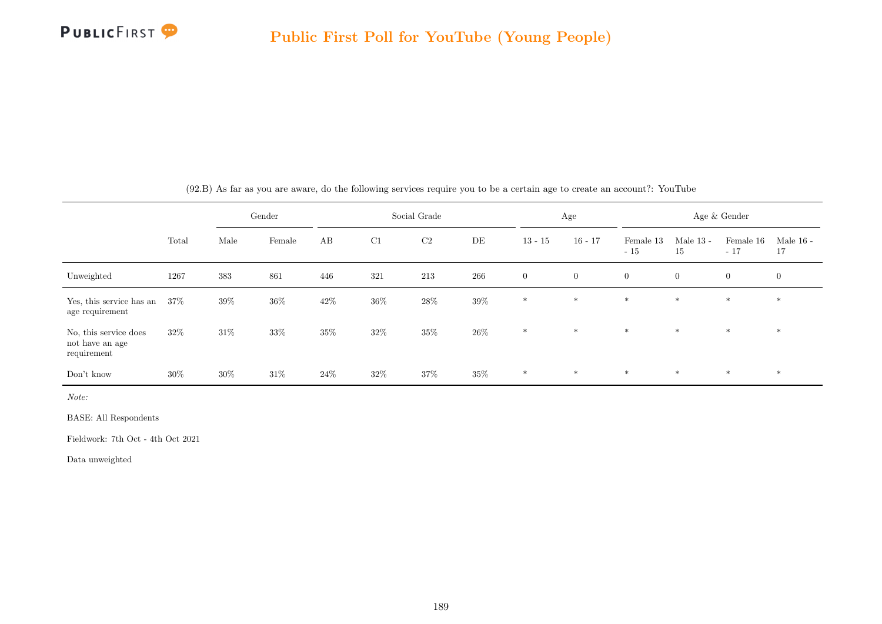(92.B) As far as you are aware, do the following services require you to be a certain age to create an account?: YouTube

| | Total | Gender | | Social Grade | | | | Age | | Age & Gender | | | |
|---|---|---|---|---|---|---|---|---|---|---|---|---|---|
| | | Male | Female | AB | C1 | C2 | DE | 13 - 15 | 16 - 17 | Female 13 - 15 | Male 13 - 15 | Female 16 - 17 | Male 16 - 17 |
| Unweighted | 1267 | 383 | 861 | 446 | 321 | 213 | 266 | 0 | 0 | 0 | 0 | 0 | 0 |
| Yes, this service has an age requirement | 37% | 39% | 36% | 42% | 36% | 28% | 39% | * | * | * | * | * | * |
| No, this service does not have an age requirement | 32% | 31% | 33% | 35% | 32% | 35% | 26% | * | * | * | * | * | * |
| Don't know | 30% | 30% | 31% | 24% | 32% | 37% | 35% | * | * | * | * | * | * |

*Note:*

BASE: All Respondents

Fieldwork: 7th Oct - 4th Oct 2021

Data unweighted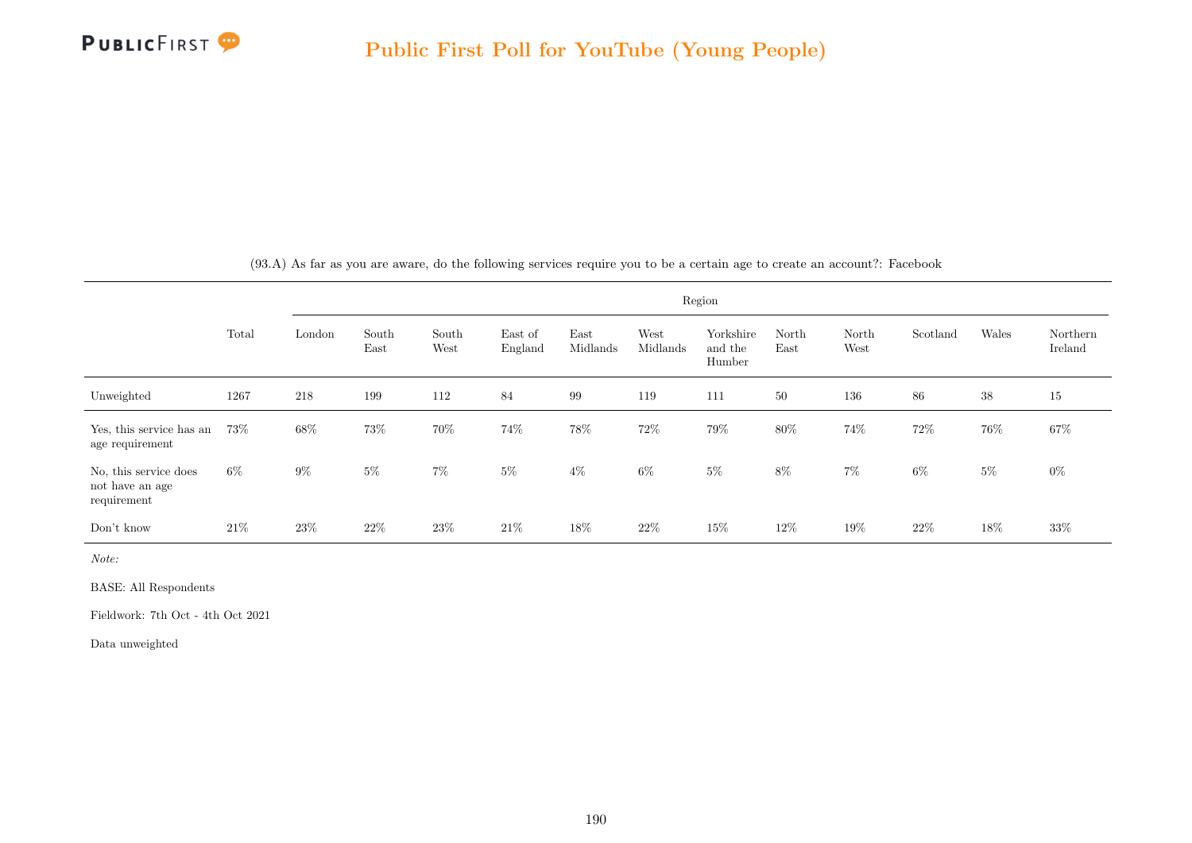(93.A) As far as you are aware, do the following services require you to be a certain age to create an account?: Facebook

| | Total | Region | | | | | | | | | | | |
|---|---|---|---|---|---|---|---|---|---|---|---|---|---|
| | | London | South East | South West | East of England | East Midlands | West Midlands | Yorkshire and the Humber | North East | North West | Scotland | Wales | Northern Ireland |
| Unweighted | 1267 | 218 | 199 | 112 | 84 | 99 | 119 | 111 | 50 | 136 | 86 | 38 | 15 |
| Yes, this service has an age requirement | 73% | 68% | 73% | 70% | 74% | 78% | 72% | 79% | 80% | 74% | 72% | 76% | 67% |
| No, this service does not have an age requirement | 6% | 9% | 5% | 7% | 5% | 4% | 6% | 5% | 8% | 7% | 6% | 5% | 0% |
| Don't know | 21% | 23% | 22% | 23% | 21% | 18% | 22% | 15% | 12% | 19% | 22% | 18% | 33% |

*Note:*

BASE: All Respondents

Fieldwork: 7th Oct - 4th Oct 2021

Data unweighted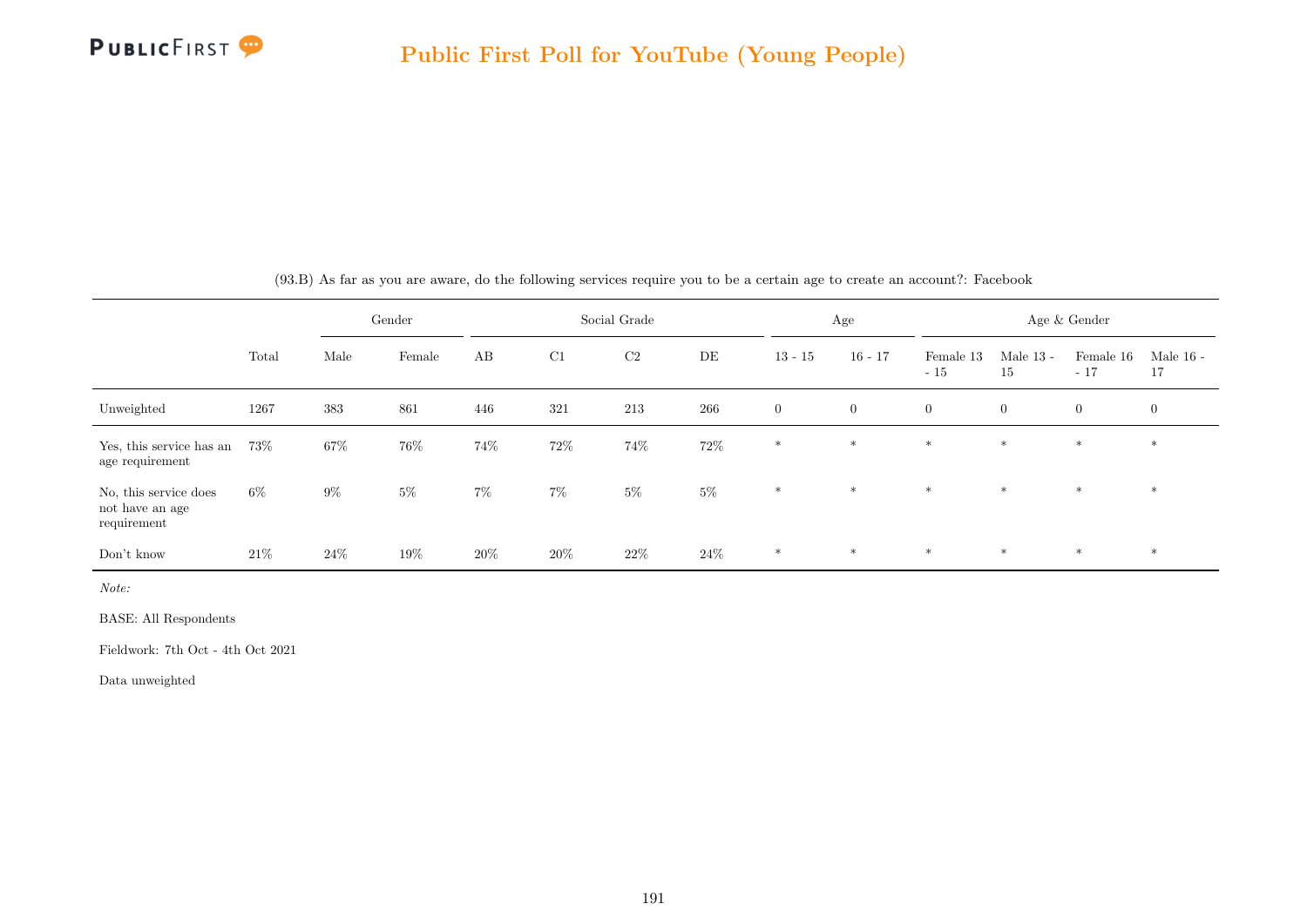(93.B) As far as you are aware, do the following services require you to be a certain age to create an account?: Facebook

| | Total | Gender | | Social Grade | | | | Age | | Age & Gender | | | |
|---|---|---|---|---|---|---|---|---|---|---|---|---|---|
| | | Male | Female | AB | C1 | C2 | DE | 13 - 15 | 16 - 17 | Female 13 - 15 | Male 13 - 15 | Female 16 - 17 | Male 16 - 17 |
| Unweighted | 1267 | 383 | 861 | 446 | 321 | 213 | 266 | 0 | 0 | 0 | 0 | 0 | 0 |
| Yes, this service has an age requirement | 73% | 67% | 76% | 74% | 72% | 74% | 72% | * | * | * | * | * | * |
| No, this service does not have an age requirement | 6% | 9% | 5% | 7% | 7% | 5% | 5% | * | * | * | * | * | * |
| Don't know | 21% | 24% | 19% | 20% | 20% | 22% | 24% | * | * | * | * | * | * |

*Note:*

BASE: All Respondents

Fieldwork: 7th Oct - 4th Oct 2021

Data unweighted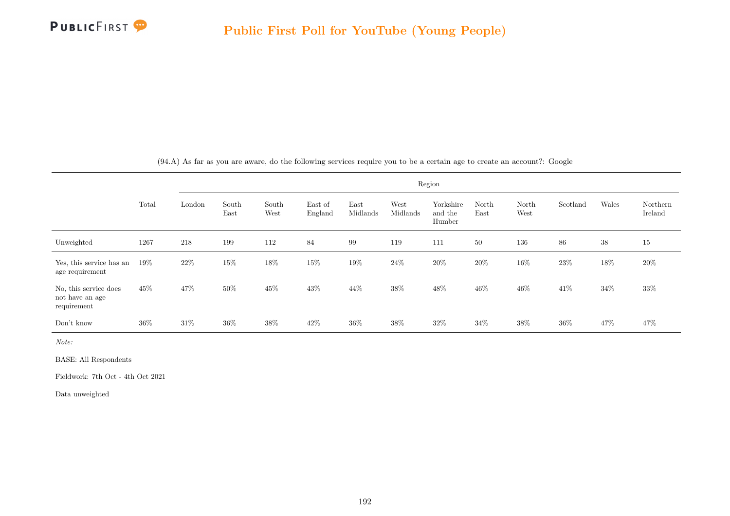(94.A) As far as you are aware, do the following services require you to be a certain age to create an account?: Google

| | Total | Region | | | | | | | | | | | |
|---|---|---|---|---|---|---|---|---|---|---|---|---|---|
| | | London | South East | South West | East of England | East Midlands | West Midlands | Yorkshire and the Humber | North East | North West | Scotland | Wales | Northern Ireland |
| Unweighted | 1267 | 218 | 199 | 112 | 84 | 99 | 119 | 111 | 50 | 136 | 86 | 38 | 15 |
| Yes, this service has an age requirement | 19% | 22% | 15% | 18% | 15% | 19% | 24% | 20% | 20% | 16% | 23% | 18% | 20% |
| No, this service does not have an age requirement | 45% | 47% | 50% | 45% | 43% | 44% | 38% | 48% | 46% | 46% | 41% | 34% | 33% |
| Don't know | 36% | 31% | 36% | 38% | 42% | 36% | 38% | 32% | 34% | 38% | 36% | 47% | 47% |

*Note:*

BASE: All Respondents

Fieldwork: 7th Oct - 4th Oct 2021

Data unweighted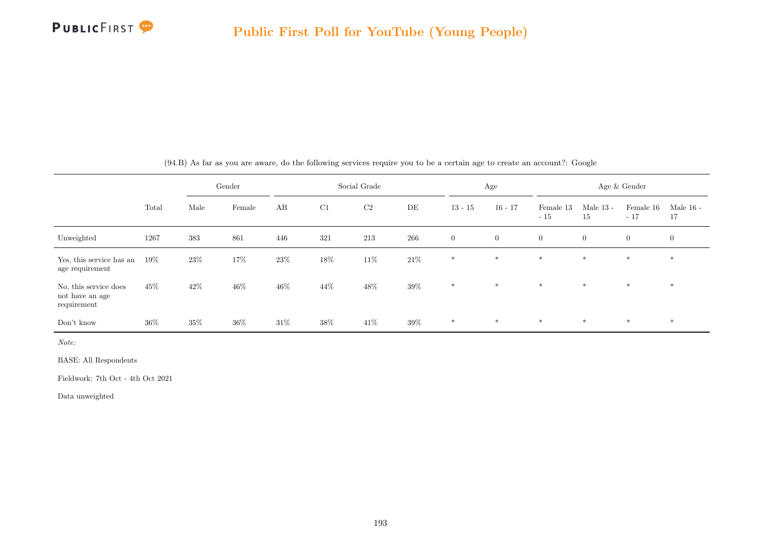Public First Poll for YouTube (Young People)

(94.B) As far as you are aware, do the following services require you to be a certain age to create an account?: Google

| | | Gender | | Social Grade | | | | Age | | Age & Gender | | | |
|---|---|---|---|---|---|---|---|---|---|---|---|---|---|
| | Total | Male | Female | AB | C1 | C2 | DE | 13 - 15 | 16 - 17 | Female 13 - 15 | Male 13 - 15 | Female 16 - 17 | Male 16 - 17 |
| Unweighted | 1267 | 383 | 861 | 446 | 321 | 213 | 266 | 0 | 0 | 0 | 0 | 0 | 0 |
| Yes, this service has an age requirement | 19% | 23% | 17% | 23% | 18% | 11% | 21% | * | * | * | * | * | * |
| No, this service does not have an age requirement | 45% | 42% | 46% | 46% | 44% | 48% | 39% | * | * | * | * | * | * |
| Don't know | 36% | 35% | 36% | 31% | 38% | 41% | 39% | * | * | * | * | * | * |

*Note:*

BASE: All Respondents

Fieldwork: 7th Oct - 4th Oct 2021

Data unweighted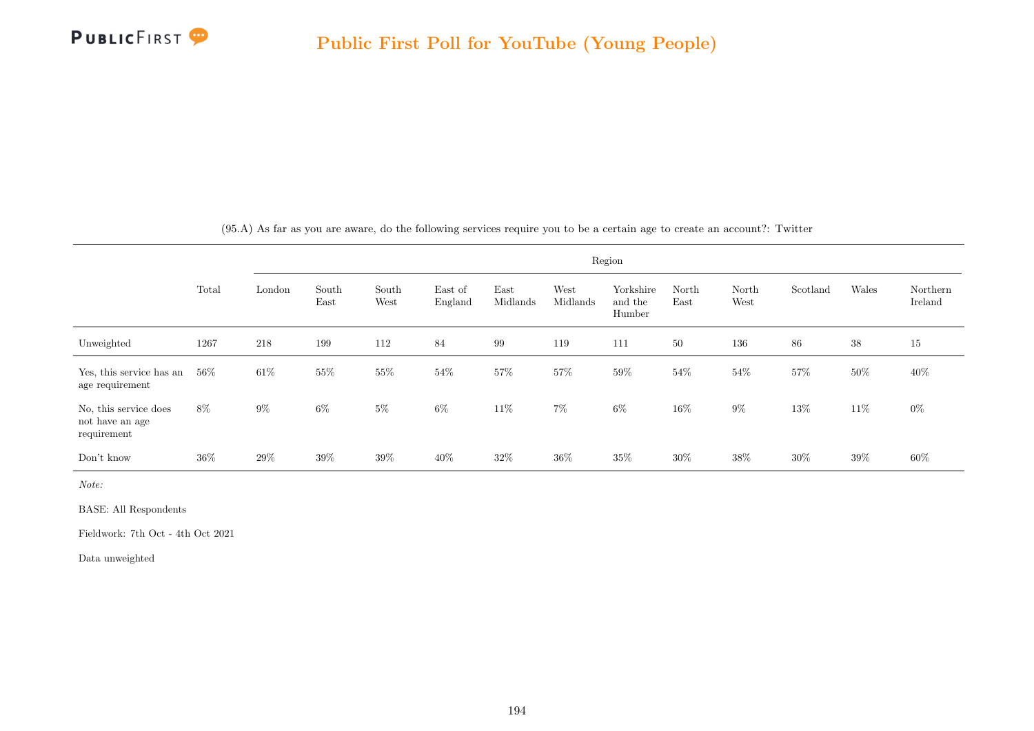(95.A) As far as you are aware, do the following services require you to be a certain age to create an account?: Twitter

| | Total | Region | | | | | | | | | | | |
|---|---|---|---|---|---|---|---|---|---|---|---|---|---|
| | | London | South East | South West | East of England | East Midlands | West Midlands | Yorkshire and the Humber | North East | North West | Scotland | Wales | Northern Ireland |
| Unweighted | 1267 | 218 | 199 | 112 | 84 | 99 | 119 | 111 | 50 | 136 | 86 | 38 | 15 |
| Yes, this service has an age requirement | 56% | 61% | 55% | 55% | 54% | 57% | 57% | 59% | 54% | 54% | 57% | 50% | 40% |
| No, this service does not have an age requirement | 8% | 9% | 6% | 5% | 6% | 11% | 7% | 6% | 16% | 9% | 13% | 11% | 0% |
| Don't know | 36% | 29% | 39% | 39% | 40% | 32% | 36% | 35% | 30% | 38% | 30% | 39% | 60% |

*Note:*

BASE: All Respondents

Fieldwork: 7th Oct - 4th Oct 2021

Data unweighted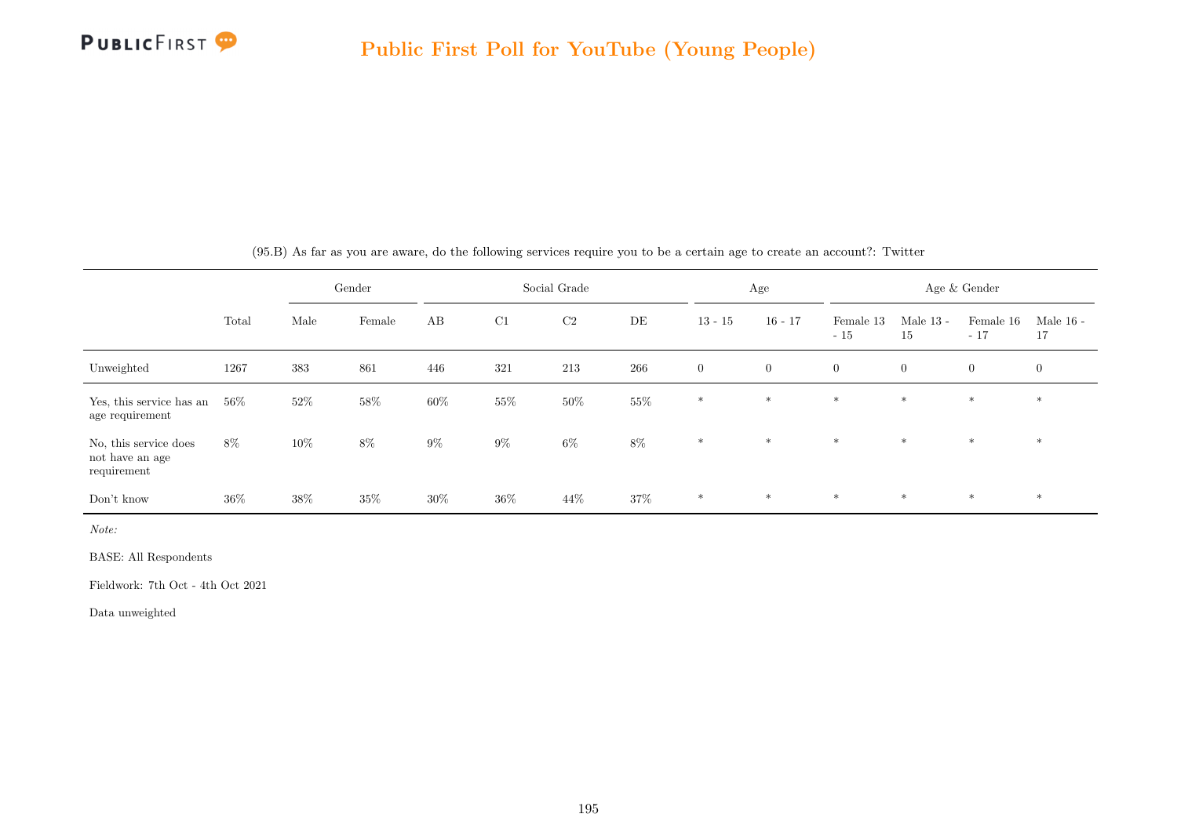(95.B) As far as you are aware, do the following services require you to be a certain age to create an account?: Twitter

| | Total | Gender | | Social Grade | | | | Age | | Age & Gender | | | |
|---|---|---|---|---|---|---|---|---|---|---|---|---|---|
| | | Male | Female | AB | C1 | C2 | DE | 13 - 15 | 16 - 17 | Female 13 - 15 | Male 13 - 15 | Female 16 - 17 | Male 16 - 17 |
| Unweighted | 1267 | 383 | 861 | 446 | 321 | 213 | 266 | 0 | 0 | 0 | 0 | 0 | 0 |
| Yes, this service has an age requirement | 56% | 52% | 58% | 60% | 55% | 50% | 55% | * | * | * | * | * | * |
| No, this service does not have an age requirement | 8% | 10% | 8% | 9% | 9% | 6% | 8% | * | * | * | * | * | * |
| Don't know | 36% | 38% | 35% | 30% | 36% | 44% | 37% | * | * | * | * | * | * |

*Note:*

BASE: All Respondents

Fieldwork: 7th Oct - 4th Oct 2021

Data unweighted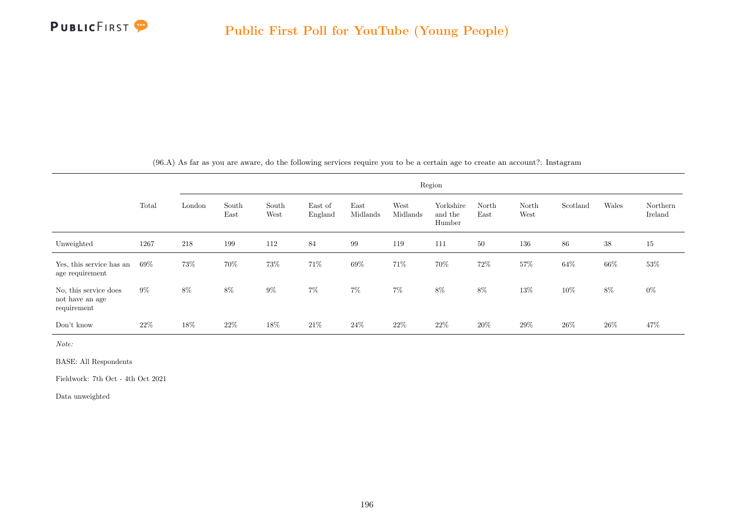(96.A) As far as you are aware, do the following services require you to be a certain age to create an account?: Instagram

| | Total | Region | | | | | | | | | | | |
|---|---|---|---|---|---|---|---|---|---|---|---|---|---|
| | | London | South East | South West | East of England | East Midlands | West Midlands | Yorkshire and the Humber | North East | North West | Scotland | Wales | Northern Ireland |
| Unweighted | 1267 | 218 | 199 | 112 | 84 | 99 | 119 | 111 | 50 | 136 | 86 | 38 | 15 |
| Yes, this service has an age requirement | 69% | 73% | 70% | 73% | 71% | 69% | 71% | 70% | 72% | 57% | 64% | 66% | 53% |
| No, this service does not have an age requirement | 9% | 8% | 8% | 9% | 7% | 7% | 7% | 8% | 8% | 13% | 10% | 8% | 0% |
| Don't know | 22% | 18% | 22% | 18% | 21% | 24% | 22% | 22% | 20% | 29% | 26% | 26% | 47% |

*Note:*

BASE: All Respondents

Fieldwork: 7th Oct - 4th Oct 2021

Data unweighted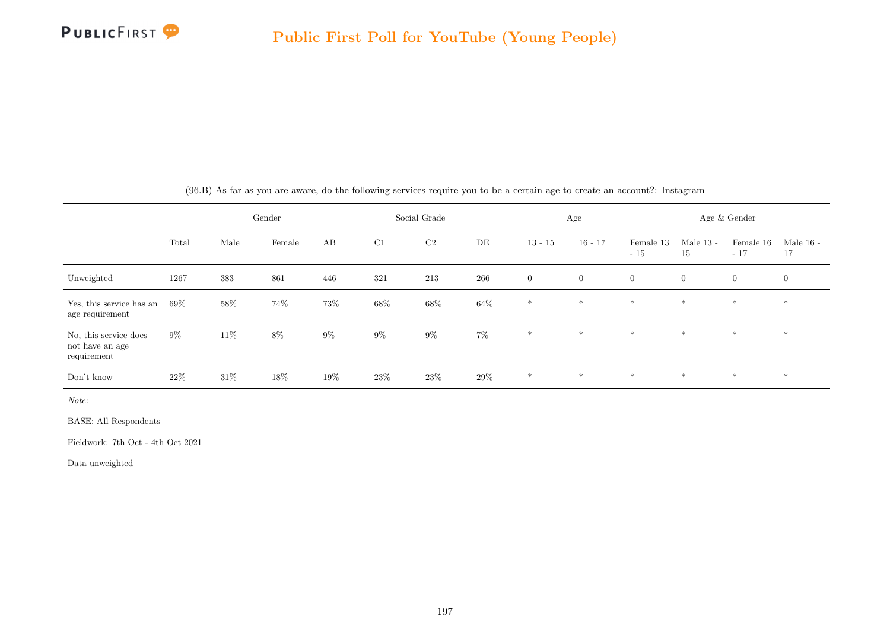(96.B) As far as you are aware, do the following services require you to be a certain age to create an account?: Instagram

| | Total | Gender | | Social Grade | | | | Age | | Age & Gender | | | |
|---|---|---|---|---|---|---|---|---|---|---|---|---|---|
| | | Male | Female | AB | C1 | C2 | DE | 13 - 15 | 16 - 17 | Female 13 - 15 | Male 13 - 15 | Female 16 - 17 | Male 16 - 17 |
| Unweighted | 1267 | 383 | 861 | 446 | 321 | 213 | 266 | 0 | 0 | 0 | 0 | 0 | 0 |
| Yes, this service has an age requirement | 69% | 58% | 74% | 73% | 68% | 68% | 64% | * | * | * | * | * | * |
| No, this service does not have an age requirement | 9% | 11% | 8% | 9% | 9% | 9% | 7% | * | * | * | * | * | * |
| Don't know | 22% | 31% | 18% | 19% | 23% | 23% | 29% | * | * | * | * | * | * |

*Note:*

BASE: All Respondents

Fieldwork: 7th Oct - 4th Oct 2021

Data unweighted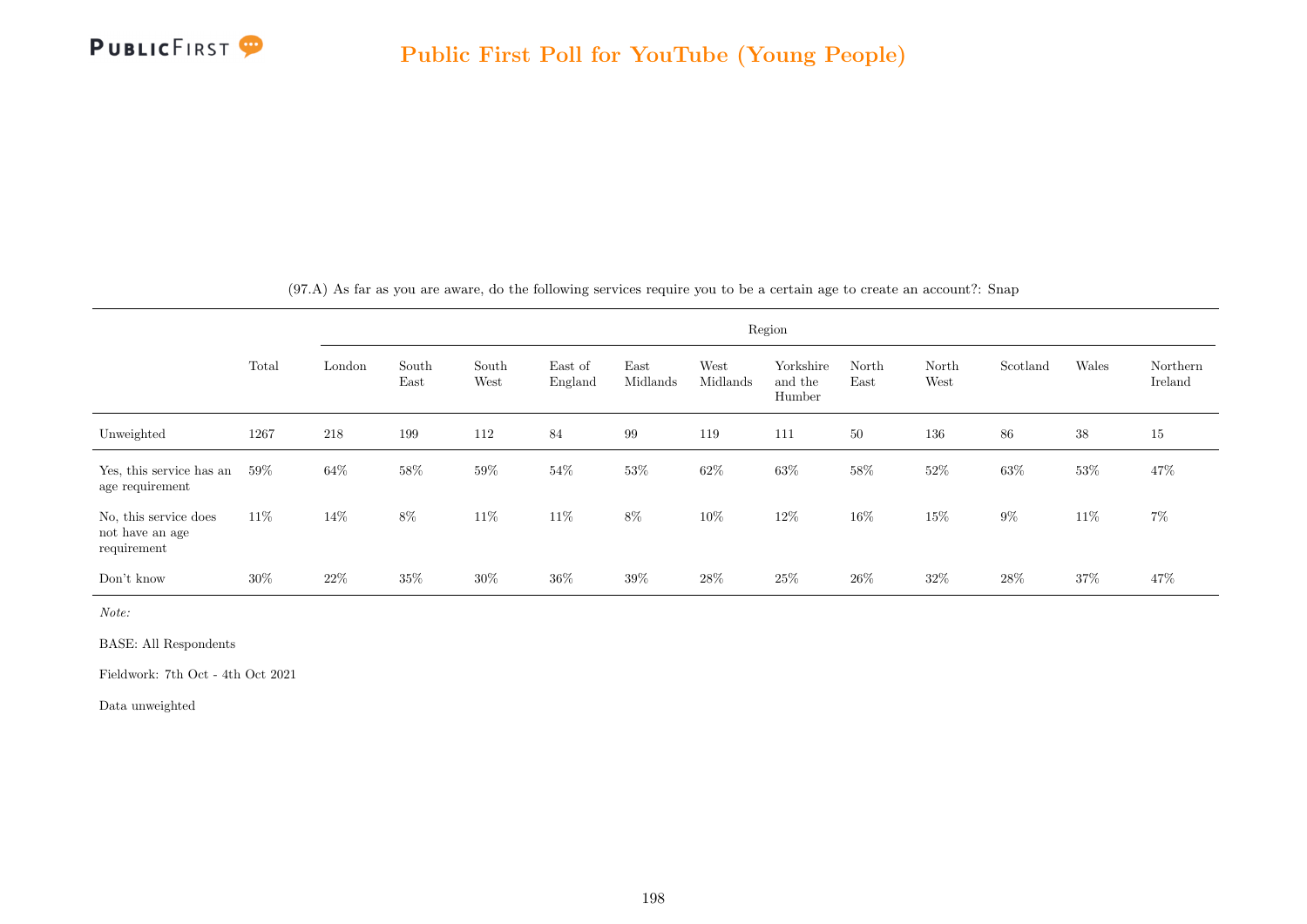(97.A) As far as you are aware, do the following services require you to be a certain age to create an account?: Snap

| | Total | Region | | | | | | | | | | | |
|---|---|---|---|---|---|---|---|---|---|---|---|---|---|
| | | London | South East | South West | East of England | East Midlands | West Midlands | Yorkshire and the Humber | North East | North West | Scotland | Wales | Northern Ireland |
| Unweighted | 1267 | 218 | 199 | 112 | 84 | 99 | 119 | 111 | 50 | 136 | 86 | 38 | 15 |
| Yes, this service has an age requirement | 59% | 64% | 58% | 59% | 54% | 53% | 62% | 63% | 58% | 52% | 63% | 53% | 47% |
| No, this service does not have an age requirement | 11% | 14% | 8% | 11% | 11% | 8% | 10% | 12% | 16% | 15% | 9% | 11% | 7% |
| Don't know | 30% | 22% | 35% | 30% | 36% | 39% | 28% | 25% | 26% | 32% | 28% | 37% | 47% |

*Note:*

BASE: All Respondents

Fieldwork: 7th Oct - 4th Oct 2021

Data unweighted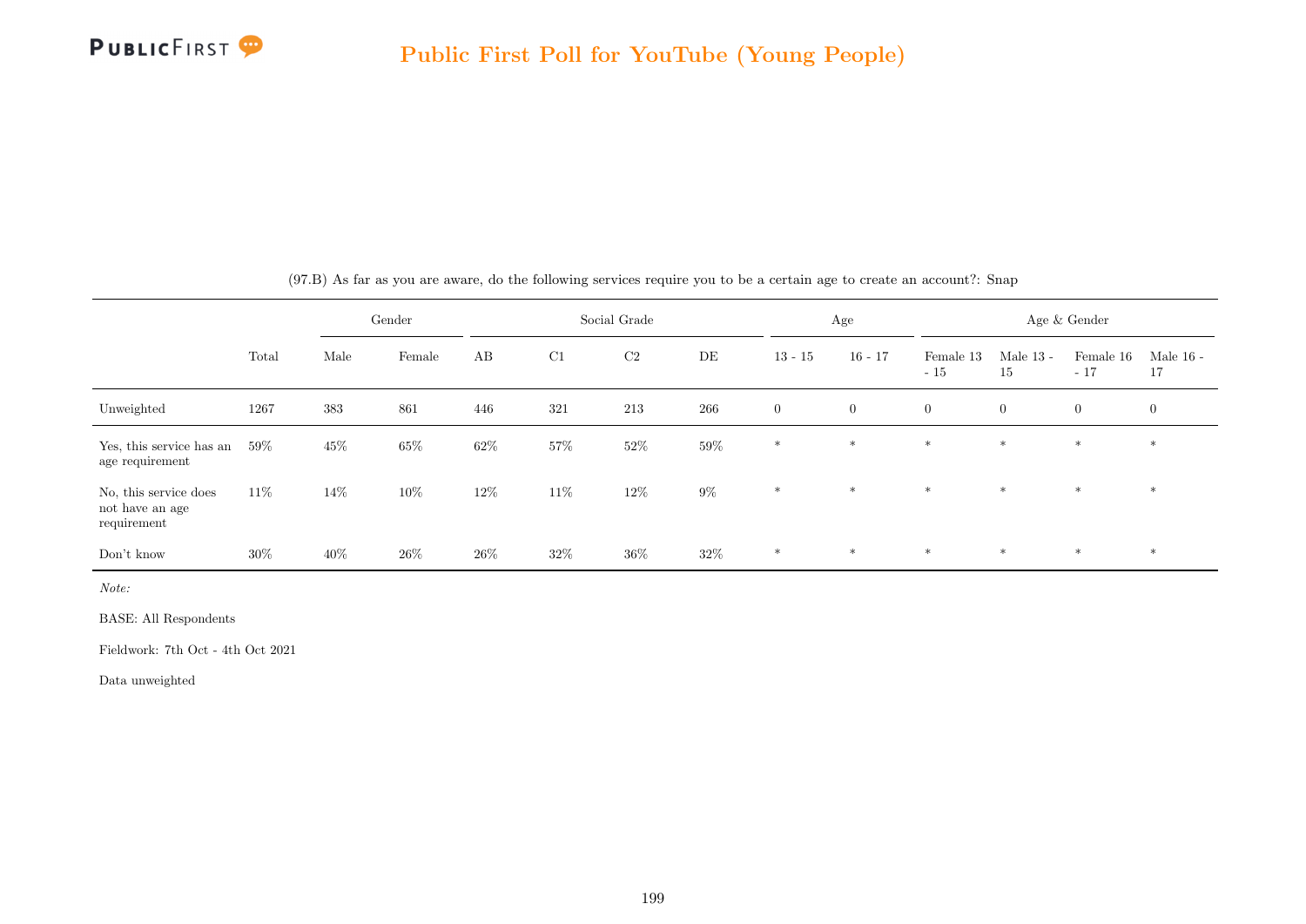(97.B) As far as you are aware, do the following services require you to be a certain age to create an account?: Snap

| | Total | Gender | | Social Grade | | | | Age | | Age & Gender | | | |
|---|---|---|---|---|---|---|---|---|---|---|---|---|---|
| | | Male | Female | AB | C1 | C2 | DE | 13 - 15 | 16 - 17 | Female 13 - 15 | Male 13 - 15 | Female 16 - 17 | Male 16 - 17 |
| Unweighted | 1267 | 383 | 861 | 446 | 321 | 213 | 266 | 0 | 0 | 0 | 0 | 0 | 0 |
| Yes, this service has an age requirement | 59% | 45% | 65% | 62% | 57% | 52% | 59% | * | * | * | * | * | * |
| No, this service does not have an age requirement | 11% | 14% | 10% | 12% | 11% | 12% | 9% | * | * | * | * | * | * |
| Don't know | 30% | 40% | 26% | 26% | 32% | 36% | 32% | * | * | * | * | * | * |

*Note:*

BASE: All Respondents

Fieldwork: 7th Oct - 4th Oct 2021

Data unweighted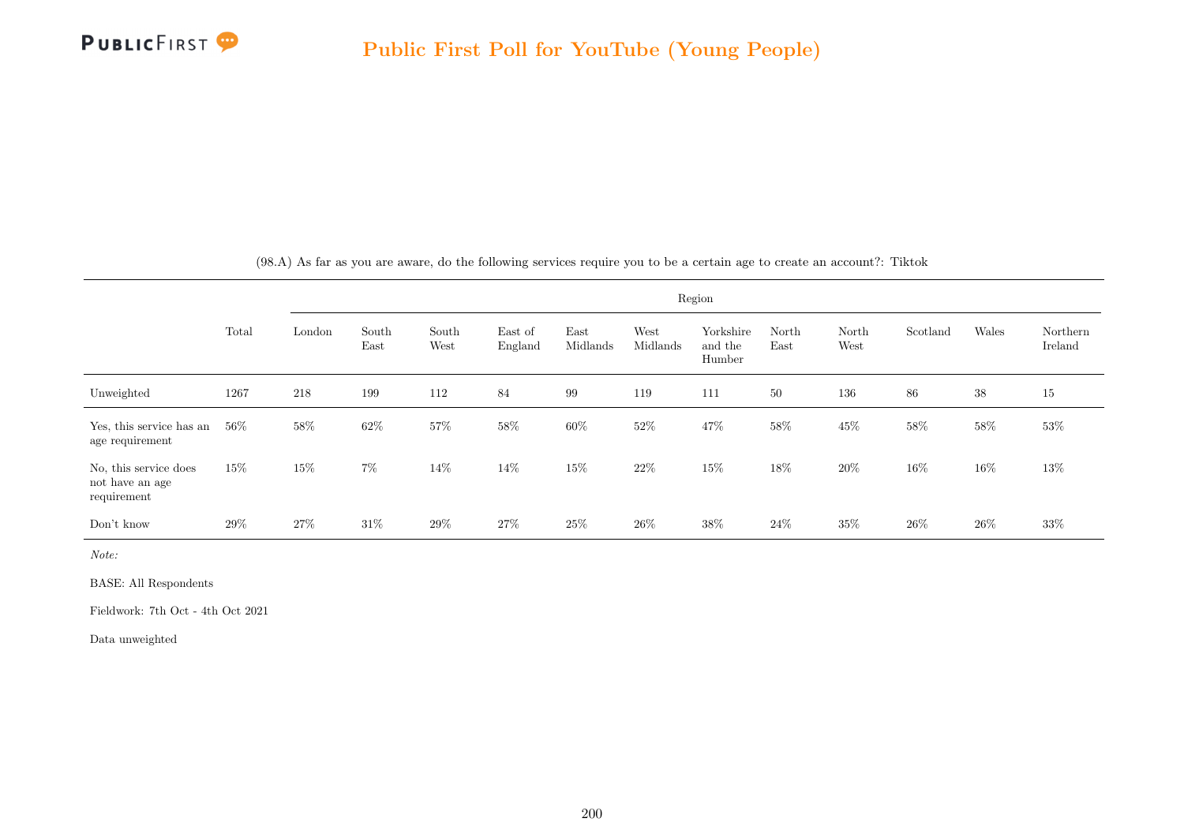(98.A) As far as you are aware, do the following services require you to be a certain age to create an account?: Tiktok

| | Total | Region | | | | | | | | | | | |
|---|---|---|---|---|---|---|---|---|---|---|---|---|---|
| | | London | South East | South West | East of England | East Midlands | West Midlands | Yorkshire and the Humber | North East | North West | Scotland | Wales | Northern Ireland |
| Unweighted | 1267 | 218 | 199 | 112 | 84 | 99 | 119 | 111 | 50 | 136 | 86 | 38 | 15 |
| Yes, this service has an age requirement | 56% | 58% | 62% | 57% | 58% | 60% | 52% | 47% | 58% | 45% | 58% | 58% | 53% |
| No, this service does not have an age requirement | 15% | 15% | 7% | 14% | 14% | 15% | 22% | 15% | 18% | 20% | 16% | 16% | 13% |
| Don't know | 29% | 27% | 31% | 29% | 27% | 25% | 26% | 38% | 24% | 35% | 26% | 26% | 33% |

*Note:*

BASE: All Respondents

Fieldwork: 7th Oct - 4th Oct 2021

Data unweighted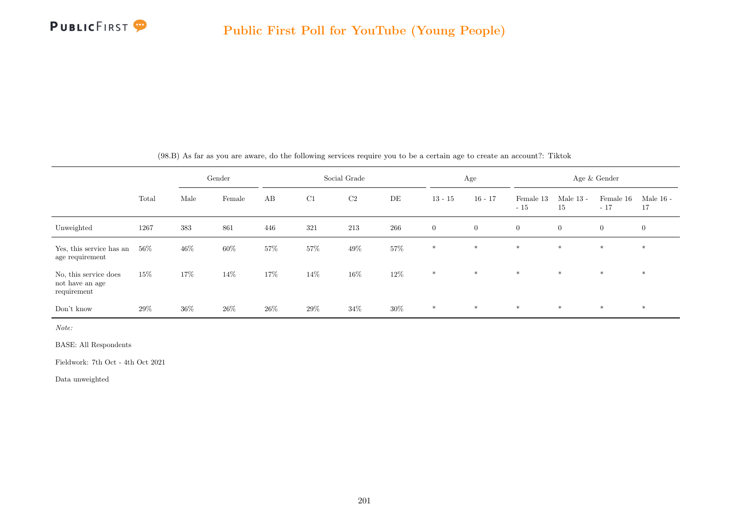(98.B) As far as you are aware, do the following services require you to be a certain age to create an account?: Tiktok

| | Total | Gender | | Social Grade | | | | Age | | Age & Gender | | | |
|---|---|---|---|---|---|---|---|---|---|---|---|---|---|
| | | Male | Female | AB | C1 | C2 | DE | 13 - 15 | 16 - 17 | Female 13 - 15 | Male 13 - 15 | Female 16 - 17 | Male 16 - 17 |
| Unweighted | 1267 | 383 | 861 | 446 | 321 | 213 | 266 | 0 | 0 | 0 | 0 | 0 | 0 |
| Yes, this service has an age requirement | 56% | 46% | 60% | 57% | 57% | 49% | 57% | * | * | * | * | * | * |
| No, this service does not have an age requirement | 15% | 17% | 14% | 17% | 14% | 16% | 12% | * | * | * | * | * | * |
| Don't know | 29% | 36% | 26% | 26% | 29% | 34% | 30% | * | * | * | * | * | * |

*Note:*

BASE: All Respondents

Fieldwork: 7th Oct - 4th Oct 2021

Data unweighted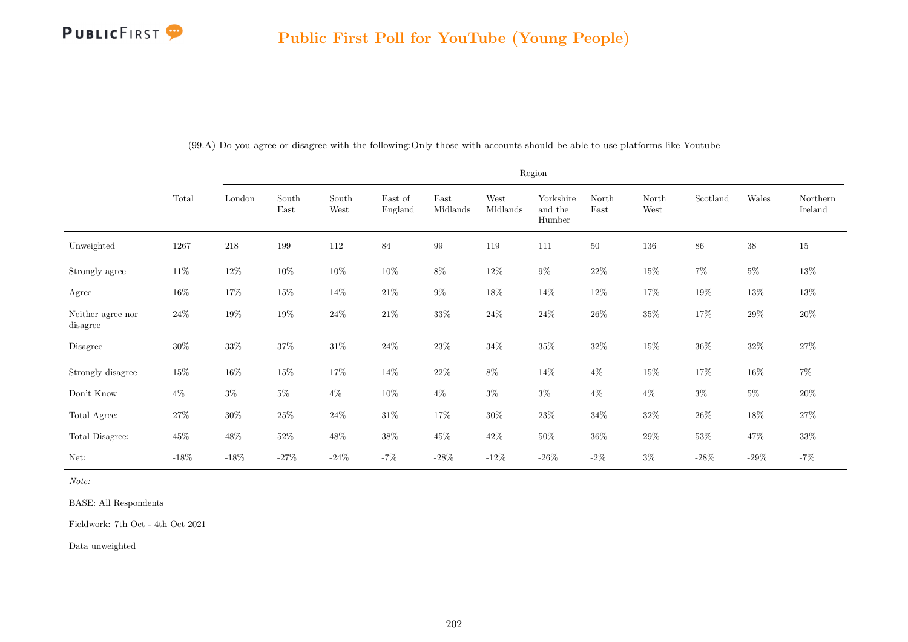# Public First Poll for YouTube (Young People)

(99.A) Do you agree or disagree with the following:Only those with accounts should be able to use platforms like Youtube

| | Total | Region | | | | | | | | | | | |
|---|---|---|---|---|---|---|---|---|---|---|---|---|---|
| | | London | South East | South West | East of England | East Midlands | West Midlands | Yorkshire and the Humber | North East | North West | Scotland | Wales | Northern Ireland |
| Unweighted | 1267 | 218 | 199 | 112 | 84 | 99 | 119 | 111 | 50 | 136 | 86 | 38 | 15 |
| Strongly agree | 11% | 12% | 10% | 10% | 10% | 8% | 12% | 9% | 22% | 15% | 7% | 5% | 13% |
| Agree | 16% | 17% | 15% | 14% | 21% | 9% | 18% | 14% | 12% | 17% | 19% | 13% | 13% |
| Neither agree nor disagree | 24% | 19% | 19% | 24% | 21% | 33% | 24% | 24% | 26% | 35% | 17% | 29% | 20% |
| Disagree | 30% | 33% | 37% | 31% | 24% | 23% | 34% | 35% | 32% | 15% | 36% | 32% | 27% |
| Strongly disagree | 15% | 16% | 15% | 17% | 14% | 22% | 8% | 14% | 4% | 15% | 17% | 16% | 7% |
| Don't Know | 4% | 3% | 5% | 4% | 10% | 4% | 3% | 3% | 4% | 4% | 3% | 5% | 20% |
| Total Agree: | 27% | 30% | 25% | 24% | 31% | 17% | 30% | 23% | 34% | 32% | 26% | 18% | 27% |
| Total Disagree: | 45% | 48% | 52% | 48% | 38% | 45% | 42% | 50% | 36% | 29% | 53% | 47% | 33% |
| Net: | -18% | -18% | -27% | -24% | -7% | -28% | -12% | -26% | -2% | 3% | -28% | -29% | -7% |

*Note:*

BASE: All Respondents

Fieldwork: 7th Oct - 4th Oct 2021

Data unweighted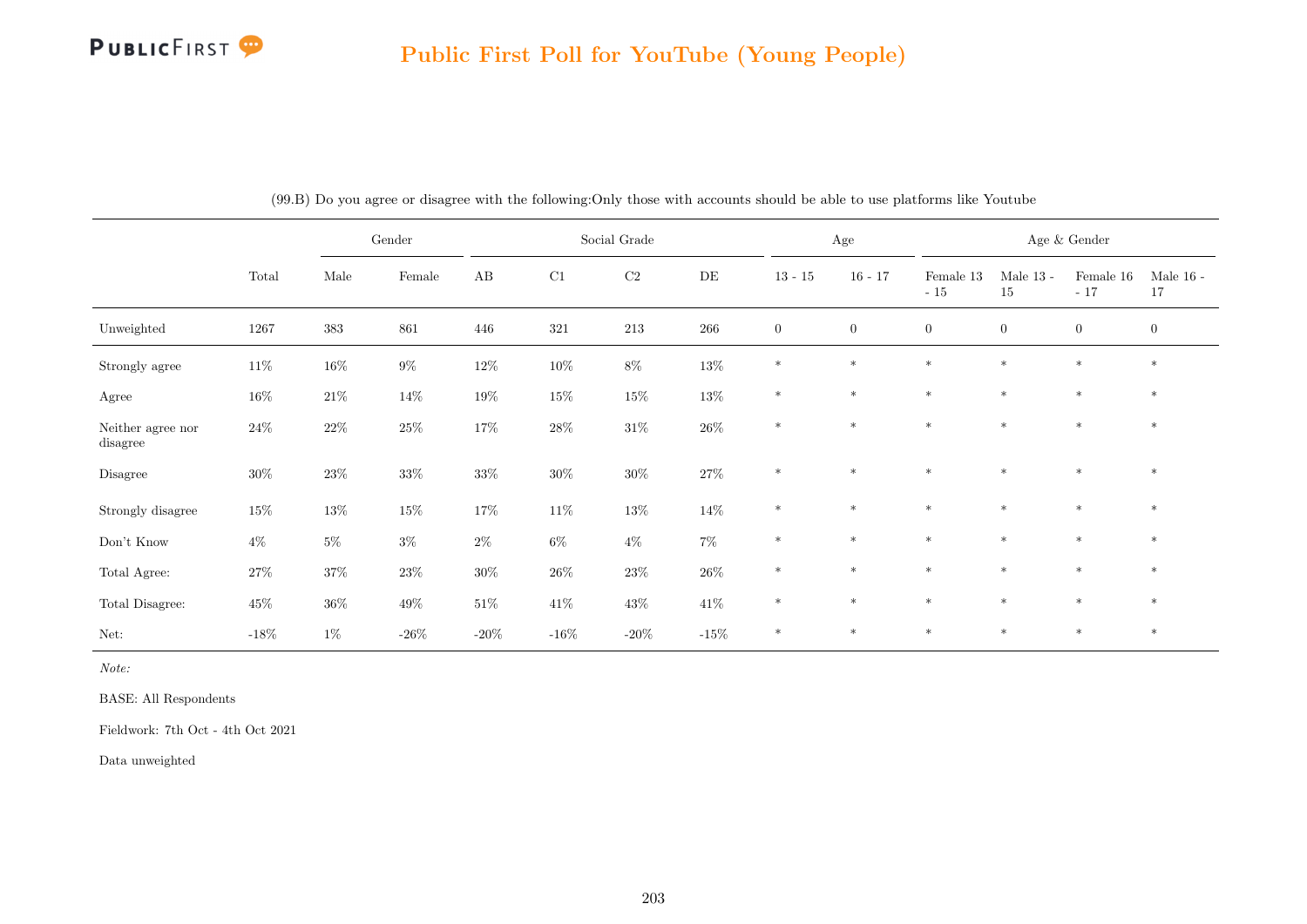## Public First Poll for YouTube (Young People)

(99.B) Do you agree or disagree with the following:Only those with accounts should be able to use platforms like Youtube

| | Total | Gender | | Social Grade | | | | Age | | Age & Gender | | | |
|---|---|---|---|---|---|---|---|---|---|---|---|---|---|
| | | Male | Female | AB | C1 | C2 | DE | 13 - 15 | 16 - 17 | Female 13 - 15 | Male 13 - 15 | Female 16 - 17 | Male 16 - 17 |
| Unweighted | 1267 | 383 | 861 | 446 | 321 | 213 | 266 | 0 | 0 | 0 | 0 | 0 | 0 |
| Strongly agree | 11% | 16% | 9% | 12% | 10% | 8% | 13% | * | * | * | * | * | * |
| Agree | 16% | 21% | 14% | 19% | 15% | 15% | 13% | * | * | * | * | * | * |
| Neither agree nor disagree | 24% | 22% | 25% | 17% | 28% | 31% | 26% | * | * | * | * | * | * |
| Disagree | 30% | 23% | 33% | 33% | 30% | 30% | 27% | * | * | * | * | * | * |
| Strongly disagree | 15% | 13% | 15% | 17% | 11% | 13% | 14% | * | * | * | * | * | * |
| Don't Know | 4% | 5% | 3% | 2% | 6% | 4% | 7% | * | * | * | * | * | * |
| Total Agree: | 27% | 37% | 23% | 30% | 26% | 23% | 26% | * | * | * | * | * | * |
| Total Disagree: | 45% | 36% | 49% | 51% | 41% | 43% | 41% | * | * | * | * | * | * |
| Net: | -18% | 1% | -26% | -20% | -16% | -20% | -15% | * | * | * | * | * | * |

*Note:*

BASE: All Respondents

Fieldwork: 7th Oct - 4th Oct 2021

Data unweighted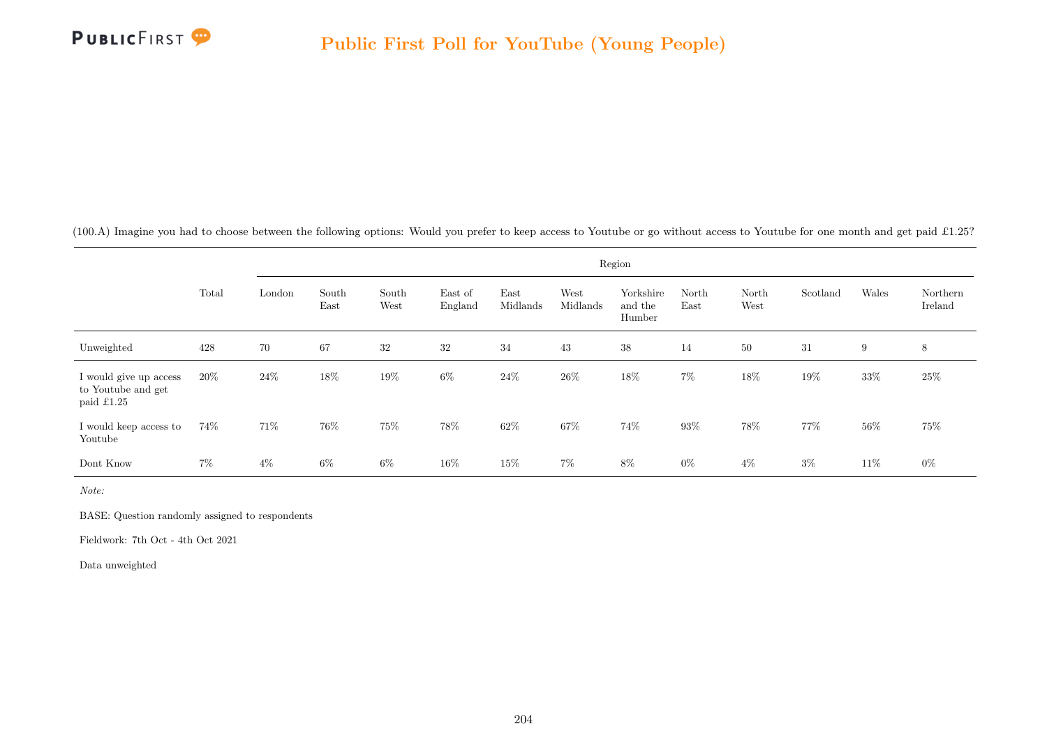(100.A) Imagine you had to choose between the following options: Would you prefer to keep access to Youtube or go without access to Youtube for one month and get paid £1.25?

| | Total | Region | | | | | | | | | | | |
|---|---|---|---|---|---|---|---|---|---|---|---|---|---|
| | | London | South East | South West | East of England | East Midlands | West Midlands | Yorkshire and the Humber | North East | North West | Scotland | Wales | Northern Ireland |
| Unweighted | 428 | 70 | 67 | 32 | 32 | 34 | 43 | 38 | 14 | 50 | 31 | 9 | 8 |
| I would give up access to Youtube and get paid £1.25 | 20% | 24% | 18% | 19% | 6% | 24% | 26% | 18% | 7% | 18% | 19% | 33% | 25% |
| I would keep access to Youtube | 74% | 71% | 76% | 75% | 78% | 62% | 67% | 74% | 93% | 78% | 77% | 56% | 75% |
| Dont Know | 7% | 4% | 6% | 6% | 16% | 15% | 7% | 8% | 0% | 4% | 3% | 11% | 0% |

*Note:*

BASE: Question randomly assigned to respondents

Fieldwork: 7th Oct - 4th Oct 2021

Data unweighted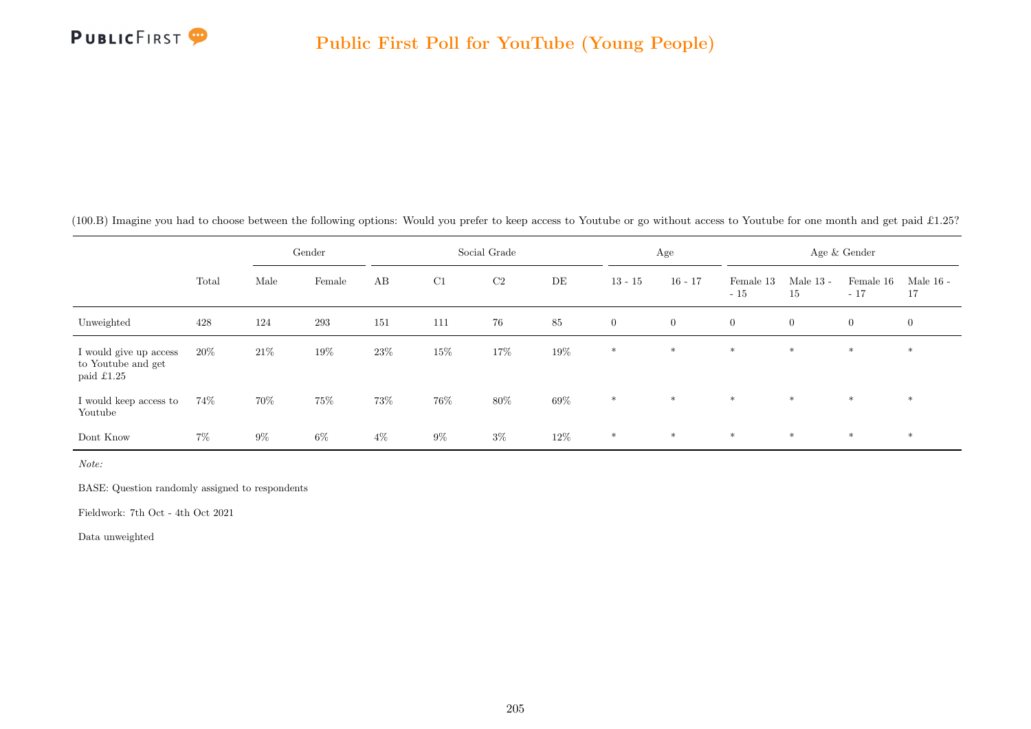(100.B) Imagine you had to choose between the following options: Would you prefer to keep access to Youtube or go without access to Youtube for one month and get paid £1.25?

| | Total | Gender | | Social Grade | | | | Age | | Age & Gender | | | |
|---|---|---|---|---|---|---|---|---|---|---|---|---|---|
| | | Male | Female | AB | C1 | C2 | DE | 13 - 15 | 16 - 17 | Female 13 - 15 | Male 13 - 15 | Female 16 - 17 | Male 16 - 17 |
| Unweighted | 428 | 124 | 293 | 151 | 111 | 76 | 85 | 0 | 0 | 0 | 0 | 0 | 0 |
| I would give up access to Youtube and get paid £1.25 | 20% | 21% | 19% | 23% | 15% | 17% | 19% | * | * | * | * | * | * |
| I would keep access to Youtube | 74% | 70% | 75% | 73% | 76% | 80% | 69% | * | * | * | * | * | * |
| Dont Know | 7% | 9% | 6% | 4% | 9% | 3% | 12% | * | * | * | * | * | * |

*Note:*

BASE: Question randomly assigned to respondents

Fieldwork: 7th Oct - 4th Oct 2021

Data unweighted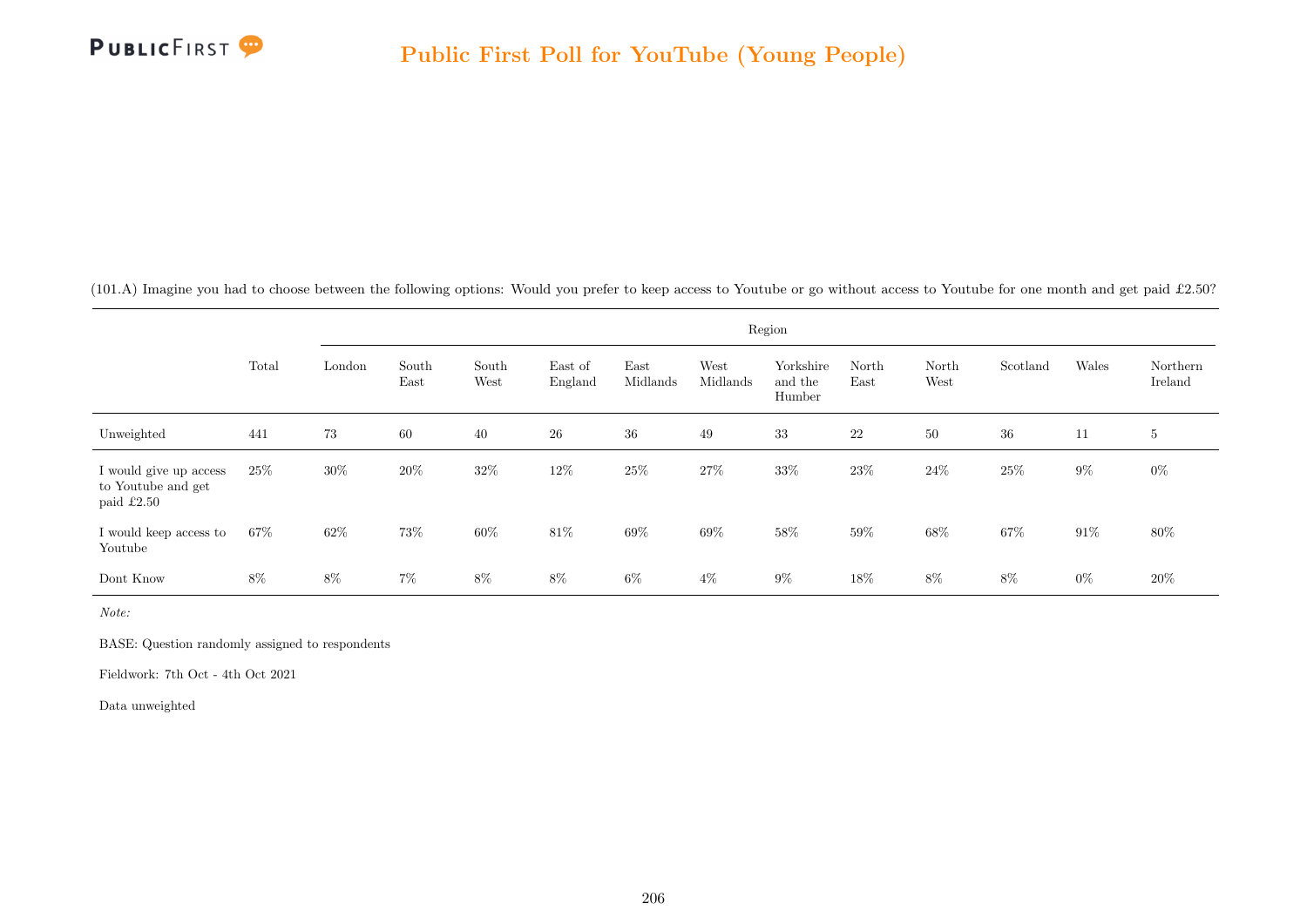(101.A) Imagine you had to choose between the following options: Would you prefer to keep access to Youtube or go without access to Youtube for one month and get paid £2.50?

| | Total | Region | | | | | | | | | | | |
|---|---|---|---|---|---|---|---|---|---|---|---|---|---|
| | | London | South East | South West | East of England | East Midlands | West Midlands | Yorkshire and the Humber | North East | North West | Scotland | Wales | Northern Ireland |
| Unweighted | 441 | 73 | 60 | 40 | 26 | 36 | 49 | 33 | 22 | 50 | 36 | 11 | 5 |
| I would give up access to Youtube and get paid £2.50 | 25% | 30% | 20% | 32% | 12% | 25% | 27% | 33% | 23% | 24% | 25% | 9% | 0% |
| I would keep access to Youtube | 67% | 62% | 73% | 60% | 81% | 69% | 69% | 58% | 59% | 68% | 67% | 91% | 80% |
| Dont Know | 8% | 8% | 7% | 8% | 8% | 6% | 4% | 9% | 18% | 8% | 8% | 0% | 20% |

*Note:*

BASE: Question randomly assigned to respondents

Fieldwork: 7th Oct - 4th Oct 2021

Data unweighted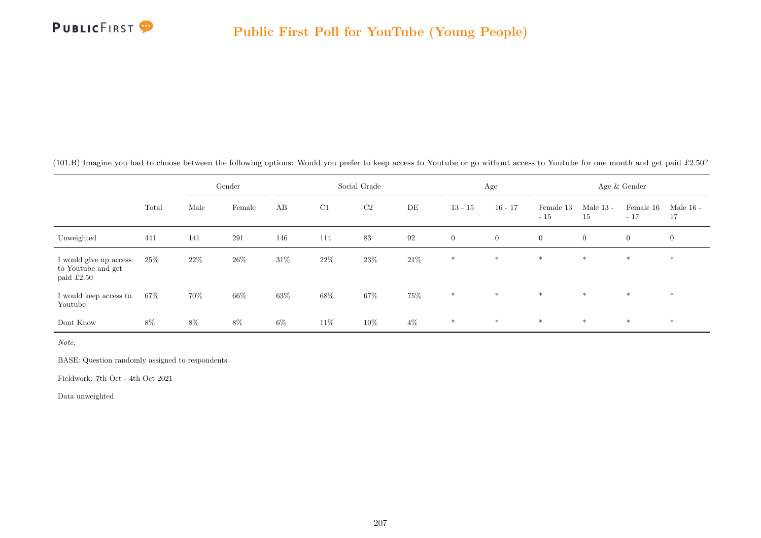(101.B) Imagine you had to choose between the following options: Would you prefer to keep access to Youtube or go without access to Youtube for one month and get paid £2.50?

| | | Gender | | Social Grade | | | | Age | | Age & Gender | | | |
|---|---|---|---|---|---|---|---|---|---|---|---|---|---|
| | Total | Male | Female | AB | C1 | C2 | DE | 13 - 15 | 16 - 17 | Female 13 - 15 | Male 13 - 15 | Female 16 - 17 | Male 16 - 17 |
| Unweighted | 441 | 141 | 291 | 146 | 114 | 83 | 92 | 0 | 0 | 0 | 0 | 0 | 0 |
| I would give up access to Youtube and get paid £2.50 | 25% | 22% | 26% | 31% | 22% | 23% | 21% | * | * | * | * | * | * |
| I would keep access to Youtube | 67% | 70% | 66% | 63% | 68% | 67% | 75% | * | * | * | * | * | * |
| Dont Know | 8% | 8% | 8% | 6% | 11% | 10% | 4% | * | * | * | * | * | * |

*Note:*

BASE: Question randomly assigned to respondents

Fieldwork: 7th Oct - 4th Oct 2021

Data unweighted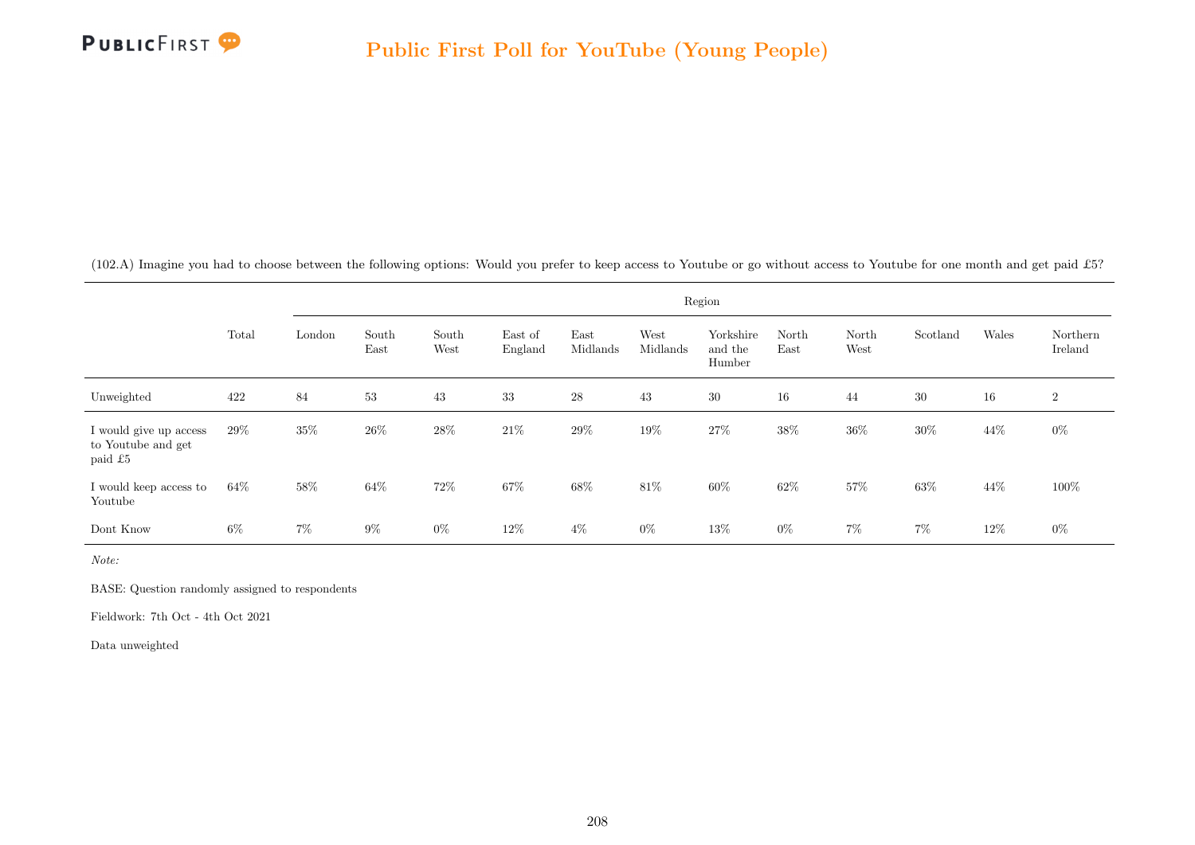(102.A) Imagine you had to choose between the following options: Would you prefer to keep access to Youtube or go without access to Youtube for one month and get paid £5?

| | Total | Region | | | | | | | | | | | |
|---|---|---|---|---|---|---|---|---|---|---|---|---|---|
| | | London | South East | South West | East of England | East Midlands | West Midlands | Yorkshire and the Humber | North East | North West | Scotland | Wales | Northern Ireland |
| Unweighted | 422 | 84 | 53 | 43 | 33 | 28 | 43 | 30 | 16 | 44 | 30 | 16 | 2 |
| I would give up access to Youtube and get paid £5 | 29% | 35% | 26% | 28% | 21% | 29% | 19% | 27% | 38% | 36% | 30% | 44% | 0% |
| I would keep access to Youtube | 64% | 58% | 64% | 72% | 67% | 68% | 81% | 60% | 62% | 57% | 63% | 44% | 100% |
| Dont Know | 6% | 7% | 9% | 0% | 12% | 4% | 0% | 13% | 0% | 7% | 7% | 12% | 0% |

*Note:*

BASE: Question randomly assigned to respondents

Fieldwork: 7th Oct - 4th Oct 2021

Data unweighted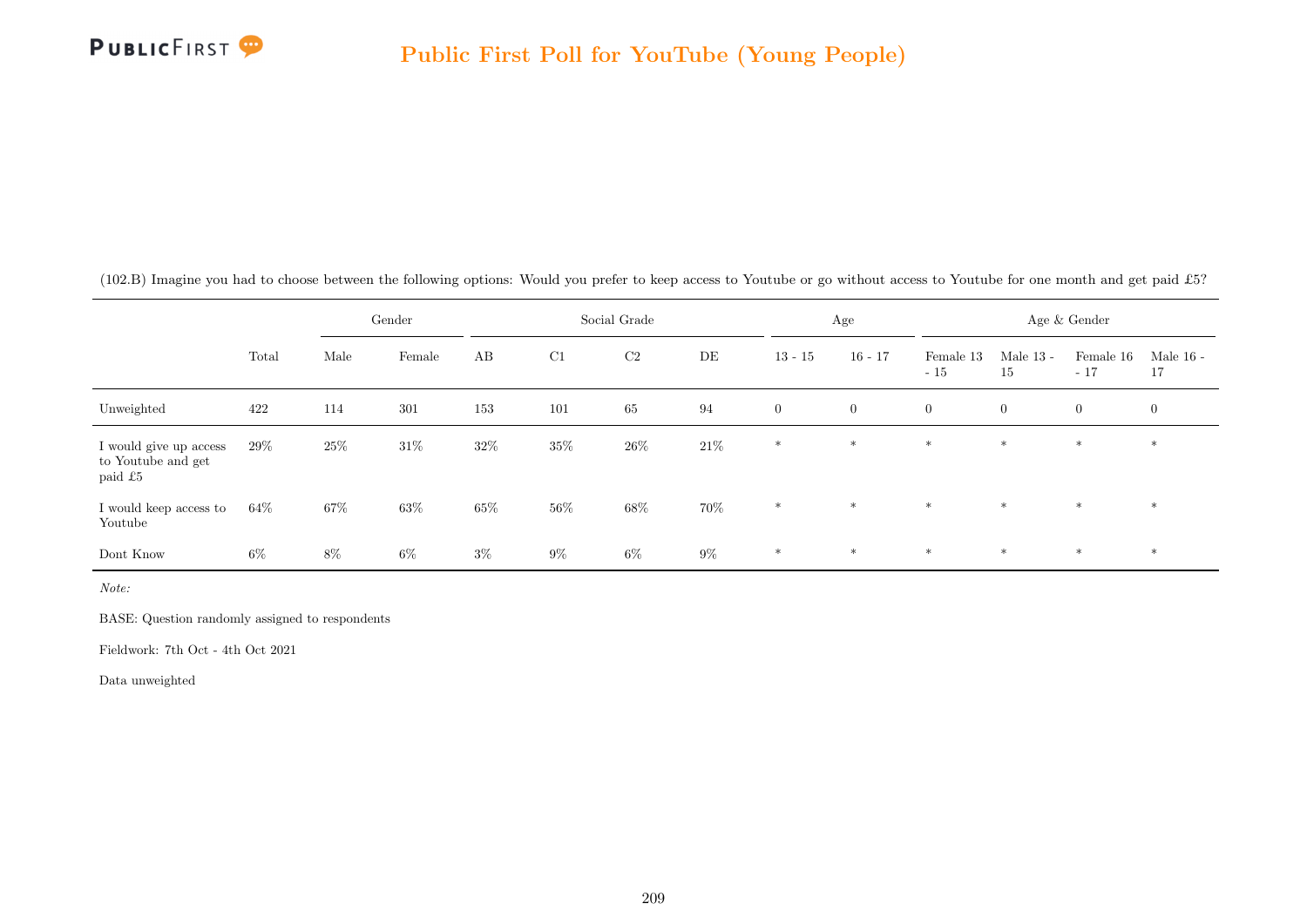(102.B) Imagine you had to choose between the following options: Would you prefer to keep access to Youtube or go without access to Youtube for one month and get paid £5?

| | | Gender | | Social Grade | | | | Age | | Age & Gender | | | |
|---|---|---|---|---|---|---|---|---|---|---|---|---|---|
| | Total | Male | Female | AB | C1 | C2 | DE | 13 - 15 | 16 - 17 | Female 13 - 15 | Male 13 - 15 | Female 16 - 17 | Male 16 - 17 |
| Unweighted | 422 | 114 | 301 | 153 | 101 | 65 | 94 | 0 | 0 | 0 | 0 | 0 | 0 |
| I would give up access to Youtube and get paid £5 | 29% | 25% | 31% | 32% | 35% | 26% | 21% | * | * | * | * | * | * |
| I would keep access to Youtube | 64% | 67% | 63% | 65% | 56% | 68% | 70% | * | * | * | * | * | * |
| Dont Know | 6% | 8% | 6% | 3% | 9% | 6% | 9% | * | * | * | * | * | * |

*Note:*

BASE: Question randomly assigned to respondents

Fieldwork: 7th Oct - 4th Oct 2021

Data unweighted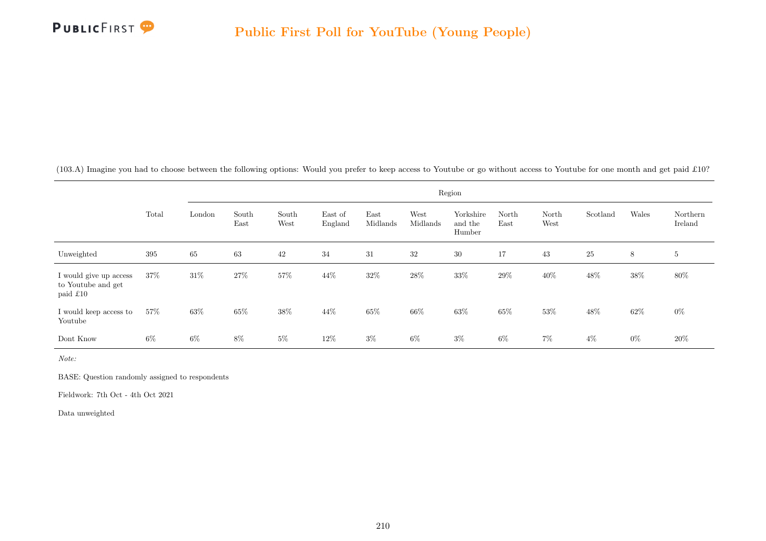## Public First Poll for YouTube (Young People)

(103.A) Imagine you had to choose between the following options: Would you prefer to keep access to Youtube or go without access to Youtube for one month and get paid £10?

| | Total | Region | | | | | | | | | | | |
|---|---|---|---|---|---|---|---|---|---|---|---|---|---|
| | | London | South East | South West | East of England | East Midlands | West Midlands | Yorkshire and the Humber | North East | North West | Scotland | Wales | Northern Ireland |
| Unweighted | 395 | 65 | 63 | 42 | 34 | 31 | 32 | 30 | 17 | 43 | 25 | 8 | 5 |
| I would give up access to Youtube and get paid £10 | 37% | 31% | 27% | 57% | 44% | 32% | 28% | 33% | 29% | 40% | 48% | 38% | 80% |
| I would keep access to Youtube | 57% | 63% | 65% | 38% | 44% | 65% | 66% | 63% | 65% | 53% | 48% | 62% | 0% |
| Dont Know | 6% | 6% | 8% | 5% | 12% | 3% | 6% | 3% | 6% | 7% | 4% | 0% | 20% |

*Note:*

BASE: Question randomly assigned to respondents

Fieldwork: 7th Oct - 4th Oct 2021

Data unweighted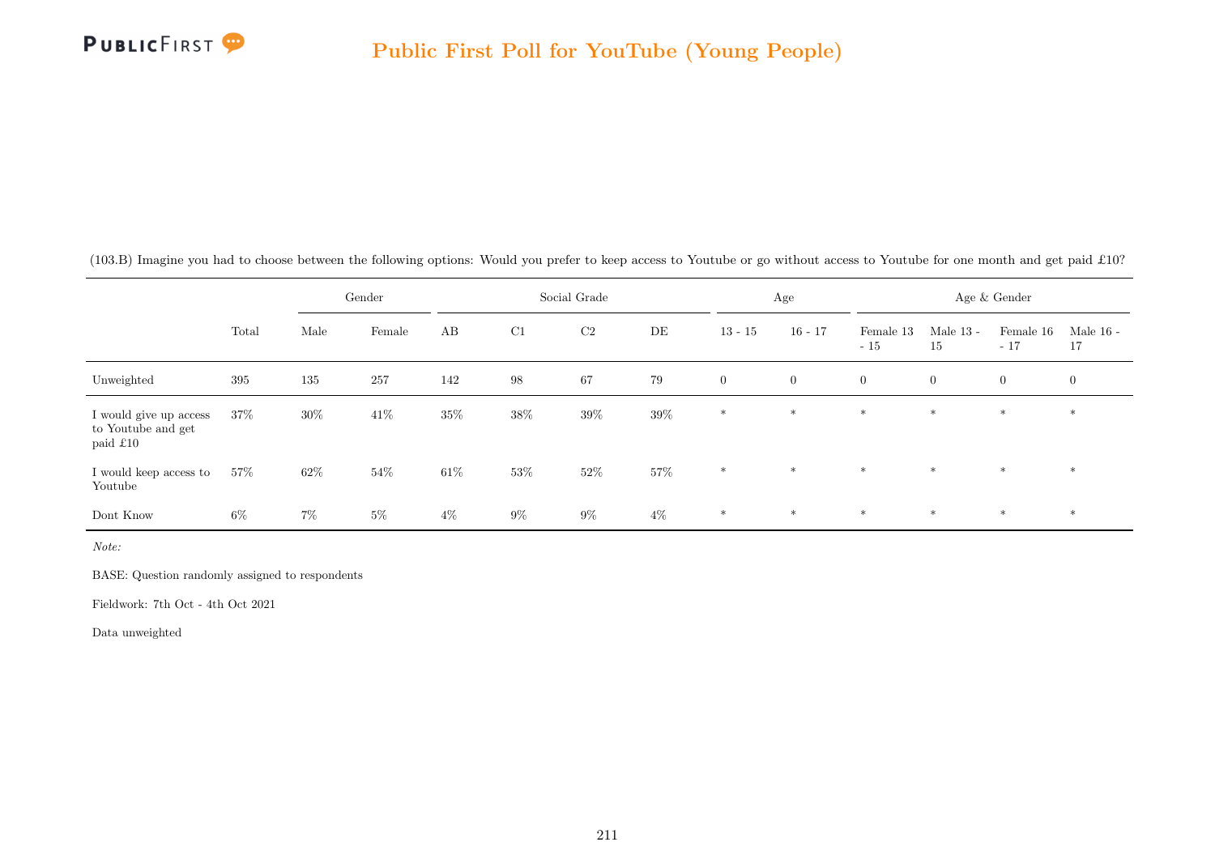(103.B) Imagine you had to choose between the following options: Would you prefer to keep access to Youtube or go without access to Youtube for one month and get paid £10?

| | Total | Gender | | Social Grade | | | | Age | | Age & Gender | | | |
|---|---|---|---|---|---|---|---|---|---|---|---|---|---|
| | | Male | Female | AB | C1 | C2 | DE | 13 - 15 | 16 - 17 | Female 13 - 15 | Male 13 - 15 | Female 16 - 17 | Male 16 - 17 |
| Unweighted | 395 | 135 | 257 | 142 | 98 | 67 | 79 | 0 | 0 | 0 | 0 | 0 | 0 |
| I would give up access to Youtube and get paid £10 | 37% | 30% | 41% | 35% | 38% | 39% | 39% | * | * | * | * | * | * |
| I would keep access to Youtube | 57% | 62% | 54% | 61% | 53% | 52% | 57% | * | * | * | * | * | * |
| Dont Know | 6% | 7% | 5% | 4% | 9% | 9% | 4% | * | * | * | * | * | * |

*Note:*

BASE: Question randomly assigned to respondents

Fieldwork: 7th Oct - 4th Oct 2021

Data unweighted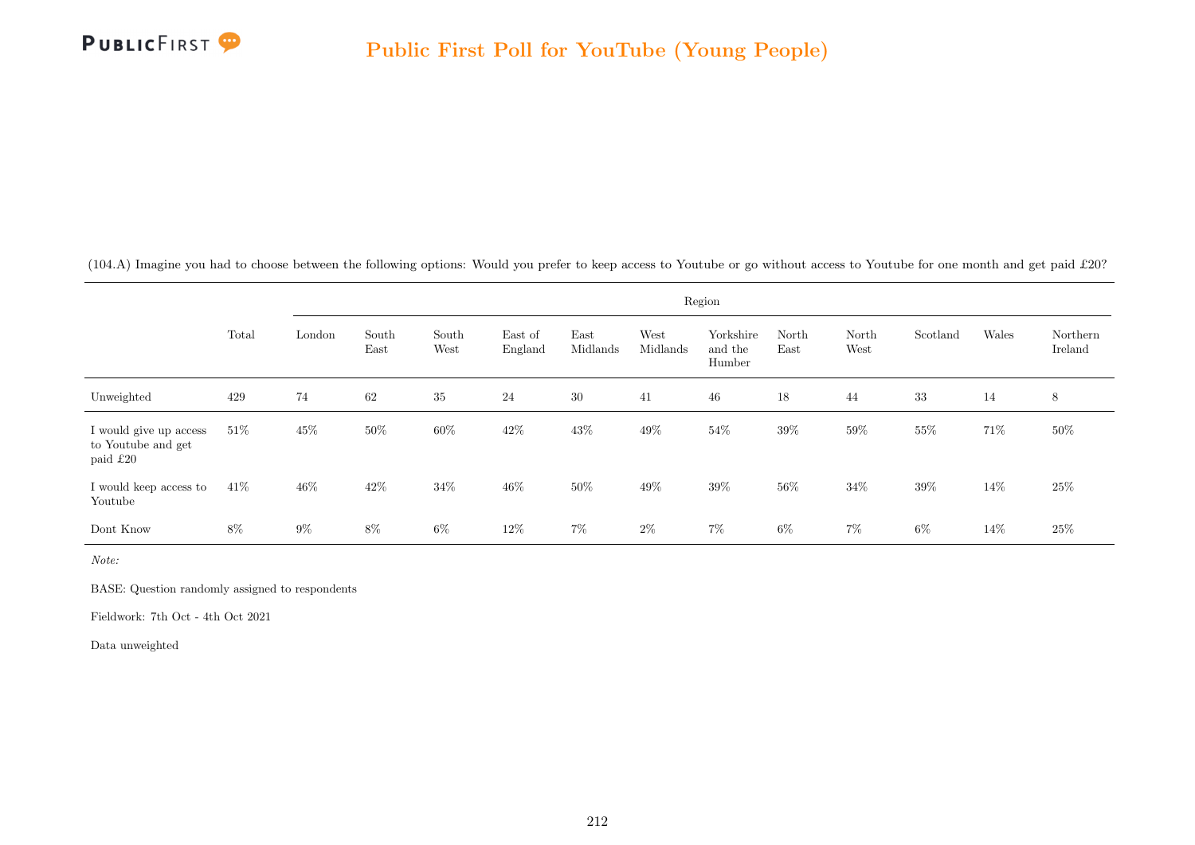(104.A) Imagine you had to choose between the following options: Would you prefer to keep access to Youtube or go without access to Youtube for one month and get paid £20?

| | Total | Region | | | | | | | | | | | |
|---|---|---|---|---|---|---|---|---|---|---|---|---|---|
| | | London | South East | South West | East of England | East Midlands | West Midlands | Yorkshire and the Humber | North East | North West | Scotland | Wales | Northern Ireland |
| Unweighted | 429 | 74 | 62 | 35 | 24 | 30 | 41 | 46 | 18 | 44 | 33 | 14 | 8 |
| I would give up access to Youtube and get paid £20 | 51% | 45% | 50% | 60% | 42% | 43% | 49% | 54% | 39% | 59% | 55% | 71% | 50% |
| I would keep access to Youtube | 41% | 46% | 42% | 34% | 46% | 50% | 49% | 39% | 56% | 34% | 39% | 14% | 25% |
| Dont Know | 8% | 9% | 8% | 6% | 12% | 7% | 2% | 7% | 6% | 7% | 6% | 14% | 25% |

*Note:*

BASE: Question randomly assigned to respondents

Fieldwork: 7th Oct - 4th Oct 2021

Data unweighted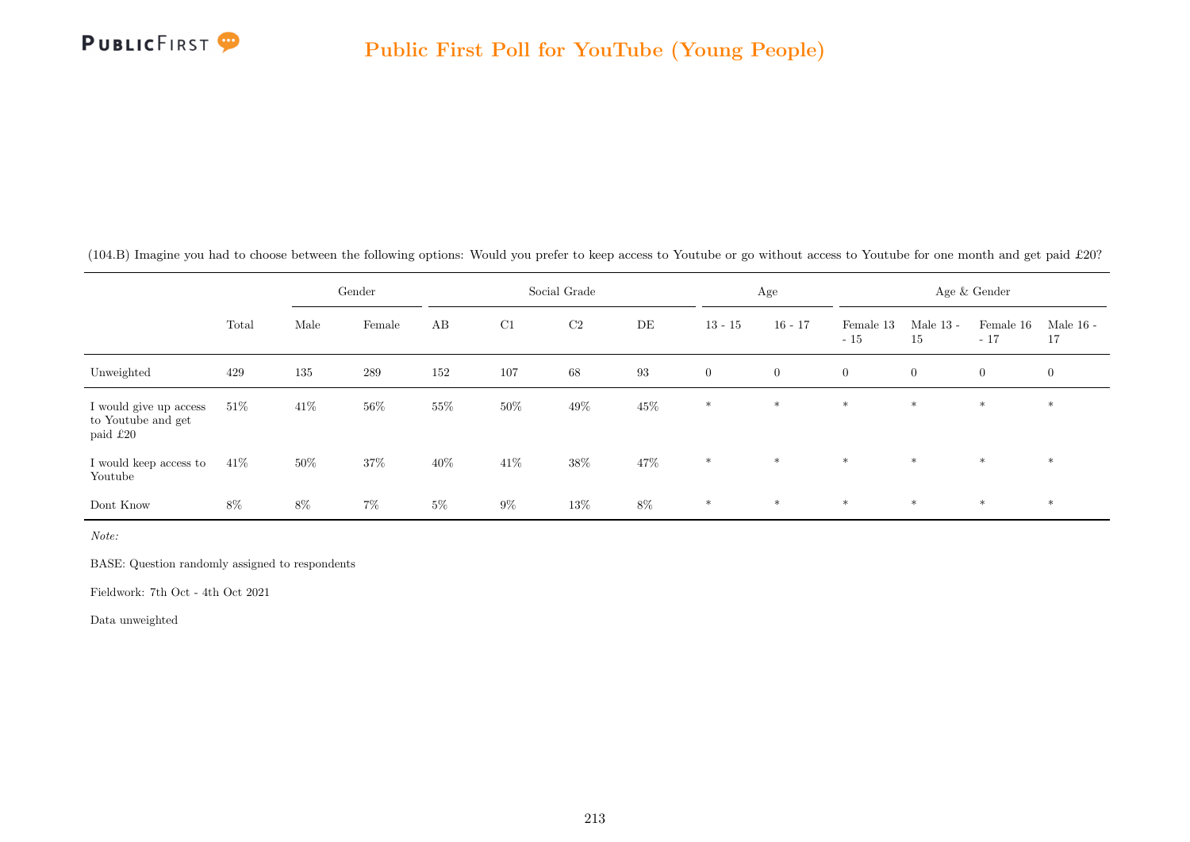(104.B) Imagine you had to choose between the following options: Would you prefer to keep access to Youtube or go without access to Youtube for one month and get paid £20?

| | | Gender | | Social Grade | | | | Age | | Age & Gender | | | |
|---|---|---|---|---|---|---|---|---|---|---|---|---|---|
| | Total | Male | Female | AB | C1 | C2 | DE | 13 - 15 | 16 - 17 | Female 13 - 15 | Male 13 - 15 | Female 16 - 17 | Male 16 - 17 |
| Unweighted | 429 | 135 | 289 | 152 | 107 | 68 | 93 | 0 | 0 | 0 | 0 | 0 | 0 |
| I would give up access to Youtube and get paid £20 | 51% | 41% | 56% | 55% | 50% | 49% | 45% | * | * | * | * | * | * |
| I would keep access to Youtube | 41% | 50% | 37% | 40% | 41% | 38% | 47% | * | * | * | * | * | * |
| Dont Know | 8% | 8% | 7% | 5% | 9% | 13% | 8% | * | * | * | * | * | * |

*Note:*

BASE: Question randomly assigned to respondents

Fieldwork: 7th Oct - 4th Oct 2021

Data unweighted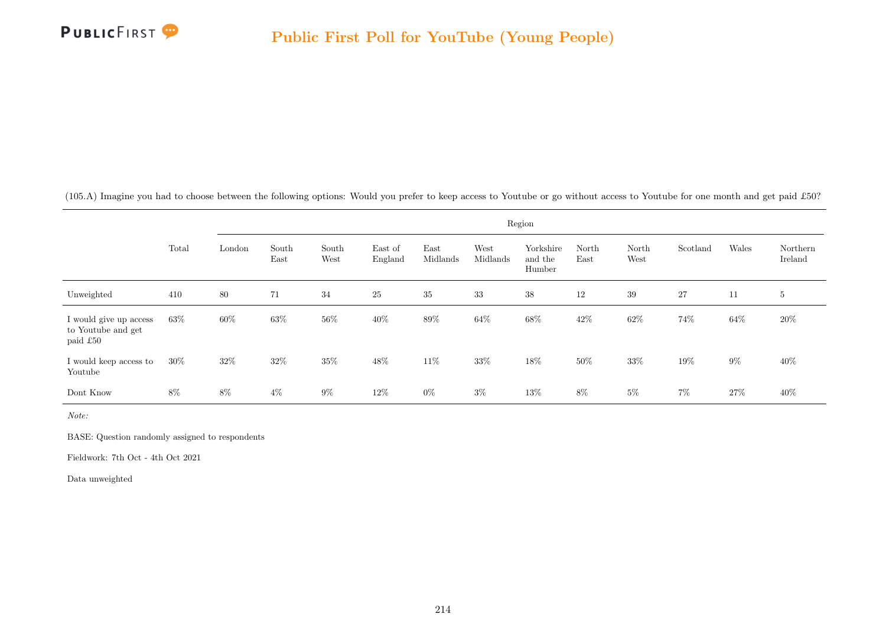(105.A) Imagine you had to choose between the following options: Would you prefer to keep access to Youtube or go without access to Youtube for one month and get paid £50?

| | Total | Region | | | | | | | | | | | |
|---|---|---|---|---|---|---|---|---|---|---|---|---|---|
| | | London | South East | South West | East of England | East Midlands | West Midlands | Yorkshire and the Humber | North East | North West | Scotland | Wales | Northern Ireland |
| Unweighted | 410 | 80 | 71 | 34 | 25 | 35 | 33 | 38 | 12 | 39 | 27 | 11 | 5 |
| I would give up access to Youtube and get paid £50 | 63% | 60% | 63% | 56% | 40% | 89% | 64% | 68% | 42% | 62% | 74% | 64% | 20% |
| I would keep access to Youtube | 30% | 32% | 32% | 35% | 48% | 11% | 33% | 18% | 50% | 33% | 19% | 9% | 40% |
| Dont Know | 8% | 8% | 4% | 9% | 12% | 0% | 3% | 13% | 8% | 5% | 7% | 27% | 40% |

*Note:*

BASE: Question randomly assigned to respondents

Fieldwork: 7th Oct - 4th Oct 2021

Data unweighted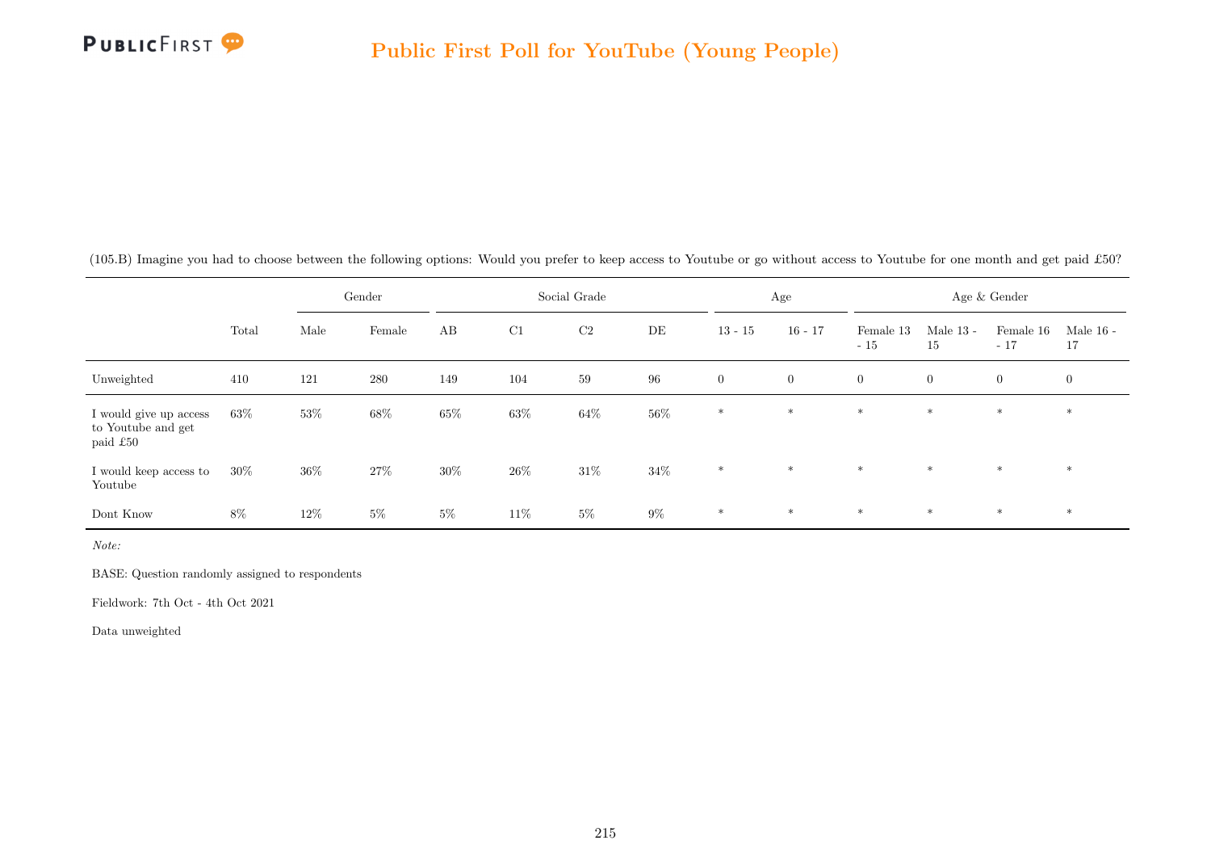(105.B) Imagine you had to choose between the following options: Would you prefer to keep access to Youtube or go without access to Youtube for one month and get paid £50?

| | | Gender | | Social Grade | | | | Age | | Age & Gender | | | |
|---|---|---|---|---|---|---|---|---|---|---|---|---|---|
| | Total | Male | Female | AB | C1 | C2 | DE | 13 - 15 | 16 - 17 | Female 13 - 15 | Male 13 - 15 | Female 16 - 17 | Male 16 - 17 |
| Unweighted | 410 | 121 | 280 | 149 | 104 | 59 | 96 | 0 | 0 | 0 | 0 | 0 | 0 |
| I would give up access to Youtube and get paid £50 | 63% | 53% | 68% | 65% | 63% | 64% | 56% | * | * | * | * | * | * |
| I would keep access to Youtube | 30% | 36% | 27% | 30% | 26% | 31% | 34% | * | * | * | * | * | * |
| Dont Know | 8% | 12% | 5% | 5% | 11% | 5% | 9% | * | * | * | * | * | * |

*Note:*

BASE: Question randomly assigned to respondents

Fieldwork: 7th Oct - 4th Oct 2021

Data unweighted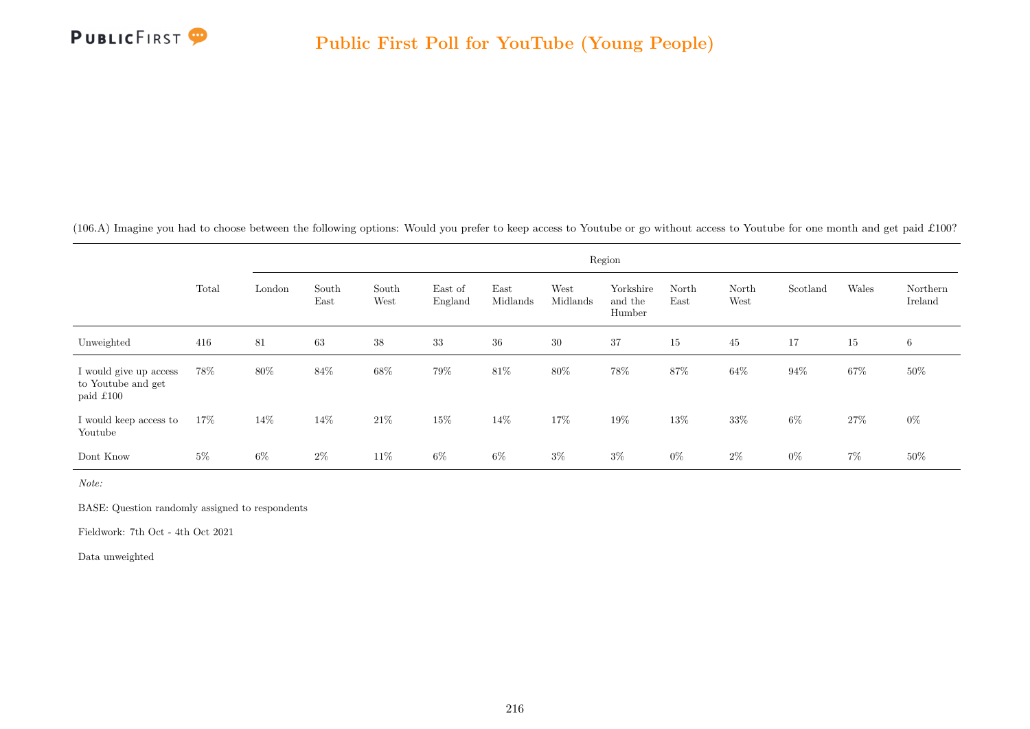(106.A) Imagine you had to choose between the following options: Would you prefer to keep access to Youtube or go without access to Youtube for one month and get paid £100?

| | Total | Region | | | | | | | | | | | |
|---|---|---|---|---|---|---|---|---|---|---|---|---|---|
| | | London | South East | South West | East of England | East Midlands | West Midlands | Yorkshire and the Humber | North East | North West | Scotland | Wales | Northern Ireland |
| Unweighted | 416 | 81 | 63 | 38 | 33 | 36 | 30 | 37 | 15 | 45 | 17 | 15 | 6 |
| I would give up access to Youtube and get paid £100 | 78% | 80% | 84% | 68% | 79% | 81% | 80% | 78% | 87% | 64% | 94% | 67% | 50% |
| I would keep access to Youtube | 17% | 14% | 14% | 21% | 15% | 14% | 17% | 19% | 13% | 33% | 6% | 27% | 0% |
| Dont Know | 5% | 6% | 2% | 11% | 6% | 6% | 3% | 3% | 0% | 2% | 0% | 7% | 50% |

*Note:*

BASE: Question randomly assigned to respondents

Fieldwork: 7th Oct - 4th Oct 2021

Data unweighted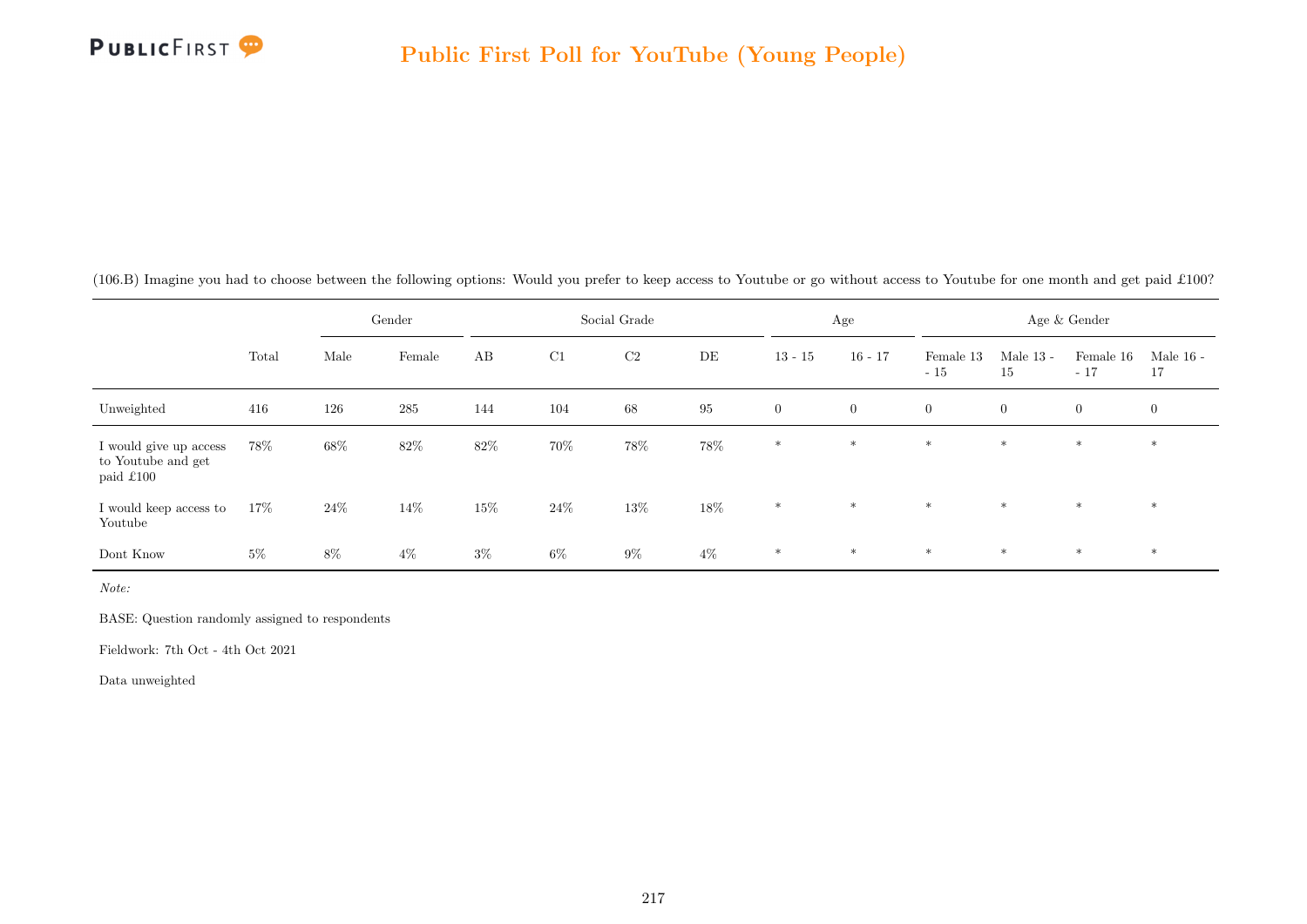(106.B) Imagine you had to choose between the following options: Would you prefer to keep access to Youtube or go without access to Youtube for one month and get paid £100?

| | Total | Gender | | Social Grade | | | | Age | | Age & Gender | | | |
|---|---|---|---|---|---|---|---|---|---|---|---|---|---|
| | | Male | Female | AB | C1 | C2 | DE | 13 - 15 | 16 - 17 | Female 13 - 15 | Male 13 - 15 | Female 16 - 17 | Male 16 - 17 |
| Unweighted | 416 | 126 | 285 | 144 | 104 | 68 | 95 | 0 | 0 | 0 | 0 | 0 | 0 |
| I would give up access to Youtube and get paid £100 | 78% | 68% | 82% | 82% | 70% | 78% | 78% | * | * | * | * | * | * |
| I would keep access to Youtube | 17% | 24% | 14% | 15% | 24% | 13% | 18% | * | * | * | * | * | * |
| Dont Know | 5% | 8% | 4% | 3% | 6% | 9% | 4% | * | * | * | * | * | * |

*Note:*

BASE: Question randomly assigned to respondents

Fieldwork: 7th Oct - 4th Oct 2021

Data unweighted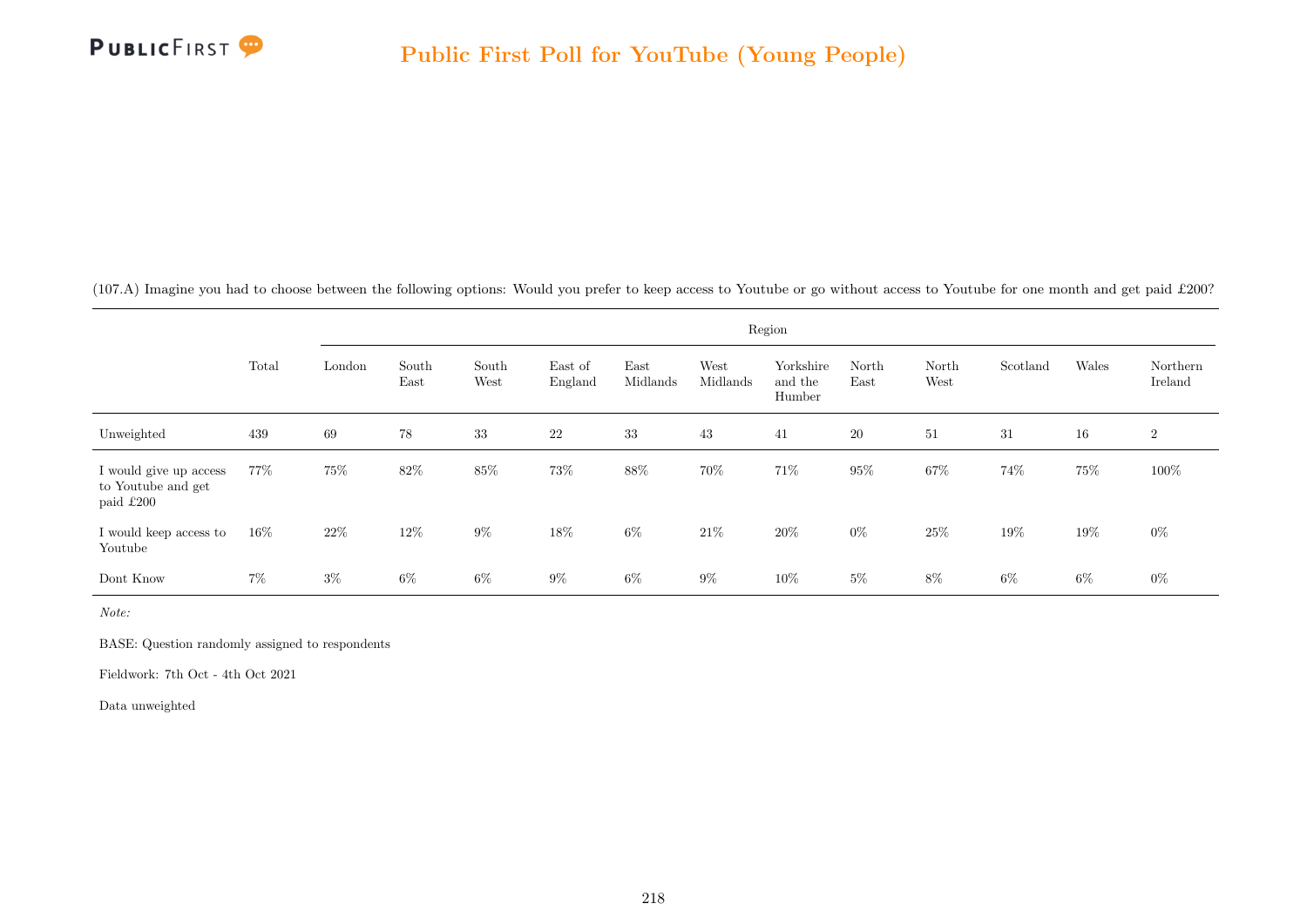(107.A) Imagine you had to choose between the following options: Would you prefer to keep access to Youtube or go without access to Youtube for one month and get paid £200?

| | Total | Region | | | | | | | | | | | |
|---|---|---|---|---|---|---|---|---|---|---|---|---|---|
| | | London | South East | South West | East of England | East Midlands | West Midlands | Yorkshire and the Humber | North East | North West | Scotland | Wales | Northern Ireland |
| Unweighted | 439 | 69 | 78 | 33 | 22 | 33 | 43 | 41 | 20 | 51 | 31 | 16 | 2 |
| I would give up access to Youtube and get paid £200 | 77% | 75% | 82% | 85% | 73% | 88% | 70% | 71% | 95% | 67% | 74% | 75% | 100% |
| I would keep access to Youtube | 16% | 22% | 12% | 9% | 18% | 6% | 21% | 20% | 0% | 25% | 19% | 19% | 0% |
| Dont Know | 7% | 3% | 6% | 6% | 9% | 6% | 9% | 10% | 5% | 8% | 6% | 6% | 0% |

*Note:*

BASE: Question randomly assigned to respondents

Fieldwork: 7th Oct - 4th Oct 2021

Data unweighted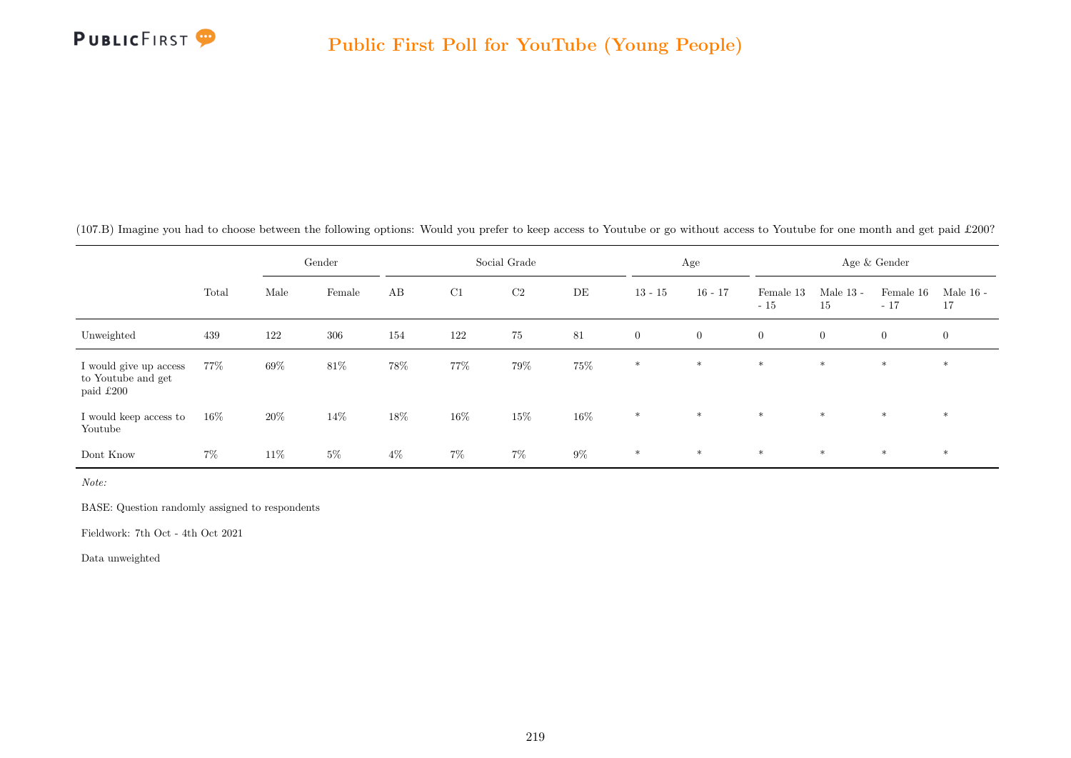(107.B) Imagine you had to choose between the following options: Would you prefer to keep access to Youtube or go without access to Youtube for one month and get paid £200?

| | | Gender | | Social Grade | | | | Age | | Age & Gender | | | |
|---|---|---|---|---|---|---|---|---|---|---|---|---|---|
| | Total | Male | Female | AB | C1 | C2 | DE | 13 - 15 | 16 - 17 | Female 13 - 15 | Male 13 - 15 | Female 16 - 17 | Male 16 - 17 |
| Unweighted | 439 | 122 | 306 | 154 | 122 | 75 | 81 | 0 | 0 | 0 | 0 | 0 | 0 |
| I would give up access to Youtube and get paid £200 | 77% | 69% | 81% | 78% | 77% | 79% | 75% | * | * | * | * | * | * |
| I would keep access to Youtube | 16% | 20% | 14% | 18% | 16% | 15% | 16% | * | * | * | * | * | * |
| Dont Know | 7% | 11% | 5% | 4% | 7% | 7% | 9% | * | * | * | * | * | * |

*Note:*

BASE: Question randomly assigned to respondents

Fieldwork: 7th Oct - 4th Oct 2021

Data unweighted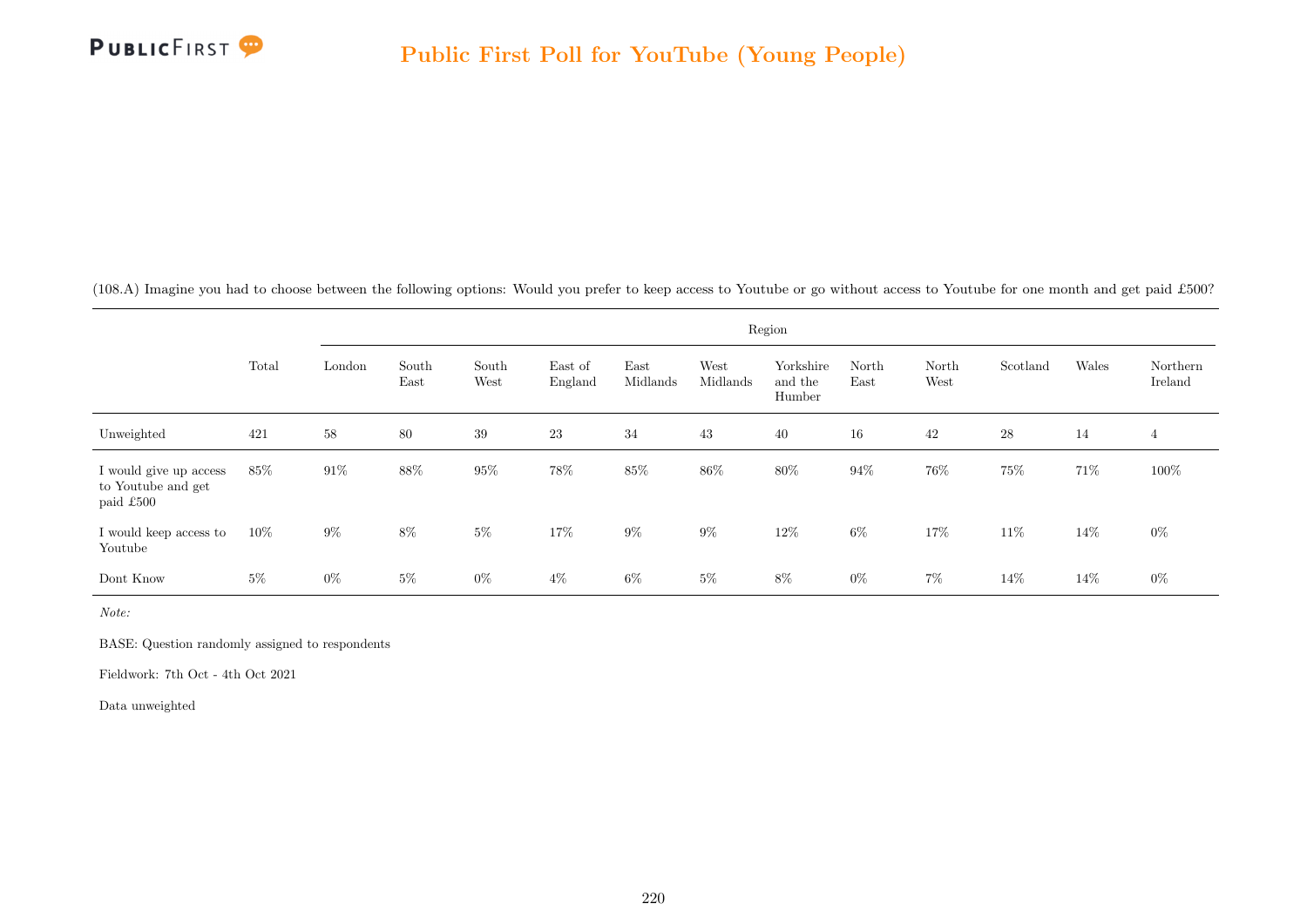(108.A) Imagine you had to choose between the following options: Would you prefer to keep access to Youtube or go without access to Youtube for one month and get paid £500?

| | Total | Region | | | | | | | | | | | |
|---|---|---|---|---|---|---|---|---|---|---|---|---|---|
| | | London | South East | South West | East of England | East Midlands | West Midlands | Yorkshire and the Humber | North East | North West | Scotland | Wales | Northern Ireland |
| Unweighted | 421 | 58 | 80 | 39 | 23 | 34 | 43 | 40 | 16 | 42 | 28 | 14 | 4 |
| I would give up access to Youtube and get paid £500 | 85% | 91% | 88% | 95% | 78% | 85% | 86% | 80% | 94% | 76% | 75% | 71% | 100% |
| I would keep access to Youtube | 10% | 9% | 8% | 5% | 17% | 9% | 9% | 12% | 6% | 17% | 11% | 14% | 0% |
| Dont Know | 5% | 0% | 5% | 0% | 4% | 6% | 5% | 8% | 0% | 7% | 14% | 14% | 0% |

*Note:*

BASE: Question randomly assigned to respondents

Fieldwork: 7th Oct - 4th Oct 2021

Data unweighted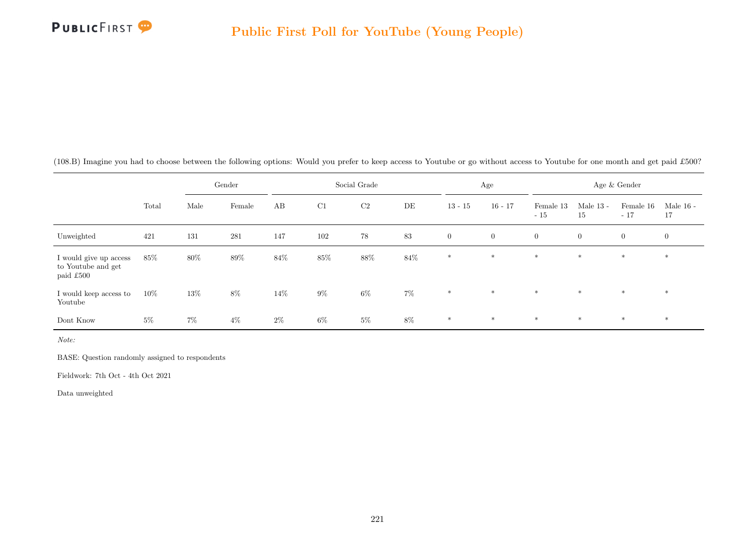(108.B) Imagine you had to choose between the following options: Would you prefer to keep access to Youtube or go without access to Youtube for one month and get paid £500?

| | Total | Gender | | Social Grade | | | | Age | | Age & Gender | | | |
|---|---|---|---|---|---|---|---|---|---|---|---|---|---|
| | | Male | Female | AB | C1 | C2 | DE | 13 - 15 | 16 - 17 | Female 13 - 15 | Male 13 - 15 | Female 16 - 17 | Male 16 - 17 |
| Unweighted | 421 | 131 | 281 | 147 | 102 | 78 | 83 | 0 | 0 | 0 | 0 | 0 | 0 |
| I would give up access to Youtube and get paid £500 | 85% | 80% | 89% | 84% | 85% | 88% | 84% | * | * | * | * | * | * |
| I would keep access to Youtube | 10% | 13% | 8% | 14% | 9% | 6% | 7% | * | * | * | * | * | * |
| Dont Know | 5% | 7% | 4% | 2% | 6% | 5% | 8% | * | * | * | * | * | * |

*Note:*

BASE: Question randomly assigned to respondents

Fieldwork: 7th Oct - 4th Oct 2021

Data unweighted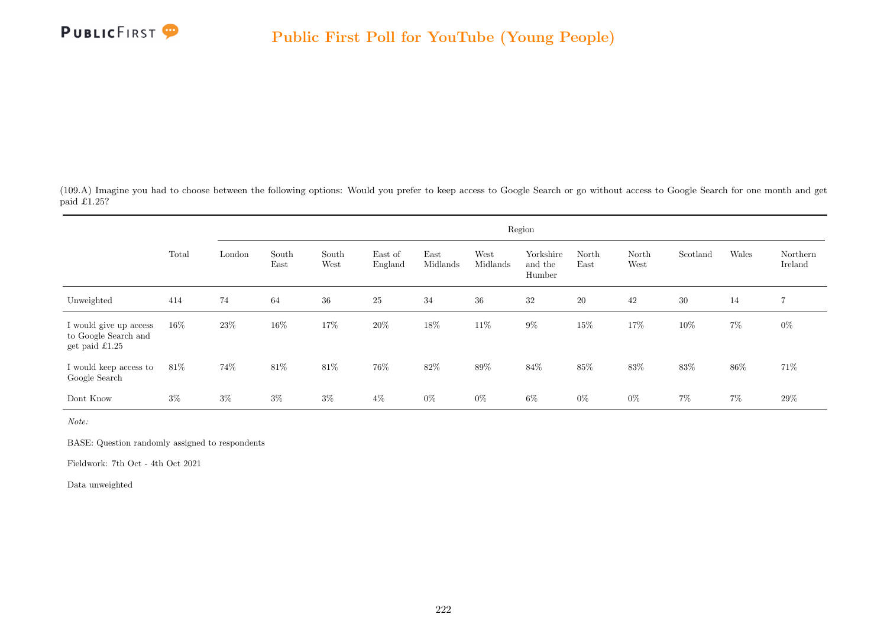(109.A) Imagine you had to choose between the following options: Would you prefer to keep access to Google Search or go without access to Google Search for one month and get paid £1.25?

| | Total | Region | | | | | | | | | | | |
|---|---|---|---|---|---|---|---|---|---|---|---|---|---|
| | | London | South East | South West | East of England | East Midlands | West Midlands | Yorkshire and the Humber | North East | North West | Scotland | Wales | Northern Ireland |
| Unweighted | 414 | 74 | 64 | 36 | 25 | 34 | 36 | 32 | 20 | 42 | 30 | 14 | 7 |
| I would give up access to Google Search and get paid £1.25 | 16% | 23% | 16% | 17% | 20% | 18% | 11% | 9% | 15% | 17% | 10% | 7% | 0% |
| I would keep access to Google Search | 81% | 74% | 81% | 81% | 76% | 82% | 89% | 84% | 85% | 83% | 83% | 86% | 71% |
| Dont Know | 3% | 3% | 3% | 3% | 4% | 0% | 0% | 6% | 0% | 0% | 7% | 7% | 29% |

*Note:*

BASE: Question randomly assigned to respondents

Fieldwork: 7th Oct - 4th Oct 2021

Data unweighted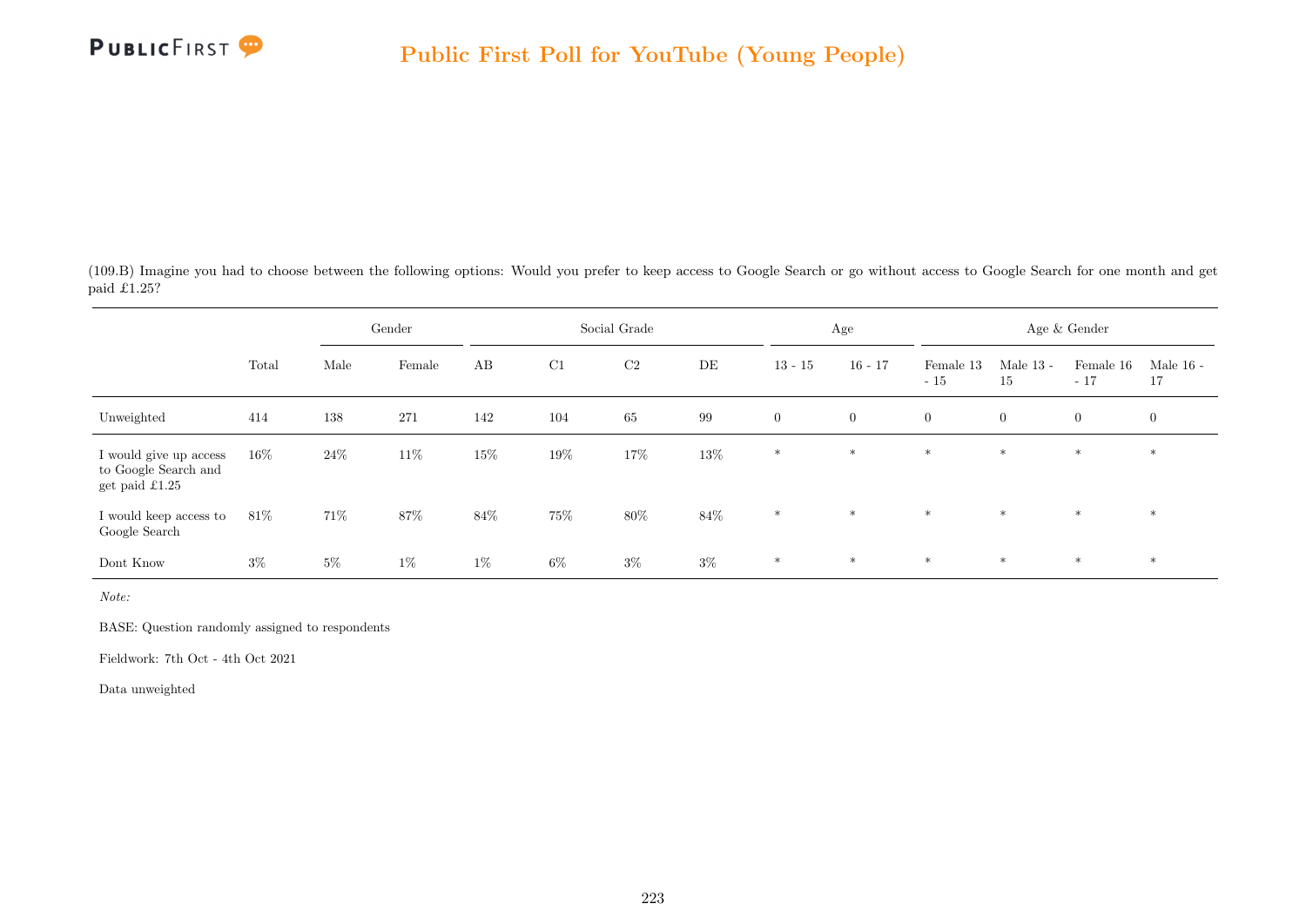(109.B) Imagine you had to choose between the following options: Would you prefer to keep access to Google Search or go without access to Google Search for one month and get paid £1.25?

| | | Gender | | Social Grade | | | | Age | | Age & Gender | | | |
|---|---|---|---|---|---|---|---|---|---|---|---|---|---|
| | Total | Male | Female | AB | C1 | C2 | DE | 13 - 15 | 16 - 17 | Female 13 - 15 | Male 13 - 15 | Female 16 - 17 | Male 16 - 17 |
| Unweighted | 414 | 138 | 271 | 142 | 104 | 65 | 99 | 0 | 0 | 0 | 0 | 0 | 0 |
| I would give up access to Google Search and get paid £1.25 | 16% | 24% | 11% | 15% | 19% | 17% | 13% | * | * | * | * | * | * |
| I would keep access to Google Search | 81% | 71% | 87% | 84% | 75% | 80% | 84% | * | * | * | * | * | * |
| Dont Know | 3% | 5% | 1% | 1% | 6% | 3% | 3% | * | * | * | * | * | * |

*Note:*

BASE: Question randomly assigned to respondents

Fieldwork: 7th Oct - 4th Oct 2021

Data unweighted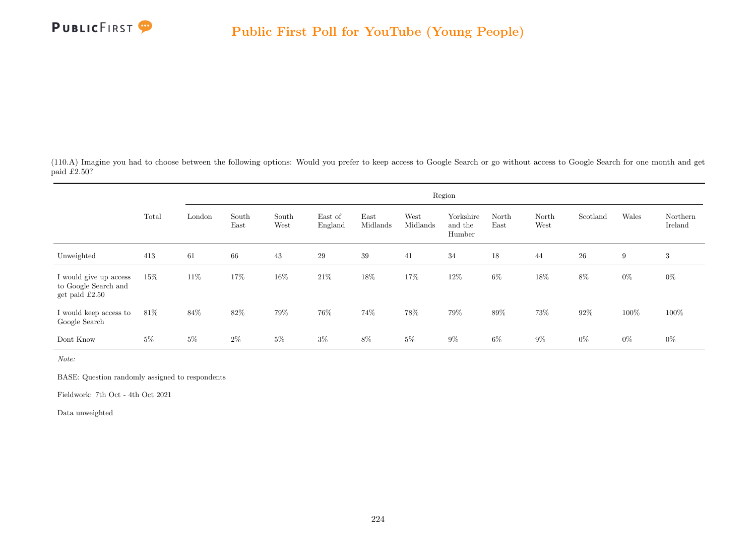(110.A) Imagine you had to choose between the following options: Would you prefer to keep access to Google Search or go without access to Google Search for one month and get paid £2.50?

| | Total | Region | | | | | | | | | | | |
|---|---|---|---|---|---|---|---|---|---|---|---|---|---|
| | | London | South East | South West | East of England | East Midlands | West Midlands | Yorkshire and the Humber | North East | North West | Scotland | Wales | Northern Ireland |
| Unweighted | 413 | 61 | 66 | 43 | 29 | 39 | 41 | 34 | 18 | 44 | 26 | 9 | 3 |
| I would give up access to Google Search and get paid £2.50 | 15% | 11% | 17% | 16% | 21% | 18% | 17% | 12% | 6% | 18% | 8% | 0% | 0% |
| I would keep access to Google Search | 81% | 84% | 82% | 79% | 76% | 74% | 78% | 79% | 89% | 73% | 92% | 100% | 100% |
| Dont Know | 5% | 5% | 2% | 5% | 3% | 8% | 5% | 9% | 6% | 9% | 0% | 0% | 0% |

*Note:*

BASE: Question randomly assigned to respondents

Fieldwork: 7th Oct - 4th Oct 2021

Data unweighted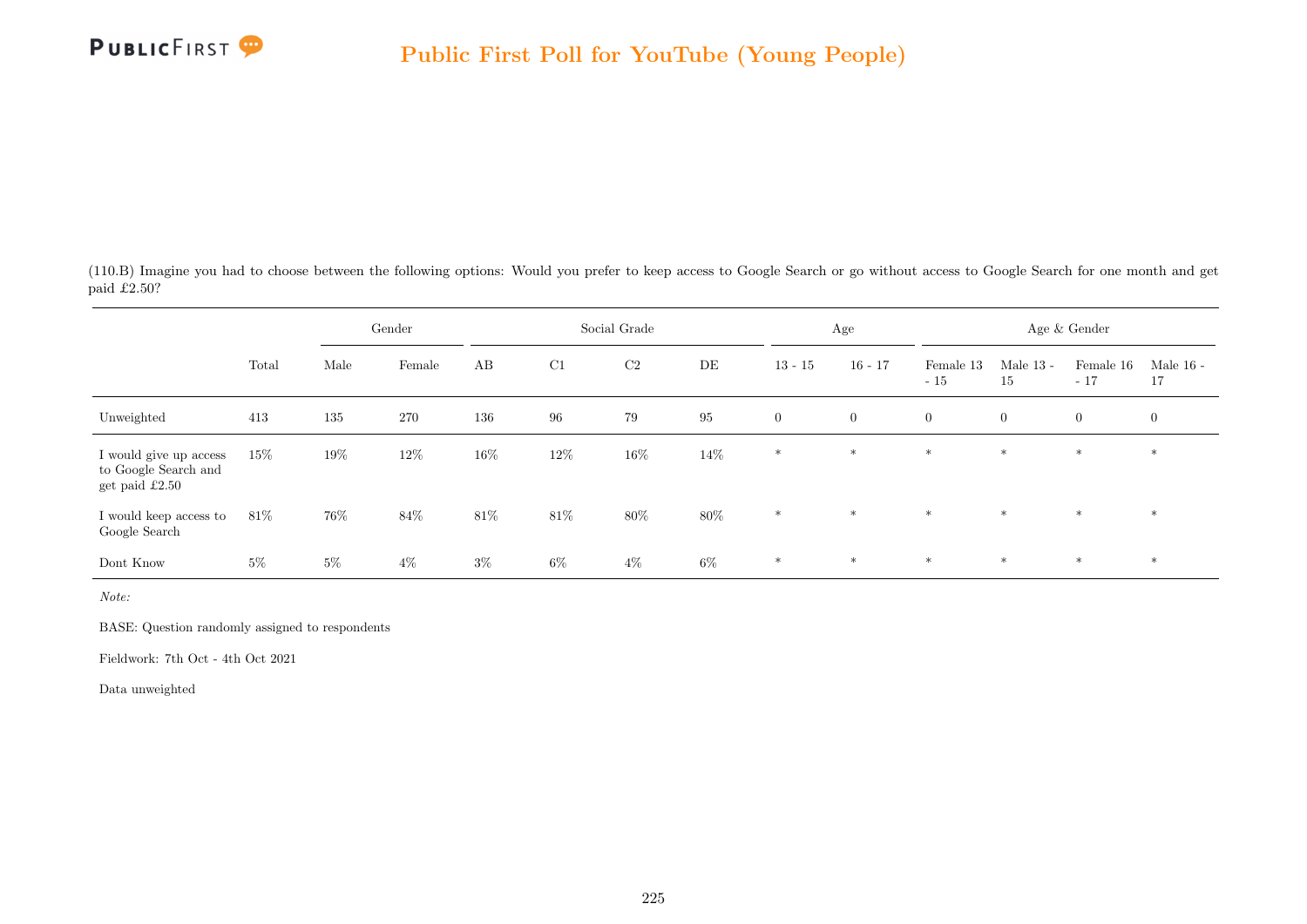(110.B) Imagine you had to choose between the following options: Would you prefer to keep access to Google Search or go without access to Google Search for one month and get paid £2.50?

| | Total | Gender | | Social Grade | | | | Age | | Age & Gender | | | |
|---|---|---|---|---|---|---|---|---|---|---|---|---|---|
| | | Male | Female | AB | C1 | C2 | DE | 13 - 15 | 16 - 17 | Female 13 - 15 | Male 13 - 15 | Female 16 - 17 | Male 16 - 17 |
| Unweighted | 413 | 135 | 270 | 136 | 96 | 79 | 95 | 0 | 0 | 0 | 0 | 0 | 0 |
| I would give up access to Google Search and get paid £2.50 | 15% | 19% | 12% | 16% | 12% | 16% | 14% | * | * | * | * | * | * |
| I would keep access to Google Search | 81% | 76% | 84% | 81% | 81% | 80% | 80% | * | * | * | * | * | * |
| Dont Know | 5% | 5% | 4% | 3% | 6% | 4% | 6% | * | * | * | * | * | * |

*Note:*

BASE: Question randomly assigned to respondents

Fieldwork: 7th Oct - 4th Oct 2021

Data unweighted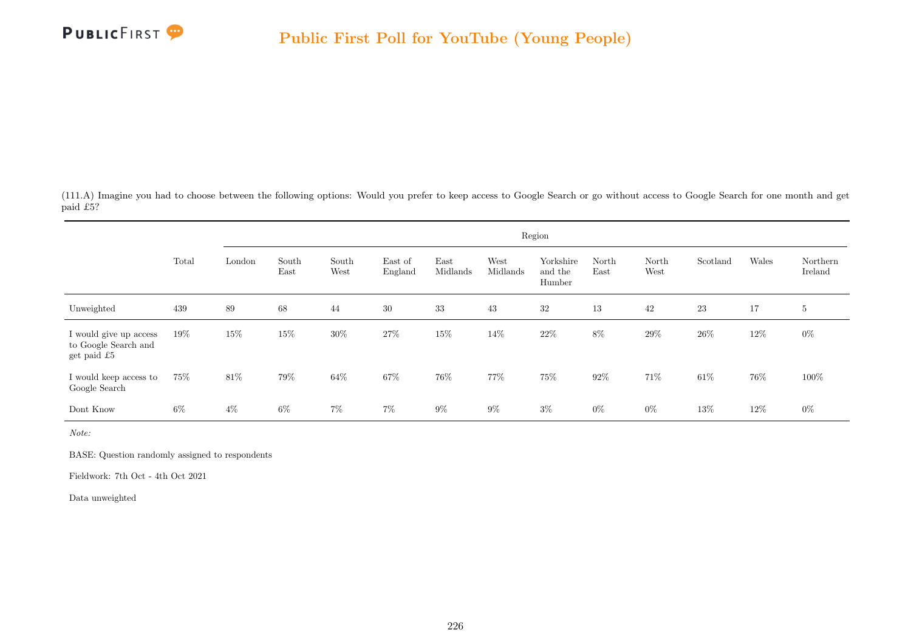# Public First Poll for YouTube (Young People)

(111.A) Imagine you had to choose between the following options: Would you prefer to keep access to Google Search or go without access to Google Search for one month and get paid £5?

| | Total | Region | | | | | | | | | | | |
|---|---|---|---|---|---|---|---|---|---|---|---|---|---|
| | | London | South East | South West | East of England | East Midlands | West Midlands | Yorkshire and the Humber | North East | North West | Scotland | Wales | Northern Ireland |
| Unweighted | 439 | 89 | 68 | 44 | 30 | 33 | 43 | 32 | 13 | 42 | 23 | 17 | 5 |
| I would give up access to Google Search and get paid £5 | 19% | 15% | 15% | 30% | 27% | 15% | 14% | 22% | 8% | 29% | 26% | 12% | 0% |
| I would keep access to Google Search | 75% | 81% | 79% | 64% | 67% | 76% | 77% | 75% | 92% | 71% | 61% | 76% | 100% |
| Dont Know | 6% | 4% | 6% | 7% | 7% | 9% | 9% | 3% | 0% | 0% | 13% | 12% | 0% |

*Note:*

BASE: Question randomly assigned to respondents

Fieldwork: 7th Oct - 4th Oct 2021

Data unweighted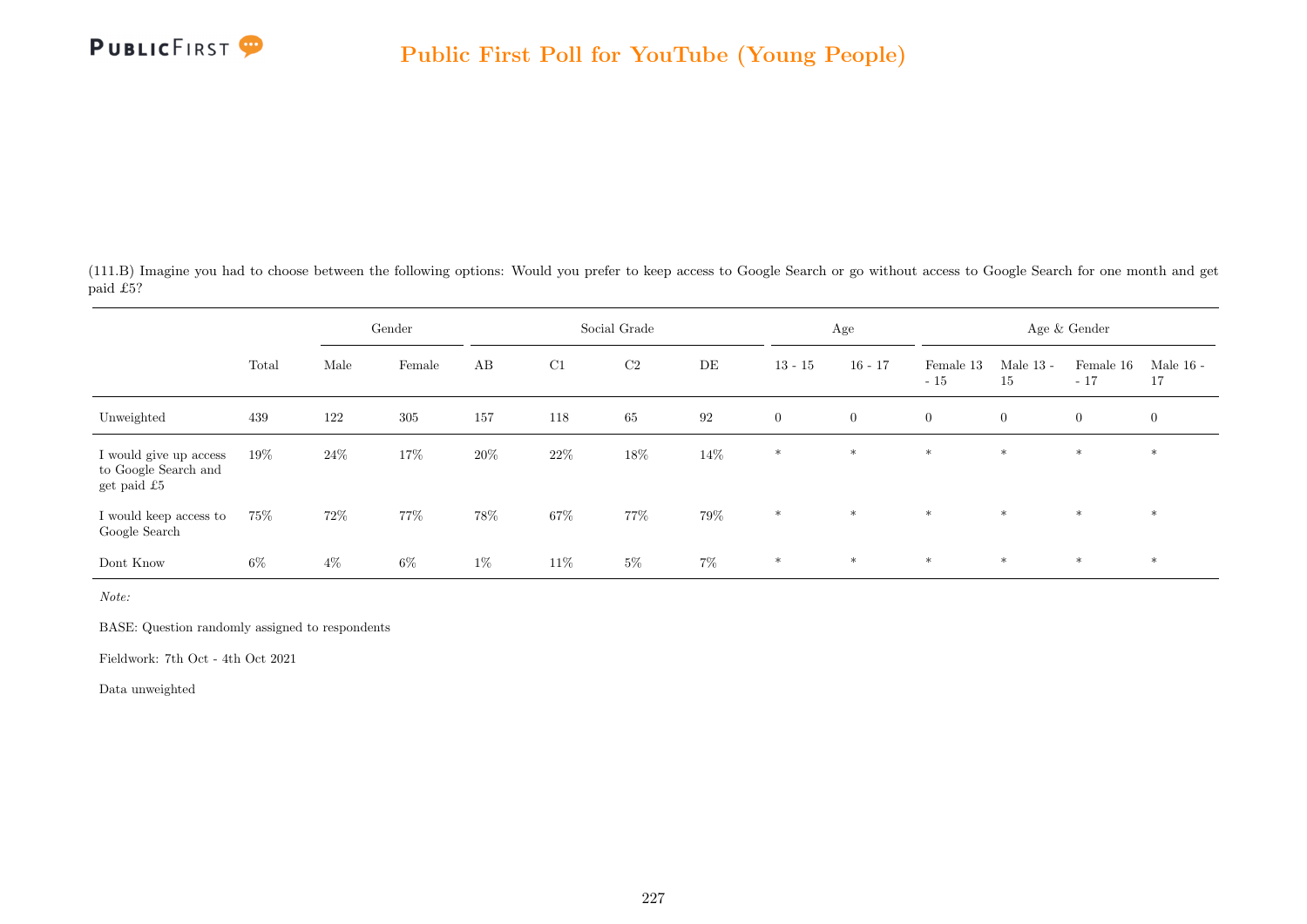(111.B) Imagine you had to choose between the following options: Would you prefer to keep access to Google Search or go without access to Google Search for one month and get paid £5?

| | | Gender | | Social Grade | | | | Age | | Age & Gender | | | |
|---|---|---|---|---|---|---|---|---|---|---|---|---|---|
| | Total | Male | Female | AB | C1 | C2 | DE | 13 - 15 | 16 - 17 | Female 13 - 15 | Male 13 - 15 | Female 16 - 17 | Male 16 - 17 |
| Unweighted | 439 | 122 | 305 | 157 | 118 | 65 | 92 | 0 | 0 | 0 | 0 | 0 | 0 |
| I would give up access to Google Search and get paid £5 | 19% | 24% | 17% | 20% | 22% | 18% | 14% | * | * | * | * | * | * |
| I would keep access to Google Search | 75% | 72% | 77% | 78% | 67% | 77% | 79% | * | * | * | * | * | * |
| Dont Know | 6% | 4% | 6% | 1% | 11% | 5% | 7% | * | * | * | * | * | * |

*Note:*

BASE: Question randomly assigned to respondents

Fieldwork: 7th Oct - 4th Oct 2021

Data unweighted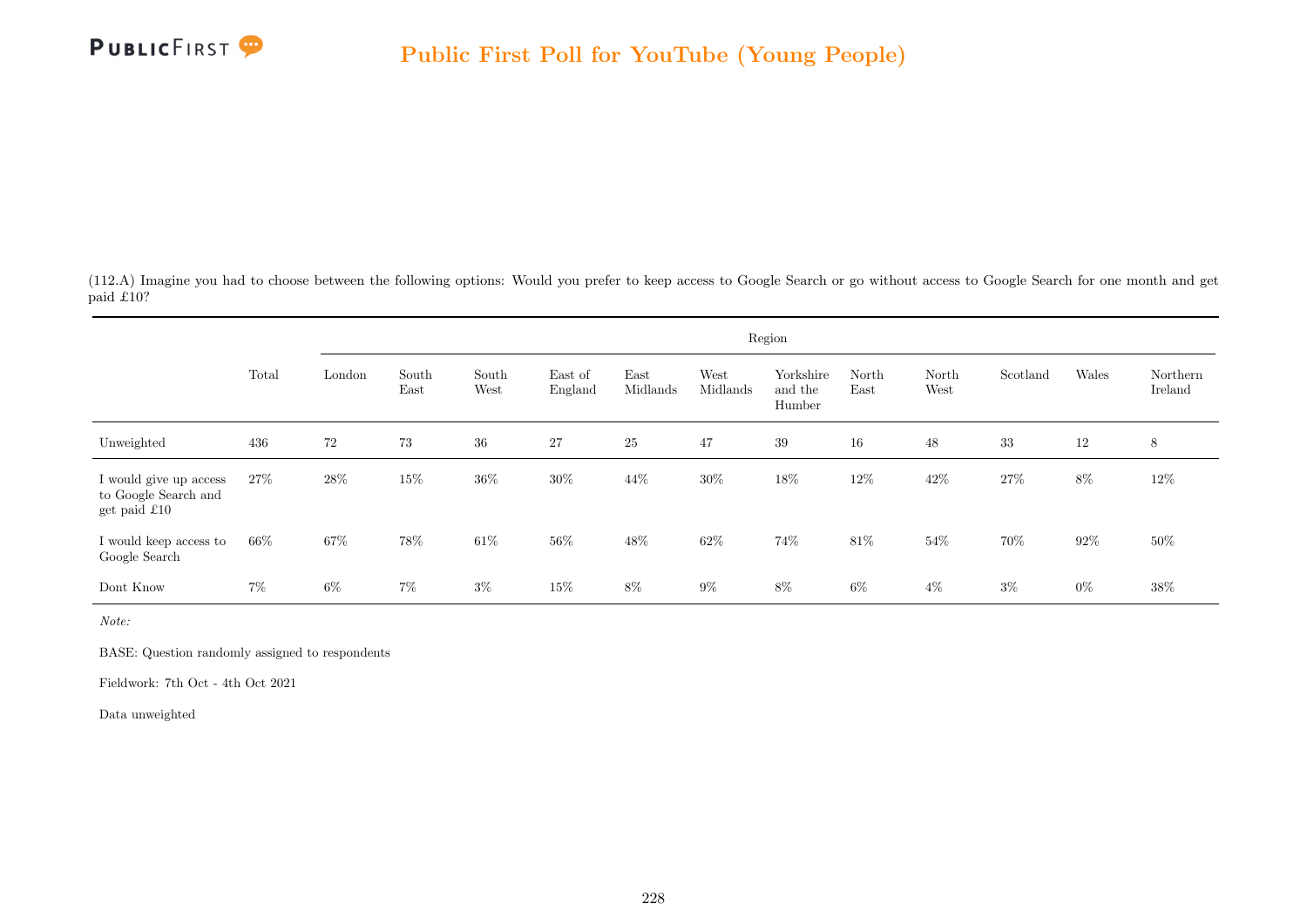(112.A) Imagine you had to choose between the following options: Would you prefer to keep access to Google Search or go without access to Google Search for one month and get paid £10?

| | Total | Region | | | | | | | | | | | |
|---|---|---|---|---|---|---|---|---|---|---|---|---|---|
| | | London | South East | South West | East of England | East Midlands | West Midlands | Yorkshire and the Humber | North East | North West | Scotland | Wales | Northern Ireland |
| Unweighted | 436 | 72 | 73 | 36 | 27 | 25 | 47 | 39 | 16 | 48 | 33 | 12 | 8 |
| I would give up access to Google Search and get paid £10 | 27% | 28% | 15% | 36% | 30% | 44% | 30% | 18% | 12% | 42% | 27% | 8% | 12% |
| I would keep access to Google Search | 66% | 67% | 78% | 61% | 56% | 48% | 62% | 74% | 81% | 54% | 70% | 92% | 50% |
| Dont Know | 7% | 6% | 7% | 3% | 15% | 8% | 9% | 8% | 6% | 4% | 3% | 0% | 38% |

*Note:*

BASE: Question randomly assigned to respondents

Fieldwork: 7th Oct - 4th Oct 2021

Data unweighted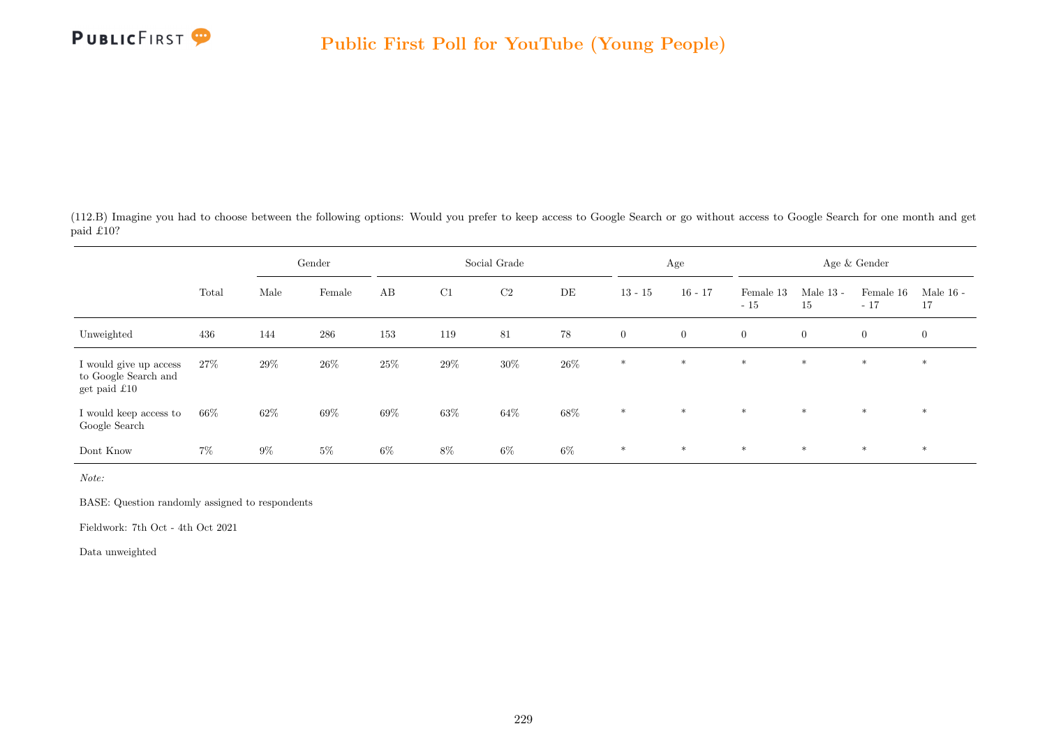(112.B) Imagine you had to choose between the following options: Would you prefer to keep access to Google Search or go without access to Google Search for one month and get paid £10?

| | Total | Gender | | Social Grade | | | | Age | | Age & Gender | | | |
|---|---|---|---|---|---|---|---|---|---|---|---|---|---|
| | | Male | Female | AB | C1 | C2 | DE | 13 - 15 | 16 - 17 | Female 13 - 15 | Male 13 - 15 | Female 16 - 17 | Male 16 - 17 |
| Unweighted | 436 | 144 | 286 | 153 | 119 | 81 | 78 | 0 | 0 | 0 | 0 | 0 | 0 |
| I would give up access to Google Search and get paid £10 | 27% | 29% | 26% | 25% | 29% | 30% | 26% | * | * | * | * | * | * |
| I would keep access to Google Search | 66% | 62% | 69% | 69% | 63% | 64% | 68% | * | * | * | * | * | * |
| Dont Know | 7% | 9% | 5% | 6% | 8% | 6% | 6% | * | * | * | * | * | * |

*Note:*

BASE: Question randomly assigned to respondents

Fieldwork: 7th Oct - 4th Oct 2021

Data unweighted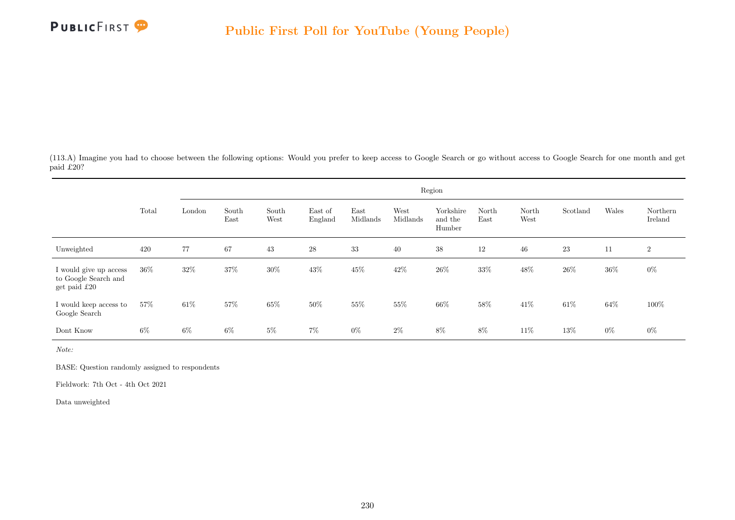(113.A) Imagine you had to choose between the following options: Would you prefer to keep access to Google Search or go without access to Google Search for one month and get paid £20?

| | Total | Region | | | | | | | | | | | |
|---|---|---|---|---|---|---|---|---|---|---|---|---|---|
| | | London | South East | South West | East of England | East Midlands | West Midlands | Yorkshire and the Humber | North East | North West | Scotland | Wales | Northern Ireland |
| Unweighted | 420 | 77 | 67 | 43 | 28 | 33 | 40 | 38 | 12 | 46 | 23 | 11 | 2 |
| I would give up access to Google Search and get paid £20 | 36% | 32% | 37% | 30% | 43% | 45% | 42% | 26% | 33% | 48% | 26% | 36% | 0% |
| I would keep access to Google Search | 57% | 61% | 57% | 65% | 50% | 55% | 55% | 66% | 58% | 41% | 61% | 64% | 100% |
| Dont Know | 6% | 6% | 6% | 5% | 7% | 0% | 2% | 8% | 8% | 11% | 13% | 0% | 0% |

*Note:*

BASE: Question randomly assigned to respondents

Fieldwork: 7th Oct - 4th Oct 2021

Data unweighted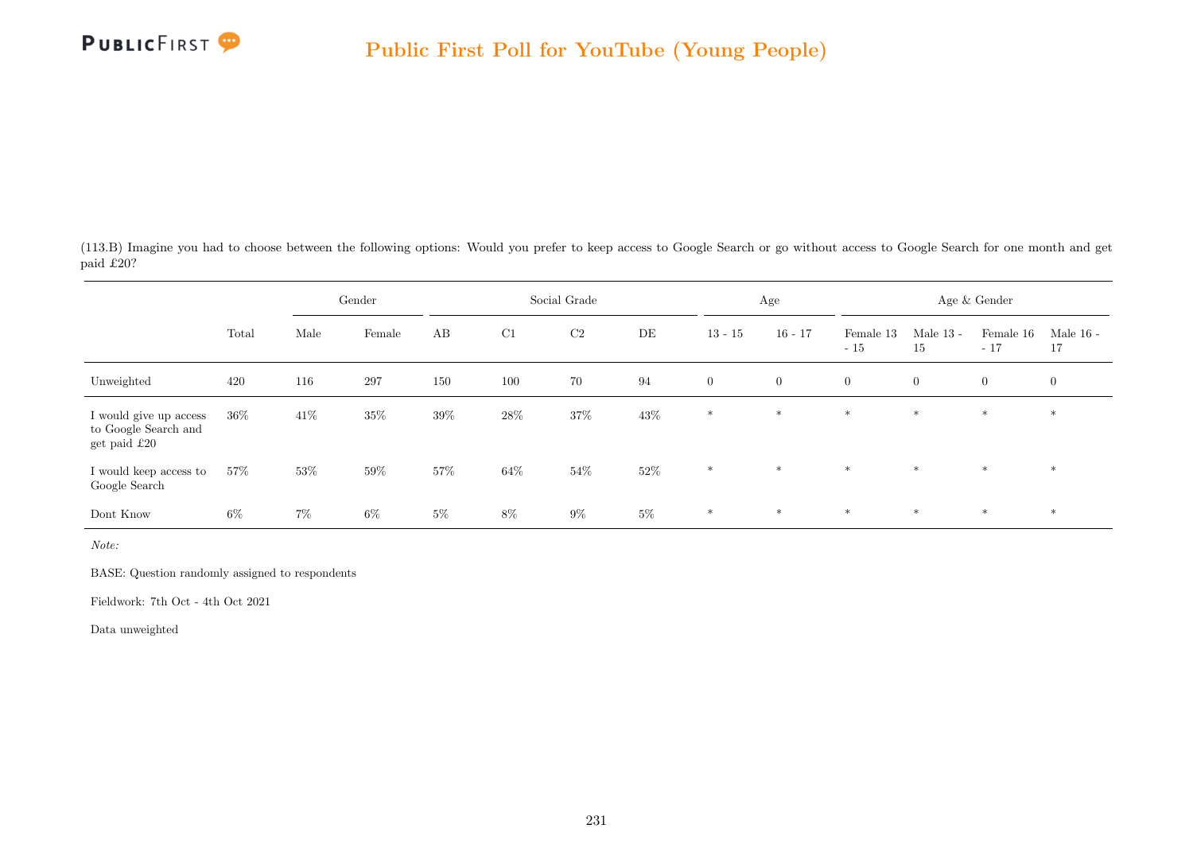(113.B) Imagine you had to choose between the following options: Would you prefer to keep access to Google Search or go without access to Google Search for one month and get paid £20?

| | Total | Gender | | Social Grade | | | | Age | | Age & Gender | | | |
|---|---|---|---|---|---|---|---|---|---|---|---|---|---|
| | | Male | Female | AB | C1 | C2 | DE | 13 - 15 | 16 - 17 | Female 13 - 15 | Male 13 - 15 | Female 16 - 17 | Male 16 - 17 |
| Unweighted | 420 | 116 | 297 | 150 | 100 | 70 | 94 | 0 | 0 | 0 | 0 | 0 | 0 |
| I would give up access to Google Search and get paid £20 | 36% | 41% | 35% | 39% | 28% | 37% | 43% | * | * | * | * | * | * |
| I would keep access to Google Search | 57% | 53% | 59% | 57% | 64% | 54% | 52% | * | * | * | * | * | * |
| Dont Know | 6% | 7% | 6% | 5% | 8% | 9% | 5% | * | * | * | * | * | * |

*Note:*

BASE: Question randomly assigned to respondents

Fieldwork: 7th Oct - 4th Oct 2021

Data unweighted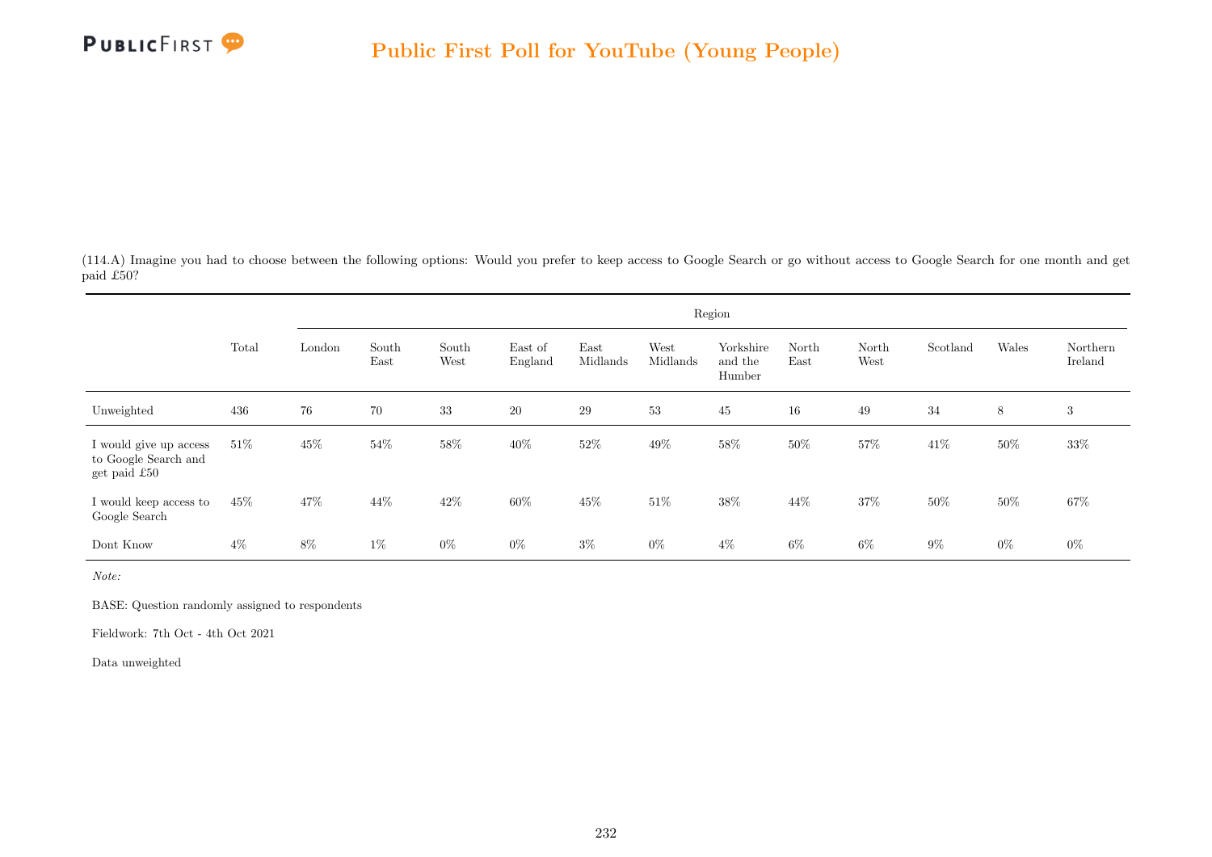(114.A) Imagine you had to choose between the following options: Would you prefer to keep access to Google Search or go without access to Google Search for one month and get paid £50?

| | Total | Region | | | | | | | | | | | |
|---|---|---|---|---|---|---|---|---|---|---|---|---|---|
| | | London | South East | South West | East of England | East Midlands | West Midlands | Yorkshire and the Humber | North East | North West | Scotland | Wales | Northern Ireland |
| Unweighted | 436 | 76 | 70 | 33 | 20 | 29 | 53 | 45 | 16 | 49 | 34 | 8 | 3 |
| I would give up access to Google Search and get paid £50 | 51% | 45% | 54% | 58% | 40% | 52% | 49% | 58% | 50% | 57% | 41% | 50% | 33% |
| I would keep access to Google Search | 45% | 47% | 44% | 42% | 60% | 45% | 51% | 38% | 44% | 37% | 50% | 50% | 67% |
| Dont Know | 4% | 8% | 1% | 0% | 0% | 3% | 0% | 4% | 6% | 6% | 9% | 0% | 0% |

*Note:*

BASE: Question randomly assigned to respondents

Fieldwork: 7th Oct - 4th Oct 2021

Data unweighted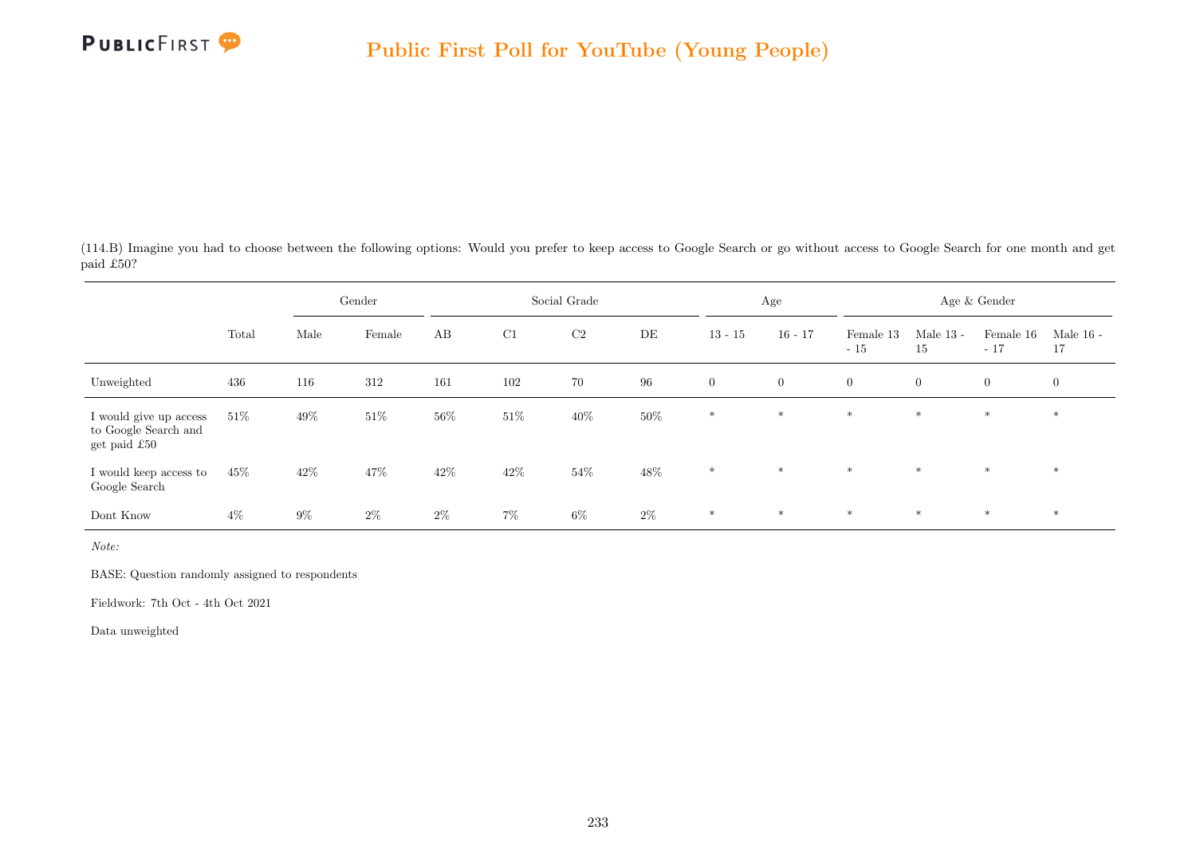(114.B) Imagine you had to choose between the following options: Would you prefer to keep access to Google Search or go without access to Google Search for one month and get paid £50?

| | | Gender | | Social Grade | | | | Age | | Age & Gender | | | |
|---|---|---|---|---|---|---|---|---|---|---|---|---|---|
| | Total | Male | Female | AB | C1 | C2 | DE | 13 - 15 | 16 - 17 | Female 13 - 15 | Male 13 - 15 | Female 16 - 17 | Male 16 - 17 |
| Unweighted | 436 | 116 | 312 | 161 | 102 | 70 | 96 | 0 | 0 | 0 | 0 | 0 | 0 |
| I would give up access to Google Search and get paid £50 | 51% | 49% | 51% | 56% | 51% | 40% | 50% | * | * | * | * | * | * |
| I would keep access to Google Search | 45% | 42% | 47% | 42% | 42% | 54% | 48% | * | * | * | * | * | * |
| Dont Know | 4% | 9% | 2% | 2% | 7% | 6% | 2% | * | * | * | * | * | * |

*Note:*

BASE: Question randomly assigned to respondents

Fieldwork: 7th Oct - 4th Oct 2021

Data unweighted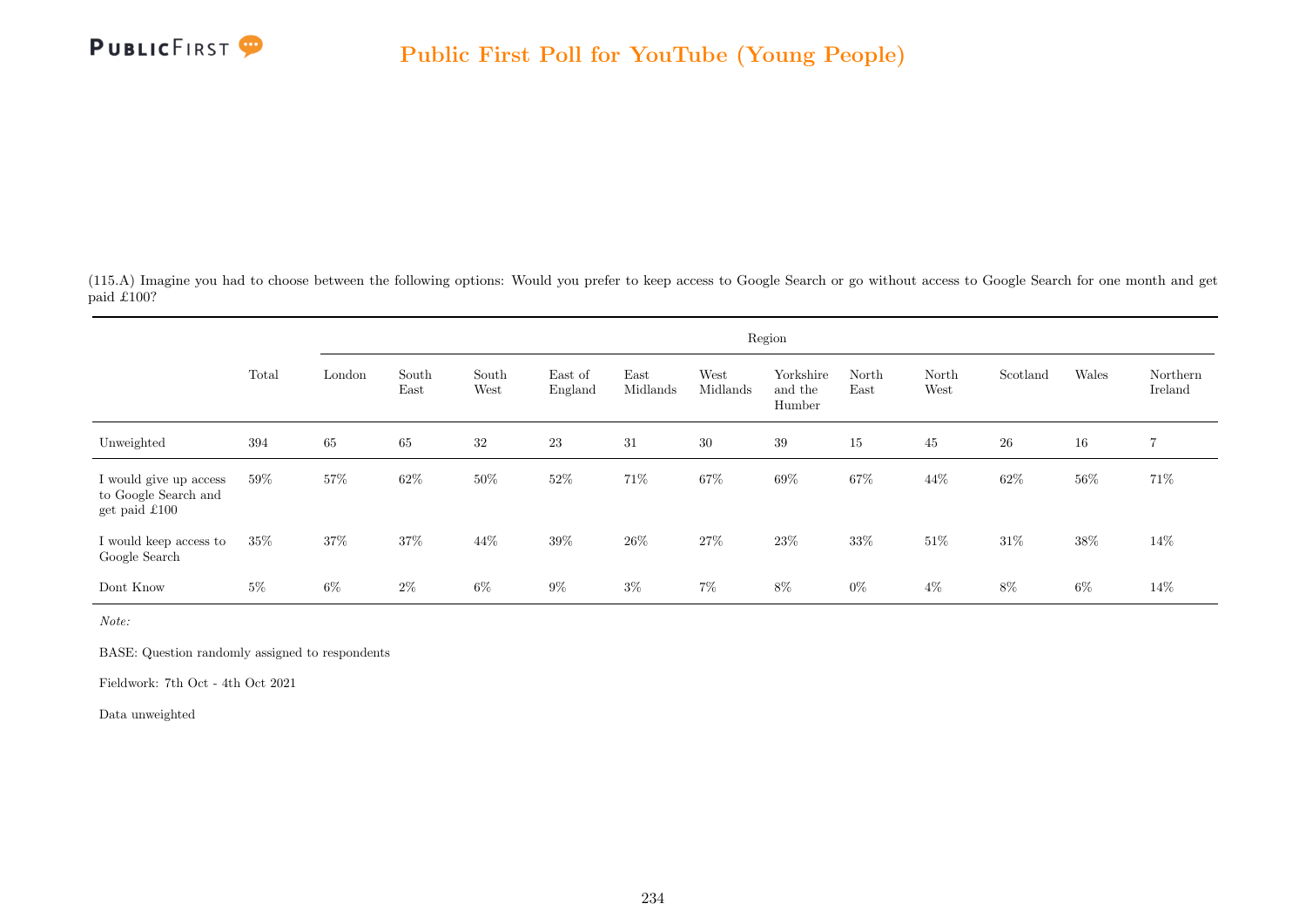(115.A) Imagine you had to choose between the following options: Would you prefer to keep access to Google Search or go without access to Google Search for one month and get paid £100?

| | Total | Region | | | | | | | | | | | |
|---|---|---|---|---|---|---|---|---|---|---|---|---|---|
| | | London | South East | South West | East of England | East Midlands | West Midlands | Yorkshire and the Humber | North East | North West | Scotland | Wales | Northern Ireland |
| Unweighted | 394 | 65 | 65 | 32 | 23 | 31 | 30 | 39 | 15 | 45 | 26 | 16 | 7 |
| I would give up access to Google Search and get paid £100 | 59% | 57% | 62% | 50% | 52% | 71% | 67% | 69% | 67% | 44% | 62% | 56% | 71% |
| I would keep access to Google Search | 35% | 37% | 37% | 44% | 39% | 26% | 27% | 23% | 33% | 51% | 31% | 38% | 14% |
| Dont Know | 5% | 6% | 2% | 6% | 9% | 3% | 7% | 8% | 0% | 4% | 8% | 6% | 14% |

*Note:*

BASE: Question randomly assigned to respondents

Fieldwork: 7th Oct - 4th Oct 2021

Data unweighted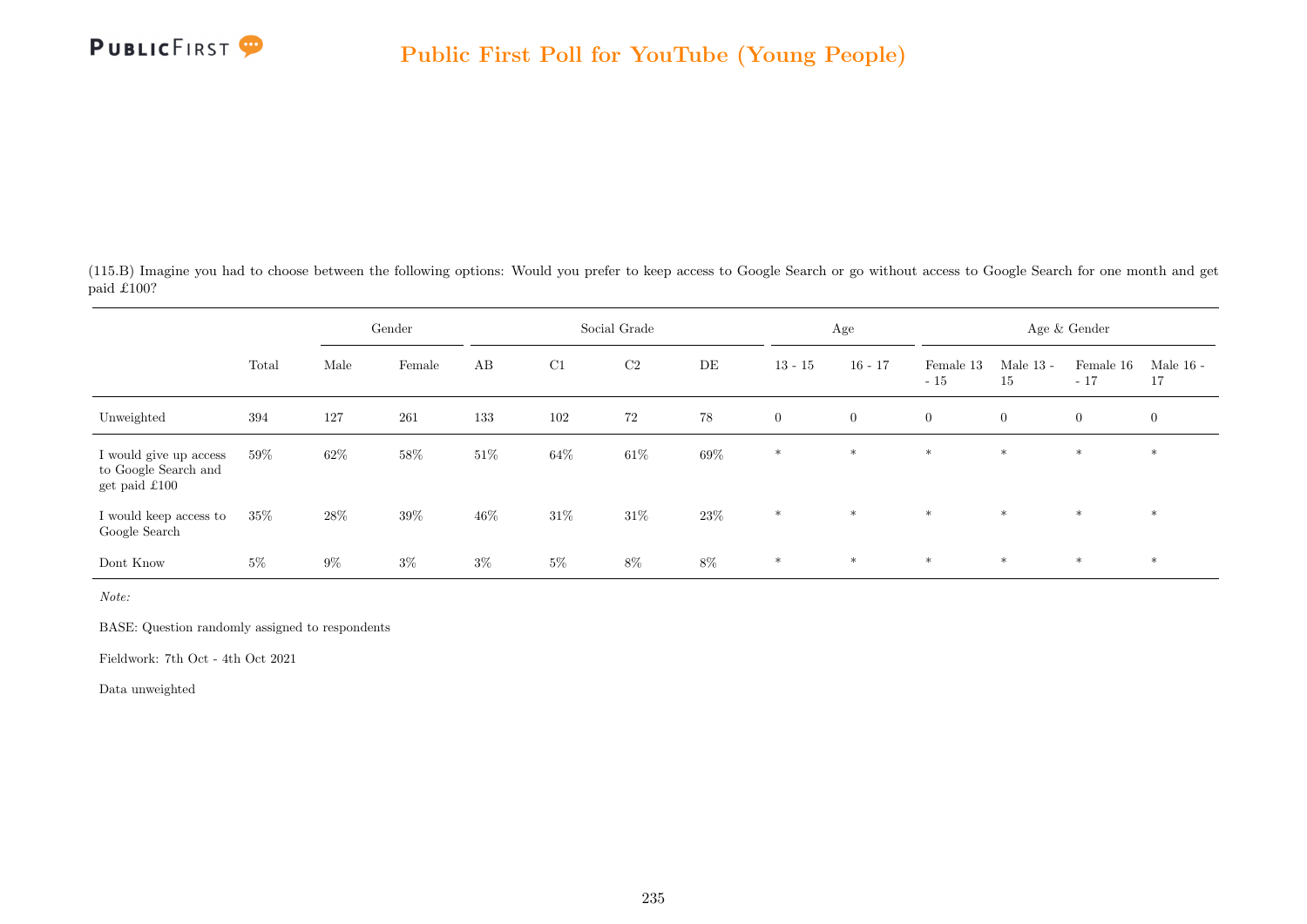(115.B) Imagine you had to choose between the following options: Would you prefer to keep access to Google Search or go without access to Google Search for one month and get paid £100?

| | Total | Gender | | Social Grade | | | | Age | | Age & Gender | | | |
|---|---|---|---|---|---|---|---|---|---|---|---|---|---|
| | | Male | Female | AB | C1 | C2 | DE | 13 - 15 | 16 - 17 | Female 13 - 15 | Male 13 - 15 | Female 16 - 17 | Male 16 - 17 |
| Unweighted | 394 | 127 | 261 | 133 | 102 | 72 | 78 | 0 | 0 | 0 | 0 | 0 | 0 |
| I would give up access to Google Search and get paid £100 | 59% | 62% | 58% | 51% | 64% | 61% | 69% | * | * | * | * | * | * |
| I would keep access to Google Search | 35% | 28% | 39% | 46% | 31% | 31% | 23% | * | * | * | * | * | * |
| Dont Know | 5% | 9% | 3% | 3% | 5% | 8% | 8% | * | * | * | * | * | * |

*Note:*

BASE: Question randomly assigned to respondents

Fieldwork: 7th Oct - 4th Oct 2021

Data unweighted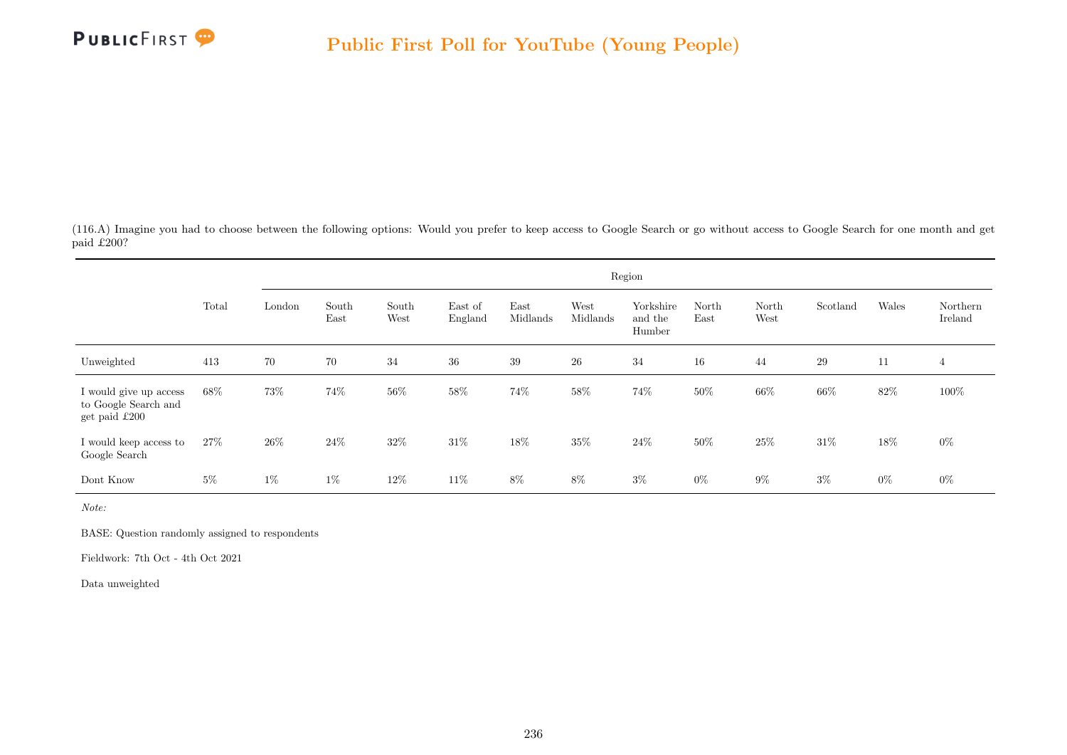(116.A) Imagine you had to choose between the following options: Would you prefer to keep access to Google Search or go without access to Google Search for one month and get paid £200?

| | Total | Region | | | | | | | | | | | |
|---|---|---|---|---|---|---|---|---|---|---|---|---|---|
| | | London | South East | South West | East of England | East Midlands | West Midlands | Yorkshire and the Humber | North East | North West | Scotland | Wales | Northern Ireland |
| Unweighted | 413 | 70 | 70 | 34 | 36 | 39 | 26 | 34 | 16 | 44 | 29 | 11 | 4 |
| I would give up access to Google Search and get paid £200 | 68% | 73% | 74% | 56% | 58% | 74% | 58% | 74% | 50% | 66% | 66% | 82% | 100% |
| I would keep access to Google Search | 27% | 26% | 24% | 32% | 31% | 18% | 35% | 24% | 50% | 25% | 31% | 18% | 0% |
| Dont Know | 5% | 1% | 1% | 12% | 11% | 8% | 8% | 3% | 0% | 9% | 3% | 0% | 0% |

*Note:*

BASE: Question randomly assigned to respondents

Fieldwork: 7th Oct - 4th Oct 2021

Data unweighted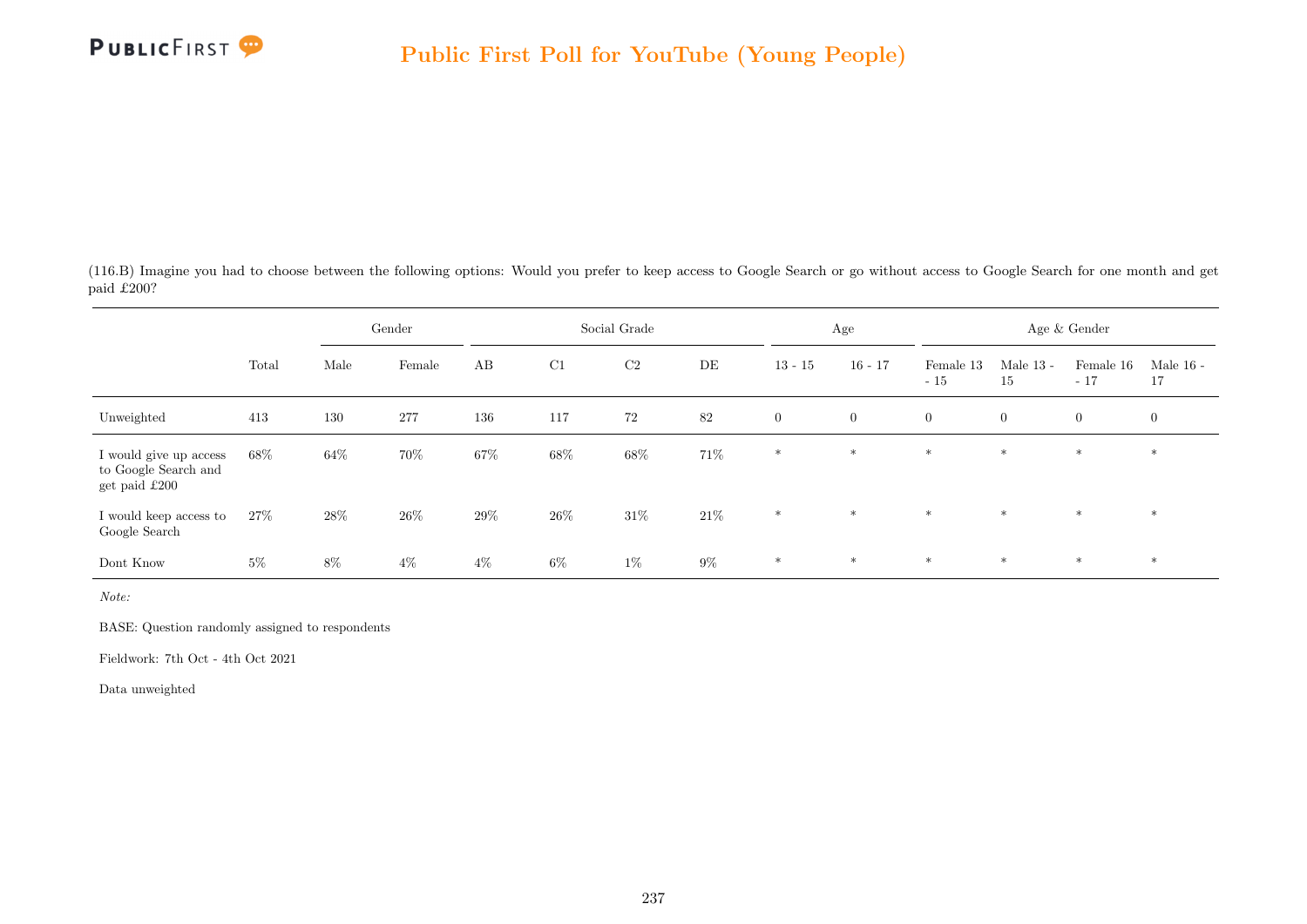(116.B) Imagine you had to choose between the following options: Would you prefer to keep access to Google Search or go without access to Google Search for one month and get paid £200?

| | Total | Gender | | Social Grade | | | | Age | | Age & Gender | | | |
|---|---|---|---|---|---|---|---|---|---|---|---|---|---|
| | | Male | Female | AB | C1 | C2 | DE | 13 - 15 | 16 - 17 | Female 13 - 15 | Male 13 - 15 | Female 16 - 17 | Male 16 - 17 |
| Unweighted | 413 | 130 | 277 | 136 | 117 | 72 | 82 | 0 | 0 | 0 | 0 | 0 | 0 |
| I would give up access to Google Search and get paid £200 | 68% | 64% | 70% | 67% | 68% | 68% | 71% | * | * | * | * | * | * |
| I would keep access to Google Search | 27% | 28% | 26% | 29% | 26% | 31% | 21% | * | * | * | * | * | * |
| Dont Know | 5% | 8% | 4% | 4% | 6% | 1% | 9% | * | * | * | * | * | * |

*Note:*

BASE: Question randomly assigned to respondents

Fieldwork: 7th Oct - 4th Oct 2021

Data unweighted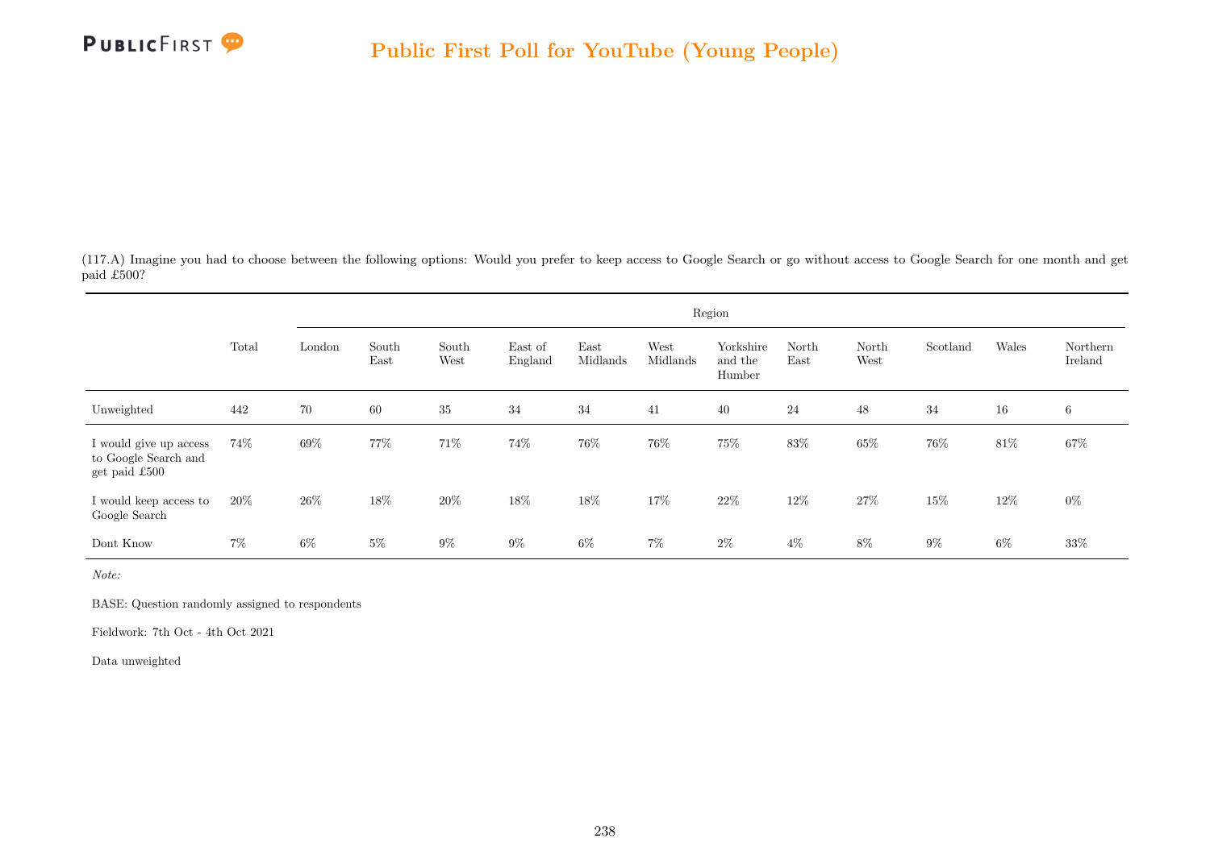(117.A) Imagine you had to choose between the following options: Would you prefer to keep access to Google Search or go without access to Google Search for one month and get paid £500?

| | Total | Region | | | | | | | | | | | |
|---|---|---|---|---|---|---|---|---|---|---|---|---|---|
| | | London | South East | South West | East of England | East Midlands | West Midlands | Yorkshire and the Humber | North East | North West | Scotland | Wales | Northern Ireland |
| Unweighted | 442 | 70 | 60 | 35 | 34 | 34 | 41 | 40 | 24 | 48 | 34 | 16 | 6 |
| I would give up access to Google Search and get paid £500 | 74% | 69% | 77% | 71% | 74% | 76% | 76% | 75% | 83% | 65% | 76% | 81% | 67% |
| I would keep access to Google Search | 20% | 26% | 18% | 20% | 18% | 18% | 17% | 22% | 12% | 27% | 15% | 12% | 0% |
| Dont Know | 7% | 6% | 5% | 9% | 9% | 6% | 7% | 2% | 4% | 8% | 9% | 6% | 33% |

*Note:*

BASE: Question randomly assigned to respondents

Fieldwork: 7th Oct - 4th Oct 2021

Data unweighted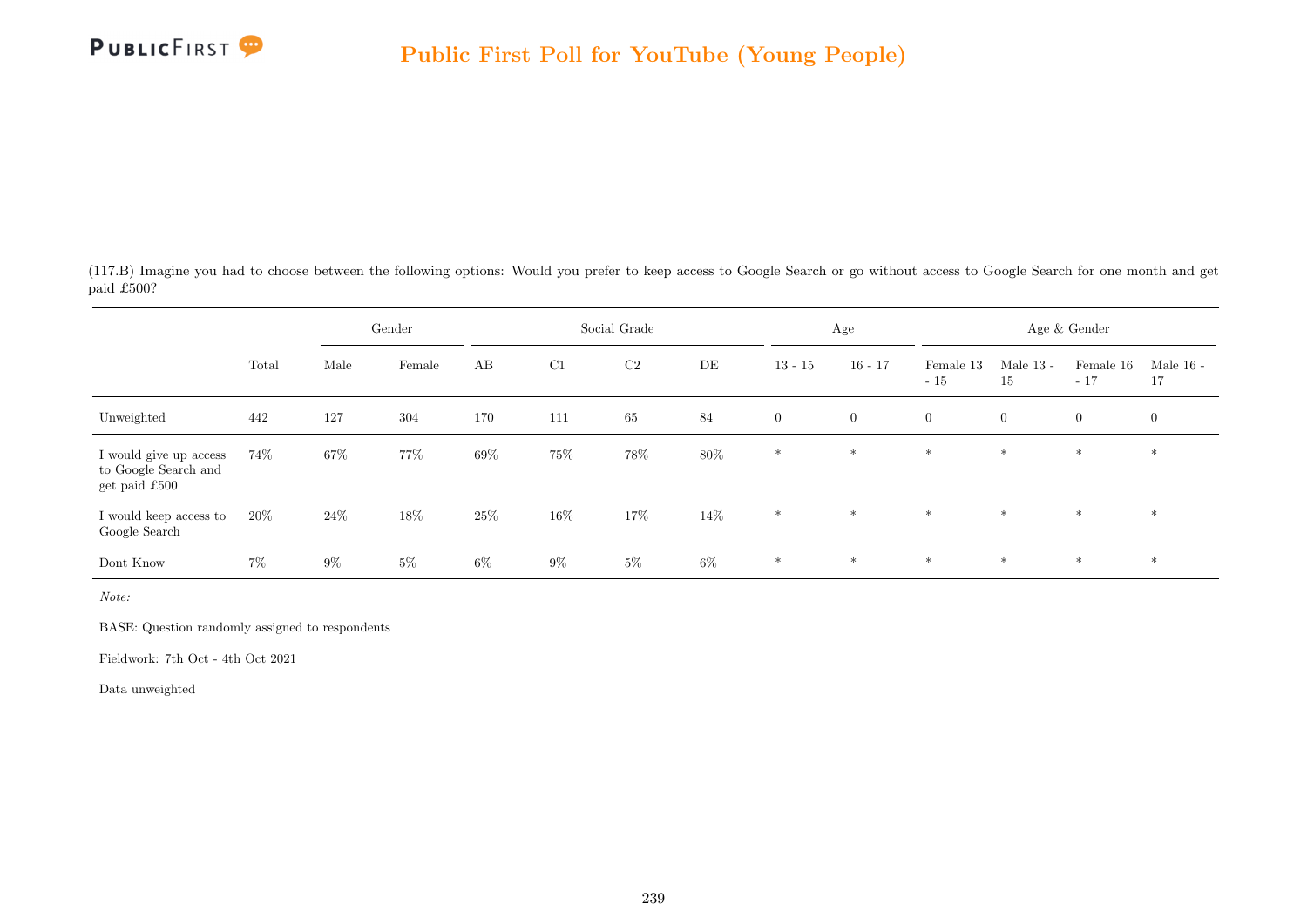(117.B) Imagine you had to choose between the following options: Would you prefer to keep access to Google Search or go without access to Google Search for one month and get paid £500?

| | | Gender | | Social Grade | | | | Age | | Age & Gender | | | |
|---|---|---|---|---|---|---|---|---|---|---|---|---|---|
| | Total | Male | Female | AB | C1 | C2 | DE | 13 - 15 | 16 - 17 | Female 13 - 15 | Male 13 - 15 | Female 16 - 17 | Male 16 - 17 |
| Unweighted | 442 | 127 | 304 | 170 | 111 | 65 | 84 | 0 | 0 | 0 | 0 | 0 | 0 |
| I would give up access to Google Search and get paid £500 | 74% | 67% | 77% | 69% | 75% | 78% | 80% | * | * | * | * | * | * |
| I would keep access to Google Search | 20% | 24% | 18% | 25% | 16% | 17% | 14% | * | * | * | * | * | * |
| Dont Know | 7% | 9% | 5% | 6% | 9% | 5% | 6% | * | * | * | * | * | * |

*Note:*

BASE: Question randomly assigned to respondents

Fieldwork: 7th Oct - 4th Oct 2021

Data unweighted